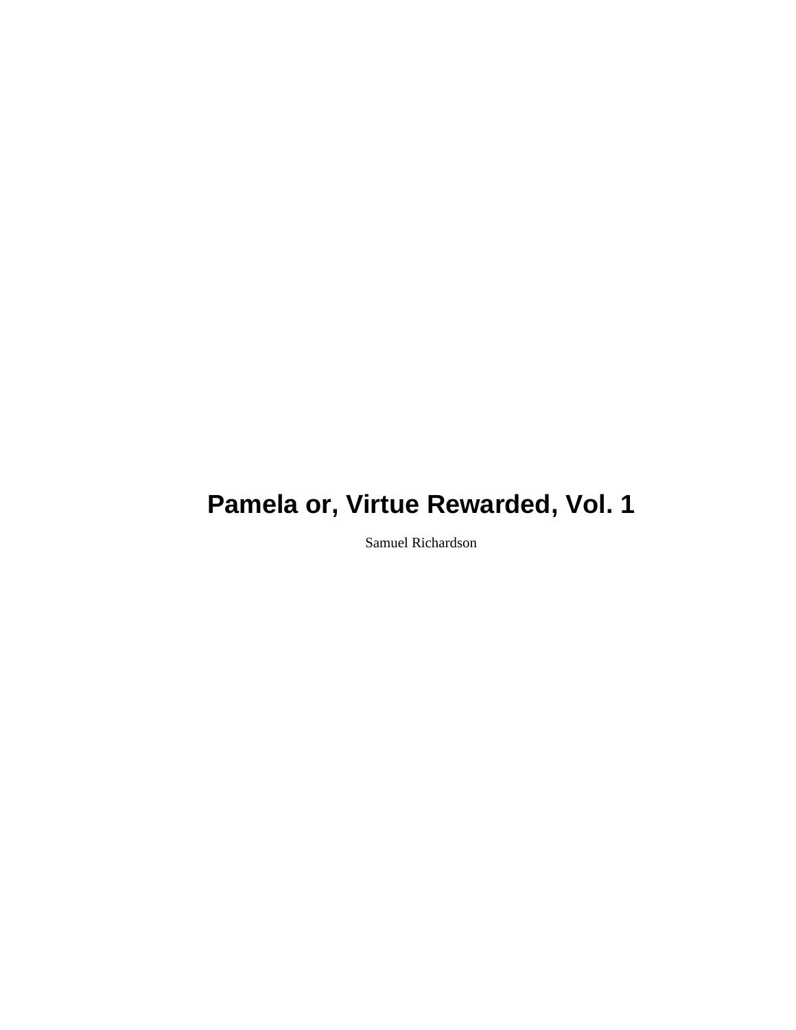# Pamela or, Virtue Rewarded, Vol. 1

Samuel Richardson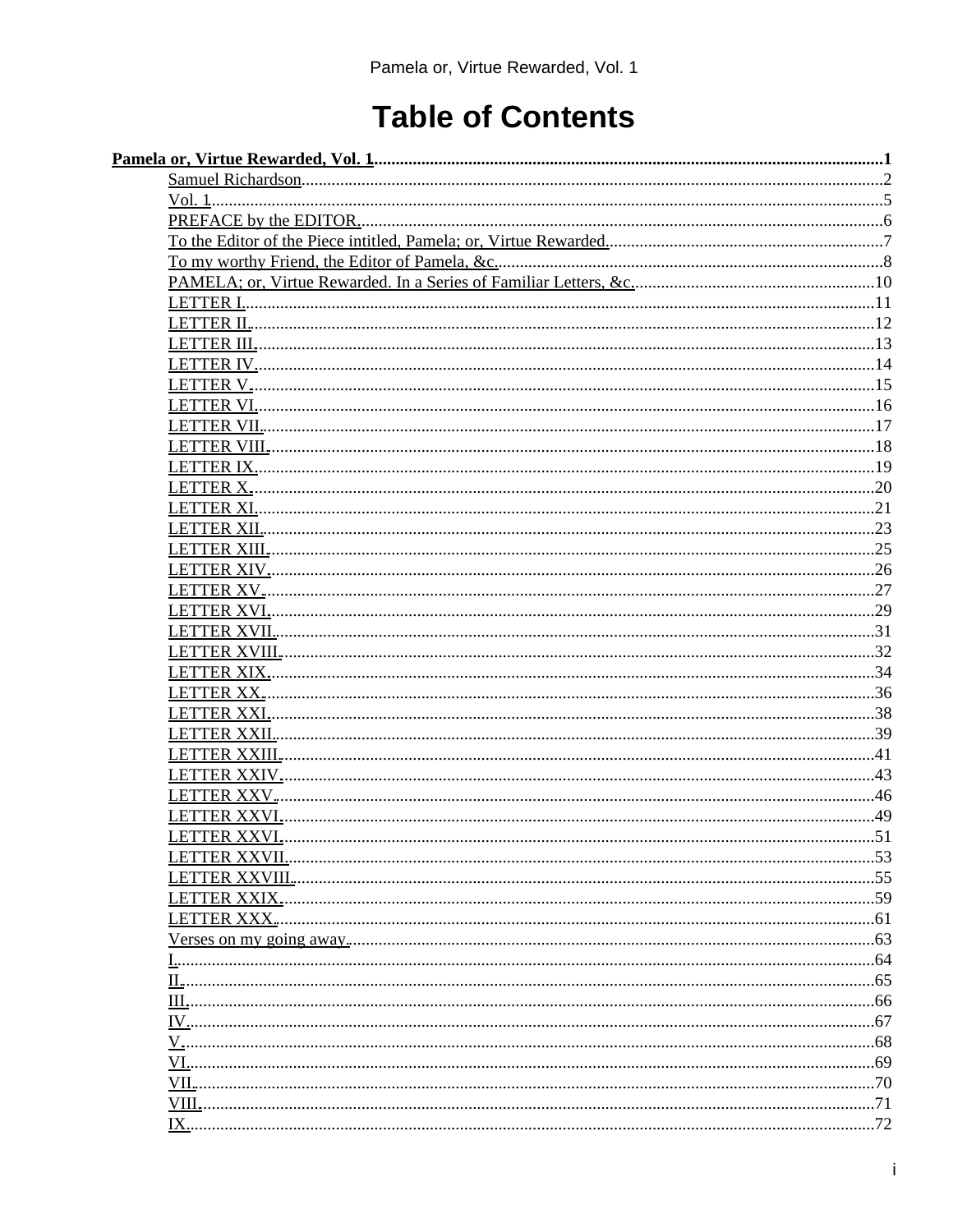# Table of Contents

**Pamela or, Virtue Rewarded, Vol. 1** .....1

- Samuel Richardson .....2
- Vol. 1 .....5
- PREFACE by the EDITOR. .....6
- To the Editor of the Piece intitled, Pamela; or, Virtue Rewarded. .....7
- To my worthy Friend, the Editor of Pamela, &c. .....8
- PAMELA; or, Virtue Rewarded. In a Series of Familiar Letters, &c. .....10
- LETTER I. .....11
- LETTER II. .....12
- LETTER III. .....13
- LETTER IV. .....14
- LETTER V. .....15
- LETTER VI. .....16
- LETTER VII. .....17
- LETTER VIII. .....18
- LETTER IX. .....19
- LETTER X. .....20
- LETTER XI. .....21
- LETTER XII. .....23
- LETTER XIII. .....25
- LETTER XIV. .....26
- LETTER XV. .....27
- LETTER XVI. .....29
- LETTER XVII. .....31
- LETTER XVIII. .....32
- LETTER XIX. .....34
- LETTER XX. .....36
- LETTER XXI. .....38
- LETTER XXII. .....39
- LETTER XXIII. .....41
- LETTER XXIV. .....43
- LETTER XXV. .....46
- LETTER XXVI. .....49
- LETTER XXVI. .....51
- LETTER XXVII. .....53
- LETTER XXVIII. .....55
- LETTER XXIX. .....59
- LETTER XXX. .....61
- Verses on my going away. .....63
- I. .....64
- II. .....65
- III. .....66
- IV. .....67
- V. .....68
- VI. .....69
- VII. .....70
- VIII. .....71
- IX. .....72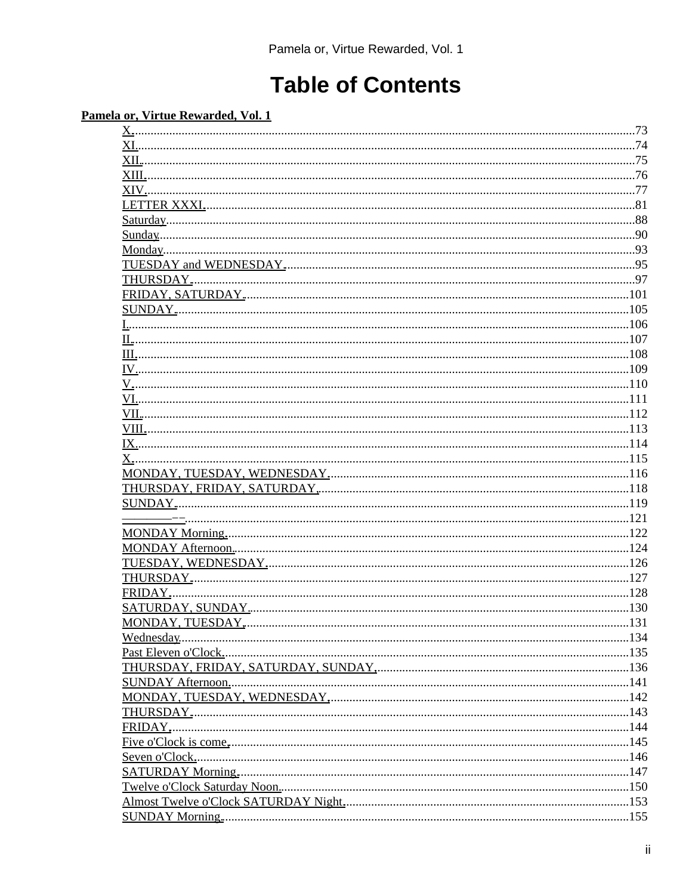# Table of Contents

**Pamela or, Virtue Rewarded, Vol. 1**

- X. ....73
- XI. ....74
- XII. ....75
- XIII. ....76
- XIV. ....77
- LETTER XXXI. ....81
- Saturday ....88
- Sunday ....90
- Monday ....93
- TUESDAY and WEDNESDAY. ....95
- THURSDAY. ....97
- FRIDAY, SATURDAY. ....101
- SUNDAY. ....105
- I. ....106
- II. ....107
- III. ....108
- IV. ....109
- V. ....110
- VI. ....111
- VII. ....112
- VIII. ....113
- IX. ....114
- X. ....115
- MONDAY, TUESDAY, WEDNESDAY. ....116
- THURSDAY, FRIDAY, SATURDAY. ....118
- SUNDAY. ....119
- ————−− ....121
- MONDAY Morning. ....122
- MONDAY Afternoon. ....124
- TUESDAY, WEDNESDAY. ....126
- THURSDAY. ....127
- FRIDAY. ....128
- SATURDAY, SUNDAY. ....130
- MONDAY, TUESDAY. ....131
- Wednesday ....134
- Past Eleven o'Clock. ....135
- THURSDAY, FRIDAY, SATURDAY, SUNDAY. ....136
- SUNDAY Afternoon. ....141
- MONDAY, TUESDAY, WEDNESDAY. ....142
- THURSDAY. ....143
- FRIDAY. ....144
- Five o'Clock is come. ....145
- Seven o'Clock. ....146
- SATURDAY Morning. ....147
- Twelve o'Clock Saturday Noon. ....150
- Almost Twelve o'Clock SATURDAY Night. ....153
- SUNDAY Morning. ....155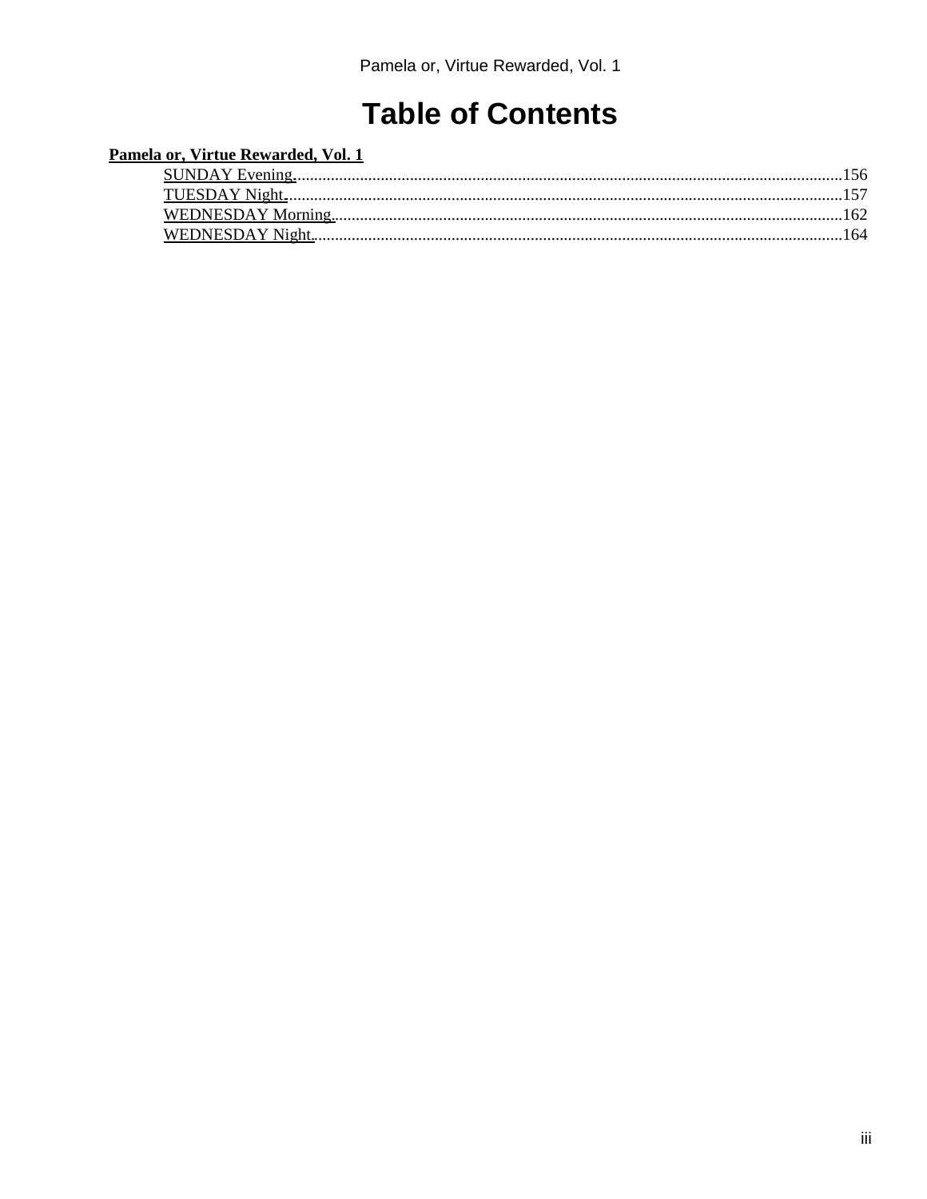# Table of Contents

**Pamela or, Virtue Rewarded, Vol. 1**

- SUNDAY Evening.....156
- TUESDAY Night.....157
- WEDNESDAY Morning.....162
- WEDNESDAY Night.....164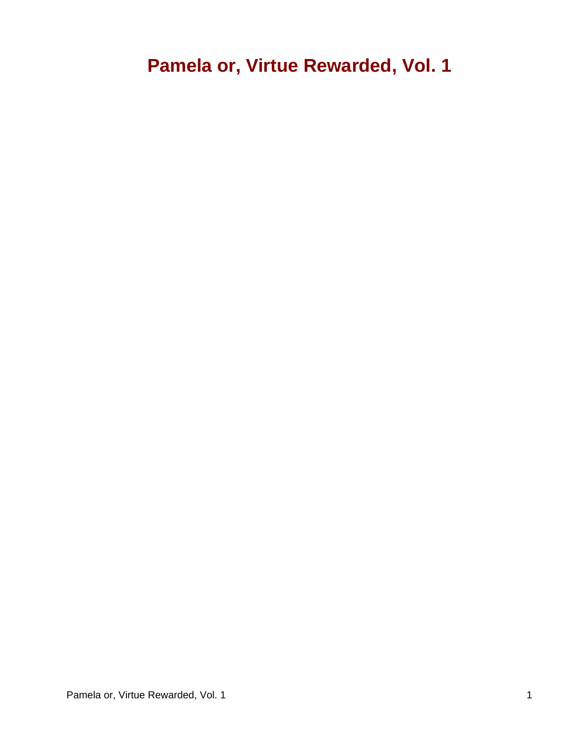# Pamela or, Virtue Rewarded, Vol. 1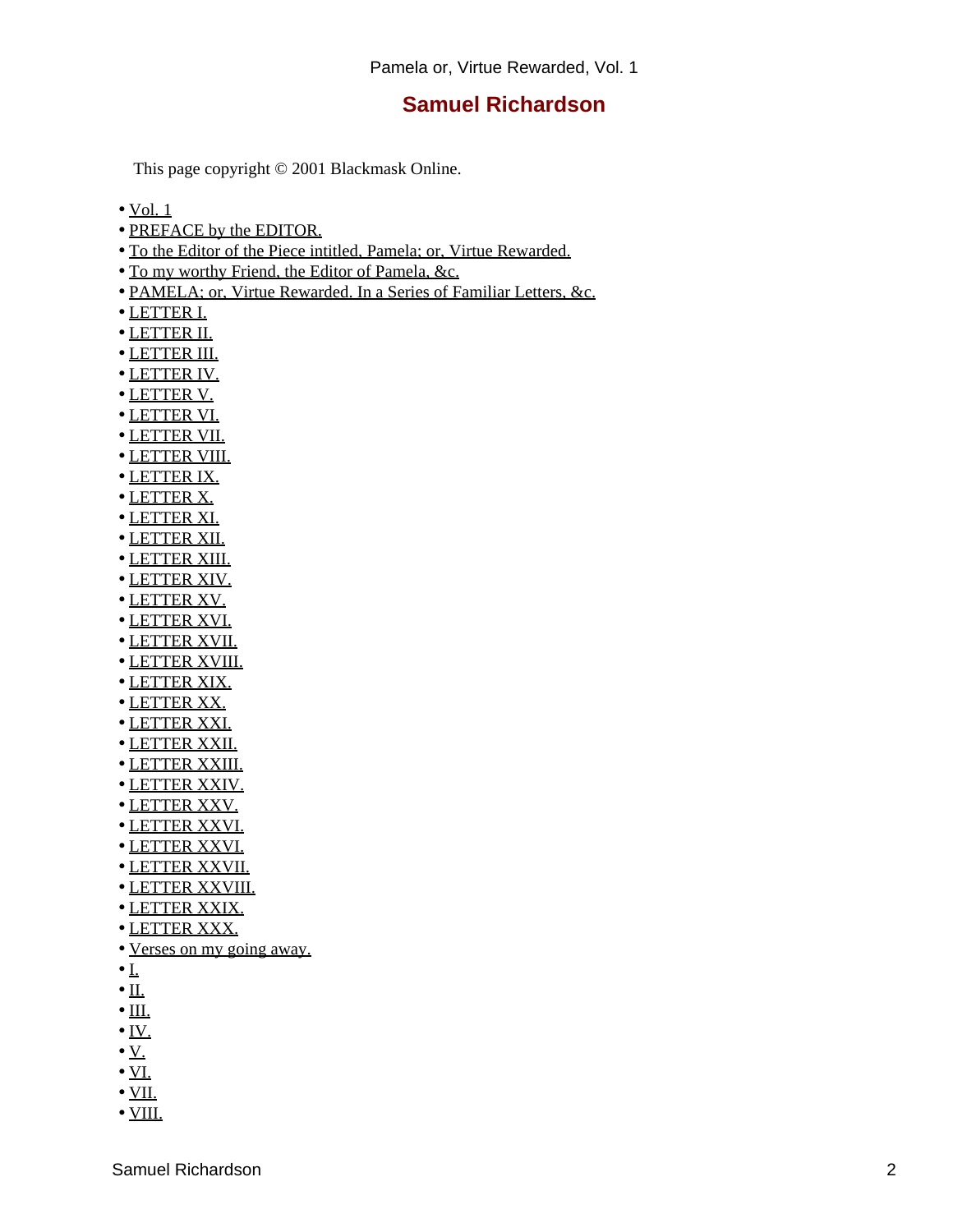Pamela or, Virtue Rewarded, Vol. 1

## Samuel Richardson

This page copyright © 2001 Blackmask Online.

- Vol. 1
- PREFACE by the EDITOR.
- To the Editor of the Piece intitled, Pamela; or, Virtue Rewarded.
- To my worthy Friend, the Editor of Pamela, &c.
- PAMELA; or, Virtue Rewarded. In a Series of Familiar Letters, &c.
- LETTER I.
- LETTER II.
- LETTER III.
- LETTER IV.
- LETTER V.
- LETTER VI.
- LETTER VII.
- LETTER VIII.
- LETTER IX.
- LETTER X.
- LETTER XI.
- LETTER XII.
- LETTER XIII.
- LETTER XIV.
- LETTER XV.
- LETTER XVI.
- LETTER XVII.
- LETTER XVIII.
- LETTER XIX.
- LETTER XX.
- LETTER XXI.
- LETTER XXII.
- LETTER XXIII.
- LETTER XXIV.
- LETTER XXV.
- LETTER XXVI.
- LETTER XXVI.
- LETTER XXVII.
- LETTER XXVIII.
- LETTER XXIX.
- LETTER XXX.
- Verses on my going away.
- I.
- II.
- III.
- IV.
- V.
- VI.
- VII.
- VIII.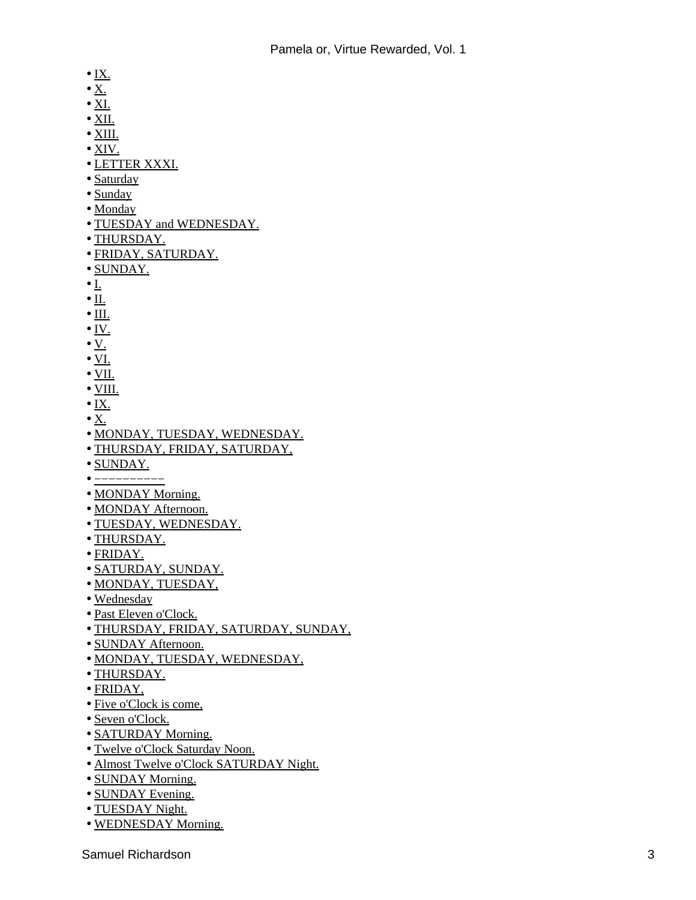- IX.
- X.
- XI.
- XII.
- XIII.
- XIV.
- LETTER XXXI.
- Saturday
- Sunday
- Monday
- TUESDAY and WEDNESDAY.
- THURSDAY.
- FRIDAY, SATURDAY.
- SUNDAY.
- I.
- II.
- III.
- IV.
- V.
- VI.
- VII.
- VIII.
- IX.
- X.
- MONDAY, TUESDAY, WEDNESDAY.
- THURSDAY, FRIDAY, SATURDAY,
- SUNDAY.
- ----------
- MONDAY Morning.
- MONDAY Afternoon.
- TUESDAY, WEDNESDAY.
- THURSDAY.
- FRIDAY.
- SATURDAY, SUNDAY.
- MONDAY, TUESDAY,
- Wednesday
- Past Eleven o'Clock.
- THURSDAY, FRIDAY, SATURDAY, SUNDAY,
- SUNDAY Afternoon.
- MONDAY, TUESDAY, WEDNESDAY,
- THURSDAY.
- FRIDAY,
- Five o'Clock is come,
- Seven o'Clock.
- SATURDAY Morning.
- Twelve o'Clock Saturday Noon.
- Almost Twelve o'Clock SATURDAY Night.
- SUNDAY Morning.
- SUNDAY Evening.
- TUESDAY Night.
- WEDNESDAY Morning.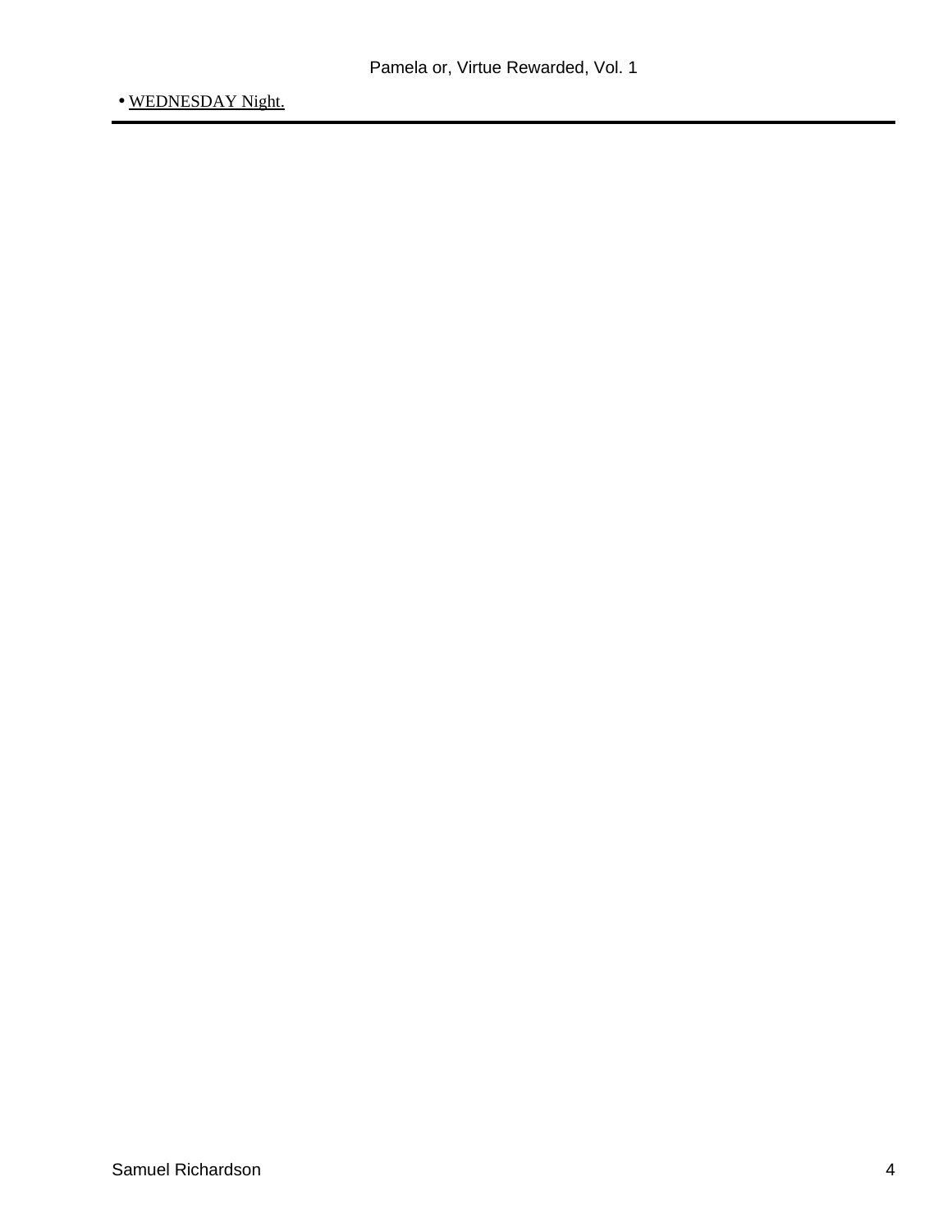- WEDNESDAY Night.

---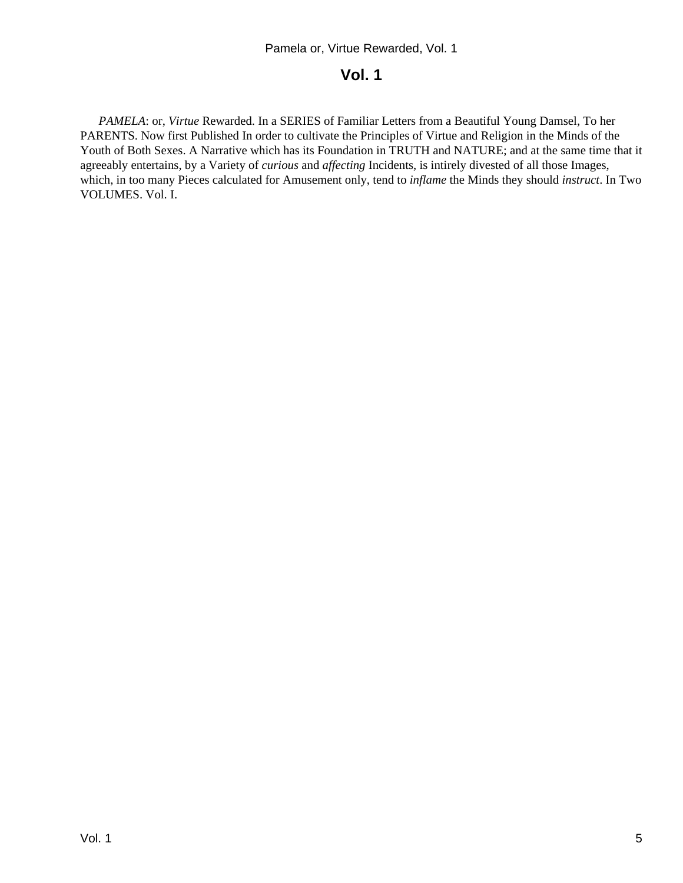# Vol. 1

*PAMELA*: or, *Virtue* Rewarded. In a SERIES of Familiar Letters from a Beautiful Young Damsel, To her PARENTS. Now first Published In order to cultivate the Principles of Virtue and Religion in the Minds of the Youth of Both Sexes. A Narrative which has its Foundation in TRUTH and NATURE; and at the same time that it agreeably entertains, by a Variety of *curious* and *affecting* Incidents, is intirely divested of all those Images, which, in too many Pieces calculated for Amusement only, tend to *inflame* the Minds they should *instruct*. In Two VOLUMES. Vol. I.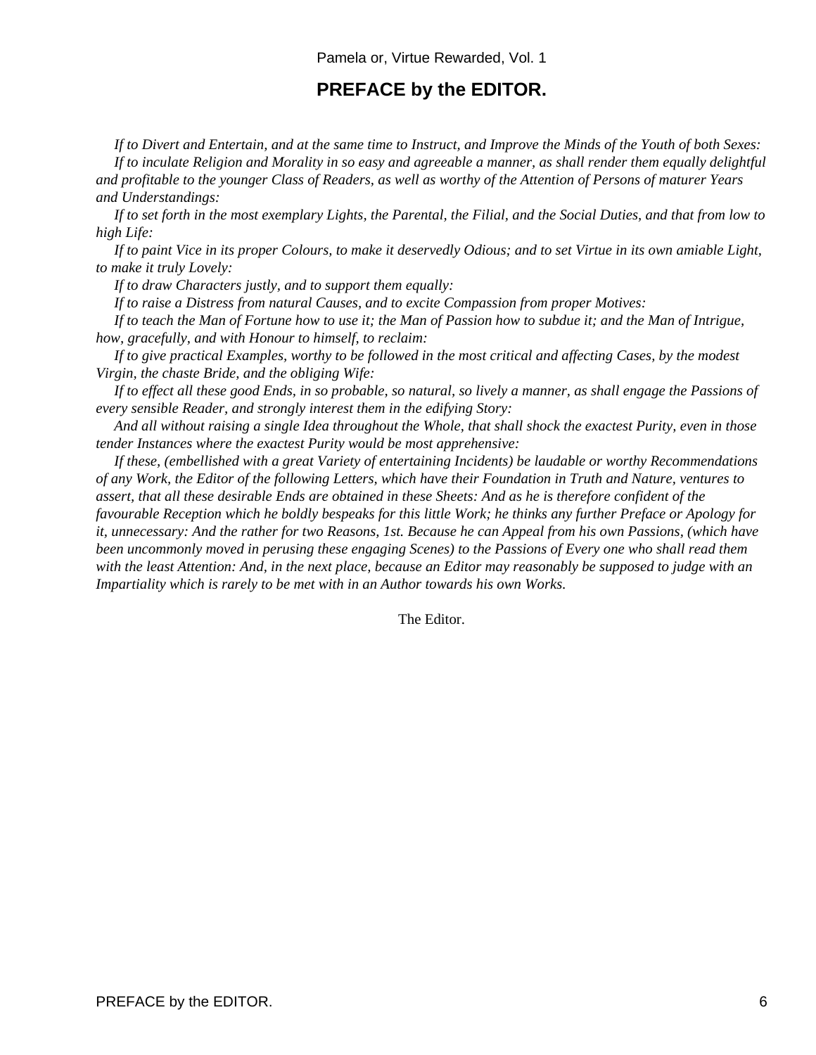## PREFACE by the EDITOR.

*If to Divert and Entertain, and at the same time to Instruct, and Improve the Minds of the Youth of both Sexes:*

*If to inculate Religion and Morality in so easy and agreeable a manner, as shall render them equally delightful and profitable to the younger Class of Readers, as well as worthy of the Attention of Persons of maturer Years and Understandings:*

*If to set forth in the most exemplary Lights, the Parental, the Filial, and the Social Duties, and that from low to high Life:*

*If to paint Vice in its proper Colours, to make it deservedly Odious; and to set Virtue in its own amiable Light, to make it truly Lovely:*

*If to draw Characters justly, and to support them equally:*

*If to raise a Distress from natural Causes, and to excite Compassion from proper Motives:*

*If to teach the Man of Fortune how to use it; the Man of Passion how to subdue it; and the Man of Intrigue, how, gracefully, and with Honour to himself, to reclaim:*

*If to give practical Examples, worthy to be followed in the most critical and affecting Cases, by the modest Virgin, the chaste Bride, and the obliging Wife:*

*If to effect all these good Ends, in so probable, so natural, so lively a manner, as shall engage the Passions of every sensible Reader, and strongly interest them in the edifying Story:*

*And all without raising a single Idea throughout the Whole, that shall shock the exactest Purity, even in those tender Instances where the exactest Purity would be most apprehensive:*

*If these, (embellished with a great Variety of entertaining Incidents) be laudable or worthy Recommendations of any Work, the Editor of the following Letters, which have their Foundation in Truth and Nature, ventures to assert, that all these desirable Ends are obtained in these Sheets: And as he is therefore confident of the favourable Reception which he boldly bespeaks for this little Work; he thinks any further Preface or Apology for it, unnecessary: And the rather for two Reasons, 1st. Because he can Appeal from his own Passions, (which have been uncommonly moved in perusing these engaging Scenes) to the Passions of Every one who shall read them with the least Attention: And, in the next place, because an Editor may reasonably be supposed to judge with an Impartiality which is rarely to be met with in an Author towards his own Works.*

The Editor.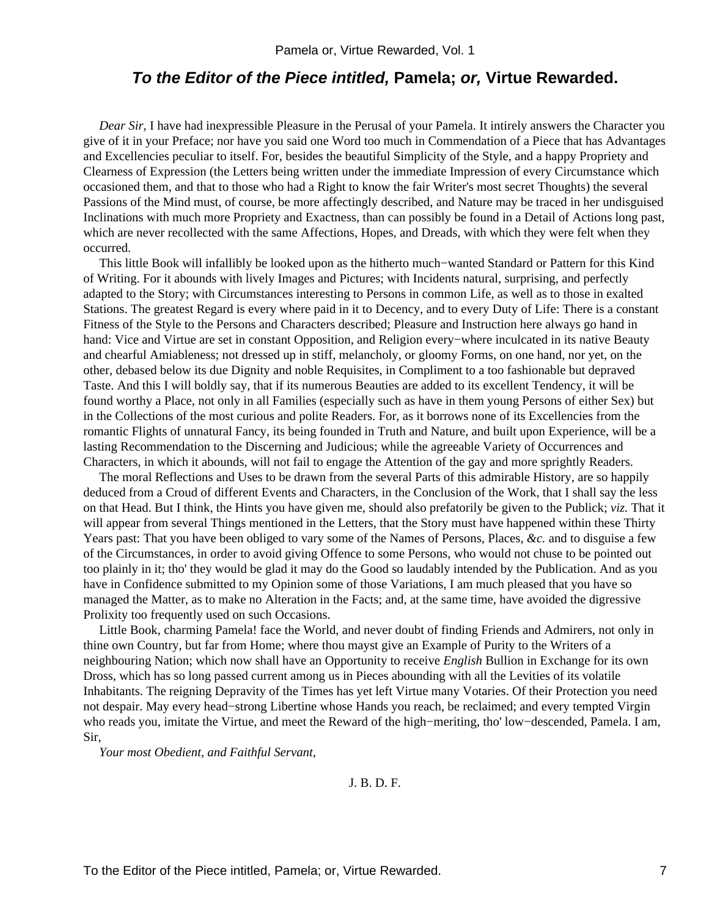## *To the Editor of the Piece intitled,* Pamela; *or,* Virtue Rewarded.

*Dear Sir,* I have had inexpressible Pleasure in the Perusal of your Pamela. It intirely answers the Character you give of it in your Preface; nor have you said one Word too much in Commendation of a Piece that has Advantages and Excellencies peculiar to itself. For, besides the beautiful Simplicity of the Style, and a happy Propriety and Clearness of Expression (the Letters being written under the immediate Impression of every Circumstance which occasioned them, and that to those who had a Right to know the fair Writer's most secret Thoughts) the several Passions of the Mind must, of course, be more affectingly described, and Nature may be traced in her undisguised Inclinations with much more Propriety and Exactness, than can possibly be found in a Detail of Actions long past, which are never recollected with the same Affections, Hopes, and Dreads, with which they were felt when they occurred.

This little Book will infallibly be looked upon as the hitherto much−wanted Standard or Pattern for this Kind of Writing. For it abounds with lively Images and Pictures; with Incidents natural, surprising, and perfectly adapted to the Story; with Circumstances interesting to Persons in common Life, as well as to those in exalted Stations. The greatest Regard is every where paid in it to Decency, and to every Duty of Life: There is a constant Fitness of the Style to the Persons and Characters described; Pleasure and Instruction here always go hand in hand: Vice and Virtue are set in constant Opposition, and Religion every−where inculcated in its native Beauty and chearful Amiableness; not dressed up in stiff, melancholy, or gloomy Forms, on one hand, nor yet, on the other, debased below its due Dignity and noble Requisites, in Compliment to a too fashionable but depraved Taste. And this I will boldly say, that if its numerous Beauties are added to its excellent Tendency, it will be found worthy a Place, not only in all Families (especially such as have in them young Persons of either Sex) but in the Collections of the most curious and polite Readers. For, as it borrows none of its Excellencies from the romantic Flights of unnatural Fancy, its being founded in Truth and Nature, and built upon Experience, will be a lasting Recommendation to the Discerning and Judicious; while the agreeable Variety of Occurrences and Characters, in which it abounds, will not fail to engage the Attention of the gay and more sprightly Readers.

The moral Reflections and Uses to be drawn from the several Parts of this admirable History, are so happily deduced from a Croud of different Events and Characters, in the Conclusion of the Work, that I shall say the less on that Head. But I think, the Hints you have given me, should also prefatorily be given to the Publick; *viz.* That it will appear from several Things mentioned in the Letters, that the Story must have happened within these Thirty Years past: That you have been obliged to vary some of the Names of Persons, Places, *&c.* and to disguise a few of the Circumstances, in order to avoid giving Offence to some Persons, who would not chuse to be pointed out too plainly in it; tho' they would be glad it may do the Good so laudably intended by the Publication. And as you have in Confidence submitted to my Opinion some of those Variations, I am much pleased that you have so managed the Matter, as to make no Alteration in the Facts; and, at the same time, have avoided the digressive Prolixity too frequently used on such Occasions.

Little Book, charming Pamela! face the World, and never doubt of finding Friends and Admirers, not only in thine own Country, but far from Home; where thou mayst give an Example of Purity to the Writers of a neighbouring Nation; which now shall have an Opportunity to receive *English* Bullion in Exchange for its own Dross, which has so long passed current among us in Pieces abounding with all the Levities of its volatile Inhabitants. The reigning Depravity of the Times has yet left Virtue many Votaries. Of their Protection you need not despair. May every head−strong Libertine whose Hands you reach, be reclaimed; and every tempted Virgin who reads you, imitate the Virtue, and meet the Reward of the high−meriting, tho' low−descended, Pamela. I am, Sir,

*Your most Obedient, and Faithful Servant,*

J. B. D. F.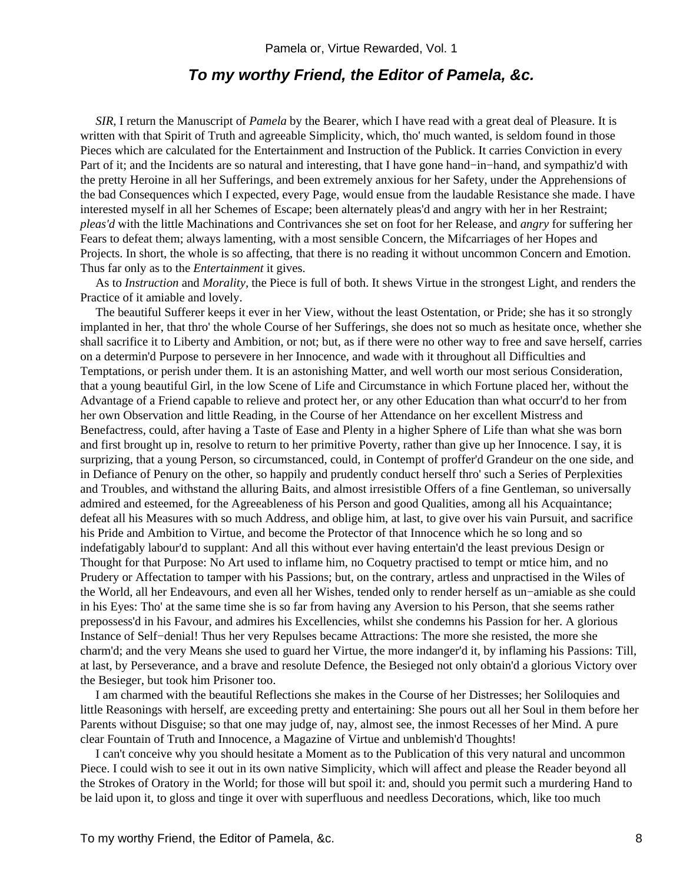## *To my worthy Friend, the Editor of Pamela, &c.*

*SIR*, I return the Manuscript of *Pamela* by the Bearer, which I have read with a great deal of Pleasure. It is written with that Spirit of Truth and agreeable Simplicity, which, tho' much wanted, is seldom found in those Pieces which are calculated for the Entertainment and Instruction of the Publick. It carries Conviction in every Part of it; and the Incidents are so natural and interesting, that I have gone hand−in−hand, and sympathiz'd with the pretty Heroine in all her Sufferings, and been extremely anxious for her Safety, under the Apprehensions of the bad Consequences which I expected, every Page, would ensue from the laudable Resistance she made. I have interested myself in all her Schemes of Escape; been alternately pleas'd and angry with her in her Restraint; *pleas'd* with the little Machinations and Contrivances she set on foot for her Release, and *angry* for suffering her Fears to defeat them; always lamenting, with a most sensible Concern, the Mifcarriages of her Hopes and Projects. In short, the whole is so affecting, that there is no reading it without uncommon Concern and Emotion. Thus far only as to the *Entertainment* it gives.

As to *Instruction* and *Morality,* the Piece is full of both. It shews Virtue in the strongest Light, and renders the Practice of it amiable and lovely.

The beautiful Sufferer keeps it ever in her View, without the least Ostentation, or Pride; she has it so strongly implanted in her, that thro' the whole Course of her Sufferings, she does not so much as hesitate once, whether she shall sacrifice it to Liberty and Ambition, or not; but, as if there were no other way to free and save herself, carries on a determin'd Purpose to persevere in her Innocence, and wade with it throughout all Difficulties and Temptations, or perish under them. It is an astonishing Matter, and well worth our most serious Consideration, that a young beautiful Girl, in the low Scene of Life and Circumstance in which Fortune placed her, without the Advantage of a Friend capable to relieve and protect her, or any other Education than what occurr'd to her from her own Observation and little Reading, in the Course of her Attendance on her excellent Mistress and Benefactress, could, after having a Taste of Ease and Plenty in a higher Sphere of Life than what she was born and first brought up in, resolve to return to her primitive Poverty, rather than give up her Innocence. I say, it is surprizing, that a young Person, so circumstanced, could, in Contempt of proffer'd Grandeur on the one side, and in Defiance of Penury on the other, so happily and prudently conduct herself thro' such a Series of Perplexities and Troubles, and withstand the alluring Baits, and almost irresistible Offers of a fine Gentleman, so universally admired and esteemed, for the Agreeableness of his Person and good Qualities, among all his Acquaintance; defeat all his Measures with so much Address, and oblige him, at last, to give over his vain Pursuit, and sacrifice his Pride and Ambition to Virtue, and become the Protector of that Innocence which he so long and so indefatigably labour'd to supplant: And all this without ever having entertain'd the least previous Design or Thought for that Purpose: No Art used to inflame him, no Coquetry practised to tempt or mtice him, and no Prudery or Affectation to tamper with his Passions; but, on the contrary, artless and unpractised in the Wiles of the World, all her Endeavours, and even all her Wishes, tended only to render herself as un−amiable as she could in his Eyes: Tho' at the same time she is so far from having any Aversion to his Person, that she seems rather prepossess'd in his Favour, and admires his Excellencies, whilst she condemns his Passion for her. A glorious Instance of Self−denial! Thus her very Repulses became Attractions: The more she resisted, the more she charm'd; and the very Means she used to guard her Virtue, the more indanger'd it, by inflaming his Passions: Till, at last, by Perseverance, and a brave and resolute Defence, the Besieged not only obtain'd a glorious Victory over the Besieger, but took him Prisoner too.

I am charmed with the beautiful Reflections she makes in the Course of her Distresses; her Soliloquies and little Reasonings with herself, are exceeding pretty and entertaining: She pours out all her Soul in them before her Parents without Disguise; so that one may judge of, nay, almost see, the inmost Recesses of her Mind. A pure clear Fountain of Truth and Innocence, a Magazine of Virtue and unblemish'd Thoughts!

I can't conceive why you should hesitate a Moment as to the Publication of this very natural and uncommon Piece. I could wish to see it out in its own native Simplicity, which will affect and please the Reader beyond all the Strokes of Oratory in the World; for those will but spoil it: and, should you permit such a murdering Hand to be laid upon it, to gloss and tinge it over with superfluous and needless Decorations, which, like too much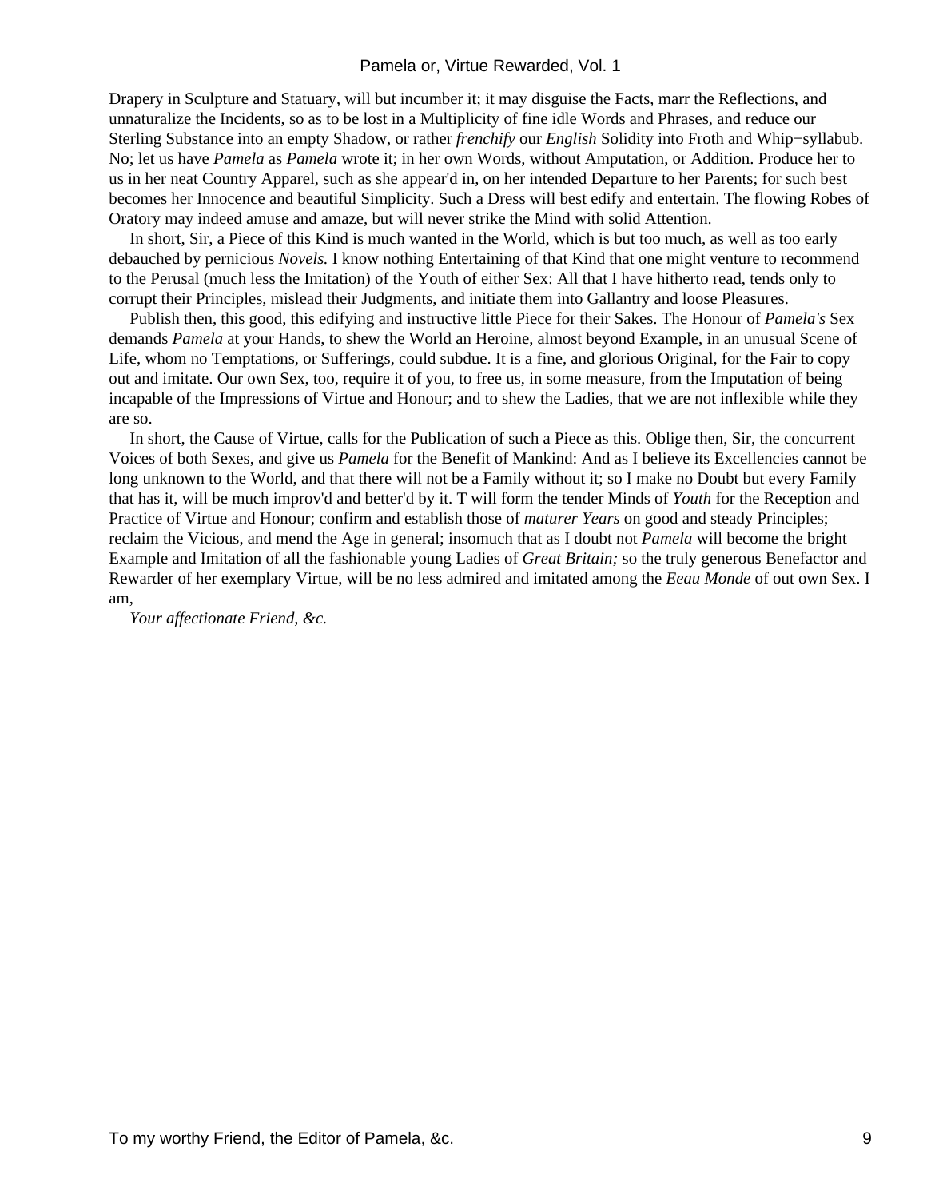Drapery in Sculpture and Statuary, will but incumber it; it may disguise the Facts, marr the Reflections, and unnaturalize the Incidents, so as to be lost in a Multiplicity of fine idle Words and Phrases, and reduce our Sterling Substance into an empty Shadow, or rather *frenchify* our *English* Solidity into Froth and Whip−syllabub. No; let us have *Pamela* as *Pamela* wrote it; in her own Words, without Amputation, or Addition. Produce her to us in her neat Country Apparel, such as she appear'd in, on her intended Departure to her Parents; for such best becomes her Innocence and beautiful Simplicity. Such a Dress will best edify and entertain. The flowing Robes of Oratory may indeed amuse and amaze, but will never strike the Mind with solid Attention.

In short, Sir, a Piece of this Kind is much wanted in the World, which is but too much, as well as too early debauched by pernicious *Novels.* I know nothing Entertaining of that Kind that one might venture to recommend to the Perusal (much less the Imitation) of the Youth of either Sex: All that I have hitherto read, tends only to corrupt their Principles, mislead their Judgments, and initiate them into Gallantry and loose Pleasures.

Publish then, this good, this edifying and instructive little Piece for their Sakes. The Honour of *Pamela's* Sex demands *Pamela* at your Hands, to shew the World an Heroine, almost beyond Example, in an unusual Scene of Life, whom no Temptations, or Sufferings, could subdue. It is a fine, and glorious Original, for the Fair to copy out and imitate. Our own Sex, too, require it of you, to free us, in some measure, from the Imputation of being incapable of the Impressions of Virtue and Honour; and to shew the Ladies, that we are not inflexible while they are so.

In short, the Cause of Virtue, calls for the Publication of such a Piece as this. Oblige then, Sir, the concurrent Voices of both Sexes, and give us *Pamela* for the Benefit of Mankind: And as I believe its Excellencies cannot be long unknown to the World, and that there will not be a Family without it; so I make no Doubt but every Family that has it, will be much improv'd and better'd by it. T will form the tender Minds of *Youth* for the Reception and Practice of Virtue and Honour; confirm and establish those of *maturer Years* on good and steady Principles; reclaim the Vicious, and mend the Age in general; insomuch that as I doubt not *Pamela* will become the bright Example and Imitation of all the fashionable young Ladies of *Great Britain;* so the truly generous Benefactor and Rewarder of her exemplary Virtue, will be no less admired and imitated among the *Eeau Monde* of out own Sex. I am,

*Your affectionate Friend, &c.*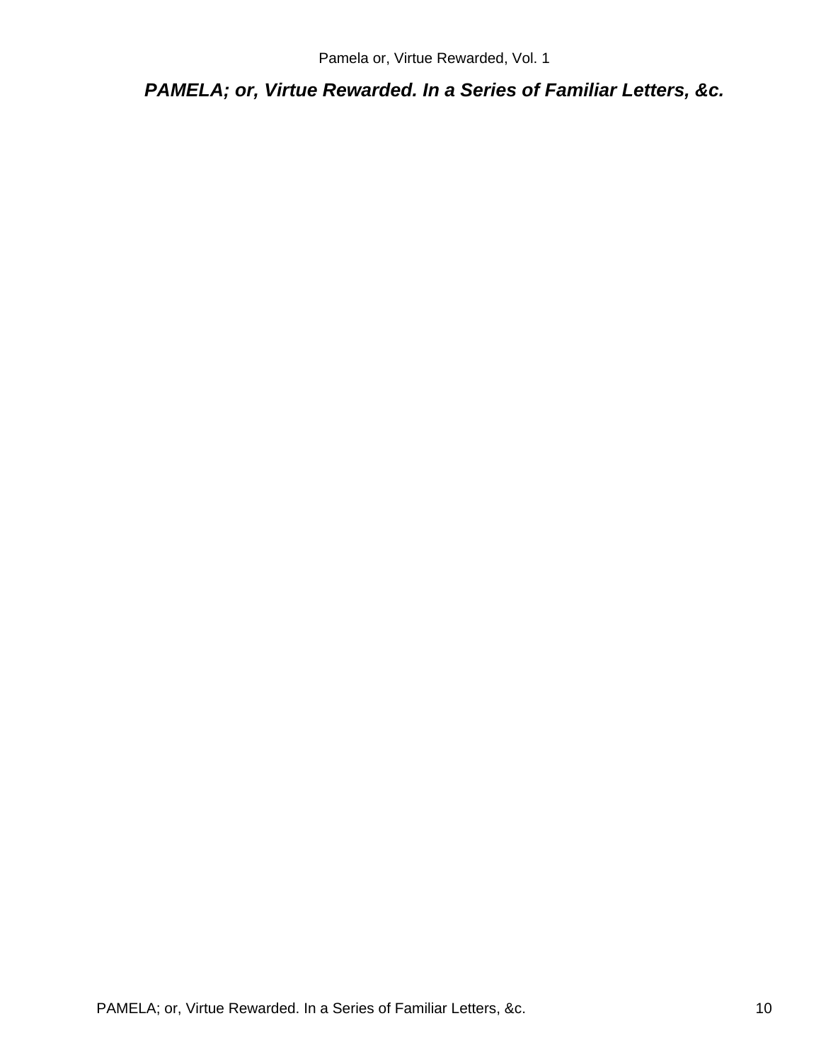# *PAMELA; or, Virtue Rewarded. In a Series of Familiar Letters, &c.*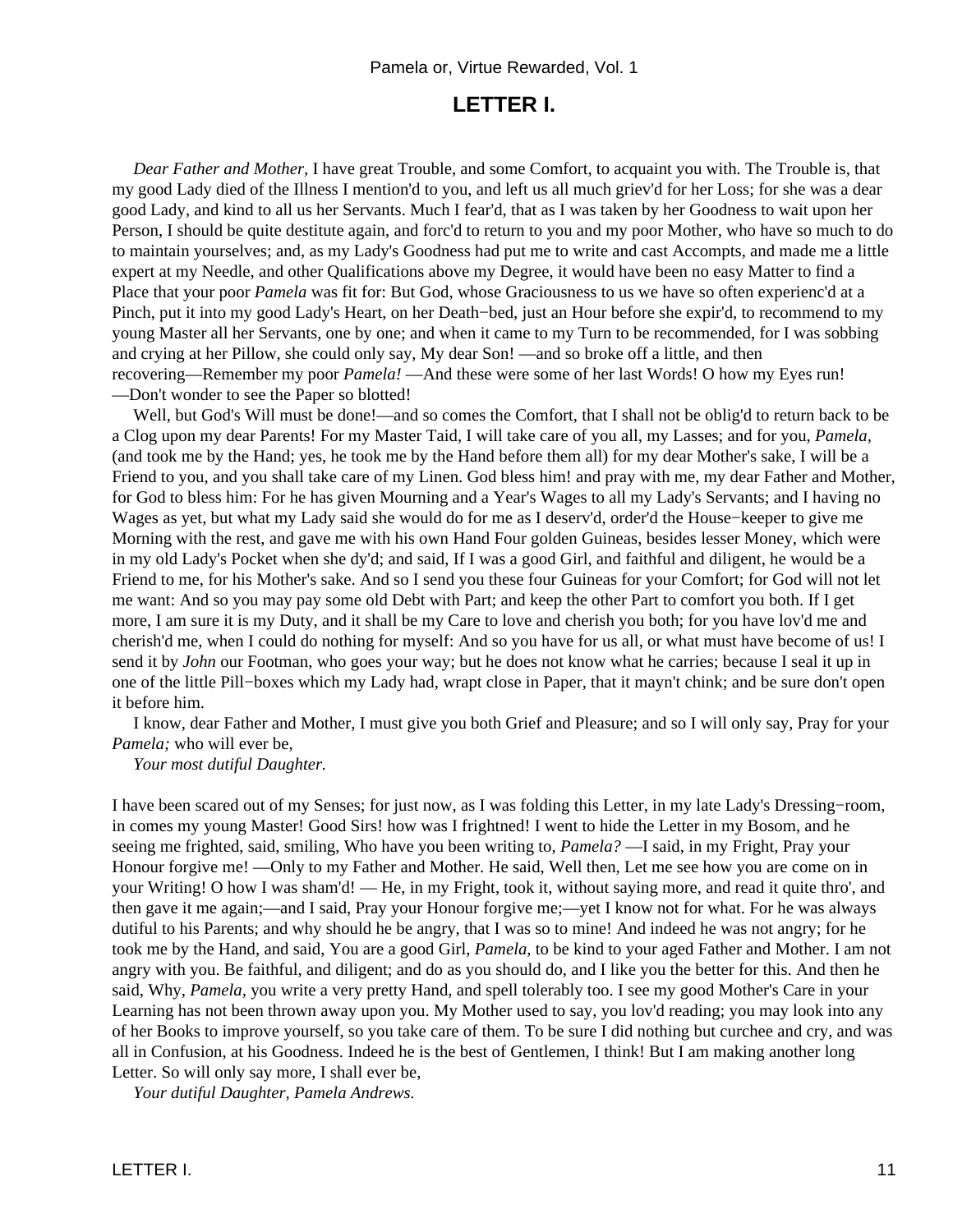## LETTER I.

*Dear Father and Mother,* I have great Trouble, and some Comfort, to acquaint you with. The Trouble is, that my good Lady died of the Illness I mention'd to you, and left us all much griev'd for her Loss; for she was a dear good Lady, and kind to all us her Servants. Much I fear'd, that as I was taken by her Goodness to wait upon her Person, I should be quite destitute again, and forc'd to return to you and my poor Mother, who have so much to do to maintain yourselves; and, as my Lady's Goodness had put me to write and cast Accompts, and made me a little expert at my Needle, and other Qualifications above my Degree, it would have been no easy Matter to find a Place that your poor *Pamela* was fit for: But God, whose Graciousness to us we have so often experienc'd at a Pinch, put it into my good Lady's Heart, on her Death−bed, just an Hour before she expir'd, to recommend to my young Master all her Servants, one by one; and when it came to my Turn to be recommended, for I was sobbing and crying at her Pillow, she could only say, My dear Son! —and so broke off a little, and then recovering—Remember my poor *Pamela!* —And these were some of her last Words! O how my Eyes run! —Don't wonder to see the Paper so blotted!

Well, but God's Will must be done!—and so comes the Comfort, that I shall not be oblig'd to return back to be a Clog upon my dear Parents! For my Master Taid, I will take care of you all, my Lasses; and for you, *Pamela,* (and took me by the Hand; yes, he took me by the Hand before them all) for my dear Mother's sake, I will be a Friend to you, and you shall take care of my Linen. God bless him! and pray with me, my dear Father and Mother, for God to bless him: For he has given Mourning and a Year's Wages to all my Lady's Servants; and I having no Wages as yet, but what my Lady said she would do for me as I deserv'd, order'd the House−keeper to give me Morning with the rest, and gave me with his own Hand Four golden Guineas, besides lesser Money, which were in my old Lady's Pocket when she dy'd; and said, If I was a good Girl, and faithful and diligent, he would be a Friend to me, for his Mother's sake. And so I send you these four Guineas for your Comfort; for God will not let me want: And so you may pay some old Debt with Part; and keep the other Part to comfort you both. If I get more, I am sure it is my Duty, and it shall be my Care to love and cherish you both; for you have lov'd me and cherish'd me, when I could do nothing for myself: And so you have for us all, or what must have become of us! I send it by *John* our Footman, who goes your way; but he does not know what he carries; because I seal it up in one of the little Pill−boxes which my Lady had, wrapt close in Paper, that it mayn't chink; and be sure don't open it before him.

I know, dear Father and Mother, I must give you both Grief and Pleasure; and so I will only say, Pray for your *Pamela;* who will ever be,

*Your most dutiful Daughter.*

I have been scared out of my Senses; for just now, as I was folding this Letter, in my late Lady's Dressing−room, in comes my young Master! Good Sirs! how was I frightned! I went to hide the Letter in my Bosom, and he seeing me frighted, said, smiling, Who have you been writing to, *Pamela?* —I said, in my Fright, Pray your Honour forgive me! —Only to my Father and Mother. He said, Well then, Let me see how you are come on in your Writing! O how I was sham'd! — He, in my Fright, took it, without saying more, and read it quite thro', and then gave it me again;—and I said, Pray your Honour forgive me;—yet I know not for what. For he was always dutiful to his Parents; and why should he be angry, that I was so to mine! And indeed he was not angry; for he took me by the Hand, and said, You are a good Girl, *Pamela,* to be kind to your aged Father and Mother. I am not angry with you. Be faithful, and diligent; and do as you should do, and I like you the better for this. And then he said, Why, *Pamela,* you write a very pretty Hand, and spell tolerably too. I see my good Mother's Care in your Learning has not been thrown away upon you. My Mother used to say, you lov'd reading; you may look into any of her Books to improve yourself, so you take care of them. To be sure I did nothing but curchee and cry, and was all in Confusion, at his Goodness. Indeed he is the best of Gentlemen, I think! But I am making another long Letter. So will only say more, I shall ever be,

*Your dutiful Daughter, Pamela Andrews.*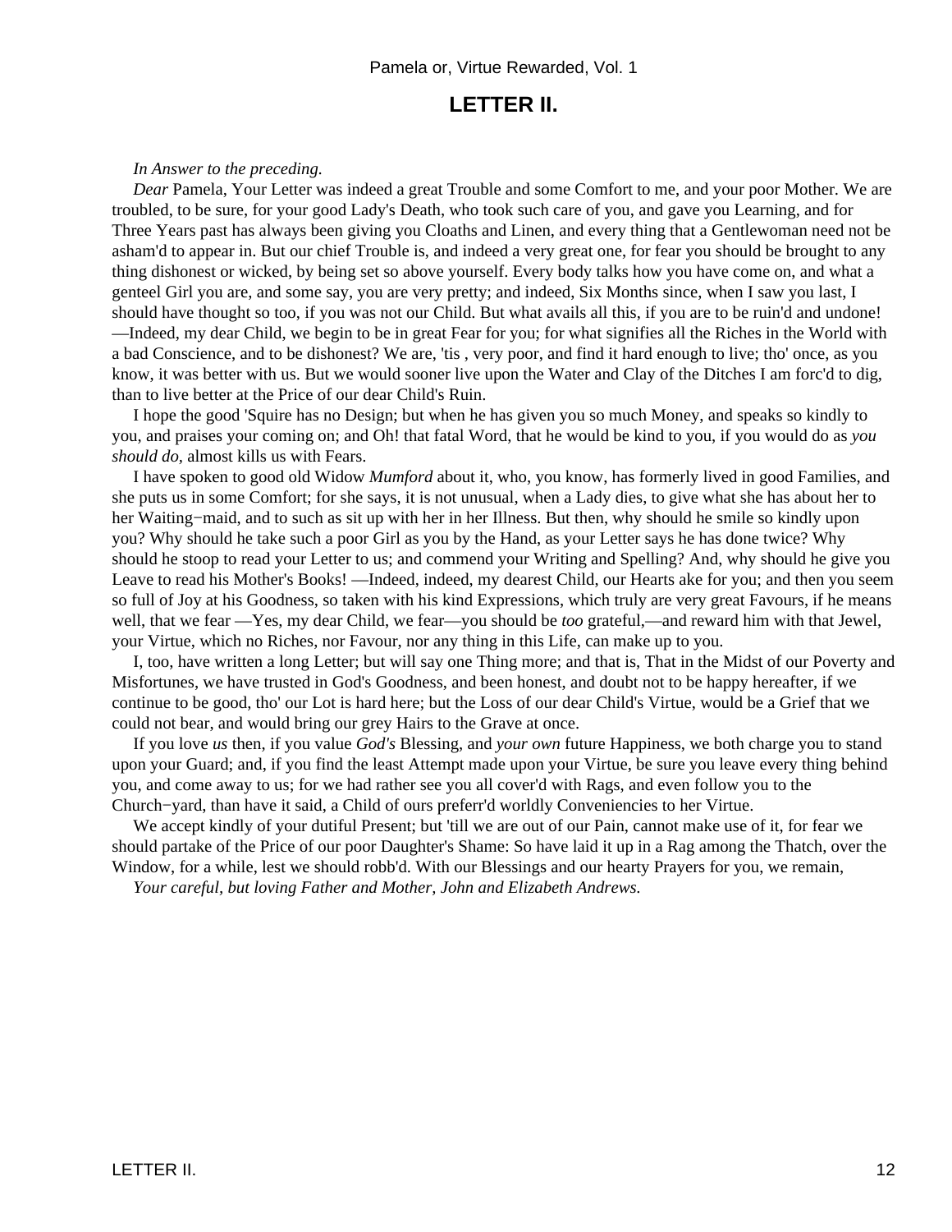## LETTER II.

*In Answer to the preceding.*

*Dear* Pamela, Your Letter was indeed a great Trouble and some Comfort to me, and your poor Mother. We are troubled, to be sure, for your good Lady's Death, who took such care of you, and gave you Learning, and for Three Years past has always been giving you Cloaths and Linen, and every thing that a Gentlewoman need not be asham'd to appear in. But our chief Trouble is, and indeed a very great one, for fear you should be brought to any thing dishonest or wicked, by being set so above yourself. Every body talks how you have come on, and what a genteel Girl you are, and some say, you are very pretty; and indeed, Six Months since, when I saw you last, I should have thought so too, if you was not our Child. But what avails all this, if you are to be ruin'd and undone! —Indeed, my dear Child, we begin to be in great Fear for you; for what signifies all the Riches in the World with a bad Conscience, and to be dishonest? We are, 'tis , very poor, and find it hard enough to live; tho' once, as you know, it was better with us. But we would sooner live upon the Water and Clay of the Ditches I am forc'd to dig, than to live better at the Price of our dear Child's Ruin.

I hope the good 'Squire has no Design; but when he has given you so much Money, and speaks so kindly to you, and praises your coming on; and Oh! that fatal Word, that he would be kind to you, if you would do as *you should do,* almost kills us with Fears.

I have spoken to good old Widow *Mumford* about it, who, you know, has formerly lived in good Families, and she puts us in some Comfort; for she says, it is not unusual, when a Lady dies, to give what she has about her to her Waiting−maid, and to such as sit up with her in her Illness. But then, why should he smile so kindly upon you? Why should he take such a poor Girl as you by the Hand, as your Letter says he has done twice? Why should he stoop to read your Letter to us; and commend your Writing and Spelling? And, why should he give you Leave to read his Mother's Books! —Indeed, indeed, my dearest Child, our Hearts ake for you; and then you seem so full of Joy at his Goodness, so taken with his kind Expressions, which truly are very great Favours, if he means well, that we fear —Yes, my dear Child, we fear—you should be *too* grateful,—and reward him with that Jewel, your Virtue, which no Riches, nor Favour, nor any thing in this Life, can make up to you.

I, too, have written a long Letter; but will say one Thing more; and that is, That in the Midst of our Poverty and Misfortunes, we have trusted in God's Goodness, and been honest, and doubt not to be happy hereafter, if we continue to be good, tho' our Lot is hard here; but the Loss of our dear Child's Virtue, would be a Grief that we could not bear, and would bring our grey Hairs to the Grave at once.

If you love *us* then, if you value *God's* Blessing, and *your own* future Happiness, we both charge you to stand upon your Guard; and, if you find the least Attempt made upon your Virtue, be sure you leave every thing behind you, and come away to us; for we had rather see you all cover'd with Rags, and even follow you to the Church−yard, than have it said, a Child of ours preferr'd worldly Conveniencies to her Virtue.

We accept kindly of your dutiful Present; but 'till we are out of our Pain, cannot make use of it, for fear we should partake of the Price of our poor Daughter's Shame: So have laid it up in a Rag among the Thatch, over the Window, for a while, lest we should robb'd. With our Blessings and our hearty Prayers for you, we remain,

*Your careful, but loving Father and Mother, John and Elizabeth Andrews.*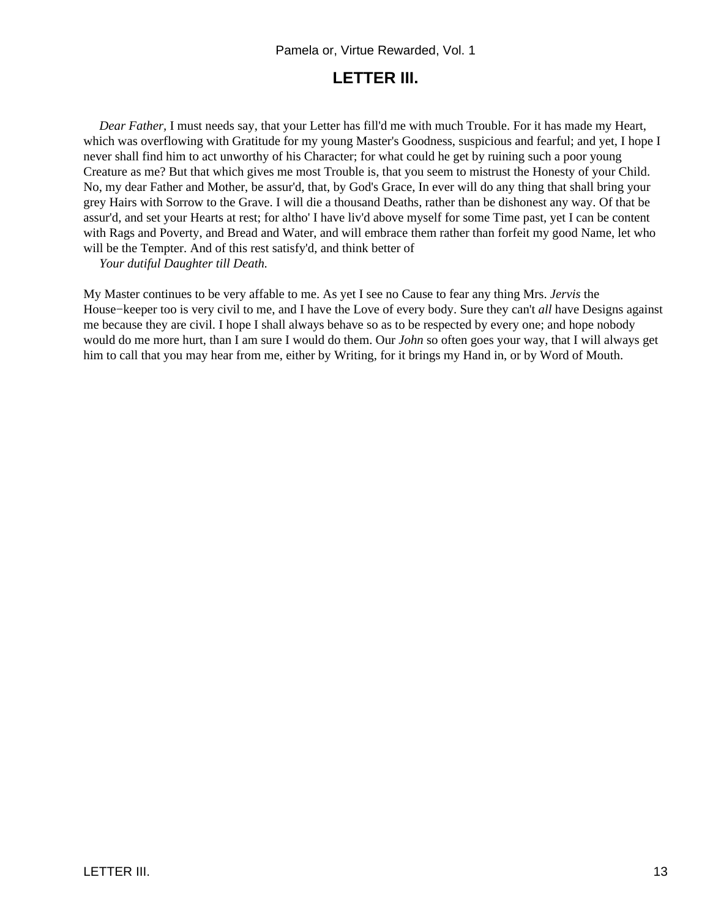## LETTER III.

*Dear Father,* I must needs say, that your Letter has fill'd me with much Trouble. For it has made my Heart, which was overflowing with Gratitude for my young Master's Goodness, suspicious and fearful; and yet, I hope I never shall find him to act unworthy of his Character; for what could he get by ruining such a poor young Creature as me? But that which gives me most Trouble is, that you seem to mistrust the Honesty of your Child. No, my dear Father and Mother, be assur'd, that, by God's Grace, In ever will do any thing that shall bring your grey Hairs with Sorrow to the Grave. I will die a thousand Deaths, rather than be dishonest any way. Of that be assur'd, and set your Hearts at rest; for altho' I have liv'd above myself for some Time past, yet I can be content with Rags and Poverty, and Bread and Water, and will embrace them rather than forfeit my good Name, let who will be the Tempter. And of this rest satisfy'd, and think better of

*Your dutiful Daughter till Death.*

My Master continues to be very affable to me. As yet I see no Cause to fear any thing Mrs. *Jervis* the House−keeper too is very civil to me, and I have the Love of every body. Sure they can't *all* have Designs against me because they are civil. I hope I shall always behave so as to be respected by every one; and hope nobody would do me more hurt, than I am sure I would do them. Our *John* so often goes your way, that I will always get him to call that you may hear from me, either by Writing, for it brings my Hand in, or by Word of Mouth.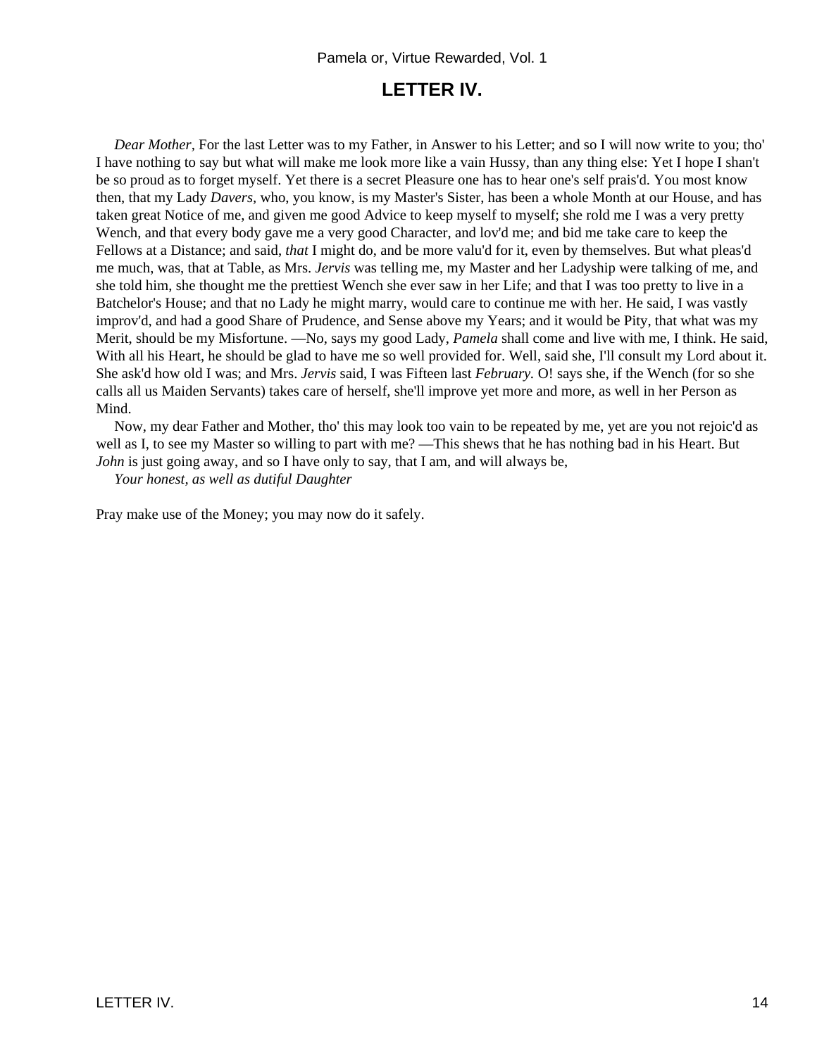## LETTER IV.

*Dear Mother,* For the last Letter was to my Father, in Answer to his Letter; and so I will now write to you; tho' I have nothing to say but what will make me look more like a vain Hussy, than any thing else: Yet I hope I shan't be so proud as to forget myself. Yet there is a secret Pleasure one has to hear one's self prais'd. You most know then, that my Lady *Davers*, who, you know, is my Master's Sister, has been a whole Month at our House, and has taken great Notice of me, and given me good Advice to keep myself to myself; she rold me I was a very pretty Wench, and that every body gave me a very good Character, and lov'd me; and bid me take care to keep the Fellows at a Distance; and said, *that* I might do, and be more valu'd for it, even by themselves. But what pleas'd me much, was, that at Table, as Mrs. *Jervis* was telling me, my Master and her Ladyship were talking of me, and she told him, she thought me the prettiest Wench she ever saw in her Life; and that I was too pretty to live in a Batchelor's House; and that no Lady he might marry, would care to continue me with her. He said, I was vastly improv'd, and had a good Share of Prudence, and Sense above my Years; and it would be Pity, that what was my Merit, should be my Misfortune. —No, says my good Lady, *Pamela* shall come and live with me, I think. He said, With all his Heart, he should be glad to have me so well provided for. Well, said she, I'll consult my Lord about it. She ask'd how old I was; and Mrs. *Jervis* said, I was Fifteen last *February.* O! says she, if the Wench (for so she calls all us Maiden Servants) takes care of herself, she'll improve yet more and more, as well in her Person as Mind.

Now, my dear Father and Mother, tho' this may look too vain to be repeated by me, yet are you not rejoic'd as well as I, to see my Master so willing to part with me? —This shews that he has nothing bad in his Heart. But *John* is just going away, and so I have only to say, that I am, and will always be,

*Your honest, as well as dutiful Daughter*

Pray make use of the Money; you may now do it safely.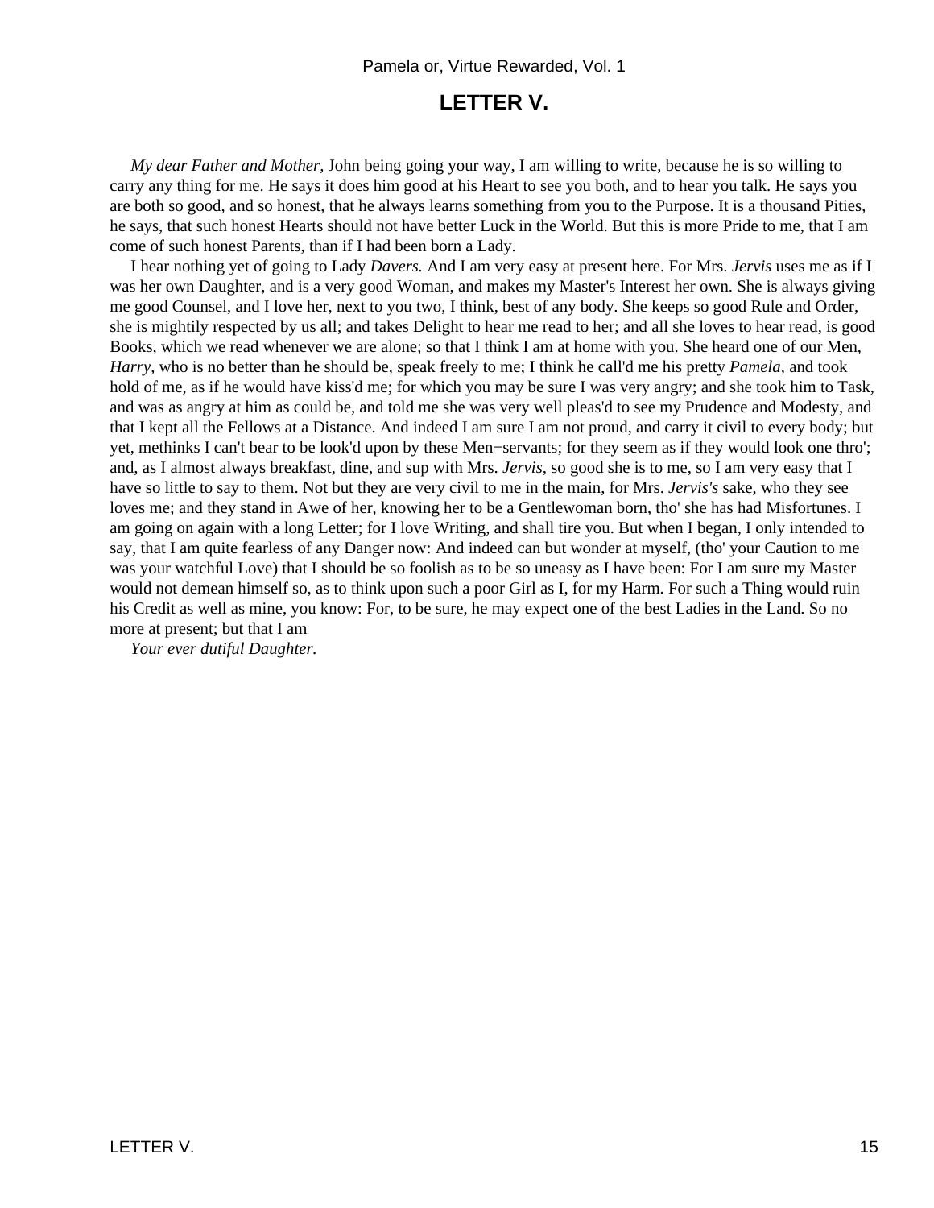## LETTER V.

*My dear Father and Mother,* John being going your way, I am willing to write, because he is so willing to carry any thing for me. He says it does him good at his Heart to see you both, and to hear you talk. He says you are both so good, and so honest, that he always learns something from you to the Purpose. It is a thousand Pities, he says, that such honest Hearts should not have better Luck in the World. But this is more Pride to me, that I am come of such honest Parents, than if I had been born a Lady.

I hear nothing yet of going to Lady *Davers.* And I am very easy at present here. For Mrs. *Jervis* uses me as if I was her own Daughter, and is a very good Woman, and makes my Master's Interest her own. She is always giving me good Counsel, and I love her, next to you two, I think, best of any body. She keeps so good Rule and Order, she is mightily respected by us all; and takes Delight to hear me read to her; and all she loves to hear read, is good Books, which we read whenever we are alone; so that I think I am at home with you. She heard one of our Men, *Harry,* who is no better than he should be, speak freely to me; I think he call'd me his pretty *Pamela,* and took hold of me, as if he would have kiss'd me; for which you may be sure I was very angry; and she took him to Task, and was as angry at him as could be, and told me she was very well pleas'd to see my Prudence and Modesty, and that I kept all the Fellows at a Distance. And indeed I am sure I am not proud, and carry it civil to every body; but yet, methinks I can't bear to be look'd upon by these Men−servants; for they seem as if they would look one thro'; and, as I almost always breakfast, dine, and sup with Mrs. *Jervis*, so good she is to me, so I am very easy that I have so little to say to them. Not but they are very civil to me in the main, for Mrs. *Jervis's* sake, who they see loves me; and they stand in Awe of her, knowing her to be a Gentlewoman born, tho' she has had Misfortunes. I am going on again with a long Letter; for I love Writing, and shall tire you. But when I began, I only intended to say, that I am quite fearless of any Danger now: And indeed can but wonder at myself, (tho' your Caution to me was your watchful Love) that I should be so foolish as to be so uneasy as I have been: For I am sure my Master would not demean himself so, as to think upon such a poor Girl as I, for my Harm. For such a Thing would ruin his Credit as well as mine, you know: For, to be sure, he may expect one of the best Ladies in the Land. So no more at present; but that I am

*Your ever dutiful Daughter.*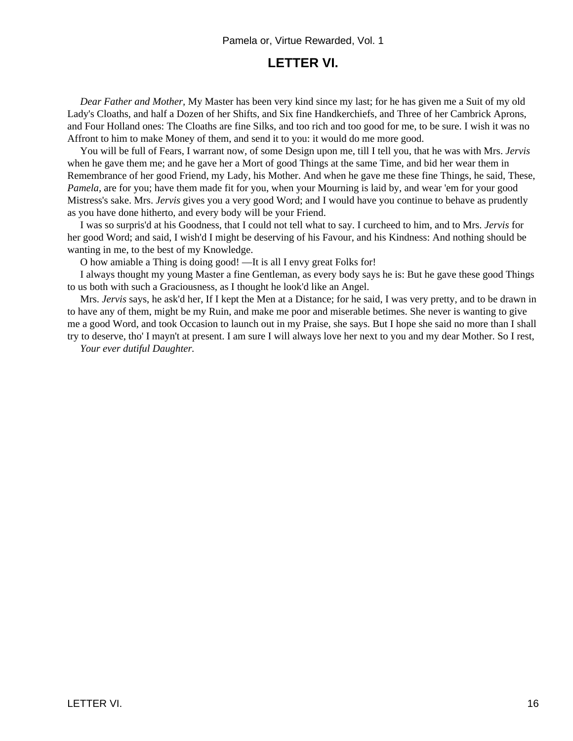# LETTER VI.

*Dear Father and Mother,* My Master has been very kind since my last; for he has given me a Suit of my old Lady's Cloaths, and half a Dozen of her Shifts, and Six fine Handkerchiefs, and Three of her Cambrick Aprons, and Four Holland ones: The Cloaths are fine Silks, and too rich and too good for me, to be sure. I wish it was no Affront to him to make Money of them, and send it to you: it would do me more good.

You will be full of Fears, I warrant now, of some Design upon me, till I tell you, that he was with Mrs. *Jervis* when he gave them me; and he gave her a Mort of good Things at the same Time, and bid her wear them in Remembrance of her good Friend, my Lady, his Mother. And when he gave me these fine Things, he said, These, *Pamela,* are for you; have them made fit for you, when your Mourning is laid by, and wear 'em for your good Mistress's sake. Mrs. *Jervis* gives you a very good Word; and I would have you continue to behave as prudently as you have done hitherto, and every body will be your Friend.

I was so surpris'd at his Goodness, that I could not tell what to say. I curcheed to him, and to Mrs. *Jervis* for her good Word; and said, I wish'd I might be deserving of his Favour, and his Kindness: And nothing should be wanting in me, to the best of my Knowledge.

O how amiable a Thing is doing good! —It is all I envy great Folks for!

I always thought my young Master a fine Gentleman, as every body says he is: But he gave these good Things to us both with such a Graciousness, as I thought he look'd like an Angel.

Mrs. *Jervis* says, he ask'd her, If I kept the Men at a Distance; for he said, I was very pretty, and to be drawn in to have any of them, might be my Ruin, and make me poor and miserable betimes. She never is wanting to give me a good Word, and took Occasion to launch out in my Praise, she says. But I hope she said no more than I shall try to deserve, tho' I mayn't at present. I am sure I will always love her next to you and my dear Mother. So I rest,

*Your ever dutiful Daughter.*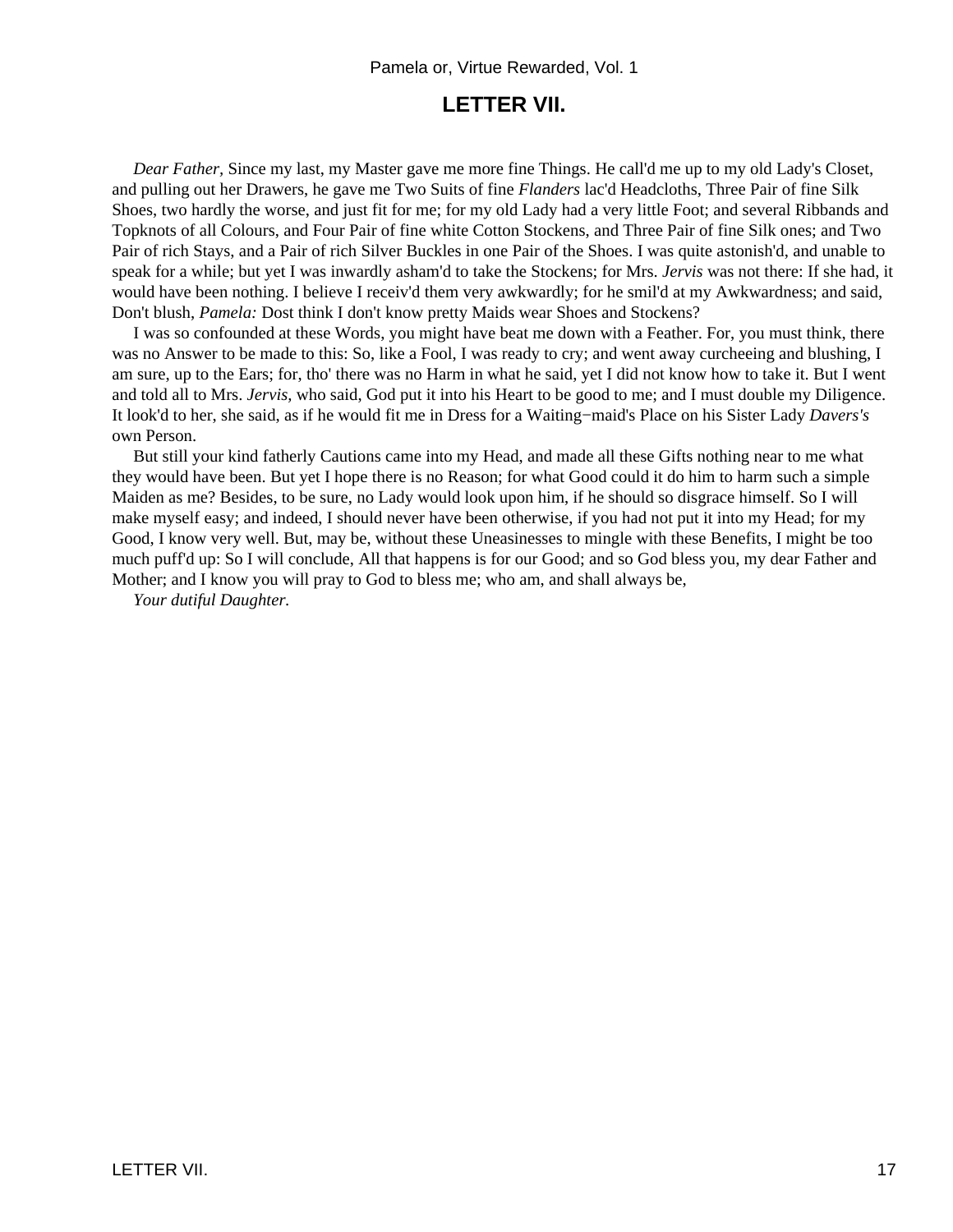## LETTER VII.

*Dear Father,* Since my last, my Master gave me more fine Things. He call'd me up to my old Lady's Closet, and pulling out her Drawers, he gave me Two Suits of fine *Flanders* lac'd Headcloths, Three Pair of fine Silk Shoes, two hardly the worse, and just fit for me; for my old Lady had a very little Foot; and several Ribbands and Topknots of all Colours, and Four Pair of fine white Cotton Stockens, and Three Pair of fine Silk ones; and Two Pair of rich Stays, and a Pair of rich Silver Buckles in one Pair of the Shoes. I was quite astonish'd, and unable to speak for a while; but yet I was inwardly asham'd to take the Stockens; for Mrs. *Jervis* was not there: If she had, it would have been nothing. I believe I receiv'd them very awkwardly; for he smil'd at my Awkwardness; and said, Don't blush, *Pamela:* Dost think I don't know pretty Maids wear Shoes and Stockens?

I was so confounded at these Words, you might have beat me down with a Feather. For, you must think, there was no Answer to be made to this: So, like a Fool, I was ready to cry; and went away curcheeing and blushing, I am sure, up to the Ears; for, tho' there was no Harm in what he said, yet I did not know how to take it. But I went and told all to Mrs. *Jervis,* who said, God put it into his Heart to be good to me; and I must double my Diligence. It look'd to her, she said, as if he would fit me in Dress for a Waiting−maid's Place on his Sister Lady *Davers's* own Person.

But still your kind fatherly Cautions came into my Head, and made all these Gifts nothing near to me what they would have been. But yet I hope there is no Reason; for what Good could it do him to harm such a simple Maiden as me? Besides, to be sure, no Lady would look upon him, if he should so disgrace himself. So I will make myself easy; and indeed, I should never have been otherwise, if you had not put it into my Head; for my Good, I know very well. But, may be, without these Uneasinesses to mingle with these Benefits, I might be too much puff'd up: So I will conclude, All that happens is for our Good; and so God bless you, my dear Father and Mother; and I know you will pray to God to bless me; who am, and shall always be,

*Your dutiful Daughter.*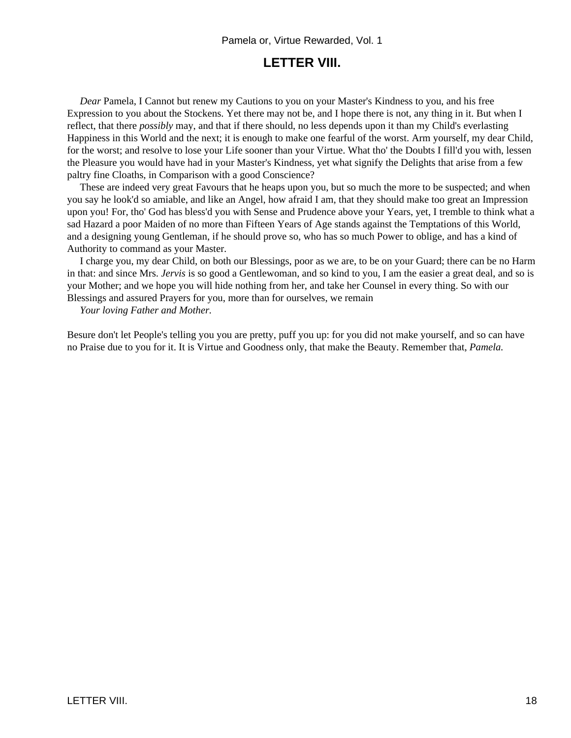## LETTER VIII.

*Dear* Pamela, I Cannot but renew my Cautions to you on your Master's Kindness to you, and his free Expression to you about the Stockens. Yet there may not be, and I hope there is not, any thing in it. But when I reflect, that there *possibly* may, and that if there should, no less depends upon it than my Child's everlasting Happiness in this World and the next; it is enough to make one fearful of the worst. Arm yourself, my dear Child, for the worst; and resolve to lose your Life sooner than your Virtue. What tho' the Doubts I fill'd you with, lessen the Pleasure you would have had in your Master's Kindness, yet what signify the Delights that arise from a few paltry fine Cloaths, in Comparison with a good Conscience?

These are indeed very great Favours that he heaps upon you, but so much the more to be suspected; and when you say he look'd so amiable, and like an Angel, how afraid I am, that they should make too great an Impression upon you! For, tho' God has bless'd you with Sense and Prudence above your Years, yet, I tremble to think what a sad Hazard a poor Maiden of no more than Fifteen Years of Age stands against the Temptations of this World, and a designing young Gentleman, if he should prove so, who has so much Power to oblige, and has a kind of Authority to command as your Master.

I charge you, my dear Child, on both our Blessings, poor as we are, to be on your Guard; there can be no Harm in that: and since Mrs. *Jervis* is so good a Gentlewoman, and so kind to you, I am the easier a great deal, and so is your Mother; and we hope you will hide nothing from her, and take her Counsel in every thing. So with our Blessings and assured Prayers for you, more than for ourselves, we remain

*Your loving Father and Mother.*

Besure don't let People's telling you you are pretty, puff you up: for you did not make yourself, and so can have no Praise due to you for it. It is Virtue and Goodness only, that make the Beauty. Remember that, *Pamela.*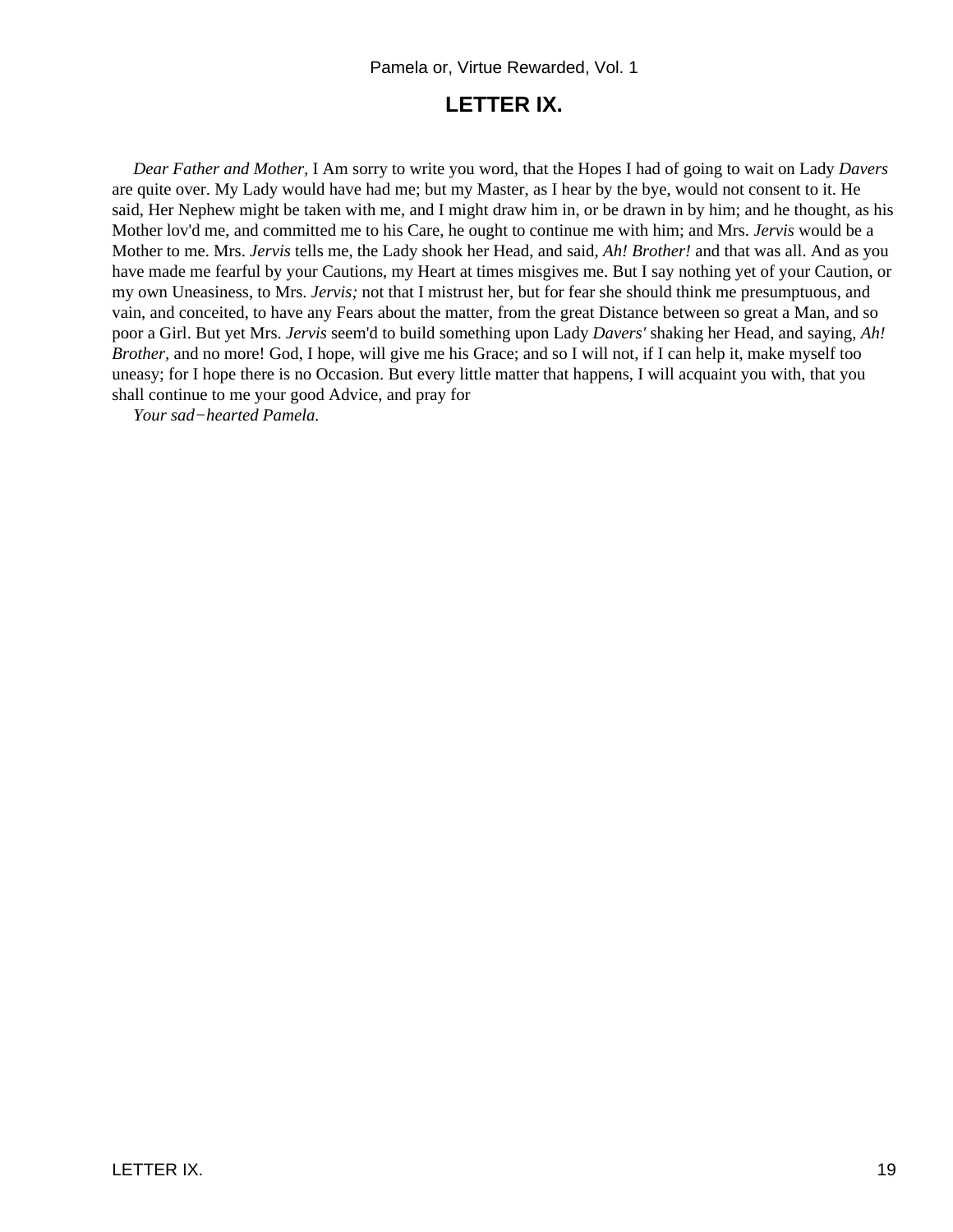## LETTER IX.

*Dear Father and Mother,* I Am sorry to write you word, that the Hopes I had of going to wait on Lady *Davers* are quite over. My Lady would have had me; but my Master, as I hear by the bye, would not consent to it. He said, Her Nephew might be taken with me, and I might draw him in, or be drawn in by him; and he thought, as his Mother lov'd me, and committed me to his Care, he ought to continue me with him; and Mrs. *Jervis* would be a Mother to me. Mrs. *Jervis* tells me, the Lady shook her Head, and said, *Ah! Brother!* and that was all. And as you have made me fearful by your Cautions, my Heart at times misgives me. But I say nothing yet of your Caution, or my own Uneasiness, to Mrs. *Jervis;* not that I mistrust her, but for fear she should think me presumptuous, and vain, and conceited, to have any Fears about the matter, from the great Distance between so great a Man, and so poor a Girl. But yet Mrs. *Jervis* seem'd to build something upon Lady *Davers'* shaking her Head, and saying, *Ah! Brother,* and no more! God, I hope, will give me his Grace; and so I will not, if I can help it, make myself too uneasy; for I hope there is no Occasion. But every little matter that happens, I will acquaint you with, that you shall continue to me your good Advice, and pray for

*Your sad−hearted Pamela.*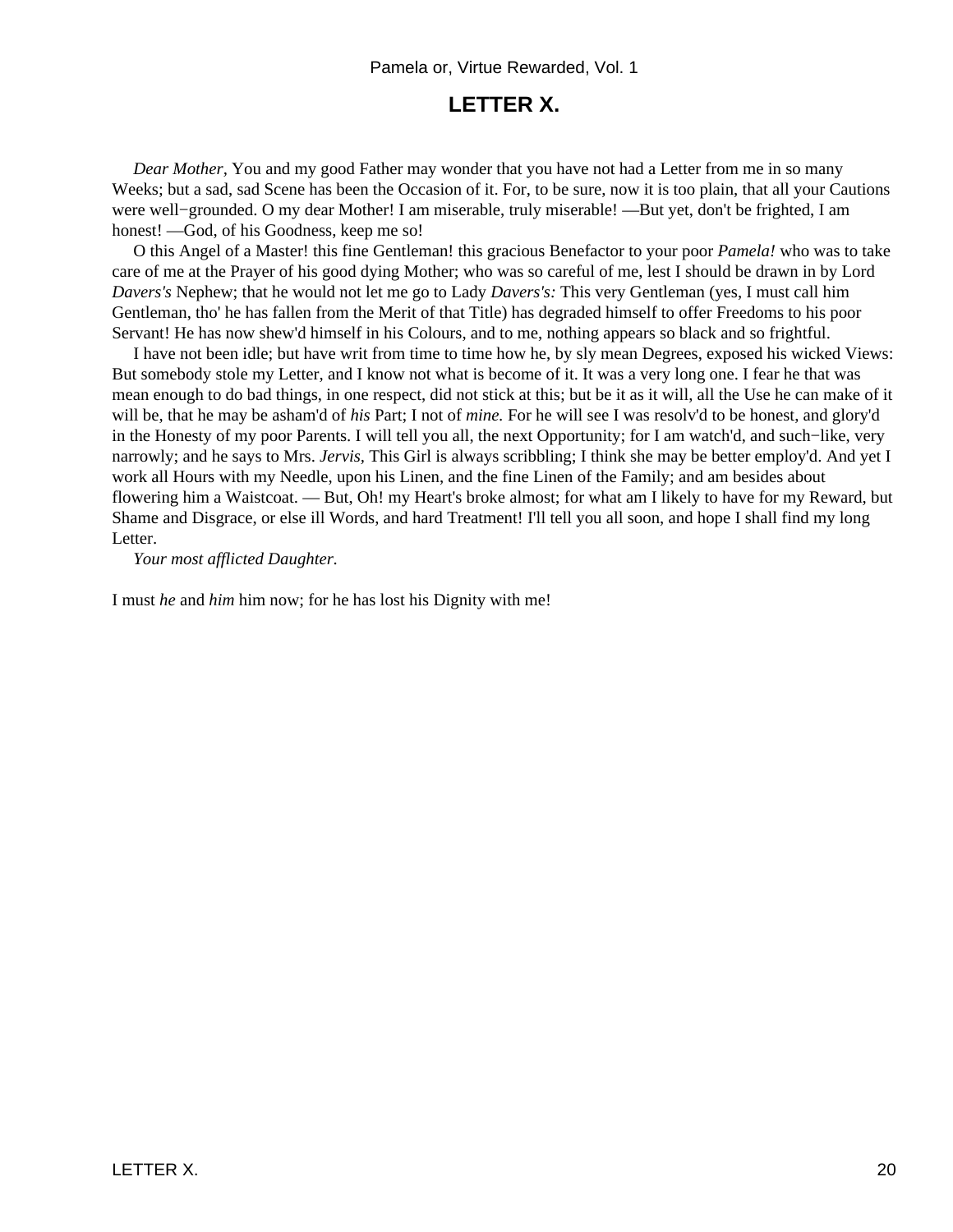# LETTER X.

*Dear Mother,* You and my good Father may wonder that you have not had a Letter from me in so many Weeks; but a sad, sad Scene has been the Occasion of it. For, to be sure, now it is too plain, that all your Cautions were well−grounded. O my dear Mother! I am miserable, truly miserable! —But yet, don't be frighted, I am honest! —God, of his Goodness, keep me so!

O this Angel of a Master! this fine Gentleman! this gracious Benefactor to your poor *Pamela!* who was to take care of me at the Prayer of his good dying Mother; who was so careful of me, lest I should be drawn in by Lord *Davers's* Nephew; that he would not let me go to Lady *Davers's:* This very Gentleman (yes, I must call him Gentleman, tho' he has fallen from the Merit of that Title) has degraded himself to offer Freedoms to his poor Servant! He has now shew'd himself in his Colours, and to me, nothing appears so black and so frightful.

I have not been idle; but have writ from time to time how he, by sly mean Degrees, exposed his wicked Views: But somebody stole my Letter, and I know not what is become of it. It was a very long one. I fear he that was mean enough to do bad things, in one respect, did not stick at this; but be it as it will, all the Use he can make of it will be, that he may be asham'd of *his* Part; I not of *mine.* For he will see I was resolv'd to be honest, and glory'd in the Honesty of my poor Parents. I will tell you all, the next Opportunity; for I am watch'd, and such−like, very narrowly; and he says to Mrs. *Jervis,* This Girl is always scribbling; I think she may be better employ'd. And yet I work all Hours with my Needle, upon his Linen, and the fine Linen of the Family; and am besides about flowering him a Waistcoat. — But, Oh! my Heart's broke almost; for what am I likely to have for my Reward, but Shame and Disgrace, or else ill Words, and hard Treatment! I'll tell you all soon, and hope I shall find my long Letter.

*Your most afflicted Daughter.*

I must *he* and *him* him now; for he has lost his Dignity with me!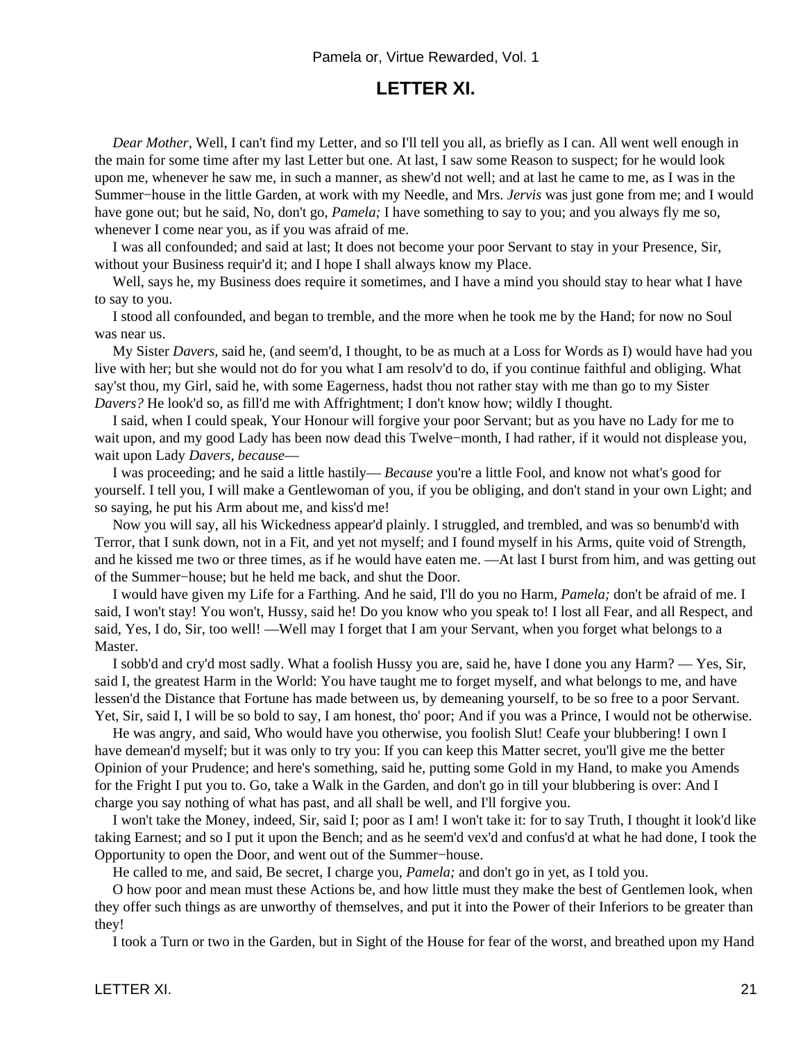# LETTER XI.

*Dear Mother,* Well, I can't find my Letter, and so I'll tell you all, as briefly as I can. All went well enough in the main for some time after my last Letter but one. At last, I saw some Reason to suspect; for he would look upon me, whenever he saw me, in such a manner, as shew'd not well; and at last he came to me, as I was in the Summer−house in the little Garden, at work with my Needle, and Mrs. *Jervis* was just gone from me; and I would have gone out; but he said, No, don't go, *Pamela;* I have something to say to you; and you always fly me so, whenever I come near you, as if you was afraid of me.

I was all confounded; and said at last; It does not become your poor Servant to stay in your Presence, Sir, without your Business requir'd it; and I hope I shall always know my Place.

Well, says he, my Business does require it sometimes, and I have a mind you should stay to hear what I have to say to you.

I stood all confounded, and began to tremble, and the more when he took me by the Hand; for now no Soul was near us.

My Sister *Davers,* said he, (and seem'd, I thought, to be as much at a Loss for Words as I) would have had you live with her; but she would not do for you what I am resolv'd to do, if you continue faithful and obliging. What say'st thou, my Girl, said he, with some Eagerness, hadst thou not rather stay with me than go to my Sister *Davers?* He look'd so, as fill'd me with Affrightment; I don't know how; wildly I thought.

I said, when I could speak, Your Honour will forgive your poor Servant; but as you have no Lady for me to wait upon, and my good Lady has been now dead this Twelve−month, I had rather, if it would not displease you, wait upon Lady *Davers, because*—

I was proceeding; and he said a little hastily— *Because* you're a little Fool, and know not what's good for yourself. I tell you, I will make a Gentlewoman of you, if you be obliging, and don't stand in your own Light; and so saying, he put his Arm about me, and kiss'd me!

Now you will say, all his Wickedness appear'd plainly. I struggled, and trembled, and was so benumb'd with Terror, that I sunk down, not in a Fit, and yet not myself; and I found myself in his Arms, quite void of Strength, and he kissed me two or three times, as if he would have eaten me. —At last I burst from him, and was getting out of the Summer−house; but he held me back, and shut the Door.

I would have given my Life for a Farthing. And he said, I'll do you no Harm, *Pamela;* don't be afraid of me. I said, I won't stay! You won't, Hussy, said he! Do you know who you speak to! I lost all Fear, and all Respect, and said, Yes, I do, Sir, too well! —Well may I forget that I am your Servant, when you forget what belongs to a Master.

I sobb'd and cry'd most sadly. What a foolish Hussy you are, said he, have I done you any Harm? — Yes, Sir, said I, the greatest Harm in the World: You have taught me to forget myself, and what belongs to me, and have lessen'd the Distance that Fortune has made between us, by demeaning yourself, to be so free to a poor Servant. Yet, Sir, said I, I will be so bold to say, I am honest, tho' poor; And if you was a Prince, I would not be otherwise.

He was angry, and said, Who would have you otherwise, you foolish Slut! Ceafe your blubbering! I own I have demean'd myself; but it was only to try you: If you can keep this Matter secret, you'll give me the better Opinion of your Prudence; and here's something, said he, putting some Gold in my Hand, to make you Amends for the Fright I put you to. Go, take a Walk in the Garden, and don't go in till your blubbering is over: And I charge you say nothing of what has past, and all shall be well, and I'll forgive you.

I won't take the Money, indeed, Sir, said I; poor as I am! I won't take it: for to say Truth, I thought it look'd like taking Earnest; and so I put it upon the Bench; and as he seem'd vex'd and confus'd at what he had done, I took the Opportunity to open the Door, and went out of the Summer−house.

He called to me, and said, Be secret, I charge you, *Pamela;* and don't go in yet, as I told you.

O how poor and mean must these Actions be, and how little must they make the best of Gentlemen look, when they offer such things as are unworthy of themselves, and put it into the Power of their Inferiors to be greater than they!

I took a Turn or two in the Garden, but in Sight of the House for fear of the worst, and breathed upon my Hand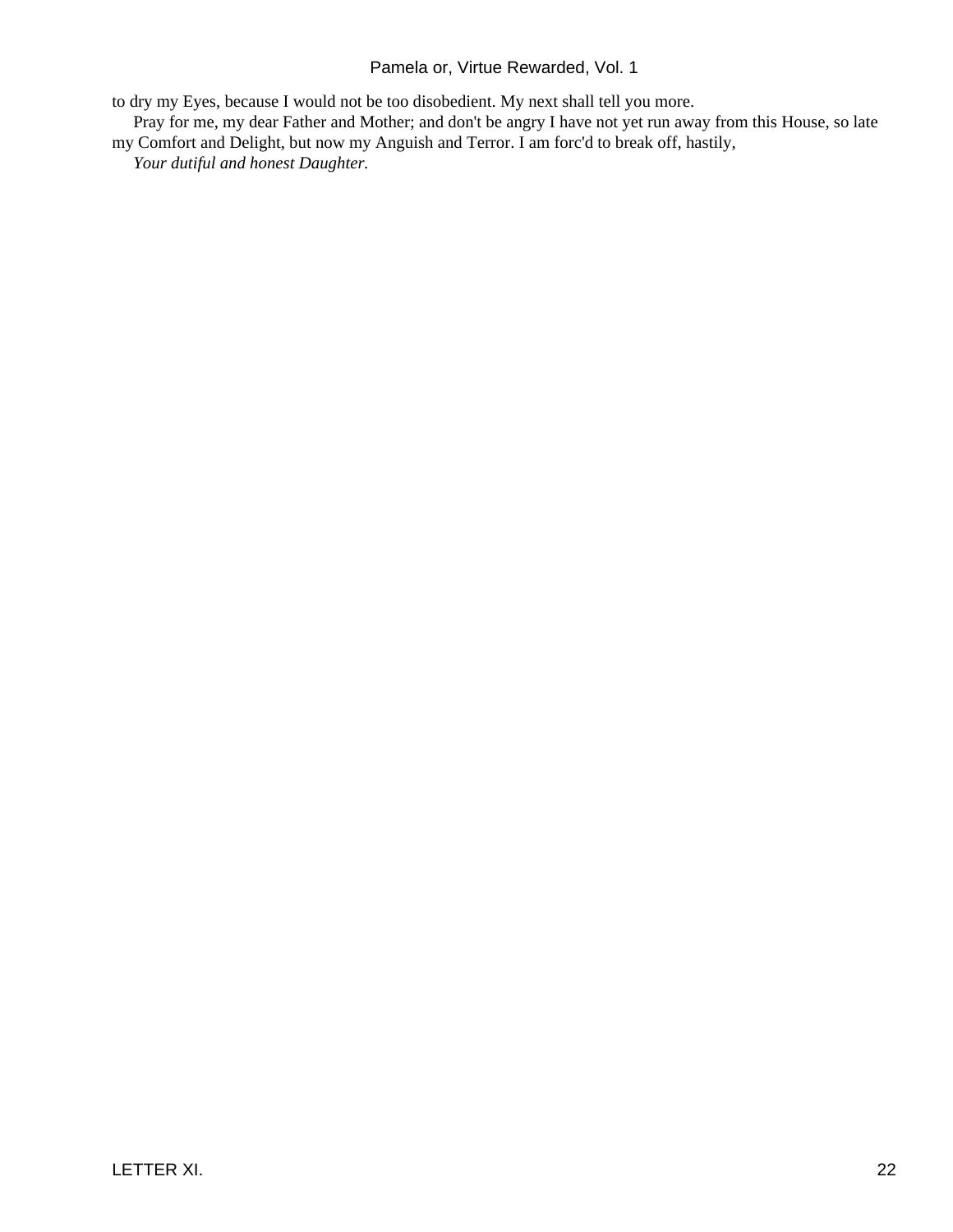to dry my Eyes, because I would not be too disobedient. My next shall tell you more.

Pray for me, my dear Father and Mother; and don't be angry I have not yet run away from this House, so late my Comfort and Delight, but now my Anguish and Terror. I am forc'd to break off, hastily,

*Your dutiful and honest Daughter.*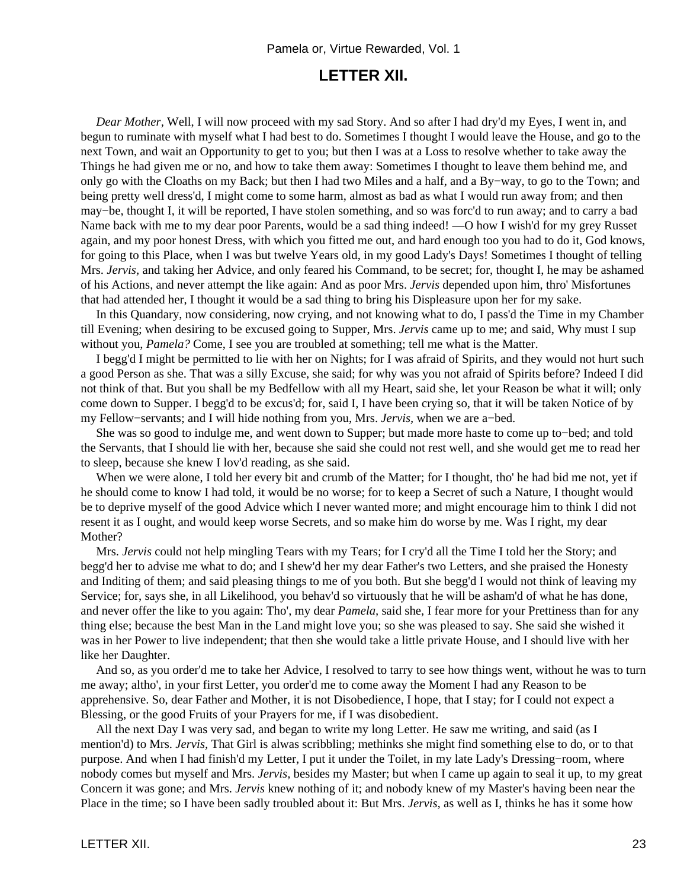## LETTER XII.

*Dear Mother,* Well, I will now proceed with my sad Story. And so after I had dry'd my Eyes, I went in, and begun to ruminate with myself what I had best to do. Sometimes I thought I would leave the House, and go to the next Town, and wait an Opportunity to get to you; but then I was at a Loss to resolve whether to take away the Things he had given me or no, and how to take them away: Sometimes I thought to leave them behind me, and only go with the Cloaths on my Back; but then I had two Miles and a half, and a By−way, to go to the Town; and being pretty well dress'd, I might come to some harm, almost as bad as what I would run away from; and then may−be, thought I, it will be reported, I have stolen something, and so was forc'd to run away; and to carry a bad Name back with me to my dear poor Parents, would be a sad thing indeed! —O how I wish'd for my grey Russet again, and my poor honest Dress, with which you fitted me out, and hard enough too you had to do it, God knows, for going to this Place, when I was but twelve Years old, in my good Lady's Days! Sometimes I thought of telling Mrs. *Jervis,* and taking her Advice, and only feared his Command, to be secret; for, thought I, he may be ashamed of his Actions, and never attempt the like again: And as poor Mrs. *Jervis* depended upon him, thro' Misfortunes that had attended her, I thought it would be a sad thing to bring his Displeasure upon her for my sake.

In this Quandary, now considering, now crying, and not knowing what to do, I pass'd the Time in my Chamber till Evening; when desiring to be excused going to Supper, Mrs. *Jervis* came up to me; and said, Why must I sup without you, *Pamela?* Come, I see you are troubled at something; tell me what is the Matter.

I begg'd I might be permitted to lie with her on Nights; for I was afraid of Spirits, and they would not hurt such a good Person as she. That was a silly Excuse, she said; for why was you not afraid of Spirits before? Indeed I did not think of that. But you shall be my Bedfellow with all my Heart, said she, let your Reason be what it will; only come down to Supper. I begg'd to be excus'd; for, said I, I have been crying so, that it will be taken Notice of by my Fellow−servants; and I will hide nothing from you, Mrs. *Jervis,* when we are a−bed.

She was so good to indulge me, and went down to Supper; but made more haste to come up to−bed; and told the Servants, that I should lie with her, because she said she could not rest well, and she would get me to read her to sleep, because she knew I lov'd reading, as she said.

When we were alone, I told her every bit and crumb of the Matter; for I thought, tho' he had bid me not, yet if he should come to know I had told, it would be no worse; for to keep a Secret of such a Nature, I thought would be to deprive myself of the good Advice which I never wanted more; and might encourage him to think I did not resent it as I ought, and would keep worse Secrets, and so make him do worse by me. Was I right, my dear Mother?

Mrs. *Jervis* could not help mingling Tears with my Tears; for I cry'd all the Time I told her the Story; and begg'd her to advise me what to do; and I shew'd her my dear Father's two Letters, and she praised the Honesty and Inditing of them; and said pleasing things to me of you both. But she begg'd I would not think of leaving my Service; for, says she, in all Likelihood, you behav'd so virtuously that he will be asham'd of what he has done, and never offer the like to you again: Tho', my dear *Pamela,* said she, I fear more for your Prettiness than for any thing else; because the best Man in the Land might love you; so she was pleased to say. She said she wished it was in her Power to live independent; that then she would take a little private House, and I should live with her like her Daughter.

And so, as you order'd me to take her Advice, I resolved to tarry to see how things went, without he was to turn me away; altho', in your first Letter, you order'd me to come away the Moment I had any Reason to be apprehensive. So, dear Father and Mother, it is not Disobedience, I hope, that I stay; for I could not expect a Blessing, or the good Fruits of your Prayers for me, if I was disobedient.

All the next Day I was very sad, and began to write my long Letter. He saw me writing, and said (as I mention'd) to Mrs. *Jervis,* That Girl is alwas scribbling; methinks she might find something else to do, or to that purpose. And when I had finish'd my Letter, I put it under the Toilet, in my late Lady's Dressing−room, where nobody comes but myself and Mrs. *Jervis,* besides my Master; but when I came up again to seal it up, to my great Concern it was gone; and Mrs. *Jervis* knew nothing of it; and nobody knew of my Master's having been near the Place in the time; so I have been sadly troubled about it: But Mrs. *Jervis,* as well as I, thinks he has it some how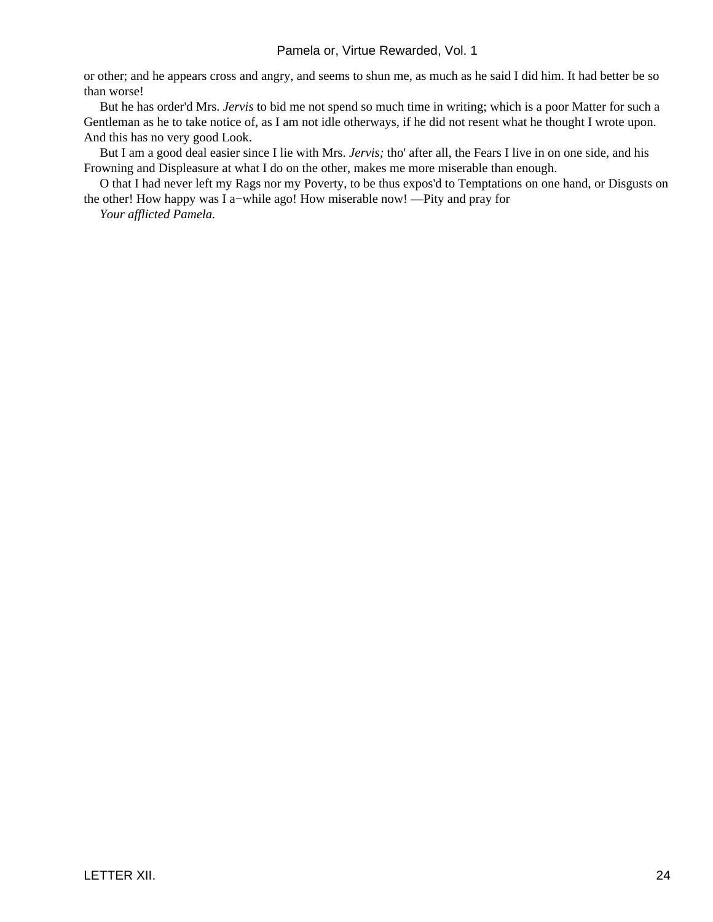or other; and he appears cross and angry, and seems to shun me, as much as he said I did him. It had better be so than worse!

But he has order'd Mrs. *Jervis* to bid me not spend so much time in writing; which is a poor Matter for such a Gentleman as he to take notice of, as I am not idle otherways, if he did not resent what he thought I wrote upon. And this has no very good Look.

But I am a good deal easier since I lie with Mrs. *Jervis;* tho' after all, the Fears I live in on one side, and his Frowning and Displeasure at what I do on the other, makes me more miserable than enough.

O that I had never left my Rags nor my Poverty, to be thus expos'd to Temptations on one hand, or Disgusts on the other! How happy was I a−while ago! How miserable now! —Pity and pray for

*Your afflicted Pamela.*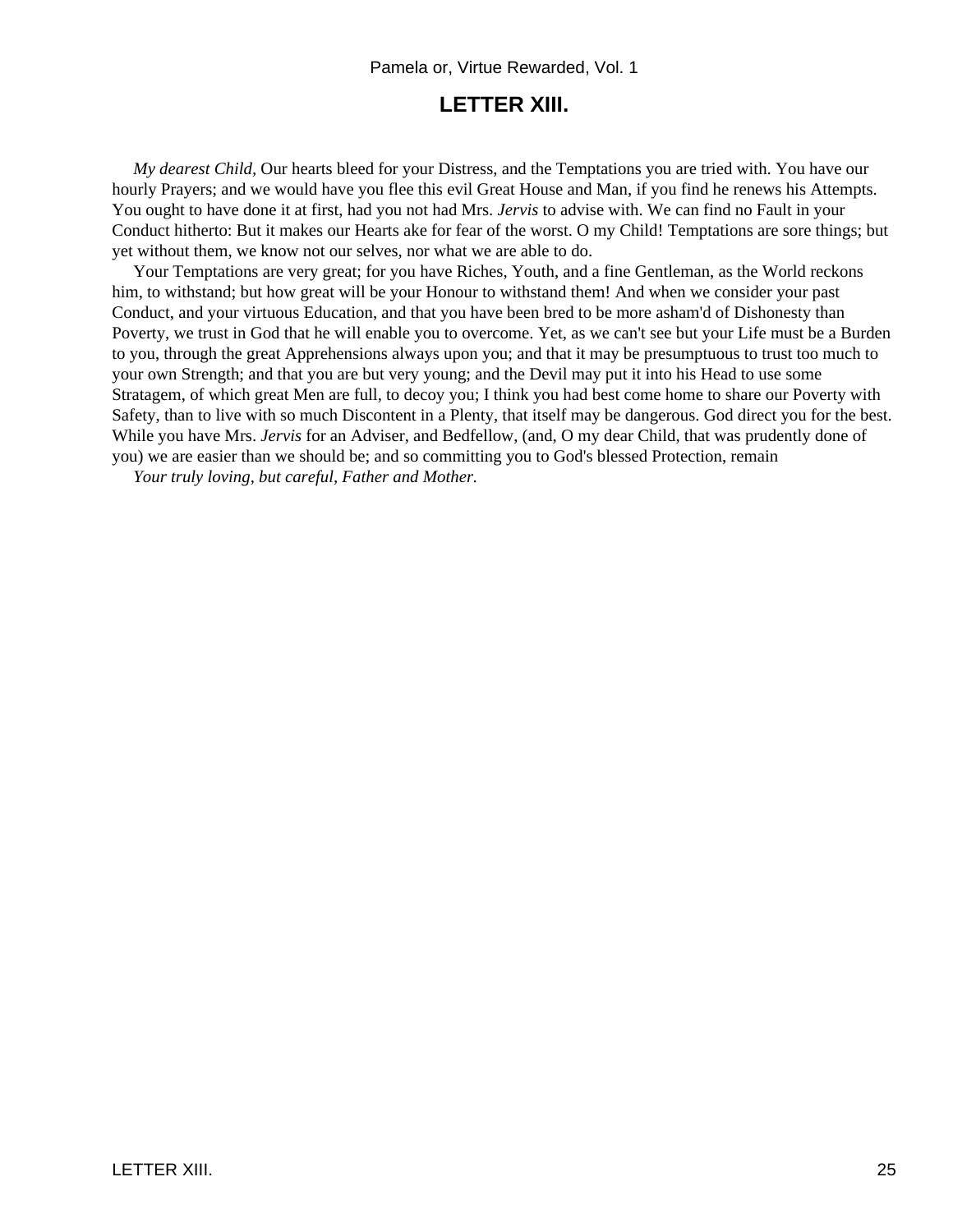## LETTER XIII.

*My dearest Child,* Our hearts bleed for your Distress, and the Temptations you are tried with. You have our hourly Prayers; and we would have you flee this evil Great House and Man, if you find he renews his Attempts. You ought to have done it at first, had you not had Mrs. *Jervis* to advise with. We can find no Fault in your Conduct hitherto: But it makes our Hearts ake for fear of the worst. O my Child! Temptations are sore things; but yet without them, we know not our selves, nor what we are able to do.

Your Temptations are very great; for you have Riches, Youth, and a fine Gentleman, as the World reckons him, to withstand; but how great will be your Honour to withstand them! And when we consider your past Conduct, and your virtuous Education, and that you have been bred to be more asham'd of Dishonesty than Poverty, we trust in God that he will enable you to overcome. Yet, as we can't see but your Life must be a Burden to you, through the great Apprehensions always upon you; and that it may be presumptuous to trust too much to your own Strength; and that you are but very young; and the Devil may put it into his Head to use some Stratagem, of which great Men are full, to decoy you; I think you had best come home to share our Poverty with Safety, than to live with so much Discontent in a Plenty, that itself may be dangerous. God direct you for the best. While you have Mrs. *Jervis* for an Adviser, and Bedfellow, (and, O my dear Child, that was prudently done of you) we are easier than we should be; and so committing you to God's blessed Protection, remain

*Your truly loving, but careful, Father and Mother.*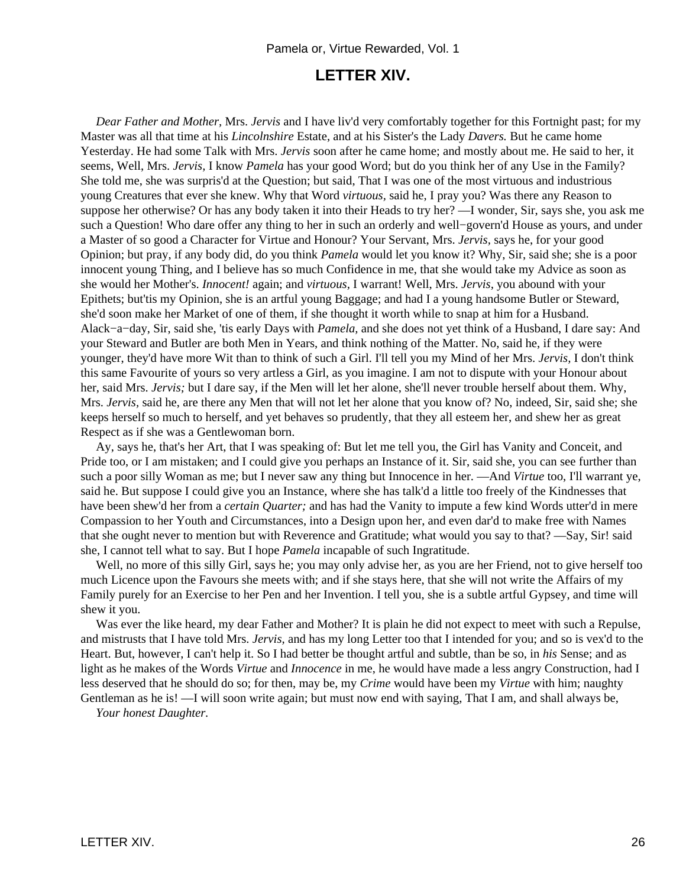## LETTER XIV.

*Dear Father and Mother,* Mrs. *Jervis* and I have liv'd very comfortably together for this Fortnight past; for my Master was all that time at his *Lincolnshire* Estate, and at his Sister's the Lady *Davers.* But he came home Yesterday. He had some Talk with Mrs. *Jervis* soon after he came home; and mostly about me. He said to her, it seems, Well, Mrs. *Jervis,* I know *Pamela* has your good Word; but do you think her of any Use in the Family? She told me, she was surpris'd at the Question; but said, That I was one of the most virtuous and industrious young Creatures that ever she knew. Why that Word *virtuous,* said he, I pray you? Was there any Reason to suppose her otherwise? Or has any body taken it into their Heads to try her? —I wonder, Sir, says she, you ask me such a Question! Who dare offer any thing to her in such an orderly and well−govern'd House as yours, and under a Master of so good a Character for Virtue and Honour? Your Servant, Mrs. *Jervis,* says he, for your good Opinion; but pray, if any body did, do you think *Pamela* would let you know it? Why, Sir, said she; she is a poor innocent young Thing, and I believe has so much Confidence in me, that she would take my Advice as soon as she would her Mother's. *Innocent!* again; and *virtuous,* I warrant! Well, Mrs. *Jervis,* you abound with your Epithets; but'tis my Opinion, she is an artful young Baggage; and had I a young handsome Butler or Steward, she'd soon make her Market of one of them, if she thought it worth while to snap at him for a Husband. Alack−a−day, Sir, said she, 'tis early Days with *Pamela,* and she does not yet think of a Husband, I dare say: And your Steward and Butler are both Men in Years, and think nothing of the Matter. No, said he, if they were younger, they'd have more Wit than to think of such a Girl. I'll tell you my Mind of her Mrs. *Jervis,* I don't think this same Favourite of yours so very artless a Girl, as you imagine. I am not to dispute with your Honour about her, said Mrs. *Jervis;* but I dare say, if the Men will let her alone, she'll never trouble herself about them. Why, Mrs. *Jervis,* said he, are there any Men that will not let her alone that you know of? No, indeed, Sir, said she; she keeps herself so much to herself, and yet behaves so prudently, that they all esteem her, and shew her as great Respect as if she was a Gentlewoman born.

Ay, says he, that's her Art, that I was speaking of: But let me tell you, the Girl has Vanity and Conceit, and Pride too, or I am mistaken; and I could give you perhaps an Instance of it. Sir, said she, you can see further than such a poor silly Woman as me; but I never saw any thing but Innocence in her. —And *Virtue* too, I'll warrant ye, said he. But suppose I could give you an Instance, where she has talk'd a little too freely of the Kindnesses that have been shew'd her from a *certain Quarter;* and has had the Vanity to impute a few kind Words utter'd in mere Compassion to her Youth and Circumstances, into a Design upon her, and even dar'd to make free with Names that she ought never to mention but with Reverence and Gratitude; what would you say to that? —Say, Sir! said she, I cannot tell what to say. But I hope *Pamela* incapable of such Ingratitude.

Well, no more of this silly Girl, says he; you may only advise her, as you are her Friend, not to give herself too much Licence upon the Favours she meets with; and if she stays here, that she will not write the Affairs of my Family purely for an Exercise to her Pen and her Invention. I tell you, she is a subtle artful Gypsey, and time will shew it you.

Was ever the like heard, my dear Father and Mother? It is plain he did not expect to meet with such a Repulse, and mistrusts that I have told Mrs. *Jervis,* and has my long Letter too that I intended for you; and so is vex'd to the Heart. But, however, I can't help it. So I had better be thought artful and subtle, than be so, in *his* Sense; and as light as he makes of the Words *Virtue* and *Innocence* in me, he would have made a less angry Construction, had I less deserved that he should do so; for then, may be, my *Crime* would have been my *Virtue* with him; naughty Gentleman as he is! —I will soon write again; but must now end with saying, That I am, and shall always be,

*Your honest Daughter.*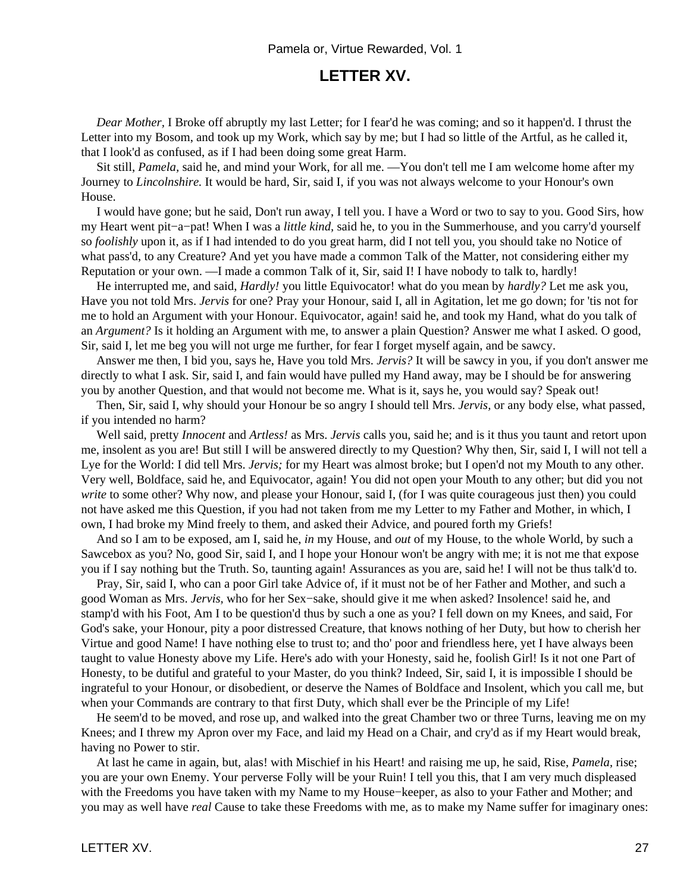## LETTER XV.

*Dear Mother,* I Broke off abruptly my last Letter; for I fear'd he was coming; and so it happen'd. I thrust the Letter into my Bosom, and took up my Work, which say by me; but I had so little of the Artful, as he called it, that I look'd as confused, as if I had been doing some great Harm.

Sit still, *Pamela,* said he, and mind your Work, for all me. —You don't tell me I am welcome home after my Journey to *Lincolnshire.* It would be hard, Sir, said I, if you was not always welcome to your Honour's own House.

I would have gone; but he said, Don't run away, I tell you. I have a Word or two to say to you. Good Sirs, how my Heart went pit−a−pat! When I was a *little kind,* said he, to you in the Summerhouse, and you carry'd yourself so *foolishly* upon it, as if I had intended to do you great harm, did I not tell you, you should take no Notice of what pass'd, to any Creature? And yet you have made a common Talk of the Matter, not considering either my Reputation or your own. —I made a common Talk of it, Sir, said I! I have nobody to talk to, hardly!

He interrupted me, and said, *Hardly!* you little Equivocator! what do you mean by *hardly?* Let me ask you, Have you not told Mrs. *Jervis* for one? Pray your Honour, said I, all in Agitation, let me go down; for 'tis not for me to hold an Argument with your Honour. Equivocator, again! said he, and took my Hand, what do you talk of an *Argument?* Is it holding an Argument with me, to answer a plain Question? Answer me what I asked. O good, Sir, said I, let me beg you will not urge me further, for fear I forget myself again, and be sawcy.

Answer me then, I bid you, says he, Have you told Mrs. *Jervis?* It will be sawcy in you, if you don't answer me directly to what I ask. Sir, said I, and fain would have pulled my Hand away, may be I should be for answering you by another Question, and that would not become me. What is it, says he, you would say? Speak out!

Then, Sir, said I, why should your Honour be so angry I should tell Mrs. *Jervis,* or any body else, what passed, if you intended no harm?

Well said, pretty *Innocent* and *Artless!* as Mrs. *Jervis* calls you, said he; and is it thus you taunt and retort upon me, insolent as you are! But still I will be answered directly to my Question? Why then, Sir, said I, I will not tell a Lye for the World: I did tell Mrs. *Jervis;* for my Heart was almost broke; but I open'd not my Mouth to any other. Very well, Boldface, said he, and Equivocator, again! You did not open your Mouth to any other; but did you not *write* to some other? Why now, and please your Honour, said I, (for I was quite courageous just then) you could not have asked me this Question, if you had not taken from me my Letter to my Father and Mother, in which, I own, I had broke my Mind freely to them, and asked their Advice, and poured forth my Griefs!

And so I am to be exposed, am I, said he, *in* my House, and *out* of my House, to the whole World, by such a Sawcebox as you? No, good Sir, said I, and I hope your Honour won't be angry with me; it is not me that expose you if I say nothing but the Truth. So, taunting again! Assurances as you are, said he! I will not be thus talk'd to.

Pray, Sir, said I, who can a poor Girl take Advice of, if it must not be of her Father and Mother, and such a good Woman as Mrs. *Jervis,* who for her Sex−sake, should give it me when asked? Insolence! said he, and stamp'd with his Foot, Am I to be question'd thus by such a one as you? I fell down on my Knees, and said, For God's sake, your Honour, pity a poor distressed Creature, that knows nothing of her Duty, but how to cherish her Virtue and good Name! I have nothing else to trust to; and tho' poor and friendless here, yet I have always been taught to value Honesty above my Life. Here's ado with your Honesty, said he, foolish Girl! Is it not one Part of Honesty, to be dutiful and grateful to your Master, do you think? Indeed, Sir, said I, it is impossible I should be ingrateful to your Honour, or disobedient, or deserve the Names of Boldface and Insolent, which you call me, but when your Commands are contrary to that first Duty, which shall ever be the Principle of my Life!

He seem'd to be moved, and rose up, and walked into the great Chamber two or three Turns, leaving me on my Knees; and I threw my Apron over my Face, and laid my Head on a Chair, and cry'd as if my Heart would break, having no Power to stir.

At last he came in again, but, alas! with Mischief in his Heart! and raising me up, he said, Rise, *Pamela,* rise; you are your own Enemy. Your perverse Folly will be your Ruin! I tell you this, that I am very much displeased with the Freedoms you have taken with my Name to my House−keeper, as also to your Father and Mother; and you may as well have *real* Cause to take these Freedoms with me, as to make my Name suffer for imaginary ones: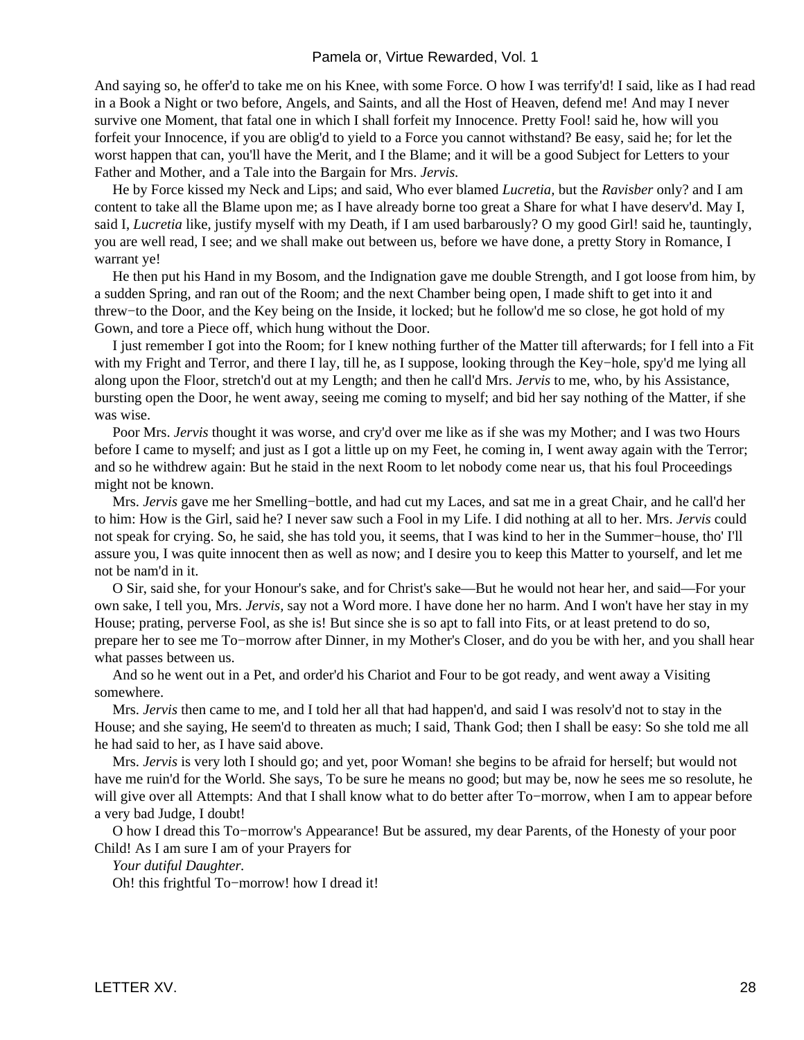And saying so, he offer'd to take me on his Knee, with some Force. O how I was terrify'd! I said, like as I had read in a Book a Night or two before, Angels, and Saints, and all the Host of Heaven, defend me! And may I never survive one Moment, that fatal one in which I shall forfeit my Innocence. Pretty Fool! said he, how will you forfeit your Innocence, if you are oblig'd to yield to a Force you cannot withstand? Be easy, said he; for let the worst happen that can, you'll have the Merit, and I the Blame; and it will be a good Subject for Letters to your Father and Mother, and a Tale into the Bargain for Mrs. *Jervis*.

He by Force kissed my Neck and Lips; and said, Who ever blamed *Lucretia*, but the *Ravisber* only? and I am content to take all the Blame upon me; as I have already borne too great a Share for what I have deserv'd. May I, said I, *Lucretia* like, justify myself with my Death, if I am used barbarously? O my good Girl! said he, tauntingly, you are well read, I see; and we shall make out between us, before we have done, a pretty Story in Romance, I warrant ye!

He then put his Hand in my Bosom, and the Indignation gave me double Strength, and I got loose from him, by a sudden Spring, and ran out of the Room; and the next Chamber being open, I made shift to get into it and threw−to the Door, and the Key being on the Inside, it locked; but he follow'd me so close, he got hold of my Gown, and tore a Piece off, which hung without the Door.

I just remember I got into the Room; for I knew nothing further of the Matter till afterwards; for I fell into a Fit with my Fright and Terror, and there I lay, till he, as I suppose, looking through the Key−hole, spy'd me lying all along upon the Floor, stretch'd out at my Length; and then he call'd Mrs. *Jervis* to me, who, by his Assistance, bursting open the Door, he went away, seeing me coming to myself; and bid her say nothing of the Matter, if she was wise.

Poor Mrs. *Jervis* thought it was worse, and cry'd over me like as if she was my Mother; and I was two Hours before I came to myself; and just as I got a little up on my Feet, he coming in, I went away again with the Terror; and so he withdrew again: But he staid in the next Room to let nobody come near us, that his foul Proceedings might not be known.

Mrs. *Jervis* gave me her Smelling−bottle, and had cut my Laces, and sat me in a great Chair, and he call'd her to him: How is the Girl, said he? I never saw such a Fool in my Life. I did nothing at all to her. Mrs. *Jervis* could not speak for crying. So, he said, she has told you, it seems, that I was kind to her in the Summer−house, tho' I'll assure you, I was quite innocent then as well as now; and I desire you to keep this Matter to yourself, and let me not be nam'd in it.

O Sir, said she, for your Honour's sake, and for Christ's sake—But he would not hear her, and said—For your own sake, I tell you, Mrs. *Jervis*, say not a Word more. I have done her no harm. And I won't have her stay in my House; prating, perverse Fool, as she is! But since she is so apt to fall into Fits, or at least pretend to do so, prepare her to see me To−morrow after Dinner, in my Mother's Closer, and do you be with her, and you shall hear what passes between us.

And so he went out in a Pet, and order'd his Chariot and Four to be got ready, and went away a Visiting somewhere.

Mrs. *Jervis* then came to me, and I told her all that had happen'd, and said I was resolv'd not to stay in the House; and she saying, He seem'd to threaten as much; I said, Thank God; then I shall be easy: So she told me all he had said to her, as I have said above.

Mrs. *Jervis* is very loth I should go; and yet, poor Woman! she begins to be afraid for herself; but would not have me ruin'd for the World. She says, To be sure he means no good; but may be, now he sees me so resolute, he will give over all Attempts: And that I shall know what to do better after To−morrow, when I am to appear before a very bad Judge, I doubt!

O how I dread this To−morrow's Appearance! But be assured, my dear Parents, of the Honesty of your poor Child! As I am sure I am of your Prayers for

*Your dutiful Daughter.*

Oh! this frightful To−morrow! how I dread it!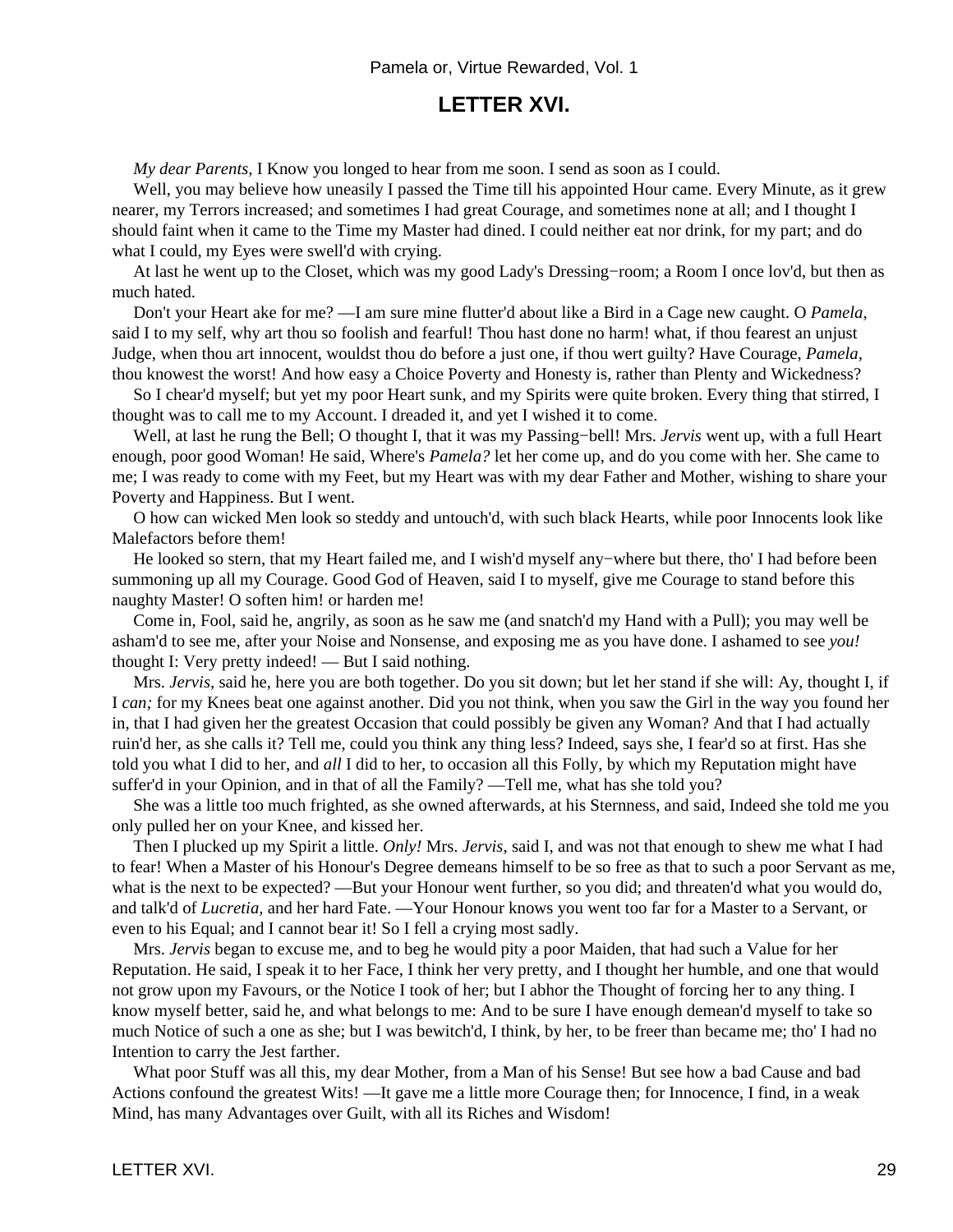## LETTER XVI.

*My dear Parents,* I Know you longed to hear from me soon. I send as soon as I could.

Well, you may believe how uneasily I passed the Time till his appointed Hour came. Every Minute, as it grew nearer, my Terrors increased; and sometimes I had great Courage, and sometimes none at all; and I thought I should faint when it came to the Time my Master had dined. I could neither eat nor drink, for my part; and do what I could, my Eyes were swell'd with crying.

At last he went up to the Closet, which was my good Lady's Dressing−room; a Room I once lov'd, but then as much hated.

Don't your Heart ake for me? —I am sure mine flutter'd about like a Bird in a Cage new caught. O *Pamela,* said I to my self, why art thou so foolish and fearful! Thou hast done no harm! what, if thou fearest an unjust Judge, when thou art innocent, wouldst thou do before a just one, if thou wert guilty? Have Courage, *Pamela,* thou knowest the worst! And how easy a Choice Poverty and Honesty is, rather than Plenty and Wickedness?

So I chear'd myself; but yet my poor Heart sunk, and my Spirits were quite broken. Every thing that stirred, I thought was to call me to my Account. I dreaded it, and yet I wished it to come.

Well, at last he rung the Bell; O thought I, that it was my Passing−bell! Mrs. *Jervis* went up, with a full Heart enough, poor good Woman! He said, Where's *Pamela?* let her come up, and do you come with her. She came to me; I was ready to come with my Feet, but my Heart was with my dear Father and Mother, wishing to share your Poverty and Happiness. But I went.

O how can wicked Men look so steddy and untouch'd, with such black Hearts, while poor Innocents look like Malefactors before them!

He looked so stern, that my Heart failed me, and I wish'd myself any−where but there, tho' I had before been summoning up all my Courage. Good God of Heaven, said I to myself, give me Courage to stand before this naughty Master! O soften him! or harden me!

Come in, Fool, said he, angrily, as soon as he saw me (and snatch'd my Hand with a Pull); you may well be asham'd to see me, after your Noise and Nonsense, and exposing me as you have done. I ashamed to see *you!* thought I: Very pretty indeed! — But I said nothing.

Mrs. *Jervis,* said he, here you are both together. Do you sit down; but let her stand if she will: Ay, thought I, if I *can;* for my Knees beat one against another. Did you not think, when you saw the Girl in the way you found her in, that I had given her the greatest Occasion that could possibly be given any Woman? And that I had actually ruin'd her, as she calls it? Tell me, could you think any thing less? Indeed, says she, I fear'd so at first. Has she told you what I did to her, and *all* I did to her, to occasion all this Folly, by which my Reputation might have suffer'd in your Opinion, and in that of all the Family? —Tell me, what has she told you?

She was a little too much frighted, as she owned afterwards, at his Sternness, and said, Indeed she told me you only pulled her on your Knee, and kissed her.

Then I plucked up my Spirit a little. *Only!* Mrs. *Jervis,* said I, and was not that enough to shew me what I had to fear! When a Master of his Honour's Degree demeans himself to be so free as that to such a poor Servant as me, what is the next to be expected? —But your Honour went further, so you did; and threaten'd what you would do, and talk'd of *Lucretia,* and her hard Fate. —Your Honour knows you went too far for a Master to a Servant, or even to his Equal; and I cannot bear it! So I fell a crying most sadly.

Mrs. *Jervis* began to excuse me, and to beg he would pity a poor Maiden, that had such a Value for her Reputation. He said, I speak it to her Face, I think her very pretty, and I thought her humble, and one that would not grow upon my Favours, or the Notice I took of her; but I abhor the Thought of forcing her to any thing. I know myself better, said he, and what belongs to me: And to be sure I have enough demean'd myself to take so much Notice of such a one as she; but I was bewitch'd, I think, by her, to be freer than became me; tho' I had no Intention to carry the Jest farther.

What poor Stuff was all this, my dear Mother, from a Man of his Sense! But see how a bad Cause and bad Actions confound the greatest Wits! —It gave me a little more Courage then; for Innocence, I find, in a weak Mind, has many Advantages over Guilt, with all its Riches and Wisdom!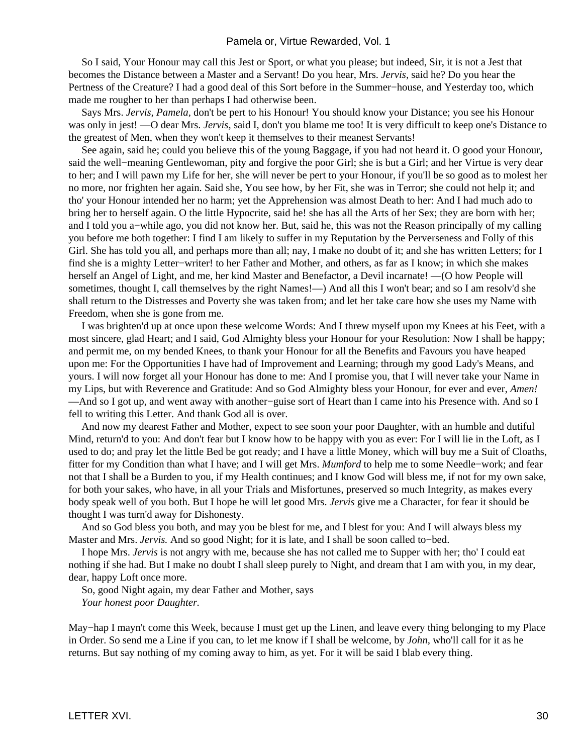So I said, Your Honour may call this Jest or Sport, or what you please; but indeed, Sir, it is not a Jest that becomes the Distance between a Master and a Servant! Do you hear, Mrs. *Jervis,* said he? Do you hear the Pertness of the Creature? I had a good deal of this Sort before in the Summer−house, and Yesterday too, which made me rougher to her than perhaps I had otherwise been.

Says Mrs. *Jervis, Pamela,* don't be pert to his Honour! You should know your Distance; you see his Honour was only in jest! —O dear Mrs. *Jervis,* said I, don't you blame me too! It is very difficult to keep one's Distance to the greatest of Men, when they won't keep it themselves to their meanest Servants!

See again, said he; could you believe this of the young Baggage, if you had not heard it. O good your Honour, said the well−meaning Gentlewoman, pity and forgive the poor Girl; she is but a Girl; and her Virtue is very dear to her; and I will pawn my Life for her, she will never be pert to your Honour, if you'll be so good as to molest her no more, nor frighten her again. Said she, You see how, by her Fit, she was in Terror; she could not help it; and tho' your Honour intended her no harm; yet the Apprehension was almost Death to her: And I had much ado to bring her to herself again. O the little Hypocrite, said he! she has all the Arts of her Sex; they are born with her; and I told you a−while ago, you did not know her. But, said he, this was not the Reason principally of my calling you before me both together: I find I am likely to suffer in my Reputation by the Perverseness and Folly of this Girl. She has told you all, and perhaps more than all; nay, I make no doubt of it; and she has written Letters; for I find she is a mighty Letter−writer! to her Father and Mother, and others, as far as I know; in which she makes herself an Angel of Light, and me, her kind Master and Benefactor, a Devil incarnate! —(O how People will sometimes, thought I, call themselves by the right Names!—) And all this I won't bear; and so I am resolv'd she shall return to the Distresses and Poverty she was taken from; and let her take care how she uses my Name with Freedom, when she is gone from me.

I was brighten'd up at once upon these welcome Words: And I threw myself upon my Knees at his Feet, with a most sincere, glad Heart; and I said, God Almighty bless your Honour for your Resolution: Now I shall be happy; and permit me, on my bended Knees, to thank your Honour for all the Benefits and Favours you have heaped upon me: For the Opportunities I have had of Improvement and Learning; through my good Lady's Means, and yours. I will now forget all your Honour has done to me: And I promise you, that I will never take your Name in my Lips, but with Reverence and Gratitude: And so God Almighty bless your Honour, for ever and ever, *Amen!* —And so I got up, and went away with another−guise sort of Heart than I came into his Presence with. And so I fell to writing this Letter. And thank God all is over.

And now my dearest Father and Mother, expect to see soon your poor Daughter, with an humble and dutiful Mind, return'd to you: And don't fear but I know how to be happy with you as ever: For I will lie in the Loft, as I used to do; and pray let the little Bed be got ready; and I have a little Money, which will buy me a Suit of Cloaths, fitter for my Condition than what I have; and I will get Mrs. *Mumford* to help me to some Needle−work; and fear not that I shall be a Burden to you, if my Health continues; and I know God will bless me, if not for my own sake, for both your sakes, who have, in all your Trials and Misfortunes, preserved so much Integrity, as makes every body speak well of you both. But I hope he will let good Mrs. *Jervis* give me a Character, for fear it should be thought I was turn'd away for Dishonesty.

And so God bless you both, and may you be blest for me, and I blest for you: And I will always bless my Master and Mrs. *Jervis.* And so good Night; for it is late, and I shall be soon called to−bed.

I hope Mrs. *Jervis* is not angry with me, because she has not called me to Supper with her; tho' I could eat nothing if she had. But I make no doubt I shall sleep purely to Night, and dream that I am with you, in my dear, dear, happy Loft once more.

So, good Night again, my dear Father and Mother, says
*Your honest poor Daughter.*

May−hap I mayn't come this Week, because I must get up the Linen, and leave every thing belonging to my Place in Order. So send me a Line if you can, to let me know if I shall be welcome, by *John,* who'll call for it as he returns. But say nothing of my coming away to him, as yet. For it will be said I blab every thing.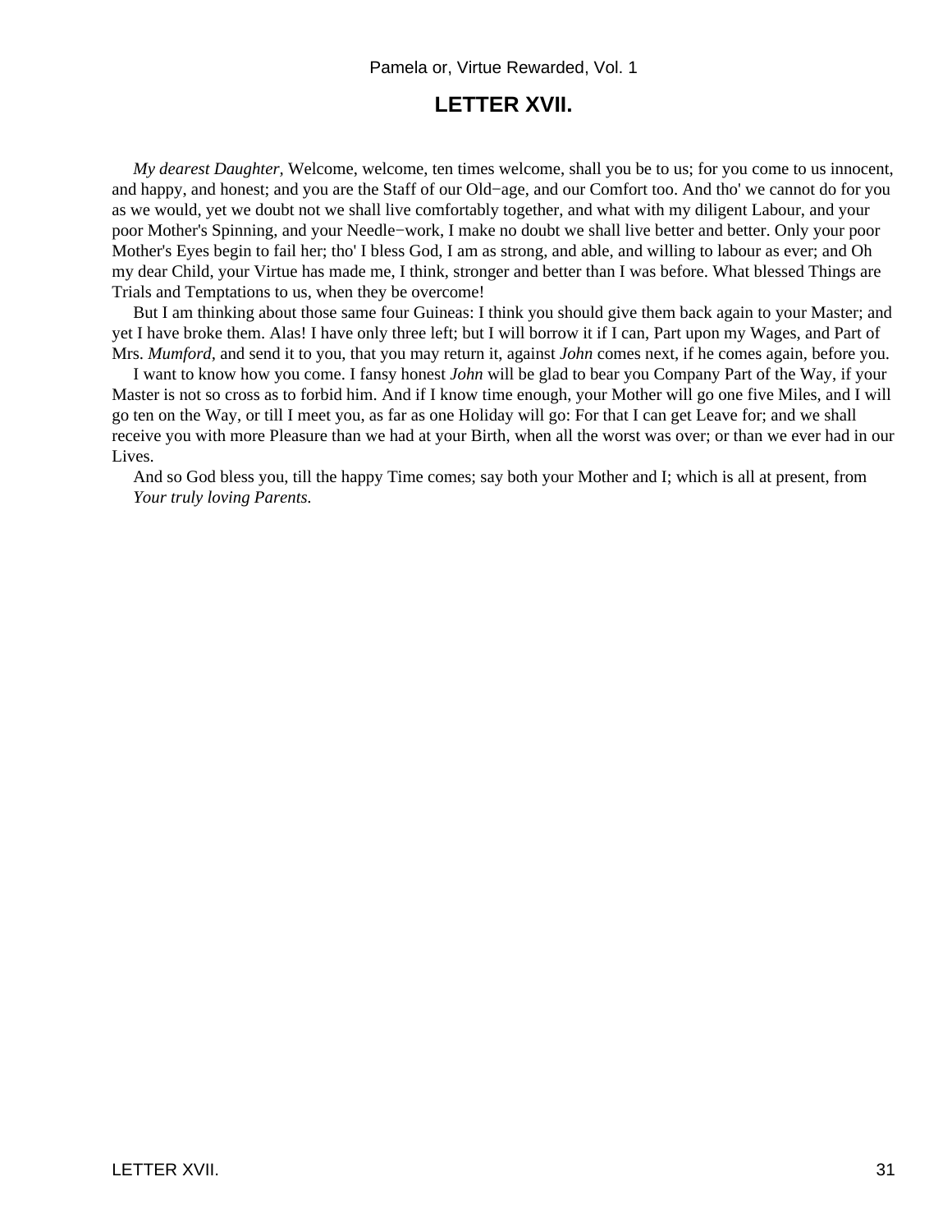## LETTER XVII.

*My dearest Daughter,* Welcome, welcome, ten times welcome, shall you be to us; for you come to us innocent, and happy, and honest; and you are the Staff of our Old−age, and our Comfort too. And tho' we cannot do for you as we would, yet we doubt not we shall live comfortably together, and what with my diligent Labour, and your poor Mother's Spinning, and your Needle−work, I make no doubt we shall live better and better. Only your poor Mother's Eyes begin to fail her; tho' I bless God, I am as strong, and able, and willing to labour as ever; and Oh my dear Child, your Virtue has made me, I think, stronger and better than I was before. What blessed Things are Trials and Temptations to us, when they be overcome!

But I am thinking about those same four Guineas: I think you should give them back again to your Master; and yet I have broke them. Alas! I have only three left; but I will borrow it if I can, Part upon my Wages, and Part of Mrs. *Mumford*, and send it to you, that you may return it, against *John* comes next, if he comes again, before you.

I want to know how you come. I fansy honest *John* will be glad to bear you Company Part of the Way, if your Master is not so cross as to forbid him. And if I know time enough, your Mother will go one five Miles, and I will go ten on the Way, or till I meet you, as far as one Holiday will go: For that I can get Leave for; and we shall receive you with more Pleasure than we had at your Birth, when all the worst was over; or than we ever had in our Lives.

And so God bless you, till the happy Time comes; say both your Mother and I; which is all at present, from

*Your truly loving Parents.*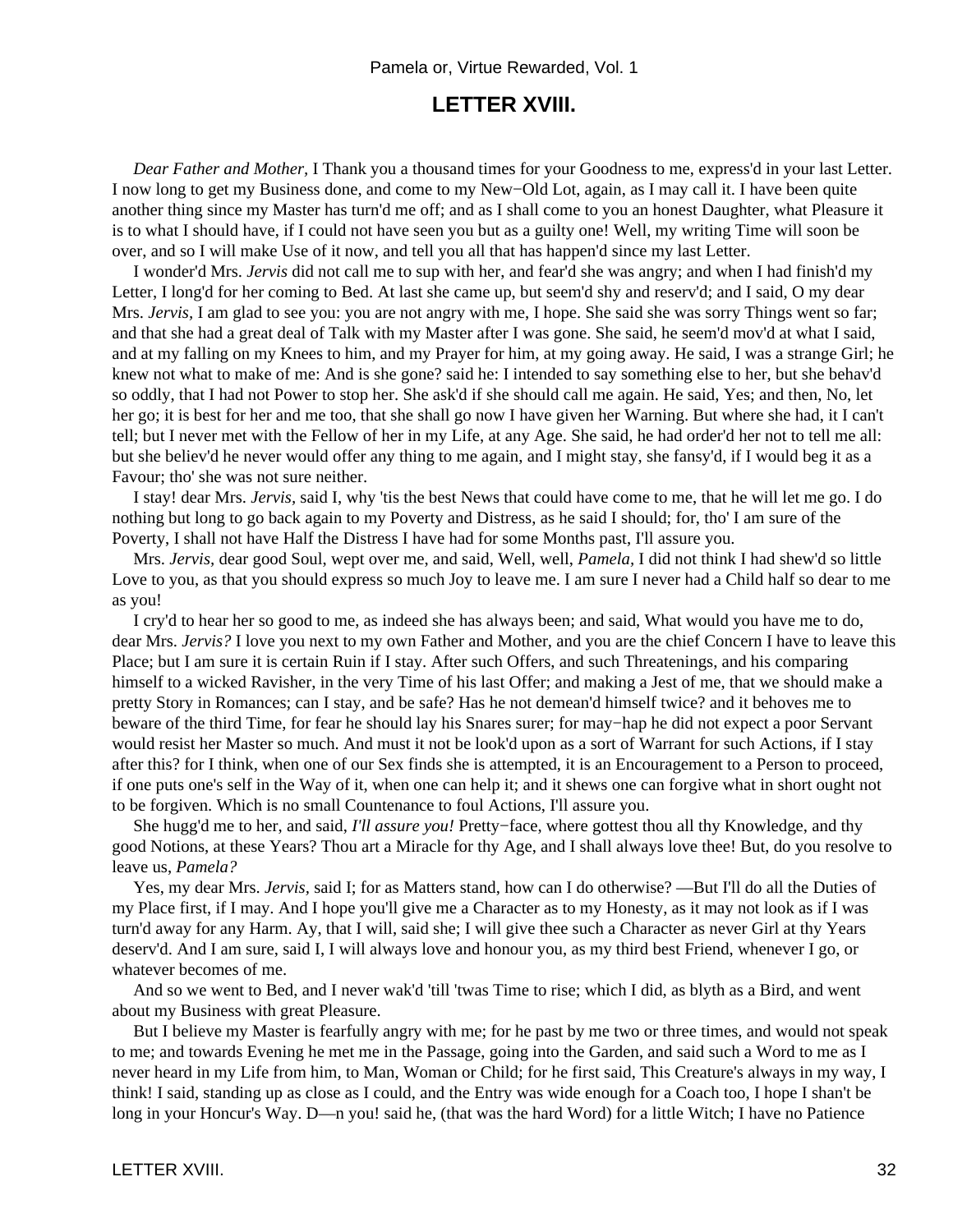## LETTER XVIII.

*Dear Father and Mother,* I Thank you a thousand times for your Goodness to me, express'd in your last Letter. I now long to get my Business done, and come to my New−Old Lot, again, as I may call it. I have been quite another thing since my Master has turn'd me off; and as I shall come to you an honest Daughter, what Pleasure it is to what I should have, if I could not have seen you but as a guilty one! Well, my writing Time will soon be over, and so I will make Use of it now, and tell you all that has happen'd since my last Letter.

I wonder'd Mrs. *Jervis* did not call me to sup with her, and fear'd she was angry; and when I had finish'd my Letter, I long'd for her coming to Bed. At last she came up, but seem'd shy and reserv'd; and I said, O my dear Mrs. *Jervis*, I am glad to see you: you are not angry with me, I hope. She said she was sorry Things went so far; and that she had a great deal of Talk with my Master after I was gone. She said, he seem'd mov'd at what I said, and at my falling on my Knees to him, and my Prayer for him, at my going away. He said, I was a strange Girl; he knew not what to make of me: And is she gone? said he: I intended to say something else to her, but she behav'd so oddly, that I had not Power to stop her. She ask'd if she should call me again. He said, Yes; and then, No, let her go; it is best for her and me too, that she shall go now I have given her Warning. But where she had, it I can't tell; but I never met with the Fellow of her in my Life, at any Age. She said, he had order'd her not to tell me all: but she believ'd he never would offer any thing to me again, and I might stay, she fansy'd, if I would beg it as a Favour; tho' she was not sure neither.

I stay! dear Mrs. *Jervis*, said I, why 'tis the best News that could have come to me, that he will let me go. I do nothing but long to go back again to my Poverty and Distress, as he said I should; for, tho' I am sure of the Poverty, I shall not have Half the Distress I have had for some Months past, I'll assure you.

Mrs. *Jervis*, dear good Soul, wept over me, and said, Well, well, *Pamela*, I did not think I had shew'd so little Love to you, as that you should express so much Joy to leave me. I am sure I never had a Child half so dear to me as you!

I cry'd to hear her so good to me, as indeed she has always been; and said, What would you have me to do, dear Mrs. *Jervis?* I love you next to my own Father and Mother, and you are the chief Concern I have to leave this Place; but I am sure it is certain Ruin if I stay. After such Offers, and such Threatenings, and his comparing himself to a wicked Ravisher, in the very Time of his last Offer; and making a Jest of me, that we should make a pretty Story in Romances; can I stay, and be safe? Has he not demean'd himself twice? and it behoves me to beware of the third Time, for fear he should lay his Snares surer; for may−hap he did not expect a poor Servant would resist her Master so much. And must it not be look'd upon as a sort of Warrant for such Actions, if I stay after this? for I think, when one of our Sex finds she is attempted, it is an Encouragement to a Person to proceed, if one puts one's self in the Way of it, when one can help it; and it shews one can forgive what in short ought not to be forgiven. Which is no small Countenance to foul Actions, I'll assure you.

She hugg'd me to her, and said, *I'll assure you!* Pretty−face, where gottest thou all thy Knowledge, and thy good Notions, at these Years? Thou art a Miracle for thy Age, and I shall always love thee! But, do you resolve to leave us, *Pamela?*

Yes, my dear Mrs. *Jervis*, said I; for as Matters stand, how can I do otherwise? —But I'll do all the Duties of my Place first, if I may. And I hope you'll give me a Character as to my Honesty, as it may not look as if I was turn'd away for any Harm. Ay, that I will, said she; I will give thee such a Character as never Girl at thy Years deserv'd. And I am sure, said I, I will always love and honour you, as my third best Friend, whenever I go, or whatever becomes of me.

And so we went to Bed, and I never wak'd 'till 'twas Time to rise; which I did, as blyth as a Bird, and went about my Business with great Pleasure.

But I believe my Master is fearfully angry with me; for he past by me two or three times, and would not speak to me; and towards Evening he met me in the Passage, going into the Garden, and said such a Word to me as I never heard in my Life from him, to Man, Woman or Child; for he first said, This Creature's always in my way, I think! I said, standing up as close as I could, and the Entry was wide enough for a Coach too, I hope I shan't be long in your Honcur's Way. D—n you! said he, (that was the hard Word) for a little Witch; I have no Patience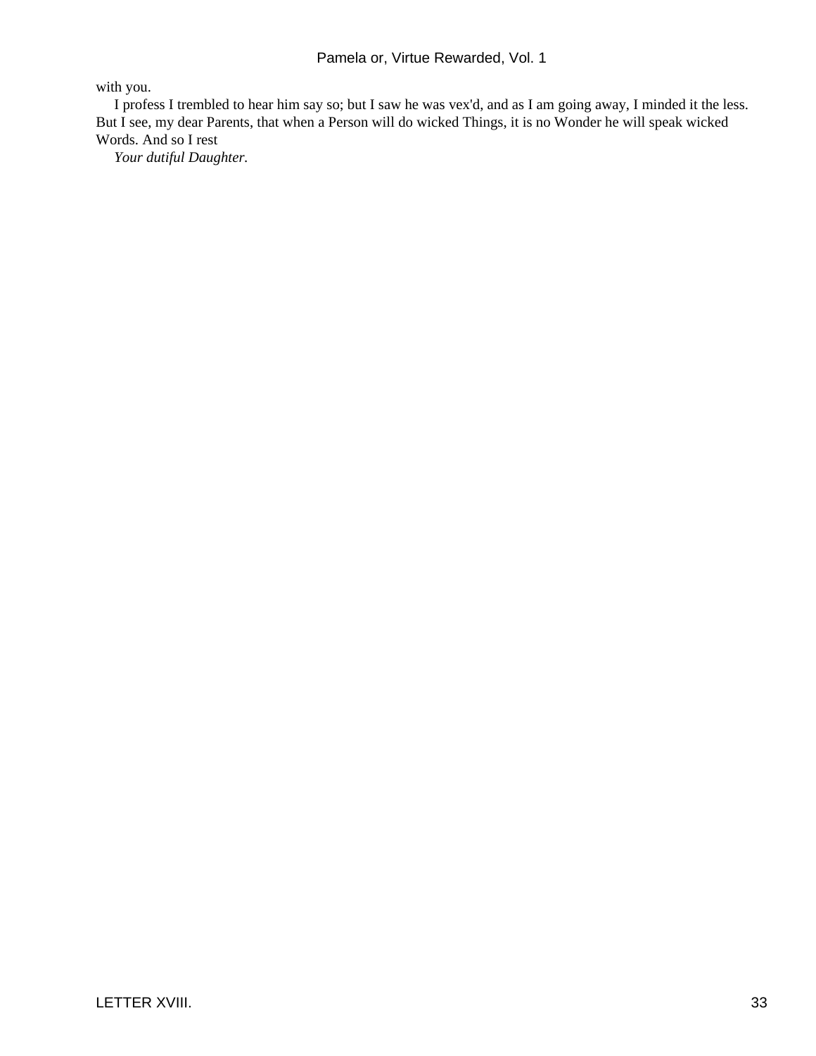with you.

I profess I trembled to hear him say so; but I saw he was vex'd, and as I am going away, I minded it the less. But I see, my dear Parents, that when a Person will do wicked Things, it is no Wonder he will speak wicked Words. And so I rest

*Your dutiful Daughter.*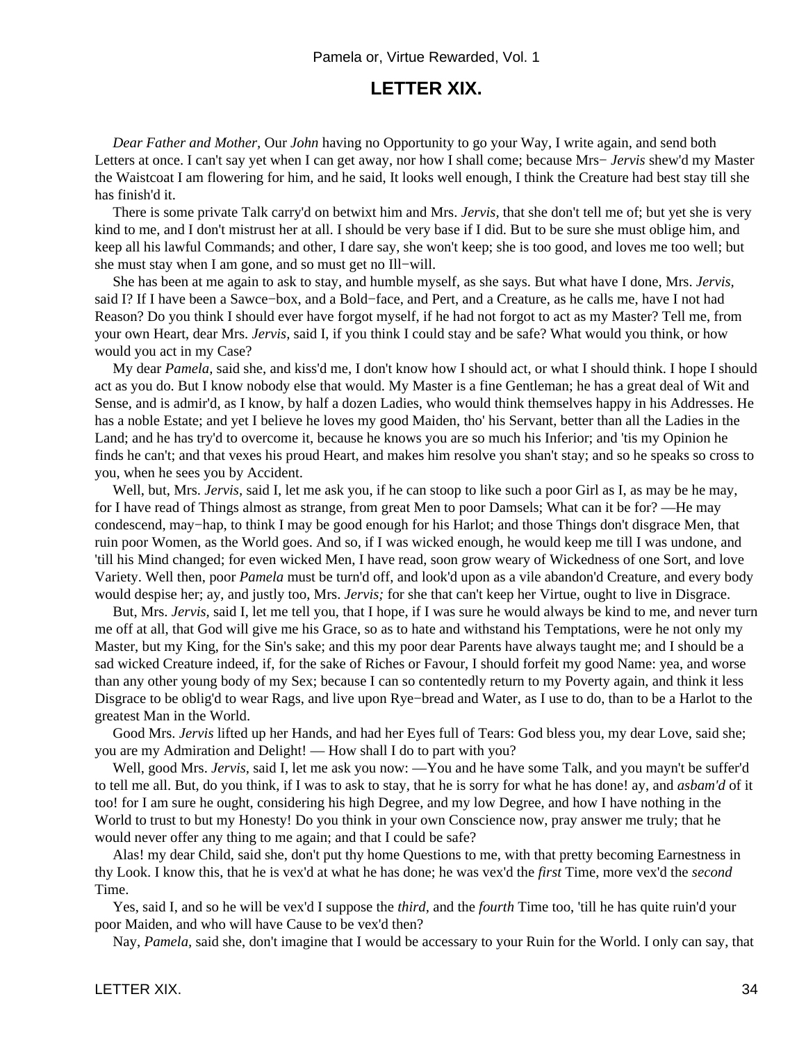## LETTER XIX.

*Dear Father and Mother,* Our *John* having no Opportunity to go your Way, I write again, and send both Letters at once. I can't say yet when I can get away, nor how I shall come; because Mrs− *Jervis* shew'd my Master the Waistcoat I am flowering for him, and he said, It looks well enough, I think the Creature had best stay till she has finish'd it.

There is some private Talk carry'd on betwixt him and Mrs. *Jervis,* that she don't tell me of; but yet she is very kind to me, and I don't mistrust her at all. I should be very base if I did. But to be sure she must oblige him, and keep all his lawful Commands; and other, I dare say, she won't keep; she is too good, and loves me too well; but she must stay when I am gone, and so must get no Ill−will.

She has been at me again to ask to stay, and humble myself, as she says. But what have I done, Mrs. *Jervis,* said I? If I have been a Sawce−box, and a Bold−face, and Pert, and a Creature, as he calls me, have I not had Reason? Do you think I should ever have forgot myself, if he had not forgot to act as my Master? Tell me, from your own Heart, dear Mrs. *Jervis,* said I, if you think I could stay and be safe? What would you think, or how would you act in my Case?

My dear *Pamela,* said she, and kiss'd me, I don't know how I should act, or what I should think. I hope I should act as you do. But I know nobody else that would. My Master is a fine Gentleman; he has a great deal of Wit and Sense, and is admir'd, as I know, by half a dozen Ladies, who would think themselves happy in his Addresses. He has a noble Estate; and yet I believe he loves my good Maiden, tho' his Servant, better than all the Ladies in the Land; and he has try'd to overcome it, because he knows you are so much his Inferior; and 'tis my Opinion he finds he can't; and that vexes his proud Heart, and makes him resolve you shan't stay; and so he speaks so cross to you, when he sees you by Accident.

Well, but, Mrs. *Jervis,* said I, let me ask you, if he can stoop to like such a poor Girl as I, as may be he may, for I have read of Things almost as strange, from great Men to poor Damsels; What can it be for? —He may condescend, may−hap, to think I may be good enough for his Harlot; and those Things don't disgrace Men, that ruin poor Women, as the World goes. And so, if I was wicked enough, he would keep me till I was undone, and 'till his Mind changed; for even wicked Men, I have read, soon grow weary of Wickedness of one Sort, and love Variety. Well then, poor *Pamela* must be turn'd off, and look'd upon as a vile abandon'd Creature, and every body would despise her; ay, and justly too, Mrs. *Jervis;* for she that can't keep her Virtue, ought to live in Disgrace.

But, Mrs. *Jervis,* said I, let me tell you, that I hope, if I was sure he would always be kind to me, and never turn me off at all, that God will give me his Grace, so as to hate and withstand his Temptations, were he not only my Master, but my King, for the Sin's sake; and this my poor dear Parents have always taught me; and I should be a sad wicked Creature indeed, if, for the sake of Riches or Favour, I should forfeit my good Name: yea, and worse than any other young body of my Sex; because I can so contentedly return to my Poverty again, and think it less Disgrace to be oblig'd to wear Rags, and live upon Rye−bread and Water, as I use to do, than to be a Harlot to the greatest Man in the World.

Good Mrs. *Jervis* lifted up her Hands, and had her Eyes full of Tears: God bless you, my dear Love, said she; you are my Admiration and Delight! — How shall I do to part with you?

Well, good Mrs. *Jervis,* said I, let me ask you now: —You and he have some Talk, and you mayn't be suffer'd to tell me all. But, do you think, if I was to ask to stay, that he is sorry for what he has done! ay, and *asbam'd* of it too! for I am sure he ought, considering his high Degree, and my low Degree, and how I have nothing in the World to trust to but my Honesty! Do you think in your own Conscience now, pray answer me truly; that he would never offer any thing to me again; and that I could be safe?

Alas! my dear Child, said she, don't put thy home Questions to me, with that pretty becoming Earnestness in thy Look. I know this, that he is vex'd at what he has done; he was vex'd the *first* Time, more vex'd the *second* Time.

Yes, said I, and so he will be vex'd I suppose the *third,* and the *fourth* Time too, 'till he has quite ruin'd your poor Maiden, and who will have Cause to be vex'd then?

Nay, *Pamela,* said she, don't imagine that I would be accessary to your Ruin for the World. I only can say, that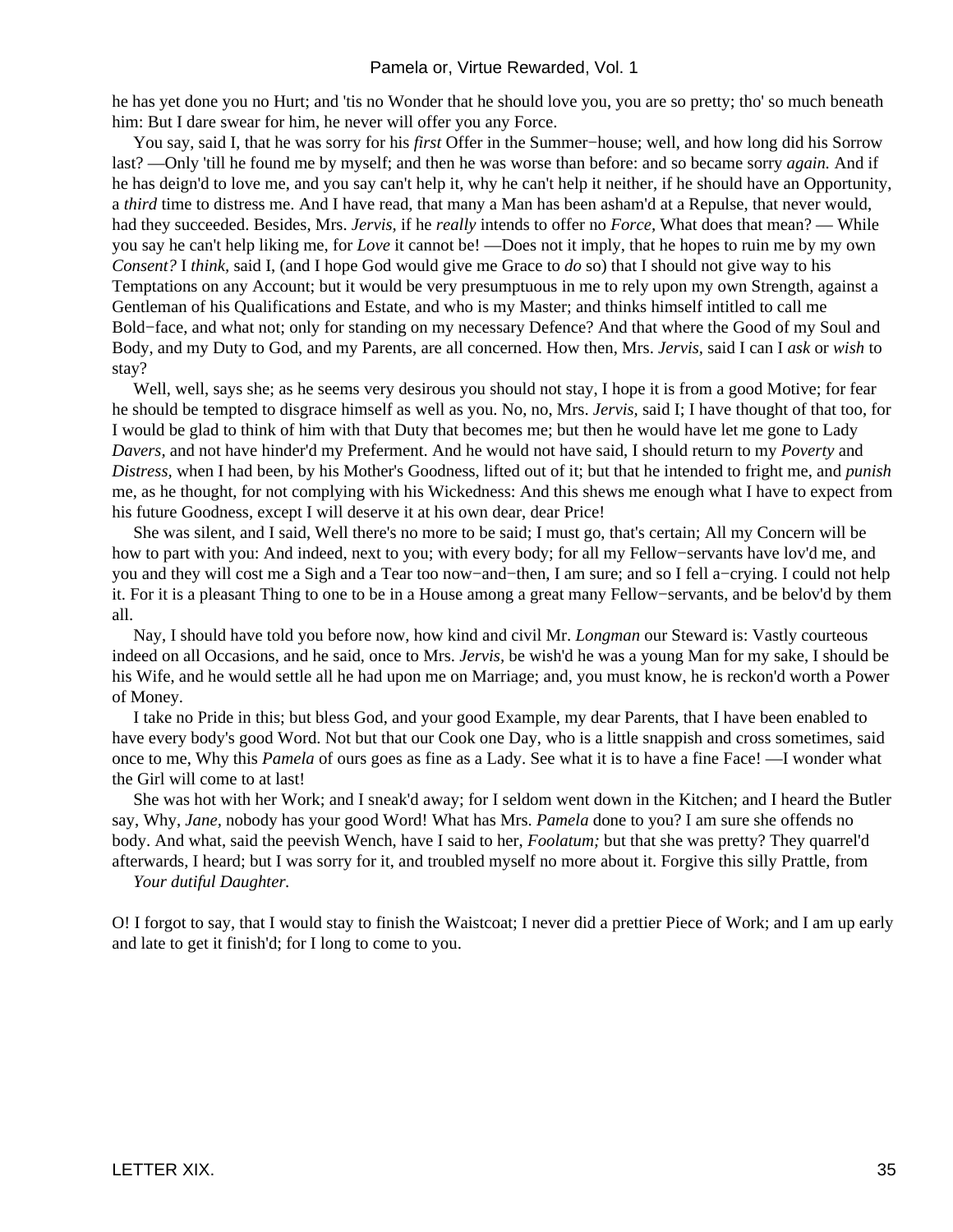he has yet done you no Hurt; and 'tis no Wonder that he should love you, you are so pretty; tho' so much beneath him: But I dare swear for him, he never will offer you any Force.

You say, said I, that he was sorry for his *first* Offer in the Summer−house; well, and how long did his Sorrow last? —Only 'till he found me by myself; and then he was worse than before: and so became sorry *again.* And if he has deign'd to love me, and you say can't help it, why he can't help it neither, if he should have an Opportunity, a *third* time to distress me. And I have read, that many a Man has been asham'd at a Repulse, that never would, had they succeeded. Besides, Mrs. *Jervis,* if he *really* intends to offer no *Force*, What does that mean? — While you say he can't help liking me, for *Love* it cannot be! —Does not it imply, that he hopes to ruin me by my own *Consent?* I *think,* said I, (and I hope God would give me Grace to *do* so) that I should not give way to his Temptations on any Account; but it would be very presumptuous in me to rely upon my own Strength, against a Gentleman of his Qualifications and Estate, and who is my Master; and thinks himself intitled to call me Bold−face, and what not; only for standing on my necessary Defence? And that where the Good of my Soul and Body, and my Duty to God, and my Parents, are all concerned. How then, Mrs. *Jervis,* said I can I *ask* or *wish* to stay?

Well, well, says she; as he seems very desirous you should not stay, I hope it is from a good Motive; for fear he should be tempted to disgrace himself as well as you. No, no, Mrs. *Jervis,* said I; I have thought of that too, for I would be glad to think of him with that Duty that becomes me; but then he would have let me gone to Lady *Davers,* and not have hinder'd my Preferment. And he would not have said, I should return to my *Poverty* and *Distress*, when I had been, by his Mother's Goodness, lifted out of it; but that he intended to fright me, and *punish* me, as he thought, for not complying with his Wickedness: And this shews me enough what I have to expect from his future Goodness, except I will deserve it at his own dear, dear Price!

She was silent, and I said, Well there's no more to be said; I must go, that's certain; All my Concern will be how to part with you: And indeed, next to you; with every body; for all my Fellow−servants have lov'd me, and you and they will cost me a Sigh and a Tear too now−and−then, I am sure; and so I fell a−crying. I could not help it. For it is a pleasant Thing to one to be in a House among a great many Fellow−servants, and be belov'd by them all.

Nay, I should have told you before now, how kind and civil Mr. *Longman* our Steward is: Vastly courteous indeed on all Occasions, and he said, once to Mrs. *Jervis,* be wish'd he was a young Man for my sake, I should be his Wife, and he would settle all he had upon me on Marriage; and, you must know, he is reckon'd worth a Power of Money.

I take no Pride in this; but bless God, and your good Example, my dear Parents, that I have been enabled to have every body's good Word. Not but that our Cook one Day, who is a little snappish and cross sometimes, said once to me, Why this *Pamela* of ours goes as fine as a Lady. See what it is to have a fine Face! —I wonder what the Girl will come to at last!

She was hot with her Work; and I sneak'd away; for I seldom went down in the Kitchen; and I heard the Butler say, Why, *Jane,* nobody has your good Word! What has Mrs. *Pamela* done to you? I am sure she offends no body. And what, said the peevish Wench, have I said to her, *Foolatum;* but that she was pretty? They quarrel'd afterwards, I heard; but I was sorry for it, and troubled myself no more about it. Forgive this silly Prattle, from

*Your dutiful Daughter.*

O! I forgot to say, that I would stay to finish the Waistcoat; I never did a prettier Piece of Work; and I am up early and late to get it finish'd; for I long to come to you.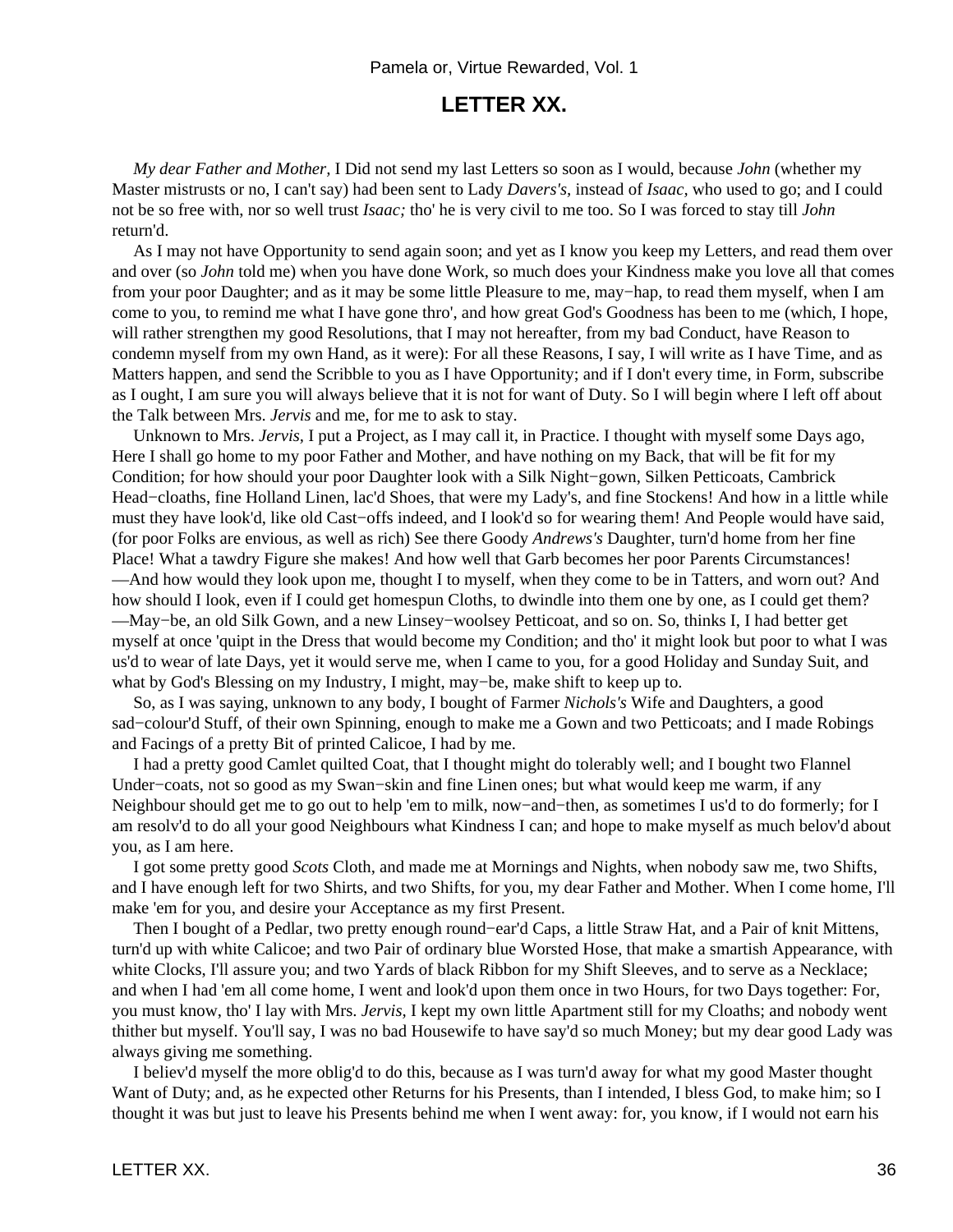## LETTER XX.

*My dear Father and Mother,* I Did not send my last Letters so soon as I would, because *John* (whether my Master mistrusts or no, I can't say) had been sent to Lady *Davers's,* instead of *Isaac,* who used to go; and I could not be so free with, nor so well trust *Isaac;* tho' he is very civil to me too. So I was forced to stay till *John* return'd.

As I may not have Opportunity to send again soon; and yet as I know you keep my Letters, and read them over and over (so *John* told me) when you have done Work, so much does your Kindness make you love all that comes from your poor Daughter; and as it may be some little Pleasure to me, may−hap, to read them myself, when I am come to you, to remind me what I have gone thro', and how great God's Goodness has been to me (which, I hope, will rather strengthen my good Resolutions, that I may not hereafter, from my bad Conduct, have Reason to condemn myself from my own Hand, as it were): For all these Reasons, I say, I will write as I have Time, and as Matters happen, and send the Scribble to you as I have Opportunity; and if I don't every time, in Form, subscribe as I ought, I am sure you will always believe that it is not for want of Duty. So I will begin where I left off about the Talk between Mrs. *Jervis* and me, for me to ask to stay.

Unknown to Mrs. *Jervis,* I put a Project, as I may call it, in Practice. I thought with myself some Days ago, Here I shall go home to my poor Father and Mother, and have nothing on my Back, that will be fit for my Condition; for how should your poor Daughter look with a Silk Night−gown, Silken Petticoats, Cambrick Head−cloaths, fine Holland Linen, lac'd Shoes, that were my Lady's, and fine Stockens! And how in a little while must they have look'd, like old Cast−offs indeed, and I look'd so for wearing them! And People would have said, (for poor Folks are envious, as well as rich) See there Goody *Andrews's* Daughter, turn'd home from her fine Place! What a tawdry Figure she makes! And how well that Garb becomes her poor Parents Circumstances! —And how would they look upon me, thought I to myself, when they come to be in Tatters, and worn out? And how should I look, even if I could get homespun Cloths, to dwindle into them one by one, as I could get them? —May−be, an old Silk Gown, and a new Linsey−woolsey Petticoat, and so on. So, thinks I, I had better get myself at once 'quipt in the Dress that would become my Condition; and tho' it might look but poor to what I was us'd to wear of late Days, yet it would serve me, when I came to you, for a good Holiday and Sunday Suit, and what by God's Blessing on my Industry, I might, may−be, make shift to keep up to.

So, as I was saying, unknown to any body, I bought of Farmer *Nichols's* Wife and Daughters, a good sad−colour'd Stuff, of their own Spinning, enough to make me a Gown and two Petticoats; and I made Robings and Facings of a pretty Bit of printed Calicoe, I had by me.

I had a pretty good Camlet quilted Coat, that I thought might do tolerably well; and I bought two Flannel Under−coats, not so good as my Swan−skin and fine Linen ones; but what would keep me warm, if any Neighbour should get me to go out to help 'em to milk, now−and−then, as sometimes I us'd to do formerly; for I am resolv'd to do all your good Neighbours what Kindness I can; and hope to make myself as much belov'd about you, as I am here.

I got some pretty good *Scots* Cloth, and made me at Mornings and Nights, when nobody saw me, two Shifts, and I have enough left for two Shirts, and two Shifts, for you, my dear Father and Mother. When I come home, I'll make 'em for you, and desire your Acceptance as my first Present.

Then I bought of a Pedlar, two pretty enough round−ear'd Caps, a little Straw Hat, and a Pair of knit Mittens, turn'd up with white Calicoe; and two Pair of ordinary blue Worsted Hose, that make a smartish Appearance, with white Clocks, I'll assure you; and two Yards of black Ribbon for my Shift Sleeves, and to serve as a Necklace; and when I had 'em all come home, I went and look'd upon them once in two Hours, for two Days together: For, you must know, tho' I lay with Mrs. *Jervis,* I kept my own little Apartment still for my Cloaths; and nobody went thither but myself. You'll say, I was no bad Housewife to have say'd so much Money; but my dear good Lady was always giving me something.

I believ'd myself the more oblig'd to do this, because as I was turn'd away for what my good Master thought Want of Duty; and, as he expected other Returns for his Presents, than I intended, I bless God, to make him; so I thought it was but just to leave his Presents behind me when I went away: for, you know, if I would not earn his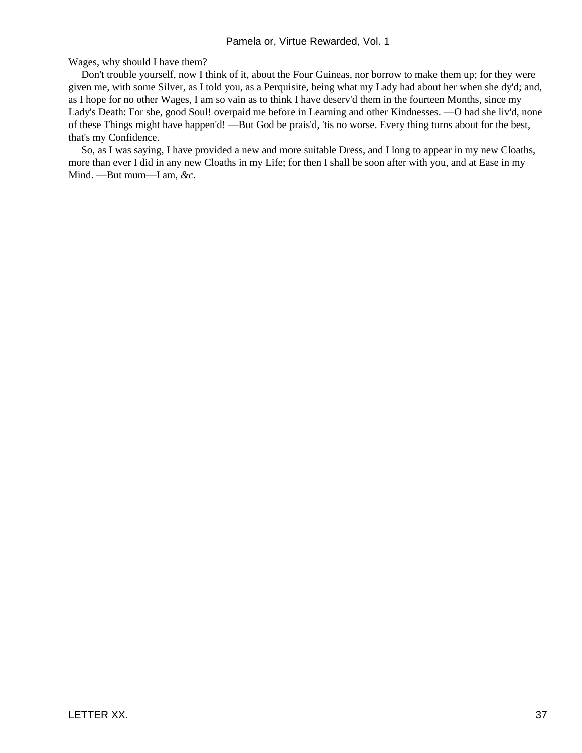Wages, why should I have them?

Don't trouble yourself, now I think of it, about the Four Guineas, nor borrow to make them up; for they were given me, with some Silver, as I told you, as a Perquisite, being what my Lady had about her when she dy'd; and, as I hope for no other Wages, I am so vain as to think I have deserv'd them in the fourteen Months, since my Lady's Death: For she, good Soul! overpaid me before in Learning and other Kindnesses. —O had she liv'd, none of these Things might have happen'd! —But God be prais'd, 'tis no worse. Every thing turns about for the best, that's my Confidence.

So, as I was saying, I have provided a new and more suitable Dress, and I long to appear in my new Cloaths, more than ever I did in any new Cloaths in my Life; for then I shall be soon after with you, and at Ease in my Mind. —But mum—I am, *&c.*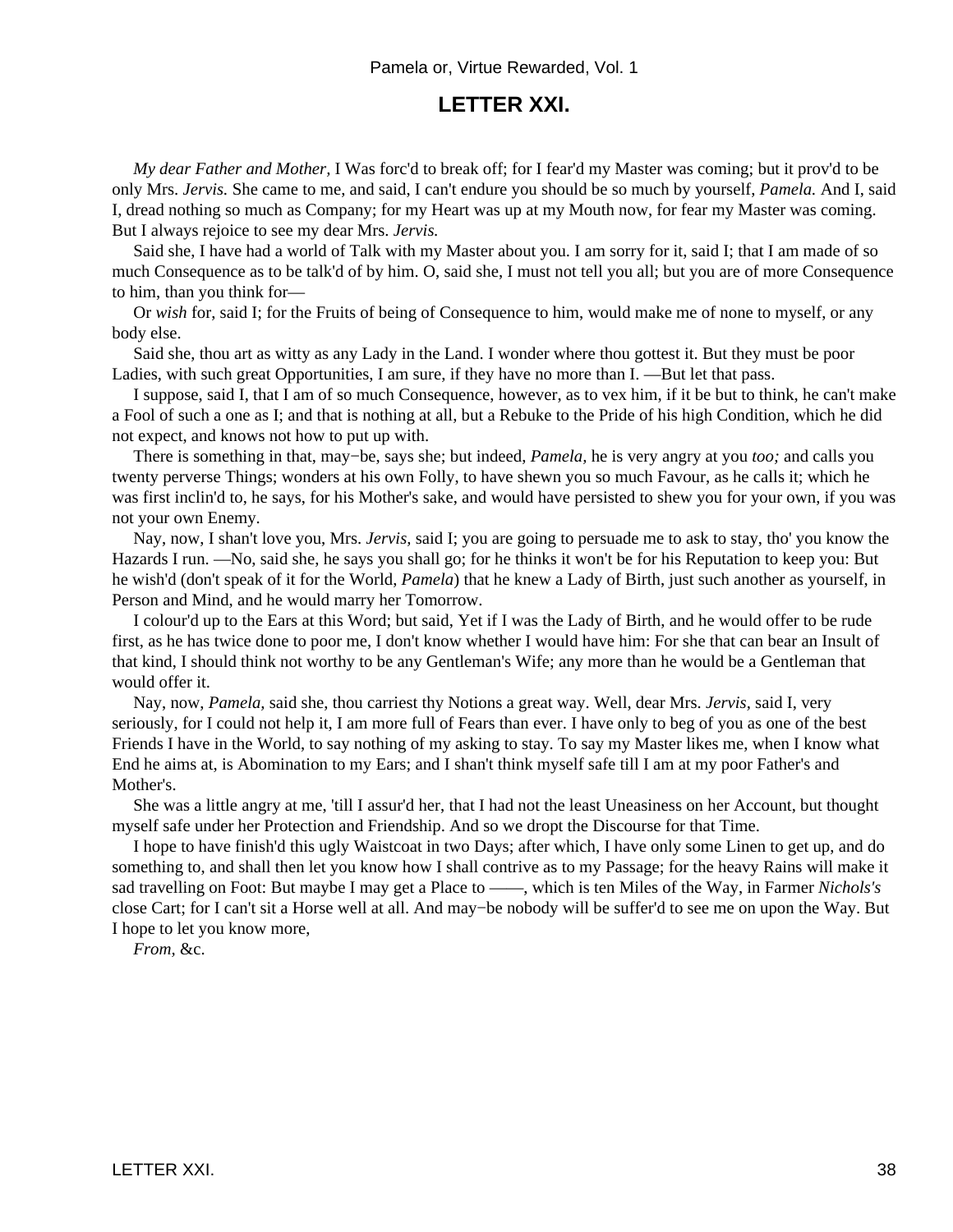## LETTER XXI.

*My dear Father and Mother,* I Was forc'd to break off; for I fear'd my Master was coming; but it prov'd to be only Mrs. *Jervis.* She came to me, and said, I can't endure you should be so much by yourself, *Pamela.* And I, said I, dread nothing so much as Company; for my Heart was up at my Mouth now, for fear my Master was coming. But I always rejoice to see my dear Mrs. *Jervis.*

Said she, I have had a world of Talk with my Master about you. I am sorry for it, said I; that I am made of so much Consequence as to be talk'd of by him. O, said she, I must not tell you all; but you are of more Consequence to him, than you think for—

Or *wish* for, said I; for the Fruits of being of Consequence to him, would make me of none to myself, or any body else.

Said she, thou art as witty as any Lady in the Land. I wonder where thou gottest it. But they must be poor Ladies, with such great Opportunities, I am sure, if they have no more than I. —But let that pass.

I suppose, said I, that I am of so much Consequence, however, as to vex him, if it be but to think, he can't make a Fool of such a one as I; and that is nothing at all, but a Rebuke to the Pride of his high Condition, which he did not expect, and knows not how to put up with.

There is something in that, may−be, says she; but indeed, *Pamela,* he is very angry at you *too;* and calls you twenty perverse Things; wonders at his own Folly, to have shewn you so much Favour, as he calls it; which he was first inclin'd to, he says, for his Mother's sake, and would have persisted to shew you for your own, if you was not your own Enemy.

Nay, now, I shan't love you, Mrs. *Jervis,* said I; you are going to persuade me to ask to stay, tho' you know the Hazards I run. —No, said she, he says you shall go; for he thinks it won't be for his Reputation to keep you: But he wish'd (don't speak of it for the World, *Pamela*) that he knew a Lady of Birth, just such another as yourself, in Person and Mind, and he would marry her Tomorrow.

I colour'd up to the Ears at this Word; but said, Yet if I was the Lady of Birth, and he would offer to be rude first, as he has twice done to poor me, I don't know whether I would have him: For she that can bear an Insult of that kind, I should think not worthy to be any Gentleman's Wife; any more than he would be a Gentleman that would offer it.

Nay, now, *Pamela,* said she, thou carriest thy Notions a great way. Well, dear Mrs. *Jervis,* said I, very seriously, for I could not help it, I am more full of Fears than ever. I have only to beg of you as one of the best Friends I have in the World, to say nothing of my asking to stay. To say my Master likes me, when I know what End he aims at, is Abomination to my Ears; and I shan't think myself safe till I am at my poor Father's and Mother's.

She was a little angry at me, 'till I assur'd her, that I had not the least Uneasiness on her Account, but thought myself safe under her Protection and Friendship. And so we dropt the Discourse for that Time.

I hope to have finish'd this ugly Waistcoat in two Days; after which, I have only some Linen to get up, and do something to, and shall then let you know how I shall contrive as to my Passage; for the heavy Rains will make it sad travelling on Foot: But maybe I may get a Place to ——, which is ten Miles of the Way, in Farmer *Nichols's* close Cart; for I can't sit a Horse well at all. And may−be nobody will be suffer'd to see me on upon the Way. But I hope to let you know more,

*From,* &c.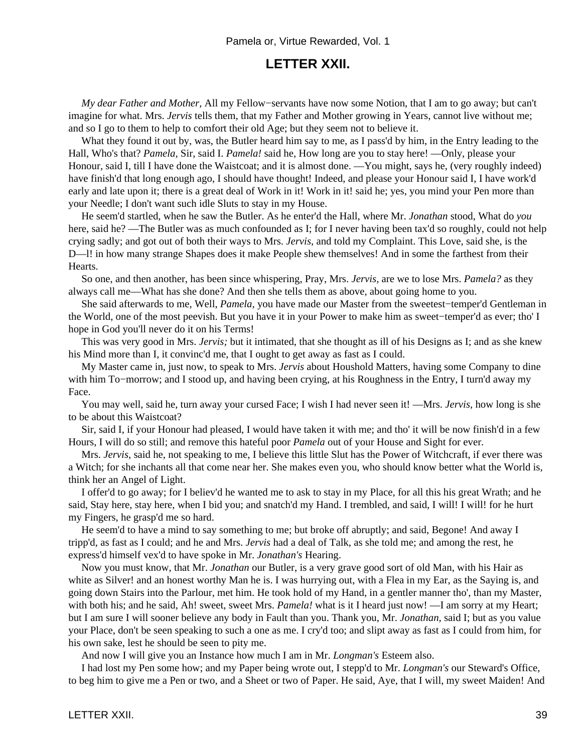## LETTER XXII.

*My dear Father and Mother,* All my Fellow−servants have now some Notion, that I am to go away; but can't imagine for what. Mrs. *Jervis* tells them, that my Father and Mother growing in Years, cannot live without me; and so I go to them to help to comfort their old Age; but they seem not to believe it.

What they found it out by, was, the Butler heard him say to me, as I pass'd by him, in the Entry leading to the Hall, Who's that? *Pamela,* Sir, said I. *Pamela!* said he, How long are you to stay here! —Only, please your Honour, said I, till I have done the Waistcoat; and it is almost done. —You might, says he, (very roughly indeed) have finish'd that long enough ago, I should have thought! Indeed, and please your Honour said I, I have work'd early and late upon it; there is a great deal of Work in it! Work in it! said he; yes, you mind your Pen more than your Needle; I don't want such idle Sluts to stay in my House.

He seem'd startled, when he saw the Butler. As he enter'd the Hall, where Mr. *Jonathan* stood, What do *you* here, said he? —The Butler was as much confounded as I; for I never having been tax'd so roughly, could not help crying sadly; and got out of both their ways to Mrs. *Jervis,* and told my Complaint. This Love, said she, is the D—l! in how many strange Shapes does it make People shew themselves! And in some the farthest from their Hearts.

So one, and then another, has been since whispering, Pray, Mrs. *Jervis,* are we to lose Mrs. *Pamela?* as they always call me—What has she done? And then she tells them as above, about going home to you.

She said afterwards to me, Well, *Pamela,* you have made our Master from the sweetest−temper'd Gentleman in the World, one of the most peevish. But you have it in your Power to make him as sweet−temper'd as ever; tho' I hope in God you'll never do it on his Terms!

This was very good in Mrs. *Jervis;* but it intimated, that she thought as ill of his Designs as I; and as she knew his Mind more than I, it convinc'd me, that I ought to get away as fast as I could.

My Master came in, just now, to speak to Mrs. *Jervis* about Houshold Matters, having some Company to dine with him To−morrow; and I stood up, and having been crying, at his Roughness in the Entry, I turn'd away my Face.

You may well, said he, turn away your cursed Face; I wish I had never seen it! —Mrs. *Jervis,* how long is she to be about this Waistcoat?

Sir, said I, if your Honour had pleased, I would have taken it with me; and tho' it will be now finish'd in a few Hours, I will do so still; and remove this hateful poor *Pamela* out of your House and Sight for ever.

Mrs. *Jervis,* said he, not speaking to me, I believe this little Slut has the Power of Witchcraft, if ever there was a Witch; for she inchants all that come near her. She makes even you, who should know better what the World is, think her an Angel of Light.

I offer'd to go away; for I believ'd he wanted me to ask to stay in my Place, for all this his great Wrath; and he said, Stay here, stay here, when I bid you; and snatch'd my Hand. I trembled, and said, I will! I will! for he hurt my Fingers, he grasp'd me so hard.

He seem'd to have a mind to say something to me; but broke off abruptly; and said, Begone! And away I tripp'd, as fast as I could; and he and Mrs. *Jervis* had a deal of Talk, as she told me; and among the rest, he express'd himself vex'd to have spoke in Mr. *Jonathan's* Hearing.

Now you must know, that Mr. *Jonathan* our Butler, is a very grave good sort of old Man, with his Hair as white as Silver! and an honest worthy Man he is. I was hurrying out, with a Flea in my Ear, as the Saying is, and going down Stairs into the Parlour, met him. He took hold of my Hand, in a gentler manner tho', than my Master, with both his; and he said, Ah! sweet, sweet Mrs. *Pamela!* what is it I heard just now! —I am sorry at my Heart; but I am sure I will sooner believe any body in Fault than you. Thank you, Mr. *Jonathan,* said I; but as you value your Place, don't be seen speaking to such a one as me. I cry'd too; and slipt away as fast as I could from him, for his own sake, lest he should be seen to pity me.

And now I will give you an Instance how much I am in Mr. *Longman's* Esteem also.

I had lost my Pen some how; and my Paper being wrote out, I stepp'd to Mr. *Longman's* our Steward's Office, to beg him to give me a Pen or two, and a Sheet or two of Paper. He said, Aye, that I will, my sweet Maiden! And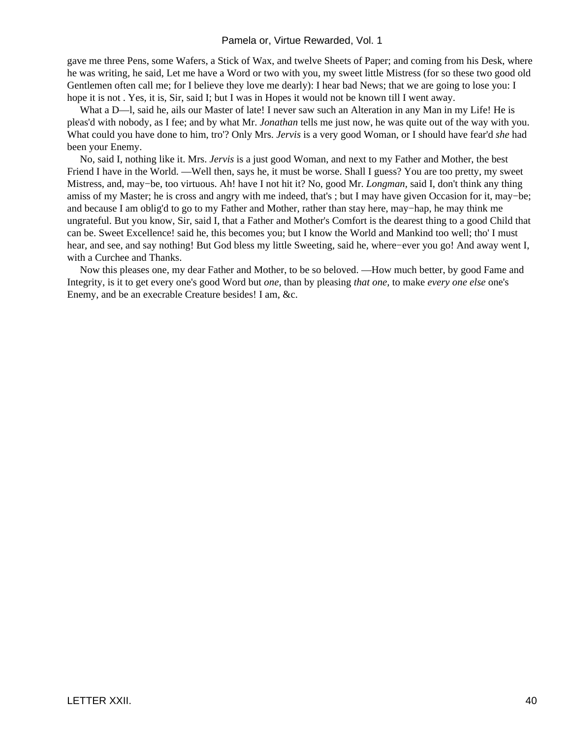gave me three Pens, some Wafers, a Stick of Wax, and twelve Sheets of Paper; and coming from his Desk, where he was writing, he said, Let me have a Word or two with you, my sweet little Mistress (for so these two good old Gentlemen often call me; for I believe they love me dearly): I hear bad News; that we are going to lose you: I hope it is not . Yes, it is, Sir, said I; but I was in Hopes it would not be known till I went away.

What a D—l, said he, ails our Master of late! I never saw such an Alteration in any Man in my Life! He is pleas'd with nobody, as I fee; and by what Mr. *Jonathan* tells me just now, he was quite out of the way with you. What could you have done to him, tro'? Only Mrs. *Jervis* is a very good Woman, or I should have fear'd *she* had been your Enemy.

No, said I, nothing like it. Mrs. *Jervis* is a just good Woman, and next to my Father and Mother, the best Friend I have in the World. —Well then, says he, it must be worse. Shall I guess? You are too pretty, my sweet Mistress, and, may−be, too virtuous. Ah! have I not hit it? No, good Mr. *Longman*, said I, don't think any thing amiss of my Master; he is cross and angry with me indeed, that's ; but I may have given Occasion for it, may−be; and because I am oblig'd to go to my Father and Mother, rather than stay here, may−hap, he may think me ungrateful. But you know, Sir, said I, that a Father and Mother's Comfort is the dearest thing to a good Child that can be. Sweet Excellence! said he, this becomes you; but I know the World and Mankind too well; tho' I must hear, and see, and say nothing! But God bless my little Sweeting, said he, where−ever you go! And away went I, with a Curchee and Thanks.

Now this pleases one, my dear Father and Mother, to be so beloved. —How much better, by good Fame and Integrity, is it to get every one's good Word but *one,* than by pleasing *that one,* to make *every one else* one's Enemy, and be an execrable Creature besides! I am, &c.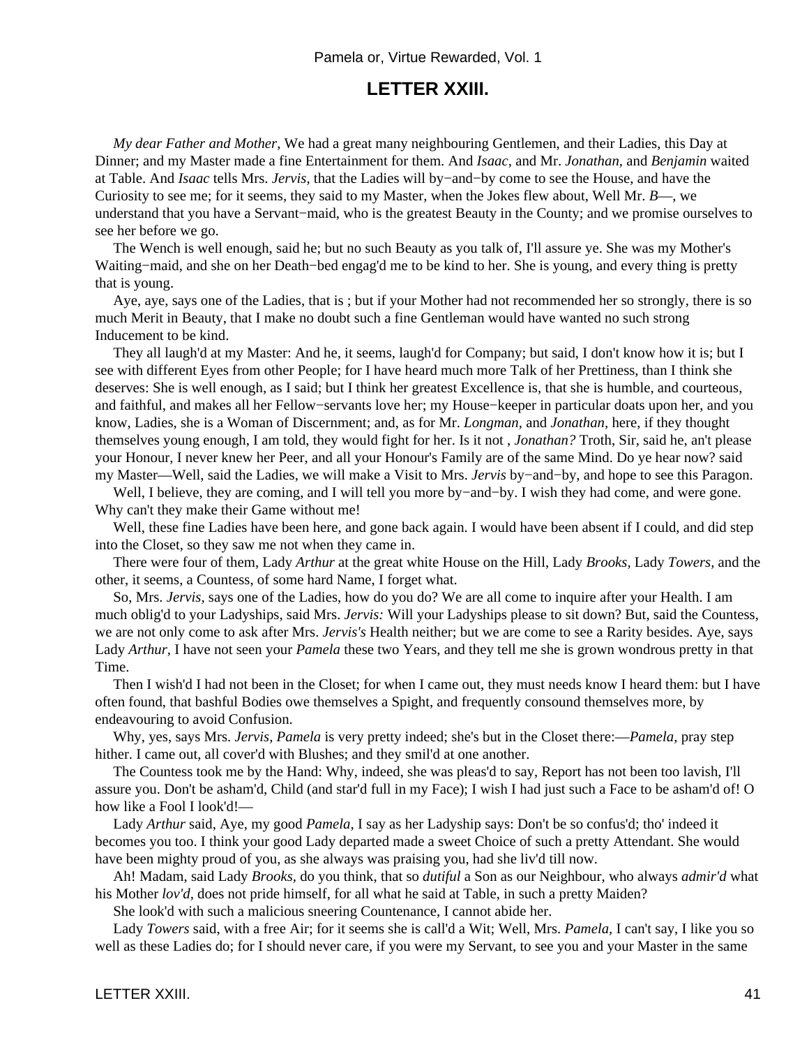## LETTER XXIII.

*My dear Father and Mother,* We had a great many neighbouring Gentlemen, and their Ladies, this Day at Dinner; and my Master made a fine Entertainment for them. And *Isaac,* and Mr. *Jonathan,* and *Benjamin* waited at Table. And *Isaac* tells Mrs. *Jervis,* that the Ladies will by−and−by come to see the House, and have the Curiosity to see me; for it seems, they said to my Master, when the Jokes flew about, Well Mr. *B*—, we understand that you have a Servant−maid, who is the greatest Beauty in the County; and we promise ourselves to see her before we go.

The Wench is well enough, said he; but no such Beauty as you talk of, I'll assure ye. She was my Mother's Waiting−maid, and she on her Death−bed engag'd me to be kind to her. She is young, and every thing is pretty that is young.

Aye, aye, says one of the Ladies, that is ; but if your Mother had not recommended her so strongly, there is so much Merit in Beauty, that I make no doubt such a fine Gentleman would have wanted no such strong Inducement to be kind.

They all laugh'd at my Master: And he, it seems, laugh'd for Company; but said, I don't know how it is; but I see with different Eyes from other People; for I have heard much more Talk of her Prettiness, than I think she deserves: She is well enough, as I said; but I think her greatest Excellence is, that she is humble, and courteous, and faithful, and makes all her Fellow−servants love her; my House−keeper in particular doats upon her, and you know, Ladies, she is a Woman of Discernment; and, as for Mr. *Longman,* and *Jonathan,* here, if they thought themselves young enough, I am told, they would fight for her. Is it not , *Jonathan?* Troth, Sir, said he, an't please your Honour, I never knew her Peer, and all your Honour's Family are of the same Mind. Do ye hear now? said my Master—Well, said the Ladies, we will make a Visit to Mrs. *Jervis* by−and−by, and hope to see this Paragon.

Well, I believe, they are coming, and I will tell you more by−and−by. I wish they had come, and were gone. Why can't they make their Game without me!

Well, these fine Ladies have been here, and gone back again. I would have been absent if I could, and did step into the Closet, so they saw me not when they came in.

There were four of them, Lady *Arthur* at the great white House on the Hill, Lady *Brooks,* Lady *Towers,* and the other, it seems, a Countess, of some hard Name, I forget what.

So, Mrs. *Jervis,* says one of the Ladies, how do you do? We are all come to inquire after your Health. I am much oblig'd to your Ladyships, said Mrs. *Jervis:* Will your Ladyships please to sit down? But, said the Countess, we are not only come to ask after Mrs. *Jervis's* Health neither; but we are come to see a Rarity besides. Aye, says Lady *Arthur,* I have not seen your *Pamela* these two Years, and they tell me she is grown wondrous pretty in that Time.

Then I wish'd I had not been in the Closet; for when I came out, they must needs know I heard them: but I have often found, that bashful Bodies owe themselves a Spight, and frequently consound themselves more, by endeavouring to avoid Confusion.

Why, yes, says Mrs. *Jervis, Pamela* is very pretty indeed; she's but in the Closet there:—*Pamela,* pray step hither. I came out, all cover'd with Blushes; and they smil'd at one another.

The Countess took me by the Hand: Why, indeed, she was pleas'd to say, Report has not been too lavish, I'll assure you. Don't be asham'd, Child (and star'd full in my Face); I wish I had just such a Face to be asham'd of! O how like a Fool I look'd!—

Lady *Arthur* said, Aye, my good *Pamela,* I say as her Ladyship says: Don't be so confus'd; tho' indeed it becomes you too. I think your good Lady departed made a sweet Choice of such a pretty Attendant. She would have been mighty proud of you, as she always was praising you, had she liv'd till now.

Ah! Madam, said Lady *Brooks,* do you think, that so *dutiful* a Son as our Neighbour, who always *admir'd* what his Mother *lov'd,* does not pride himself, for all what he said at Table, in such a pretty Maiden?

She look'd with such a malicious sneering Countenance, I cannot abide her.

Lady *Towers* said, with a free Air; for it seems she is call'd a Wit; Well, Mrs. *Pamela,* I can't say, I like you so well as these Ladies do; for I should never care, if you were my Servant, to see you and your Master in the same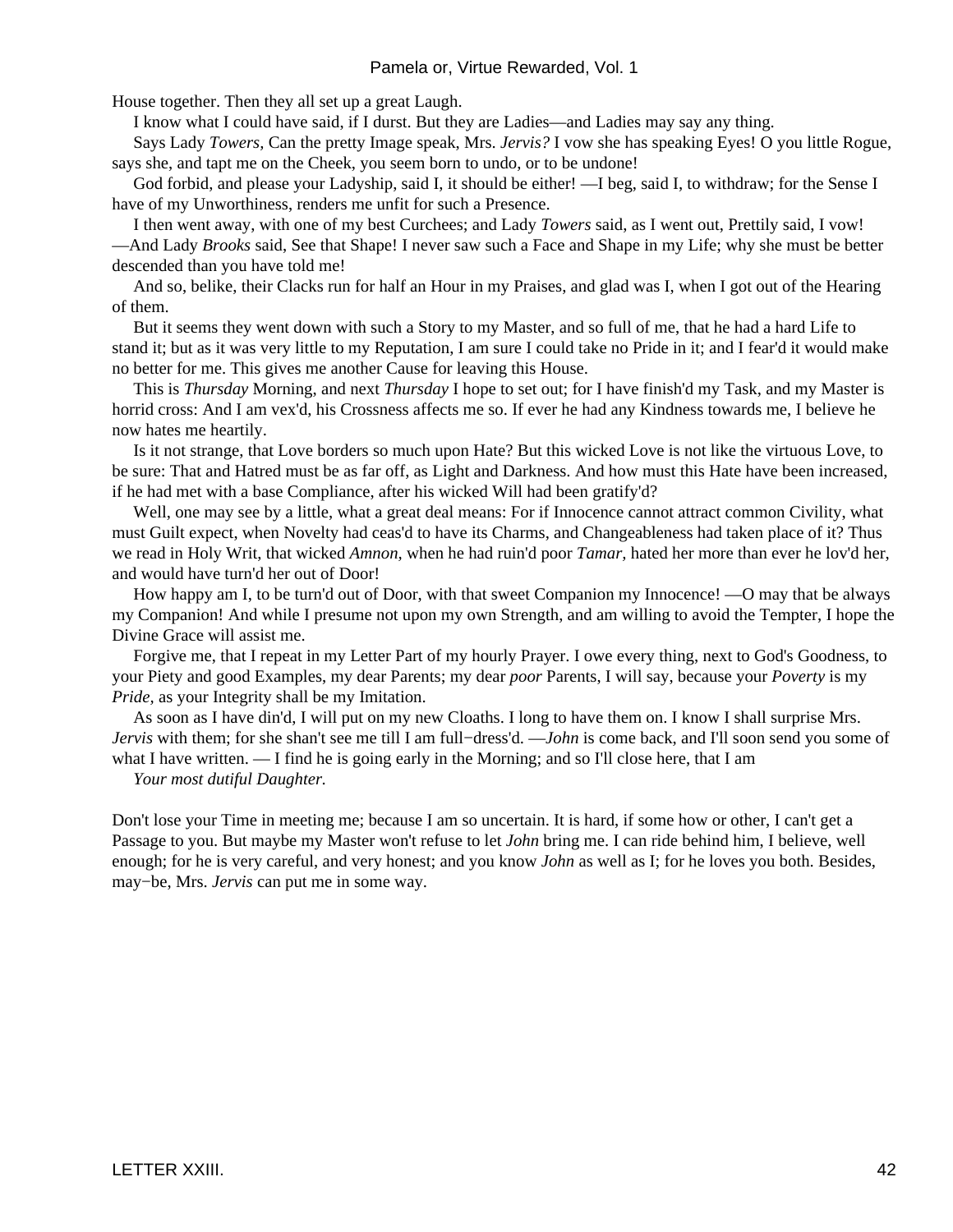House together. Then they all set up a great Laugh.

I know what I could have said, if I durst. But they are Ladies—and Ladies may say any thing.

Says Lady *Towers,* Can the pretty Image speak, Mrs. *Jervis?* I vow she has speaking Eyes! O you little Rogue, says she, and tapt me on the Cheek, you seem born to undo, or to be undone!

God forbid, and please your Ladyship, said I, it should be either! —I beg, said I, to withdraw; for the Sense I have of my Unworthiness, renders me unfit for such a Presence.

I then went away, with one of my best Curchees; and Lady *Towers* said, as I went out, Prettily said, I vow! —And Lady *Brooks* said, See that Shape! I never saw such a Face and Shape in my Life; why she must be better descended than you have told me!

And so, belike, their Clacks run for half an Hour in my Praises, and glad was I, when I got out of the Hearing of them.

But it seems they went down with such a Story to my Master, and so full of me, that he had a hard Life to stand it; but as it was very little to my Reputation, I am sure I could take no Pride in it; and I fear'd it would make no better for me. This gives me another Cause for leaving this House.

This is *Thursday* Morning, and next *Thursday* I hope to set out; for I have finish'd my Task, and my Master is horrid cross: And I am vex'd, his Crossness affects me so. If ever he had any Kindness towards me, I believe he now hates me heartily.

Is it not strange, that Love borders so much upon Hate? But this wicked Love is not like the virtuous Love, to be sure: That and Hatred must be as far off, as Light and Darkness. And how must this Hate have been increased, if he had met with a base Compliance, after his wicked Will had been gratify'd?

Well, one may see by a little, what a great deal means: For if Innocence cannot attract common Civility, what must Guilt expect, when Novelty had ceas'd to have its Charms, and Changeableness had taken place of it? Thus we read in Holy Writ, that wicked *Amnon,* when he had ruin'd poor *Tamar,* hated her more than ever he lov'd her, and would have turn'd her out of Door!

How happy am I, to be turn'd out of Door, with that sweet Companion my Innocence! —O may that be always my Companion! And while I presume not upon my own Strength, and am willing to avoid the Tempter, I hope the Divine Grace will assist me.

Forgive me, that I repeat in my Letter Part of my hourly Prayer. I owe every thing, next to God's Goodness, to your Piety and good Examples, my dear Parents; my dear *poor* Parents, I will say, because your *Poverty* is my *Pride,* as your Integrity shall be my Imitation.

As soon as I have din'd, I will put on my new Cloaths. I long to have them on. I know I shall surprise Mrs. *Jervis* with them; for she shan't see me till I am full−dress'd. —*John* is come back, and I'll soon send you some of what I have written. — I find he is going early in the Morning; and so I'll close here, that I am

*Your most dutiful Daughter.*

Don't lose your Time in meeting me; because I am so uncertain. It is hard, if some how or other, I can't get a Passage to you. But maybe my Master won't refuse to let *John* bring me. I can ride behind him, I believe, well enough; for he is very careful, and very honest; and you know *John* as well as I; for he loves you both. Besides, may−be, Mrs. *Jervis* can put me in some way.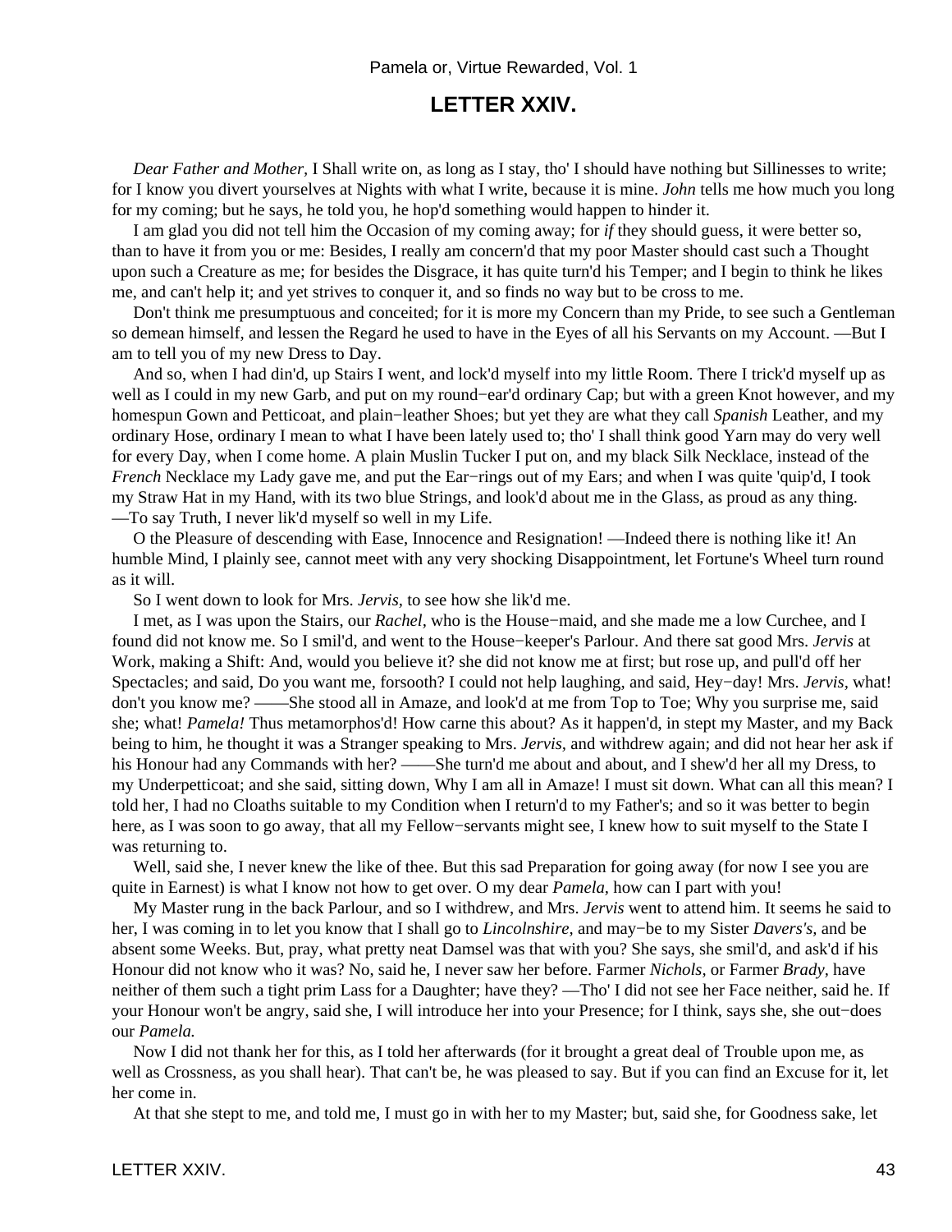## LETTER XXIV.

*Dear Father and Mother,* I Shall write on, as long as I stay, tho' I should have nothing but Sillinesses to write; for I know you divert yourselves at Nights with what I write, because it is mine. *John* tells me how much you long for my coming; but he says, he told you, he hop'd something would happen to hinder it.

I am glad you did not tell him the Occasion of my coming away; for *if* they should guess, it were better so, than to have it from you or me: Besides, I really am concern'd that my poor Master should cast such a Thought upon such a Creature as me; for besides the Disgrace, it has quite turn'd his Temper; and I begin to think he likes me, and can't help it; and yet strives to conquer it, and so finds no way but to be cross to me.

Don't think me presumptuous and conceited; for it is more my Concern than my Pride, to see such a Gentleman so demean himself, and lessen the Regard he used to have in the Eyes of all his Servants on my Account. —But I am to tell you of my new Dress to Day.

And so, when I had din'd, up Stairs I went, and lock'd myself into my little Room. There I trick'd myself up as well as I could in my new Garb, and put on my round−ear'd ordinary Cap; but with a green Knot however, and my homespun Gown and Petticoat, and plain−leather Shoes; but yet they are what they call *Spanish* Leather, and my ordinary Hose, ordinary I mean to what I have been lately used to; tho' I shall think good Yarn may do very well for every Day, when I come home. A plain Muslin Tucker I put on, and my black Silk Necklace, instead of the *French* Necklace my Lady gave me, and put the Ear−rings out of my Ears; and when I was quite 'quip'd, I took my Straw Hat in my Hand, with its two blue Strings, and look'd about me in the Glass, as proud as any thing. —To say Truth, I never lik'd myself so well in my Life.

O the Pleasure of descending with Ease, Innocence and Resignation! —Indeed there is nothing like it! An humble Mind, I plainly see, cannot meet with any very shocking Disappointment, let Fortune's Wheel turn round as it will.

So I went down to look for Mrs. *Jervis,* to see how she lik'd me.

I met, as I was upon the Stairs, our *Rachel,* who is the House−maid, and she made me a low Curchee, and I found did not know me. So I smil'd, and went to the House−keeper's Parlour. And there sat good Mrs. *Jervis* at Work, making a Shift: And, would you believe it? she did not know me at first; but rose up, and pull'd off her Spectacles; and said, Do you want me, forsooth? I could not help laughing, and said, Hey−day! Mrs. *Jervis,* what! don't you know me? ——She stood all in Amaze, and look'd at me from Top to Toe; Why you surprise me, said she; what! *Pamela!* Thus metamorphos'd! How carne this about? As it happen'd, in stept my Master, and my Back being to him, he thought it was a Stranger speaking to Mrs. *Jervis,* and withdrew again; and did not hear her ask if his Honour had any Commands with her? ——She turn'd me about and about, and I shew'd her all my Dress, to my Underpetticoat; and she said, sitting down, Why I am all in Amaze! I must sit down. What can all this mean? I told her, I had no Cloaths suitable to my Condition when I return'd to my Father's; and so it was better to begin here, as I was soon to go away, that all my Fellow−servants might see, I knew how to suit myself to the State I was returning to.

Well, said she, I never knew the like of thee. But this sad Preparation for going away (for now I see you are quite in Earnest) is what I know not how to get over. O my dear *Pamela,* how can I part with you!

My Master rung in the back Parlour, and so I withdrew, and Mrs. *Jervis* went to attend him. It seems he said to her, I was coming in to let you know that I shall go to *Lincolnshire,* and may−be to my Sister *Davers's,* and be absent some Weeks. But, pray, what pretty neat Damsel was that with you? She says, she smil'd, and ask'd if his Honour did not know who it was? No, said he, I never saw her before. Farmer *Nichols,* or Farmer *Brady,* have neither of them such a tight prim Lass for a Daughter; have they? —Tho' I did not see her Face neither, said he. If your Honour won't be angry, said she, I will introduce her into your Presence; for I think, says she, she out−does our *Pamela.*

Now I did not thank her for this, as I told her afterwards (for it brought a great deal of Trouble upon me, as well as Crossness, as you shall hear). That can't be, he was pleased to say. But if you can find an Excuse for it, let her come in.

At that she stept to me, and told me, I must go in with her to my Master; but, said she, for Goodness sake, let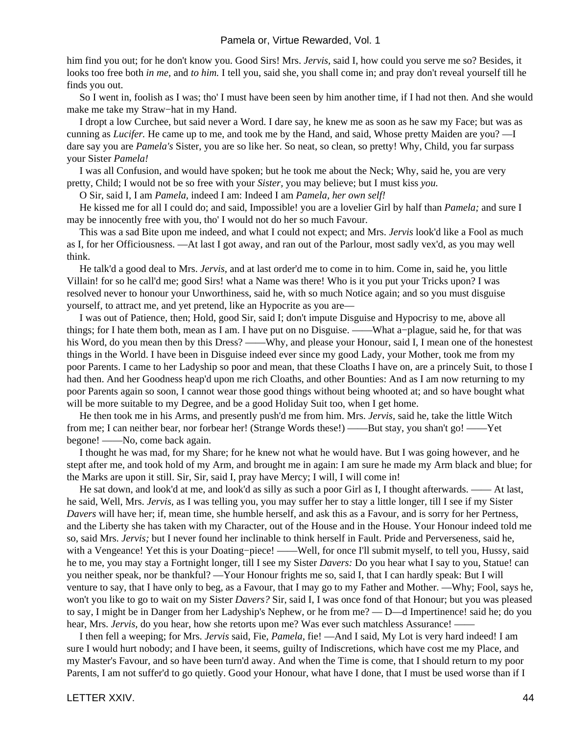him find you out; for he don't know you. Good Sirs! Mrs. *Jervis,* said I, how could you serve me so? Besides, it looks too free both *in me*, and *to him.* I tell you, said she, you shall come in; and pray don't reveal yourself till he finds you out.

So I went in, foolish as I was; tho' I must have been seen by him another time, if I had not then. And she would make me take my Straw−hat in my Hand.

I dropt a low Curchee, but said never a Word. I dare say, he knew me as soon as he saw my Face; but was as cunning as *Lucifer.* He came up to me, and took me by the Hand, and said, Whose pretty Maiden are you? —I dare say you are *Pamela's* Sister, you are so like her. So neat, so clean, so pretty! Why, Child, you far surpass your Sister *Pamela!*

I was all Confusion, and would have spoken; but he took me about the Neck; Why, said he, you are very pretty, Child; I would not be so free with your *Sister*, you may believe; but I must kiss *you.*

O Sir, said I, I am *Pamela*, indeed I am: Indeed I am *Pamela, her own self!*

He kissed me for all I could do; and said, Impossible! you are a lovelier Girl by half than *Pamela;* and sure I may be innocently free with you, tho' I would not do her so much Favour.

This was a sad Bite upon me indeed, and what I could not expect; and Mrs. *Jervis* look'd like a Fool as much as I, for her Officiousness. —At last I got away, and ran out of the Parlour, most sadly vex'd, as you may well think.

He talk'd a good deal to Mrs. *Jervis,* and at last order'd me to come in to him. Come in, said he, you little Villain! for so he call'd me; good Sirs! what a Name was there! Who is it you put your Tricks upon? I was resolved never to honour your Unworthiness, said he, with so much Notice again; and so you must disguise yourself, to attract me, and yet pretend, like an Hypocrite as you are—

I was out of Patience, then; Hold, good Sir, said I; don't impute Disguise and Hypocrisy to me, above all things; for I hate them both, mean as I am. I have put on no Disguise. ——What a−plague, said he, for that was his Word, do you mean then by this Dress? ——Why, and please your Honour, said I, I mean one of the honestest things in the World. I have been in Disguise indeed ever since my good Lady, your Mother, took me from my poor Parents. I came to her Ladyship so poor and mean, that these Cloaths I have on, are a princely Suit, to those I had then. And her Goodness heap'd upon me rich Cloaths, and other Bounties: And as I am now returning to my poor Parents again so soon, I cannot wear those good things without being whooted at; and so have bought what will be more suitable to my Degree, and be a good Holiday Suit too, when I get home.

He then took me in his Arms, and presently push'd me from him. Mrs. *Jervis,* said he, take the little Witch from me; I can neither bear, nor forbear her! (Strange Words these!) ——But stay, you shan't go! ——Yet begone! ——No, come back again.

I thought he was mad, for my Share; for he knew not what he would have. But I was going however, and he stept after me, and took hold of my Arm, and brought me in again: I am sure he made my Arm black and blue; for the Marks are upon it still. Sir, Sir, said I, pray have Mercy; I will, I will come in!

He sat down, and look'd at me, and look'd as silly as such a poor Girl as I, I thought afterwards. —— At last, he said, Well, Mrs. *Jervis,* as I was telling you, you may suffer her to stay a little longer, till I see if my Sister *Davers* will have her; if, mean time, she humble herself, and ask this as a Favour, and is sorry for her Pertness, and the Liberty she has taken with my Character, out of the House and in the House. Your Honour indeed told me so, said Mrs. *Jervis;* but I never found her inclinable to think herself in Fault. Pride and Perverseness, said he, with a Vengeance! Yet this is your Doating−piece! ——Well, for once I'll submit myself, to tell you, Hussy, said he to me, you may stay a Fortnight longer, till I see my Sister *Davers:* Do you hear what I say to you, Statue! can you neither speak, nor be thankful? —Your Honour frights me so, said I, that I can hardly speak: But I will venture to say, that I have only to beg, as a Favour, that I may go to my Father and Mother. —Why; Fool, says he, won't you like to go to wait on my Sister *Davers?* Sir, said I, I was once fond of that Honour; but you was pleased to say, I might be in Danger from her Ladyship's Nephew, or he from me? — D—d Impertinence! said he; do you hear, Mrs. *Jervis,* do you hear, how she retorts upon me? Was ever such matchless Assurance! ——

I then fell a weeping; for Mrs. *Jervis* said, Fie, *Pamela,* fie! —And I said, My Lot is very hard indeed! I am sure I would hurt nobody; and I have been, it seems, guilty of Indiscretions, which have cost me my Place, and my Master's Favour, and so have been turn'd away. And when the Time is come, that I should return to my poor Parents, I am not suffer'd to go quietly. Good your Honour, what have I done, that I must be used worse than if I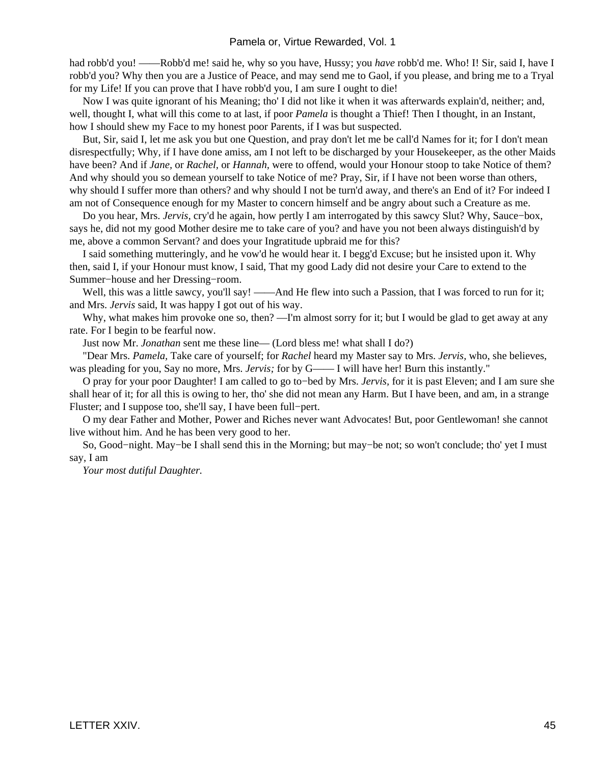had robb'd you! ——Robb'd me! said he, why so you have, Hussy; you *have* robb'd me. Who! I! Sir, said I, have I robb'd you? Why then you are a Justice of Peace, and may send me to Gaol, if you please, and bring me to a Tryal for my Life! If you can prove that I have robb'd you, I am sure I ought to die!

Now I was quite ignorant of his Meaning; tho' I did not like it when it was afterwards explain'd, neither; and, well, thought I, what will this come to at last, if poor *Pamela* is thought a Thief! Then I thought, in an Instant, how I should shew my Face to my honest poor Parents, if I was but suspected.

But, Sir, said I, let me ask you but one Question, and pray don't let me be call'd Names for it; for I don't mean disrespectfully; Why, if I have done amiss, am I not left to be discharged by your Housekeeper, as the other Maids have been? And if *Jane,* or *Rachel,* or *Hannah,* were to offend, would your Honour stoop to take Notice of them? And why should you so demean yourself to take Notice of me? Pray, Sir, if I have not been worse than others, why should I suffer more than others? and why should I not be turn'd away, and there's an End of it? For indeed I am not of Consequence enough for my Master to concern himself and be angry about such a Creature as me.

Do you hear, Mrs. *Jervis,* cry'd he again, how pertly I am interrogated by this sawcy Slut? Why, Sauce−box, says he, did not my good Mother desire me to take care of you? and have you not been always distinguish'd by me, above a common Servant? and does your Ingratitude upbraid me for this?

I said something mutteringly, and he vow'd he would hear it. I begg'd Excuse; but he insisted upon it. Why then, said I, if your Honour must know, I said, That my good Lady did not desire your Care to extend to the Summer−house and her Dressing−room.

Well, this was a little sawcy, you'll say! ——And He flew into such a Passion, that I was forced to run for it; and Mrs. *Jervis* said, It was happy I got out of his way.

Why, what makes him provoke one so, then? —I'm almost sorry for it; but I would be glad to get away at any rate. For I begin to be fearful now.

Just now Mr. *Jonathan* sent me these line— (Lord bless me! what shall I do?)

"Dear Mrs. *Pamela,* Take care of yourself; for *Rachel* heard my Master say to Mrs. *Jervis,* who, she believes, was pleading for you, Say no more, Mrs. *Jervis;* for by G—— I will have her! Burn this instantly."

O pray for your poor Daughter! I am called to go to−bed by Mrs. *Jervis,* for it is past Eleven; and I am sure she shall hear of it; for all this is owing to her, tho' she did not mean any Harm. But I have been, and am, in a strange Fluster; and I suppose too, she'll say, I have been full−pert.

O my dear Father and Mother, Power and Riches never want Advocates! But, poor Gentlewoman! she cannot live without him. And he has been very good to her.

So, Good−night. May−be I shall send this in the Morning; but may−be not; so won't conclude; tho' yet I must say, I am

*Your most dutiful Daughter.*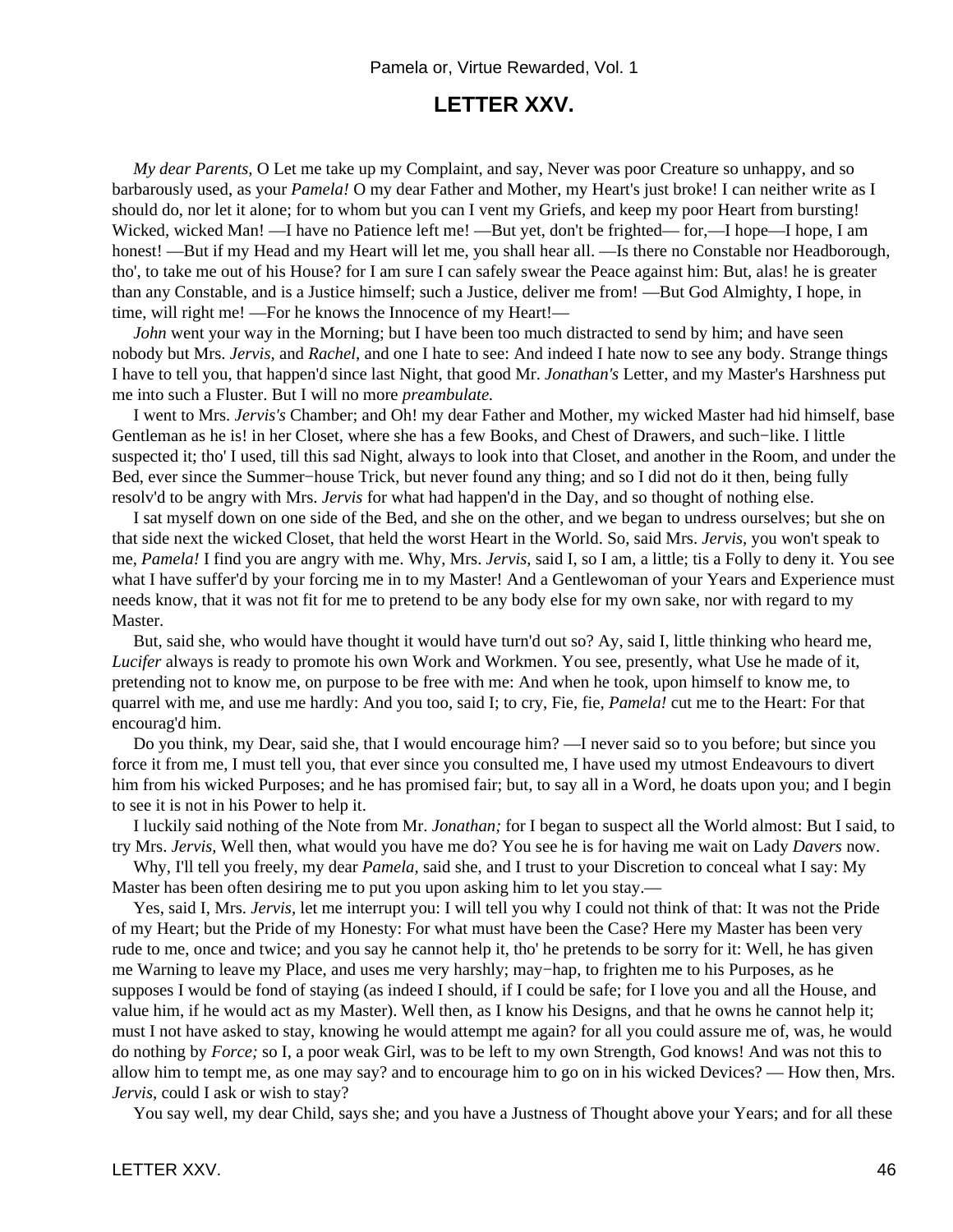## LETTER XXV.

*My dear Parents,* O Let me take up my Complaint, and say, Never was poor Creature so unhappy, and so barbarously used, as your *Pamela!* O my dear Father and Mother, my Heart's just broke! I can neither write as I should do, nor let it alone; for to whom but you can I vent my Griefs, and keep my poor Heart from bursting! Wicked, wicked Man! —I have no Patience left me! —But yet, don't be frighted— for,—I hope—I hope, I am honest! —But if my Head and my Heart will let me, you shall hear all. —Is there no Constable nor Headborough, tho', to take me out of his House? for I am sure I can safely swear the Peace against him: But, alas! he is greater than any Constable, and is a Justice himself; such a Justice, deliver me from! —But God Almighty, I hope, in time, will right me! —For he knows the Innocence of my Heart!—

*John* went your way in the Morning; but I have been too much distracted to send by him; and have seen nobody but Mrs. *Jervis,* and *Rachel,* and one I hate to see: And indeed I hate now to see any body. Strange things I have to tell you, that happen'd since last Night, that good Mr. *Jonathan's* Letter, and my Master's Harshness put me into such a Fluster. But I will no more *preambulate.*

I went to Mrs. *Jervis's* Chamber; and Oh! my dear Father and Mother, my wicked Master had hid himself, base Gentleman as he is! in her Closet, where she has a few Books, and Chest of Drawers, and such−like. I little suspected it; tho' I used, till this sad Night, always to look into that Closet, and another in the Room, and under the Bed, ever since the Summer−house Trick, but never found any thing; and so I did not do it then, being fully resolv'd to be angry with Mrs. *Jervis* for what had happen'd in the Day, and so thought of nothing else.

I sat myself down on one side of the Bed, and she on the other, and we began to undress ourselves; but she on that side next the wicked Closet, that held the worst Heart in the World. So, said Mrs. *Jervis,* you won't speak to me, *Pamela!* I find you are angry with me. Why, Mrs. *Jervis,* said I, so I am, a little; tis a Folly to deny it. You see what I have suffer'd by your forcing me in to my Master! And a Gentlewoman of your Years and Experience must needs know, that it was not fit for me to pretend to be any body else for my own sake, nor with regard to my Master.

But, said she, who would have thought it would have turn'd out so? Ay, said I, little thinking who heard me, *Lucifer* always is ready to promote his own Work and Workmen. You see, presently, what Use he made of it, pretending not to know me, on purpose to be free with me: And when he took, upon himself to know me, to quarrel with me, and use me hardly: And you too, said I; to cry, Fie, fie, *Pamela!* cut me to the Heart: For that encourag'd him.

Do you think, my Dear, said she, that I would encourage him? —I never said so to you before; but since you force it from me, I must tell you, that ever since you consulted me, I have used my utmost Endeavours to divert him from his wicked Purposes; and he has promised fair; but, to say all in a Word, he doats upon you; and I begin to see it is not in his Power to help it.

I luckily said nothing of the Note from Mr. *Jonathan;* for I began to suspect all the World almost: But I said, to try Mrs. *Jervis,* Well then, what would you have me do? You see he is for having me wait on Lady *Davers* now.

Why, I'll tell you freely, my dear *Pamela,* said she, and I trust to your Discretion to conceal what I say: My Master has been often desiring me to put you upon asking him to let you stay.—

Yes, said I, Mrs. *Jervis,* let me interrupt you: I will tell you why I could not think of that: It was not the Pride of my Heart; but the Pride of my Honesty: For what must have been the Case? Here my Master has been very rude to me, once and twice; and you say he cannot help it, tho' he pretends to be sorry for it: Well, he has given me Warning to leave my Place, and uses me very harshly; may−hap, to frighten me to his Purposes, as he supposes I would be fond of staying (as indeed I should, if I could be safe; for I love you and all the House, and value him, if he would act as my Master). Well then, as I know his Designs, and that he owns he cannot help it; must I not have asked to stay, knowing he would attempt me again? for all you could assure me of, was, he would do nothing by *Force;* so I, a poor weak Girl, was to be left to my own Strength, God knows! And was not this to allow him to tempt me, as one may say? and to encourage him to go on in his wicked Devices? — How then, Mrs. *Jervis,* could I ask or wish to stay?

You say well, my dear Child, says she; and you have a Justness of Thought above your Years; and for all these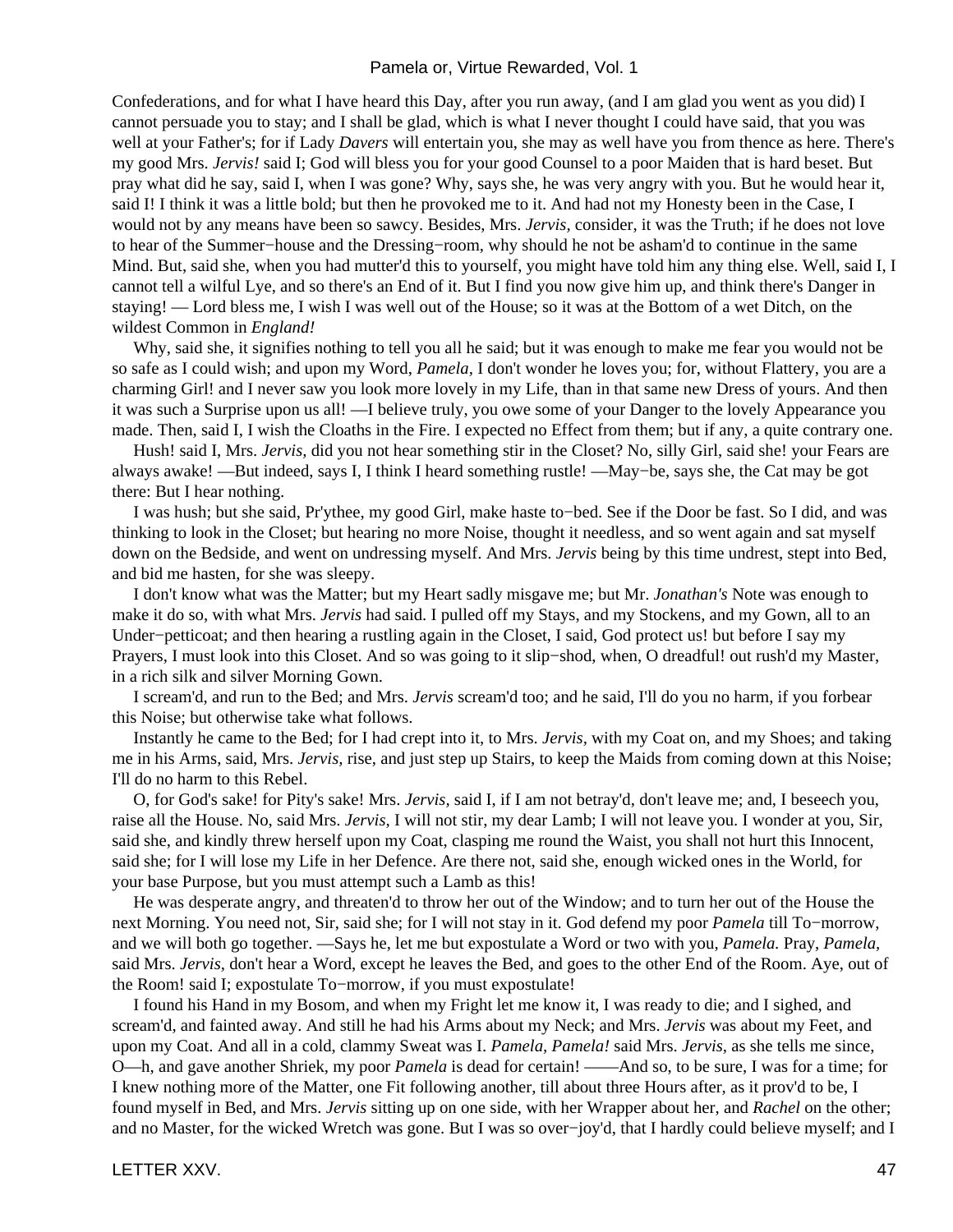Confederations, and for what I have heard this Day, after you run away, (and I am glad you went as you did) I cannot persuade you to stay; and I shall be glad, which is what I never thought I could have said, that you was well at your Father's; for if Lady *Davers* will entertain you, she may as well have you from thence as here. There's my good Mrs. *Jervis!* said I; God will bless you for your good Counsel to a poor Maiden that is hard beset. But pray what did he say, said I, when I was gone? Why, says she, he was very angry with you. But he would hear it, said I! I think it was a little bold; but then he provoked me to it. And had not my Honesty been in the Case, I would not by any means have been so sawcy. Besides, Mrs. *Jervis,* consider, it was the Truth; if he does not love to hear of the Summer−house and the Dressing−room, why should he not be asham'd to continue in the same Mind. But, said she, when you had mutter'd this to yourself, you might have told him any thing else. Well, said I, I cannot tell a wilful Lye, and so there's an End of it. But I find you now give him up, and think there's Danger in staying! — Lord bless me, I wish I was well out of the House; so it was at the Bottom of a wet Ditch, on the wildest Common in *England!*

Why, said she, it signifies nothing to tell you all he said; but it was enough to make me fear you would not be so safe as I could wish; and upon my Word, *Pamela,* I don't wonder he loves you; for, without Flattery, you are a charming Girl! and I never saw you look more lovely in my Life, than in that same new Dress of yours. And then it was such a Surprise upon us all! —I believe truly, you owe some of your Danger to the lovely Appearance you made. Then, said I, I wish the Cloaths in the Fire. I expected no Effect from them; but if any, a quite contrary one.

Hush! said I, Mrs. *Jervis,* did you not hear something stir in the Closet? No, silly Girl, said she! your Fears are always awake! —But indeed, says I, I think I heard something rustle! —May−be, says she, the Cat may be got there: But I hear nothing.

I was hush; but she said, Pr'ythee, my good Girl, make haste to−bed. See if the Door be fast. So I did, and was thinking to look in the Closet; but hearing no more Noise, thought it needless, and so went again and sat myself down on the Bedside, and went on undressing myself. And Mrs. *Jervis* being by this time undrest, stept into Bed, and bid me hasten, for she was sleepy.

I don't know what was the Matter; but my Heart sadly misgave me; but Mr. *Jonathan's* Note was enough to make it do so, with what Mrs. *Jervis* had said. I pulled off my Stays, and my Stockens, and my Gown, all to an Under−petticoat; and then hearing a rustling again in the Closet, I said, God protect us! but before I say my Prayers, I must look into this Closet. And so was going to it slip−shod, when, O dreadful! out rush'd my Master, in a rich silk and silver Morning Gown.

I scream'd, and run to the Bed; and Mrs. *Jervis* scream'd too; and he said, I'll do you no harm, if you forbear this Noise; but otherwise take what follows.

Instantly he came to the Bed; for I had crept into it, to Mrs. *Jervis,* with my Coat on, and my Shoes; and taking me in his Arms, said, Mrs. *Jervis,* rise, and just step up Stairs, to keep the Maids from coming down at this Noise; I'll do no harm to this Rebel.

O, for God's sake! for Pity's sake! Mrs. *Jervis,* said I, if I am not betray'd, don't leave me; and, I beseech you, raise all the House. No, said Mrs. *Jervis,* I will not stir, my dear Lamb; I will not leave you. I wonder at you, Sir, said she, and kindly threw herself upon my Coat, clasping me round the Waist, you shall not hurt this Innocent, said she; for I will lose my Life in her Defence. Are there not, said she, enough wicked ones in the World, for your base Purpose, but you must attempt such a Lamb as this!

He was desperate angry, and threaten'd to throw her out of the Window; and to turn her out of the House the next Morning. You need not, Sir, said she; for I will not stay in it. God defend my poor *Pamela* till To−morrow, and we will both go together. —Says he, let me but expostulate a Word or two with you, *Pamela.* Pray, *Pamela,* said Mrs. *Jervis,* don't hear a Word, except he leaves the Bed, and goes to the other End of the Room. Aye, out of the Room! said I; expostulate To−morrow, if you must expostulate!

I found his Hand in my Bosom, and when my Fright let me know it, I was ready to die; and I sighed, and scream'd, and fainted away. And still he had his Arms about my Neck; and Mrs. *Jervis* was about my Feet, and upon my Coat. And all in a cold, clammy Sweat was I. *Pamela, Pamela!* said Mrs. *Jervis,* as she tells me since, O—h, and gave another Shriek, my poor *Pamela* is dead for certain! ——And so, to be sure, I was for a time; for I knew nothing more of the Matter, one Fit following another, till about three Hours after, as it prov'd to be, I found myself in Bed, and Mrs. *Jervis* sitting up on one side, with her Wrapper about her, and *Rachel* on the other; and no Master, for the wicked Wretch was gone. But I was so over−joy'd, that I hardly could believe myself; and I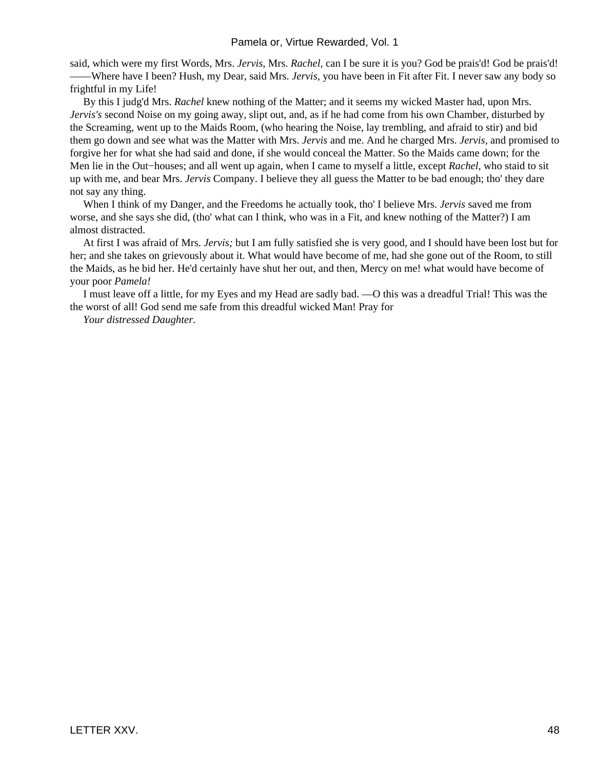said, which were my first Words, Mrs. *Jervis,* Mrs. *Rachel,* can I be sure it is you? God be prais'd! God be prais'd! ——Where have I been? Hush, my Dear, said Mrs. *Jervis,* you have been in Fit after Fit. I never saw any body so frightful in my Life!

By this I judg'd Mrs. *Rachel* knew nothing of the Matter; and it seems my wicked Master had, upon Mrs. *Jervis's* second Noise on my going away, slipt out, and, as if he had come from his own Chamber, disturbed by the Screaming, went up to the Maids Room, (who hearing the Noise, lay trembling, and afraid to stir) and bid them go down and see what was the Matter with Mrs. *Jervis* and me. And he charged Mrs. *Jervis,* and promised to forgive her for what she had said and done, if she would conceal the Matter. So the Maids came down; for the Men lie in the Out−houses; and all went up again, when I came to myself a little, except *Rachel,* who staid to sit up with me, and bear Mrs. *Jervis* Company. I believe they all guess the Matter to be bad enough; tho' they dare not say any thing.

When I think of my Danger, and the Freedoms he actually took, tho' I believe Mrs. *Jervis* saved me from worse, and she says she did, (tho' what can I think, who was in a Fit, and knew nothing of the Matter?) I am almost distracted.

At first I was afraid of Mrs. *Jervis;* but I am fully satisfied she is very good, and I should have been lost but for her; and she takes on grievously about it. What would have become of me, had she gone out of the Room, to still the Maids, as he bid her. He'd certainly have shut her out, and then, Mercy on me! what would have become of your poor *Pamela!*

I must leave off a little, for my Eyes and my Head are sadly bad. —O this was a dreadful Trial! This was the the worst of all! God send me safe from this dreadful wicked Man! Pray for

*Your distressed Daughter.*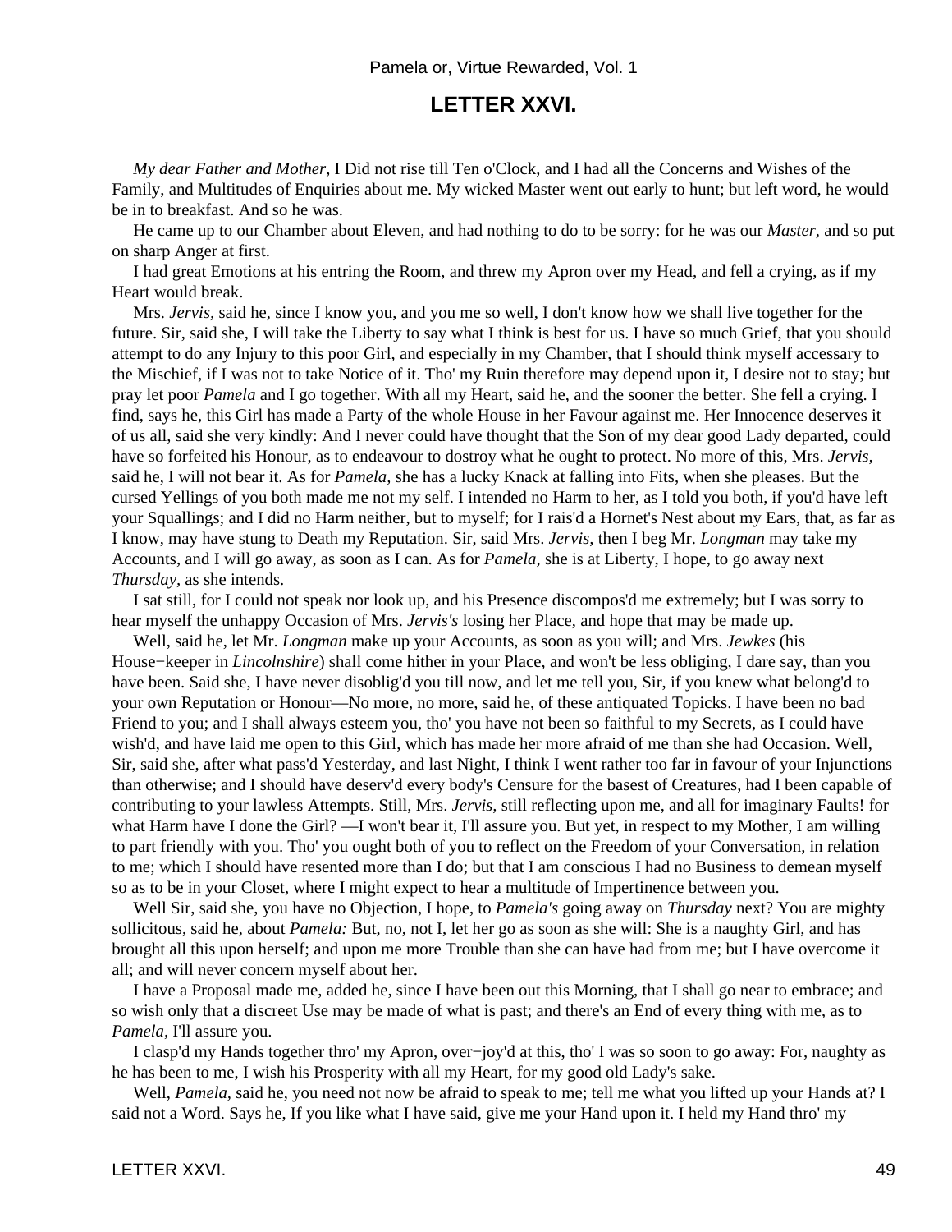## LETTER XXVI.

*My dear Father and Mother,* I Did not rise till Ten o'Clock, and I had all the Concerns and Wishes of the Family, and Multitudes of Enquiries about me. My wicked Master went out early to hunt; but left word, he would be in to breakfast. And so he was.

He came up to our Chamber about Eleven, and had nothing to do to be sorry: for he was our *Master,* and so put on sharp Anger at first.

I had great Emotions at his entring the Room, and threw my Apron over my Head, and fell a crying, as if my Heart would break.

Mrs. *Jervis,* said he, since I know you, and you me so well, I don't know how we shall live together for the future. Sir, said she, I will take the Liberty to say what I think is best for us. I have so much Grief, that you should attempt to do any Injury to this poor Girl, and especially in my Chamber, that I should think myself accessary to the Mischief, if I was not to take Notice of it. Tho' my Ruin therefore may depend upon it, I desire not to stay; but pray let poor *Pamela* and I go together. With all my Heart, said he, and the sooner the better. She fell a crying. I find, says he, this Girl has made a Party of the whole House in her Favour against me. Her Innocence deserves it of us all, said she very kindly: And I never could have thought that the Son of my dear good Lady departed, could have so forfeited his Honour, as to endeavour to dostroy what he ought to protect. No more of this, Mrs. *Jervis*, said he, I will not bear it. As for *Pamela,* she has a lucky Knack at falling into Fits, when she pleases. But the cursed Yellings of you both made me not my self. I intended no Harm to her, as I told you both, if you'd have left your Squallings; and I did no Harm neither, but to myself; for I rais'd a Hornet's Nest about my Ears, that, as far as I know, may have stung to Death my Reputation. Sir, said Mrs. *Jervis,* then I beg Mr. *Longman* may take my Accounts, and I will go away, as soon as I can. As for *Pamela*, she is at Liberty, I hope, to go away next *Thursday*, as she intends.

I sat still, for I could not speak nor look up, and his Presence discompos'd me extremely; but I was sorry to hear myself the unhappy Occasion of Mrs. *Jervis's* losing her Place, and hope that may be made up.

Well, said he, let Mr. *Longman* make up your Accounts, as soon as you will; and Mrs. *Jewkes* (his House−keeper in *Lincolnshire*) shall come hither in your Place, and won't be less obliging, I dare say, than you have been. Said she, I have never disoblig'd you till now, and let me tell you, Sir, if you knew what belong'd to your own Reputation or Honour—No more, no more, said he, of these antiquated Topicks. I have been no bad Friend to you; and I shall always esteem you, tho' you have not been so faithful to my Secrets, as I could have wish'd, and have laid me open to this Girl, which has made her more afraid of me than she had Occasion. Well, Sir, said she, after what pass'd Yesterday, and last Night, I think I went rather too far in favour of your Injunctions than otherwise; and I should have deserv'd every body's Censure for the basest of Creatures, had I been capable of contributing to your lawless Attempts. Still, Mrs. *Jervis,* still reflecting upon me, and all for imaginary Faults! for what Harm have I done the Girl? —I won't bear it, I'll assure you. But yet, in respect to my Mother, I am willing to part friendly with you. Tho' you ought both of you to reflect on the Freedom of your Conversation, in relation to me; which I should have resented more than I do; but that I am conscious I had no Business to demean myself so as to be in your Closet, where I might expect to hear a multitude of Impertinence between you.

Well Sir, said she, you have no Objection, I hope, to *Pamela's* going away on *Thursday* next? You are mighty sollicitous, said he, about *Pamela:* But, no, not I, let her go as soon as she will: She is a naughty Girl, and has brought all this upon herself; and upon me more Trouble than she can have had from me; but I have overcome it all; and will never concern myself about her.

I have a Proposal made me, added he, since I have been out this Morning, that I shall go near to embrace; and so wish only that a discreet Use may be made of what is past; and there's an End of every thing with me, as to *Pamela,* I'll assure you.

I clasp'd my Hands together thro' my Apron, over−joy'd at this, tho' I was so soon to go away: For, naughty as he has been to me, I wish his Prosperity with all my Heart, for my good old Lady's sake.

Well, *Pamela*, said he, you need not now be afraid to speak to me; tell me what you lifted up your Hands at? I said not a Word. Says he, If you like what I have said, give me your Hand upon it. I held my Hand thro' my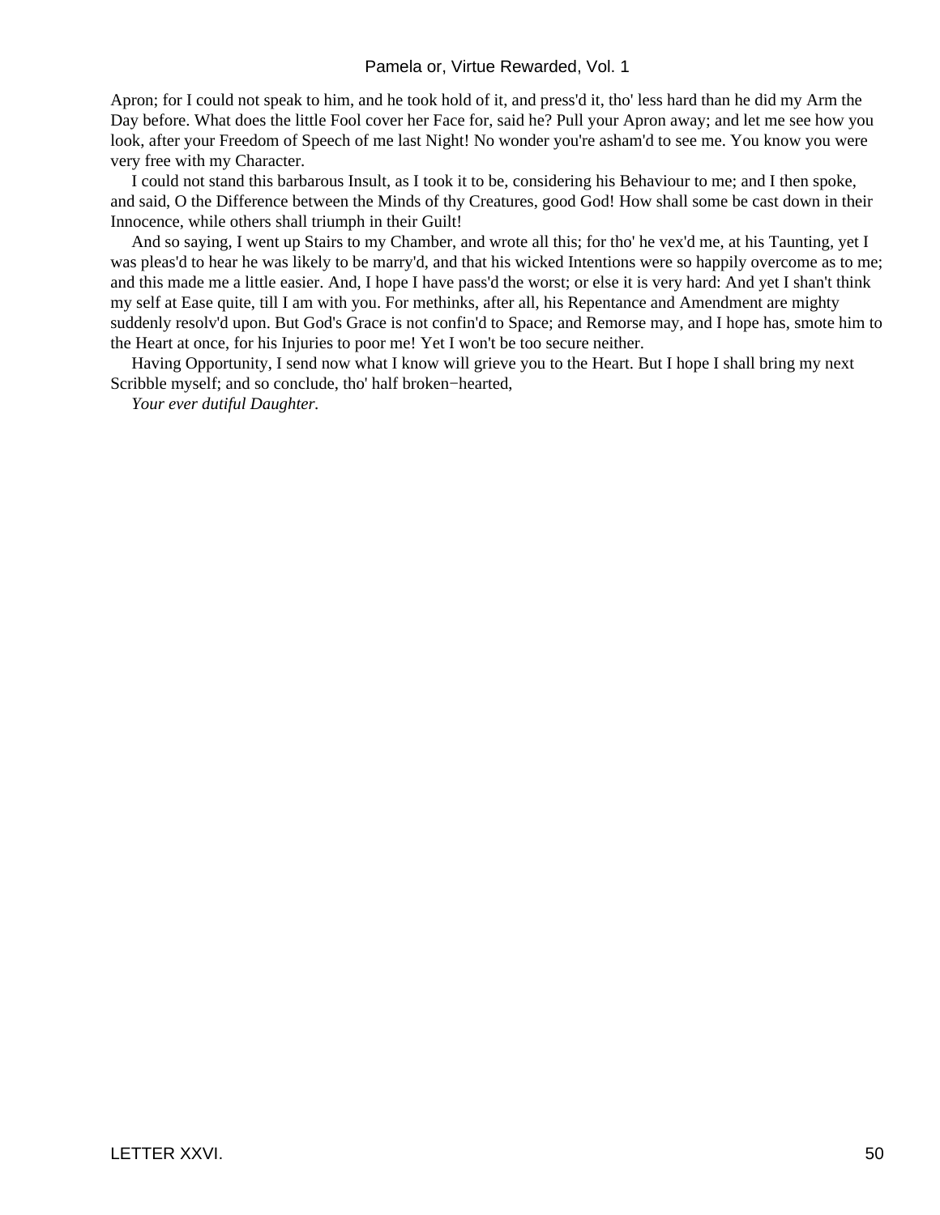Apron; for I could not speak to him, and he took hold of it, and press'd it, tho' less hard than he did my Arm the Day before. What does the little Fool cover her Face for, said he? Pull your Apron away; and let me see how you look, after your Freedom of Speech of me last Night! No wonder you're asham'd to see me. You know you were very free with my Character.

I could not stand this barbarous Insult, as I took it to be, considering his Behaviour to me; and I then spoke, and said, O the Difference between the Minds of thy Creatures, good God! How shall some be cast down in their Innocence, while others shall triumph in their Guilt!

And so saying, I went up Stairs to my Chamber, and wrote all this; for tho' he vex'd me, at his Taunting, yet I was pleas'd to hear he was likely to be marry'd, and that his wicked Intentions were so happily overcome as to me; and this made me a little easier. And, I hope I have pass'd the worst; or else it is very hard: And yet I shan't think my self at Ease quite, till I am with you. For methinks, after all, his Repentance and Amendment are mighty suddenly resolv'd upon. But God's Grace is not confin'd to Space; and Remorse may, and I hope has, smote him to the Heart at once, for his Injuries to poor me! Yet I won't be too secure neither.

Having Opportunity, I send now what I know will grieve you to the Heart. But I hope I shall bring my next Scribble myself; and so conclude, tho' half broken−hearted,

*Your ever dutiful Daughter.*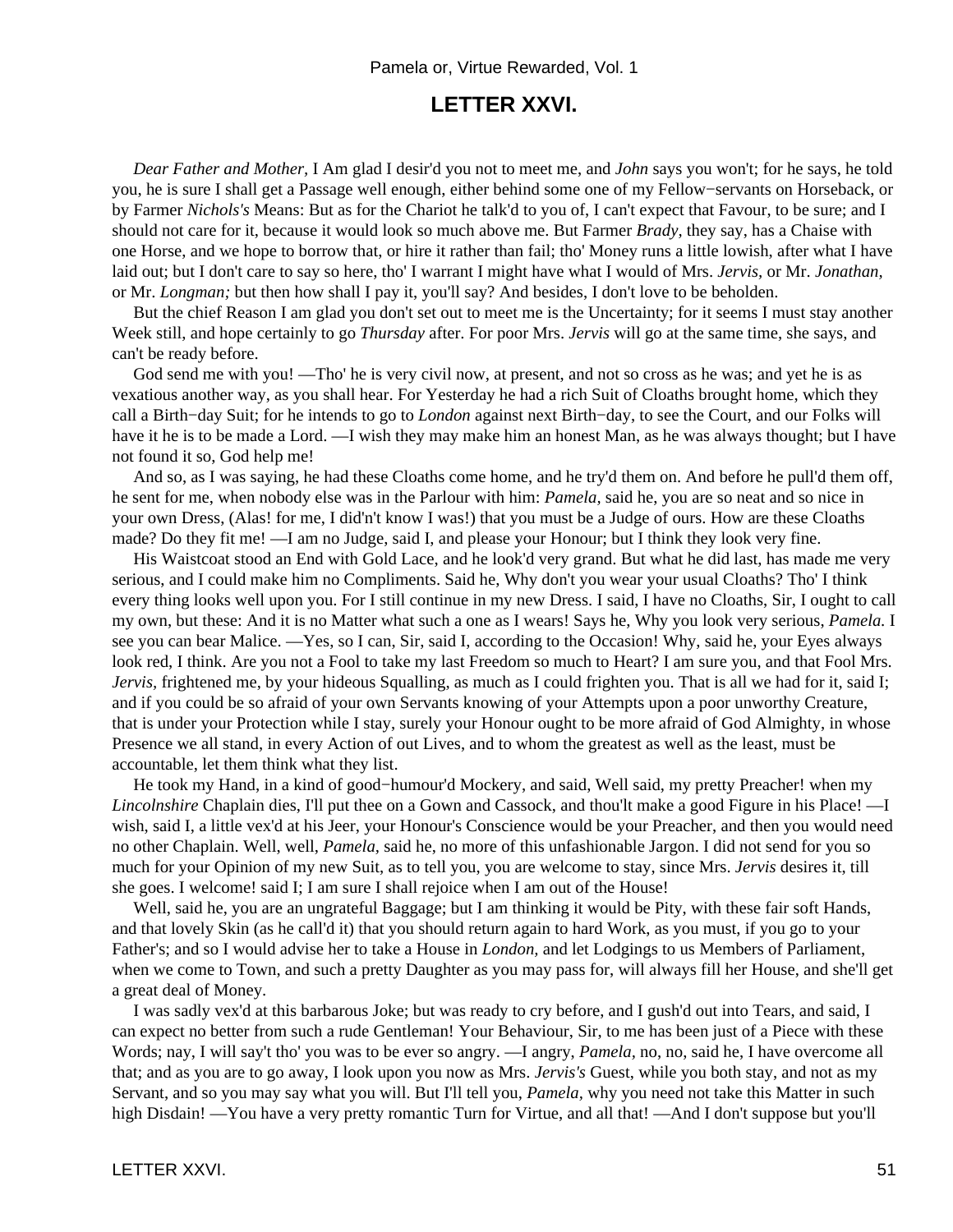## LETTER XXVI.

*Dear Father and Mother,* I Am glad I desir'd you not to meet me, and *John* says you won't; for he says, he told you, he is sure I shall get a Passage well enough, either behind some one of my Fellow−servants on Horseback, or by Farmer *Nichols's* Means: But as for the Chariot he talk'd to you of, I can't expect that Favour, to be sure; and I should not care for it, because it would look so much above me. But Farmer *Brady,* they say, has a Chaise with one Horse, and we hope to borrow that, or hire it rather than fail; tho' Money runs a little lowish, after what I have laid out; but I don't care to say so here, tho' I warrant I might have what I would of Mrs. *Jervis,* or Mr. *Jonathan,* or Mr. *Longman;* but then how shall I pay it, you'll say? And besides, I don't love to be beholden.

But the chief Reason I am glad you don't set out to meet me is the Uncertainty; for it seems I must stay another Week still, and hope certainly to go *Thursday* after. For poor Mrs. *Jervis* will go at the same time, she says, and can't be ready before.

God send me with you! —Tho' he is very civil now, at present, and not so cross as he was; and yet he is as vexatious another way, as you shall hear. For Yesterday he had a rich Suit of Cloaths brought home, which they call a Birth−day Suit; for he intends to go to *London* against next Birth−day, to see the Court, and our Folks will have it he is to be made a Lord. —I wish they may make him an honest Man, as he was always thought; but I have not found it so, God help me!

And so, as I was saying, he had these Cloaths come home, and he try'd them on. And before he pull'd them off, he sent for me, when nobody else was in the Parlour with him: *Pamela,* said he, you are so neat and so nice in your own Dress, (Alas! for me, I did'n't know I was!) that you must be a Judge of ours. How are these Cloaths made? Do they fit me! —I am no Judge, said I, and please your Honour; but I think they look very fine.

His Waistcoat stood an End with Gold Lace, and he look'd very grand. But what he did last, has made me very serious, and I could make him no Compliments. Said he, Why don't you wear your usual Cloaths? Tho' I think every thing looks well upon you. For I still continue in my new Dress. I said, I have no Cloaths, Sir, I ought to call my own, but these: And it is no Matter what such a one as I wears! Says he, Why you look very serious, *Pamela.* I see you can bear Malice. —Yes, so I can, Sir, said I, according to the Occasion! Why, said he, your Eyes always look red, I think. Are you not a Fool to take my last Freedom so much to Heart? I am sure you, and that Fool Mrs. *Jervis,* frightened me, by your hideous Squalling, as much as I could frighten you. That is all we had for it, said I; and if you could be so afraid of your own Servants knowing of your Attempts upon a poor unworthy Creature, that is under your Protection while I stay, surely your Honour ought to be more afraid of God Almighty, in whose Presence we all stand, in every Action of out Lives, and to whom the greatest as well as the least, must be accountable, let them think what they list.

He took my Hand, in a kind of good−humour'd Mockery, and said, Well said, my pretty Preacher! when my *Lincolnshire* Chaplain dies, I'll put thee on a Gown and Cassock, and thou'lt make a good Figure in his Place! —I wish, said I, a little vex'd at his Jeer, your Honour's Conscience would be your Preacher, and then you would need no other Chaplain. Well, well, *Pamela,* said he, no more of this unfashionable Jargon. I did not send for you so much for your Opinion of my new Suit, as to tell you, you are welcome to stay, since Mrs. *Jervis* desires it, till she goes. I welcome! said I; I am sure I shall rejoice when I am out of the House!

Well, said he, you are an ungrateful Baggage; but I am thinking it would be Pity, with these fair soft Hands, and that lovely Skin (as he call'd it) that you should return again to hard Work, as you must, if you go to your Father's; and so I would advise her to take a House in *London,* and let Lodgings to us Members of Parliament, when we come to Town, and such a pretty Daughter as you may pass for, will always fill her House, and she'll get a great deal of Money.

I was sadly vex'd at this barbarous Joke; but was ready to cry before, and I gush'd out into Tears, and said, I can expect no better from such a rude Gentleman! Your Behaviour, Sir, to me has been just of a Piece with these Words; nay, I will say't tho' you was to be ever so angry. —I angry, *Pamela,* no, no, said he, I have overcome all that; and as you are to go away, I look upon you now as Mrs. *Jervis's* Guest, while you both stay, and not as my Servant, and so you may say what you will. But I'll tell you, *Pamela,* why you need not take this Matter in such high Disdain! —You have a very pretty romantic Turn for Virtue, and all that! —And I don't suppose but you'll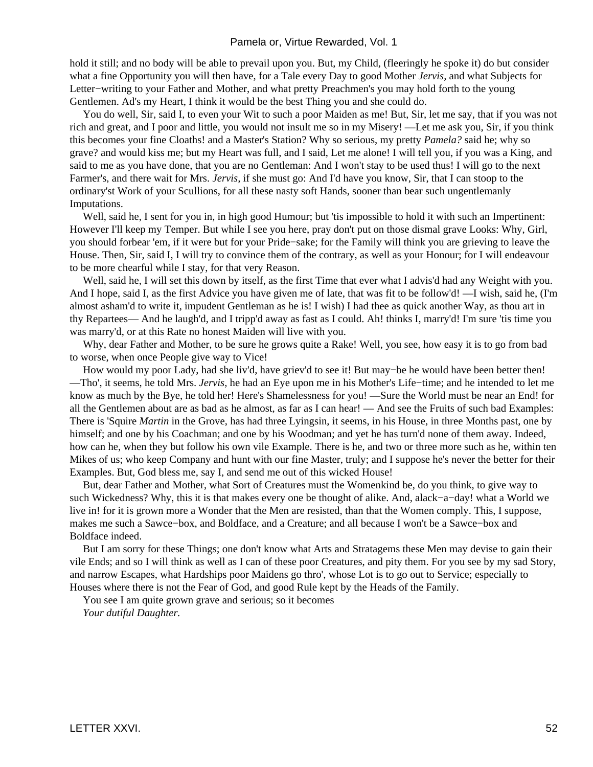hold it still; and no body will be able to prevail upon you. But, my Child, (fleeringly he spoke it) do but consider what a fine Opportunity you will then have, for a Tale every Day to good Mother *Jervis,* and what Subjects for Letter−writing to your Father and Mother, and what pretty Preachmen's you may hold forth to the young Gentlemen. Ad's my Heart, I think it would be the best Thing you and she could do.

You do well, Sir, said I, to even your Wit to such a poor Maiden as me! But, Sir, let me say, that if you was not rich and great, and I poor and little, you would not insult me so in my Misery! —Let me ask you, Sir, if you think this becomes your fine Cloaths! and a Master's Station? Why so serious, my pretty *Pamela?* said he; why so grave? and would kiss me; but my Heart was full, and I said, Let me alone! I will tell you, if you was a King, and said to me as you have done, that you are no Gentleman: And I won't stay to be used thus! I will go to the next Farmer's, and there wait for Mrs. *Jervis,* if she must go: And I'd have you know, Sir, that I can stoop to the ordinary'st Work of your Scullions, for all these nasty soft Hands, sooner than bear such ungentlemanly Imputations.

Well, said he, I sent for you in, in high good Humour; but 'tis impossible to hold it with such an Impertinent: However I'll keep my Temper. But while I see you here, pray don't put on those dismal grave Looks: Why, Girl, you should forbear 'em, if it were but for your Pride−sake; for the Family will think you are grieving to leave the House. Then, Sir, said I, I will try to convince them of the contrary, as well as your Honour; for I will endeavour to be more chearful while I stay, for that very Reason.

Well, said he, I will set this down by itself, as the first Time that ever what I advis'd had any Weight with you. And I hope, said I, as the first Advice you have given me of late, that was fit to be follow'd! —I wish, said he, (I'm almost asham'd to write it, impudent Gentleman as he is! I wish) I had thee as quick another Way, as thou art in thy Repartees— And he laugh'd, and I tripp'd away as fast as I could. Ah! thinks I, marry'd! I'm sure 'tis time you was marry'd, or at this Rate no honest Maiden will live with you.

Why, dear Father and Mother, to be sure he grows quite a Rake! Well, you see, how easy it is to go from bad to worse, when once People give way to Vice!

How would my poor Lady, had she liv'd, have griev'd to see it! But may−be he would have been better then! —Tho', it seems, he told Mrs. *Jervis,* he had an Eye upon me in his Mother's Life−time; and he intended to let me know as much by the Bye, he told her! Here's Shamelessness for you! —Sure the World must be near an End! for all the Gentlemen about are as bad as he almost, as far as I can hear! — And see the Fruits of such bad Examples: There is 'Squire *Martin* in the Grove, has had three Lyingsin, it seems, in his House, in three Months past, one by himself; and one by his Coachman; and one by his Woodman; and yet he has turn'd none of them away. Indeed, how can he, when they but follow his own vile Example. There is he, and two or three more such as he, within ten Mikes of us; who keep Company and hunt with our fine Master, truly; and I suppose he's never the better for their Examples. But, God bless me, say I, and send me out of this wicked House!

But, dear Father and Mother, what Sort of Creatures must the Womenkind be, do you think, to give way to such Wickedness? Why, this it is that makes every one be thought of alike. And, alack−a−day! what a World we live in! for it is grown more a Wonder that the Men are resisted, than that the Women comply. This, I suppose, makes me such a Sawce−box, and Boldface, and a Creature; and all because I won't be a Sawce−box and Boldface indeed.

But I am sorry for these Things; one don't know what Arts and Stratagems these Men may devise to gain their vile Ends; and so I will think as well as I can of these poor Creatures, and pity them. For you see by my sad Story, and narrow Escapes, what Hardships poor Maidens go thro', whose Lot is to go out to Service; especially to Houses where there is not the Fear of God, and good Rule kept by the Heads of the Family.

You see I am quite grown grave and serious; so it becomes

*Your dutiful Daughter.*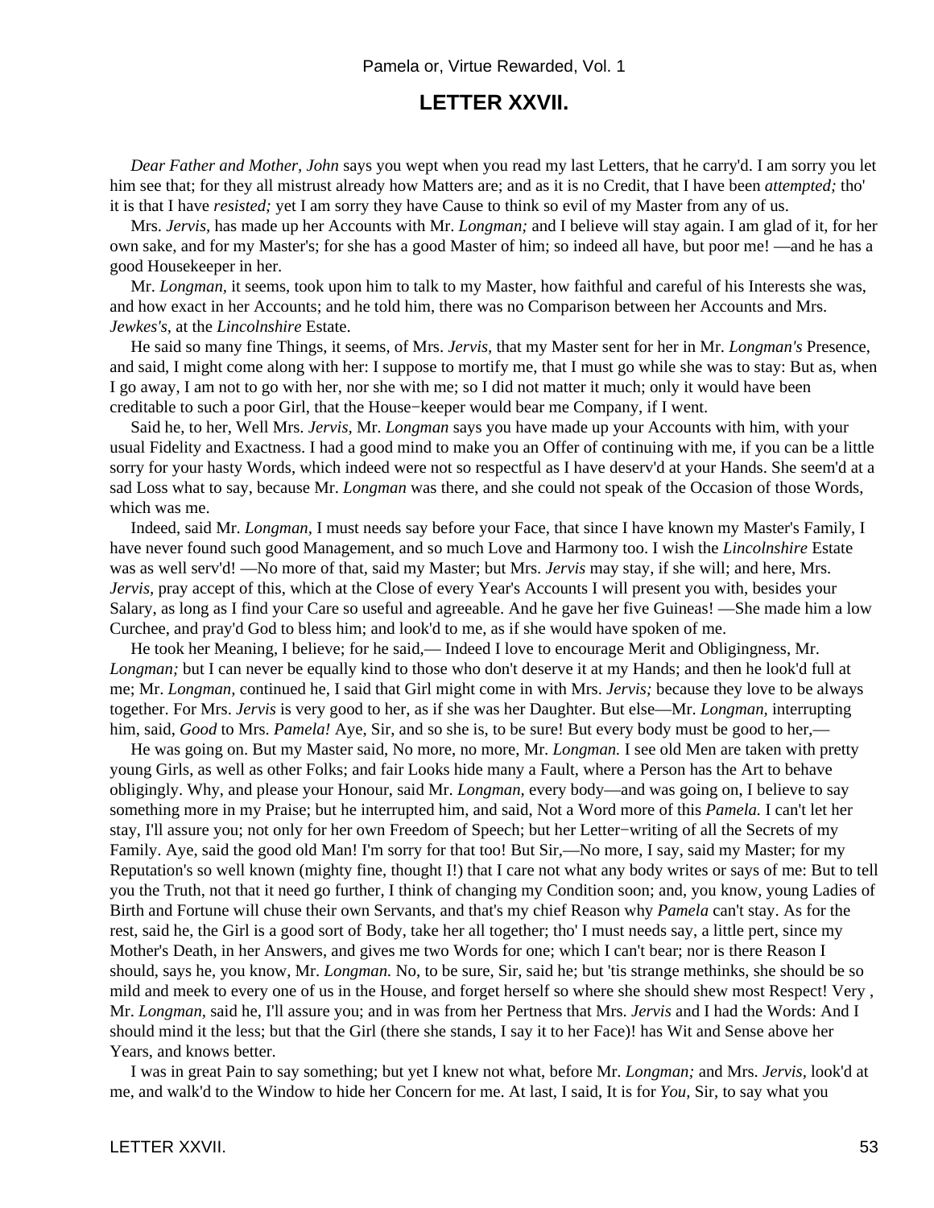## LETTER XXVII.

*Dear Father and Mother, John* says you wept when you read my last Letters, that he carry'd. I am sorry you let him see that; for they all mistrust already how Matters are; and as it is no Credit, that I have been *attempted;* tho' it is that I have *resisted;* yet I am sorry they have Cause to think so evil of my Master from any of us.

Mrs. *Jervis,* has made up her Accounts with Mr. *Longman;* and I believe will stay again. I am glad of it, for her own sake, and for my Master's; for she has a good Master of him; so indeed all have, but poor me! —and he has a good Housekeeper in her.

Mr. *Longman,* it seems, took upon him to talk to my Master, how faithful and careful of his Interests she was, and how exact in her Accounts; and he told him, there was no Comparison between her Accounts and Mrs. *Jewkes's,* at the *Lincolnshire* Estate.

He said so many fine Things, it seems, of Mrs. *Jervis,* that my Master sent for her in Mr. *Longman's* Presence, and said, I might come along with her: I suppose to mortify me, that I must go while she was to stay: But as, when I go away, I am not to go with her, nor she with me; so I did not matter it much; only it would have been creditable to such a poor Girl, that the House−keeper would bear me Company, if I went.

Said he, to her, Well Mrs. *Jervis,* Mr. *Longman* says you have made up your Accounts with him, with your usual Fidelity and Exactness. I had a good mind to make you an Offer of continuing with me, if you can be a little sorry for your hasty Words, which indeed were not so respectful as I have deserv'd at your Hands. She seem'd at a sad Loss what to say, because Mr. *Longman* was there, and she could not speak of the Occasion of those Words, which was me.

Indeed, said Mr. *Longman,* I must needs say before your Face, that since I have known my Master's Family, I have never found such good Management, and so much Love and Harmony too. I wish the *Lincolnshire* Estate was as well serv'd! —No more of that, said my Master; but Mrs. *Jervis* may stay, if she will; and here, Mrs. *Jervis,* pray accept of this, which at the Close of every Year's Accounts I will present you with, besides your Salary, as long as I find your Care so useful and agreeable. And he gave her five Guineas! —She made him a low Curchee, and pray'd God to bless him; and look'd to me, as if she would have spoken of me.

He took her Meaning, I believe; for he said,— Indeed I love to encourage Merit and Obligingness, Mr. *Longman;* but I can never be equally kind to those who don't deserve it at my Hands; and then he look'd full at me; Mr. *Longman,* continued he, I said that Girl might come in with Mrs. *Jervis;* because they love to be always together. For Mrs. *Jervis* is very good to her, as if she was her Daughter. But else—Mr. *Longman,* interrupting him, said, *Good* to Mrs. *Pamela!* Aye, Sir, and so she is, to be sure! But every body must be good to her,—

He was going on. But my Master said, No more, no more, Mr. *Longman.* I see old Men are taken with pretty young Girls, as well as other Folks; and fair Looks hide many a Fault, where a Person has the Art to behave obligingly. Why, and please your Honour, said Mr. *Longman,* every body—and was going on, I believe to say something more in my Praise; but he interrupted him, and said, Not a Word more of this *Pamela.* I can't let her stay, I'll assure you; not only for her own Freedom of Speech; but her Letter−writing of all the Secrets of my Family. Aye, said the good old Man! I'm sorry for that too! But Sir,—No more, I say, said my Master; for my Reputation's so well known (mighty fine, thought I!) that I care not what any body writes or says of me: But to tell you the Truth, not that it need go further, I think of changing my Condition soon; and, you know, young Ladies of Birth and Fortune will chuse their own Servants, and that's my chief Reason why *Pamela* can't stay. As for the rest, said he, the Girl is a good sort of Body, take her all together; tho' I must needs say, a little pert, since my Mother's Death, in her Answers, and gives me two Words for one; which I can't bear; nor is there Reason I should, says he, you know, Mr. *Longman.* No, to be sure, Sir, said he; but 'tis strange methinks, she should be so mild and meek to every one of us in the House, and forget herself so where she should shew most Respect! Very , Mr. *Longman,* said he, I'll assure you; and in was from her Pertness that Mrs. *Jervis* and I had the Words: And I should mind it the less; but that the Girl (there she stands, I say it to her Face)! has Wit and Sense above her Years, and knows better.

I was in great Pain to say something; but yet I knew not what, before Mr. *Longman;* and Mrs. *Jervis,* look'd at me, and walk'd to the Window to hide her Concern for me. At last, I said, It is for *You,* Sir, to say what you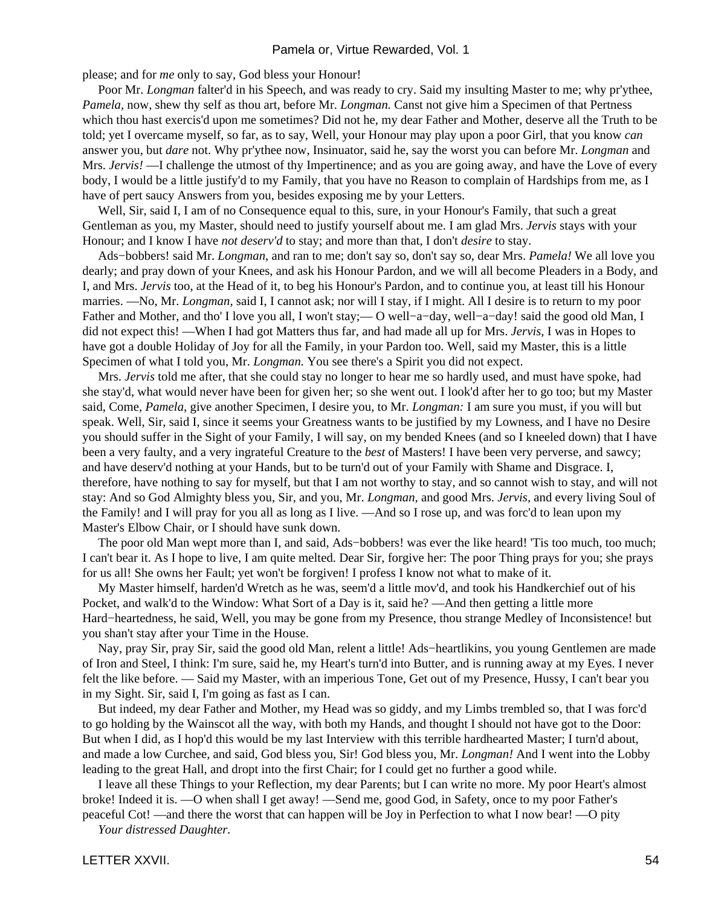please; and for *me* only to say, God bless your Honour!

Poor Mr. *Longman* falter'd in his Speech, and was ready to cry. Said my insulting Master to me; why pr'ythee, *Pamela,* now, shew thy self as thou art, before Mr. *Longman.* Canst not give him a Specimen of that Pertness which thou hast exercis'd upon me sometimes? Did not he, my dear Father and Mother, deserve all the Truth to be told; yet I overcame myself, so far, as to say, Well, your Honour may play upon a poor Girl, that you know *can* answer you, but *dare* not. Why pr'ythee now, Insinuator, said he, say the worst you can before Mr. *Longman* and Mrs. *Jervis!* —I challenge the utmost of thy Impertinence; and as you are going away, and have the Love of every body, I would be a little justify'd to my Family, that you have no Reason to complain of Hardships from me, as I have of pert saucy Answers from you, besides exposing me by your Letters.

Well, Sir, said I, I am of no Consequence equal to this, sure, in your Honour's Family, that such a great Gentleman as you, my Master, should need to justify yourself about me. I am glad Mrs. *Jervis* stays with your Honour; and I know I have *not deserv'd* to stay; and more than that, I don't *desire* to stay.

Ads−bobbers! said Mr. *Longman,* and ran to me; don't say so, don't say so, dear Mrs. *Pamela!* We all love you dearly; and pray down of your Knees, and ask his Honour Pardon, and we will all become Pleaders in a Body, and I, and Mrs. *Jervis* too, at the Head of it, to beg his Honour's Pardon, and to continue you, at least till his Honour marries. —No, Mr. *Longman,* said I, I cannot ask; nor will I stay, if I might. All I desire is to return to my poor Father and Mother, and tho' I love you all, I won't stay;— O well−a−day, well−a−day! said the good old Man, I did not expect this! —When I had got Matters thus far, and had made all up for Mrs. *Jervis,* I was in Hopes to have got a double Holiday of Joy for all the Family, in your Pardon too. Well, said my Master, this is a little Specimen of what I told you, Mr. *Longman.* You see there's a Spirit you did not expect.

Mrs. *Jervis* told me after, that she could stay no longer to hear me so hardly used, and must have spoke, had she stay'd, what would never have been for given her; so she went out. I look'd after her to go too; but my Master said, Come, *Pamela,* give another Specimen, I desire you, to Mr. *Longman:* I am sure you must, if you will but speak. Well, Sir, said I, since it seems your Greatness wants to be justified by my Lowness, and I have no Desire you should suffer in the Sight of your Family, I will say, on my bended Knees (and so I kneeled down) that I have been a very faulty, and a very ingrateful Creature to the *best* of Masters! I have been very perverse, and sawcy; and have deserv'd nothing at your Hands, but to be turn'd out of your Family with Shame and Disgrace. I, therefore, have nothing to say for myself, but that I am not worthy to stay, and so cannot wish to stay, and will not stay: And so God Almighty bless you, Sir, and you, Mr. *Longman,* and good Mrs. *Jervis,* and every living Soul of the Family! and I will pray for you all as long as I live. —And so I rose up, and was forc'd to lean upon my Master's Elbow Chair, or I should have sunk down.

The poor old Man wept more than I, and said, Ads−bobbers! was ever the like heard! 'Tis too much, too much; I can't bear it. As I hope to live, I am quite melted. Dear Sir, forgive her: The poor Thing prays for you; she prays for us all! She owns her Fault; yet won't be forgiven! I profess I know not what to make of it.

My Master himself, harden'd Wretch as he was, seem'd a little mov'd, and took his Handkerchief out of his Pocket, and walk'd to the Window: What Sort of a Day is it, said he? —And then getting a little more Hard−heartedness, he said, Well, you may be gone from my Presence, thou strange Medley of Inconsistence! but you shan't stay after your Time in the House.

Nay, pray Sir, pray Sir, said the good old Man, relent a little! Ads−heartlikins, you young Gentlemen are made of Iron and Steel, I think: I'm sure, said he, my Heart's turn'd into Butter, and is running away at my Eyes. I never felt the like before. — Said my Master, with an imperious Tone, Get out of my Presence, Hussy, I can't bear you in my Sight. Sir, said I, I'm going as fast as I can.

But indeed, my dear Father and Mother, my Head was so giddy, and my Limbs trembled so, that I was forc'd to go holding by the Wainscot all the way, with both my Hands, and thought I should not have got to the Door: But when I did, as I hop'd this would be my last Interview with this terrible hardhearted Master; I turn'd about, and made a low Curchee, and said, God bless you, Sir! God bless you, Mr. *Longman!* And I went into the Lobby leading to the great Hall, and dropt into the first Chair; for I could get no further a good while.

I leave all these Things to your Reflection, my dear Parents; but I can write no more. My poor Heart's almost broke! Indeed it is. —O when shall I get away! —Send me, good God, in Safety, once to my poor Father's peaceful Cot! —and there the worst that can happen will be Joy in Perfection to what I now bear! —O pity

*Your distressed Daughter.*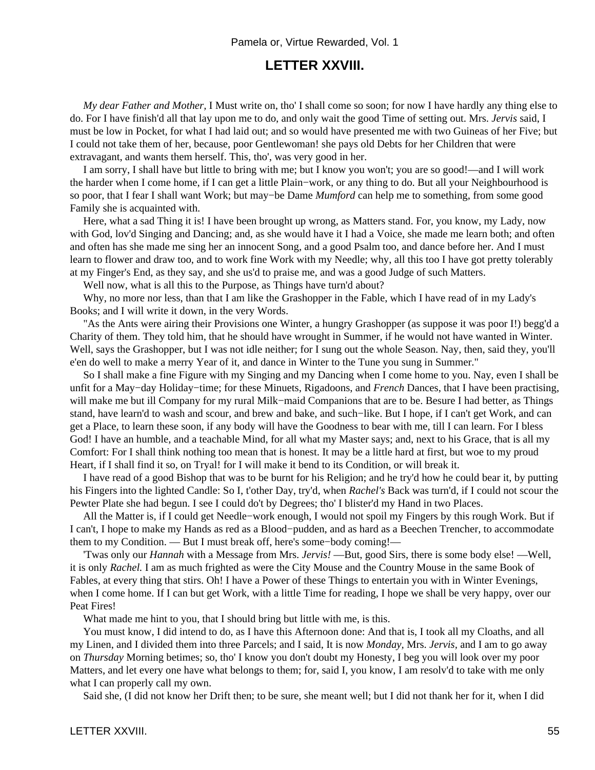## LETTER XXVIII.

*My dear Father and Mother,* I Must write on, tho' I shall come so soon; for now I have hardly any thing else to do. For I have finish'd all that lay upon me to do, and only wait the good Time of setting out. Mrs. *Jervis* said, I must be low in Pocket, for what I had laid out; and so would have presented me with two Guineas of her Five; but I could not take them of her, because, poor Gentlewoman! she pays old Debts for her Children that were extravagant, and wants them herself. This, tho', was very good in her.

I am sorry, I shall have but little to bring with me; but I know you won't; you are so good!—and I will work the harder when I come home, if I can get a little Plain−work, or any thing to do. But all your Neighbourhood is so poor, that I fear I shall want Work; but may−be Dame *Mumford* can help me to something, from some good Family she is acquainted with.

Here, what a sad Thing it is! I have been brought up wrong, as Matters stand. For, you know, my Lady, now with God, lov'd Singing and Dancing; and, as she would have it I had a Voice, she made me learn both; and often and often has she made me sing her an innocent Song, and a good Psalm too, and dance before her. And I must learn to flower and draw too, and to work fine Work with my Needle; why, all this too I have got pretty tolerably at my Finger's End, as they say, and she us'd to praise me, and was a good Judge of such Matters.

Well now, what is all this to the Purpose, as Things have turn'd about?

Why, no more nor less, than that I am like the Grashopper in the Fable, which I have read of in my Lady's Books; and I will write it down, in the very Words.

"As the Ants were airing their Provisions one Winter, a hungry Grashopper (as suppose it was poor I!) begg'd a Charity of them. They told him, that he should have wrought in Summer, if he would not have wanted in Winter. Well, says the Grashopper, but I was not idle neither; for I sung out the whole Season. Nay, then, said they, you'll e'en do well to make a merry Year of it, and dance in Winter to the Tune you sung in Summer."

So I shall make a fine Figure with my Singing and my Dancing when I come home to you. Nay, even I shall be unfit for a May−day Holiday−time; for these Minuets, Rigadoons, and *French* Dances, that I have been practising, will make me but ill Company for my rural Milk−maid Companions that are to be. Besure I had better, as Things stand, have learn'd to wash and scour, and brew and bake, and such−like. But I hope, if I can't get Work, and can get a Place, to learn these soon, if any body will have the Goodness to bear with me, till I can learn. For I bless God! I have an humble, and a teachable Mind, for all what my Master says; and, next to his Grace, that is all my Comfort: For I shall think nothing too mean that is honest. It may be a little hard at first, but woe to my proud Heart, if I shall find it so, on Tryal! for I will make it bend to its Condition, or will break it.

I have read of a good Bishop that was to be burnt for his Religion; and he try'd how he could bear it, by putting his Fingers into the lighted Candle: So I, t'other Day, try'd, when *Rachel's* Back was turn'd, if I could not scour the Pewter Plate she had begun. I see I could do't by Degrees; tho' I blister'd my Hand in two Places.

All the Matter is, if I could get Needle−work enough, I would not spoil my Fingers by this rough Work. But if I can't, I hope to make my Hands as red as a Blood−pudden, and as hard as a Beechen Trencher, to accommodate them to my Condition. — But I must break off, here's some−body coming!—

'Twas only our *Hannah* with a Message from Mrs. *Jervis!* —But, good Sirs, there is some body else! —Well, it is only *Rachel.* I am as much frighted as were the City Mouse and the Country Mouse in the same Book of Fables, at every thing that stirs. Oh! I have a Power of these Things to entertain you with in Winter Evenings, when I come home. If I can but get Work, with a little Time for reading, I hope we shall be very happy, over our Peat Fires!

What made me hint to you, that I should bring but little with me, is this.

You must know, I did intend to do, as I have this Afternoon done: And that is, I took all my Cloaths, and all my Linen, and I divided them into three Parcels; and I said, It is now *Monday,* Mrs. *Jervis,* and I am to go away on *Thursday* Morning betimes; so, tho' I know you don't doubt my Honesty, I beg you will look over my poor Matters, and let every one have what belongs to them; for, said I, you know, I am resolv'd to take with me only what I can properly call my own.

Said she, (I did not know her Drift then; to be sure, she meant well; but I did not thank her for it, when I did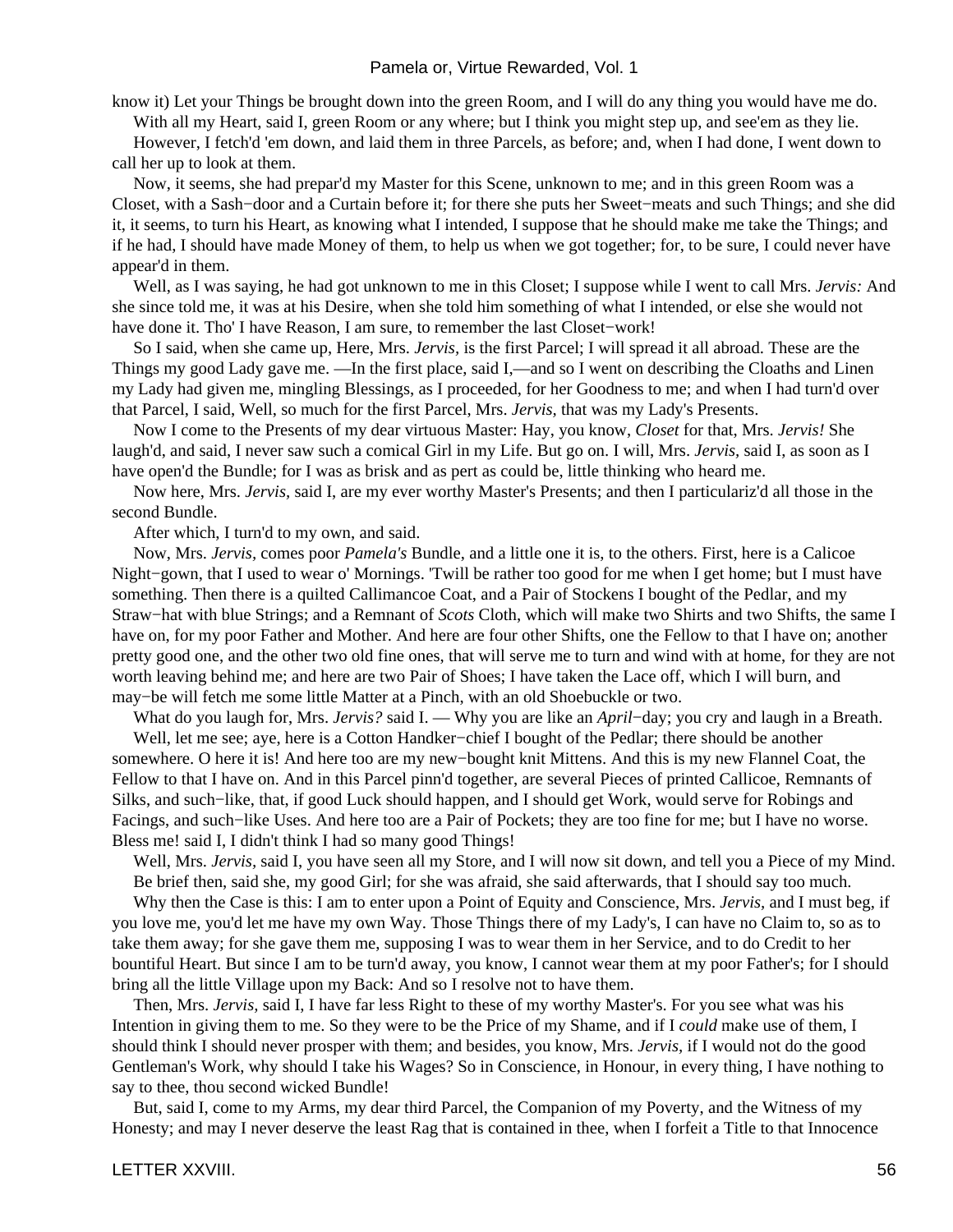know it) Let your Things be brought down into the green Room, and I will do any thing you would have me do.

With all my Heart, said I, green Room or any where; but I think you might step up, and see'em as they lie.

However, I fetch'd 'em down, and laid them in three Parcels, as before; and, when I had done, I went down to call her up to look at them.

Now, it seems, she had prepar'd my Master for this Scene, unknown to me; and in this green Room was a Closet, with a Sash−door and a Curtain before it; for there she puts her Sweet−meats and such Things; and she did it, it seems, to turn his Heart, as knowing what I intended, I suppose that he should make me take the Things; and if he had, I should have made Money of them, to help us when we got together; for, to be sure, I could never have appear'd in them.

Well, as I was saying, he had got unknown to me in this Closet; I suppose while I went to call Mrs. *Jervis:* And she since told me, it was at his Desire, when she told him something of what I intended, or else she would not have done it. Tho' I have Reason, I am sure, to remember the last Closet−work!

So I said, when she came up, Here, Mrs. *Jervis*, is the first Parcel; I will spread it all abroad. These are the Things my good Lady gave me. —In the first place, said I,—and so I went on describing the Cloaths and Linen my Lady had given me, mingling Blessings, as I proceeded, for her Goodness to me; and when I had turn'd over that Parcel, I said, Well, so much for the first Parcel, Mrs. *Jervis,* that was my Lady's Presents.

Now I come to the Presents of my dear virtuous Master: Hay, you know, *Closet* for that, Mrs. *Jervis!* She laugh'd, and said, I never saw such a comical Girl in my Life. But go on. I will, Mrs. *Jervis,* said I, as soon as I have open'd the Bundle; for I was as brisk and as pert as could be, little thinking who heard me.

Now here, Mrs. *Jervis,* said I, are my ever worthy Master's Presents; and then I particulariz'd all those in the second Bundle.

After which, I turn'd to my own, and said.

Now, Mrs. *Jervis,* comes poor *Pamela's* Bundle, and a little one it is, to the others. First, here is a Calicoe Night−gown, that I used to wear o' Mornings. 'Twill be rather too good for me when I get home; but I must have something. Then there is a quilted Callimancoe Coat, and a Pair of Stockens I bought of the Pedlar, and my Straw−hat with blue Strings; and a Remnant of *Scots* Cloth, which will make two Shirts and two Shifts, the same I have on, for my poor Father and Mother. And here are four other Shifts, one the Fellow to that I have on; another pretty good one, and the other two old fine ones, that will serve me to turn and wind with at home, for they are not worth leaving behind me; and here are two Pair of Shoes; I have taken the Lace off, which I will burn, and may−be will fetch me some little Matter at a Pinch, with an old Shoebuckle or two.

What do you laugh for, Mrs. *Jervis?* said I. — Why you are like an *April*−day; you cry and laugh in a Breath.

Well, let me see; aye, here is a Cotton Handker−chief I bought of the Pedlar; there should be another somewhere. O here it is! And here too are my new−bought knit Mittens. And this is my new Flannel Coat, the Fellow to that I have on. And in this Parcel pinn'd together, are several Pieces of printed Callicoe, Remnants of Silks, and such−like, that, if good Luck should happen, and I should get Work, would serve for Robings and Facings, and such−like Uses. And here too are a Pair of Pockets; they are too fine for me; but I have no worse. Bless me! said I, I didn't think I had so many good Things!

Well, Mrs. *Jervis,* said I, you have seen all my Store, and I will now sit down, and tell you a Piece of my Mind.

Be brief then, said she, my good Girl; for she was afraid, she said afterwards, that I should say too much.

Why then the Case is this: I am to enter upon a Point of Equity and Conscience, Mrs. *Jervis*, and I must beg, if you love me, you'd let me have my own Way. Those Things there of my Lady's, I can have no Claim to, so as to take them away; for she gave them me, supposing I was to wear them in her Service, and to do Credit to her bountiful Heart. But since I am to be turn'd away, you know, I cannot wear them at my poor Father's; for I should bring all the little Village upon my Back: And so I resolve not to have them.

Then, Mrs. *Jervis,* said I, I have far less Right to these of my worthy Master's. For you see what was his Intention in giving them to me. So they were to be the Price of my Shame, and if I *could* make use of them, I should think I should never prosper with them; and besides, you know, Mrs. *Jervis,* if I would not do the good Gentleman's Work, why should I take his Wages? So in Conscience, in Honour, in every thing, I have nothing to say to thee, thou second wicked Bundle!

But, said I, come to my Arms, my dear third Parcel, the Companion of my Poverty, and the Witness of my Honesty; and may I never deserve the least Rag that is contained in thee, when I forfeit a Title to that Innocence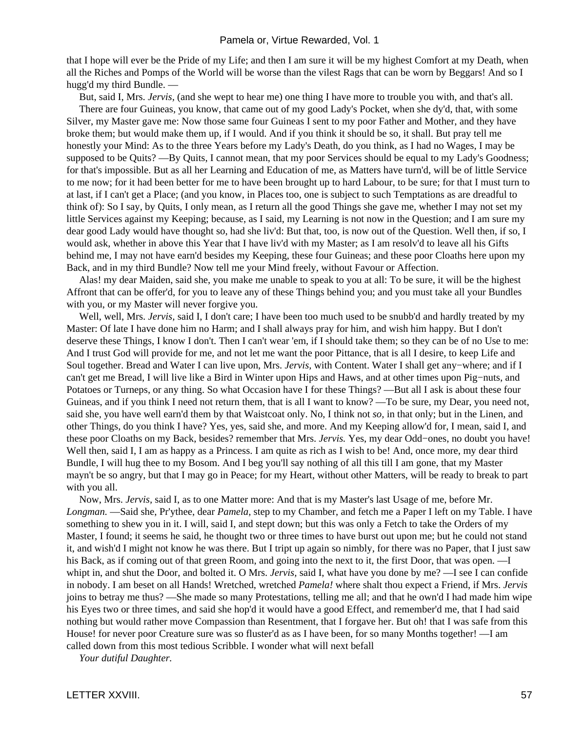that I hope will ever be the Pride of my Life; and then I am sure it will be my highest Comfort at my Death, when all the Riches and Pomps of the World will be worse than the vilest Rags that can be worn by Beggars! And so I hugg'd my third Bundle. —

But, said I, Mrs. *Jervis,* (and she wept to hear me) one thing I have more to trouble you with, and that's all.

There are four Guineas, you know, that came out of my good Lady's Pocket, when she dy'd, that, with some Silver, my Master gave me: Now those same four Guineas I sent to my poor Father and Mother, and they have broke them; but would make them up, if I would. And if you think it should be so, it shall. But pray tell me honestly your Mind: As to the three Years before my Lady's Death, do you think, as I had no Wages, I may be supposed to be Quits? —By Quits, I cannot mean, that my poor Services should be equal to my Lady's Goodness; for that's impossible. But as all her Learning and Education of me, as Matters have turn'd, will be of little Service to me now; for it had been better for me to have been brought up to hard Labour, to be sure; for that I must turn to at last, if I can't get a Place; (and you know, in Places too, one is subject to such Temptations as are dreadful to think of): So I say, by Quits, I only mean, as I return all the good Things she gave me, whether I may not set my little Services against my Keeping; because, as I said, my Learning is not now in the Question; and I am sure my dear good Lady would have thought so, had she liv'd: But that, too, is now out of the Question. Well then, if so, I would ask, whether in above this Year that I have liv'd with my Master; as I am resolv'd to leave all his Gifts behind me, I may not have earn'd besides my Keeping, these four Guineas; and these poor Cloaths here upon my Back, and in my third Bundle? Now tell me your Mind freely, without Favour or Affection.

Alas! my dear Maiden, said she, you make me unable to speak to you at all: To be sure, it will be the highest Affront that can be offer'd, for you to leave any of these Things behind you; and you must take all your Bundles with you, or my Master will never forgive you.

Well, well, Mrs. *Jervis,* said I, I don't care; I have been too much used to be snubb'd and hardly treated by my Master: Of late I have done him no Harm; and I shall always pray for him, and wish him happy. But I don't deserve these Things, I know I don't. Then I can't wear 'em, if I should take them; so they can be of no Use to me: And I trust God will provide for me, and not let me want the poor Pittance, that is all I desire, to keep Life and Soul together. Bread and Water I can live upon, Mrs. *Jervis,* with Content. Water I shall get any−where; and if I can't get me Bread, I will live like a Bird in Winter upon Hips and Haws, and at other times upon Pig−nuts, and Potatoes or Turneps, or any thing. So what Occasion have I for these Things? —But all I ask is about these four Guineas, and if you think I need not return them, that is all I want to know? —To be sure, my Dear, you need not, said she, you have well earn'd them by that Waistcoat only. No, I think not *so,* in that only; but in the Linen, and other Things, do you think I have? Yes, yes, said she, and more. And my Keeping allow'd for, I mean, said I, and these poor Cloaths on my Back, besides? remember that Mrs. *Jervis.* Yes, my dear Odd−ones, no doubt you have! Well then, said I, I am as happy as a Princess. I am quite as rich as I wish to be! And, once more, my dear third Bundle, I will hug thee to my Bosom. And I beg you'll say nothing of all this till I am gone, that my Master mayn't be so angry, but that I may go in Peace; for my Heart, without other Matters, will be ready to break to part with you all.

Now, Mrs. *Jervis,* said I, as to one Matter more: And that is my Master's last Usage of me, before Mr. *Longman.* —Said she, Pr'ythee, dear *Pamela,* step to my Chamber, and fetch me a Paper I left on my Table. I have something to shew you in it. I will, said I, and stept down; but this was only a Fetch to take the Orders of my Master, I found; it seems he said, he thought two or three times to have burst out upon me; but he could not stand it, and wish'd I might not know he was there. But I tript up again so nimbly, for there was no Paper, that I just saw his Back, as if coming out of that green Room, and going into the next to it, the first Door, that was open. —I whipt in, and shut the Door, and bolted it. O Mrs. *Jervis,* said I, what have you done by me? —I see I can confide in nobody. I am beset on all Hands! Wretched, wretched *Pamela!* where shalt thou expect a Friend, if Mrs. *Jervis* joins to betray me thus? —She made so many Protestations, telling me all; and that he own'd I had made him wipe his Eyes two or three times, and said she hop'd it would have a good Effect, and remember'd me, that I had said nothing but would rather move Compassion than Resentment, that I forgave her. But oh! that I was safe from this House! for never poor Creature sure was so fluster'd as as I have been, for so many Months together! —I am called down from this most tedious Scribble. I wonder what will next befall

*Your dutiful Daughter.*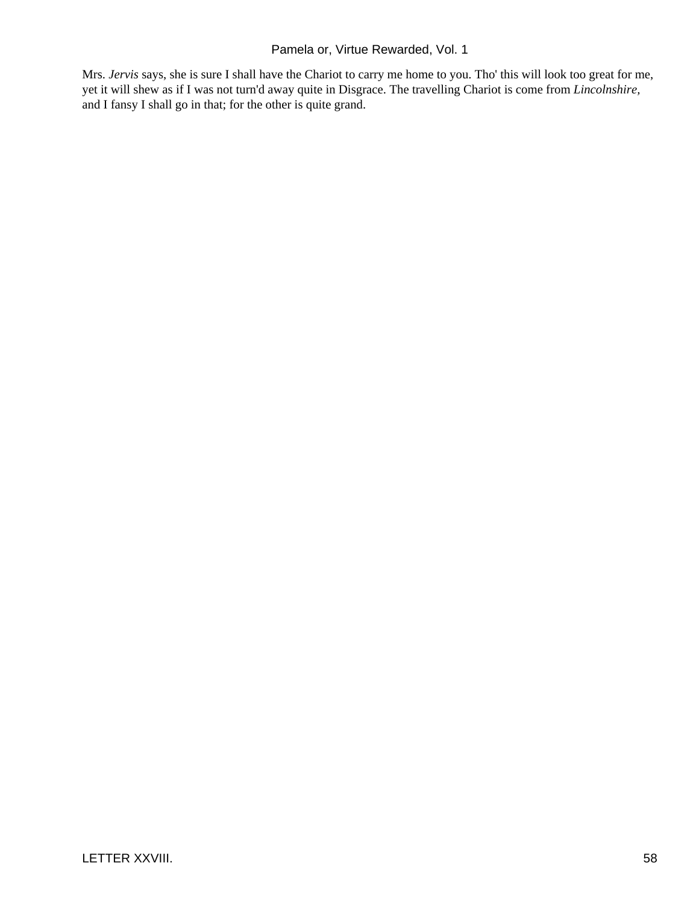Mrs. *Jervis* says, she is sure I shall have the Chariot to carry me home to you. Tho' this will look too great for me, yet it will shew as if I was not turn'd away quite in Disgrace. The travelling Chariot is come from *Lincolnshire,* and I fansy I shall go in that; for the other is quite grand.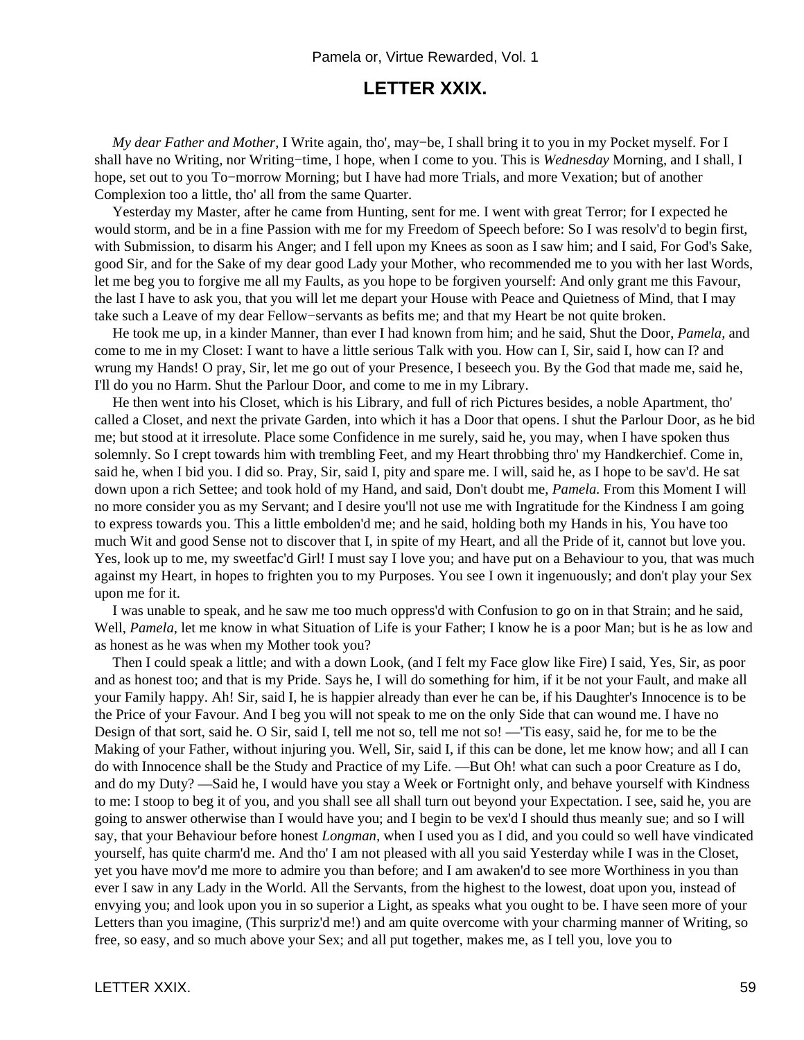## LETTER XXIX.

*My dear Father and Mother,* I Write again, tho', may−be, I shall bring it to you in my Pocket myself. For I shall have no Writing, nor Writing−time, I hope, when I come to you. This is *Wednesday* Morning, and I shall, I hope, set out to you To−morrow Morning; but I have had more Trials, and more Vexation; but of another Complexion too a little, tho' all from the same Quarter.

Yesterday my Master, after he came from Hunting, sent for me. I went with great Terror; for I expected he would storm, and be in a fine Passion with me for my Freedom of Speech before: So I was resolv'd to begin first, with Submission, to disarm his Anger; and I fell upon my Knees as soon as I saw him; and I said, For God's Sake, good Sir, and for the Sake of my dear good Lady your Mother, who recommended me to you with her last Words, let me beg you to forgive me all my Faults, as you hope to be forgiven yourself: And only grant me this Favour, the last I have to ask you, that you will let me depart your House with Peace and Quietness of Mind, that I may take such a Leave of my dear Fellow−servants as befits me; and that my Heart be not quite broken.

He took me up, in a kinder Manner, than ever I had known from him; and he said, Shut the Door, *Pamela,* and come to me in my Closet: I want to have a little serious Talk with you. How can I, Sir, said I, how can I? and wrung my Hands! O pray, Sir, let me go out of your Presence, I beseech you. By the God that made me, said he, I'll do you no Harm. Shut the Parlour Door, and come to me in my Library.

He then went into his Closet, which is his Library, and full of rich Pictures besides, a noble Apartment, tho' called a Closet, and next the private Garden, into which it has a Door that opens. I shut the Parlour Door, as he bid me; but stood at it irresolute. Place some Confidence in me surely, said he, you may, when I have spoken thus solemnly. So I crept towards him with trembling Feet, and my Heart throbbing thro' my Handkerchief. Come in, said he, when I bid you. I did so. Pray, Sir, said I, pity and spare me. I will, said he, as I hope to be sav'd. He sat down upon a rich Settee; and took hold of my Hand, and said, Don't doubt me, *Pamela.* From this Moment I will no more consider you as my Servant; and I desire you'll not use me with Ingratitude for the Kindness I am going to express towards you. This a little embolden'd me; and he said, holding both my Hands in his, You have too much Wit and good Sense not to discover that I, in spite of my Heart, and all the Pride of it, cannot but love you. Yes, look up to me, my sweetfac'd Girl! I must say I love you; and have put on a Behaviour to you, that was much against my Heart, in hopes to frighten you to my Purposes. You see I own it ingenuously; and don't play your Sex upon me for it.

I was unable to speak, and he saw me too much oppress'd with Confusion to go on in that Strain; and he said, Well, *Pamela,* let me know in what Situation of Life is your Father; I know he is a poor Man; but is he as low and as honest as he was when my Mother took you?

Then I could speak a little; and with a down Look, (and I felt my Face glow like Fire) I said, Yes, Sir, as poor and as honest too; and that is my Pride. Says he, I will do something for him, if it be not your Fault, and make all your Family happy. Ah! Sir, said I, he is happier already than ever he can be, if his Daughter's Innocence is to be the Price of your Favour. And I beg you will not speak to me on the only Side that can wound me. I have no Design of that sort, said he. O Sir, said I, tell me not so, tell me not so! —'Tis easy, said he, for me to be the Making of your Father, without injuring you. Well, Sir, said I, if this can be done, let me know how; and all I can do with Innocence shall be the Study and Practice of my Life. —But Oh! what can such a poor Creature as I do, and do my Duty? —Said he, I would have you stay a Week or Fortnight only, and behave yourself with Kindness to me: I stoop to beg it of you, and you shall see all shall turn out beyond your Expectation. I see, said he, you are going to answer otherwise than I would have you; and I begin to be vex'd I should thus meanly sue; and so I will say, that your Behaviour before honest *Longman,* when I used you as I did, and you could so well have vindicated yourself, has quite charm'd me. And tho' I am not pleased with all you said Yesterday while I was in the Closet, yet you have mov'd me more to admire you than before; and I am awaken'd to see more Worthiness in you than ever I saw in any Lady in the World. All the Servants, from the highest to the lowest, doat upon you, instead of envying you; and look upon you in so superior a Light, as speaks what you ought to be. I have seen more of your Letters than you imagine, (This surpriz'd me!) and am quite overcome with your charming manner of Writing, so free, so easy, and so much above your Sex; and all put together, makes me, as I tell you, love you to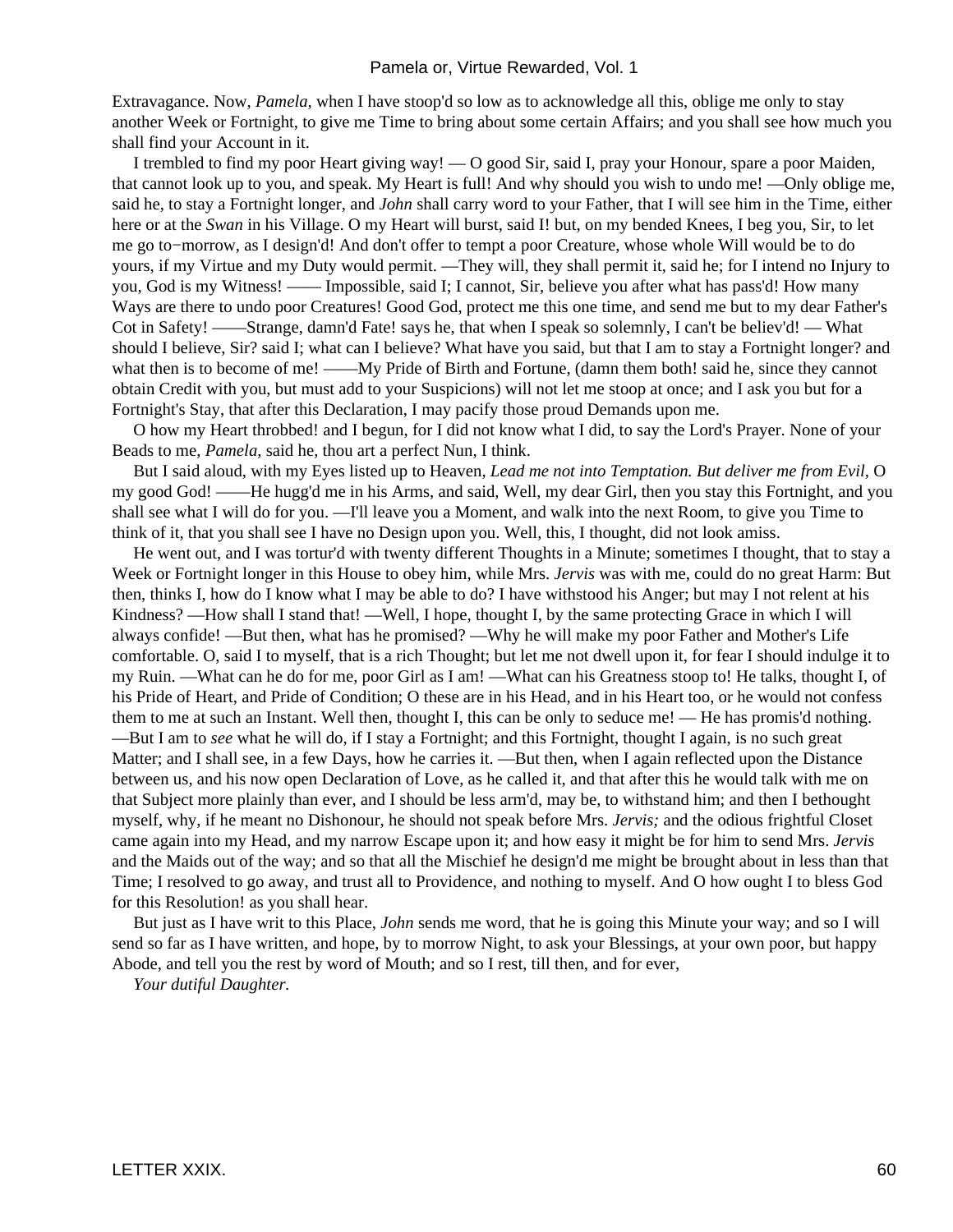Extravagance. Now, *Pamela*, when I have stoop'd so low as to acknowledge all this, oblige me only to stay another Week or Fortnight, to give me Time to bring about some certain Affairs; and you shall see how much you shall find your Account in it.

I trembled to find my poor Heart giving way! — O good Sir, said I, pray your Honour, spare a poor Maiden, that cannot look up to you, and speak. My Heart is full! And why should you wish to undo me! —Only oblige me, said he, to stay a Fortnight longer, and *John* shall carry word to your Father, that I will see him in the Time, either here or at the *Swan* in his Village. O my Heart will burst, said I! but, on my bended Knees, I beg you, Sir, to let me go to−morrow, as I design'd! And don't offer to tempt a poor Creature, whose whole Will would be to do yours, if my Virtue and my Duty would permit. —They will, they shall permit it, said he; for I intend no Injury to you, God is my Witness! —— Impossible, said I; I cannot, Sir, believe you after what has pass'd! How many Ways are there to undo poor Creatures! Good God, protect me this one time, and send me but to my dear Father's Cot in Safety! ——Strange, damn'd Fate! says he, that when I speak so solemnly, I can't be believ'd! — What should I believe, Sir? said I; what can I believe? What have you said, but that I am to stay a Fortnight longer? and what then is to become of me! ——My Pride of Birth and Fortune, (damn them both! said he, since they cannot obtain Credit with you, but must add to your Suspicions) will not let me stoop at once; and I ask you but for a Fortnight's Stay, that after this Declaration, I may pacify those proud Demands upon me.

O how my Heart throbbed! and I begun, for I did not know what I did, to say the Lord's Prayer. None of your Beads to me, *Pamela,* said he, thou art a perfect Nun, I think.

But I said aloud, with my Eyes listed up to Heaven, *Lead me not into Temptation. But deliver me from Evil,* O my good God! ——He hugg'd me in his Arms, and said, Well, my dear Girl, then you stay this Fortnight, and you shall see what I will do for you. —I'll leave you a Moment, and walk into the next Room, to give you Time to think of it, that you shall see I have no Design upon you. Well, this, I thought, did not look amiss.

He went out, and I was tortur'd with twenty different Thoughts in a Minute; sometimes I thought, that to stay a Week or Fortnight longer in this House to obey him, while Mrs. *Jervis* was with me, could do no great Harm: But then, thinks I, how do I know what I may be able to do? I have withstood his Anger; but may I not relent at his Kindness? —How shall I stand that! —Well, I hope, thought I, by the same protecting Grace in which I will always confide! —But then, what has he promised? —Why he will make my poor Father and Mother's Life comfortable. O, said I to myself, that is a rich Thought; but let me not dwell upon it, for fear I should indulge it to my Ruin. —What can he do for me, poor Girl as I am! —What can his Greatness stoop to! He talks, thought I, of his Pride of Heart, and Pride of Condition; O these are in his Head, and in his Heart too, or he would not confess them to me at such an Instant. Well then, thought I, this can be only to seduce me! — He has promis'd nothing. —But I am to *see* what he will do, if I stay a Fortnight; and this Fortnight, thought I again, is no such great Matter; and I shall see, in a few Days, how he carries it. —But then, when I again reflected upon the Distance between us, and his now open Declaration of Love, as he called it, and that after this he would talk with me on that Subject more plainly than ever, and I should be less arm'd, may be, to withstand him; and then I bethought myself, why, if he meant no Dishonour, he should not speak before Mrs. *Jervis;* and the odious frightful Closet came again into my Head, and my narrow Escape upon it; and how easy it might be for him to send Mrs. *Jervis* and the Maids out of the way; and so that all the Mischief he design'd me might be brought about in less than that Time; I resolved to go away, and trust all to Providence, and nothing to myself. And O how ought I to bless God for this Resolution! as you shall hear.

But just as I have writ to this Place, *John* sends me word, that he is going this Minute your way; and so I will send so far as I have written, and hope, by to morrow Night, to ask your Blessings, at your own poor, but happy Abode, and tell you the rest by word of Mouth; and so I rest, till then, and for ever,

*Your dutiful Daughter.*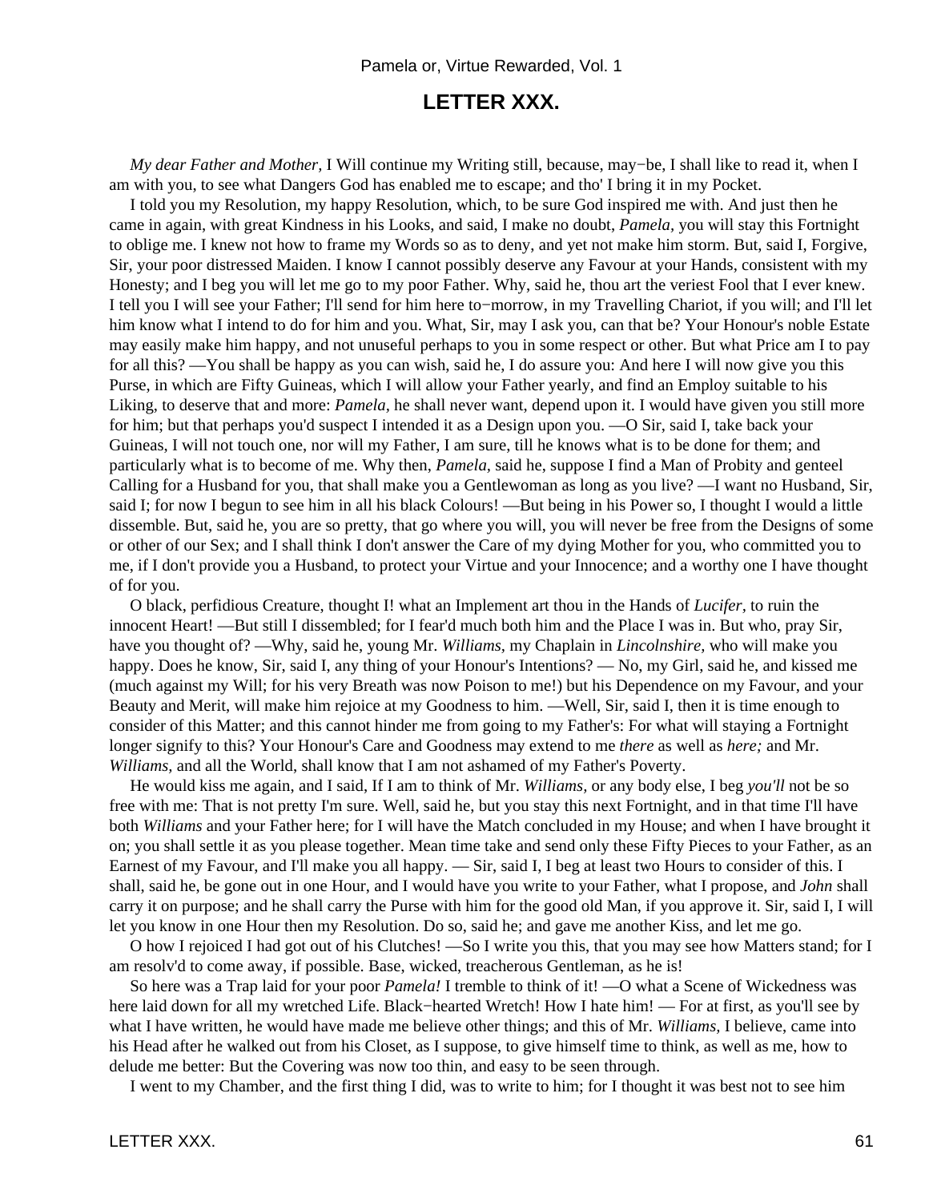## LETTER XXX.

*My dear Father and Mother,* I Will continue my Writing still, because, may−be, I shall like to read it, when I am with you, to see what Dangers God has enabled me to escape; and tho' I bring it in my Pocket.

I told you my Resolution, my happy Resolution, which, to be sure God inspired me with. And just then he came in again, with great Kindness in his Looks, and said, I make no doubt, *Pamela*, you will stay this Fortnight to oblige me. I knew not how to frame my Words so as to deny, and yet not make him storm. But, said I, Forgive, Sir, your poor distressed Maiden. I know I cannot possibly deserve any Favour at your Hands, consistent with my Honesty; and I beg you will let me go to my poor Father. Why, said he, thou art the veriest Fool that I ever knew. I tell you I will see your Father; I'll send for him here to−morrow, in my Travelling Chariot, if you will; and I'll let him know what I intend to do for him and you. What, Sir, may I ask you, can that be? Your Honour's noble Estate may easily make him happy, and not unuseful perhaps to you in some respect or other. But what Price am I to pay for all this? —You shall be happy as you can wish, said he, I do assure you: And here I will now give you this Purse, in which are Fifty Guineas, which I will allow your Father yearly, and find an Employ suitable to his Liking, to deserve that and more: *Pamela,* he shall never want, depend upon it. I would have given you still more for him; but that perhaps you'd suspect I intended it as a Design upon you. —O Sir, said I, take back your Guineas, I will not touch one, nor will my Father, I am sure, till he knows what is to be done for them; and particularly what is to become of me. Why then, *Pamela,* said he, suppose I find a Man of Probity and genteel Calling for a Husband for you, that shall make you a Gentlewoman as long as you live? —I want no Husband, Sir, said I; for now I begun to see him in all his black Colours! —But being in his Power so, I thought I would a little dissemble. But, said he, you are so pretty, that go where you will, you will never be free from the Designs of some or other of our Sex; and I shall think I don't answer the Care of my dying Mother for you, who committed you to me, if I don't provide you a Husband, to protect your Virtue and your Innocence; and a worthy one I have thought of for you.

O black, perfidious Creature, thought I! what an Implement art thou in the Hands of *Lucifer,* to ruin the innocent Heart! —But still I dissembled; for I fear'd much both him and the Place I was in. But who, pray Sir, have you thought of? —Why, said he, young Mr. *Williams,* my Chaplain in *Lincolnshire,* who will make you happy. Does he know, Sir, said I, any thing of your Honour's Intentions? — No, my Girl, said he, and kissed me (much against my Will; for his very Breath was now Poison to me!) but his Dependence on my Favour, and your Beauty and Merit, will make him rejoice at my Goodness to him. —Well, Sir, said I, then it is time enough to consider of this Matter; and this cannot hinder me from going to my Father's: For what will staying a Fortnight longer signify to this? Your Honour's Care and Goodness may extend to me *there* as well as *here;* and Mr. *Williams,* and all the World, shall know that I am not ashamed of my Father's Poverty.

He would kiss me again, and I said, If I am to think of Mr. *Williams,* or any body else, I beg *you'll* not be so free with me: That is not pretty I'm sure. Well, said he, but you stay this next Fortnight, and in that time I'll have both *Williams* and your Father here; for I will have the Match concluded in my House; and when I have brought it on; you shall settle it as you please together. Mean time take and send only these Fifty Pieces to your Father, as an Earnest of my Favour, and I'll make you all happy. — Sir, said I, I beg at least two Hours to consider of this. I shall, said he, be gone out in one Hour, and I would have you write to your Father, what I propose, and *John* shall carry it on purpose; and he shall carry the Purse with him for the good old Man, if you approve it. Sir, said I, I will let you know in one Hour then my Resolution. Do so, said he; and gave me another Kiss, and let me go.

O how I rejoiced I had got out of his Clutches! —So I write you this, that you may see how Matters stand; for I am resolv'd to come away, if possible. Base, wicked, treacherous Gentleman, as he is!

So here was a Trap laid for your poor *Pamela!* I tremble to think of it! —O what a Scene of Wickedness was here laid down for all my wretched Life. Black−hearted Wretch! How I hate him! — For at first, as you'll see by what I have written, he would have made me believe other things; and this of Mr. *Williams,* I believe, came into his Head after he walked out from his Closet, as I suppose, to give himself time to think, as well as me, how to delude me better: But the Covering was now too thin, and easy to be seen through.

I went to my Chamber, and the first thing I did, was to write to him; for I thought it was best not to see him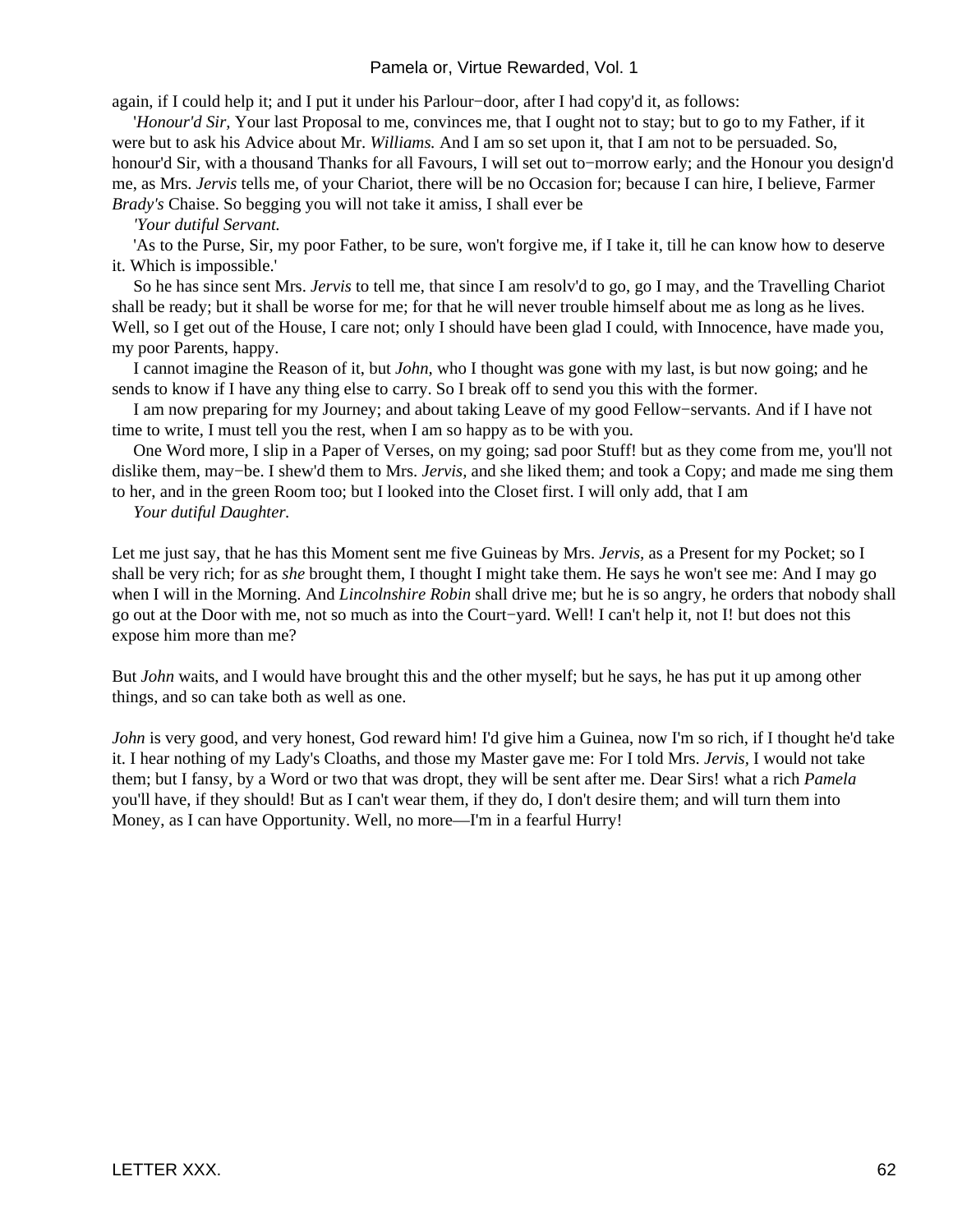again, if I could help it; and I put it under his Parlour−door, after I had copy'd it, as follows:

'*Honour'd Sir,* Your last Proposal to me, convinces me, that I ought not to stay; but to go to my Father, if it were but to ask his Advice about Mr. *Williams.* And I am so set upon it, that I am not to be persuaded. So, honour'd Sir, with a thousand Thanks for all Favours, I will set out to−morrow early; and the Honour you design'd me, as Mrs. *Jervis* tells me, of your Chariot, there will be no Occasion for; because I can hire, I believe, Farmer *Brady's* Chaise. So begging you will not take it amiss, I shall ever be

*'Your dutiful Servant.*

'As to the Purse, Sir, my poor Father, to be sure, won't forgive me, if I take it, till he can know how to deserve it. Which is impossible.'

So he has since sent Mrs. *Jervis* to tell me, that since I am resolv'd to go, go I may, and the Travelling Chariot shall be ready; but it shall be worse for me; for that he will never trouble himself about me as long as he lives. Well, so I get out of the House, I care not; only I should have been glad I could, with Innocence, have made you, my poor Parents, happy.

I cannot imagine the Reason of it, but *John,* who I thought was gone with my last, is but now going; and he sends to know if I have any thing else to carry. So I break off to send you this with the former.

I am now preparing for my Journey; and about taking Leave of my good Fellow−servants. And if I have not time to write, I must tell you the rest, when I am so happy as to be with you.

One Word more, I slip in a Paper of Verses, on my going; sad poor Stuff! but as they come from me, you'll not dislike them, may−be. I shew'd them to Mrs. *Jervis,* and she liked them; and took a Copy; and made me sing them to her, and in the green Room too; but I looked into the Closet first. I will only add, that I am

*Your dutiful Daughter.*

Let me just say, that he has this Moment sent me five Guineas by Mrs. *Jervis,* as a Present for my Pocket; so I shall be very rich; for as *she* brought them, I thought I might take them. He says he won't see me: And I may go when I will in the Morning. And *Lincolnshire Robin* shall drive me; but he is so angry, he orders that nobody shall go out at the Door with me, not so much as into the Court−yard. Well! I can't help it, not I! but does not this expose him more than me?

But *John* waits, and I would have brought this and the other myself; but he says, he has put it up among other things, and so can take both as well as one.

*John* is very good, and very honest, God reward him! I'd give him a Guinea, now I'm so rich, if I thought he'd take it. I hear nothing of my Lady's Cloaths, and those my Master gave me: For I told Mrs. *Jervis,* I would not take them; but I fansy, by a Word or two that was dropt, they will be sent after me. Dear Sirs! what a rich *Pamela* you'll have, if they should! But as I can't wear them, if they do, I don't desire them; and will turn them into Money, as I can have Opportunity. Well, no more—I'm in a fearful Hurry!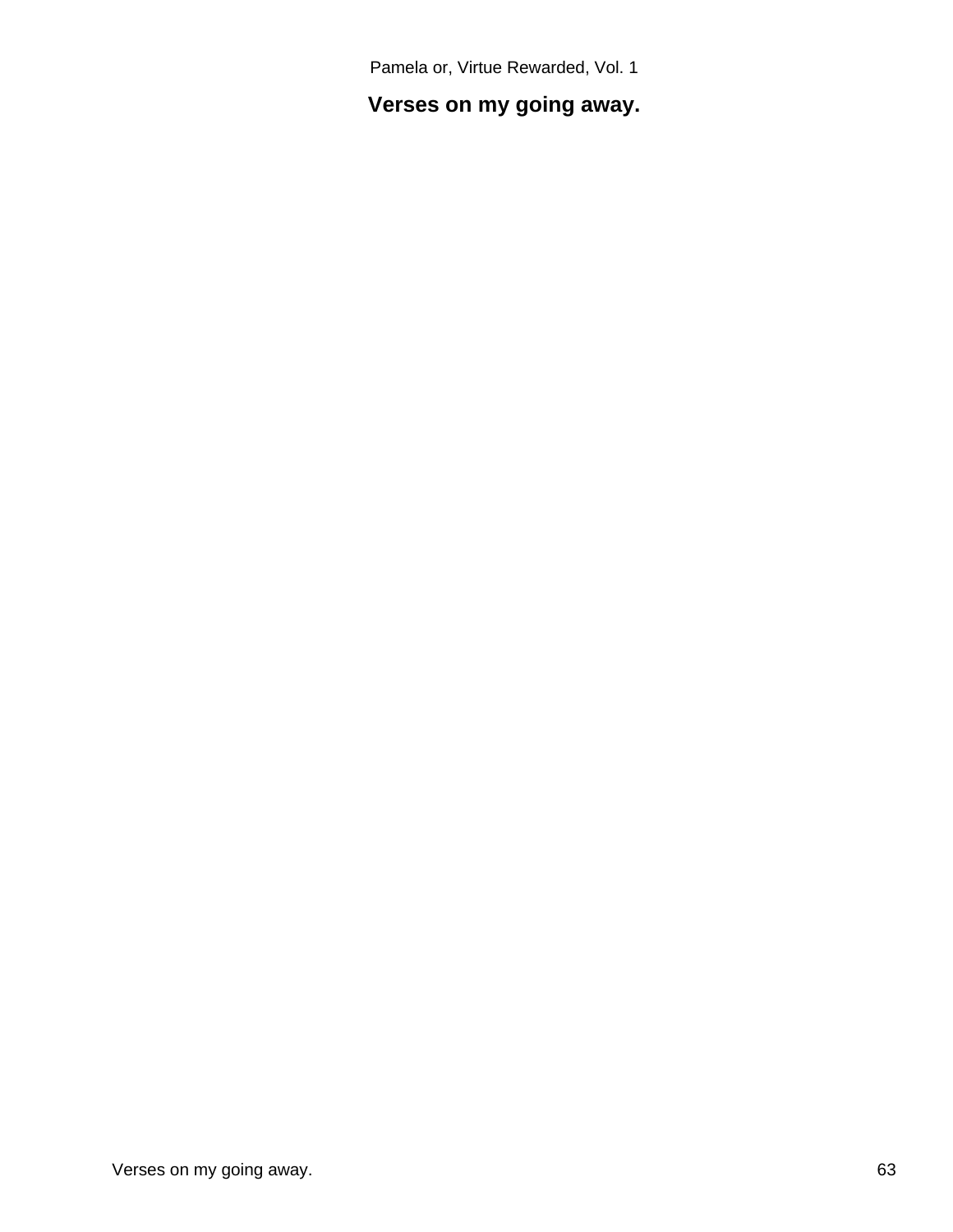## Verses on my going away.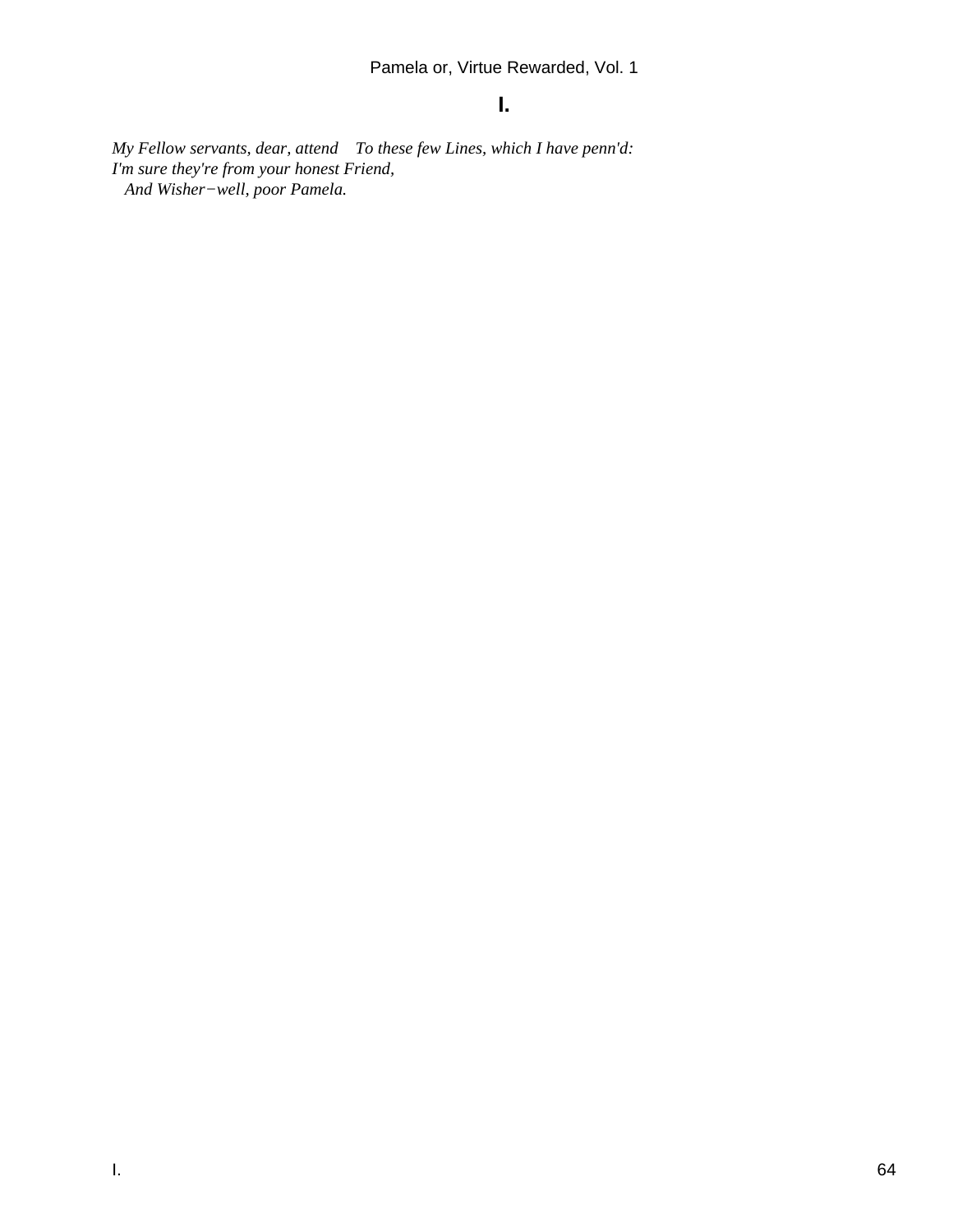## I.

*My Fellow servants, dear, attend To these few Lines, which I have penn'd:*
*I'm sure they're from your honest Friend,*
*And Wisher−well, poor Pamela.*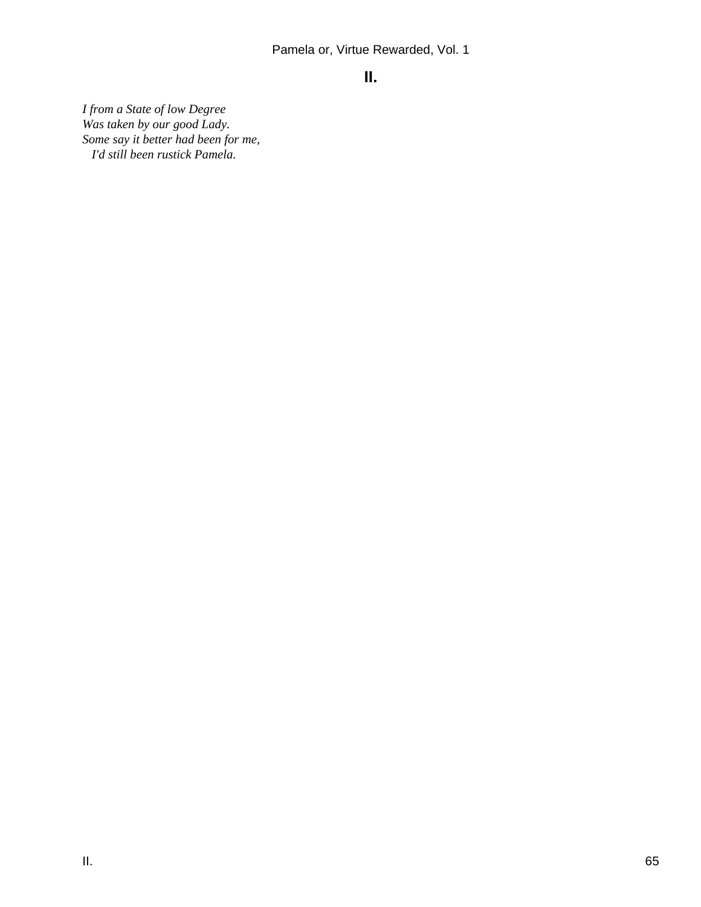## II.

*I from a State of low Degree*
*Was taken by our good Lady.*
*Some say it better had been for me,*
*I'd still been rustick Pamela.*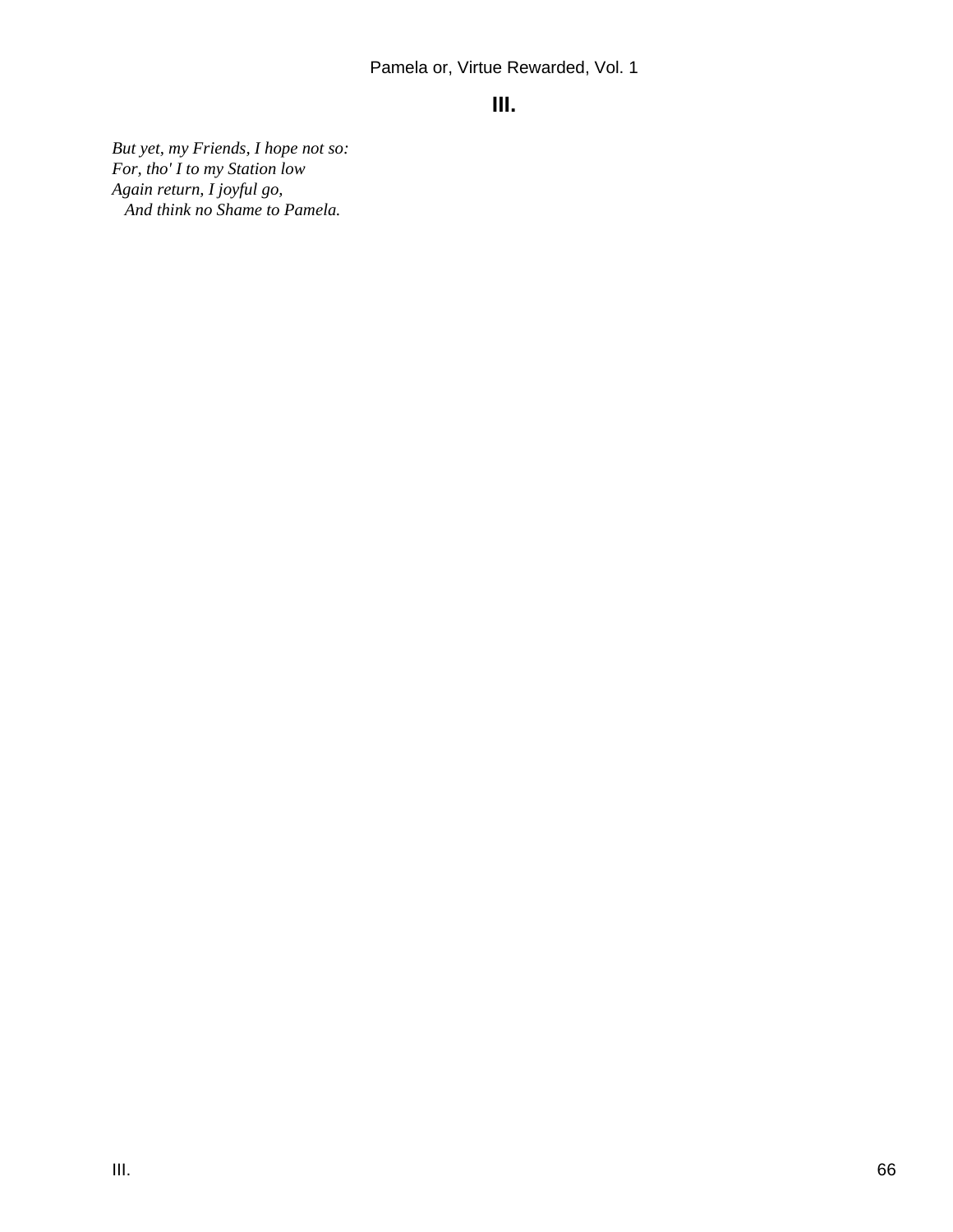## III.

*But yet, my Friends, I hope not so:*
*For, tho' I to my Station low*
*Again return, I joyful go,*
   *And think no Shame to Pamela.*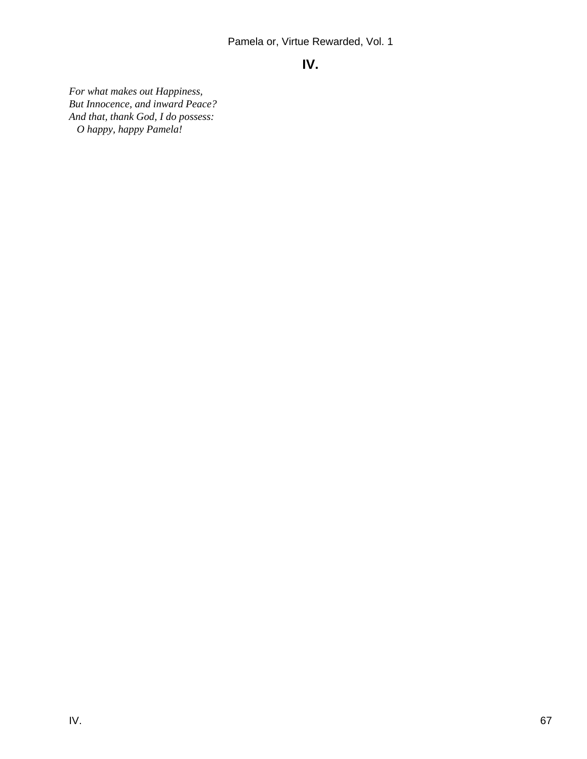## IV.

*For what makes out Happiness,*  
*But Innocence, and inward Peace?*  
*And that, thank God, I do possess:*  
   *O happy, happy Pamela!*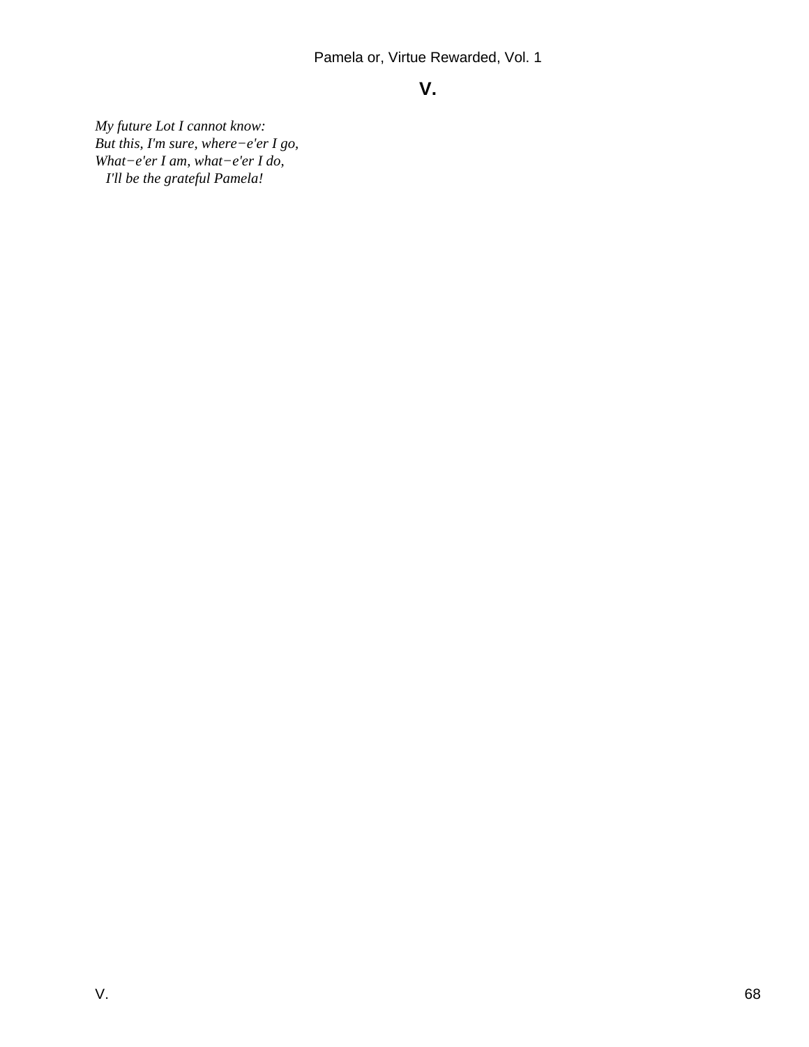## V.

*My future Lot I cannot know:*
*But this, I'm sure, where−e'er I go,*
*What−e'er I am, what−e'er I do,*
  *I'll be the grateful Pamela!*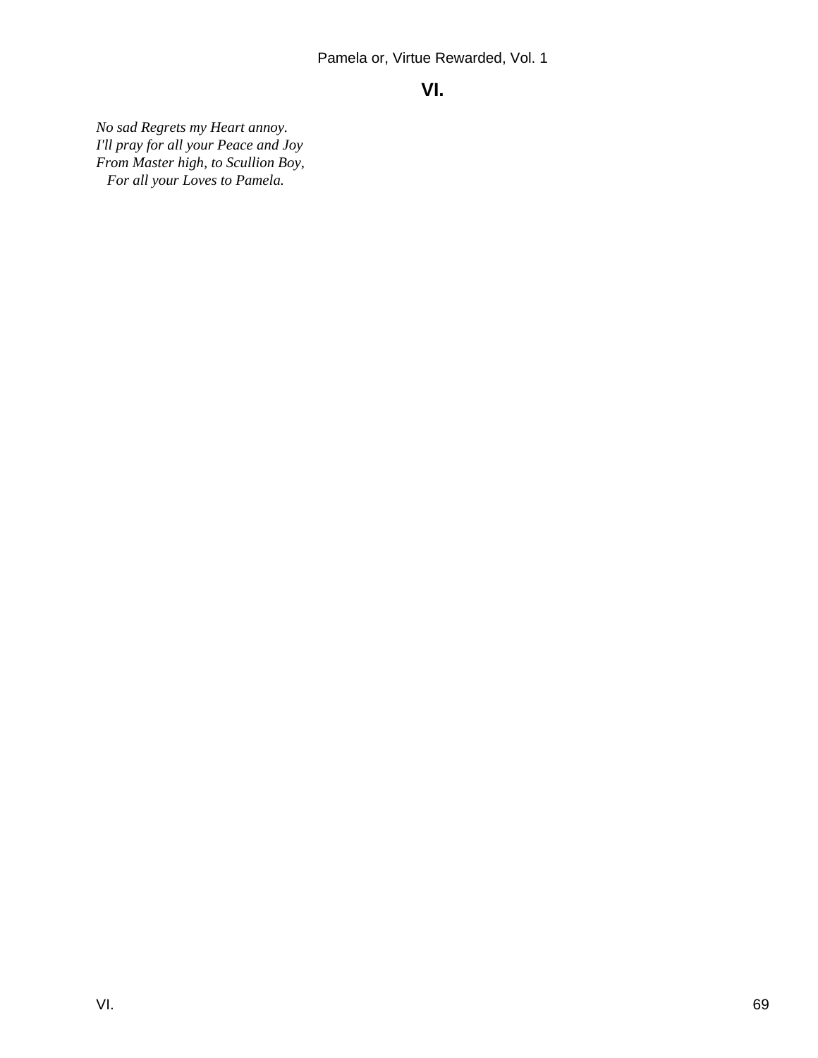## VI.

*No sad Regrets my Heart annoy.*
*I'll pray for all your Peace and Joy*
*From Master high, to Scullion Boy,*
  *For all your Loves to Pamela.*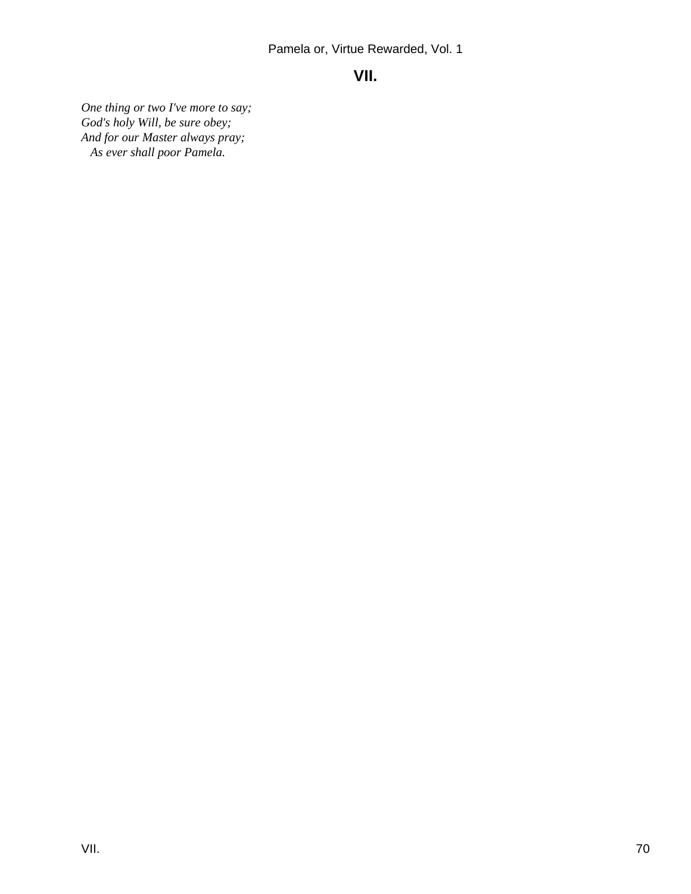## VII.

*One thing or two I've more to say;*
*God's holy Will, be sure obey;*
*And for our Master always pray;*
  *As ever shall poor Pamela.*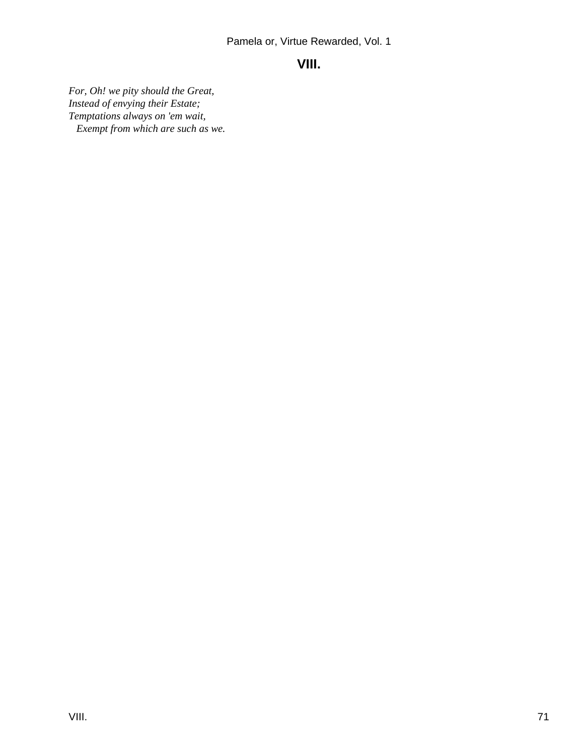## VIII.

*For, Oh! we pity should the Great,*
*Instead of envying their Estate;*
*Temptations always on 'em wait,*
*Exempt from which are such as we.*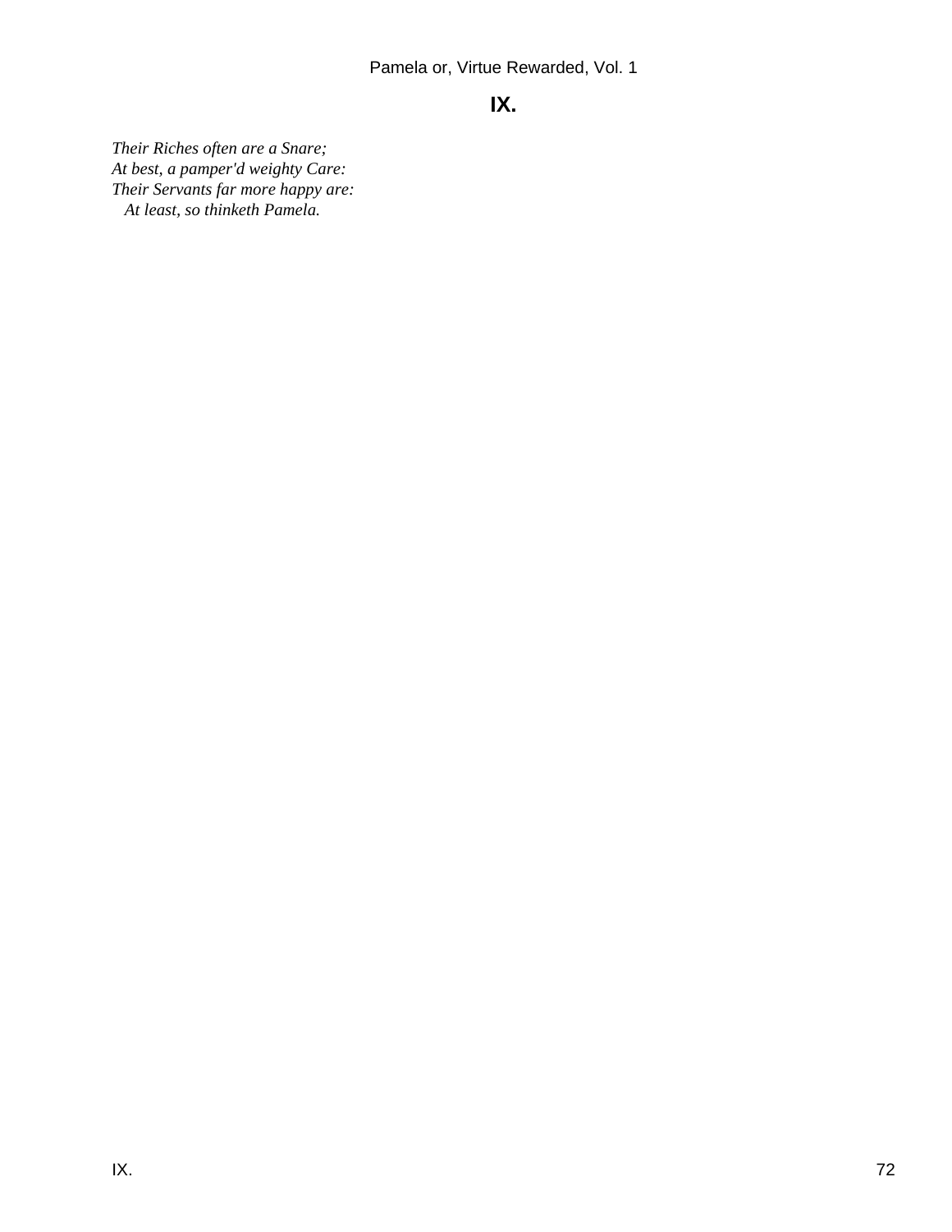## IX.

*Their Riches often are a Snare;*
*At best, a pamper'd weighty Care:*
*Their Servants far more happy are:*
   *At least, so thinketh Pamela.*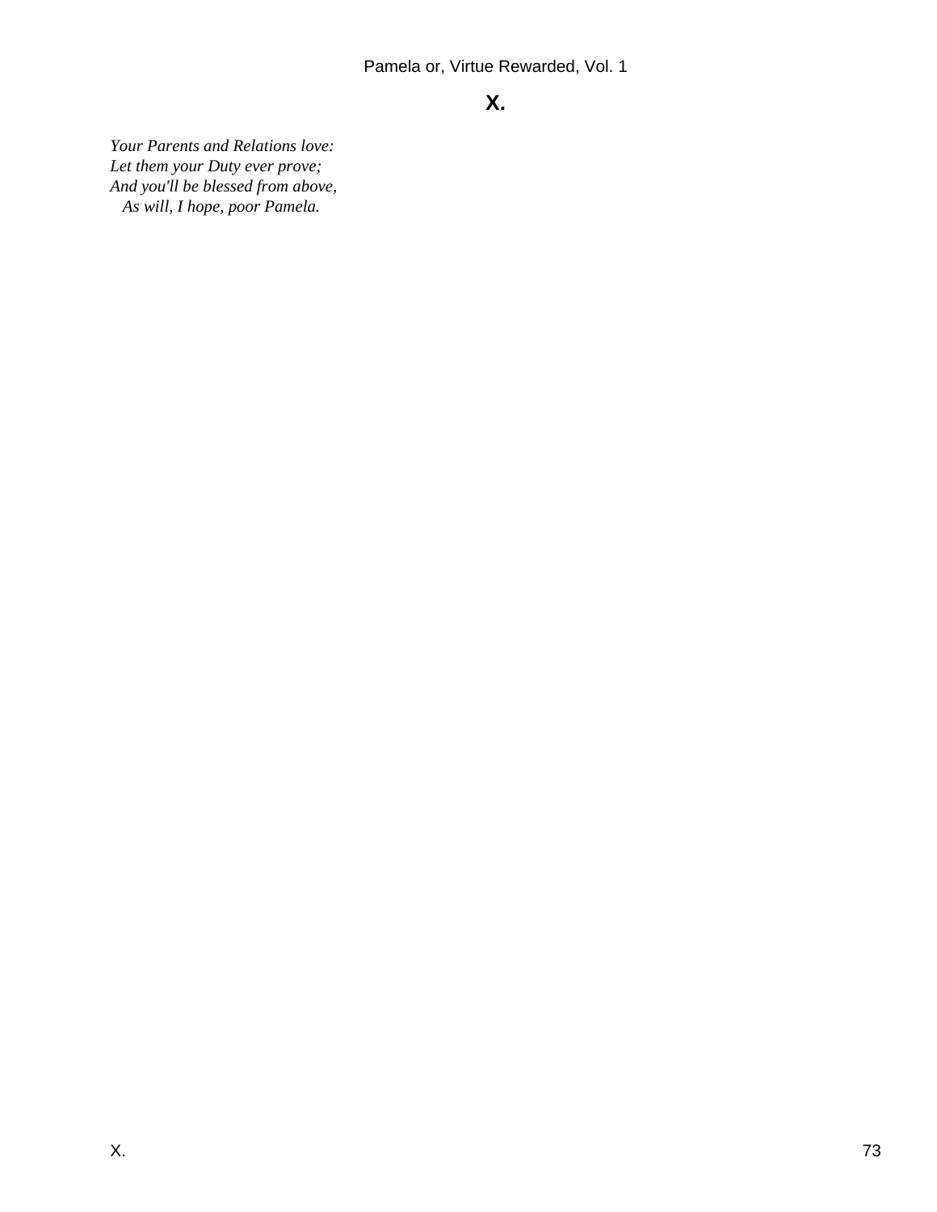## X.

*Your Parents and Relations love:*
*Let them your Duty ever prove;*
*And you'll be blessed from above,*
  *As will, I hope, poor Pamela.*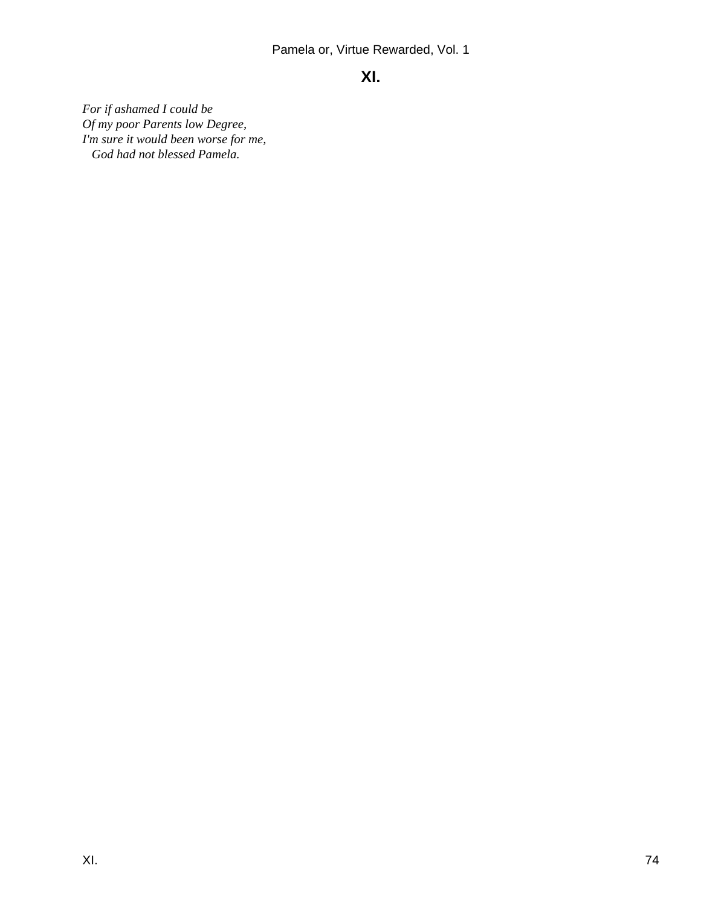## XI.

*For if ashamed I could be*
*Of my poor Parents low Degree,*
*I'm sure it would been worse for me,*
*God had not blessed Pamela.*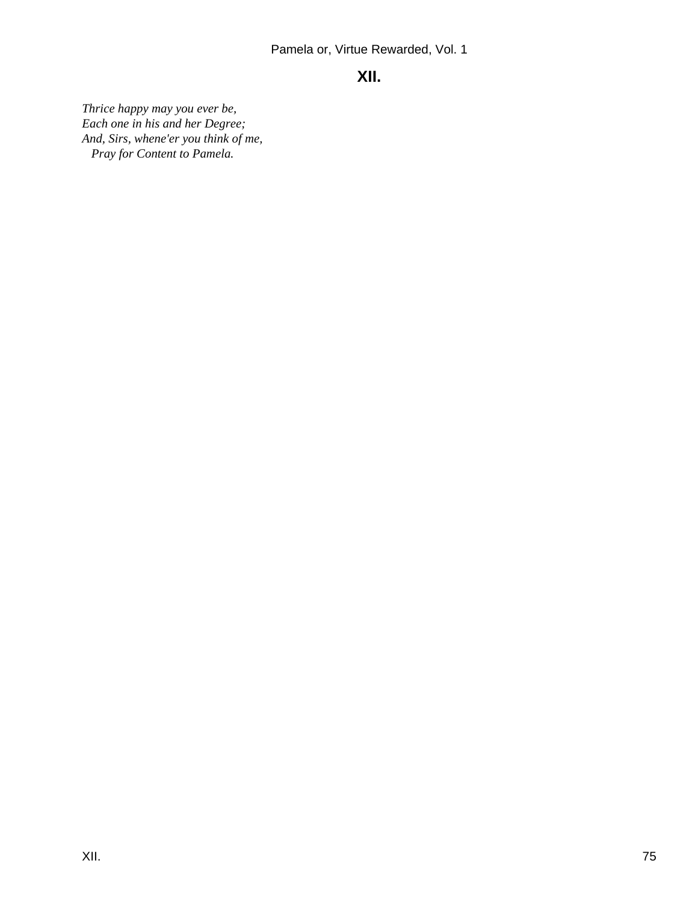## XII.

*Thrice happy may you ever be,*  
*Each one in his and her Degree;*  
*And, Sirs, whene'er you think of me,*  
   *Pray for Content to Pamela.*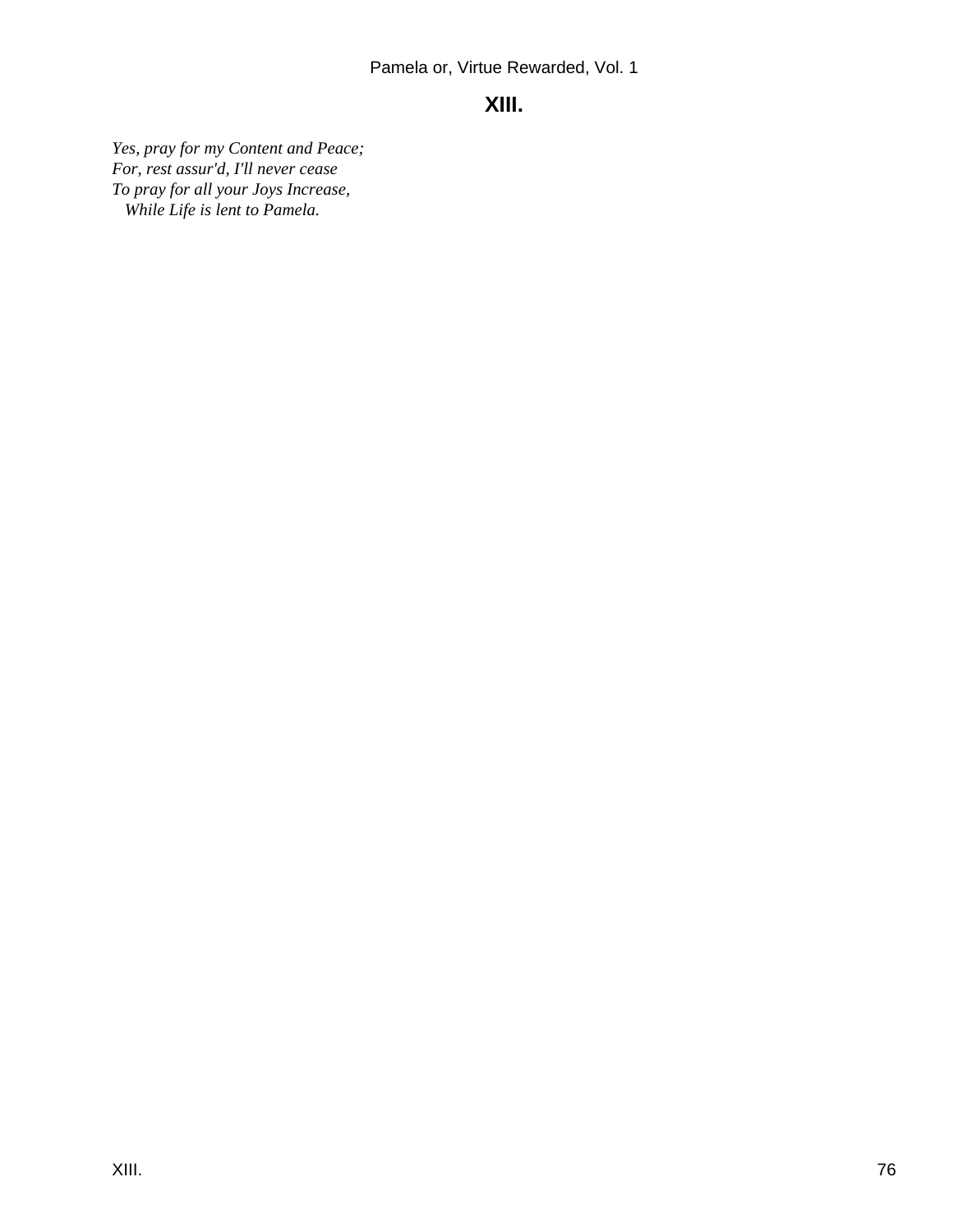## XIII.

*Yes, pray for my Content and Peace;*  
*For, rest assur'd, I'll never cease*  
*To pray for all your Joys Increase,*  
   *While Life is lent to Pamela.*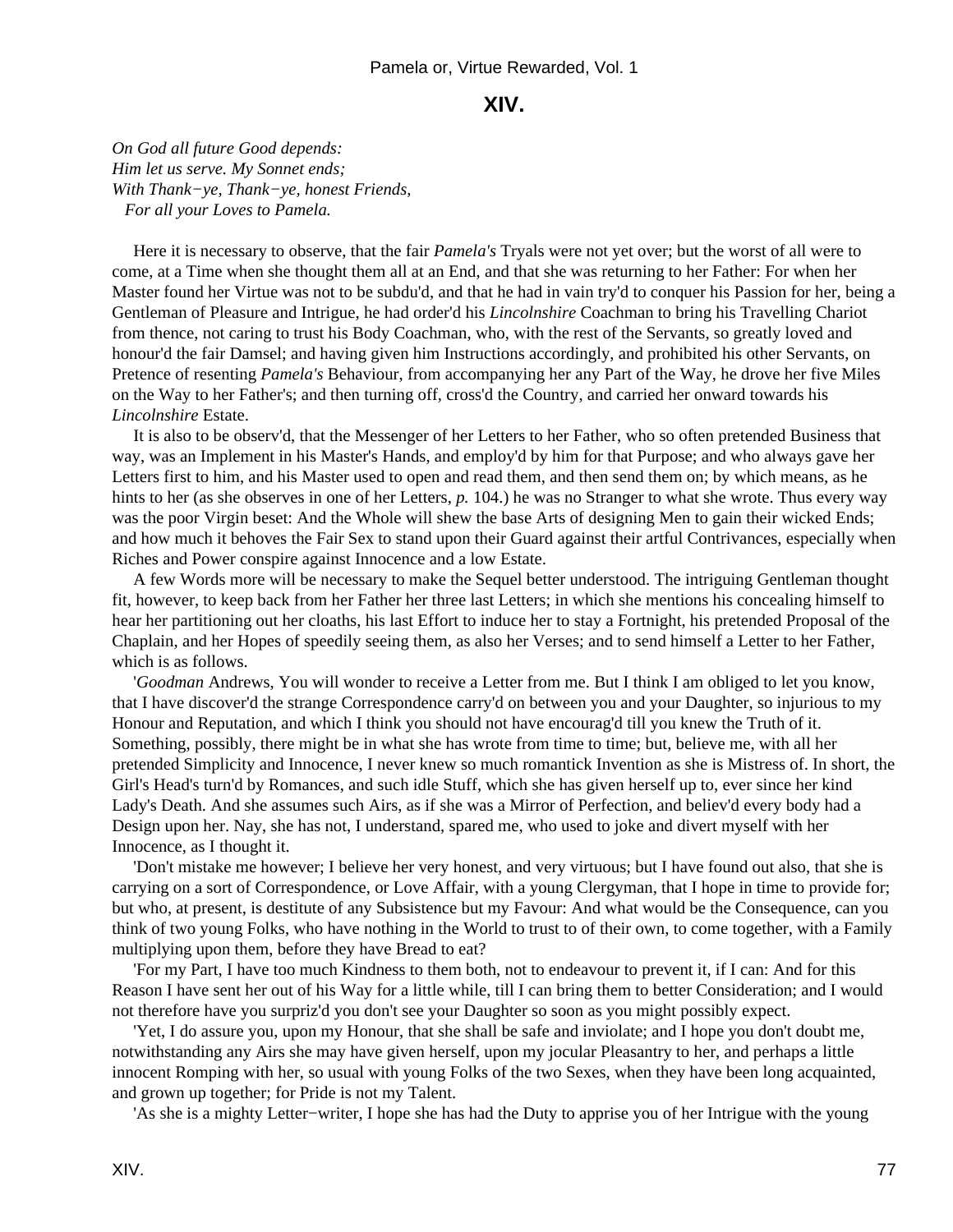## XIV.

*On God all future Good depends:*
*Him let us serve. My Sonnet ends;*
*With Thank−ye, Thank−ye, honest Friends,*
*For all your Loves to Pamela.*

Here it is necessary to observe, that the fair *Pamela's* Tryals were not yet over; but the worst of all were to come, at a Time when she thought them all at an End, and that she was returning to her Father: For when her Master found her Virtue was not to be subdu'd, and that he had in vain try'd to conquer his Passion for her, being a Gentleman of Pleasure and Intrigue, he had order'd his *Lincolnshire* Coachman to bring his Travelling Chariot from thence, not caring to trust his Body Coachman, who, with the rest of the Servants, so greatly loved and honour'd the fair Damsel; and having given him Instructions accordingly, and prohibited his other Servants, on Pretence of resenting *Pamela's* Behaviour, from accompanying her any Part of the Way, he drove her five Miles on the Way to her Father's; and then turning off, cross'd the Country, and carried her onward towards his *Lincolnshire* Estate.

It is also to be observ'd, that the Messenger of her Letters to her Father, who so often pretended Business that way, was an Implement in his Master's Hands, and employ'd by him for that Purpose; and who always gave her Letters first to him, and his Master used to open and read them, and then send them on; by which means, as he hints to her (as she observes in one of her Letters, *p.* 104.) he was no Stranger to what she wrote. Thus every way was the poor Virgin beset: And the Whole will shew the base Arts of designing Men to gain their wicked Ends; and how much it behoves the Fair Sex to stand upon their Guard against their artful Contrivances, especially when Riches and Power conspire against Innocence and a low Estate.

A few Words more will be necessary to make the Sequel better understood. The intriguing Gentleman thought fit, however, to keep back from her Father her three last Letters; in which she mentions his concealing himself to hear her partitioning out her cloaths, his last Effort to induce her to stay a Fortnight, his pretended Proposal of the Chaplain, and her Hopes of speedily seeing them, as also her Verses; and to send himself a Letter to her Father, which is as follows.

'*Goodman* Andrews, You will wonder to receive a Letter from me. But I think I am obliged to let you know, that I have discover'd the strange Correspondence carry'd on between you and your Daughter, so injurious to my Honour and Reputation, and which I think you should not have encourag'd till you knew the Truth of it. Something, possibly, there might be in what she has wrote from time to time; but, believe me, with all her pretended Simplicity and Innocence, I never knew so much romantick Invention as she is Mistress of. In short, the Girl's Head's turn'd by Romances, and such idle Stuff, which she has given herself up to, ever since her kind Lady's Death. And she assumes such Airs, as if she was a Mirror of Perfection, and believ'd every body had a Design upon her. Nay, she has not, I understand, spared me, who used to joke and divert myself with her Innocence, as I thought it.

'Don't mistake me however; I believe her very honest, and very virtuous; but I have found out also, that she is carrying on a sort of Correspondence, or Love Affair, with a young Clergyman, that I hope in time to provide for; but who, at present, is destitute of any Subsistence but my Favour: And what would be the Consequence, can you think of two young Folks, who have nothing in the World to trust to of their own, to come together, with a Family multiplying upon them, before they have Bread to eat?

'For my Part, I have too much Kindness to them both, not to endeavour to prevent it, if I can: And for this Reason I have sent her out of his Way for a little while, till I can bring them to better Consideration; and I would not therefore have you surpriz'd you don't see your Daughter so soon as you might possibly expect.

'Yet, I do assure you, upon my Honour, that she shall be safe and inviolate; and I hope you don't doubt me, notwithstanding any Airs she may have given herself, upon my jocular Pleasantry to her, and perhaps a little innocent Romping with her, so usual with young Folks of the two Sexes, when they have been long acquainted, and grown up together; for Pride is not my Talent.

'As she is a mighty Letter−writer, I hope she has had the Duty to apprise you of her Intrigue with the young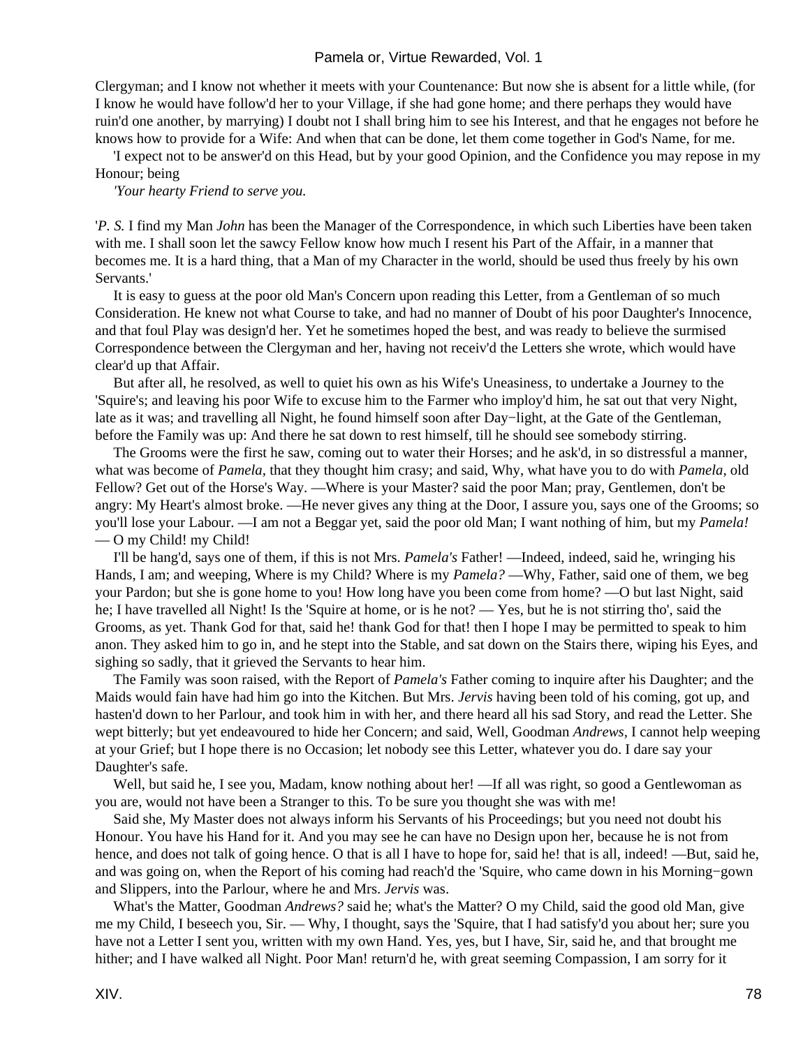Clergyman; and I know not whether it meets with your Countenance: But now she is absent for a little while, (for I know he would have follow'd her to your Village, if she had gone home; and there perhaps they would have ruin'd one another, by marrying) I doubt not I shall bring him to see his Interest, and that he engages not before he knows how to provide for a Wife: And when that can be done, let them come together in God's Name, for me.

'I expect not to be answer'd on this Head, but by your good Opinion, and the Confidence you may repose in my Honour; being

*'Your hearty Friend to serve you.*

'*P. S.* I find my Man *John* has been the Manager of the Correspondence, in which such Liberties have been taken with me. I shall soon let the sawcy Fellow know how much I resent his Part of the Affair, in a manner that becomes me. It is a hard thing, that a Man of my Character in the world, should be used thus freely by his own Servants.'

It is easy to guess at the poor old Man's Concern upon reading this Letter, from a Gentleman of so much Consideration. He knew not what Course to take, and had no manner of Doubt of his poor Daughter's Innocence, and that foul Play was design'd her. Yet he sometimes hoped the best, and was ready to believe the surmised Correspondence between the Clergyman and her, having not receiv'd the Letters she wrote, which would have clear'd up that Affair.

But after all, he resolved, as well to quiet his own as his Wife's Uneasiness, to undertake a Journey to the 'Squire's; and leaving his poor Wife to excuse him to the Farmer who imploy'd him, he sat out that very Night, late as it was; and travelling all Night, he found himself soon after Day−light, at the Gate of the Gentleman, before the Family was up: And there he sat down to rest himself, till he should see somebody stirring.

The Grooms were the first he saw, coming out to water their Horses; and he ask'd, in so distressful a manner, what was become of *Pamela,* that they thought him crasy; and said, Why, what have you to do with *Pamela,* old Fellow? Get out of the Horse's Way. —Where is your Master? said the poor Man; pray, Gentlemen, don't be angry: My Heart's almost broke. —He never gives any thing at the Door, I assure you, says one of the Grooms; so you'll lose your Labour. —I am not a Beggar yet, said the poor old Man; I want nothing of him, but my *Pamela!* — O my Child! my Child!

I'll be hang'd, says one of them, if this is not Mrs. *Pamela's* Father! —Indeed, indeed, said he, wringing his Hands, I am; and weeping, Where is my Child? Where is my *Pamela?* —Why, Father, said one of them, we beg your Pardon; but she is gone home to you! How long have you been come from home? —O but last Night, said he; I have travelled all Night! Is the 'Squire at home, or is he not? — Yes, but he is not stirring tho', said the Grooms, as yet. Thank God for that, said he! thank God for that! then I hope I may be permitted to speak to him anon. They asked him to go in, and he stept into the Stable, and sat down on the Stairs there, wiping his Eyes, and sighing so sadly, that it grieved the Servants to hear him.

The Family was soon raised, with the Report of *Pamela's* Father coming to inquire after his Daughter; and the Maids would fain have had him go into the Kitchen. But Mrs. *Jervis* having been told of his coming, got up, and hasten'd down to her Parlour, and took him in with her, and there heard all his sad Story, and read the Letter. She wept bitterly; but yet endeavoured to hide her Concern; and said, Well, Goodman *Andrews,* I cannot help weeping at your Grief; but I hope there is no Occasion; let nobody see this Letter, whatever you do. I dare say your Daughter's safe.

Well, but said he, I see you, Madam, know nothing about her! —If all was right, so good a Gentlewoman as you are, would not have been a Stranger to this. To be sure you thought she was with me!

Said she, My Master does not always inform his Servants of his Proceedings; but you need not doubt his Honour. You have his Hand for it. And you may see he can have no Design upon her, because he is not from hence, and does not talk of going hence. O that is all I have to hope for, said he! that is all, indeed! —But, said he, and was going on, when the Report of his coming had reach'd the 'Squire, who came down in his Morning−gown and Slippers, into the Parlour, where he and Mrs. *Jervis* was.

What's the Matter, Goodman *Andrews?* said he; what's the Matter? O my Child, said the good old Man, give me my Child, I beseech you, Sir. — Why, I thought, says the 'Squire, that I had satisfy'd you about her; sure you have not a Letter I sent you, written with my own Hand. Yes, yes, but I have, Sir, said he, and that brought me hither; and I have walked all Night. Poor Man! return'd he, with great seeming Compassion, I am sorry for it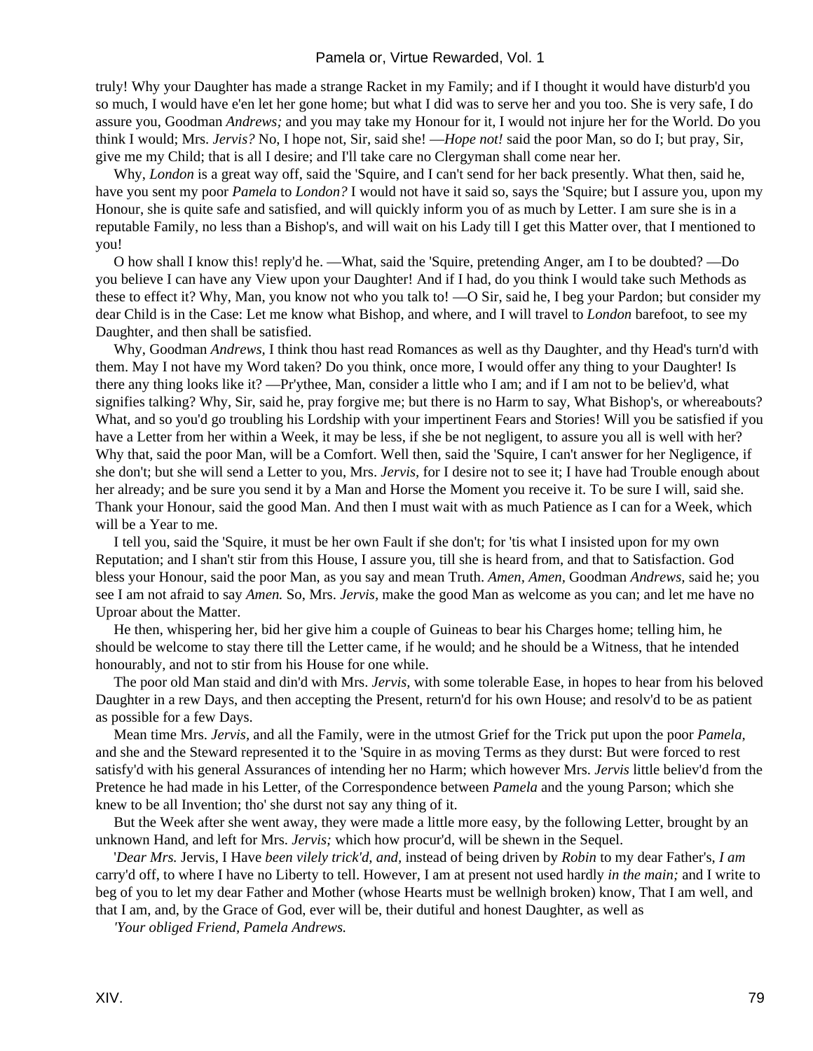truly! Why your Daughter has made a strange Racket in my Family; and if I thought it would have disturb'd you so much, I would have e'en let her gone home; but what I did was to serve her and you too. She is very safe, I do assure you, Goodman *Andrews;* and you may take my Honour for it, I would not injure her for the World. Do you think I would; Mrs. *Jervis?* No, I hope not, Sir, said she! —*Hope not!* said the poor Man, so do I; but pray, Sir, give me my Child; that is all I desire; and I'll take care no Clergyman shall come near her.

Why, *London* is a great way off, said the 'Squire, and I can't send for her back presently. What then, said he, have you sent my poor *Pamela* to *London?* I would not have it said so, says the 'Squire; but I assure you, upon my Honour, she is quite safe and satisfied, and will quickly inform you of as much by Letter. I am sure she is in a reputable Family, no less than a Bishop's, and will wait on his Lady till I get this Matter over, that I mentioned to you!

O how shall I know this! reply'd he. —What, said the 'Squire, pretending Anger, am I to be doubted? —Do you believe I can have any View upon your Daughter! And if I had, do you think I would take such Methods as these to effect it? Why, Man, you know not who you talk to! —O Sir, said he, I beg your Pardon; but consider my dear Child is in the Case: Let me know what Bishop, and where, and I will travel to *London* barefoot, to see my Daughter, and then shall be satisfied.

Why, Goodman *Andrews,* I think thou hast read Romances as well as thy Daughter, and thy Head's turn'd with them. May I not have my Word taken? Do you think, once more, I would offer any thing to your Daughter! Is there any thing looks like it? —Pr'ythee, Man, consider a little who I am; and if I am not to be believ'd, what signifies talking? Why, Sir, said he, pray forgive me; but there is no Harm to say, What Bishop's, or whereabouts? What, and so you'd go troubling his Lordship with your impertinent Fears and Stories! Will you be satisfied if you have a Letter from her within a Week, it may be less, if she be not negligent, to assure you all is well with her? Why that, said the poor Man, will be a Comfort. Well then, said the 'Squire, I can't answer for her Negligence, if she don't; but she will send a Letter to you, Mrs. *Jervis,* for I desire not to see it; I have had Trouble enough about her already; and be sure you send it by a Man and Horse the Moment you receive it. To be sure I will, said she. Thank your Honour, said the good Man. And then I must wait with as much Patience as I can for a Week, which will be a Year to me.

I tell you, said the 'Squire, it must be her own Fault if she don't; for 'tis what I insisted upon for my own Reputation; and I shan't stir from this House, I assure you, till she is heard from, and that to Satisfaction. God bless your Honour, said the poor Man, as you say and mean Truth. *Amen, Amen,* Goodman *Andrews,* said he; you see I am not afraid to say *Amen.* So, Mrs. *Jervis,* make the good Man as welcome as you can; and let me have no Uproar about the Matter.

He then, whispering her, bid her give him a couple of Guineas to bear his Charges home; telling him, he should be welcome to stay there till the Letter came, if he would; and he should be a Witness, that he intended honourably, and not to stir from his House for one while.

The poor old Man staid and din'd with Mrs. *Jervis,* with some tolerable Ease, in hopes to hear from his beloved Daughter in a rew Days, and then accepting the Present, return'd for his own House; and resolv'd to be as patient as possible for a few Days.

Mean time Mrs. *Jervis,* and all the Family, were in the utmost Grief for the Trick put upon the poor *Pamela,* and she and the Steward represented it to the 'Squire in as moving Terms as they durst: But were forced to rest satisfy'd with his general Assurances of intending her no Harm; which however Mrs. *Jervis* little believ'd from the Pretence he had made in his Letter, of the Correspondence between *Pamela* and the young Parson; which she knew to be all Invention; tho' she durst not say any thing of it.

But the Week after she went away, they were made a little more easy, by the following Letter, brought by an unknown Hand, and left for Mrs. *Jervis;* which how procur'd, will be shewn in the Sequel.

'*Dear Mrs.* Jervis, I Have *been vilely trick'd, and,* instead of being driven by *Robin* to my dear Father's, *I am* carry'd off, to where I have no Liberty to tell. However, I am at present not used hardly *in the main;* and I write to beg of you to let my dear Father and Mother (whose Hearts must be wellnigh broken) know, That I am well, and that I am, and, by the Grace of God, ever will be, their dutiful and honest Daughter, as well as

*'Your obliged Friend, Pamela Andrews.*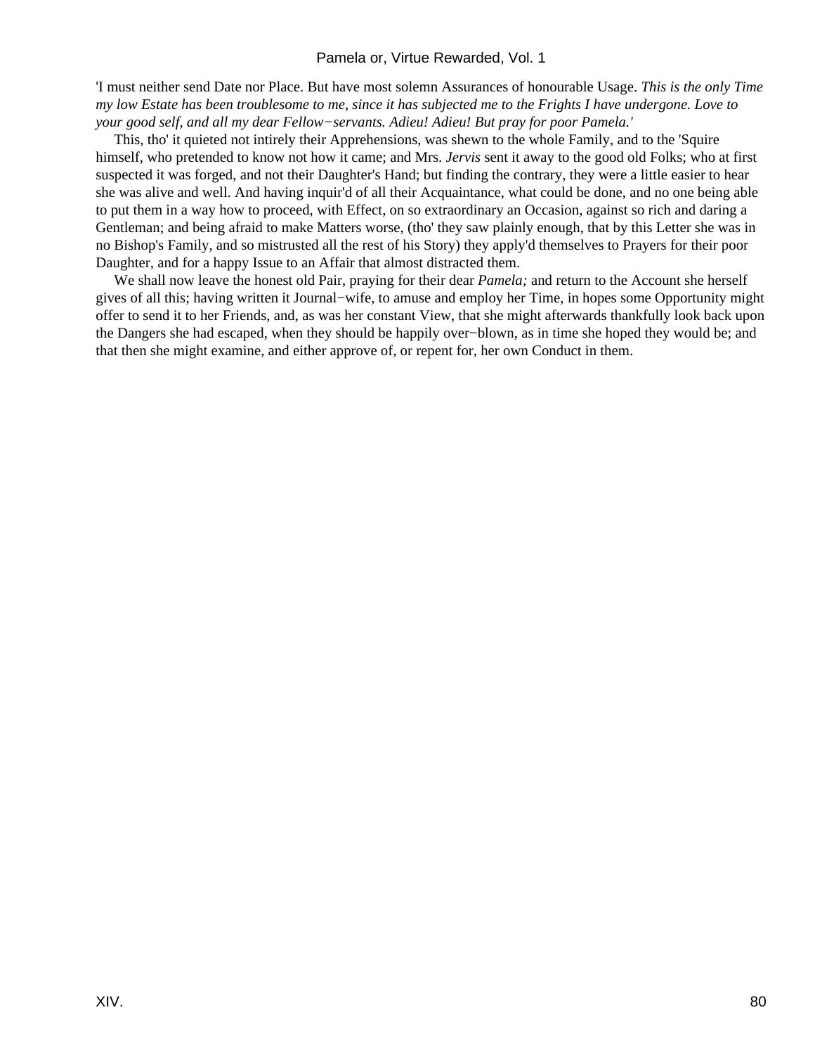'I must neither send Date nor Place. But have most solemn Assurances of honourable Usage. *This is the only Time my low Estate has been troublesome to me, since it has subjected me to the Frights I have undergone. Love to your good self, and all my dear Fellow−servants. Adieu! Adieu! But pray for poor Pamela.'*

This, tho' it quieted not intirely their Apprehensions, was shewn to the whole Family, and to the 'Squire himself, who pretended to know not how it came; and Mrs. *Jervis* sent it away to the good old Folks; who at first suspected it was forged, and not their Daughter's Hand; but finding the contrary, they were a little easier to hear she was alive and well. And having inquir'd of all their Acquaintance, what could be done, and no one being able to put them in a way how to proceed, with Effect, on so extraordinary an Occasion, against so rich and daring a Gentleman; and being afraid to make Matters worse, (tho' they saw plainly enough, that by this Letter she was in no Bishop's Family, and so mistrusted all the rest of his Story) they apply'd themselves to Prayers for their poor Daughter, and for a happy Issue to an Affair that almost distracted them.

We shall now leave the honest old Pair, praying for their dear *Pamela;* and return to the Account she herself gives of all this; having written it Journal−wife, to amuse and employ her Time, in hopes some Opportunity might offer to send it to her Friends, and, as was her constant View, that she might afterwards thankfully look back upon the Dangers she had escaped, when they should be happily over−blown, as in time she hoped they would be; and that then she might examine, and either approve of, or repent for, her own Conduct in them.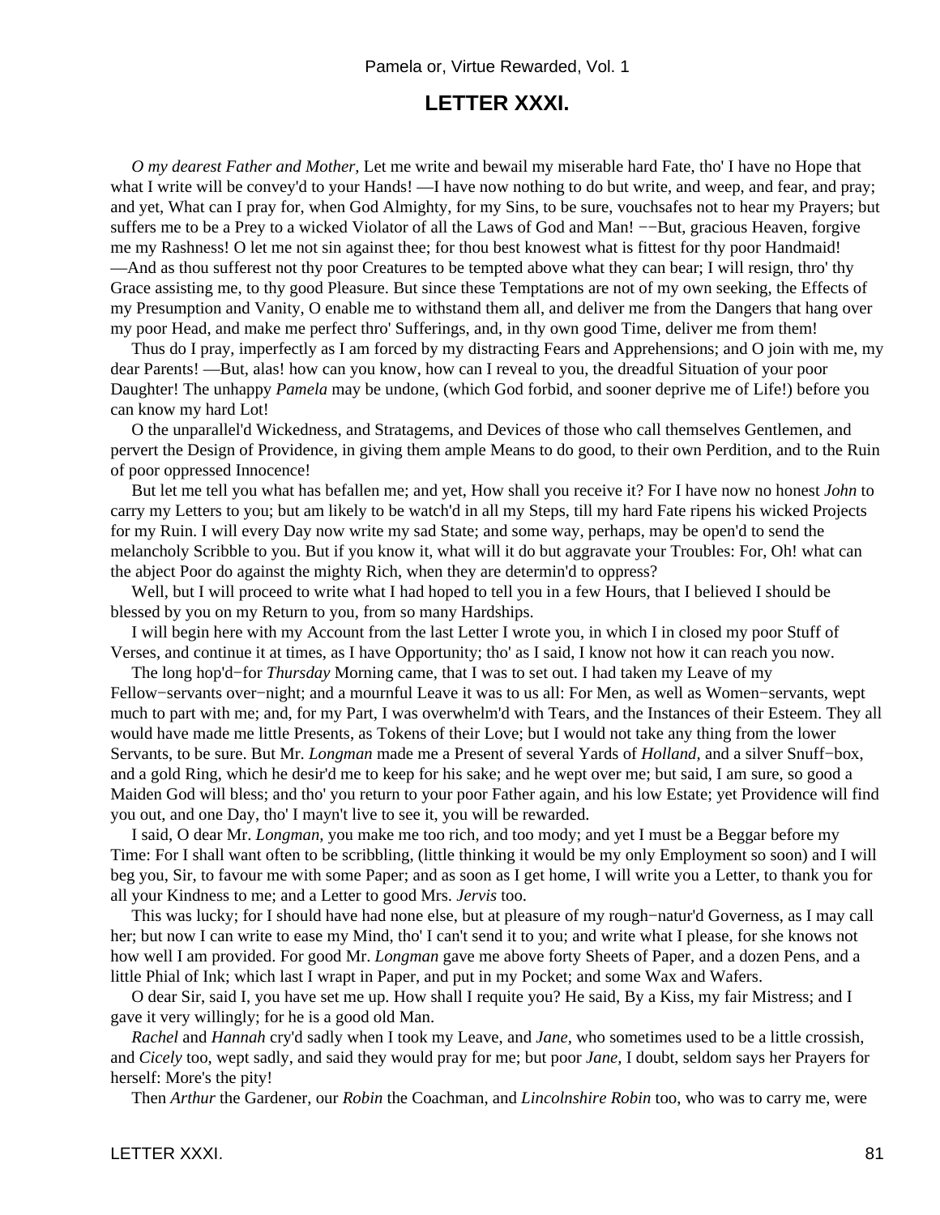## LETTER XXXI.

*O my dearest Father and Mother,* Let me write and bewail my miserable hard Fate, tho' I have no Hope that what I write will be convey'd to your Hands! —I have now nothing to do but write, and weep, and fear, and pray; and yet, What can I pray for, when God Almighty, for my Sins, to be sure, vouchsafes not to hear my Prayers; but suffers me to be a Prey to a wicked Violator of all the Laws of God and Man! −−But, gracious Heaven, forgive me my Rashness! O let me not sin against thee; for thou best knowest what is fittest for thy poor Handmaid! —And as thou sufferest not thy poor Creatures to be tempted above what they can bear; I will resign, thro' thy Grace assisting me, to thy good Pleasure. But since these Temptations are not of my own seeking, the Effects of my Presumption and Vanity, O enable me to withstand them all, and deliver me from the Dangers that hang over my poor Head, and make me perfect thro' Sufferings, and, in thy own good Time, deliver me from them!

Thus do I pray, imperfectly as I am forced by my distracting Fears and Apprehensions; and O join with me, my dear Parents! —But, alas! how can you know, how can I reveal to you, the dreadful Situation of your poor Daughter! The unhappy *Pamela* may be undone, (which God forbid, and sooner deprive me of Life!) before you can know my hard Lot!

O the unparallel'd Wickedness, and Stratagems, and Devices of those who call themselves Gentlemen, and pervert the Design of Providence, in giving them ample Means to do good, to their own Perdition, and to the Ruin of poor oppressed Innocence!

But let me tell you what has befallen me; and yet, How shall you receive it? For I have now no honest *John* to carry my Letters to you; but am likely to be watch'd in all my Steps, till my hard Fate ripens his wicked Projects for my Ruin. I will every Day now write my sad State; and some way, perhaps, may be open'd to send the melancholy Scribble to you. But if you know it, what will it do but aggravate your Troubles: For, Oh! what can the abject Poor do against the mighty Rich, when they are determin'd to oppress?

Well, but I will proceed to write what I had hoped to tell you in a few Hours, that I believed I should be blessed by you on my Return to you, from so many Hardships.

I will begin here with my Account from the last Letter I wrote you, in which I in closed my poor Stuff of Verses, and continue it at times, as I have Opportunity; tho' as I said, I know not how it can reach you now.

The long hop'd−for *Thursday* Morning came, that I was to set out. I had taken my Leave of my Fellow−servants over−night; and a mournful Leave it was to us all: For Men, as well as Women−servants, wept much to part with me; and, for my Part, I was overwhelm'd with Tears, and the Instances of their Esteem. They all would have made me little Presents, as Tokens of their Love; but I would not take any thing from the lower Servants, to be sure. But Mr. *Longman* made me a Present of several Yards of *Holland,* and a silver Snuff−box, and a gold Ring, which he desir'd me to keep for his sake; and he wept over me; but said, I am sure, so good a Maiden God will bless; and tho' you return to your poor Father again, and his low Estate; yet Providence will find you out, and one Day, tho' I mayn't live to see it, you will be rewarded.

I said, O dear Mr. *Longman,* you make me too rich, and too mody; and yet I must be a Beggar before my Time: For I shall want often to be scribbling, (little thinking it would be my only Employment so soon) and I will beg you, Sir, to favour me with some Paper; and as soon as I get home, I will write you a Letter, to thank you for all your Kindness to me; and a Letter to good Mrs. *Jervis* too.

This was lucky; for I should have had none else, but at pleasure of my rough−natur'd Governess, as I may call her; but now I can write to ease my Mind, tho' I can't send it to you; and write what I please, for she knows not how well I am provided. For good Mr. *Longman* gave me above forty Sheets of Paper, and a dozen Pens, and a little Phial of Ink; which last I wrapt in Paper, and put in my Pocket; and some Wax and Wafers.

O dear Sir, said I, you have set me up. How shall I requite you? He said, By a Kiss, my fair Mistress; and I gave it very willingly; for he is a good old Man.

*Rachel* and *Hannah* cry'd sadly when I took my Leave, and *Jane,* who sometimes used to be a little crossish, and *Cicely* too, wept sadly, and said they would pray for me; but poor *Jane,* I doubt, seldom says her Prayers for herself: More's the pity!

Then *Arthur* the Gardener, our *Robin* the Coachman, and *Lincolnshire Robin* too, who was to carry me, were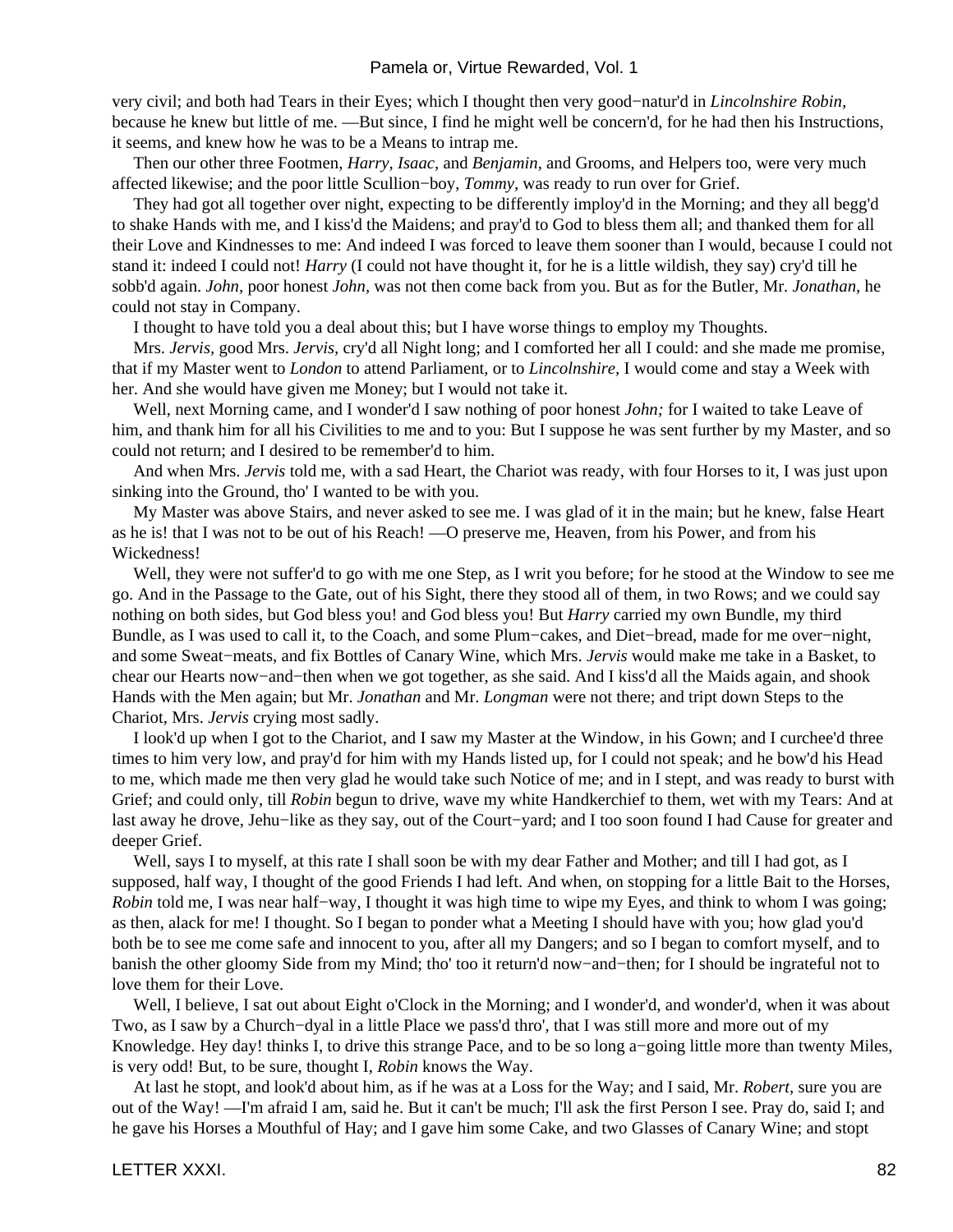very civil; and both had Tears in their Eyes; which I thought then very good−natur'd in *Lincolnshire Robin,* because he knew but little of me. —But since, I find he might well be concern'd, for he had then his Instructions, it seems, and knew how he was to be a Means to intrap me.

Then our other three Footmen, *Harry, Isaac,* and *Benjamin,* and Grooms, and Helpers too, were very much affected likewise; and the poor little Scullion−boy, *Tommy,* was ready to run over for Grief.

They had got all together over night, expecting to be differently imploy'd in the Morning; and they all begg'd to shake Hands with me, and I kiss'd the Maidens; and pray'd to God to bless them all; and thanked them for all their Love and Kindnesses to me: And indeed I was forced to leave them sooner than I would, because I could not stand it: indeed I could not! *Harry* (I could not have thought it, for he is a little wildish, they say) cry'd till he sobb'd again. *John,* poor honest *John,* was not then come back from you. But as for the Butler, Mr. *Jonathan,* he could not stay in Company.

I thought to have told you a deal about this; but I have worse things to employ my Thoughts.

Mrs. *Jervis,* good Mrs. *Jervis,* cry'd all Night long; and I comforted her all I could: and she made me promise, that if my Master went to *London* to attend Parliament, or to *Lincolnshire,* I would come and stay a Week with her. And she would have given me Money; but I would not take it.

Well, next Morning came, and I wonder'd I saw nothing of poor honest *John;* for I waited to take Leave of him, and thank him for all his Civilities to me and to you: But I suppose he was sent further by my Master, and so could not return; and I desired to be remember'd to him.

And when Mrs. *Jervis* told me, with a sad Heart, the Chariot was ready, with four Horses to it, I was just upon sinking into the Ground, tho' I wanted to be with you.

My Master was above Stairs, and never asked to see me. I was glad of it in the main; but he knew, false Heart as he is! that I was not to be out of his Reach! —O preserve me, Heaven, from his Power, and from his Wickedness!

Well, they were not suffer'd to go with me one Step, as I writ you before; for he stood at the Window to see me go. And in the Passage to the Gate, out of his Sight, there they stood all of them, in two Rows; and we could say nothing on both sides, but God bless you! and God bless you! But *Harry* carried my own Bundle, my third Bundle, as I was used to call it, to the Coach, and some Plum−cakes, and Diet−bread, made for me over−night, and some Sweat−meats, and fix Bottles of Canary Wine, which Mrs. *Jervis* would make me take in a Basket, to chear our Hearts now−and−then when we got together, as she said. And I kiss'd all the Maids again, and shook Hands with the Men again; but Mr. *Jonathan* and Mr. *Longman* were not there; and tript down Steps to the Chariot, Mrs. *Jervis* crying most sadly.

I look'd up when I got to the Chariot, and I saw my Master at the Window, in his Gown; and I curchee'd three times to him very low, and pray'd for him with my Hands listed up, for I could not speak; and he bow'd his Head to me, which made me then very glad he would take such Notice of me; and in I stept, and was ready to burst with Grief; and could only, till *Robin* begun to drive, wave my white Handkerchief to them, wet with my Tears: And at last away he drove, Jehu−like as they say, out of the Court−yard; and I too soon found I had Cause for greater and deeper Grief.

Well, says I to myself, at this rate I shall soon be with my dear Father and Mother; and till I had got, as I supposed, half way, I thought of the good Friends I had left. And when, on stopping for a little Bait to the Horses, *Robin* told me, I was near half−way, I thought it was high time to wipe my Eyes, and think to whom I was going; as then, alack for me! I thought. So I began to ponder what a Meeting I should have with you; how glad you'd both be to see me come safe and innocent to you, after all my Dangers; and so I began to comfort myself, and to banish the other gloomy Side from my Mind; tho' too it return'd now−and−then; for I should be ingrateful not to love them for their Love.

Well, I believe, I sat out about Eight o'Clock in the Morning; and I wonder'd, and wonder'd, when it was about Two, as I saw by a Church−dyal in a little Place we pass'd thro', that I was still more and more out of my Knowledge. Hey day! thinks I, to drive this strange Pace, and to be so long a−going little more than twenty Miles, is very odd! But, to be sure, thought I, *Robin* knows the Way.

At last he stopt, and look'd about him, as if he was at a Loss for the Way; and I said, Mr. *Robert,* sure you are out of the Way! —I'm afraid I am, said he. But it can't be much; I'll ask the first Person I see. Pray do, said I; and he gave his Horses a Mouthful of Hay; and I gave him some Cake, and two Glasses of Canary Wine; and stopt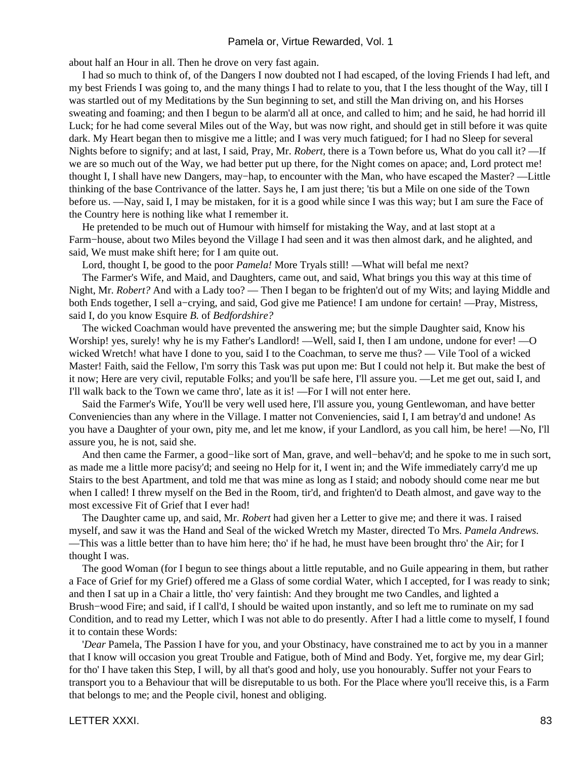about half an Hour in all. Then he drove on very fast again.

I had so much to think of, of the Dangers I now doubted not I had escaped, of the loving Friends I had left, and my best Friends I was going to, and the many things I had to relate to you, that I the less thought of the Way, till I was startled out of my Meditations by the Sun beginning to set, and still the Man driving on, and his Horses sweating and foaming; and then I begun to be alarm'd all at once, and called to him; and he said, he had horrid ill Luck; for he had come several Miles out of the Way, but was now right, and should get in still before it was quite dark. My Heart began then to misgive me a little; and I was very much fatigued; for I had no Sleep for several Nights before to signify; and at last, I said, Pray, Mr. *Robert*, there is a Town before us, What do you call it? —If we are so much out of the Way, we had better put up there, for the Night comes on apace; and, Lord protect me! thought I, I shall have new Dangers, may−hap, to encounter with the Man, who have escaped the Master? —Little thinking of the base Contrivance of the latter. Says he, I am just there; 'tis but a Mile on one side of the Town before us. —Nay, said I, I may be mistaken, for it is a good while since I was this way; but I am sure the Face of the Country here is nothing like what I remember it.

He pretended to be much out of Humour with himself for mistaking the Way, and at last stopt at a Farm−house, about two Miles beyond the Village I had seen and it was then almost dark, and he alighted, and said, We must make shift here; for I am quite out.

Lord, thought I, be good to the poor *Pamela!* More Tryals still! —What will befal me next?

The Farmer's Wife, and Maid, and Daughters, came out, and said, What brings you this way at this time of Night, Mr. *Robert?* And with a Lady too? — Then I began to be frighten'd out of my Wits; and laying Middle and both Ends together, I sell a−crying, and said, God give me Patience! I am undone for certain! —Pray, Mistress, said I, do you know Esquire *B.* of *Bedfordshire?*

The wicked Coachman would have prevented the answering me; but the simple Daughter said, Know his Worship! yes, surely! why he is my Father's Landlord! —Well, said I, then I am undone, undone for ever! —O wicked Wretch! what have I done to you, said I to the Coachman, to serve me thus? — Vile Tool of a wicked Master! Faith, said the Fellow, I'm sorry this Task was put upon me: But I could not help it. But make the best of it now; Here are very civil, reputable Folks; and you'll be safe here, I'll assure you. —Let me get out, said I, and I'll walk back to the Town we came thro', late as it is! —For I will not enter here.

Said the Farmer's Wife, You'll be very well used here, I'll assure you, young Gentlewoman, and have better Conveniencies than any where in the Village. I matter not Conveniencies, said I, I am betray'd and undone! As you have a Daughter of your own, pity me, and let me know, if your Landlord, as you call him, be here! —No, I'll assure you, he is not, said she.

And then came the Farmer, a good−like sort of Man, grave, and well−behav'd; and he spoke to me in such sort, as made me a little more pacisy'd; and seeing no Help for it, I went in; and the Wife immediately carry'd me up Stairs to the best Apartment, and told me that was mine as long as I staid; and nobody should come near me but when I called! I threw myself on the Bed in the Room, tir'd, and frighten'd to Death almost, and gave way to the most excessive Fit of Grief that I ever had!

The Daughter came up, and said, Mr. *Robert* had given her a Letter to give me; and there it was. I raised myself, and saw it was the Hand and Seal of the wicked Wretch my Master, directed To Mrs. *Pamela Andrews.* —This was a little better than to have him here; tho' if he had, he must have been brought thro' the Air; for I thought I was.

The good Woman (for I begun to see things about a little reputable, and no Guile appearing in them, but rather a Face of Grief for my Grief) offered me a Glass of some cordial Water, which I accepted, for I was ready to sink; and then I sat up in a Chair a little, tho' very faintish: And they brought me two Candles, and lighted a Brush−wood Fire; and said, if I call'd, I should be waited upon instantly, and so left me to ruminate on my sad Condition, and to read my Letter, which I was not able to do presently. After I had a little come to myself, I found it to contain these Words:

'*Dear* Pamela, The Passion I have for you, and your Obstinacy, have constrained me to act by you in a manner that I know will occasion you great Trouble and Fatigue, both of Mind and Body. Yet, forgive me, my dear Girl; for tho' I have taken this Step, I will, by all that's good and holy, use you honourably. Suffer not your Fears to transport you to a Behaviour that will be disreputable to us both. For the Place where you'll receive this, is a Farm that belongs to me; and the People civil, honest and obliging.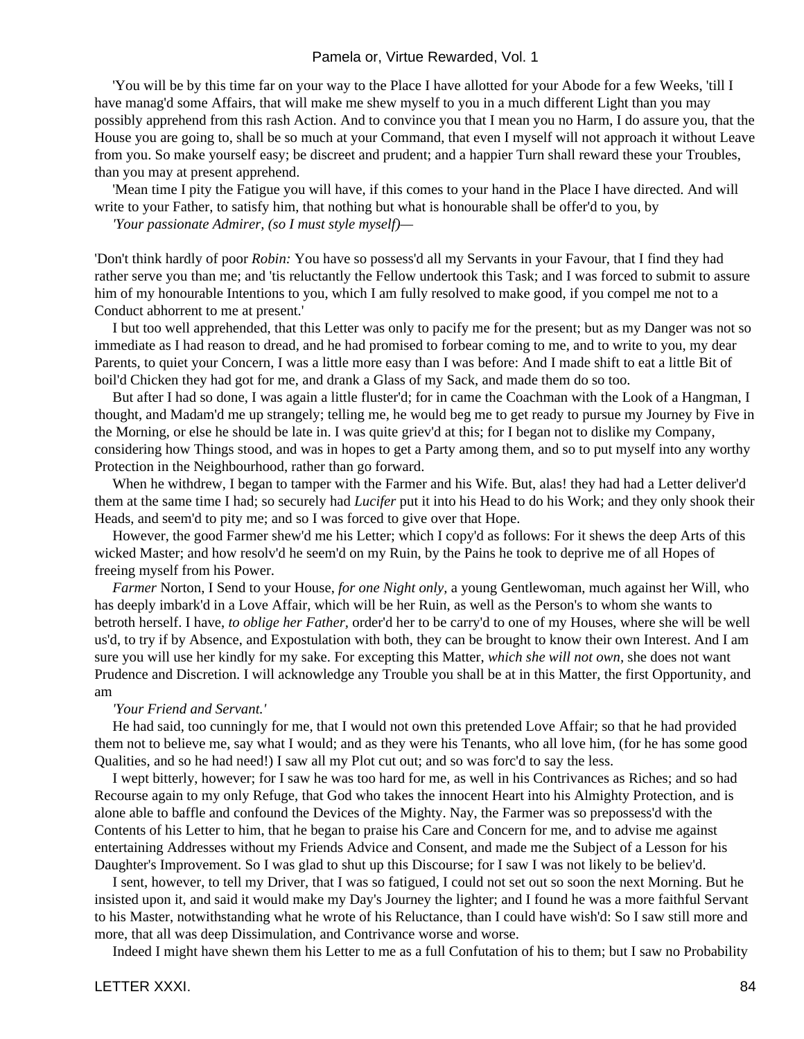'You will be by this time far on your way to the Place I have allotted for your Abode for a few Weeks, 'till I have manag'd some Affairs, that will make me shew myself to you in a much different Light than you may possibly apprehend from this rash Action. And to convince you that I mean you no Harm, I do assure you, that the House you are going to, shall be so much at your Command, that even I myself will not approach it without Leave from you. So make yourself easy; be discreet and prudent; and a happier Turn shall reward these your Troubles, than you may at present apprehend.

'Mean time I pity the Fatigue you will have, if this comes to your hand in the Place I have directed. And will write to your Father, to satisfy him, that nothing but what is honourable shall be offer'd to you, by

*'Your passionate Admirer, (so I must style myself)—*

'Don't think hardly of poor *Robin:* You have so possess'd all my Servants in your Favour, that I find they had rather serve you than me; and 'tis reluctantly the Fellow undertook this Task; and I was forced to submit to assure him of my honourable Intentions to you, which I am fully resolved to make good, if you compel me not to a Conduct abhorrent to me at present.'

I but too well apprehended, that this Letter was only to pacify me for the present; but as my Danger was not so immediate as I had reason to dread, and he had promised to forbear coming to me, and to write to you, my dear Parents, to quiet your Concern, I was a little more easy than I was before: And I made shift to eat a little Bit of boil'd Chicken they had got for me, and drank a Glass of my Sack, and made them do so too.

But after I had so done, I was again a little fluster'd; for in came the Coachman with the Look of a Hangman, I thought, and Madam'd me up strangely; telling me, he would beg me to get ready to pursue my Journey by Five in the Morning, or else he should be late in. I was quite griev'd at this; for I began not to dislike my Company, considering how Things stood, and was in hopes to get a Party among them, and so to put myself into any worthy Protection in the Neighbourhood, rather than go forward.

When he withdrew, I began to tamper with the Farmer and his Wife. But, alas! they had had a Letter deliver'd them at the same time I had; so securely had *Lucifer* put it into his Head to do his Work; and they only shook their Heads, and seem'd to pity me; and so I was forced to give over that Hope.

However, the good Farmer shew'd me his Letter; which I copy'd as follows: For it shews the deep Arts of this wicked Master; and how resolv'd he seem'd on my Ruin, by the Pains he took to deprive me of all Hopes of freeing myself from his Power.

*Farmer* Norton, I Send to your House, *for one Night only,* a young Gentlewoman, much against her Will, who has deeply imbark'd in a Love Affair, which will be her Ruin, as well as the Person's to whom she wants to betroth herself. I have, *to oblige her Father,* order'd her to be carry'd to one of my Houses, where she will be well us'd, to try if by Absence, and Expostulation with both, they can be brought to know their own Interest. And I am sure you will use her kindly for my sake. For excepting this Matter, *which she will not own,* she does not want Prudence and Discretion. I will acknowledge any Trouble you shall be at in this Matter, the first Opportunity, and am

*'Your Friend and Servant.'*

He had said, too cunningly for me, that I would not own this pretended Love Affair; so that he had provided them not to believe me, say what I would; and as they were his Tenants, who all love him, (for he has some good Qualities, and so he had need!) I saw all my Plot cut out; and so was forc'd to say the less.

I wept bitterly, however; for I saw he was too hard for me, as well in his Contrivances as Riches; and so had Recourse again to my only Refuge, that God who takes the innocent Heart into his Almighty Protection, and is alone able to baffle and confound the Devices of the Mighty. Nay, the Farmer was so prepossess'd with the Contents of his Letter to him, that he began to praise his Care and Concern for me, and to advise me against entertaining Addresses without my Friends Advice and Consent, and made me the Subject of a Lesson for his Daughter's Improvement. So I was glad to shut up this Discourse; for I saw I was not likely to be believ'd.

I sent, however, to tell my Driver, that I was so fatigued, I could not set out so soon the next Morning. But he insisted upon it, and said it would make my Day's Journey the lighter; and I found he was a more faithful Servant to his Master, notwithstanding what he wrote of his Reluctance, than I could have wish'd: So I saw still more and more, that all was deep Dissimulation, and Contrivance worse and worse.

Indeed I might have shewn them his Letter to me as a full Confutation of his to them; but I saw no Probability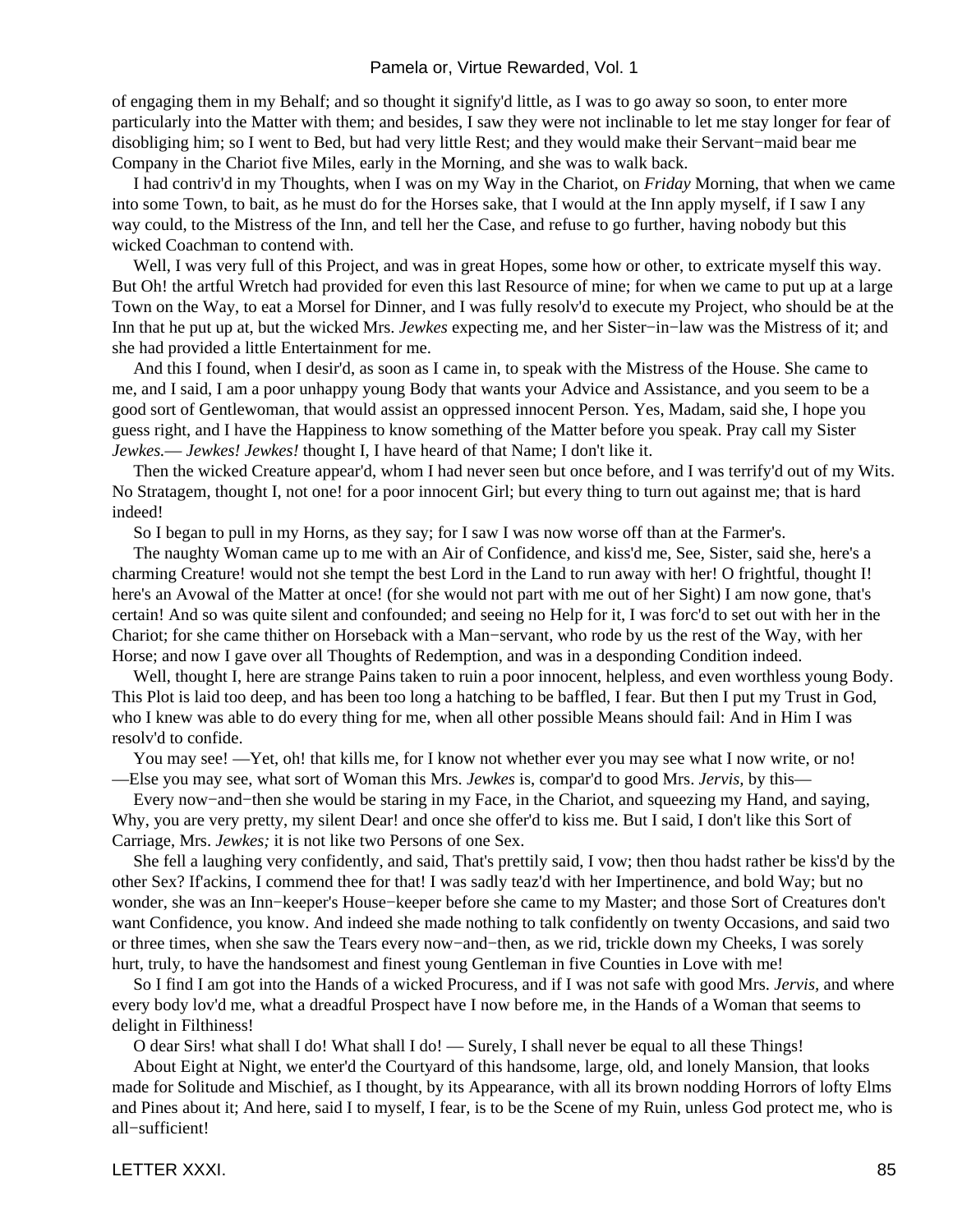of engaging them in my Behalf; and so thought it signify'd little, as I was to go away so soon, to enter more particularly into the Matter with them; and besides, I saw they were not inclinable to let me stay longer for fear of disobliging him; so I went to Bed, but had very little Rest; and they would make their Servant−maid bear me Company in the Chariot five Miles, early in the Morning, and she was to walk back.

I had contriv'd in my Thoughts, when I was on my Way in the Chariot, on *Friday* Morning, that when we came into some Town, to bait, as he must do for the Horses sake, that I would at the Inn apply myself, if I saw I any way could, to the Mistress of the Inn, and tell her the Case, and refuse to go further, having nobody but this wicked Coachman to contend with.

Well, I was very full of this Project, and was in great Hopes, some how or other, to extricate myself this way. But Oh! the artful Wretch had provided for even this last Resource of mine; for when we came to put up at a large Town on the Way, to eat a Morsel for Dinner, and I was fully resolv'd to execute my Project, who should be at the Inn that he put up at, but the wicked Mrs. *Jewkes* expecting me, and her Sister−in−law was the Mistress of it; and she had provided a little Entertainment for me.

And this I found, when I desir'd, as soon as I came in, to speak with the Mistress of the House. She came to me, and I said, I am a poor unhappy young Body that wants your Advice and Assistance, and you seem to be a good sort of Gentlewoman, that would assist an oppressed innocent Person. Yes, Madam, said she, I hope you guess right, and I have the Happiness to know something of the Matter before you speak. Pray call my Sister *Jewkes.*— *Jewkes! Jewkes!* thought I, I have heard of that Name; I don't like it.

Then the wicked Creature appear'd, whom I had never seen but once before, and I was terrify'd out of my Wits. No Stratagem, thought I, not one! for a poor innocent Girl; but every thing to turn out against me; that is hard indeed!

So I began to pull in my Horns, as they say; for I saw I was now worse off than at the Farmer's.

The naughty Woman came up to me with an Air of Confidence, and kiss'd me, See, Sister, said she, here's a charming Creature! would not she tempt the best Lord in the Land to run away with her! O frightful, thought I! here's an Avowal of the Matter at once! (for she would not part with me out of her Sight) I am now gone, that's certain! And so was quite silent and confounded; and seeing no Help for it, I was forc'd to set out with her in the Chariot; for she came thither on Horseback with a Man−servant, who rode by us the rest of the Way, with her Horse; and now I gave over all Thoughts of Redemption, and was in a desponding Condition indeed.

Well, thought I, here are strange Pains taken to ruin a poor innocent, helpless, and even worthless young Body. This Plot is laid too deep, and has been too long a hatching to be baffled, I fear. But then I put my Trust in God, who I knew was able to do every thing for me, when all other possible Means should fail: And in Him I was resolv'd to confide.

You may see! —Yet, oh! that kills me, for I know not whether ever you may see what I now write, or no! —Else you may see, what sort of Woman this Mrs. *Jewkes* is, compar'd to good Mrs. *Jervis,* by this—

Every now−and−then she would be staring in my Face, in the Chariot, and squeezing my Hand, and saying, Why, you are very pretty, my silent Dear! and once she offer'd to kiss me. But I said, I don't like this Sort of Carriage, Mrs. *Jewkes;* it is not like two Persons of one Sex.

She fell a laughing very confidently, and said, That's prettily said, I vow; then thou hadst rather be kiss'd by the other Sex? If'ackins, I commend thee for that! I was sadly teaz'd with her Impertinence, and bold Way; but no wonder, she was an Inn−keeper's House−keeper before she came to my Master; and those Sort of Creatures don't want Confidence, you know. And indeed she made nothing to talk confidently on twenty Occasions, and said two or three times, when she saw the Tears every now−and−then, as we rid, trickle down my Cheeks, I was sorely hurt, truly, to have the handsomest and finest young Gentleman in five Counties in Love with me!

So I find I am got into the Hands of a wicked Procuress, and if I was not safe with good Mrs. *Jervis,* and where every body lov'd me, what a dreadful Prospect have I now before me, in the Hands of a Woman that seems to delight in Filthiness!

O dear Sirs! what shall I do! What shall I do! — Surely, I shall never be equal to all these Things!

About Eight at Night, we enter'd the Courtyard of this handsome, large, old, and lonely Mansion, that looks made for Solitude and Mischief, as I thought, by its Appearance, with all its brown nodding Horrors of lofty Elms and Pines about it; And here, said I to myself, I fear, is to be the Scene of my Ruin, unless God protect me, who is all−sufficient!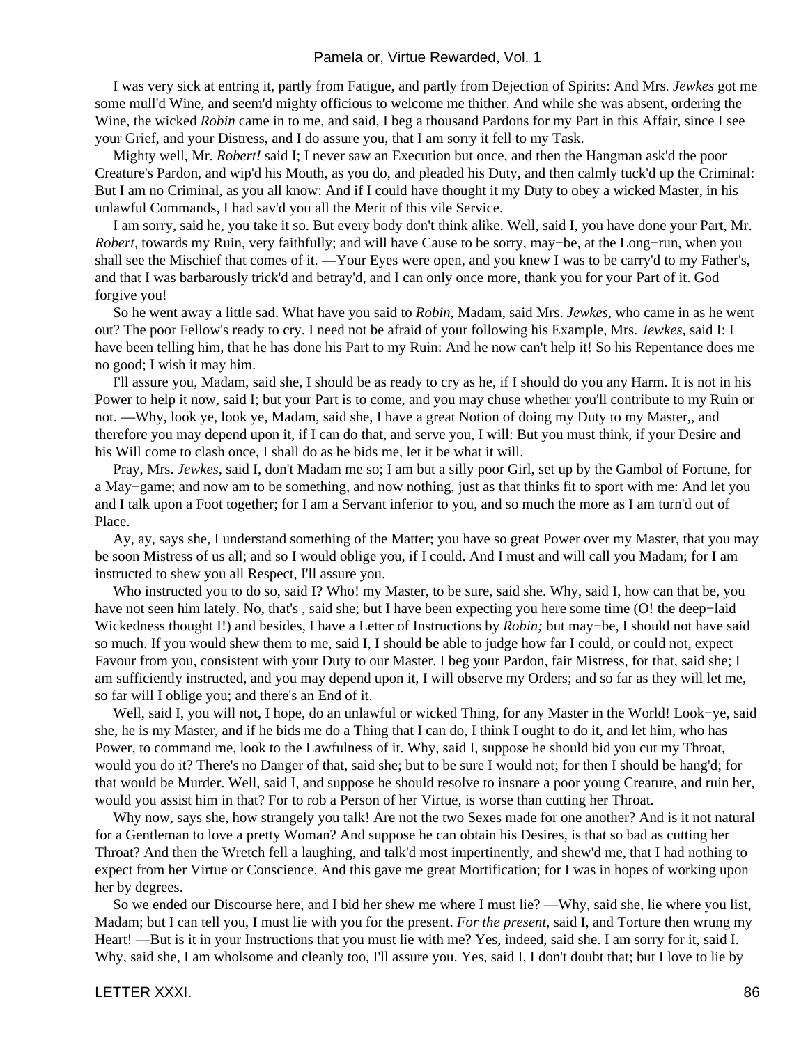I was very sick at entring it, partly from Fatigue, and partly from Dejection of Spirits: And Mrs. *Jewkes* got me some mull'd Wine, and seem'd mighty officious to welcome me thither. And while she was absent, ordering the Wine, the wicked *Robin* came in to me, and said, I beg a thousand Pardons for my Part in this Affair, since I see your Grief, and your Distress, and I do assure you, that I am sorry it fell to my Task.

Mighty well, Mr. *Robert!* said I; I never saw an Execution but once, and then the Hangman ask'd the poor Creature's Pardon, and wip'd his Mouth, as you do, and pleaded his Duty, and then calmly tuck'd up the Criminal: But I am no Criminal, as you all know: And if I could have thought it my Duty to obey a wicked Master, in his unlawful Commands, I had sav'd you all the Merit of this vile Service.

I am sorry, said he, you take it so. But every body don't think alike. Well, said I, you have done your Part, Mr. *Robert,* towards my Ruin, very faithfully; and will have Cause to be sorry, may−be, at the Long−run, when you shall see the Mischief that comes of it. —Your Eyes were open, and you knew I was to be carry'd to my Father's, and that I was barbarously trick'd and betray'd, and I can only once more, thank you for your Part of it. God forgive you!

So he went away a little sad. What have you said to *Robin,* Madam, said Mrs. *Jewkes,* who came in as he went out? The poor Fellow's ready to cry. I need not be afraid of your following his Example, Mrs. *Jewkes,* said I: I have been telling him, that he has done his Part to my Ruin: And he now can't help it! So his Repentance does me no good; I wish it may him.

I'll assure you, Madam, said she, I should be as ready to cry as he, if I should do you any Harm. It is not in his Power to help it now, said I; but your Part is to come, and you may chuse whether you'll contribute to my Ruin or not. —Why, look ye, look ye, Madam, said she, I have a great Notion of doing my Duty to my Master,, and therefore you may depend upon it, if I can do that, and serve you, I will: But you must think, if your Desire and his Will come to clash once, I shall do as he bids me, let it be what it will.

Pray, Mrs. *Jewkes,* said I, don't Madam me so; I am but a silly poor Girl, set up by the Gambol of Fortune, for a May−game; and now am to be something, and now nothing, just as that thinks fit to sport with me: And let you and I talk upon a Foot together; for I am a Servant inferior to you, and so much the more as I am turn'd out of Place.

Ay, ay, says she, I understand something of the Matter; you have so great Power over my Master, that you may be soon Mistress of us all; and so I would oblige you, if I could. And I must and will call you Madam; for I am instructed to shew you all Respect, I'll assure you.

Who instructed you to do so, said I? Who! my Master, to be sure, said she. Why, said I, how can that be, you have not seen him lately. No, that's , said she; but I have been expecting you here some time (O! the deep−laid Wickedness thought I!) and besides, I have a Letter of Instructions by *Robin;* but may−be, I should not have said so much. If you would shew them to me, said I, I should be able to judge how far I could, or could not, expect Favour from you, consistent with your Duty to our Master. I beg your Pardon, fair Mistress, for that, said she; I am sufficiently instructed, and you may depend upon it, I will observe my Orders; and so far as they will let me, so far will I oblige you; and there's an End of it.

Well, said I, you will not, I hope, do an unlawful or wicked Thing, for any Master in the World! Look−ye, said she, he is my Master, and if he bids me do a Thing that I can do, I think I ought to do it, and let him, who has Power, to command me, look to the Lawfulness of it. Why, said I, suppose he should bid you cut my Throat, would you do it? There's no Danger of that, said she; but to be sure I would not; for then I should be hang'd; for that would be Murder. Well, said I, and suppose he should resolve to insnare a poor young Creature, and ruin her, would you assist him in that? For to rob a Person of her Virtue, is worse than cutting her Throat.

Why now, says she, how strangely you talk! Are not the two Sexes made for one another? And is it not natural for a Gentleman to love a pretty Woman? And suppose he can obtain his Desires, is that so bad as cutting her Throat? And then the Wretch fell a laughing, and talk'd most impertinently, and shew'd me, that I had nothing to expect from her Virtue or Conscience. And this gave me great Mortification; for I was in hopes of working upon her by degrees.

So we ended our Discourse here, and I bid her shew me where I must lie? —Why, said she, lie where you list, Madam; but I can tell you, I must lie with you for the present. *For the present,* said I, and Torture then wrung my Heart! —But is it in your Instructions that you must lie with me? Yes, indeed, said she. I am sorry for it, said I. Why, said she, I am wholsome and cleanly too, I'll assure you. Yes, said I, I don't doubt that; but I love to lie by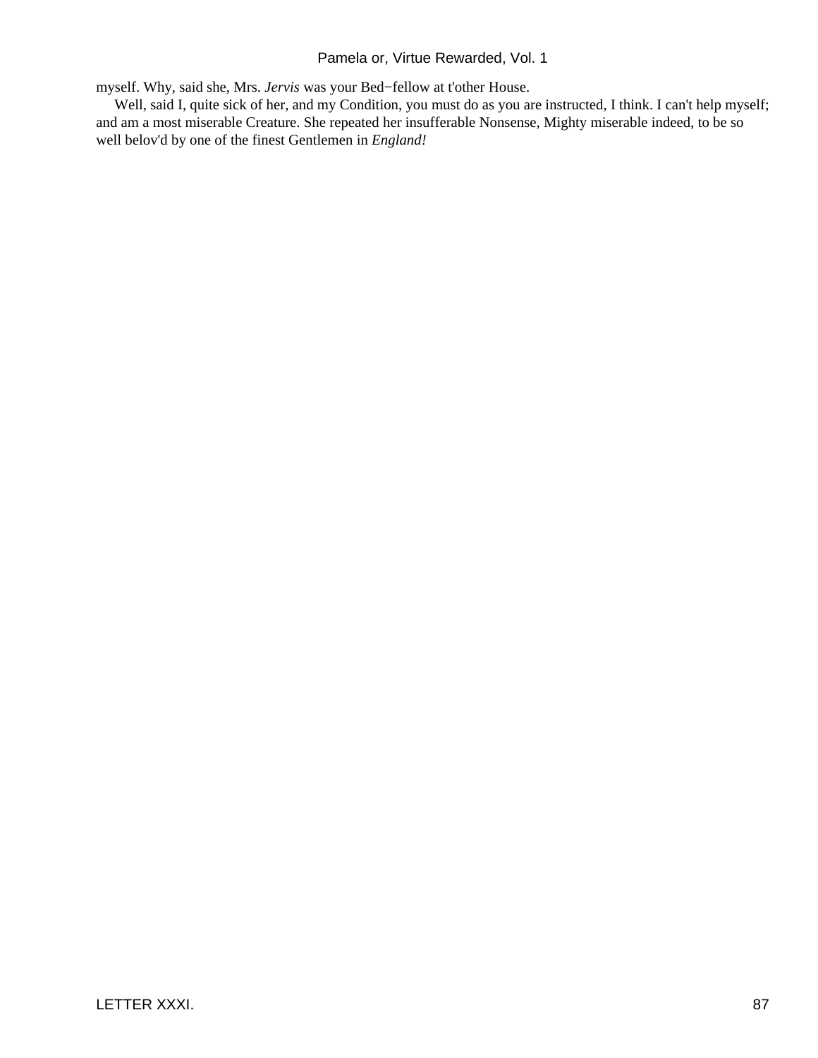myself. Why, said she, Mrs. *Jervis* was your Bed−fellow at t'other House.

Well, said I, quite sick of her, and my Condition, you must do as you are instructed, I think. I can't help myself; and am a most miserable Creature. She repeated her insufferable Nonsense, Mighty miserable indeed, to be so well belov'd by one of the finest Gentlemen in *England!*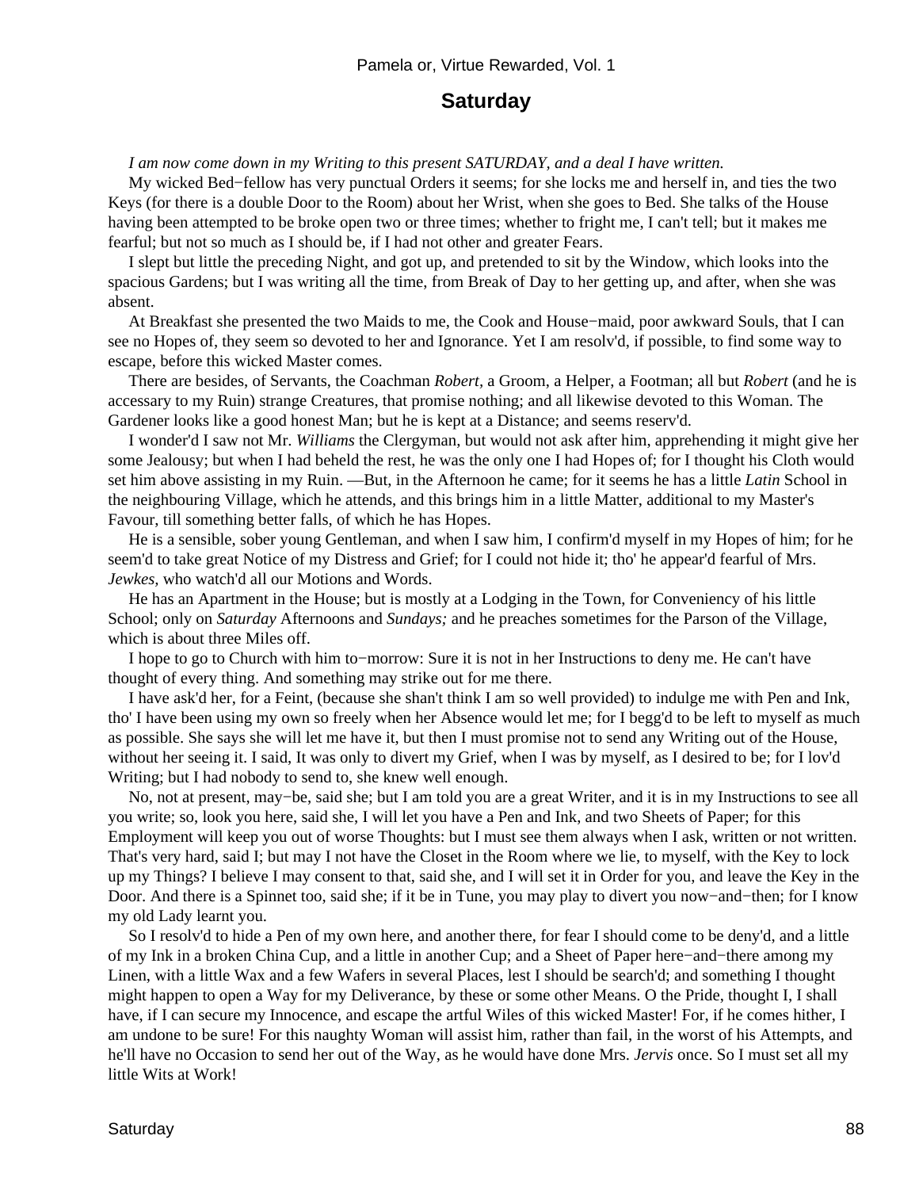## Saturday

*I am now come down in my Writing to this present SATURDAY, and a deal I have written.*

My wicked Bed−fellow has very punctual Orders it seems; for she locks me and herself in, and ties the two Keys (for there is a double Door to the Room) about her Wrist, when she goes to Bed. She talks of the House having been attempted to be broke open two or three times; whether to fright me, I can't tell; but it makes me fearful; but not so much as I should be, if I had not other and greater Fears.

I slept but little the preceding Night, and got up, and pretended to sit by the Window, which looks into the spacious Gardens; but I was writing all the time, from Break of Day to her getting up, and after, when she was absent.

At Breakfast she presented the two Maids to me, the Cook and House−maid, poor awkward Souls, that I can see no Hopes of, they seem so devoted to her and Ignorance. Yet I am resolv'd, if possible, to find some way to escape, before this wicked Master comes.

There are besides, of Servants, the Coachman *Robert*, a Groom, a Helper, a Footman; all but *Robert* (and he is accessary to my Ruin) strange Creatures, that promise nothing; and all likewise devoted to this Woman. The Gardener looks like a good honest Man; but he is kept at a Distance; and seems reserv'd.

I wonder'd I saw not Mr. *Williams* the Clergyman, but would not ask after him, apprehending it might give her some Jealousy; but when I had beheld the rest, he was the only one I had Hopes of; for I thought his Cloth would set him above assisting in my Ruin. —But, in the Afternoon he came; for it seems he has a little *Latin* School in the neighbouring Village, which he attends, and this brings him in a little Matter, additional to my Master's Favour, till something better falls, of which he has Hopes.

He is a sensible, sober young Gentleman, and when I saw him, I confirm'd myself in my Hopes of him; for he seem'd to take great Notice of my Distress and Grief; for I could not hide it; tho' he appear'd fearful of Mrs. *Jewkes,* who watch'd all our Motions and Words.

He has an Apartment in the House; but is mostly at a Lodging in the Town, for Conveniency of his little School; only on *Saturday* Afternoons and *Sundays;* and he preaches sometimes for the Parson of the Village, which is about three Miles off.

I hope to go to Church with him to−morrow: Sure it is not in her Instructions to deny me. He can't have thought of every thing. And something may strike out for me there.

I have ask'd her, for a Feint, (because she shan't think I am so well provided) to indulge me with Pen and Ink, tho' I have been using my own so freely when her Absence would let me; for I begg'd to be left to myself as much as possible. She says she will let me have it, but then I must promise not to send any Writing out of the House, without her seeing it. I said, It was only to divert my Grief, when I was by myself, as I desired to be; for I lov'd Writing; but I had nobody to send to, she knew well enough.

No, not at present, may−be, said she; but I am told you are a great Writer, and it is in my Instructions to see all you write; so, look you here, said she, I will let you have a Pen and Ink, and two Sheets of Paper; for this Employment will keep you out of worse Thoughts: but I must see them always when I ask, written or not written. That's very hard, said I; but may I not have the Closet in the Room where we lie, to myself, with the Key to lock up my Things? I believe I may consent to that, said she, and I will set it in Order for you, and leave the Key in the Door. And there is a Spinnet too, said she; if it be in Tune, you may play to divert you now−and−then; for I know my old Lady learnt you.

So I resolv'd to hide a Pen of my own here, and another there, for fear I should come to be deny'd, and a little of my Ink in a broken China Cup, and a little in another Cup; and a Sheet of Paper here−and−there among my Linen, with a little Wax and a few Wafers in several Places, lest I should be search'd; and something I thought might happen to open a Way for my Deliverance, by these or some other Means. O the Pride, thought I, I shall have, if I can secure my Innocence, and escape the artful Wiles of this wicked Master! For, if he comes hither, I am undone to be sure! For this naughty Woman will assist him, rather than fail, in the worst of his Attempts, and he'll have no Occasion to send her out of the Way, as he would have done Mrs. *Jervis* once. So I must set all my little Wits at Work!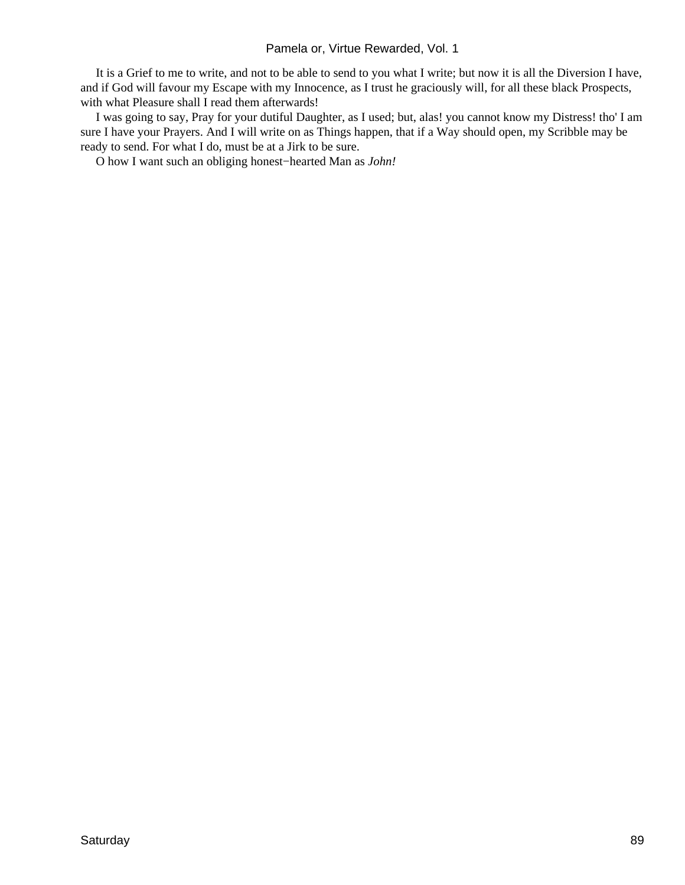It is a Grief to me to write, and not to be able to send to you what I write; but now it is all the Diversion I have, and if God will favour my Escape with my Innocence, as I trust he graciously will, for all these black Prospects, with what Pleasure shall I read them afterwards!

I was going to say, Pray for your dutiful Daughter, as I used; but, alas! you cannot know my Distress! tho' I am sure I have your Prayers. And I will write on as Things happen, that if a Way should open, my Scribble may be ready to send. For what I do, must be at a Jirk to be sure.

O how I want such an obliging honest−hearted Man as *John!*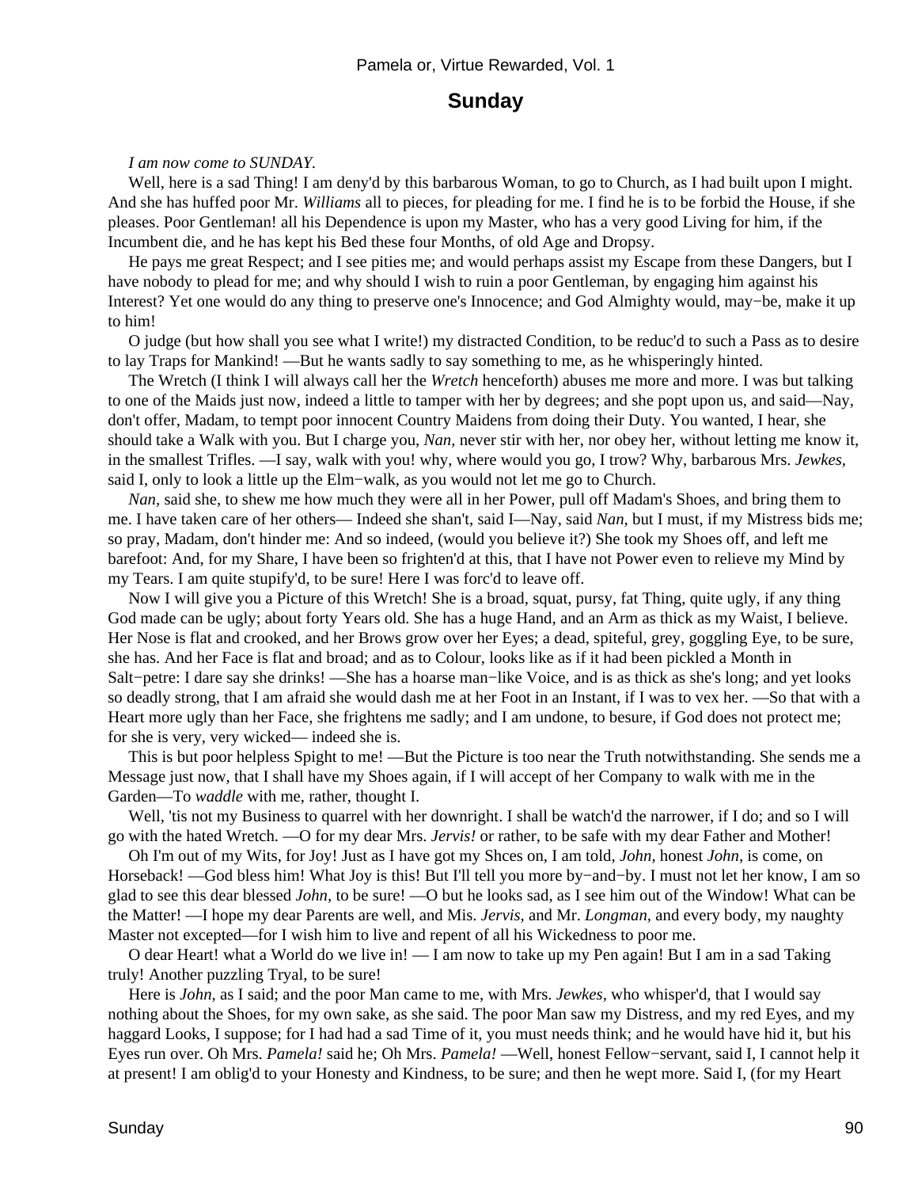## Sunday

*I am now come to SUNDAY.*

Well, here is a sad Thing! I am deny'd by this barbarous Woman, to go to Church, as I had built upon I might. And she has huffed poor Mr. *Williams* all to pieces, for pleading for me. I find he is to be forbid the House, if she pleases. Poor Gentleman! all his Dependence is upon my Master, who has a very good Living for him, if the Incumbent die, and he has kept his Bed these four Months, of old Age and Dropsy.

He pays me great Respect; and I see pities me; and would perhaps assist my Escape from these Dangers, but I have nobody to plead for me; and why should I wish to ruin a poor Gentleman, by engaging him against his Interest? Yet one would do any thing to preserve one's Innocence; and God Almighty would, may−be, make it up to him!

O judge (but how shall you see what I write!) my distracted Condition, to be reduc'd to such a Pass as to desire to lay Traps for Mankind! —But he wants sadly to say something to me, as he whisperingly hinted.

The Wretch (I think I will always call her the *Wretch* henceforth) abuses me more and more. I was but talking to one of the Maids just now, indeed a little to tamper with her by degrees; and she popt upon us, and said—Nay, don't offer, Madam, to tempt poor innocent Country Maidens from doing their Duty. You wanted, I hear, she should take a Walk with you. But I charge you, *Nan,* never stir with her, nor obey her, without letting me know it, in the smallest Trifles. —I say, walk with you! why, where would you go, I trow? Why, barbarous Mrs. *Jewkes,* said I, only to look a little up the Elm−walk, as you would not let me go to Church.

*Nan,* said she, to shew me how much they were all in her Power, pull off Madam's Shoes, and bring them to me. I have taken care of her others— Indeed she shan't, said I—Nay, said *Nan,* but I must, if my Mistress bids me; so pray, Madam, don't hinder me: And so indeed, (would you believe it?) She took my Shoes off, and left me barefoot: And, for my Share, I have been so frighten'd at this, that I have not Power even to relieve my Mind by my Tears. I am quite stupify'd, to be sure! Here I was forc'd to leave off.

Now I will give you a Picture of this Wretch! She is a broad, squat, pursy, fat Thing, quite ugly, if any thing God made can be ugly; about forty Years old. She has a huge Hand, and an Arm as thick as my Waist, I believe. Her Nose is flat and crooked, and her Brows grow over her Eyes; a dead, spiteful, grey, goggling Eye, to be sure, she has. And her Face is flat and broad; and as to Colour, looks like as if it had been pickled a Month in Salt−petre: I dare say she drinks! —She has a hoarse man−like Voice, and is as thick as she's long; and yet looks so deadly strong, that I am afraid she would dash me at her Foot in an Instant, if I was to vex her. —So that with a Heart more ugly than her Face, she frightens me sadly; and I am undone, to besure, if God does not protect me; for she is very, very wicked— indeed she is.

This is but poor helpless Spight to me! —But the Picture is too near the Truth notwithstanding. She sends me a Message just now, that I shall have my Shoes again, if I will accept of her Company to walk with me in the Garden—To *waddle* with me, rather, thought I.

Well, 'tis not my Business to quarrel with her downright. I shall be watch'd the narrower, if I do; and so I will go with the hated Wretch. —O for my dear Mrs. *Jervis!* or rather, to be safe with my dear Father and Mother!

Oh I'm out of my Wits, for Joy! Just as I have got my Shces on, I am told, *John,* honest *John,* is come, on Horseback! —God bless him! What Joy is this! But I'll tell you more by−and−by. I must not let her know, I am so glad to see this dear blessed *John,* to be sure! —O but he looks sad, as I see him out of the Window! What can be the Matter! —I hope my dear Parents are well, and Mis. *Jervis,* and Mr. *Longman,* and every body, my naughty Master not excepted—for I wish him to live and repent of all his Wickedness to poor me.

O dear Heart! what a World do we live in! — I am now to take up my Pen again! But I am in a sad Taking truly! Another puzzling Tryal, to be sure!

Here is *John,* as I said; and the poor Man came to me, with Mrs. *Jewkes,* who whisper'd, that I would say nothing about the Shoes, for my own sake, as she said. The poor Man saw my Distress, and my red Eyes, and my haggard Looks, I suppose; for I had had a sad Time of it, you must needs think; and he would have hid it, but his Eyes run over. Oh Mrs. *Pamela!* said he; Oh Mrs. *Pamela!* —Well, honest Fellow−servant, said I, I cannot help it at present! I am oblig'd to your Honesty and Kindness, to be sure; and then he wept more. Said I, (for my Heart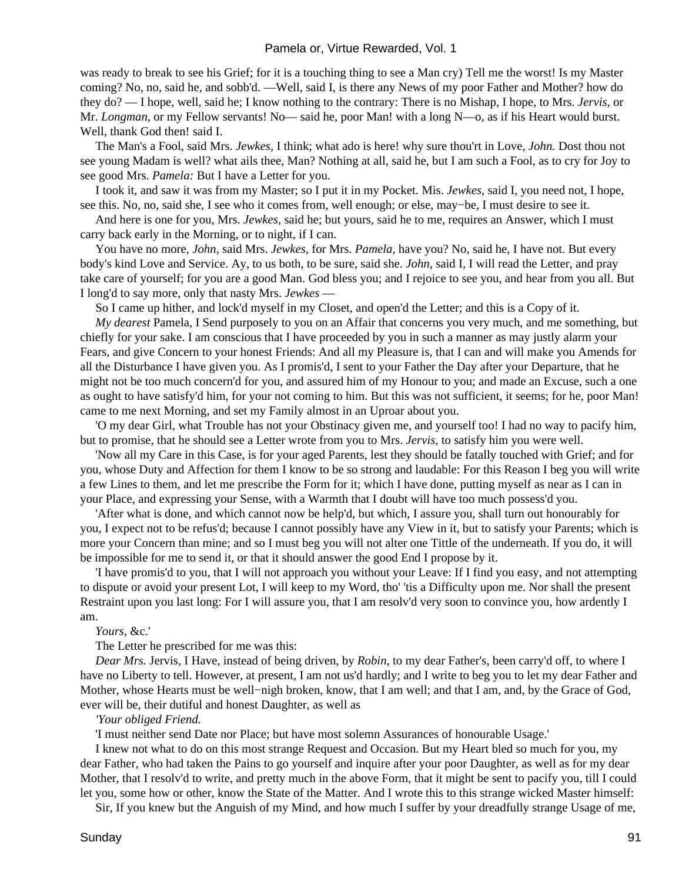was ready to break to see his Grief; for it is a touching thing to see a Man cry) Tell me the worst! Is my Master coming? No, no, said he, and sobb'd. —Well, said I, is there any News of my poor Father and Mother? how do they do? — I hope, well, said he; I know nothing to the contrary: There is no Mishap, I hope, to Mrs. *Jervis,* or Mr. *Longman,* or my Fellow servants! No— said he, poor Man! with a long N—o, as if his Heart would burst. Well, thank God then! said I.

The Man's a Fool, said Mrs. *Jewkes,* I think; what ado is here! why sure thou'rt in Love, *John.* Dost thou not see young Madam is well? what ails thee, Man? Nothing at all, said he, but I am such a Fool, as to cry for Joy to see good Mrs. *Pamela:* But I have a Letter for you.

I took it, and saw it was from my Master; so I put it in my Pocket. Mis. *Jewkes*, said I, you need not, I hope, see this. No, no, said she, I see who it comes from, well enough; or else, may−be, I must desire to see it.

And here is one for you, Mrs. *Jewkes,* said he; but yours, said he to me, requires an Answer, which I must carry back early in the Morning, or to night, if I can.

You have no more, *John*, said Mrs. *Jewkes*, for Mrs. *Pamela,* have you? No, said he, I have not. But every body's kind Love and Service. Ay, to us both, to be sure, said she. *John,* said I, I will read the Letter, and pray take care of yourself; for you are a good Man. God bless you; and I rejoice to see you, and hear from you all. But I long'd to say more, only that nasty Mrs. *Jewkes* —

So I came up hither, and lock'd myself in my Closet, and open'd the Letter; and this is a Copy of it.

*My dearest* Pamela, I Send purposely to you on an Affair that concerns you very much, and me something, but chiefly for your sake. I am conscious that I have proceeded by you in such a manner as may justly alarm your Fears, and give Concern to your honest Friends: And all my Pleasure is, that I can and will make you Amends for all the Disturbance I have given you. As I promis'd, I sent to your Father the Day after your Departure, that he might not be too much concern'd for you, and assured him of my Honour to you; and made an Excuse, such a one as ought to have satisfy'd him, for your not coming to him. But this was not sufficient, it seems; for he, poor Man! came to me next Morning, and set my Family almost in an Uproar about you.

'O my dear Girl, what Trouble has not your Obstinacy given me, and yourself too! I had no way to pacify him, but to promise, that he should see a Letter wrote from you to Mrs. *Jervis,* to satisfy him you were well.

'Now all my Care in this Case, is for your aged Parents, lest they should be fatally touched with Grief; and for you, whose Duty and Affection for them I know to be so strong and laudable: For this Reason I beg you will write a few Lines to them, and let me prescribe the Form for it; which I have done, putting myself as near as I can in your Place, and expressing your Sense, with a Warmth that I doubt will have too much possess'd you.

'After what is done, and which cannot now be help'd, but which, I assure you, shall turn out honourably for you, I expect not to be refus'd; because I cannot possibly have any View in it, but to satisfy your Parents; which is more your Concern than mine; and so I must beg you will not alter one Tittle of the underneath. If you do, it will be impossible for me to send it, or that it should answer the good End I propose by it.

'I have promis'd to you, that I will not approach you without your Leave: If I find you easy, and not attempting to dispute or avoid your present Lot, I will keep to my Word, tho' 'tis a Difficulty upon me. Nor shall the present Restraint upon you last long: For I will assure you, that I am resolv'd very soon to convince you, how ardently I am.

*Yours,* &c.'

The Letter he prescribed for me was this:

*Dear Mrs.* Jervis, I Have, instead of being driven, by *Robin,* to my dear Father's, been carry'd off, to where I have no Liberty to tell. However, at present, I am not us'd hardly; and I write to beg you to let my dear Father and Mother, whose Hearts must be well−nigh broken, know, that I am well; and that I am, and, by the Grace of God, ever will be, their dutiful and honest Daughter, as well as

*'Your obliged Friend.*

'I must neither send Date nor Place; but have most solemn Assurances of honourable Usage.'

I knew not what to do on this most strange Request and Occasion. But my Heart bled so much for you, my dear Father, who had taken the Pains to go yourself and inquire after your poor Daughter, as well as for my dear Mother, that I resolv'd to write, and pretty much in the above Form, that it might be sent to pacify you, till I could let you, some how or other, know the State of the Matter. And I wrote this to this strange wicked Master himself:

Sir, If you knew but the Anguish of my Mind, and how much I suffer by your dreadfully strange Usage of me,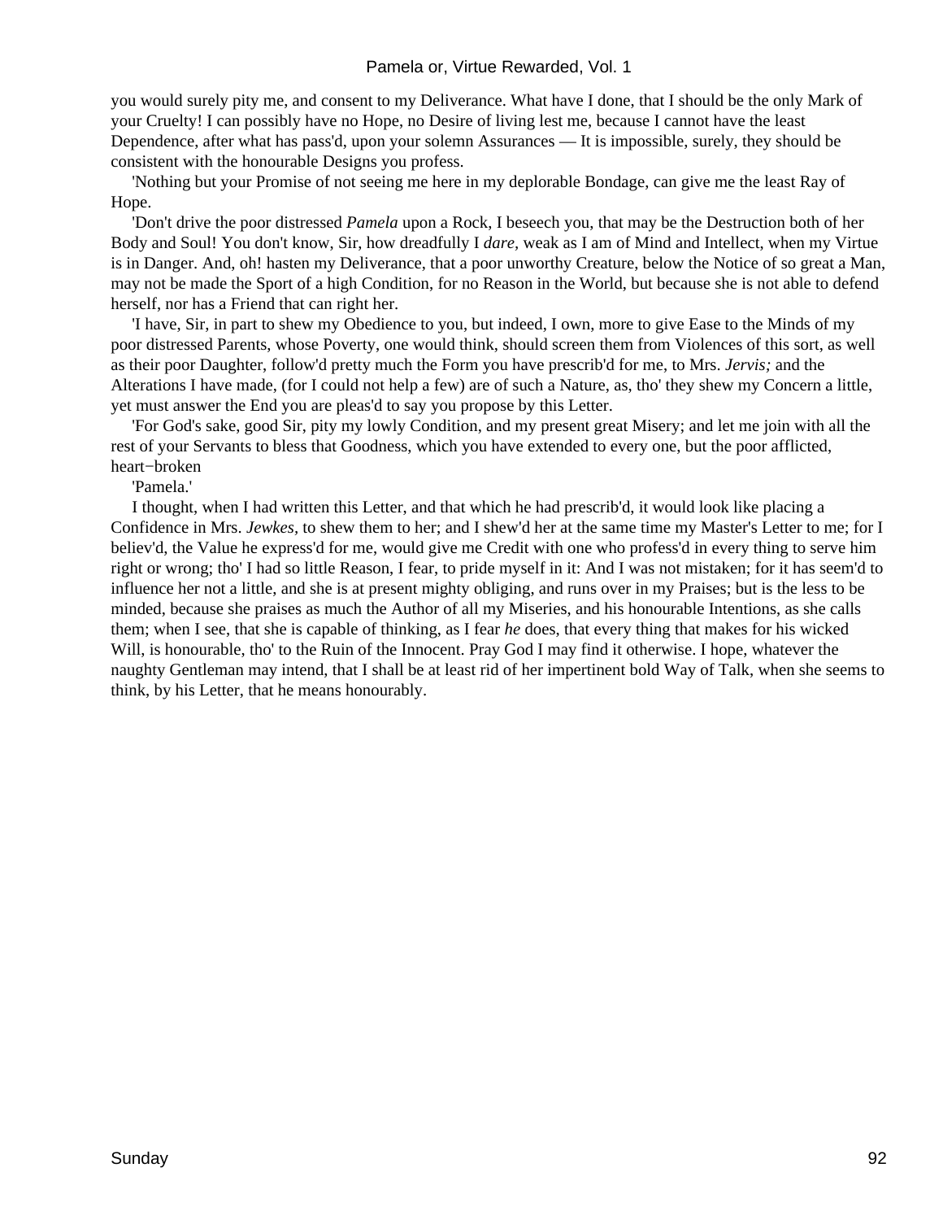you would surely pity me, and consent to my Deliverance. What have I done, that I should be the only Mark of your Cruelty! I can possibly have no Hope, no Desire of living lest me, because I cannot have the least Dependence, after what has pass'd, upon your solemn Assurances — It is impossible, surely, they should be consistent with the honourable Designs you profess.

'Nothing but your Promise of not seeing me here in my deplorable Bondage, can give me the least Ray of Hope.

'Don't drive the poor distressed *Pamela* upon a Rock, I beseech you, that may be the Destruction both of her Body and Soul! You don't know, Sir, how dreadfully I *dare*, weak as I am of Mind and Intellect, when my Virtue is in Danger. And, oh! hasten my Deliverance, that a poor unworthy Creature, below the Notice of so great a Man, may not be made the Sport of a high Condition, for no Reason in the World, but because she is not able to defend herself, nor has a Friend that can right her.

'I have, Sir, in part to shew my Obedience to you, but indeed, I own, more to give Ease to the Minds of my poor distressed Parents, whose Poverty, one would think, should screen them from Violences of this sort, as well as their poor Daughter, follow'd pretty much the Form you have prescrib'd for me, to Mrs. *Jervis;* and the Alterations I have made, (for I could not help a few) are of such a Nature, as, tho' they shew my Concern a little, yet must answer the End you are pleas'd to say you propose by this Letter.

'For God's sake, good Sir, pity my lowly Condition, and my present great Misery; and let me join with all the rest of your Servants to bless that Goodness, which you have extended to every one, but the poor afflicted, heart−broken

'Pamela.'

I thought, when I had written this Letter, and that which he had prescrib'd, it would look like placing a Confidence in Mrs. *Jewkes,* to shew them to her; and I shew'd her at the same time my Master's Letter to me; for I believ'd, the Value he express'd for me, would give me Credit with one who profess'd in every thing to serve him right or wrong; tho' I had so little Reason, I fear, to pride myself in it: And I was not mistaken; for it has seem'd to influence her not a little, and she is at present mighty obliging, and runs over in my Praises; but is the less to be minded, because she praises as much the Author of all my Miseries, and his honourable Intentions, as she calls them; when I see, that she is capable of thinking, as I fear *he* does, that every thing that makes for his wicked Will, is honourable, tho' to the Ruin of the Innocent. Pray God I may find it otherwise. I hope, whatever the naughty Gentleman may intend, that I shall be at least rid of her impertinent bold Way of Talk, when she seems to think, by his Letter, that he means honourably.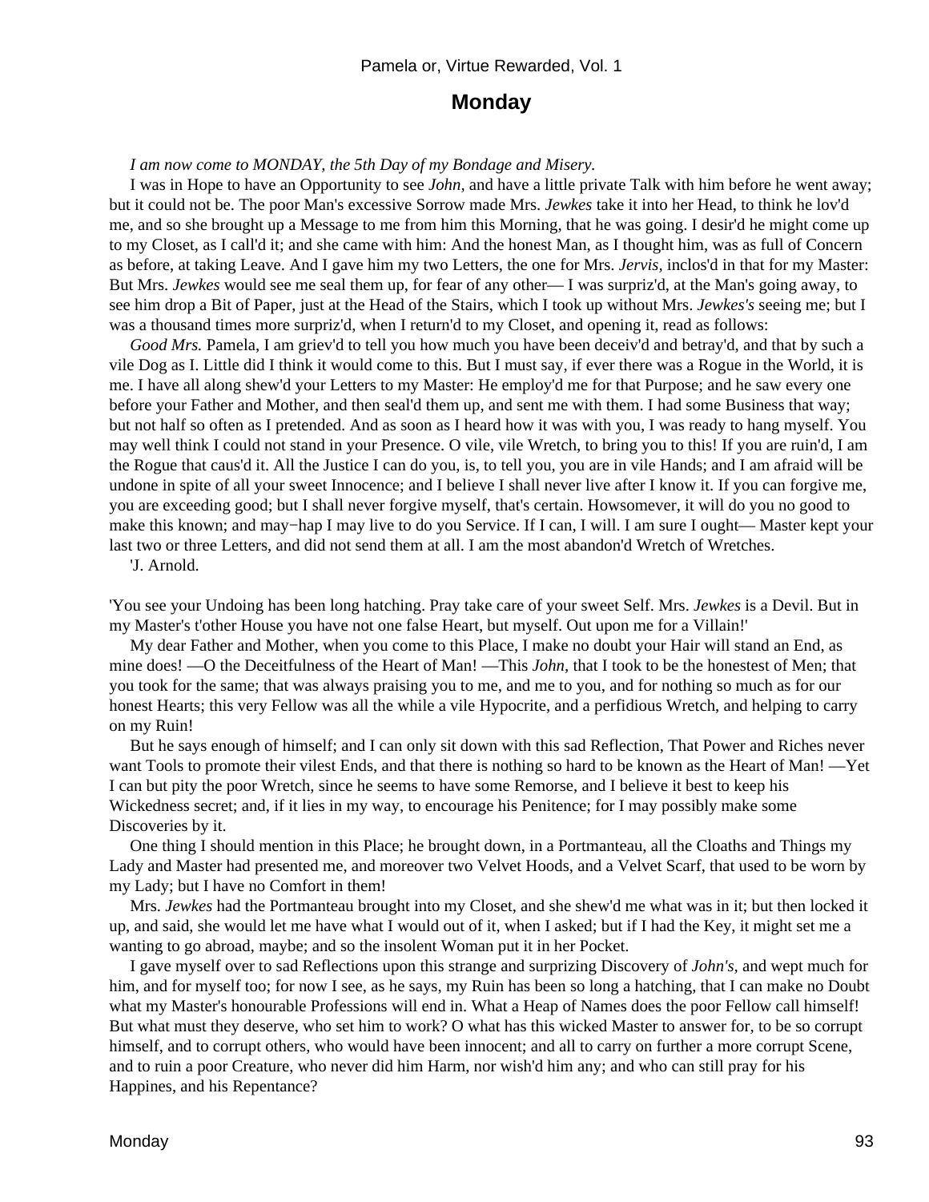## Monday

*I am now come to MONDAY, the 5th Day of my Bondage and Misery.*

I was in Hope to have an Opportunity to see *John*, and have a little private Talk with him before he went away; but it could not be. The poor Man's excessive Sorrow made Mrs. *Jewkes* take it into her Head, to think he lov'd me, and so she brought up a Message to me from him this Morning, that he was going. I desir'd he might come up to my Closet, as I call'd it; and she came with him: And the honest Man, as I thought him, was as full of Concern as before, at taking Leave. And I gave him my two Letters, the one for Mrs. *Jervis*, inclos'd in that for my Master: But Mrs. *Jewkes* would see me seal them up, for fear of any other— I was surpriz'd, at the Man's going away, to see him drop a Bit of Paper, just at the Head of the Stairs, which I took up without Mrs. *Jewkes's* seeing me; but I was a thousand times more surpriz'd, when I return'd to my Closet, and opening it, read as follows:

*Good Mrs.* Pamela, I am griev'd to tell you how much you have been deceiv'd and betray'd, and that by such a vile Dog as I. Little did I think it would come to this. But I must say, if ever there was a Rogue in the World, it is me. I have all along shew'd your Letters to my Master: He employ'd me for that Purpose; and he saw every one before your Father and Mother, and then seal'd them up, and sent me with them. I had some Business that way; but not half so often as I pretended. And as soon as I heard how it was with you, I was ready to hang myself. You may well think I could not stand in your Presence. O vile, vile Wretch, to bring you to this! If you are ruin'd, I am the Rogue that caus'd it. All the Justice I can do you, is, to tell you, you are in vile Hands; and I am afraid will be undone in spite of all your sweet Innocence; and I believe I shall never live after I know it. If you can forgive me, you are exceeding good; but I shall never forgive myself, that's certain. Howsomever, it will do you no good to make this known; and may−hap I may live to do you Service. If I can, I will. I am sure I ought— Master kept your last two or three Letters, and did not send them at all. I am the most abandon'd Wretch of Wretches.

'J. Arnold.

'You see your Undoing has been long hatching. Pray take care of your sweet Self. Mrs. *Jewkes* is a Devil. But in my Master's t'other House you have not one false Heart, but myself. Out upon me for a Villain!'

My dear Father and Mother, when you come to this Place, I make no doubt your Hair will stand an End, as mine does! —O the Deceitfulness of the Heart of Man! —This *John*, that I took to be the honestest of Men; that you took for the same; that was always praising you to me, and me to you, and for nothing so much as for our honest Hearts; this very Fellow was all the while a vile Hypocrite, and a perfidious Wretch, and helping to carry on my Ruin!

But he says enough of himself; and I can only sit down with this sad Reflection, That Power and Riches never want Tools to promote their vilest Ends, and that there is nothing so hard to be known as the Heart of Man! —Yet I can but pity the poor Wretch, since he seems to have some Remorse, and I believe it best to keep his Wickedness secret; and, if it lies in my way, to encourage his Penitence; for I may possibly make some Discoveries by it.

One thing I should mention in this Place; he brought down, in a Portmanteau, all the Cloaths and Things my Lady and Master had presented me, and moreover two Velvet Hoods, and a Velvet Scarf, that used to be worn by my Lady; but I have no Comfort in them!

Mrs. *Jewkes* had the Portmanteau brought into my Closet, and she shew'd me what was in it; but then locked it up, and said, she would let me have what I would out of it, when I asked; but if I had the Key, it might set me a wanting to go abroad, maybe; and so the insolent Woman put it in her Pocket.

I gave myself over to sad Reflections upon this strange and surprizing Discovery of *John's*, and wept much for him, and for myself too; for now I see, as he says, my Ruin has been so long a hatching, that I can make no Doubt what my Master's honourable Professions will end in. What a Heap of Names does the poor Fellow call himself! But what must they deserve, who set him to work? O what has this wicked Master to answer for, to be so corrupt himself, and to corrupt others, who would have been innocent; and all to carry on further a more corrupt Scene, and to ruin a poor Creature, who never did him Harm, nor wish'd him any; and who can still pray for his Happines, and his Repentance?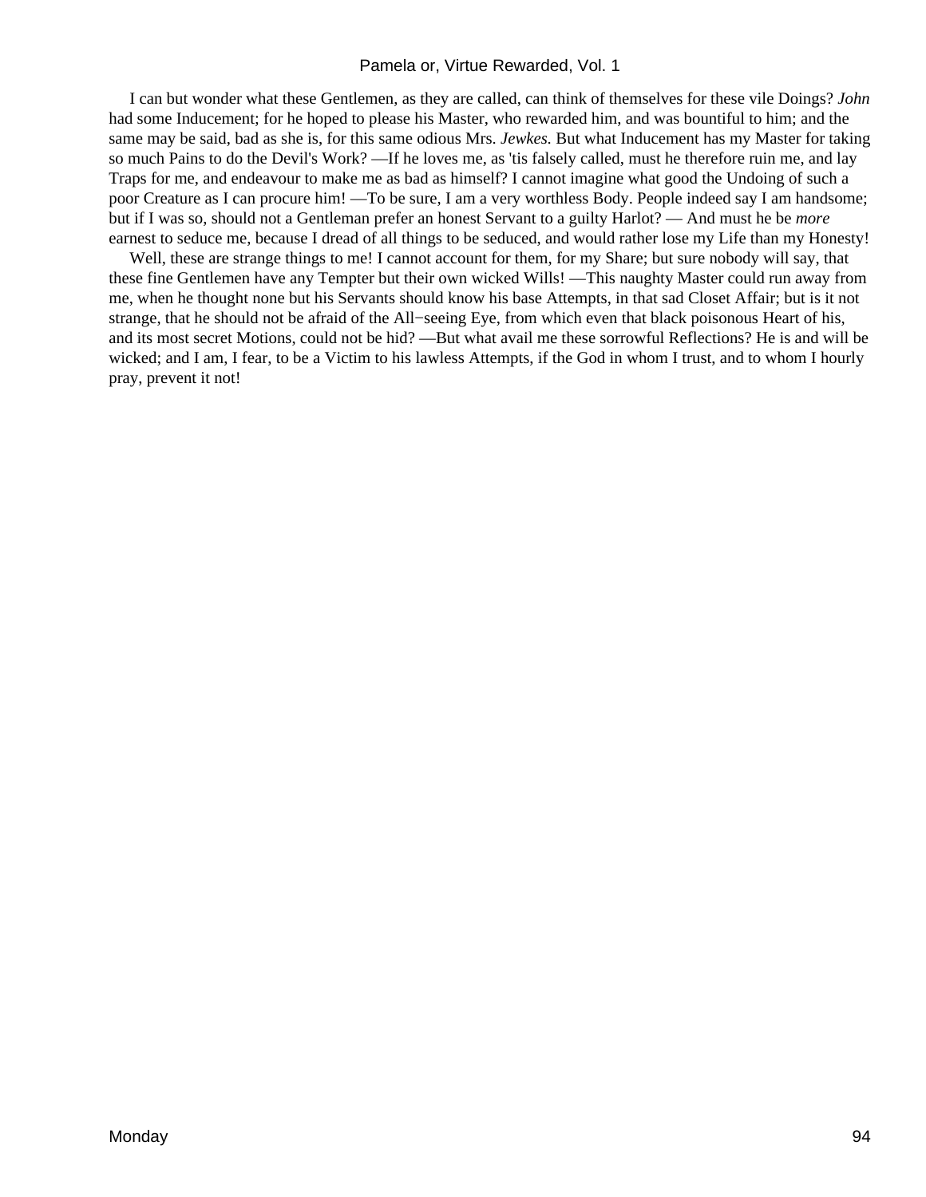I can but wonder what these Gentlemen, as they are called, can think of themselves for these vile Doings? *John* had some Inducement; for he hoped to please his Master, who rewarded him, and was bountiful to him; and the same may be said, bad as she is, for this same odious Mrs. *Jewkes.* But what Inducement has my Master for taking so much Pains to do the Devil's Work? —If he loves me, as 'tis falsely called, must he therefore ruin me, and lay Traps for me, and endeavour to make me as bad as himself? I cannot imagine what good the Undoing of such a poor Creature as I can procure him! —To be sure, I am a very worthless Body. People indeed say I am handsome; but if I was so, should not a Gentleman prefer an honest Servant to a guilty Harlot? — And must he be *more* earnest to seduce me, because I dread of all things to be seduced, and would rather lose my Life than my Honesty!

Well, these are strange things to me! I cannot account for them, for my Share; but sure nobody will say, that these fine Gentlemen have any Tempter but their own wicked Wills! —This naughty Master could run away from me, when he thought none but his Servants should know his base Attempts, in that sad Closet Affair; but is it not strange, that he should not be afraid of the All−seeing Eye, from which even that black poisonous Heart of his, and its most secret Motions, could not be hid? —But what avail me these sorrowful Reflections? He is and will be wicked; and I am, I fear, to be a Victim to his lawless Attempts, if the God in whom I trust, and to whom I hourly pray, prevent it not!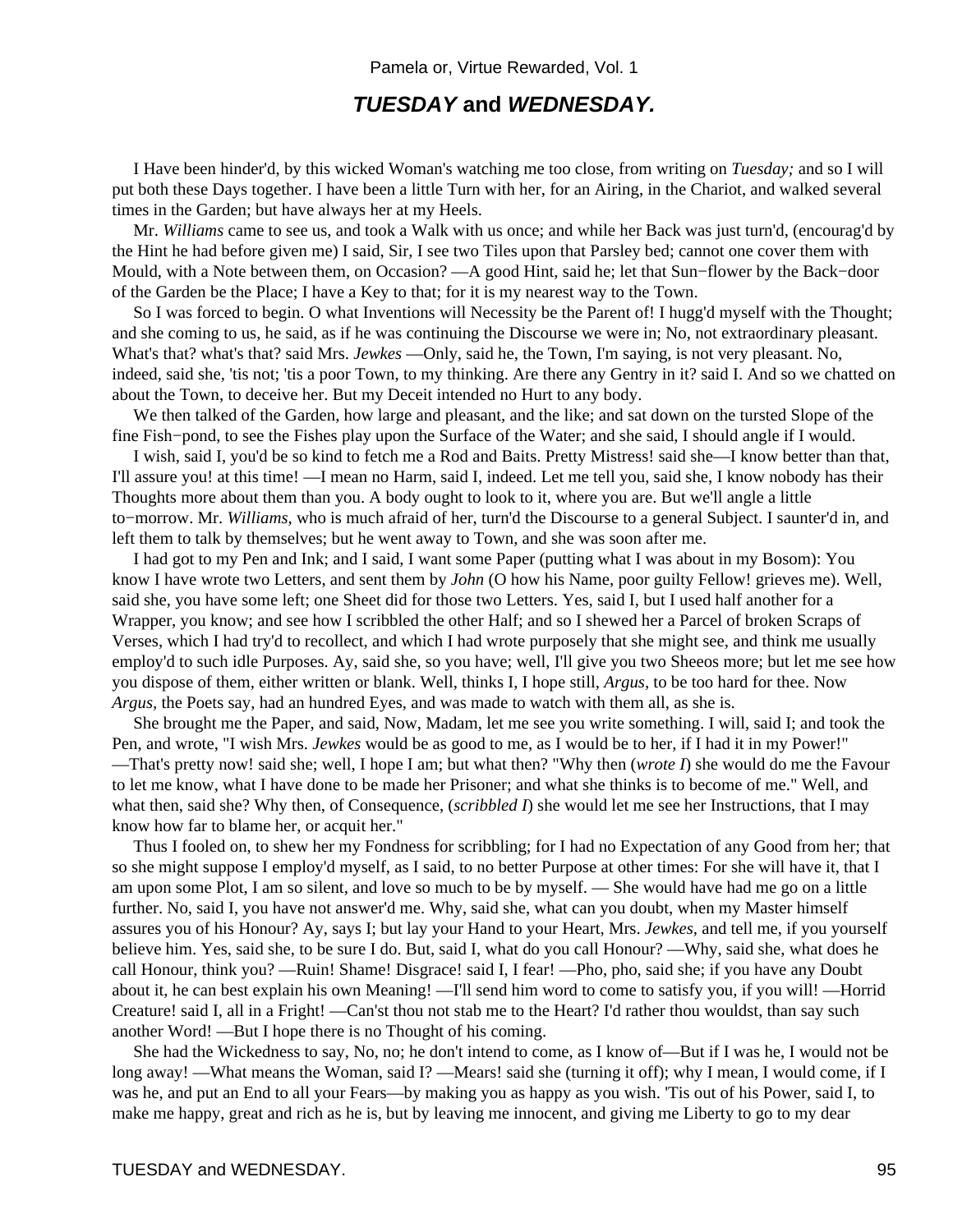## *TUESDAY* and *WEDNESDAY.*

I Have been hinder'd, by this wicked Woman's watching me too close, from writing on *Tuesday;* and so I will put both these Days together. I have been a little Turn with her, for an Airing, in the Chariot, and walked several times in the Garden; but have always her at my Heels.

Mr. *Williams* came to see us, and took a Walk with us once; and while her Back was just turn'd, (encourag'd by the Hint he had before given me) I said, Sir, I see two Tiles upon that Parsley bed; cannot one cover them with Mould, with a Note between them, on Occasion? —A good Hint, said he; let that Sun−flower by the Back−door of the Garden be the Place; I have a Key to that; for it is my nearest way to the Town.

So I was forced to begin. O what Inventions will Necessity be the Parent of! I hugg'd myself with the Thought; and she coming to us, he said, as if he was continuing the Discourse we were in; No, not extraordinary pleasant. What's that? what's that? said Mrs. *Jewkes* —Only, said he, the Town, I'm saying, is not very pleasant. No, indeed, said she, 'tis not; 'tis a poor Town, to my thinking. Are there any Gentry in it? said I. And so we chatted on about the Town, to deceive her. But my Deceit intended no Hurt to any body.

We then talked of the Garden, how large and pleasant, and the like; and sat down on the tursted Slope of the fine Fish−pond, to see the Fishes play upon the Surface of the Water; and she said, I should angle if I would.

I wish, said I, you'd be so kind to fetch me a Rod and Baits. Pretty Mistress! said she—I know better than that, I'll assure you! at this time! —I mean no Harm, said I, indeed. Let me tell you, said she, I know nobody has their Thoughts more about them than you. A body ought to look to it, where you are. But we'll angle a little to−morrow. Mr. *Williams,* who is much afraid of her, turn'd the Discourse to a general Subject. I saunter'd in, and left them to talk by themselves; but he went away to Town, and she was soon after me.

I had got to my Pen and Ink; and I said, I want some Paper (putting what I was about in my Bosom): You know I have wrote two Letters, and sent them by *John* (O how his Name, poor guilty Fellow! grieves me). Well, said she, you have some left; one Sheet did for those two Letters. Yes, said I, but I used half another for a Wrapper, you know; and see how I scribbled the other Half; and so I shewed her a Parcel of broken Scraps of Verses, which I had try'd to recollect, and which I had wrote purposely that she might see, and think me usually employ'd to such idle Purposes. Ay, said she, so you have; well, I'll give you two Sheeos more; but let me see how you dispose of them, either written or blank. Well, thinks I, I hope still, *Argus,* to be too hard for thee. Now *Argus,* the Poets say, had an hundred Eyes, and was made to watch with them all, as she is.

She brought me the Paper, and said, Now, Madam, let me see you write something. I will, said I; and took the Pen, and wrote, "I wish Mrs. *Jewkes* would be as good to me, as I would be to her, if I had it in my Power!" —That's pretty now! said she; well, I hope I am; but what then? "Why then (*wrote I*) she would do me the Favour to let me know, what I have done to be made her Prisoner; and what she thinks is to become of me." Well, and what then, said she? Why then, of Consequence, (*scribbled I*) she would let me see her Instructions, that I may know how far to blame her, or acquit her."

Thus I fooled on, to shew her my Fondness for scribbling; for I had no Expectation of any Good from her; that so she might suppose I employ'd myself, as I said, to no better Purpose at other times: For she will have it, that I am upon some Plot, I am so silent, and love so much to be by myself. — She would have had me go on a little further. No, said I, you have not answer'd me. Why, said she, what can you doubt, when my Master himself assures you of his Honour? Ay, says I; but lay your Hand to your Heart, Mrs. *Jewkes,* and tell me, if you yourself believe him. Yes, said she, to be sure I do. But, said I, what do you call Honour? —Why, said she, what does he call Honour, think you? —Ruin! Shame! Disgrace! said I, I fear! —Pho, pho, said she; if you have any Doubt about it, he can best explain his own Meaning! —I'll send him word to come to satisfy you, if you will! —Horrid Creature! said I, all in a Fright! —Can'st thou not stab me to the Heart? I'd rather thou wouldst, than say such another Word! —But I hope there is no Thought of his coming.

She had the Wickedness to say, No, no; he don't intend to come, as I know of—But if I was he, I would not be long away! —What means the Woman, said I? —Mears! said she (turning it off); why I mean, I would come, if I was he, and put an End to all your Fears—by making you as happy as you wish. 'Tis out of his Power, said I, to make me happy, great and rich as he is, but by leaving me innocent, and giving me Liberty to go to my dear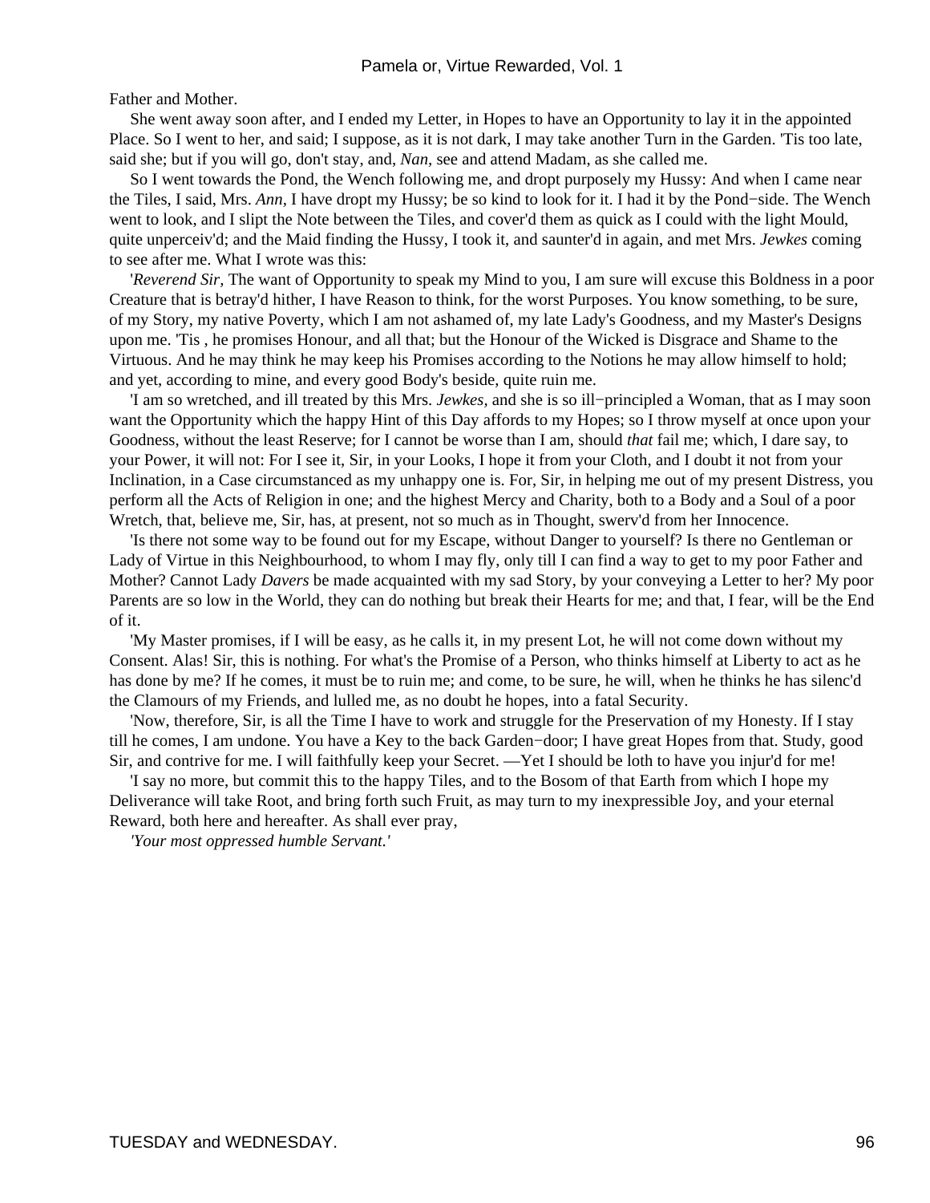Father and Mother.

She went away soon after, and I ended my Letter, in Hopes to have an Opportunity to lay it in the appointed Place. So I went to her, and said; I suppose, as it is not dark, I may take another Turn in the Garden. 'Tis too late, said she; but if you will go, don't stay, and, *Nan*, see and attend Madam, as she called me.

So I went towards the Pond, the Wench following me, and dropt purposely my Hussy: And when I came near the Tiles, I said, Mrs. *Ann*, I have dropt my Hussy; be so kind to look for it. I had it by the Pond−side. The Wench went to look, and I slipt the Note between the Tiles, and cover'd them as quick as I could with the light Mould, quite unperceiv'd; and the Maid finding the Hussy, I took it, and saunter'd in again, and met Mrs. *Jewkes* coming to see after me. What I wrote was this:

'*Reverend Sir,* The want of Opportunity to speak my Mind to you, I am sure will excuse this Boldness in a poor Creature that is betray'd hither, I have Reason to think, for the worst Purposes. You know something, to be sure, of my Story, my native Poverty, which I am not ashamed of, my late Lady's Goodness, and my Master's Designs upon me. 'Tis , he promises Honour, and all that; but the Honour of the Wicked is Disgrace and Shame to the Virtuous. And he may think he may keep his Promises according to the Notions he may allow himself to hold; and yet, according to mine, and every good Body's beside, quite ruin me.

'I am so wretched, and ill treated by this Mrs. *Jewkes*, and she is so ill−principled a Woman, that as I may soon want the Opportunity which the happy Hint of this Day affords to my Hopes; so I throw myself at once upon your Goodness, without the least Reserve; for I cannot be worse than I am, should *that* fail me; which, I dare say, to your Power, it will not: For I see it, Sir, in your Looks, I hope it from your Cloth, and I doubt it not from your Inclination, in a Case circumstanced as my unhappy one is. For, Sir, in helping me out of my present Distress, you perform all the Acts of Religion in one; and the highest Mercy and Charity, both to a Body and a Soul of a poor Wretch, that, believe me, Sir, has, at present, not so much as in Thought, swerv'd from her Innocence.

'Is there not some way to be found out for my Escape, without Danger to yourself? Is there no Gentleman or Lady of Virtue in this Neighbourhood, to whom I may fly, only till I can find a way to get to my poor Father and Mother? Cannot Lady *Davers* be made acquainted with my sad Story, by your conveying a Letter to her? My poor Parents are so low in the World, they can do nothing but break their Hearts for me; and that, I fear, will be the End of it.

'My Master promises, if I will be easy, as he calls it, in my present Lot, he will not come down without my Consent. Alas! Sir, this is nothing. For what's the Promise of a Person, who thinks himself at Liberty to act as he has done by me? If he comes, it must be to ruin me; and come, to be sure, he will, when he thinks he has silenc'd the Clamours of my Friends, and lulled me, as no doubt he hopes, into a fatal Security.

'Now, therefore, Sir, is all the Time I have to work and struggle for the Preservation of my Honesty. If I stay till he comes, I am undone. You have a Key to the back Garden−door; I have great Hopes from that. Study, good Sir, and contrive for me. I will faithfully keep your Secret. —Yet I should be loth to have you injur'd for me!

'I say no more, but commit this to the happy Tiles, and to the Bosom of that Earth from which I hope my Deliverance will take Root, and bring forth such Fruit, as may turn to my inexpressible Joy, and your eternal Reward, both here and hereafter. As shall ever pray,

*'Your most oppressed humble Servant.'*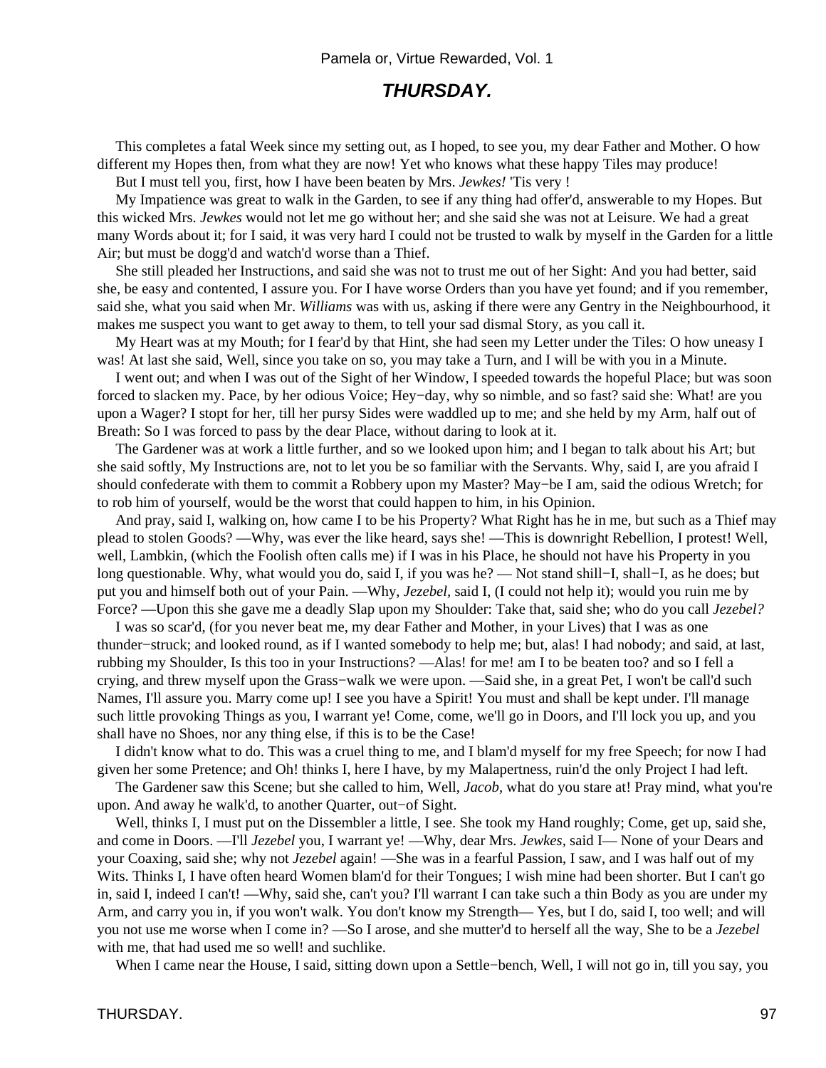## *THURSDAY.*

This completes a fatal Week since my setting out, as I hoped, to see you, my dear Father and Mother. O how different my Hopes then, from what they are now! Yet who knows what these happy Tiles may produce!

But I must tell you, first, how I have been beaten by Mrs. *Jewkes!* 'Tis very !

My Impatience was great to walk in the Garden, to see if any thing had offer'd, answerable to my Hopes. But this wicked Mrs. *Jewkes* would not let me go without her; and she said she was not at Leisure. We had a great many Words about it; for I said, it was very hard I could not be trusted to walk by myself in the Garden for a little Air; but must be dogg'd and watch'd worse than a Thief.

She still pleaded her Instructions, and said she was not to trust me out of her Sight: And you had better, said she, be easy and contented, I assure you. For I have worse Orders than you have yet found; and if you remember, said she, what you said when Mr. *Williams* was with us, asking if there were any Gentry in the Neighbourhood, it makes me suspect you want to get away to them, to tell your sad dismal Story, as you call it.

My Heart was at my Mouth; for I fear'd by that Hint, she had seen my Letter under the Tiles: O how uneasy I was! At last she said, Well, since you take on so, you may take a Turn, and I will be with you in a Minute.

I went out; and when I was out of the Sight of her Window, I speeded towards the hopeful Place; but was soon forced to slacken my. Pace, by her odious Voice; Hey−day, why so nimble, and so fast? said she: What! are you upon a Wager? I stopt for her, till her pursy Sides were waddled up to me; and she held by my Arm, half out of Breath: So I was forced to pass by the dear Place, without daring to look at it.

The Gardener was at work a little further, and so we looked upon him; and I began to talk about his Art; but she said softly, My Instructions are, not to let you be so familiar with the Servants. Why, said I, are you afraid I should confederate with them to commit a Robbery upon my Master? May−be I am, said the odious Wretch; for to rob him of yourself, would be the worst that could happen to him, in his Opinion.

And pray, said I, walking on, how came I to be his Property? What Right has he in me, but such as a Thief may plead to stolen Goods? —Why, was ever the like heard, says she! —This is downright Rebellion, I protest! Well, well, Lambkin, (which the Foolish often calls me) if I was in his Place, he should not have his Property in you long questionable. Why, what would you do, said I, if you was he? — Not stand shill−I, shall−I, as he does; but put you and himself both out of your Pain. —Why, *Jezebel,* said I, (I could not help it); would you ruin me by Force? —Upon this she gave me a deadly Slap upon my Shoulder: Take that, said she; who do you call *Jezebel?*

I was so scar'd, (for you never beat me, my dear Father and Mother, in your Lives) that I was as one thunder−struck; and looked round, as if I wanted somebody to help me; but, alas! I had nobody; and said, at last, rubbing my Shoulder, Is this too in your Instructions? —Alas! for me! am I to be beaten too? and so I fell a crying, and threw myself upon the Grass−walk we were upon. —Said she, in a great Pet, I won't be call'd such Names, I'll assure you. Marry come up! I see you have a Spirit! You must and shall be kept under. I'll manage such little provoking Things as you, I warrant ye! Come, come, we'll go in Doors, and I'll lock you up, and you shall have no Shoes, nor any thing else, if this is to be the Case!

I didn't know what to do. This was a cruel thing to me, and I blam'd myself for my free Speech; for now I had given her some Pretence; and Oh! thinks I, here I have, by my Malapertness, ruin'd the only Project I had left.

The Gardener saw this Scene; but she called to him, Well, *Jacob,* what do you stare at! Pray mind, what you're upon. And away he walk'd, to another Quarter, out−of Sight.

Well, thinks I, I must put on the Dissembler a little, I see. She took my Hand roughly; Come, get up, said she, and come in Doors. —I'll *Jezebel* you, I warrant ye! —Why, dear Mrs. *Jewkes,* said I— None of your Dears and your Coaxing, said she; why not *Jezebel* again! —She was in a fearful Passion, I saw, and I was half out of my Wits. Thinks I, I have often heard Women blam'd for their Tongues; I wish mine had been shorter. But I can't go in, said I, indeed I can't! —Why, said she, can't you? I'll warrant I can take such a thin Body as you are under my Arm, and carry you in, if you won't walk. You don't know my Strength— Yes, but I do, said I, too well; and will you not use me worse when I come in? —So I arose, and she mutter'd to herself all the way, She to be a *Jezebel* with me, that had used me so well! and suchlike.

When I came near the House, I said, sitting down upon a Settle−bench, Well, I will not go in, till you say, you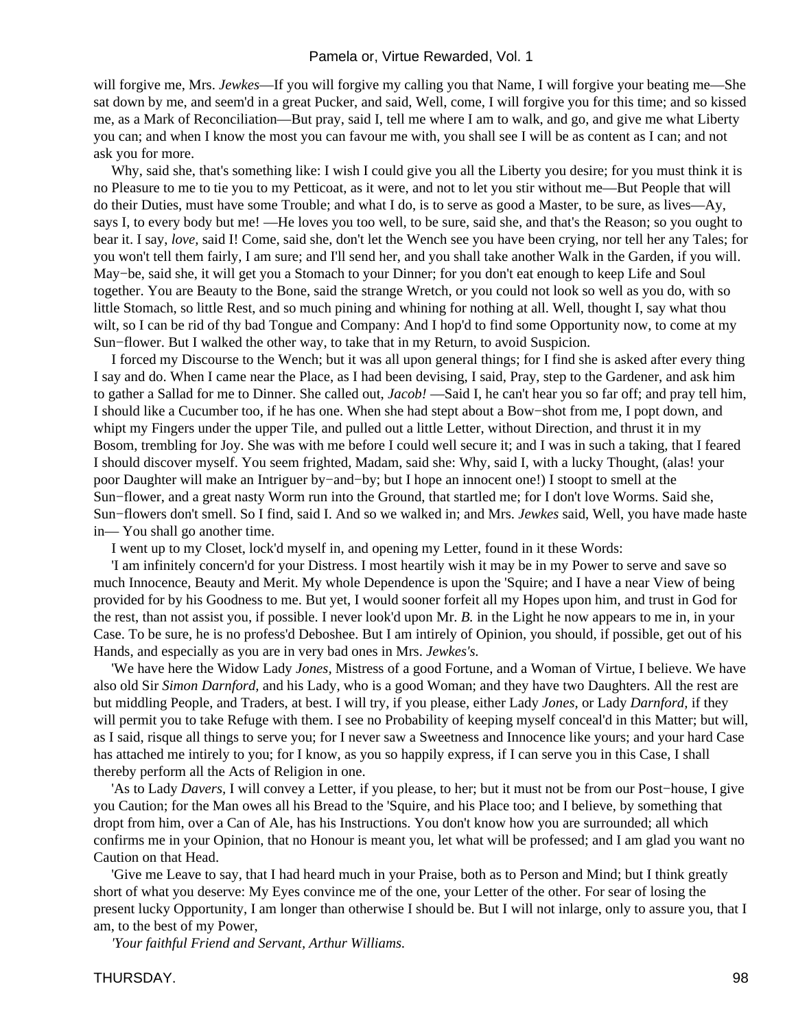will forgive me, Mrs. *Jewkes*—If you will forgive my calling you that Name, I will forgive your beating me—She sat down by me, and seem'd in a great Pucker, and said, Well, come, I will forgive you for this time; and so kissed me, as a Mark of Reconciliation—But pray, said I, tell me where I am to walk, and go, and give me what Liberty you can; and when I know the most you can favour me with, you shall see I will be as content as I can; and not ask you for more.

Why, said she, that's something like: I wish I could give you all the Liberty you desire; for you must think it is no Pleasure to me to tie you to my Petticoat, as it were, and not to let you stir without me—But People that will do their Duties, must have some Trouble; and what I do, is to serve as good a Master, to be sure, as lives—Ay, says I, to every body but me! —He loves you too well, to be sure, said she, and that's the Reason; so you ought to bear it. I say, *love,* said I! Come, said she, don't let the Wench see you have been crying, nor tell her any Tales; for you won't tell them fairly, I am sure; and I'll send her, and you shall take another Walk in the Garden, if you will. May−be, said she, it will get you a Stomach to your Dinner; for you don't eat enough to keep Life and Soul together. You are Beauty to the Bone, said the strange Wretch, or you could not look so well as you do, with so little Stomach, so little Rest, and so much pining and whining for nothing at all. Well, thought I, say what thou wilt, so I can be rid of thy bad Tongue and Company: And I hop'd to find some Opportunity now, to come at my Sun−flower. But I walked the other way, to take that in my Return, to avoid Suspicion.

I forced my Discourse to the Wench; but it was all upon general things; for I find she is asked after every thing I say and do. When I came near the Place, as I had been devising, I said, Pray, step to the Gardener, and ask him to gather a Sallad for me to Dinner. She called out, *Jacob!* —Said I, he can't hear you so far off; and pray tell him, I should like a Cucumber too, if he has one. When she had stept about a Bow−shot from me, I popt down, and whipt my Fingers under the upper Tile, and pulled out a little Letter, without Direction, and thrust it in my Bosom, trembling for Joy. She was with me before I could well secure it; and I was in such a taking, that I feared I should discover myself. You seem frighted, Madam, said she: Why, said I, with a lucky Thought, (alas! your poor Daughter will make an Intriguer by−and−by; but I hope an innocent one!) I stoopt to smell at the Sun−flower, and a great nasty Worm run into the Ground, that startled me; for I don't love Worms. Said she, Sun−flowers don't smell. So I find, said I. And so we walked in; and Mrs. *Jewkes* said, Well, you have made haste in— You shall go another time.

I went up to my Closet, lock'd myself in, and opening my Letter, found in it these Words:

'I am infinitely concern'd for your Distress. I most heartily wish it may be in my Power to serve and save so much Innocence, Beauty and Merit. My whole Dependence is upon the 'Squire; and I have a near View of being provided for by his Goodness to me. But yet, I would sooner forfeit all my Hopes upon him, and trust in God for the rest, than not assist you, if possible. I never look'd upon Mr. *B.* in the Light he now appears to me in, in your Case. To be sure, he is no profess'd Deboshee. But I am intirely of Opinion, you should, if possible, get out of his Hands, and especially as you are in very bad ones in Mrs. *Jewkes's.*

'We have here the Widow Lady *Jones,* Mistress of a good Fortune, and a Woman of Virtue, I believe. We have also old Sir *Simon Darnford,* and his Lady, who is a good Woman; and they have two Daughters. All the rest are but middling People, and Traders, at best. I will try, if you please, either Lady *Jones,* or Lady *Darnford,* if they will permit you to take Refuge with them. I see no Probability of keeping myself conceal'd in this Matter; but will, as I said, risque all things to serve you; for I never saw a Sweetness and Innocence like yours; and your hard Case has attached me intirely to you; for I know, as you so happily express, if I can serve you in this Case, I shall thereby perform all the Acts of Religion in one.

'As to Lady *Davers,* I will convey a Letter, if you please, to her; but it must not be from our Post−house, I give you Caution; for the Man owes all his Bread to the 'Squire, and his Place too; and I believe, by something that dropt from him, over a Can of Ale, has his Instructions. You don't know how you are surrounded; all which confirms me in your Opinion, that no Honour is meant you, let what will be professed; and I am glad you want no Caution on that Head.

'Give me Leave to say, that I had heard much in your Praise, both as to Person and Mind; but I think greatly short of what you deserve: My Eyes convince me of the one, your Letter of the other. For sear of losing the present lucky Opportunity, I am longer than otherwise I should be. But I will not inlarge, only to assure you, that I am, to the best of my Power,

*'Your faithful Friend and Servant, Arthur Williams.*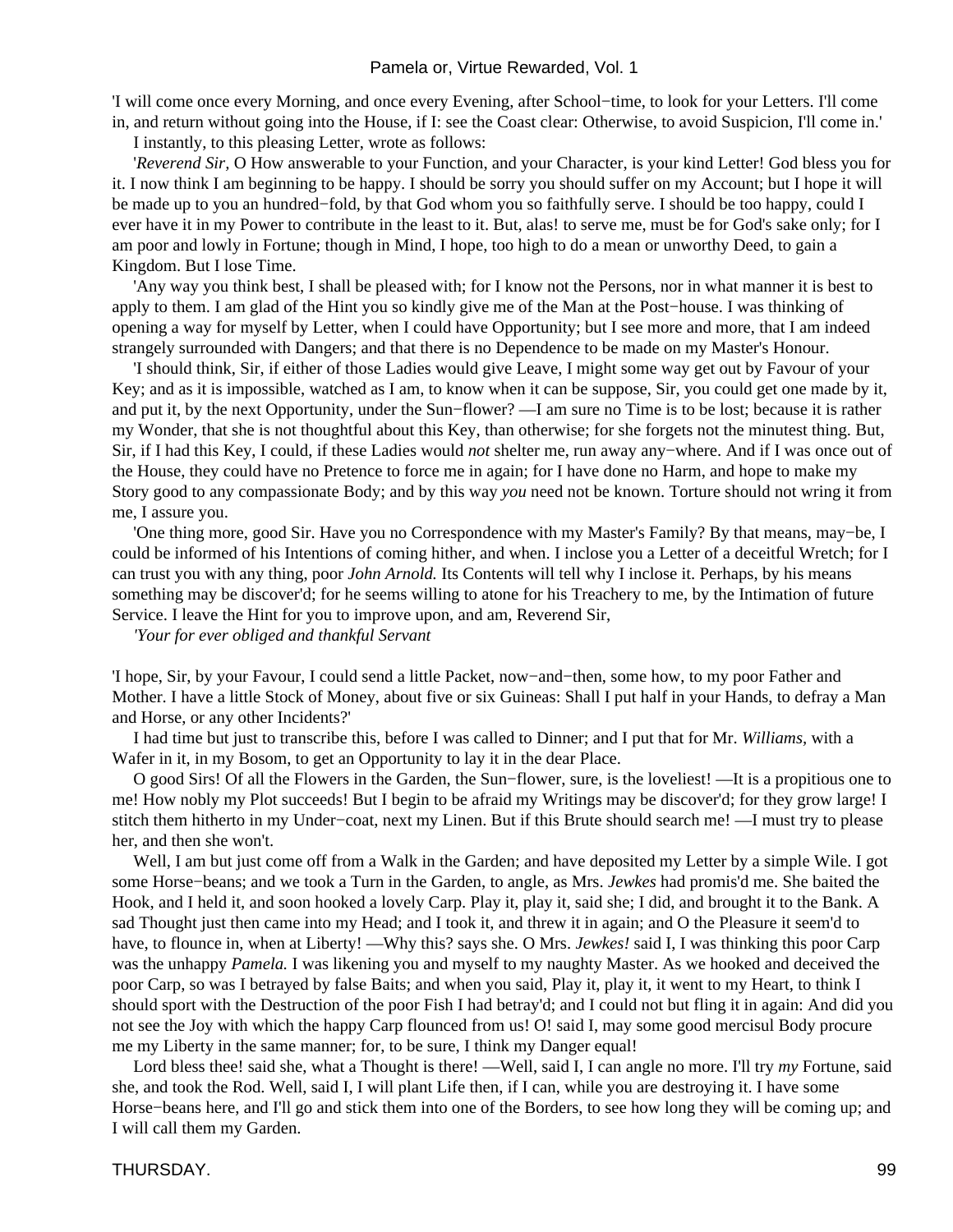'I will come once every Morning, and once every Evening, after School−time, to look for your Letters. I'll come in, and return without going into the House, if I: see the Coast clear: Otherwise, to avoid Suspicion, I'll come in.'

I instantly, to this pleasing Letter, wrote as follows:

'*Reverend Sir,* O How answerable to your Function, and your Character, is your kind Letter! God bless you for it. I now think I am beginning to be happy. I should be sorry you should suffer on my Account; but I hope it will be made up to you an hundred−fold, by that God whom you so faithfully serve. I should be too happy, could I ever have it in my Power to contribute in the least to it. But, alas! to serve me, must be for God's sake only; for I am poor and lowly in Fortune; though in Mind, I hope, too high to do a mean or unworthy Deed, to gain a Kingdom. But I lose Time.

'Any way you think best, I shall be pleased with; for I know not the Persons, nor in what manner it is best to apply to them. I am glad of the Hint you so kindly give me of the Man at the Post−house. I was thinking of opening a way for myself by Letter, when I could have Opportunity; but I see more and more, that I am indeed strangely surrounded with Dangers; and that there is no Dependence to be made on my Master's Honour.

'I should think, Sir, if either of those Ladies would give Leave, I might some way get out by Favour of your Key; and as it is impossible, watched as I am, to know when it can be suppose, Sir, you could get one made by it, and put it, by the next Opportunity, under the Sun−flower? —I am sure no Time is to be lost; because it is rather my Wonder, that she is not thoughtful about this Key, than otherwise; for she forgets not the minutest thing. But, Sir, if I had this Key, I could, if these Ladies would *not* shelter me, run away any−where. And if I was once out of the House, they could have no Pretence to force me in again; for I have done no Harm, and hope to make my Story good to any compassionate Body; and by this way *you* need not be known. Torture should not wring it from me, I assure you.

'One thing more, good Sir. Have you no Correspondence with my Master's Family? By that means, may−be, I could be informed of his Intentions of coming hither, and when. I inclose you a Letter of a deceitful Wretch; for I can trust you with any thing, poor *John Arnold.* Its Contents will tell why I inclose it. Perhaps, by his means something may be discover'd; for he seems willing to atone for his Treachery to me, by the Intimation of future Service. I leave the Hint for you to improve upon, and am, Reverend Sir,

*'Your for ever obliged and thankful Servant*

'I hope, Sir, by your Favour, I could send a little Packet, now−and−then, some how, to my poor Father and Mother. I have a little Stock of Money, about five or six Guineas: Shall I put half in your Hands, to defray a Man and Horse, or any other Incidents?'

I had time but just to transcribe this, before I was called to Dinner; and I put that for Mr. *Williams,* with a Wafer in it, in my Bosom, to get an Opportunity to lay it in the dear Place.

O good Sirs! Of all the Flowers in the Garden, the Sun−flower, sure, is the loveliest! —It is a propitious one to me! How nobly my Plot succeeds! But I begin to be afraid my Writings may be discover'd; for they grow large! I stitch them hitherto in my Under−coat, next my Linen. But if this Brute should search me! —I must try to please her, and then she won't.

Well, I am but just come off from a Walk in the Garden; and have deposited my Letter by a simple Wile. I got some Horse−beans; and we took a Turn in the Garden, to angle, as Mrs. *Jewkes* had promis'd me. She baited the Hook, and I held it, and soon hooked a lovely Carp. Play it, play it, said she; I did, and brought it to the Bank. A sad Thought just then came into my Head; and I took it, and threw it in again; and O the Pleasure it seem'd to have, to flounce in, when at Liberty! —Why this? says she. O Mrs. *Jewkes!* said I, I was thinking this poor Carp was the unhappy *Pamela.* I was likening you and myself to my naughty Master. As we hooked and deceived the poor Carp, so was I betrayed by false Baits; and when you said, Play it, play it, it went to my Heart, to think I should sport with the Destruction of the poor Fish I had betray'd; and I could not but fling it in again: And did you not see the Joy with which the happy Carp flounced from us! O! said I, may some good mercisul Body procure me my Liberty in the same manner; for, to be sure, I think my Danger equal!

Lord bless thee! said she, what a Thought is there! —Well, said I, I can angle no more. I'll try *my* Fortune, said she, and took the Rod. Well, said I, I will plant Life then, if I can, while you are destroying it. I have some Horse−beans here, and I'll go and stick them into one of the Borders, to see how long they will be coming up; and I will call them my Garden.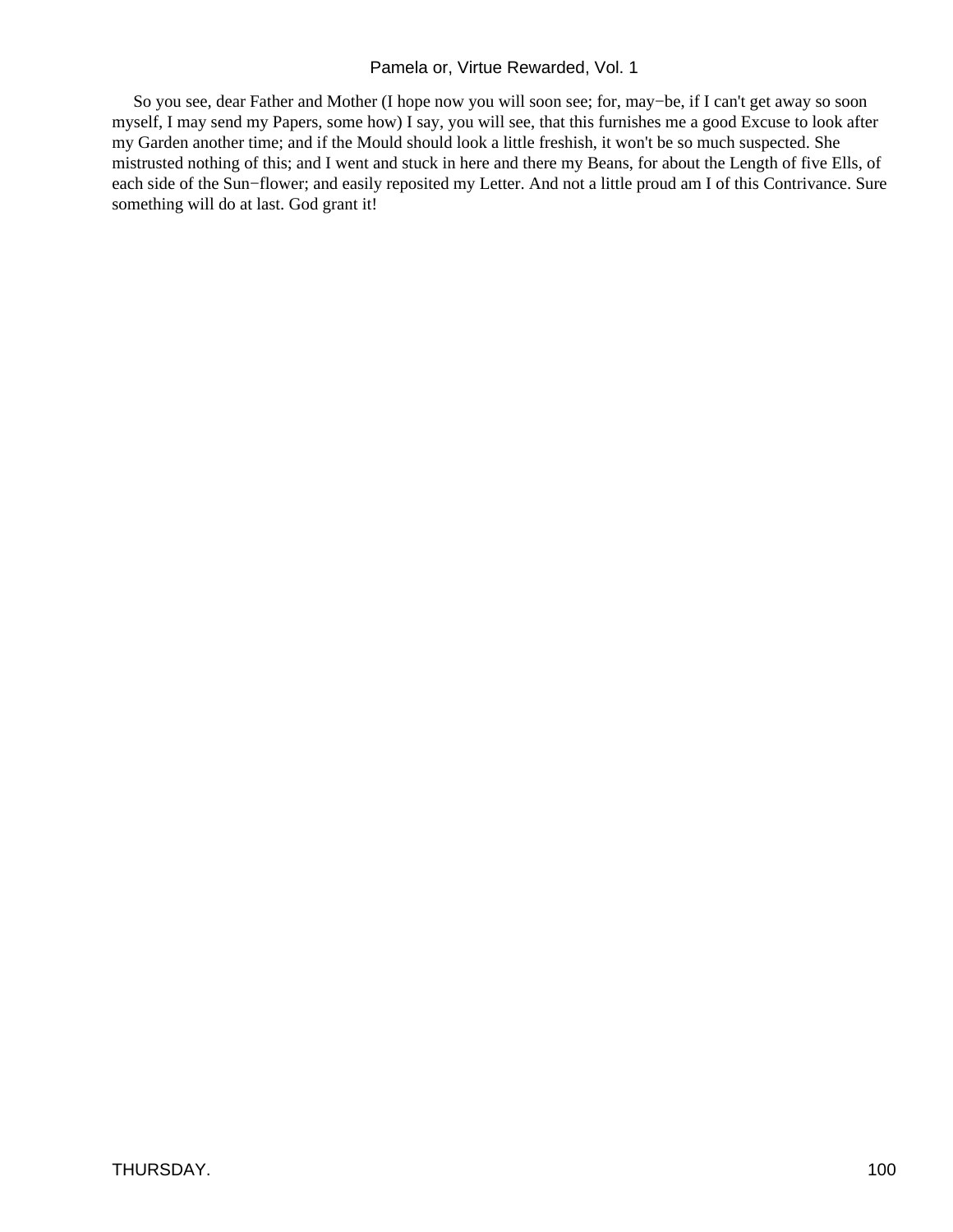So you see, dear Father and Mother (I hope now you will soon see; for, may−be, if I can't get away so soon myself, I may send my Papers, some how) I say, you will see, that this furnishes me a good Excuse to look after my Garden another time; and if the Mould should look a little freshish, it won't be so much suspected. She mistrusted nothing of this; and I went and stuck in here and there my Beans, for about the Length of five Ells, of each side of the Sun−flower; and easily reposited my Letter. And not a little proud am I of this Contrivance. Sure something will do at last. God grant it!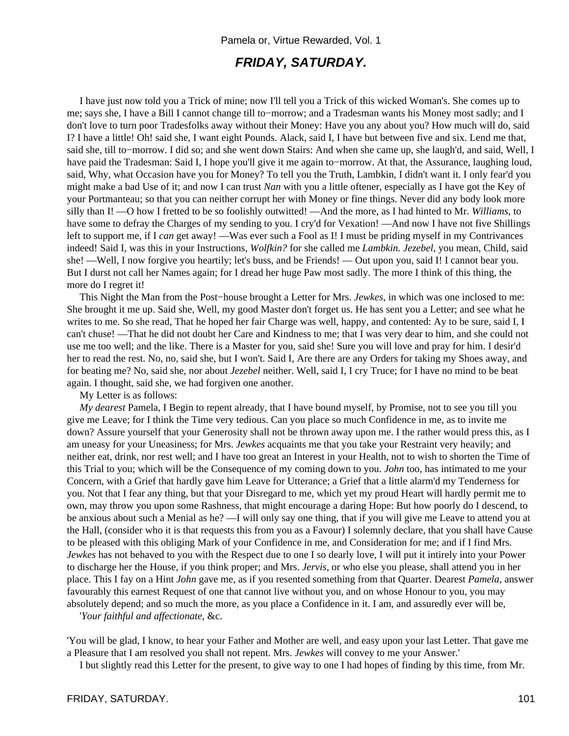## *FRIDAY, SATURDAY.*

I have just now told you a Trick of mine; now I'll tell you a Trick of this wicked Woman's. She comes up to me; says she, I have a Bill I cannot change till to−morrow; and a Tradesman wants his Money most sadly; and I don't love to turn poor Tradesfolks away without their Money: Have you any about you? How much will do, said I? I have a little! Oh! said she, I want eight Pounds. Alack, said I, I have but between five and six. Lend me that, said she, till to−morrow. I did so; and she went down Stairs: And when she came up, she laugh'd, and said, Well, I have paid the Tradesman: Said I, I hope you'll give it me again to−morrow. At that, the Assurance, laughing loud, said, Why, what Occasion have you for Money? To tell you the Truth, Lambkin, I didn't want it. I only fear'd you might make a bad Use of it; and now I can trust *Nan* with you a little oftener, especially as I have got the Key of your Portmanteau; so that you can neither corrupt her with Money or fine things. Never did any body look more silly than I! —O how I fretted to be so foolishly outwitted! —And the more, as I had hinted to Mr. *Williams*, to have some to defray the Charges of my sending to you. I cry'd for Vexation! —And now I have not five Shillings left to support me, if I *can* get away! —Was ever such a Fool as I! I must be priding myself in my Contrivances indeed! Said I, was this in your Instructions, *Wolfkin?* for she called me *Lambkin. Jezebel*, you mean, Child, said she! —Well, I now forgive you heartily; let's buss, and be Friends! — Out upon you, said I! I cannot bear you. But I durst not call her Names again; for I dread her huge Paw most sadly. The more I think of this thing, the more do I regret it!

This Night the Man from the Post−house brought a Letter for Mrs. *Jewkes*, in which was one inclosed to me: She brought it me up. Said she, Well, my good Master don't forget us. He has sent you a Letter; and see what he writes to me. So she read, That he hoped her fair Charge was well, happy, and contented: Ay to be sure, said I, I can't chuse! —That he did not doubt her Care and Kindness to me; that I was very dear to him, and she could not use me too well; and the like. There is a Master for you, said she! Sure you will love and pray for him. I desir'd her to read the rest. No, no, said she, but I won't. Said I, Are there are any Orders for taking my Shoes away, and for beating me? No, said she, nor about *Jezebel* neither. Well, said I, I cry Truce; for I have no mind to be beat again. I thought, said she, we had forgiven one another.

My Letter is as follows:

*My dearest* Pamela, I Begin to repent already, that I have bound myself, by Promise, not to see you till you give me Leave; for I think the Time very tedious. Can you place so much Confidence in me, as to invite me down? Assure yourself that your Generosity shall not be thrown away upon me. I the rather would press this, as I am uneasy for your Uneasiness; for Mrs. *Jewkes* acquaints me that you take your Restraint very heavily; and neither eat, drink, nor rest well; and I have too great an Interest in your Health, not to wish to shorten the Time of this Trial to you; which will be the Consequence of my coming down to you. *John* too, has intimated to me your Concern, with a Grief that hardly gave him Leave for Utterance; a Grief that a little alarm'd my Tenderness for you. Not that I fear any thing, but that your Disregard to me, which yet my proud Heart will hardly permit me to own, may throw you upon some Rashness, that might encourage a daring Hope: But how poorly do I descend, to be anxious about such a Menial as he? —I will only say one thing, that if you will give me Leave to attend you at the Hall, (consider who it is that requests this from you as a Favour) I solemnly declare, that you shall have Cause to be pleased with this obliging Mark of your Confidence in me, and Consideration for me; and if I find Mrs. *Jewkes* has not behaved to you with the Respect due to one I so dearly love, I will put it intirely into your Power to discharge her the House, if you think proper; and Mrs. *Jervis*, or who else you please, shall attend you in her place. This I fay on a Hint *John* gave me, as if you resented something from that Quarter. Dearest *Pamela*, answer favourably this earnest Request of one that cannot live without you, and on whose Honour to you, you may absolutely depend; and so much the more, as you place a Confidence in it. I am, and assuredly ever will be,

'*Your faithful and affectionate*, &c.

'You will be glad, I know, to hear your Father and Mother are well, and easy upon your last Letter. That gave me a Pleasure that I am resolved you shall not repent. Mrs. *Jewkes* will convey to me your Answer.'

I but slightly read this Letter for the present, to give way to one I had hopes of finding by this time, from Mr.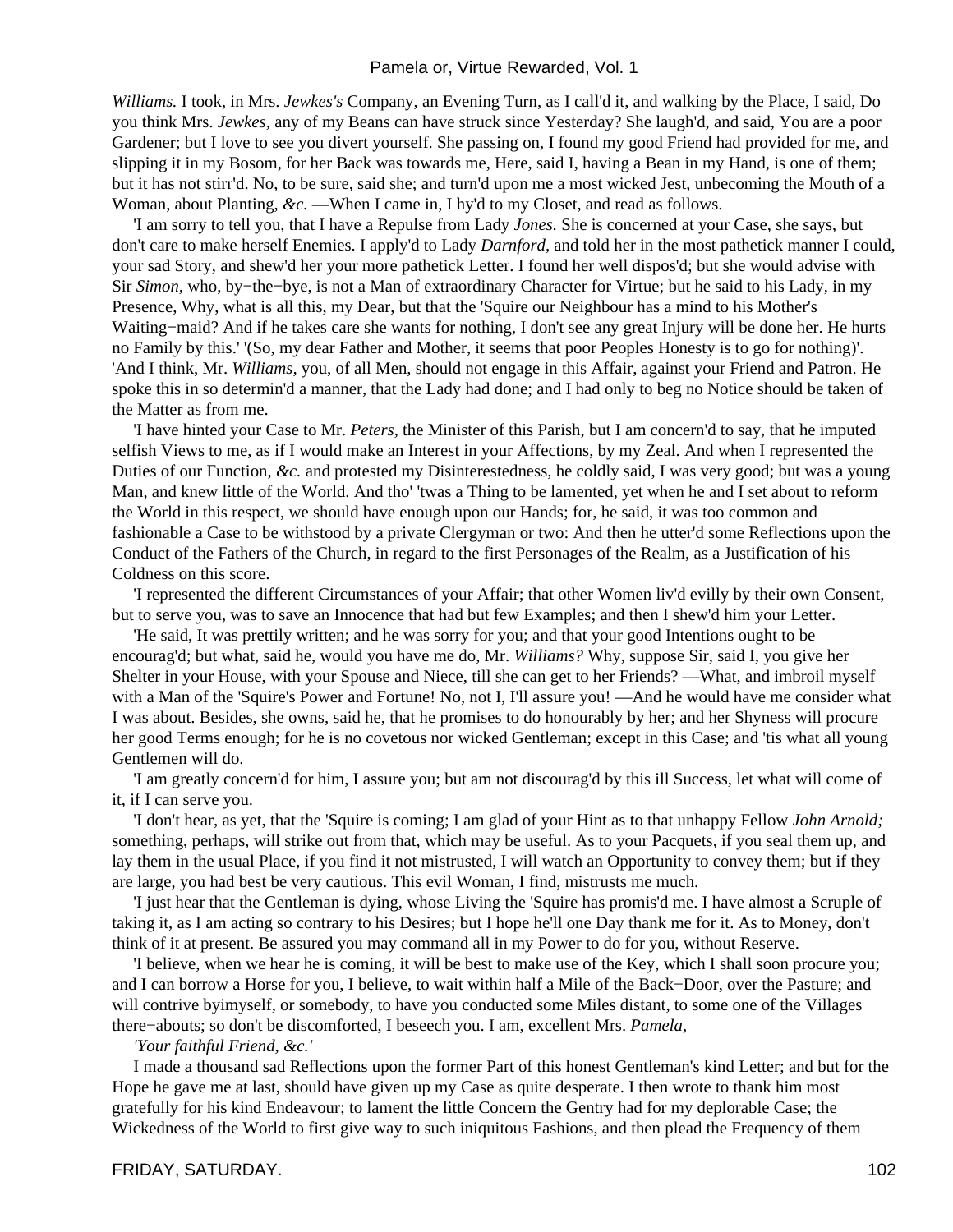*Williams.* I took, in Mrs. *Jewkes's* Company, an Evening Turn, as I call'd it, and walking by the Place, I said, Do you think Mrs. *Jewkes,* any of my Beans can have struck since Yesterday? She laugh'd, and said, You are a poor Gardener; but I love to see you divert yourself. She passing on, I found my good Friend had provided for me, and slipping it in my Bosom, for her Back was towards me, Here, said I, having a Bean in my Hand, is one of them; but it has not stirr'd. No, to be sure, said she; and turn'd upon me a most wicked Jest, unbecoming the Mouth of a Woman, about Planting, *&c.* —When I came in, I hy'd to my Closet, and read as follows.

'I am sorry to tell you, that I have a Repulse from Lady *Jones.* She is concerned at your Case, she says, but don't care to make herself Enemies. I apply'd to Lady *Darnford,* and told her in the most pathetick manner I could, your sad Story, and shew'd her your more pathetick Letter. I found her well dispos'd; but she would advise with Sir *Simon,* who, by−the−bye, is not a Man of extraordinary Character for Virtue; but he said to his Lady, in my Presence, Why, what is all this, my Dear, but that the 'Squire our Neighbour has a mind to his Mother's Waiting−maid? And if he takes care she wants for nothing, I don't see any great Injury will be done her. He hurts no Family by this.' '(So, my dear Father and Mother, it seems that poor Peoples Honesty is to go for nothing)'. 'And I think, Mr. *Williams,* you, of all Men, should not engage in this Affair, against your Friend and Patron. He spoke this in so determin'd a manner, that the Lady had done; and I had only to beg no Notice should be taken of the Matter as from me.

'I have hinted your Case to Mr. *Peters,* the Minister of this Parish, but I am concern'd to say, that he imputed selfish Views to me, as if I would make an Interest in your Affections, by my Zeal. And when I represented the Duties of our Function, *&c.* and protested my Disinterestedness, he coldly said, I was very good; but was a young Man, and knew little of the World. And tho' 'twas a Thing to be lamented, yet when he and I set about to reform the World in this respect, we should have enough upon our Hands; for, he said, it was too common and fashionable a Case to be withstood by a private Clergyman or two: And then he utter'd some Reflections upon the Conduct of the Fathers of the Church, in regard to the first Personages of the Realm, as a Justification of his Coldness on this score.

'I represented the different Circumstances of your Affair; that other Women liv'd evilly by their own Consent, but to serve you, was to save an Innocence that had but few Examples; and then I shew'd him your Letter.

'He said, It was prettily written; and he was sorry for you; and that your good Intentions ought to be encourag'd; but what, said he, would you have me do, Mr. *Williams?* Why, suppose Sir, said I, you give her Shelter in your House, with your Spouse and Niece, till she can get to her Friends? —What, and imbroil myself with a Man of the 'Squire's Power and Fortune! No, not I, I'll assure you! —And he would have me consider what I was about. Besides, she owns, said he, that he promises to do honourably by her; and her Shyness will procure her good Terms enough; for he is no covetous nor wicked Gentleman; except in this Case; and 'tis what all young Gentlemen will do.

'I am greatly concern'd for him, I assure you; but am not discourag'd by this ill Success, let what will come of it, if I can serve you.

'I don't hear, as yet, that the 'Squire is coming; I am glad of your Hint as to that unhappy Fellow *John Arnold;* something, perhaps, will strike out from that, which may be useful. As to your Pacquets, if you seal them up, and lay them in the usual Place, if you find it not mistrusted, I will watch an Opportunity to convey them; but if they are large, you had best be very cautious. This evil Woman, I find, mistrusts me much.

'I just hear that the Gentleman is dying, whose Living the 'Squire has promis'd me. I have almost a Scruple of taking it, as I am acting so contrary to his Desires; but I hope he'll one Day thank me for it. As to Money, don't think of it at present. Be assured you may command all in my Power to do for you, without Reserve.

'I believe, when we hear he is coming, it will be best to make use of the Key, which I shall soon procure you; and I can borrow a Horse for you, I believe, to wait within half a Mile of the Back−Door, over the Pasture; and will contrive byimyself, or somebody, to have you conducted some Miles distant, to some one of the Villages there−abouts; so don't be discomforted, I beseech you. I am, excellent Mrs. *Pamela,*

*'Your faithful Friend, &c.'*

I made a thousand sad Reflections upon the former Part of this honest Gentleman's kind Letter; and but for the Hope he gave me at last, should have given up my Case as quite desperate. I then wrote to thank him most gratefully for his kind Endeavour; to lament the little Concern the Gentry had for my deplorable Case; the Wickedness of the World to first give way to such iniquitous Fashions, and then plead the Frequency of them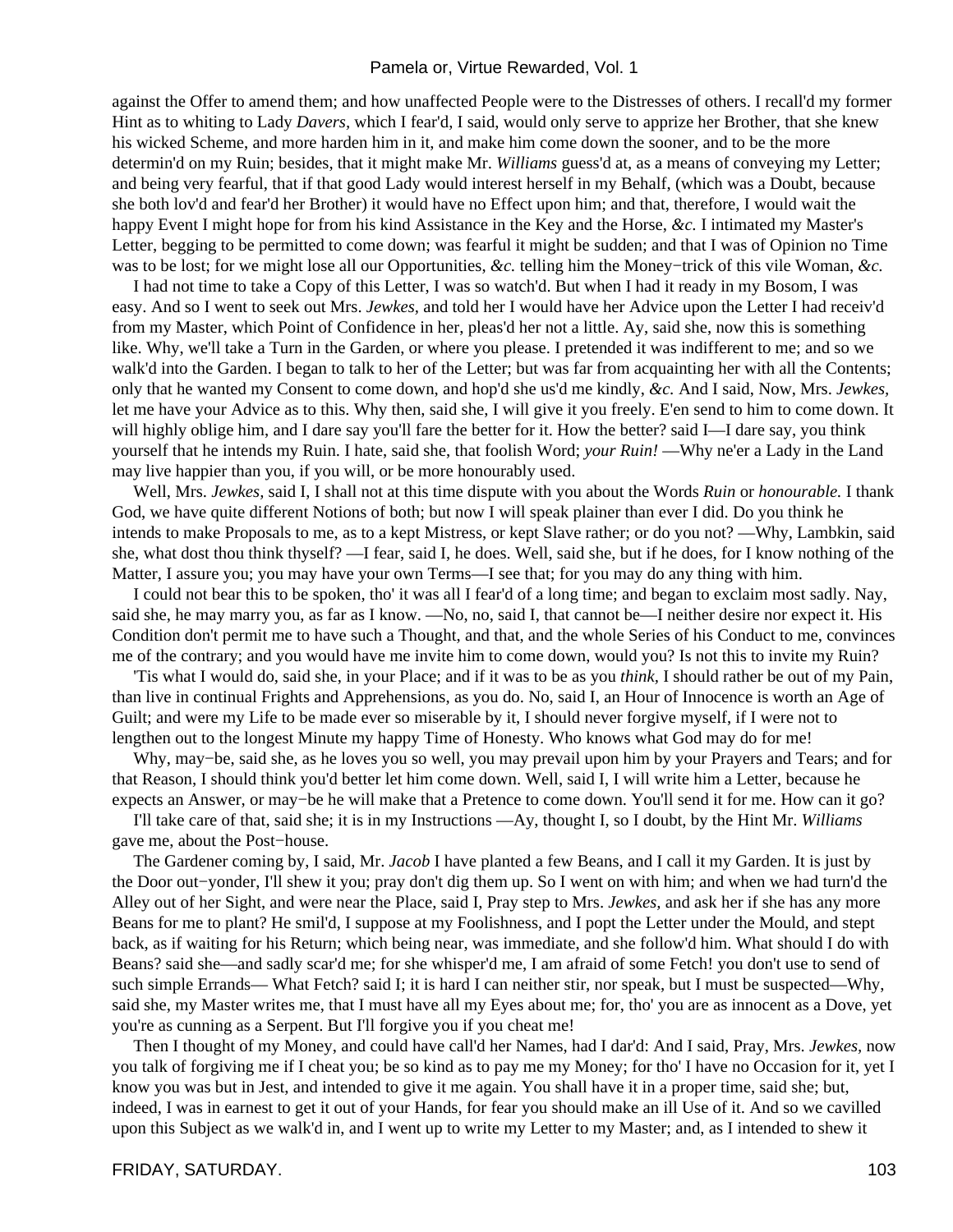against the Offer to amend them; and how unaffected People were to the Distresses of others. I recall'd my former Hint as to whiting to Lady *Davers*, which I fear'd, I said, would only serve to apprize her Brother, that she knew his wicked Scheme, and more harden him in it, and make him come down the sooner, and to be the more determin'd on my Ruin; besides, that it might make Mr. *Williams* guess'd at, as a means of conveying my Letter; and being very fearful, that if that good Lady would interest herself in my Behalf, (which was a Doubt, because she both lov'd and fear'd her Brother) it would have no Effect upon him; and that, therefore, I would wait the happy Event I might hope for from his kind Assistance in the Key and the Horse, *&c.* I intimated my Master's Letter, begging to be permitted to come down; was fearful it might be sudden; and that I was of Opinion no Time was to be lost; for we might lose all our Opportunities, *&c.* telling him the Money−trick of this vile Woman, *&c.*

I had not time to take a Copy of this Letter, I was so watch'd. But when I had it ready in my Bosom, I was easy. And so I went to seek out Mrs. *Jewkes*, and told her I would have her Advice upon the Letter I had receiv'd from my Master, which Point of Confidence in her, pleas'd her not a little. Ay, said she, now this is something like. Why, we'll take a Turn in the Garden, or where you please. I pretended it was indifferent to me; and so we walk'd into the Garden. I began to talk to her of the Letter; but was far from acquainting her with all the Contents; only that he wanted my Consent to come down, and hop'd she us'd me kindly, *&c.* And I said, Now, Mrs. *Jewkes*, let me have your Advice as to this. Why then, said she, I will give it you freely. E'en send to him to come down. It will highly oblige him, and I dare say you'll fare the better for it. How the better? said I—I dare say, you think yourself that he intends my Ruin. I hate, said she, that foolish Word; *your Ruin!* —Why ne'er a Lady in the Land may live happier than you, if you will, or be more honourably used.

Well, Mrs. *Jewkes*, said I, I shall not at this time dispute with you about the Words *Ruin* or *honourable.* I thank God, we have quite different Notions of both; but now I will speak plainer than ever I did. Do you think he intends to make Proposals to me, as to a kept Mistress, or kept Slave rather; or do you not? —Why, Lambkin, said she, what dost thou think thyself? —I fear, said I, he does. Well, said she, but if he does, for I know nothing of the Matter, I assure you; you may have your own Terms—I see that; for you may do any thing with him.

I could not bear this to be spoken, tho' it was all I fear'd of a long time; and began to exclaim most sadly. Nay, said she, he may marry you, as far as I know. —No, no, said I, that cannot be—I neither desire nor expect it. His Condition don't permit me to have such a Thought, and that, and the whole Series of his Conduct to me, convinces me of the contrary; and you would have me invite him to come down, would you? Is not this to invite my Ruin?

'Tis what I would do, said she, in your Place; and if it was to be as you *think*, I should rather be out of my Pain, than live in continual Frights and Apprehensions, as you do. No, said I, an Hour of Innocence is worth an Age of Guilt; and were my Life to be made ever so miserable by it, I should never forgive myself, if I were not to lengthen out to the longest Minute my happy Time of Honesty. Who knows what God may do for me!

Why, may−be, said she, as he loves you so well, you may prevail upon him by your Prayers and Tears; and for that Reason, I should think you'd better let him come down. Well, said I, I will write him a Letter, because he expects an Answer, or may−be he will make that a Pretence to come down. You'll send it for me. How can it go?

I'll take care of that, said she; it is in my Instructions —Ay, thought I, so I doubt, by the Hint Mr. *Williams* gave me, about the Post−house.

The Gardener coming by, I said, Mr. *Jacob* I have planted a few Beans, and I call it my Garden. It is just by the Door out−yonder, I'll shew it you; pray don't dig them up. So I went on with him; and when we had turn'd the Alley out of her Sight, and were near the Place, said I, Pray step to Mrs. *Jewkes*, and ask her if she has any more Beans for me to plant? He smil'd, I suppose at my Foolishness, and I popt the Letter under the Mould, and stept back, as if waiting for his Return; which being near, was immediate, and she follow'd him. What should I do with Beans? said she—and sadly scar'd me; for she whisper'd me, I am afraid of some Fetch! you don't use to send of such simple Errands— What Fetch? said I; it is hard I can neither stir, nor speak, but I must be suspected—Why, said she, my Master writes me, that I must have all my Eyes about me; for, tho' you are as innocent as a Dove, yet you're as cunning as a Serpent. But I'll forgive you if you cheat me!

Then I thought of my Money, and could have call'd her Names, had I dar'd: And I said, Pray, Mrs. *Jewkes*, now you talk of forgiving me if I cheat you; be so kind as to pay me my Money; for tho' I have no Occasion for it, yet I know you was but in Jest, and intended to give it me again. You shall have it in a proper time, said she; but, indeed, I was in earnest to get it out of your Hands, for fear you should make an ill Use of it. And so we cavilled upon this Subject as we walk'd in, and I went up to write my Letter to my Master; and, as I intended to shew it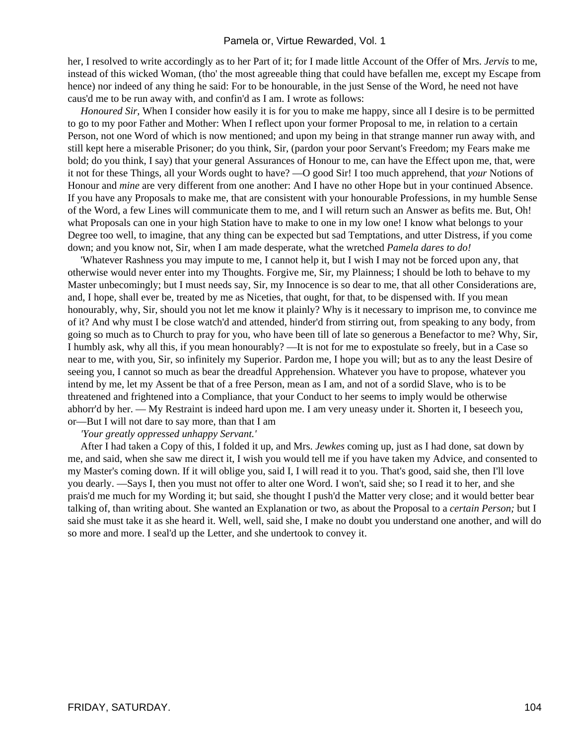her, I resolved to write accordingly as to her Part of it; for I made little Account of the Offer of Mrs. *Jervis* to me, instead of this wicked Woman, (tho' the most agreeable thing that could have befallen me, except my Escape from hence) nor indeed of any thing he said: For to be honourable, in the just Sense of the Word, he need not have caus'd me to be run away with, and confin'd as I am. I wrote as follows:

*Honoured Sir,* When I consider how easily it is for you to make me happy, since all I desire is to be permitted to go to my poor Father and Mother: When I reflect upon your former Proposal to me, in relation to a certain Person, not one Word of which is now mentioned; and upon my being in that strange manner run away with, and still kept here a miserable Prisoner; do you think, Sir, (pardon your poor Servant's Freedom; my Fears make me bold; do you think, I say) that your general Assurances of Honour to me, can have the Effect upon me, that, were it not for these Things, all your Words ought to have? —O good Sir! I too much apprehend, that *your* Notions of Honour and *mine* are very different from one another: And I have no other Hope but in your continued Absence. If you have any Proposals to make me, that are consistent with your honourable Professions, in my humble Sense of the Word, a few Lines will communicate them to me, and I will return such an Answer as befits me. But, Oh! what Proposals can one in your high Station have to make to one in my low one! I know what belongs to your Degree too well, to imagine, that any thing can be expected but sad Temptations, and utter Distress, if you come down; and you know not, Sir, when I am made desperate, what the wretched *Pamela dares to do!*

'Whatever Rashness you may impute to me, I cannot help it, but I wish I may not be forced upon any, that otherwise would never enter into my Thoughts. Forgive me, Sir, my Plainness; I should be loth to behave to my Master unbecomingly; but I must needs say, Sir, my Innocence is so dear to me, that all other Considerations are, and, I hope, shall ever be, treated by me as Niceties, that ought, for that, to be dispensed with. If you mean honourably, why, Sir, should you not let me know it plainly? Why is it necessary to imprison me, to convince me of it? And why must I be close watch'd and attended, hinder'd from stirring out, from speaking to any body, from going so much as to Church to pray for you, who have been till of late so generous a Benefactor to me? Why, Sir, I humbly ask, why all this, if you mean honourably? —It is not for me to expostulate so freely, but in a Case so near to me, with you, Sir, so infinitely my Superior. Pardon me, I hope you will; but as to any the least Desire of seeing you, I cannot so much as bear the dreadful Apprehension. Whatever you have to propose, whatever you intend by me, let my Assent be that of a free Person, mean as I am, and not of a sordid Slave, who is to be threatened and frightened into a Compliance, that your Conduct to her seems to imply would be otherwise abhorr'd by her. — My Restraint is indeed hard upon me. I am very uneasy under it. Shorten it, I beseech you, or—But I will not dare to say more, than that I am

*'Your greatly oppressed unhappy Servant.'*

After I had taken a Copy of this, I folded it up, and Mrs. *Jewkes* coming up, just as I had done, sat down by me, and said, when she saw me direct it, I wish you would tell me if you have taken my Advice, and consented to my Master's coming down. If it will oblige you, said I, I will read it to you. That's good, said she, then I'll love you dearly. —Says I, then you must not offer to alter one Word. I won't, said she; so I read it to her, and she prais'd me much for my Wording it; but said, she thought I push'd the Matter very close; and it would better bear talking of, than writing about. She wanted an Explanation or two, as about the Proposal to a *certain Person;* but I said she must take it as she heard it. Well, well, said she, I make no doubt you understand one another, and will do so more and more. I seal'd up the Letter, and she undertook to convey it.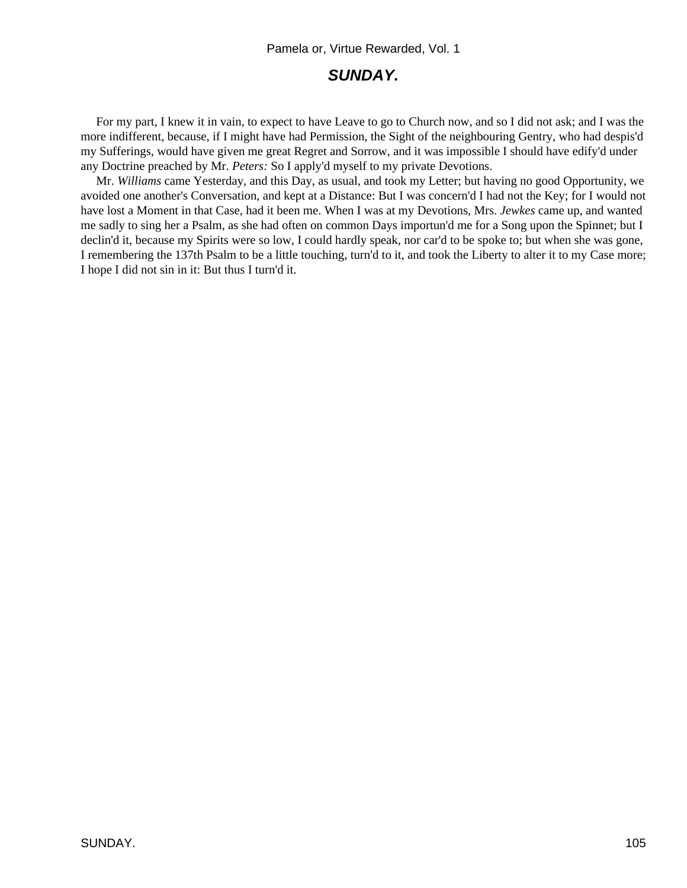## *SUNDAY.*

For my part, I knew it in vain, to expect to have Leave to go to Church now, and so I did not ask; and I was the more indifferent, because, if I might have had Permission, the Sight of the neighbouring Gentry, who had despis'd my Sufferings, would have given me great Regret and Sorrow, and it was impossible I should have edify'd under any Doctrine preached by Mr. *Peters:* So I apply'd myself to my private Devotions.

Mr. *Williams* came Yesterday, and this Day, as usual, and took my Letter; but having no good Opportunity, we avoided one another's Conversation, and kept at a Distance: But I was concern'd I had not the Key; for I would not have lost a Moment in that Case, had it been me. When I was at my Devotions, Mrs. *Jewkes* came up, and wanted me sadly to sing her a Psalm, as she had often on common Days importun'd me for a Song upon the Spinnet; but I declin'd it, because my Spirits were so low, I could hardly speak, nor car'd to be spoke to; but when she was gone, I remembering the 137th Psalm to be a little touching, turn'd to it, and took the Liberty to alter it to my Case more; I hope I did not sin in it: But thus I turn'd it.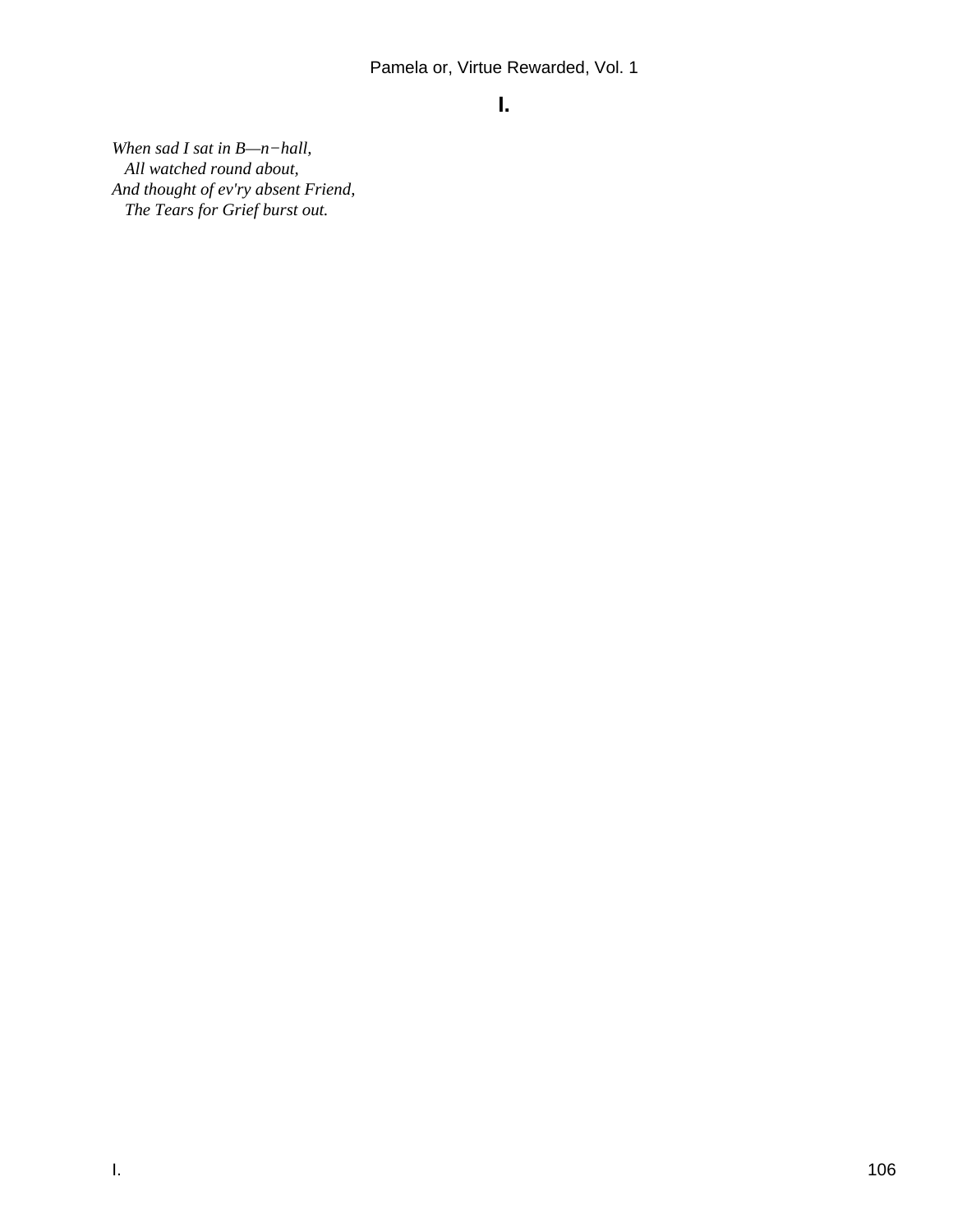## I.

*When sad I sat in B—n−hall,*  
*All watched round about,*  
*And thought of ev'ry absent Friend,*  
*The Tears for Grief burst out.*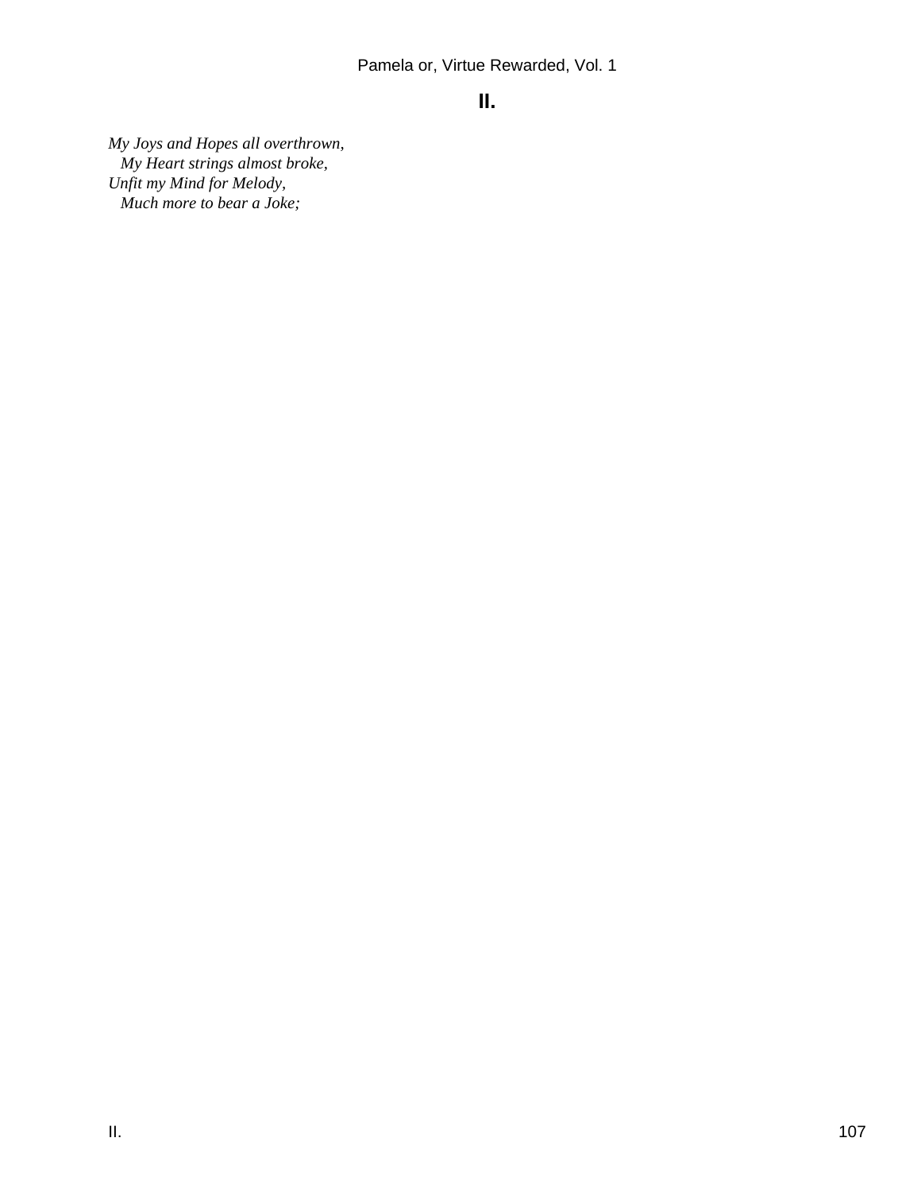## II.

*My Joys and Hopes all overthrown,*
  *My Heart strings almost broke,*
*Unfit my Mind for Melody,*
  *Much more to bear a Joke;*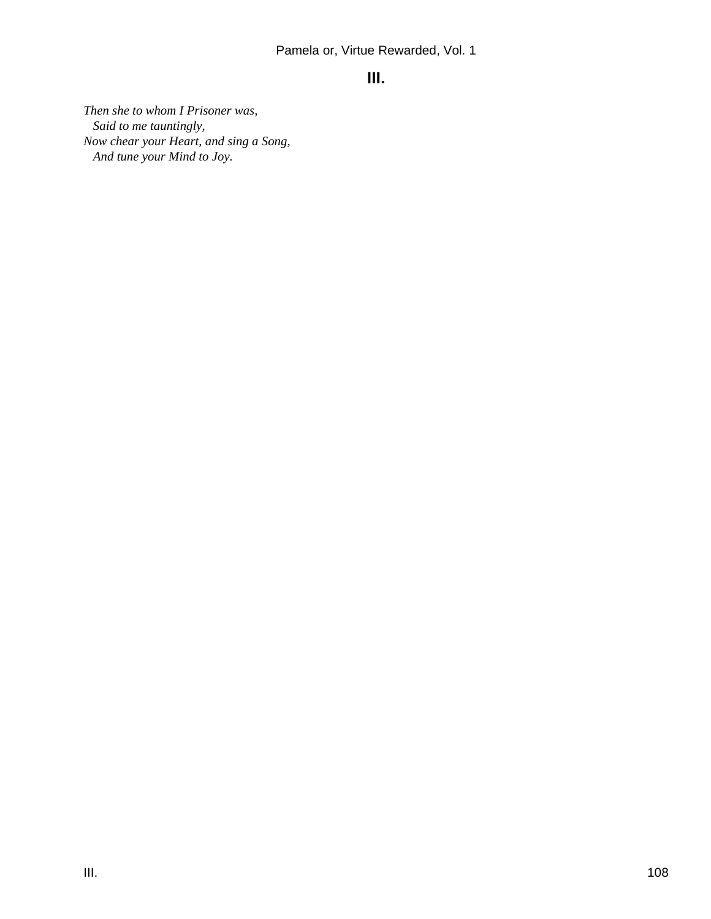## III.

*Then she to whom I Prisoner was,*
*Said to me tauntingly,*
*Now chear your Heart, and sing a Song,*
*And tune your Mind to Joy.*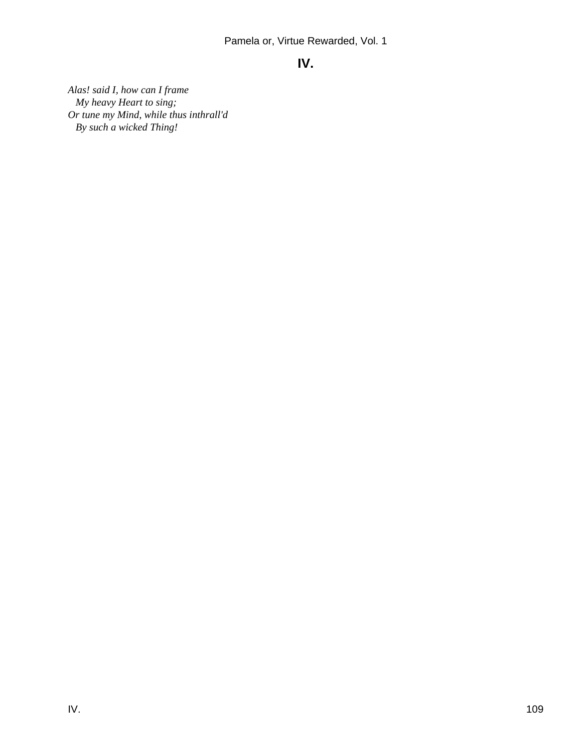## IV.

*Alas! said I, how can I frame*
*My heavy Heart to sing;*
*Or tune my Mind, while thus inthrall'd*
*By such a wicked Thing!*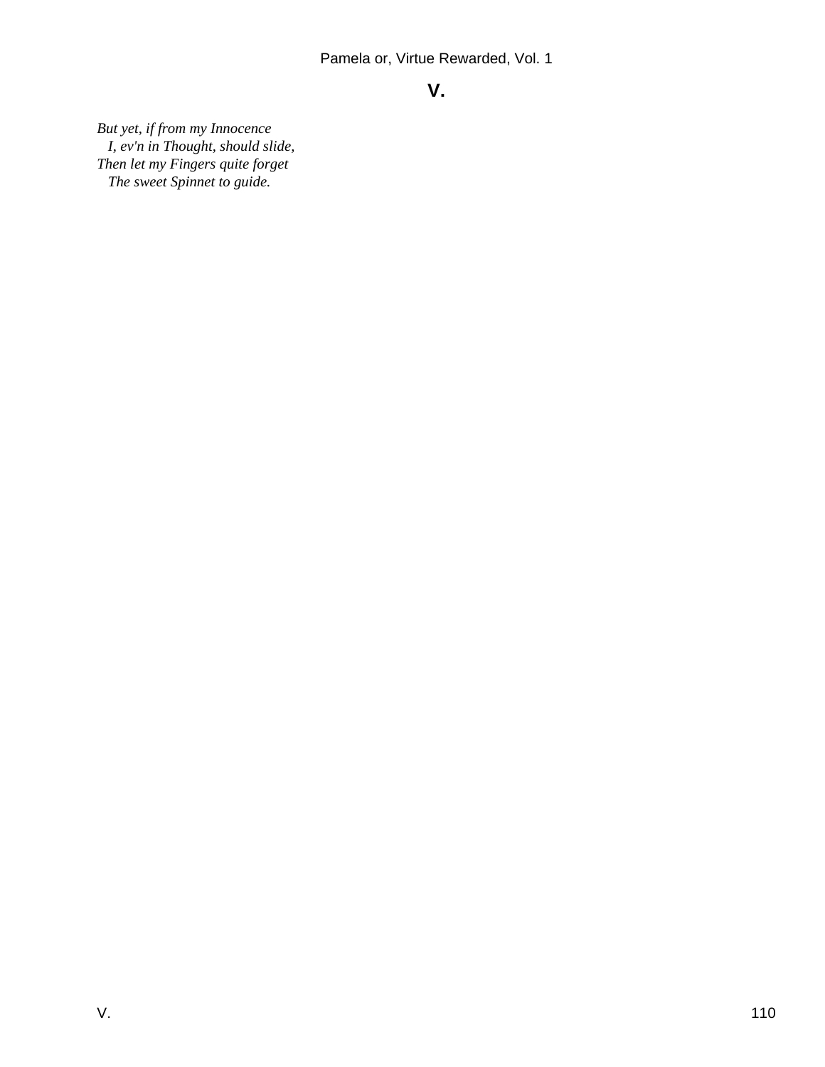## V.

*But yet, if from my Innocence*
*I, ev'n in Thought, should slide,*
*Then let my Fingers quite forget*
*The sweet Spinnet to guide.*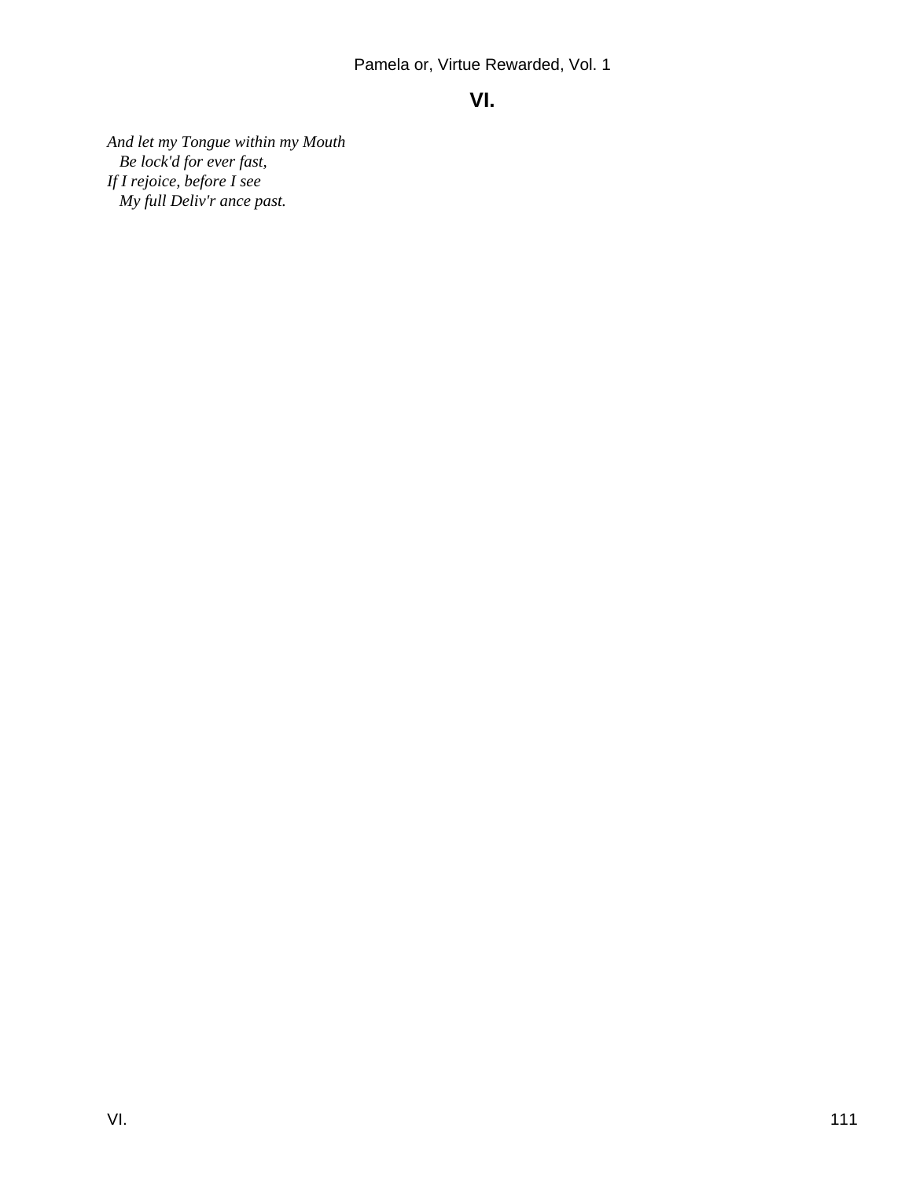## VI.

*And let my Tongue within my Mouth*
*Be lock'd for ever fast,*
*If I rejoice, before I see*
*My full Deliv'r ance past.*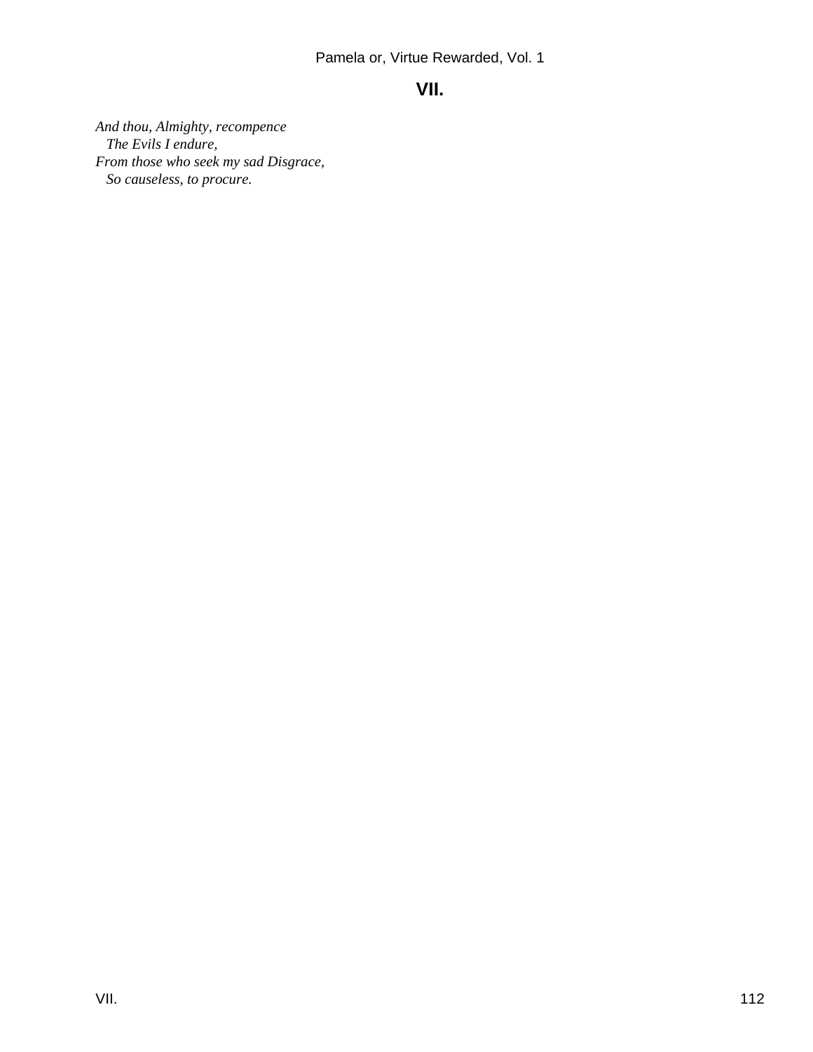## VII.

*And thou, Almighty, recompence*
*The Evils I endure,*
*From those who seek my sad Disgrace,*
*So causeless, to procure.*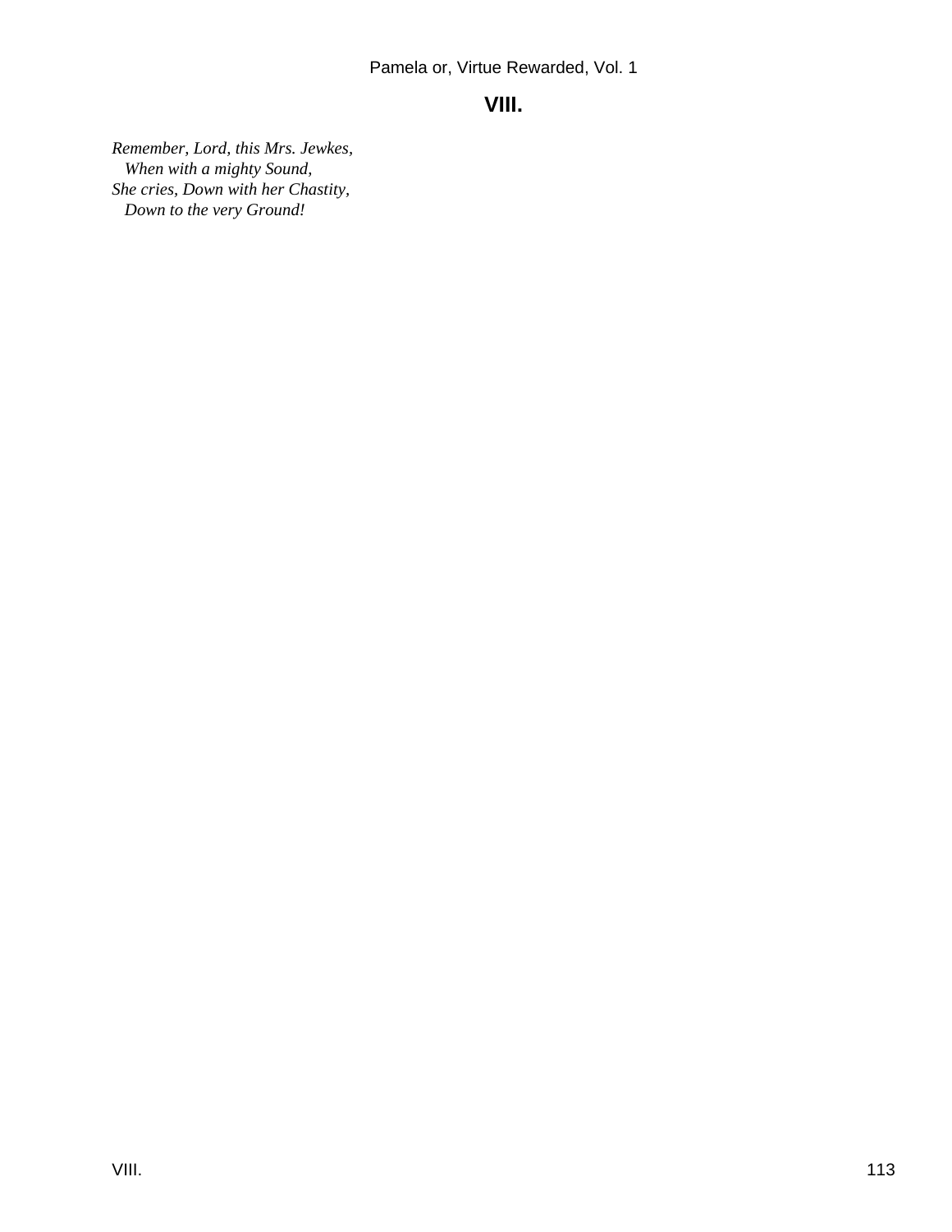## VIII.

*Remember, Lord, this Mrs. Jewkes,*
*When with a mighty Sound,*
*She cries, Down with her Chastity,*
*Down to the very Ground!*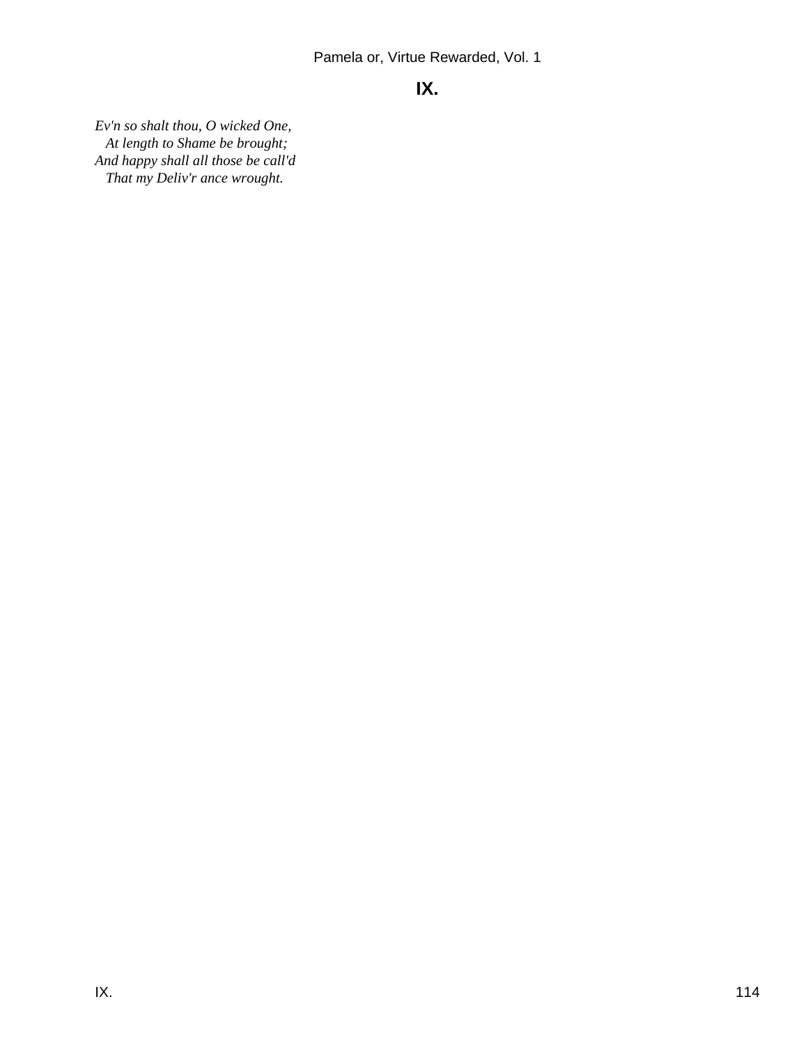## IX.

*Ev'n so shalt thou, O wicked One,*
*At length to Shame be brought;*
*And happy shall all those be call'd*
*That my Deliv'r ance wrought.*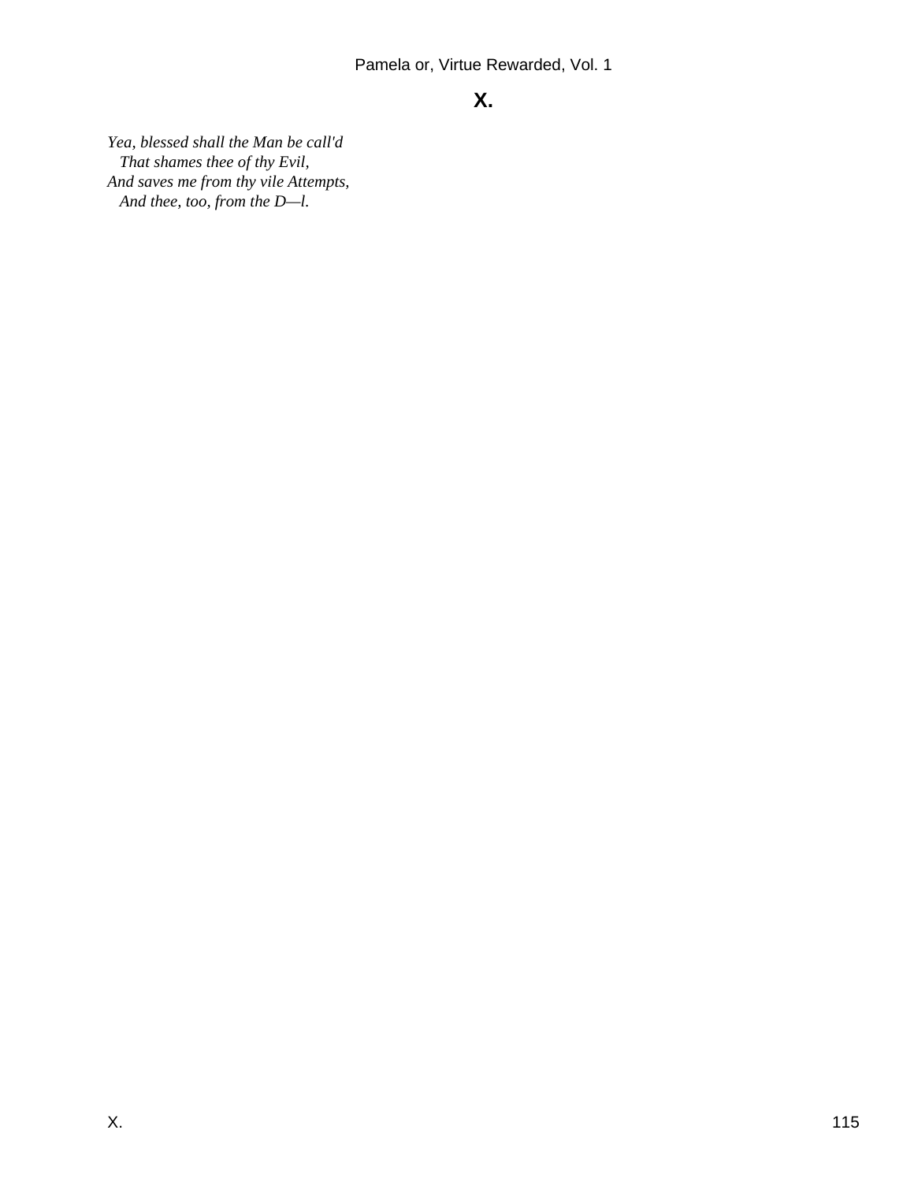## X.

*Yea, blessed shall the Man be call'd*
*That shames thee of thy Evil,*
*And saves me from thy vile Attempts,*
*And thee, too, from the D—l.*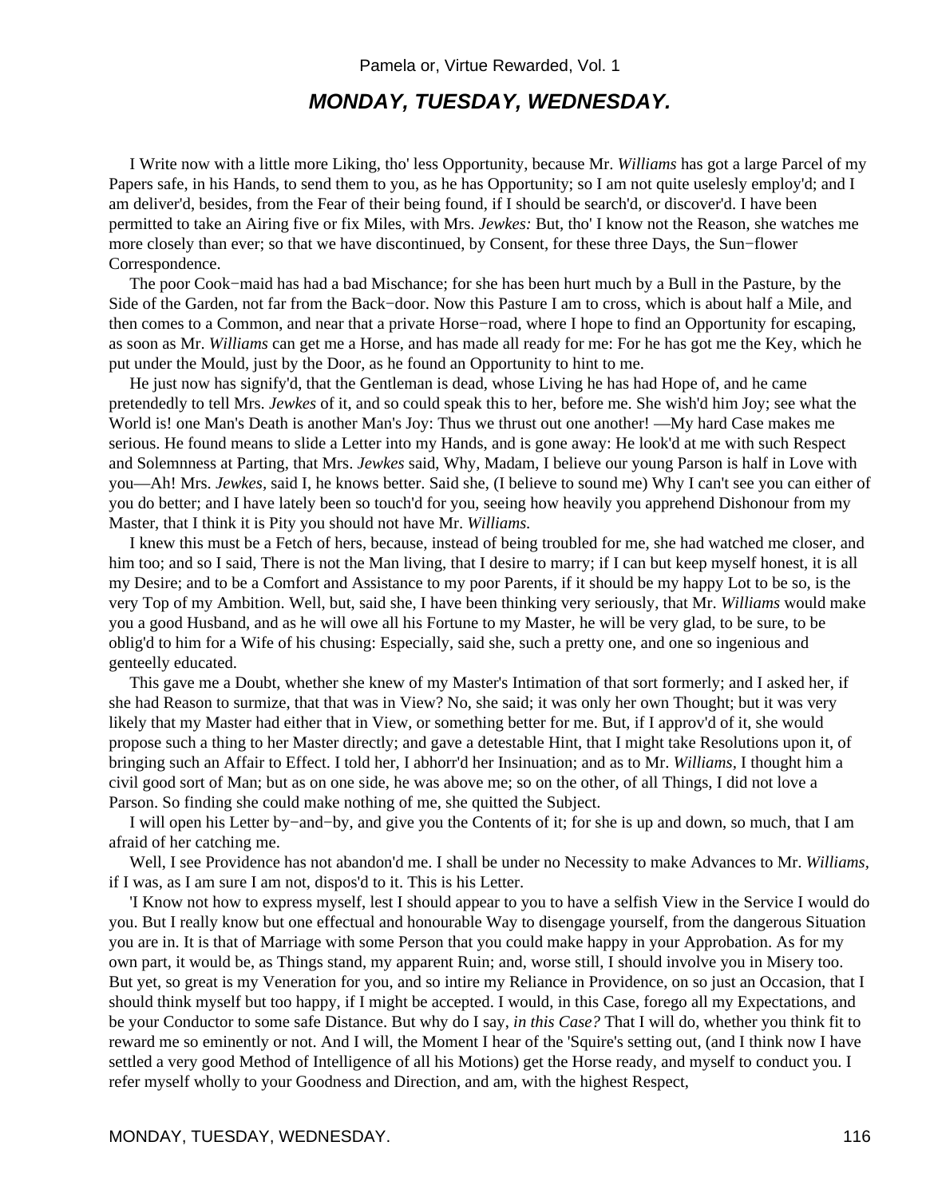## *MONDAY, TUESDAY, WEDNESDAY.*

I Write now with a little more Liking, tho' less Opportunity, because Mr. *Williams* has got a large Parcel of my Papers safe, in his Hands, to send them to you, as he has Opportunity; so I am not quite uselesly employ'd; and I am deliver'd, besides, from the Fear of their being found, if I should be search'd, or discover'd. I have been permitted to take an Airing five or fix Miles, with Mrs. *Jewkes:* But, tho' I know not the Reason, she watches me more closely than ever; so that we have discontinued, by Consent, for these three Days, the Sun−flower Correspondence.

The poor Cook−maid has had a bad Mischance; for she has been hurt much by a Bull in the Pasture, by the Side of the Garden, not far from the Back−door. Now this Pasture I am to cross, which is about half a Mile, and then comes to a Common, and near that a private Horse−road, where I hope to find an Opportunity for escaping, as soon as Mr. *Williams* can get me a Horse, and has made all ready for me: For he has got me the Key, which he put under the Mould, just by the Door, as he found an Opportunity to hint to me.

He just now has signify'd, that the Gentleman is dead, whose Living he has had Hope of, and he came pretendedly to tell Mrs. *Jewkes* of it, and so could speak this to her, before me. She wish'd him Joy; see what the World is! one Man's Death is another Man's Joy: Thus we thrust out one another! —My hard Case makes me serious. He found means to slide a Letter into my Hands, and is gone away: He look'd at me with such Respect and Solemnness at Parting, that Mrs. *Jewkes* said, Why, Madam, I believe our young Parson is half in Love with you—Ah! Mrs. *Jewkes,* said I, he knows better. Said she, (I believe to sound me) Why I can't see you can either of you do better; and I have lately been so touch'd for you, seeing how heavily you apprehend Dishonour from my Master, that I think it is Pity you should not have Mr. *Williams.*

I knew this must be a Fetch of hers, because, instead of being troubled for me, she had watched me closer, and him too; and so I said, There is not the Man living, that I desire to marry; if I can but keep myself honest, it is all my Desire; and to be a Comfort and Assistance to my poor Parents, if it should be my happy Lot to be so, is the very Top of my Ambition. Well, but, said she, I have been thinking very seriously, that Mr. *Williams* would make you a good Husband, and as he will owe all his Fortune to my Master, he will be very glad, to be sure, to be oblig'd to him for a Wife of his chusing: Especially, said she, such a pretty one, and one so ingenious and genteelly educated.

This gave me a Doubt, whether she knew of my Master's Intimation of that sort formerly; and I asked her, if she had Reason to surmize, that that was in View? No, she said; it was only her own Thought; but it was very likely that my Master had either that in View, or something better for me. But, if I approv'd of it, she would propose such a thing to her Master directly; and gave a detestable Hint, that I might take Resolutions upon it, of bringing such an Affair to Effect. I told her, I abhorr'd her Insinuation; and as to Mr. *Williams,* I thought him a civil good sort of Man; but as on one side, he was above me; so on the other, of all Things, I did not love a Parson. So finding she could make nothing of me, she quitted the Subject.

I will open his Letter by−and−by, and give you the Contents of it; for she is up and down, so much, that I am afraid of her catching me.

Well, I see Providence has not abandon'd me. I shall be under no Necessity to make Advances to Mr. *Williams,* if I was, as I am sure I am not, dispos'd to it. This is his Letter.

'I Know not how to express myself, lest I should appear to you to have a selfish View in the Service I would do you. But I really know but one effectual and honourable Way to disengage yourself, from the dangerous Situation you are in. It is that of Marriage with some Person that you could make happy in your Approbation. As for my own part, it would be, as Things stand, my apparent Ruin; and, worse still, I should involve you in Misery too. But yet, so great is my Veneration for you, and so intire my Reliance in Providence, on so just an Occasion, that I should think myself but too happy, if I might be accepted. I would, in this Case, forego all my Expectations, and be your Conductor to some safe Distance. But why do I say, *in this Case?* That I will do, whether you think fit to reward me so eminently or not. And I will, the Moment I hear of the 'Squire's setting out, (and I think now I have settled a very good Method of Intelligence of all his Motions) get the Horse ready, and myself to conduct you. I refer myself wholly to your Goodness and Direction, and am, with the highest Respect,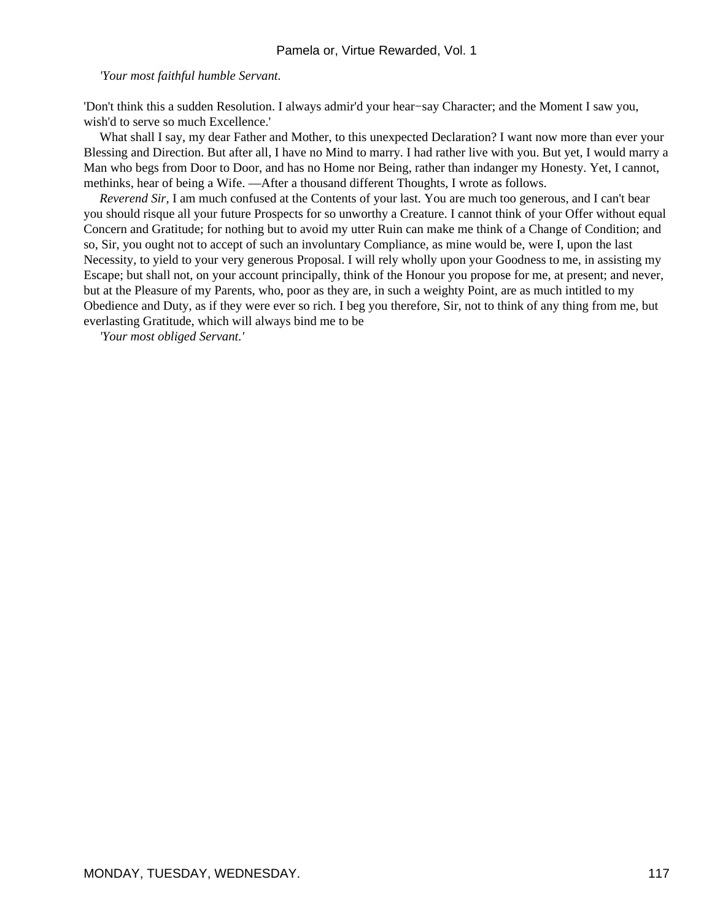*'Your most faithful humble Servant.*

'Don't think this a sudden Resolution. I always admir'd your hear−say Character; and the Moment I saw you, wish'd to serve so much Excellence.'

What shall I say, my dear Father and Mother, to this unexpected Declaration? I want now more than ever your Blessing and Direction. But after all, I have no Mind to marry. I had rather live with you. But yet, I would marry a Man who begs from Door to Door, and has no Home nor Being, rather than indanger my Honesty. Yet, I cannot, methinks, hear of being a Wife. —After a thousand different Thoughts, I wrote as follows.

*Reverend Sir,* I am much confused at the Contents of your last. You are much too generous, and I can't bear you should risque all your future Prospects for so unworthy a Creature. I cannot think of your Offer without equal Concern and Gratitude; for nothing but to avoid my utter Ruin can make me think of a Change of Condition; and so, Sir, you ought not to accept of such an involuntary Compliance, as mine would be, were I, upon the last Necessity, to yield to your very generous Proposal. I will rely wholly upon your Goodness to me, in assisting my Escape; but shall not, on your account principally, think of the Honour you propose for me, at present; and never, but at the Pleasure of my Parents, who, poor as they are, in such a weighty Point, are as much intitled to my Obedience and Duty, as if they were ever so rich. I beg you therefore, Sir, not to think of any thing from me, but everlasting Gratitude, which will always bind me to be

*'Your most obliged Servant.'*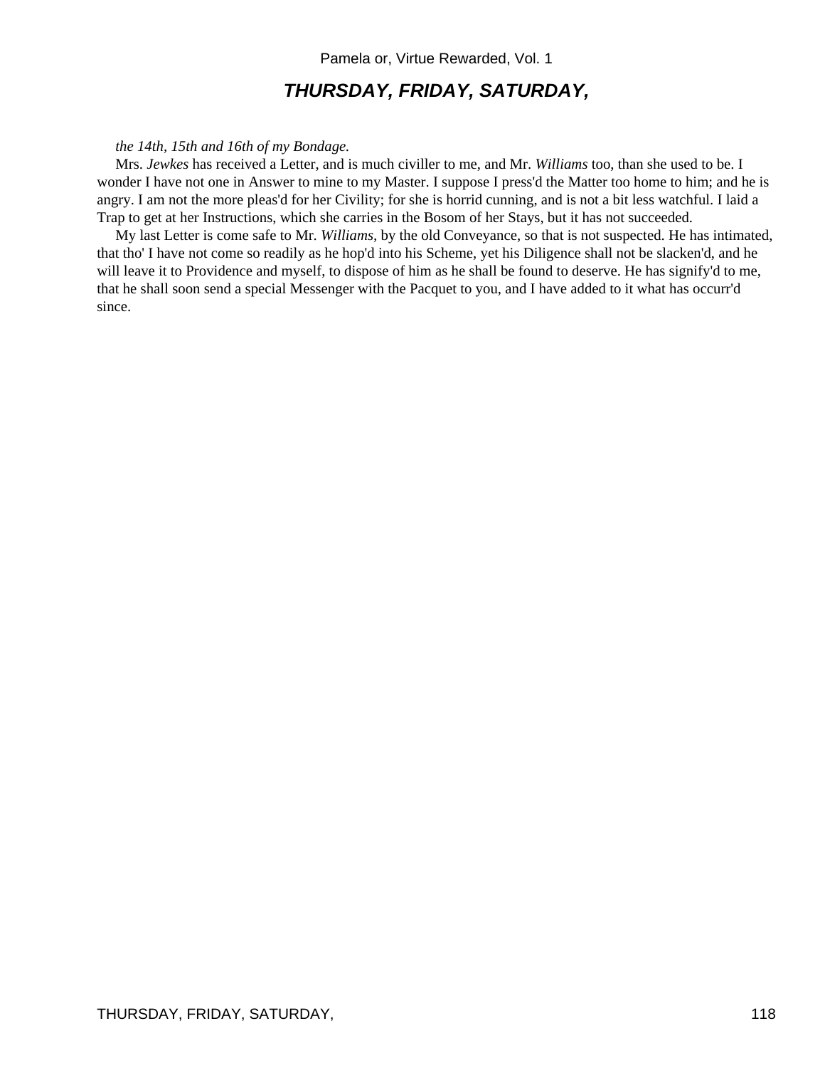## ***THURSDAY, FRIDAY, SATURDAY,***

*the 14th, 15th and 16th of my Bondage.*

Mrs. *Jewkes* has received a Letter, and is much civiller to me, and Mr. *Williams* too, than she used to be. I wonder I have not one in Answer to mine to my Master. I suppose I press'd the Matter too home to him; and he is angry. I am not the more pleas'd for her Civility; for she is horrid cunning, and is not a bit less watchful. I laid a Trap to get at her Instructions, which she carries in the Bosom of her Stays, but it has not succeeded.

My last Letter is come safe to Mr. *Williams*, by the old Conveyance, so that is not suspected. He has intimated, that tho' I have not come so readily as he hop'd into his Scheme, yet his Diligence shall not be slacken'd, and he will leave it to Providence and myself, to dispose of him as he shall be found to deserve. He has signify'd to me, that he shall soon send a special Messenger with the Pacquet to you, and I have added to it what has occurr'd since.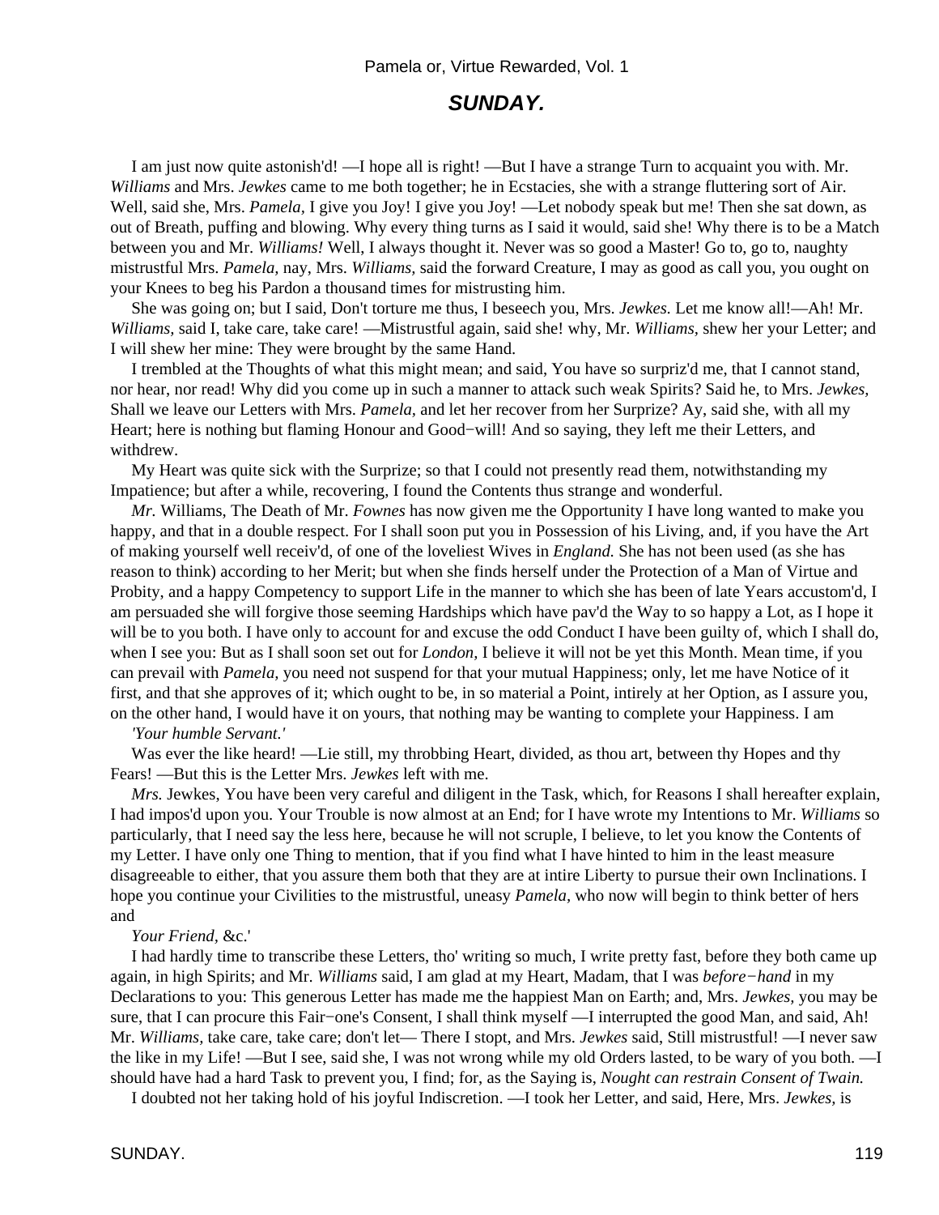## *SUNDAY.*

I am just now quite astonish'd! —I hope all is right! —But I have a strange Turn to acquaint you with. Mr. *Williams* and Mrs. *Jewkes* came to me both together; he in Ecstacies, she with a strange fluttering sort of Air. Well, said she, Mrs. *Pamela,* I give you Joy! I give you Joy! —Let nobody speak but me! Then she sat down, as out of Breath, puffing and blowing. Why every thing turns as I said it would, said she! Why there is to be a Match between you and Mr. *Williams!* Well, I always thought it. Never was so good a Master! Go to, go to, naughty mistrustful Mrs. *Pamela,* nay, Mrs. *Williams,* said the forward Creature, I may as good as call you, you ought on your Knees to beg his Pardon a thousand times for mistrusting him.

She was going on; but I said, Don't torture me thus, I beseech you, Mrs. *Jewkes.* Let me know all!—Ah! Mr. *Williams,* said I, take care, take care! —Mistrustful again, said she! why, Mr. *Williams,* shew her your Letter; and I will shew her mine: They were brought by the same Hand.

I trembled at the Thoughts of what this might mean; and said, You have so surpriz'd me, that I cannot stand, nor hear, nor read! Why did you come up in such a manner to attack such weak Spirits? Said he, to Mrs. *Jewkes,* Shall we leave our Letters with Mrs. *Pamela,* and let her recover from her Surprize? Ay, said she, with all my Heart; here is nothing but flaming Honour and Good−will! And so saying, they left me their Letters, and withdrew.

My Heart was quite sick with the Surprize; so that I could not presently read them, notwithstanding my Impatience; but after a while, recovering, I found the Contents thus strange and wonderful.

*Mr.* Williams, The Death of Mr. *Fownes* has now given me the Opportunity I have long wanted to make you happy, and that in a double respect. For I shall soon put you in Possession of his Living, and, if you have the Art of making yourself well receiv'd, of one of the loveliest Wives in *England.* She has not been used (as she has reason to think) according to her Merit; but when she finds herself under the Protection of a Man of Virtue and Probity, and a happy Competency to support Life in the manner to which she has been of late Years accustom'd, I am persuaded she will forgive those seeming Hardships which have pav'd the Way to so happy a Lot, as I hope it will be to you both. I have only to account for and excuse the odd Conduct I have been guilty of, which I shall do, when I see you: But as I shall soon set out for *London,* I believe it will not be yet this Month. Mean time, if you can prevail with *Pamela,* you need not suspend for that your mutual Happiness; only, let me have Notice of it first, and that she approves of it; which ought to be, in so material a Point, intirely at her Option, as I assure you, on the other hand, I would have it on yours, that nothing may be wanting to complete your Happiness. I am

*'Your humble Servant.'*

Was ever the like heard! —Lie still, my throbbing Heart, divided, as thou art, between thy Hopes and thy Fears! —But this is the Letter Mrs. *Jewkes* left with me.

*Mrs.* Jewkes, You have been very careful and diligent in the Task, which, for Reasons I shall hereafter explain, I had impos'd upon you. Your Trouble is now almost at an End; for I have wrote my Intentions to Mr. *Williams* so particularly, that I need say the less here, because he will not scruple, I believe, to let you know the Contents of my Letter. I have only one Thing to mention, that if you find what I have hinted to him in the least measure disagreeable to either, that you assure them both that they are at intire Liberty to pursue their own Inclinations. I hope you continue your Civilities to the mistrustful, uneasy *Pamela,* who now will begin to think better of hers and

*Your Friend,* &c.'

I had hardly time to transcribe these Letters, tho' writing so much, I write pretty fast, before they both came up again, in high Spirits; and Mr. *Williams* said, I am glad at my Heart, Madam, that I was *before−hand* in my Declarations to you: This generous Letter has made me the happiest Man on Earth; and, Mrs. *Jewkes,* you may be sure, that I can procure this Fair−one's Consent, I shall think myself —I interrupted the good Man, and said, Ah! Mr. *Williams,* take care, take care; don't let— There I stopt, and Mrs. *Jewkes* said, Still mistrustful! —I never saw the like in my Life! —But I see, said she, I was not wrong while my old Orders lasted, to be wary of you both. —I should have had a hard Task to prevent you, I find; for, as the Saying is, *Nought can restrain Consent of Twain.*

I doubted not her taking hold of his joyful Indiscretion. —I took her Letter, and said, Here, Mrs. *Jewkes,* is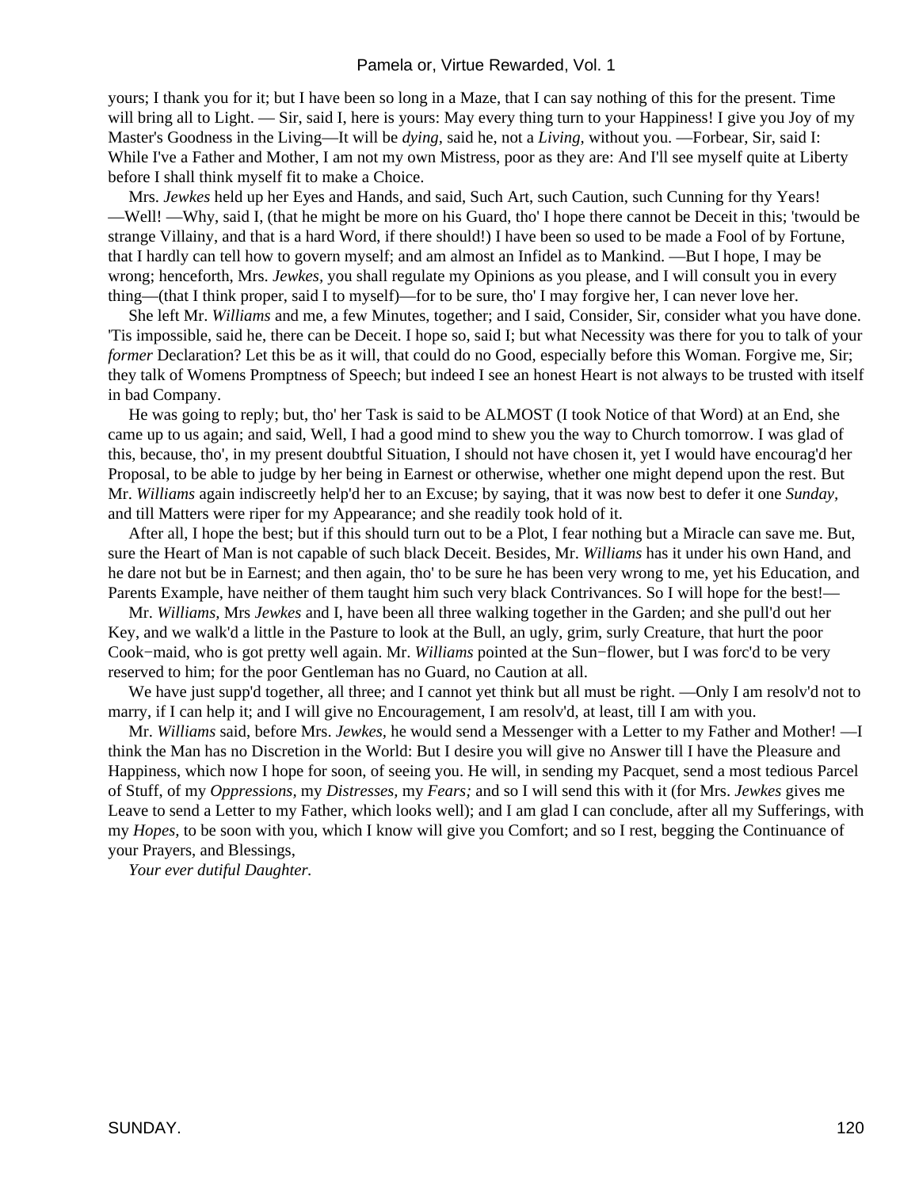yours; I thank you for it; but I have been so long in a Maze, that I can say nothing of this for the present. Time will bring all to Light. — Sir, said I, here is yours: May every thing turn to your Happiness! I give you Joy of my Master's Goodness in the Living—It will be *dying,* said he, not a *Living,* without you. —Forbear, Sir, said I: While I've a Father and Mother, I am not my own Mistress, poor as they are: And I'll see myself quite at Liberty before I shall think myself fit to make a Choice.

Mrs. *Jewkes* held up her Eyes and Hands, and said, Such Art, such Caution, such Cunning for thy Years! —Well! —Why, said I, (that he might be more on his Guard, tho' I hope there cannot be Deceit in this; 'twould be strange Villainy, and that is a hard Word, if there should!) I have been so used to be made a Fool of by Fortune, that I hardly can tell how to govern myself; and am almost an Infidel as to Mankind. —But I hope, I may be wrong; henceforth, Mrs. *Jewkes,* you shall regulate my Opinions as you please, and I will consult you in every thing—(that I think proper, said I to myself)—for to be sure, tho' I may forgive her, I can never love her.

She left Mr. *Williams* and me, a few Minutes, together; and I said, Consider, Sir, consider what you have done. 'Tis impossible, said he, there can be Deceit. I hope so, said I; but what Necessity was there for you to talk of your *former* Declaration? Let this be as it will, that could do no Good, especially before this Woman. Forgive me, Sir; they talk of Womens Promptness of Speech; but indeed I see an honest Heart is not always to be trusted with itself in bad Company.

He was going to reply; but, tho' her Task is said to be ALMOST (I took Notice of that Word) at an End, she came up to us again; and said, Well, I had a good mind to shew you the way to Church tomorrow. I was glad of this, because, tho', in my present doubtful Situation, I should not have chosen it, yet I would have encourag'd her Proposal, to be able to judge by her being in Earnest or otherwise, whether one might depend upon the rest. But Mr. *Williams* again indiscreetly help'd her to an Excuse; by saying, that it was now best to defer it one *Sunday,* and till Matters were riper for my Appearance; and she readily took hold of it.

After all, I hope the best; but if this should turn out to be a Plot, I fear nothing but a Miracle can save me. But, sure the Heart of Man is not capable of such black Deceit. Besides, Mr. *Williams* has it under his own Hand, and he dare not but be in Earnest; and then again, tho' to be sure he has been very wrong to me, yet his Education, and Parents Example, have neither of them taught him such very black Contrivances. So I will hope for the best!—

Mr. *Williams,* Mrs *Jewkes* and I, have been all three walking together in the Garden; and she pull'd out her Key, and we walk'd a little in the Pasture to look at the Bull, an ugly, grim, surly Creature, that hurt the poor Cook−maid, who is got pretty well again. Mr. *Williams* pointed at the Sun−flower, but I was forc'd to be very reserved to him; for the poor Gentleman has no Guard, no Caution at all.

We have just supp'd together, all three; and I cannot yet think but all must be right. —Only I am resolv'd not to marry, if I can help it; and I will give no Encouragement, I am resolv'd, at least, till I am with you.

Mr. *Williams* said, before Mrs. *Jewkes,* he would send a Messenger with a Letter to my Father and Mother! —I think the Man has no Discretion in the World: But I desire you will give no Answer till I have the Pleasure and Happiness, which now I hope for soon, of seeing you. He will, in sending my Pacquet, send a most tedious Parcel of Stuff, of my *Oppressions,* my *Distresses,* my *Fears;* and so I will send this with it (for Mrs. *Jewkes* gives me Leave to send a Letter to my Father, which looks well); and I am glad I can conclude, after all my Sufferings, with my *Hopes,* to be soon with you, which I know will give you Comfort; and so I rest, begging the Continuance of your Prayers, and Blessings,

*Your ever dutiful Daughter.*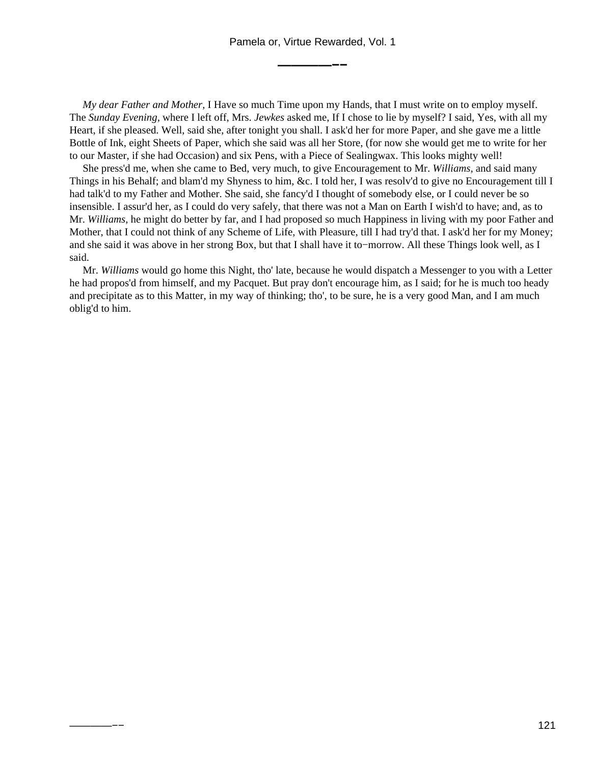———––

*My dear Father and Mother,* I Have so much Time upon my Hands, that I must write on to employ myself. The *Sunday Evening,* where I left off, Mrs. *Jewkes* asked me, If I chose to lie by myself? I said, Yes, with all my Heart, if she pleased. Well, said she, after tonight you shall. I ask'd her for more Paper, and she gave me a little Bottle of Ink, eight Sheets of Paper, which she said was all her Store, (for now she would get me to write for her to our Master, if she had Occasion) and six Pens, with a Piece of Sealingwax. This looks mighty well!

She press'd me, when she came to Bed, very much, to give Encouragement to Mr. *Williams,* and said many Things in his Behalf; and blam'd my Shyness to him, &c. I told her, I was resolv'd to give no Encouragement till I had talk'd to my Father and Mother. She said, she fancy'd I thought of somebody else, or I could never be so insensible. I assur'd her, as I could do very safely, that there was not a Man on Earth I wish'd to have; and, as to Mr. *Williams,* he might do better by far, and I had proposed so much Happiness in living with my poor Father and Mother, that I could not think of any Scheme of Life, with Pleasure, till I had try'd that. I ask'd her for my Money; and she said it was above in her strong Box, but that I shall have it to−morrow. All these Things look well, as I said.

Mr. *Williams* would go home this Night, tho' late, because he would dispatch a Messenger to you with a Letter he had propos'd from himself, and my Pacquet. But pray don't encourage him, as I said; for he is much too heady and precipitate as to this Matter, in my way of thinking; tho', to be sure, he is a very good Man, and I am much oblig'd to him.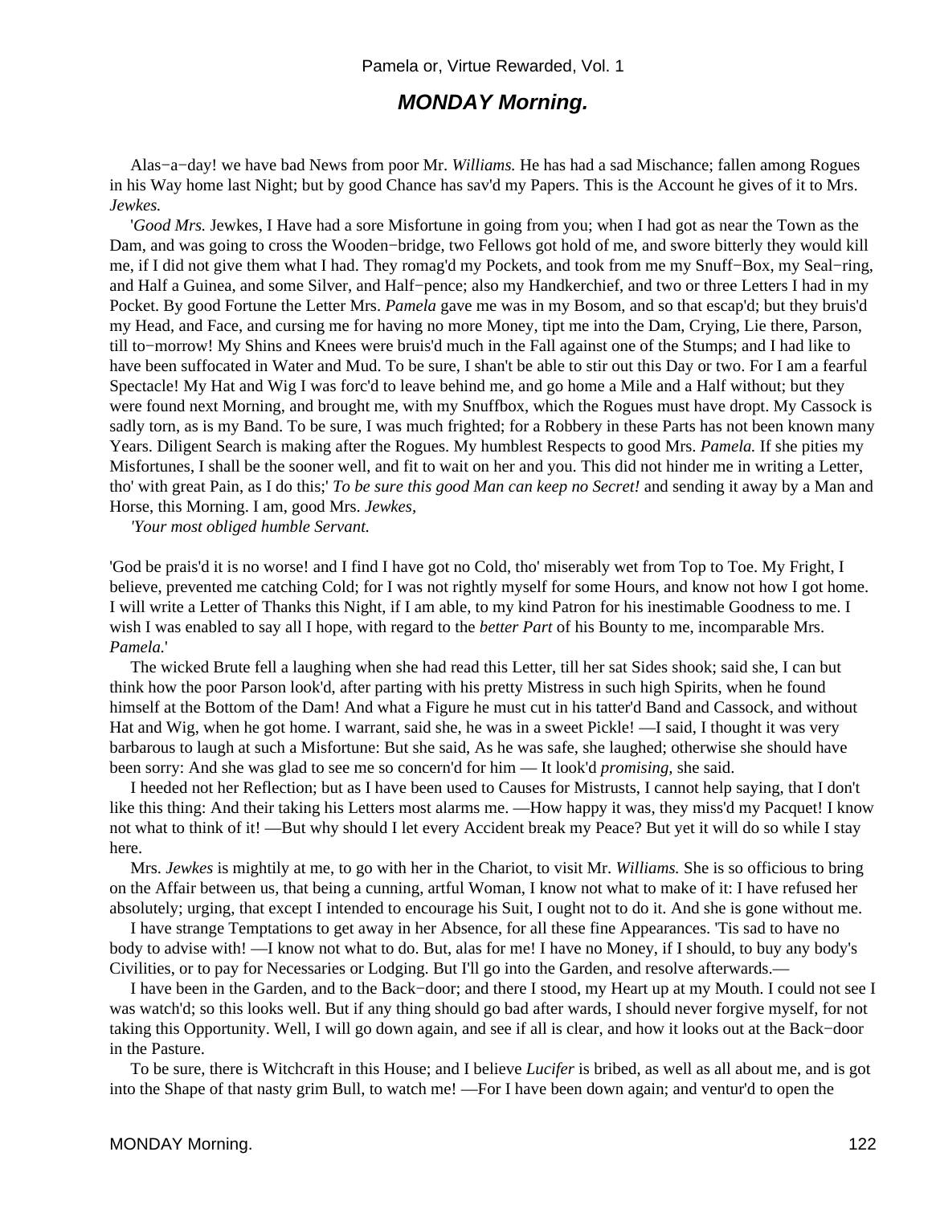## ***MONDAY Morning.***

Alas−a−day! we have bad News from poor Mr. *Williams.* He has had a sad Mischance; fallen among Rogues in his Way home last Night; but by good Chance has sav'd my Papers. This is the Account he gives of it to Mrs. *Jewkes.*

'*Good Mrs.* Jewkes, I Have had a sore Misfortune in going from you; when I had got as near the Town as the Dam, and was going to cross the Wooden−bridge, two Fellows got hold of me, and swore bitterly they would kill me, if I did not give them what I had. They romag'd my Pockets, and took from me my Snuff−Box, my Seal−ring, and Half a Guinea, and some Silver, and Half−pence; also my Handkerchief, and two or three Letters I had in my Pocket. By good Fortune the Letter Mrs. *Pamela* gave me was in my Bosom, and so that escap'd; but they bruis'd my Head, and Face, and cursing me for having no more Money, tipt me into the Dam, Crying, Lie there, Parson, till to−morrow! My Shins and Knees were bruis'd much in the Fall against one of the Stumps; and I had like to have been suffocated in Water and Mud. To be sure, I shan't be able to stir out this Day or two. For I am a fearful Spectacle! My Hat and Wig I was forc'd to leave behind me, and go home a Mile and a Half without; but they were found next Morning, and brought me, with my Snuffbox, which the Rogues must have dropt. My Cassock is sadly torn, as is my Band. To be sure, I was much frighted; for a Robbery in these Parts has not been known many Years. Diligent Search is making after the Rogues. My humblest Respects to good Mrs. *Pamela.* If she pities my Misfortunes, I shall be the sooner well, and fit to wait on her and you. This did not hinder me in writing a Letter, tho' with great Pain, as I do this;' *To be sure this good Man can keep no Secret!* and sending it away by a Man and Horse, this Morning. I am, good Mrs. *Jewkes,*

*'Your most obliged humble Servant.*

'God be prais'd it is no worse! and I find I have got no Cold, tho' miserably wet from Top to Toe. My Fright, I believe, prevented me catching Cold; for I was not rightly myself for some Hours, and know not how I got home. I will write a Letter of Thanks this Night, if I am able, to my kind Patron for his inestimable Goodness to me. I wish I was enabled to say all I hope, with regard to the *better Part* of his Bounty to me, incomparable Mrs. *Pamela.*'

The wicked Brute fell a laughing when she had read this Letter, till her sat Sides shook; said she, I can but think how the poor Parson look'd, after parting with his pretty Mistress in such high Spirits, when he found himself at the Bottom of the Dam! And what a Figure he must cut in his tatter'd Band and Cassock, and without Hat and Wig, when he got home. I warrant, said she, he was in a sweet Pickle! —I said, I thought it was very barbarous to laugh at such a Misfortune: But she said, As he was safe, she laughed; otherwise she should have been sorry: And she was glad to see me so concern'd for him — It look'd *promising,* she said.

I heeded not her Reflection; but as I have been used to Causes for Mistrusts, I cannot help saying, that I don't like this thing: And their taking his Letters most alarms me. —How happy it was, they miss'd my Pacquet! I know not what to think of it! —But why should I let every Accident break my Peace? But yet it will do so while I stay here.

Mrs. *Jewkes* is mightily at me, to go with her in the Chariot, to visit Mr. *Williams.* She is so officious to bring on the Affair between us, that being a cunning, artful Woman, I know not what to make of it: I have refused her absolutely; urging, that except I intended to encourage his Suit, I ought not to do it. And she is gone without me.

I have strange Temptations to get away in her Absence, for all these fine Appearances. 'Tis sad to have no body to advise with! —I know not what to do. But, alas for me! I have no Money, if I should, to buy any body's Civilities, or to pay for Necessaries or Lodging. But I'll go into the Garden, and resolve afterwards.—

I have been in the Garden, and to the Back−door; and there I stood, my Heart up at my Mouth. I could not see I was watch'd; so this looks well. But if any thing should go bad after wards, I should never forgive myself, for not taking this Opportunity. Well, I will go down again, and see if all is clear, and how it looks out at the Back−door in the Pasture.

To be sure, there is Witchcraft in this House; and I believe *Lucifer* is bribed, as well as all about me, and is got into the Shape of that nasty grim Bull, to watch me! —For I have been down again; and ventur'd to open the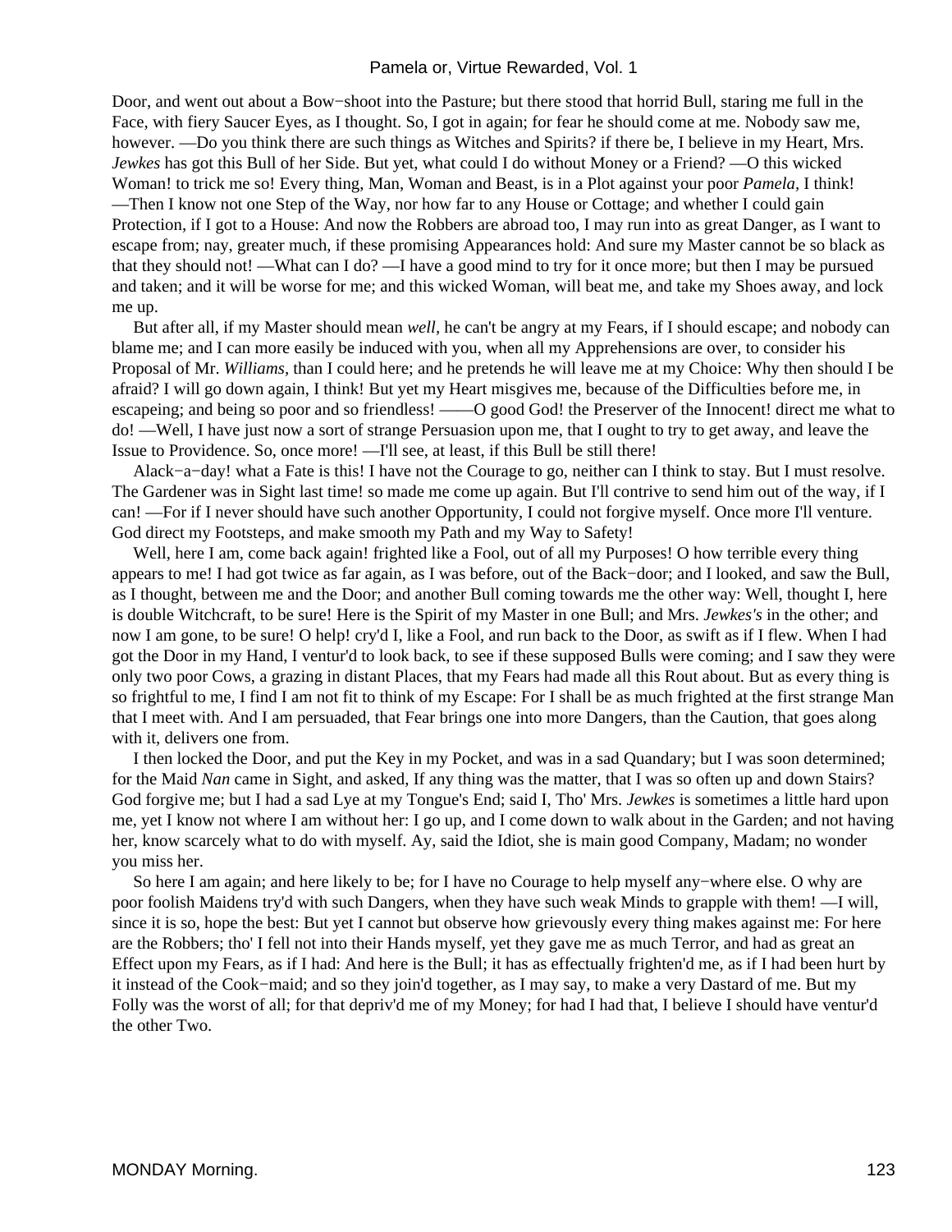Door, and went out about a Bow−shoot into the Pasture; but there stood that horrid Bull, staring me full in the Face, with fiery Saucer Eyes, as I thought. So, I got in again; for fear he should come at me. Nobody saw me, however. —Do you think there are such things as Witches and Spirits? if there be, I believe in my Heart, Mrs. *Jewkes* has got this Bull of her Side. But yet, what could I do without Money or a Friend? —O this wicked Woman! to trick me so! Every thing, Man, Woman and Beast, is in a Plot against your poor *Pamela,* I think! —Then I know not one Step of the Way, nor how far to any House or Cottage; and whether I could gain Protection, if I got to a House: And now the Robbers are abroad too, I may run into as great Danger, as I want to escape from; nay, greater much, if these promising Appearances hold: And sure my Master cannot be so black as that they should not! —What can I do? —I have a good mind to try for it once more; but then I may be pursued and taken; and it will be worse for me; and this wicked Woman, will beat me, and take my Shoes away, and lock me up.

But after all, if my Master should mean *well*, he can't be angry at my Fears, if I should escape; and nobody can blame me; and I can more easily be induced with you, when all my Apprehensions are over, to consider his Proposal of Mr. *Williams,* than I could here; and he pretends he will leave me at my Choice: Why then should I be afraid? I will go down again, I think! But yet my Heart misgives me, because of the Difficulties before me, in escapeing; and being so poor and so friendless! ——O good God! the Preserver of the Innocent! direct me what to do! —Well, I have just now a sort of strange Persuasion upon me, that I ought to try to get away, and leave the Issue to Providence. So, once more! —I'll see, at least, if this Bull be still there!

Alack−a−day! what a Fate is this! I have not the Courage to go, neither can I think to stay. But I must resolve. The Gardener was in Sight last time! so made me come up again. But I'll contrive to send him out of the way, if I can! —For if I never should have such another Opportunity, I could not forgive myself. Once more I'll venture. God direct my Footsteps, and make smooth my Path and my Way to Safety!

Well, here I am, come back again! frighted like a Fool, out of all my Purposes! O how terrible every thing appears to me! I had got twice as far again, as I was before, out of the Back−door; and I looked, and saw the Bull, as I thought, between me and the Door; and another Bull coming towards me the other way: Well, thought I, here is double Witchcraft, to be sure! Here is the Spirit of my Master in one Bull; and Mrs. *Jewkes's* in the other; and now I am gone, to be sure! O help! cry'd I, like a Fool, and run back to the Door, as swift as if I flew. When I had got the Door in my Hand, I ventur'd to look back, to see if these supposed Bulls were coming; and I saw they were only two poor Cows, a grazing in distant Places, that my Fears had made all this Rout about. But as every thing is so frightful to me, I find I am not fit to think of my Escape: For I shall be as much frighted at the first strange Man that I meet with. And I am persuaded, that Fear brings one into more Dangers, than the Caution, that goes along with it, delivers one from.

I then locked the Door, and put the Key in my Pocket, and was in a sad Quandary; but I was soon determined; for the Maid *Nan* came in Sight, and asked, If any thing was the matter, that I was so often up and down Stairs? God forgive me; but I had a sad Lye at my Tongue's End; said I, Tho' Mrs. *Jewkes* is sometimes a little hard upon me, yet I know not where I am without her: I go up, and I come down to walk about in the Garden; and not having her, know scarcely what to do with myself. Ay, said the Idiot, she is main good Company, Madam; no wonder you miss her.

So here I am again; and here likely to be; for I have no Courage to help myself any−where else. O why are poor foolish Maidens try'd with such Dangers, when they have such weak Minds to grapple with them! —I will, since it is so, hope the best: But yet I cannot but observe how grievously every thing makes against me: For here are the Robbers; tho' I fell not into their Hands myself, yet they gave me as much Terror, and had as great an Effect upon my Fears, as if I had: And here is the Bull; it has as effectually frighten'd me, as if I had been hurt by it instead of the Cook−maid; and so they join'd together, as I may say, to make a very Dastard of me. But my Folly was the worst of all; for that depriv'd me of my Money; for had I had that, I believe I should have ventur'd the other Two.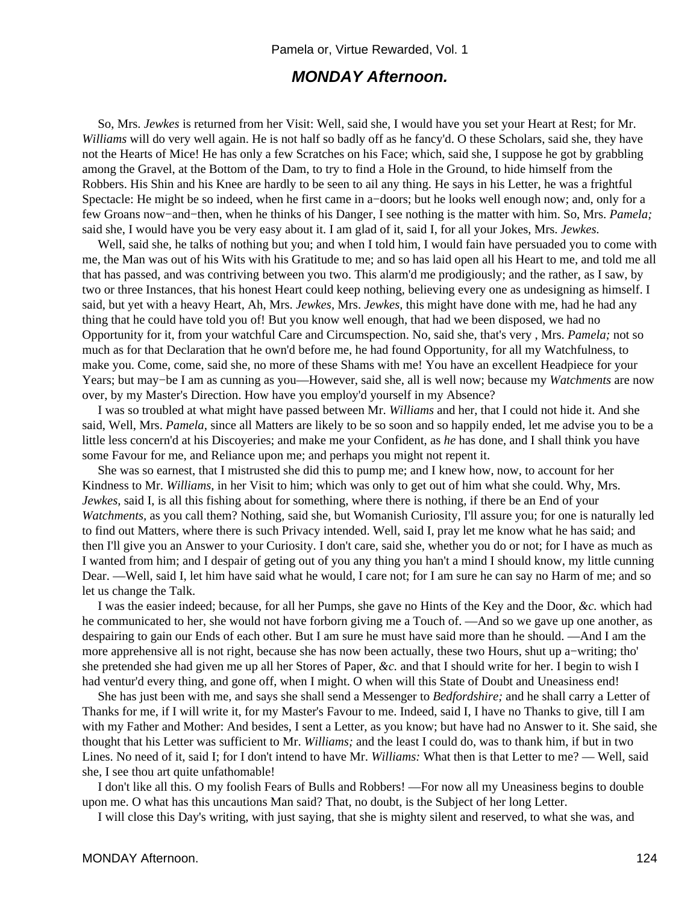## *MONDAY Afternoon.*

So, Mrs. *Jewkes* is returned from her Visit: Well, said she, I would have you set your Heart at Rest; for Mr. *Williams* will do very well again. He is not half so badly off as he fancy'd. O these Scholars, said she, they have not the Hearts of Mice! He has only a few Scratches on his Face; which, said she, I suppose he got by grabbling among the Gravel, at the Bottom of the Dam, to try to find a Hole in the Ground, to hide himself from the Robbers. His Shin and his Knee are hardly to be seen to ail any thing. He says in his Letter, he was a frightful Spectacle: He might be so indeed, when he first came in a−doors; but he looks well enough now; and, only for a few Groans now−and−then, when he thinks of his Danger, I see nothing is the matter with him. So, Mrs. *Pamela;* said she, I would have you be very easy about it. I am glad of it, said I, for all your Jokes, Mrs. *Jewkes.*

Well, said she, he talks of nothing but you; and when I told him, I would fain have persuaded you to come with me, the Man was out of his Wits with his Gratitude to me; and so has laid open all his Heart to me, and told me all that has passed, and was contriving between you two. This alarm'd me prodigiously; and the rather, as I saw, by two or three Instances, that his honest Heart could keep nothing, believing every one as undesigning as himself. I said, but yet with a heavy Heart, Ah, Mrs. *Jewkes,* Mrs. *Jewkes,* this might have done with me, had he had any thing that he could have told you of! But you know well enough, that had we been disposed, we had no Opportunity for it, from your watchful Care and Circumspection. No, said she, that's very , Mrs. *Pamela;* not so much as for that Declaration that he own'd before me, he had found Opportunity, for all my Watchfulness, to make you. Come, come, said she, no more of these Shams with me! You have an excellent Headpiece for your Years; but may−be I am as cunning as you—However, said she, all is well now; because my *Watchments* are now over, by my Master's Direction. How have you employ'd yourself in my Absence?

I was so troubled at what might have passed between Mr. *Williams* and her, that I could not hide it. And she said, Well, Mrs. *Pamela,* since all Matters are likely to be so soon and so happily ended, let me advise you to be a little less concern'd at his Discoveyries; and make me your Confident, as *he* has done, and I shall think you have some Favour for me, and Reliance upon me; and perhaps you might not repent it.

She was so earnest, that I mistrusted she did this to pump me; and I knew how, now, to account for her Kindness to Mr. *Williams,* in her Visit to him; which was only to get out of him what she could. Why, Mrs. *Jewkes,* said I, is all this fishing about for something, where there is nothing, if there be an End of your *Watchments,* as you call them? Nothing, said she, but Womanish Curiosity, I'll assure you; for one is naturally led to find out Matters, where there is such Privacy intended. Well, said I, pray let me know what he has said; and then I'll give you an Answer to your Curiosity. I don't care, said she, whether you do or not; for I have as much as I wanted from him; and I despair of geting out of you any thing you han't a mind I should know, my little cunning Dear. —Well, said I, let him have said what he would, I care not; for I am sure he can say no Harm of me; and so let us change the Talk.

I was the easier indeed; because, for all her Pumps, she gave no Hints of the Key and the Door, *&c.* which had he communicated to her, she would not have forborn giving me a Touch of. —And so we gave up one another, as despairing to gain our Ends of each other. But I am sure he must have said more than he should. —And I am the more apprehensive all is not right, because she has now been actually, these two Hours, shut up a−writing; tho' she pretended she had given me up all her Stores of Paper, *&c.* and that I should write for her. I begin to wish I had ventur'd every thing, and gone off, when I might. O when will this State of Doubt and Uneasiness end!

She has just been with me, and says she shall send a Messenger to *Bedfordshire;* and he shall carry a Letter of Thanks for me, if I will write it, for my Master's Favour to me. Indeed, said I, I have no Thanks to give, till I am with my Father and Mother: And besides, I sent a Letter, as you know; but have had no Answer to it. She said, she thought that his Letter was sufficient to Mr. *Williams;* and the least I could do, was to thank him, if but in two Lines. No need of it, said I; for I don't intend to have Mr. *Williams:* What then is that Letter to me? — Well, said she, I see thou art quite unfathomable!

I don't like all this. O my foolish Fears of Bulls and Robbers! —For now all my Uneasiness begins to double upon me. O what has this uncautions Man said? That, no doubt, is the Subject of her long Letter.

I will close this Day's writing, with just saying, that she is mighty silent and reserved, to what she was, and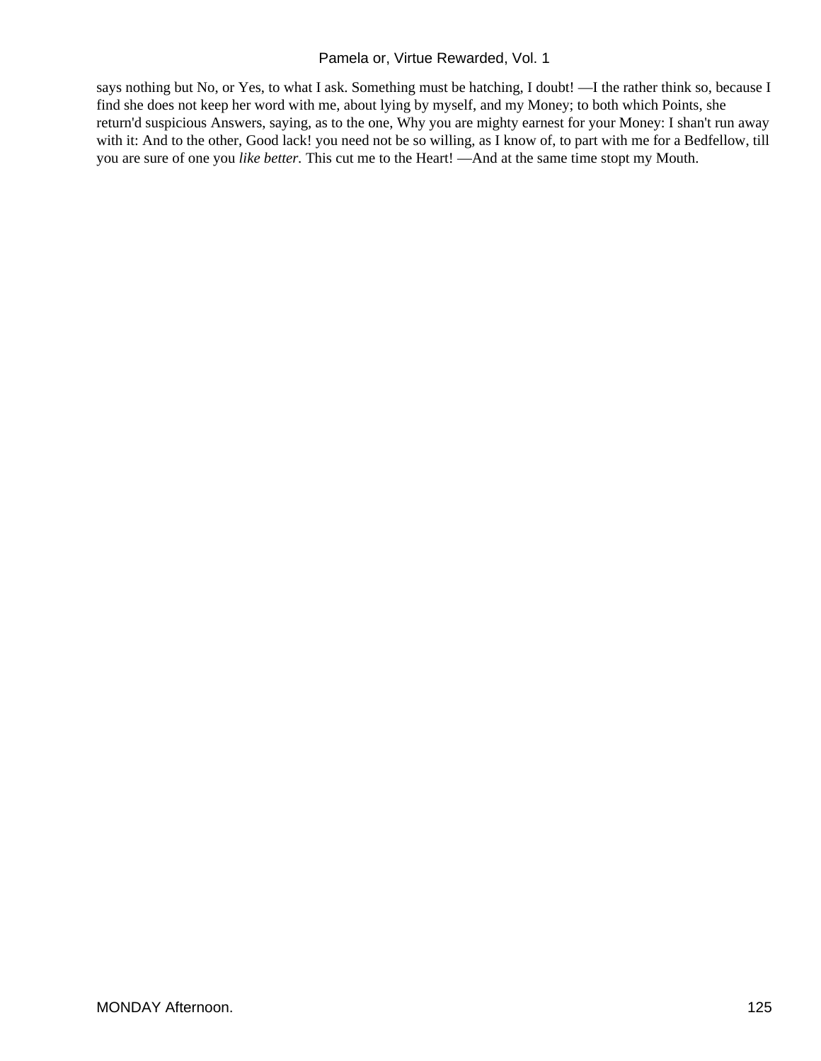says nothing but No, or Yes, to what I ask. Something must be hatching, I doubt! —I the rather think so, because I find she does not keep her word with me, about lying by myself, and my Money; to both which Points, she return'd suspicious Answers, saying, as to the one, Why you are mighty earnest for your Money: I shan't run away with it: And to the other, Good lack! you need not be so willing, as I know of, to part with me for a Bedfellow, till you are sure of one you *like better.* This cut me to the Heart! —And at the same time stopt my Mouth.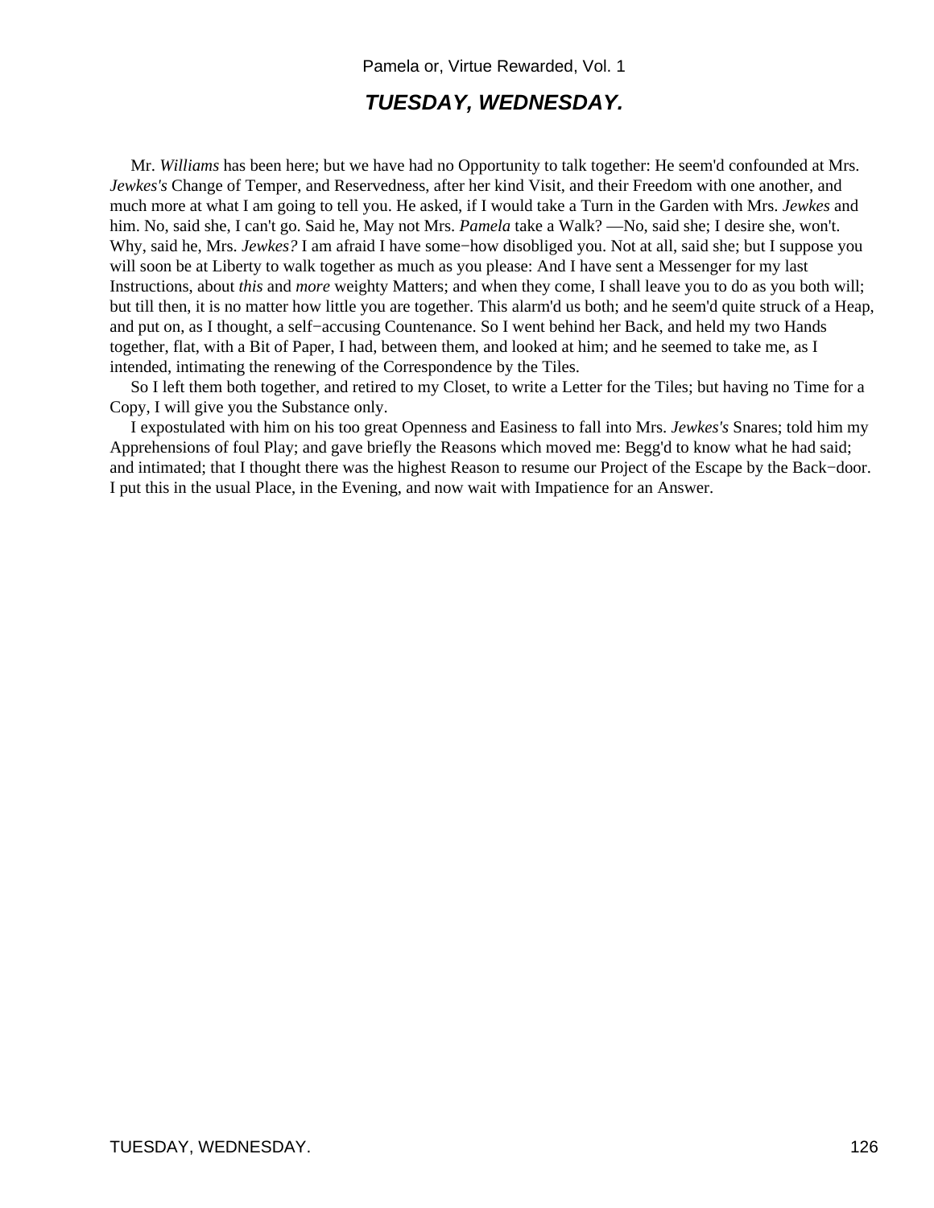## *TUESDAY, WEDNESDAY.*

Mr. *Williams* has been here; but we have had no Opportunity to talk together: He seem'd confounded at Mrs. *Jewkes's* Change of Temper, and Reservedness, after her kind Visit, and their Freedom with one another, and much more at what I am going to tell you. He asked, if I would take a Turn in the Garden with Mrs. *Jewkes* and him. No, said she, I can't go. Said he, May not Mrs. *Pamela* take a Walk? —No, said she; I desire she, won't. Why, said he, Mrs. *Jewkes?* I am afraid I have some−how disobliged you. Not at all, said she; but I suppose you will soon be at Liberty to walk together as much as you please: And I have sent a Messenger for my last Instructions, about *this* and *more* weighty Matters; and when they come, I shall leave you to do as you both will; but till then, it is no matter how little you are together. This alarm'd us both; and he seem'd quite struck of a Heap, and put on, as I thought, a self−accusing Countenance. So I went behind her Back, and held my two Hands together, flat, with a Bit of Paper, I had, between them, and looked at him; and he seemed to take me, as I intended, intimating the renewing of the Correspondence by the Tiles.

So I left them both together, and retired to my Closet, to write a Letter for the Tiles; but having no Time for a Copy, I will give you the Substance only.

I expostulated with him on his too great Openness and Easiness to fall into Mrs. *Jewkes's* Snares; told him my Apprehensions of foul Play; and gave briefly the Reasons which moved me: Begg'd to know what he had said; and intimated; that I thought there was the highest Reason to resume our Project of the Escape by the Back−door. I put this in the usual Place, in the Evening, and now wait with Impatience for an Answer.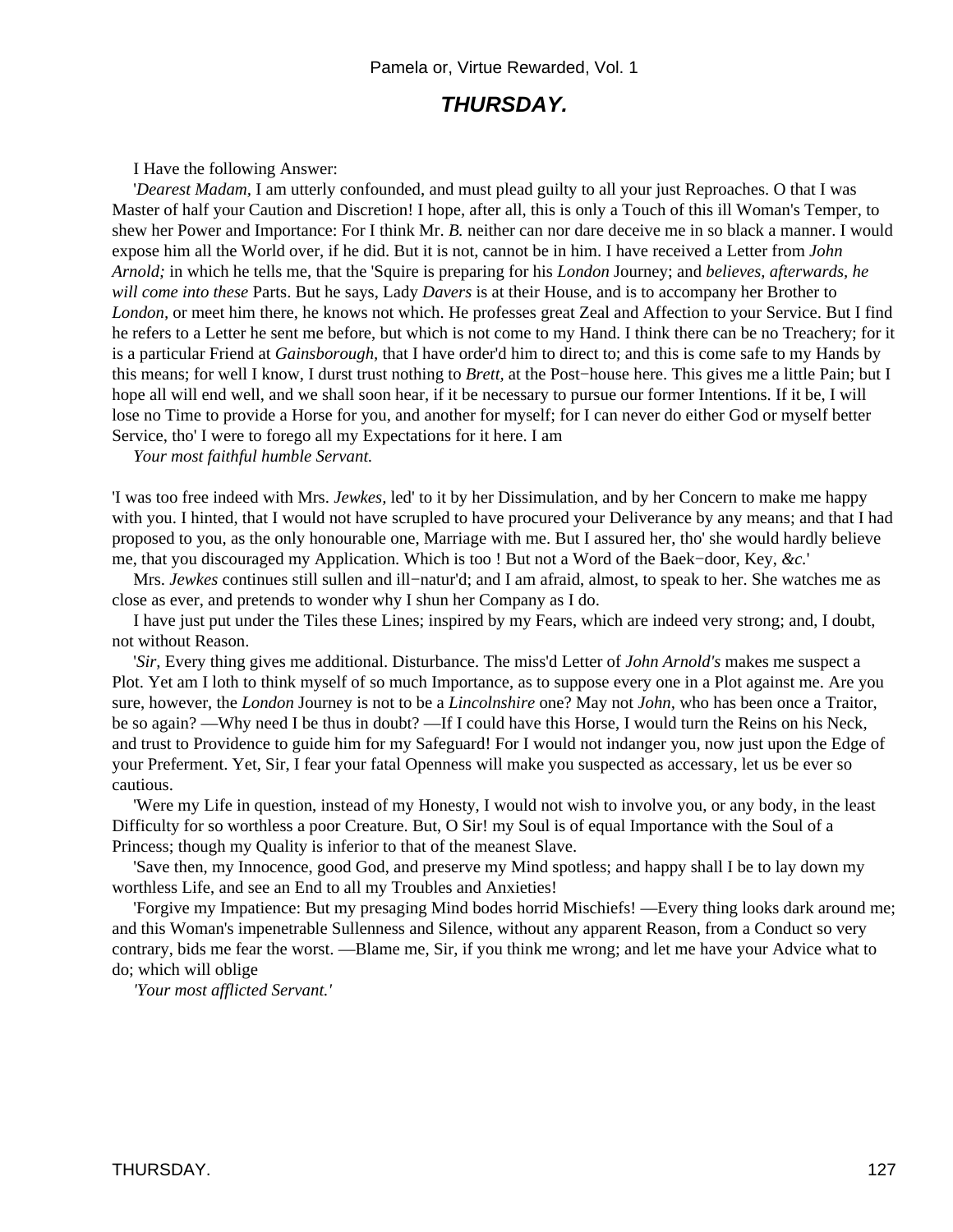# *THURSDAY.*

I Have the following Answer:

'*Dearest Madam,* I am utterly confounded, and must plead guilty to all your just Reproaches. O that I was Master of half your Caution and Discretion! I hope, after all, this is only a Touch of this ill Woman's Temper, to shew her Power and Importance: For I think Mr. *B.* neither can nor dare deceive me in so black a manner. I would expose him all the World over, if he did. But it is not, cannot be in him. I have received a Letter from *John Arnold;* in which he tells me, that the 'Squire is preparing for his *London* Journey; and *believes, afterwards, he will come into these* Parts. But he says, Lady *Davers* is at their House, and is to accompany her Brother to *London,* or meet him there, he knows not which. He professes great Zeal and Affection to your Service. But I find he refers to a Letter he sent me before, but which is not come to my Hand. I think there can be no Treachery; for it is a particular Friend at *Gainsborough,* that I have order'd him to direct to; and this is come safe to my Hands by this means; for well I know, I durst trust nothing to *Brett,* at the Post−house here. This gives me a little Pain; but I hope all will end well, and we shall soon hear, if it be necessary to pursue our former Intentions. If it be, I will lose no Time to provide a Horse for you, and another for myself; for I can never do either God or myself better Service, tho' I were to forego all my Expectations for it here. I am

*Your most faithful humble Servant.*

'I was too free indeed with Mrs. *Jewkes,* led' to it by her Dissimulation, and by her Concern to make me happy with you. I hinted, that I would not have scrupled to have procured your Deliverance by any means; and that I had proposed to you, as the only honourable one, Marriage with me. But I assured her, tho' she would hardly believe me, that you discouraged my Application. Which is too ! But not a Word of the Baek−door, Key, *&c.*'

Mrs. *Jewkes* continues still sullen and ill−natur'd; and I am afraid, almost, to speak to her. She watches me as close as ever, and pretends to wonder why I shun her Company as I do.

I have just put under the Tiles these Lines; inspired by my Fears, which are indeed very strong; and, I doubt, not without Reason.

'*Sir,* Every thing gives me additional. Disturbance. The miss'd Letter of *John Arnold's* makes me suspect a Plot. Yet am I loth to think myself of so much Importance, as to suppose every one in a Plot against me. Are you sure, however, the *London* Journey is not to be a *Lincolnshire* one? May not *John,* who has been once a Traitor, be so again? —Why need I be thus in doubt? —If I could have this Horse, I would turn the Reins on his Neck, and trust to Providence to guide him for my Safeguard! For I would not indanger you, now just upon the Edge of your Preferment. Yet, Sir, I fear your fatal Openness will make you suspected as accessary, let us be ever so cautious.

'Were my Life in question, instead of my Honesty, I would not wish to involve you, or any body, in the least Difficulty for so worthless a poor Creature. But, O Sir! my Soul is of equal Importance with the Soul of a Princess; though my Quality is inferior to that of the meanest Slave.

'Save then, my Innocence, good God, and preserve my Mind spotless; and happy shall I be to lay down my worthless Life, and see an End to all my Troubles and Anxieties!

'Forgive my Impatience: But my presaging Mind bodes horrid Mischiefs! —Every thing looks dark around me; and this Woman's impenetrable Sullenness and Silence, without any apparent Reason, from a Conduct so very contrary, bids me fear the worst. —Blame me, Sir, if you think me wrong; and let me have your Advice what to do; which will oblige

*'Your most afflicted Servant.'*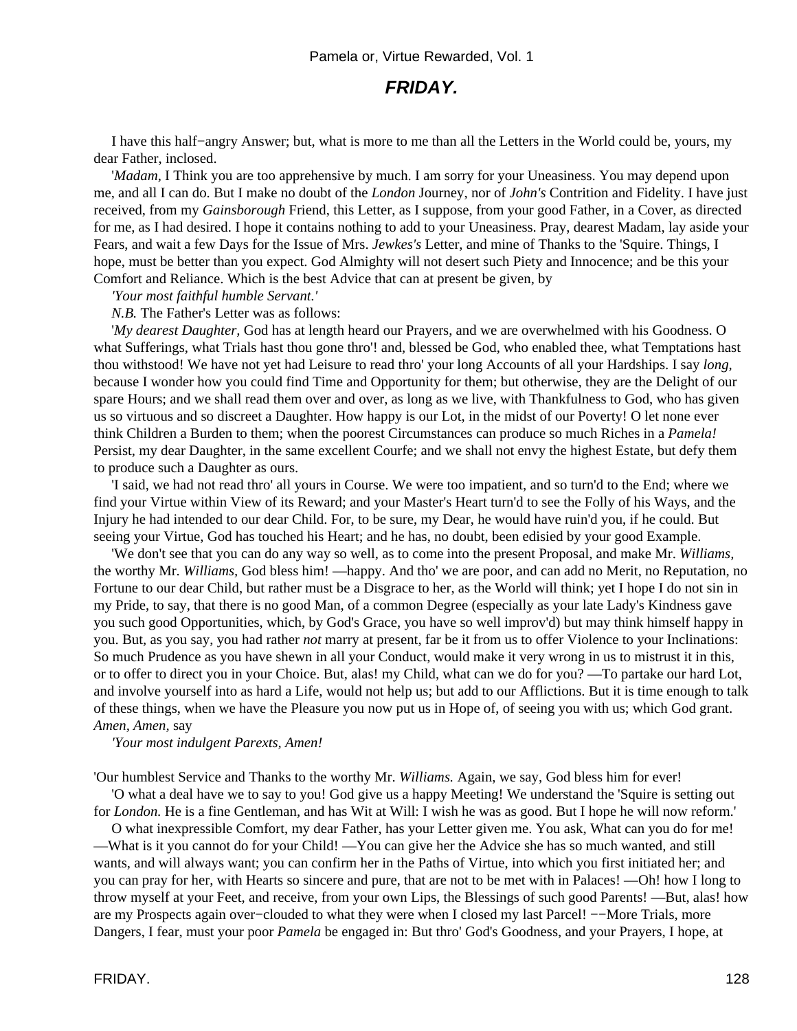## *FRIDAY.*

I have this half−angry Answer; but, what is more to me than all the Letters in the World could be, yours, my dear Father, inclosed.

'*Madam,* I Think you are too apprehensive by much. I am sorry for your Uneasiness. You may depend upon me, and all I can do. But I make no doubt of the *London* Journey, nor of *John's* Contrition and Fidelity. I have just received, from my *Gainsborough* Friend, this Letter, as I suppose, from your good Father, in a Cover, as directed for me, as I had desired. I hope it contains nothing to add to your Uneasiness. Pray, dearest Madam, lay aside your Fears, and wait a few Days for the Issue of Mrs. *Jewkes's* Letter, and mine of Thanks to the 'Squire. Things, I hope, must be better than you expect. God Almighty will not desert such Piety and Innocence; and be this your Comfort and Reliance. Which is the best Advice that can at present be given, by

*'Your most faithful humble Servant.'*

*N.B.* The Father's Letter was as follows:

'*My dearest Daughter,* God has at length heard our Prayers, and we are overwhelmed with his Goodness. O what Sufferings, what Trials hast thou gone thro'! and, blessed be God, who enabled thee, what Temptations hast thou withstood! We have not yet had Leisure to read thro' your long Accounts of all your Hardships. I say *long,* because I wonder how you could find Time and Opportunity for them; but otherwise, they are the Delight of our spare Hours; and we shall read them over and over, as long as we live, with Thankfulness to God, who has given us so virtuous and so discreet a Daughter. How happy is our Lot, in the midst of our Poverty! O let none ever think Children a Burden to them; when the poorest Circumstances can produce so much Riches in a *Pamela!* Persist, my dear Daughter, in the same excellent Courfe; and we shall not envy the highest Estate, but defy them to produce such a Daughter as ours.

'I said, we had not read thro' all yours in Course. We were too impatient, and so turn'd to the End; where we find your Virtue within View of its Reward; and your Master's Heart turn'd to see the Folly of his Ways, and the Injury he had intended to our dear Child. For, to be sure, my Dear, he would have ruin'd you, if he could. But seeing your Virtue, God has touched his Heart; and he has, no doubt, been edisied by your good Example.

'We don't see that you can do any way so well, as to come into the present Proposal, and make Mr. *Williams,* the worthy Mr. *Williams,* God bless him! —happy. And tho' we are poor, and can add no Merit, no Reputation, no Fortune to our dear Child, but rather must be a Disgrace to her, as the World will think; yet I hope I do not sin in my Pride, to say, that there is no good Man, of a common Degree (especially as your late Lady's Kindness gave you such good Opportunities, which, by God's Grace, you have so well improv'd) but may think himself happy in you. But, as you say, you had rather *not* marry at present, far be it from us to offer Violence to your Inclinations: So much Prudence as you have shewn in all your Conduct, would make it very wrong in us to mistrust it in this, or to offer to direct you in your Choice. But, alas! my Child, what can we do for you? —To partake our hard Lot, and involve yourself into as hard a Life, would not help us; but add to our Afflictions. But it is time enough to talk of these things, when we have the Pleasure you now put us in Hope of, of seeing you with us; which God grant. *Amen, Amen,* say

*'Your most indulgent Parexts, Amen!*

'Our humblest Service and Thanks to the worthy Mr. *Williams.* Again, we say, God bless him for ever!

'O what a deal have we to say to you! God give us a happy Meeting! We understand the 'Squire is setting out for *London.* He is a fine Gentleman, and has Wit at Will: I wish he was as good. But I hope he will now reform.'

O what inexpressible Comfort, my dear Father, has your Letter given me. You ask, What can you do for me! —What is it you cannot do for your Child! —You can give her the Advice she has so much wanted, and still wants, and will always want; you can confirm her in the Paths of Virtue, into which you first initiated her; and you can pray for her, with Hearts so sincere and pure, that are not to be met with in Palaces! —Oh! how I long to throw myself at your Feet, and receive, from your own Lips, the Blessings of such good Parents! —But, alas! how are my Prospects again over−clouded to what they were when I closed my last Parcel! −−More Trials, more Dangers, I fear, must your poor *Pamela* be engaged in: But thro' God's Goodness, and your Prayers, I hope, at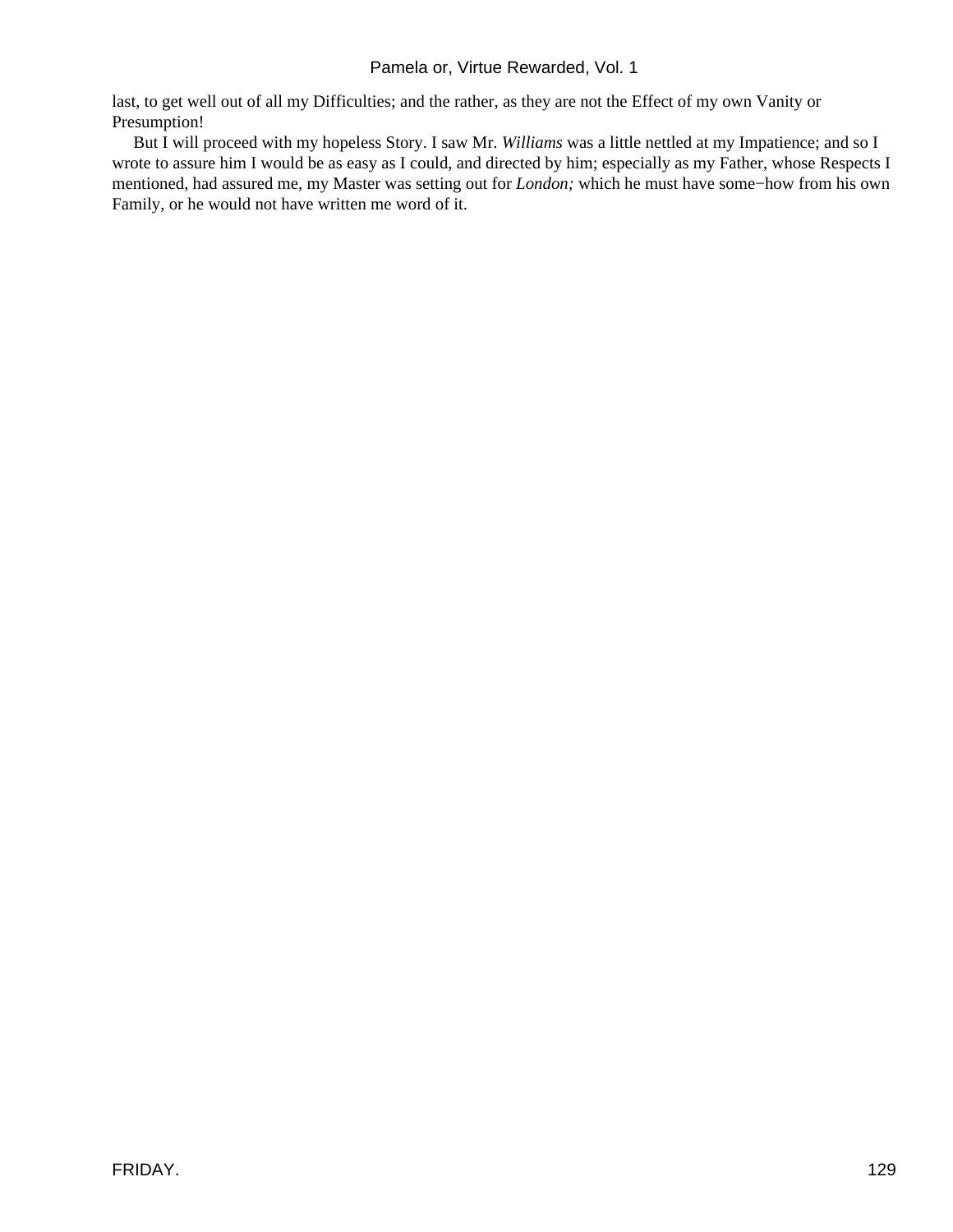last, to get well out of all my Difficulties; and the rather, as they are not the Effect of my own Vanity or Presumption!

But I will proceed with my hopeless Story. I saw Mr. *Williams* was a little nettled at my Impatience; and so I wrote to assure him I would be as easy as I could, and directed by him; especially as my Father, whose Respects I mentioned, had assured me, my Master was setting out for *London;* which he must have some−how from his own Family, or he would not have written me word of it.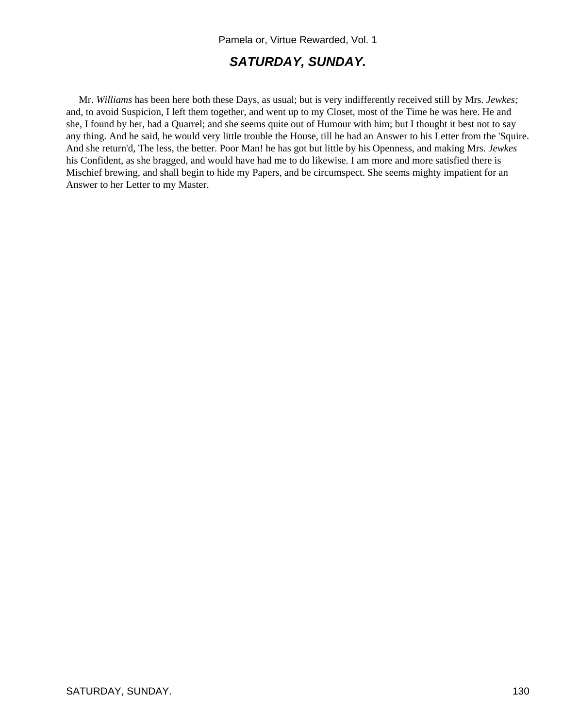## *SATURDAY, SUNDAY.*

Mr. *Williams* has been here both these Days, as usual; but is very indifferently received still by Mrs. *Jewkes;* and, to avoid Suspicion, I left them together, and went up to my Closet, most of the Time he was here. He and she, I found by her, had a Quarrel; and she seems quite out of Humour with him; but I thought it best not to say any thing. And he said, he would very little trouble the House, till he had an Answer to his Letter from the 'Squire. And she return'd, The less, the better. Poor Man! he has got but little by his Openness, and making Mrs. *Jewkes* his Confident, as she bragged, and would have had me to do likewise. I am more and more satisfied there is Mischief brewing, and shall begin to hide my Papers, and be circumspect. She seems mighty impatient for an Answer to her Letter to my Master.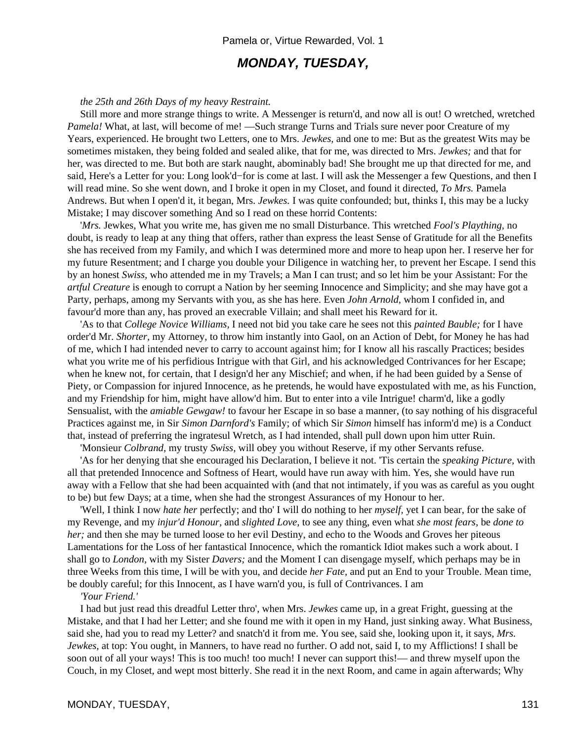## *MONDAY, TUESDAY,*

*the 25th and 26th Days of my heavy Restraint.*

Still more and more strange things to write. A Messenger is return'd, and now all is out! O wretched, wretched *Pamela!* What, at last, will become of me! —Such strange Turns and Trials sure never poor Creature of my Years, experienced. He brought two Letters, one to Mrs. *Jewkes,* and one to me: But as the greatest Wits may be sometimes mistaken, they being folded and sealed alike, that for me, was directed to Mrs. *Jewkes;* and that for her, was directed to me. But both are stark naught, abominably bad! She brought me up that directed for me, and said, Here's a Letter for you: Long look'd−for is come at last. I will ask the Messenger a few Questions, and then I will read mine. So she went down, and I broke it open in my Closet, and found it directed, *To Mrs.* Pamela Andrews. But when I open'd it, it began, Mrs. *Jewkes.* I was quite confounded; but, thinks I, this may be a lucky Mistake; I may discover something And so I read on these horrid Contents:

'*Mrs.* Jewkes, What you write me, has given me no small Disturbance. This wretched *Fool's Plaything,* no doubt, is ready to leap at any thing that offers, rather than express the least Sense of Gratitude for all the Benefits she has received from my Family, and which I was determined more and more to heap upon her. I reserve her for my future Resentment; and I charge you double your Diligence in watching her, to prevent her Escape. I send this by an honest *Swiss,* who attended me in my Travels; a Man I can trust; and so let him be your Assistant: For the *artful Creature* is enough to corrupt a Nation by her seeming Innocence and Simplicity; and she may have got a Party, perhaps, among my Servants with you, as she has here. Even *John Arnold,* whom I confided in, and favour'd more than any, has proved an execrable Villain; and shall meet his Reward for it.

'As to that *College Novice Williams,* I need not bid you take care he sees not this *painted Bauble;* for I have order'd Mr. *Shorter,* my Attorney, to throw him instantly into Gaol, on an Action of Debt, for Money he has had of me, which I had intended never to carry to account against him; for I know all his rascally Practices; besides what you write me of his perfidious Intrigue with that Girl, and his acknowledged Contrivances for her Escape; when he knew not, for certain, that I design'd her any Mischief; and when, if he had been guided by a Sense of Piety, or Compassion for injured Innocence, as he pretends, he would have expostulated with me, as his Function, and my Friendship for him, might have allow'd him. But to enter into a vile Intrigue! charm'd, like a godly Sensualist, with the *amiable Gewgaw!* to favour her Escape in so base a manner, (to say nothing of his disgraceful Practices against me, in Sir *Simon Darnford's* Family; of which Sir *Simon* himself has inform'd me) is a Conduct that, instead of preferring the ingratesul Wretch, as I had intended, shall pull down upon him utter Ruin.

'Monsieur *Colbrand,* my trusty *Swiss,* will obey you without Reserve, if my other Servants refuse.

'As for her denying that she encouraged his Declaration, I believe it not. 'Tis certain the *speaking Picture,* with all that pretended Innocence and Softness of Heart, would have run away with him. Yes, she would have run away with a Fellow that she had been acquainted with (and that not intimately, if you was as careful as you ought to be) but few Days; at a time, when she had the strongest Assurances of my Honour to her.

'Well, I think I now *hate her* perfectly; and tho' I will do nothing to her *myself,* yet I can bear, for the sake of my Revenge, and my *injur'd Honour,* and *slighted Love,* to see any thing, even what *she most fears,* be *done to her;* and then she may be turned loose to her evil Destiny, and echo to the Woods and Groves her piteous Lamentations for the Loss of her fantastical Innocence, which the romantick Idiot makes such a work about. I shall go to *London,* with my Sister *Davers;* and the Moment I can disengage myself, which perhaps may be in three Weeks from this time, I will be with you, and decide *her Fate,* and put an End to your Trouble. Mean time, be doubly careful; for this Innocent, as I have warn'd you, is full of Contrivances. I am

*'Your Friend.'*

I had but just read this dreadful Letter thro', when Mrs. *Jewkes* came up, in a great Fright, guessing at the Mistake, and that I had her Letter; and she found me with it open in my Hand, just sinking away. What Business, said she, had you to read my Letter? and snatch'd it from me. You see, said she, looking upon it, it says, *Mrs. Jewkes,* at top: You ought, in Manners, to have read no further. O add not, said I, to my Afflictions! I shall be soon out of all your ways! This is too much! too much! I never can support this!— and threw myself upon the Couch, in my Closet, and wept most bitterly. She read it in the next Room, and came in again afterwards; Why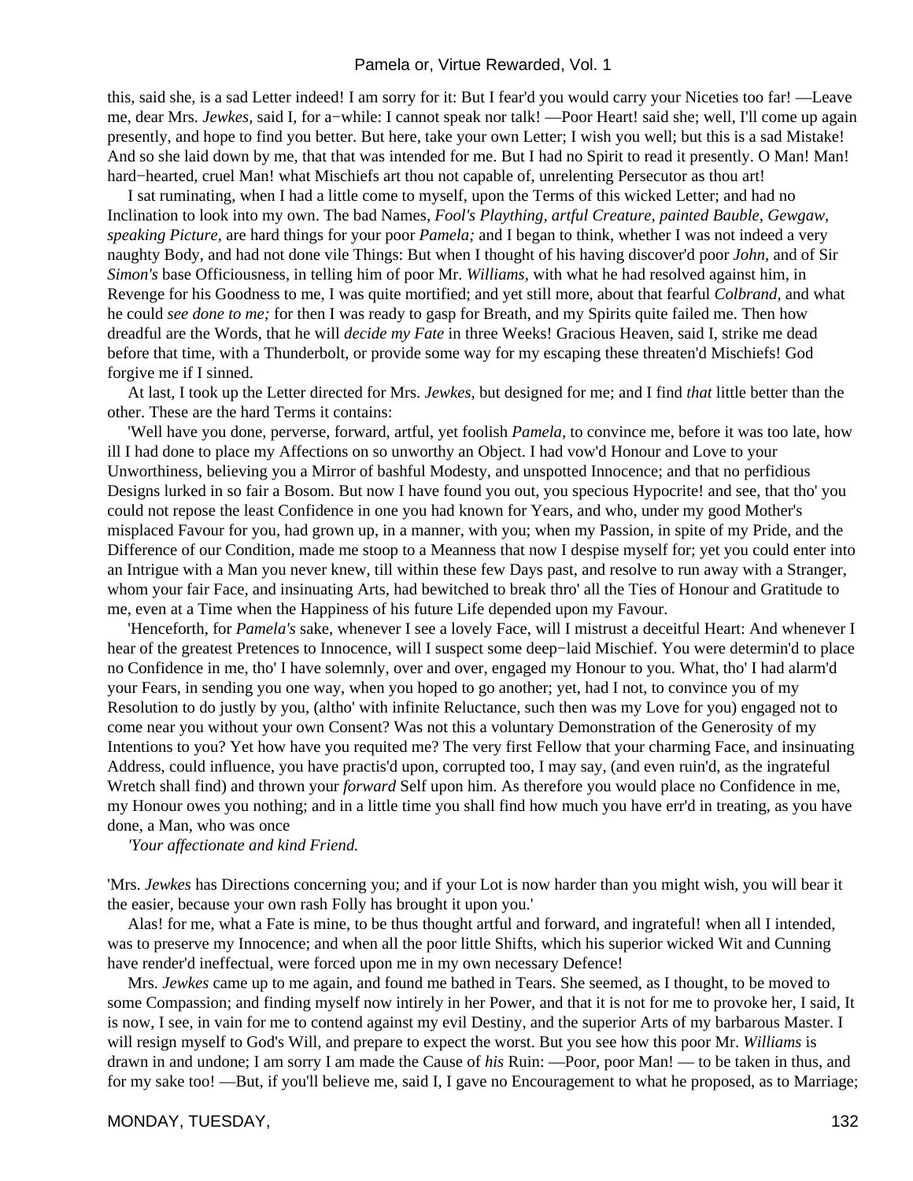this, said she, is a sad Letter indeed! I am sorry for it: But I fear'd you would carry your Niceties too far! —Leave me, dear Mrs. *Jewkes,* said I, for a−while: I cannot speak nor talk! —Poor Heart! said she; well, I'll come up again presently, and hope to find you better. But here, take your own Letter; I wish you well; but this is a sad Mistake! And so she laid down by me, that that was intended for me. But I had no Spirit to read it presently. O Man! Man! hard−hearted, cruel Man! what Mischiefs art thou not capable of, unrelenting Persecutor as thou art!

I sat ruminating, when I had a little come to myself, upon the Terms of this wicked Letter; and had no Inclination to look into my own. The bad Names, *Fool's Plaything, artful Creature, painted Bauble, Gewgaw, speaking Picture,* are hard things for your poor *Pamela;* and I began to think, whether I was not indeed a very naughty Body, and had not done vile Things: But when I thought of his having discover'd poor *John,* and of Sir *Simon's* base Officiousness, in telling him of poor Mr. *Williams,* with what he had resolved against him, in Revenge for his Goodness to me, I was quite mortified; and yet still more, about that fearful *Colbrand,* and what he could *see done to me;* for then I was ready to gasp for Breath, and my Spirits quite failed me. Then how dreadful are the Words, that he will *decide my Fate* in three Weeks! Gracious Heaven, said I, strike me dead before that time, with a Thunderbolt, or provide some way for my escaping these threaten'd Mischiefs! God forgive me if I sinned.

At last, I took up the Letter directed for Mrs. *Jewkes,* but designed for me; and I find *that* little better than the other. These are the hard Terms it contains:

'Well have you done, perverse, forward, artful, yet foolish *Pamela,* to convince me, before it was too late, how ill I had done to place my Affections on so unworthy an Object. I had vow'd Honour and Love to your Unworthiness, believing you a Mirror of bashful Modesty, and unspotted Innocence; and that no perfidious Designs lurked in so fair a Bosom. But now I have found you out, you specious Hypocrite! and see, that tho' you could not repose the least Confidence in one you had known for Years, and who, under my good Mother's misplaced Favour for you, had grown up, in a manner, with you; when my Passion, in spite of my Pride, and the Difference of our Condition, made me stoop to a Meanness that now I despise myself for; yet you could enter into an Intrigue with a Man you never knew, till within these few Days past, and resolve to run away with a Stranger, whom your fair Face, and insinuating Arts, had bewitched to break thro' all the Ties of Honour and Gratitude to me, even at a Time when the Happiness of his future Life depended upon my Favour.

'Henceforth, for *Pamela's* sake, whenever I see a lovely Face, will I mistrust a deceitful Heart: And whenever I hear of the greatest Pretences to Innocence, will I suspect some deep−laid Mischief. You were determin'd to place no Confidence in me, tho' I have solemnly, over and over, engaged my Honour to you. What, tho' I had alarm'd your Fears, in sending you one way, when you hoped to go another; yet, had I not, to convince you of my Resolution to do justly by you, (altho' with infinite Reluctance, such then was my Love for you) engaged not to come near you without your own Consent? Was not this a voluntary Demonstration of the Generosity of my Intentions to you? Yet how have you requited me? The very first Fellow that your charming Face, and insinuating Address, could influence, you have practis'd upon, corrupted too, I may say, (and even ruin'd, as the ingrateful Wretch shall find) and thrown your *forward* Self upon him. As therefore you would place no Confidence in me, my Honour owes you nothing; and in a little time you shall find how much you have err'd in treating, as you have done, a Man, who was once

*'Your affectionate and kind Friend.*

'Mrs. *Jewkes* has Directions concerning you; and if your Lot is now harder than you might wish, you will bear it the easier, because your own rash Folly has brought it upon you.'

Alas! for me, what a Fate is mine, to be thus thought artful and forward, and ingrateful! when all I intended, was to preserve my Innocence; and when all the poor little Shifts, which his superior wicked Wit and Cunning have render'd ineffectual, were forced upon me in my own necessary Defence!

Mrs. *Jewkes* came up to me again, and found me bathed in Tears. She seemed, as I thought, to be moved to some Compassion; and finding myself now intirely in her Power, and that it is not for me to provoke her, I said, It is now, I see, in vain for me to contend against my evil Destiny, and the superior Arts of my barbarous Master. I will resign myself to God's Will, and prepare to expect the worst. But you see how this poor Mr. *Williams* is drawn in and undone; I am sorry I am made the Cause of *his* Ruin: —Poor, poor Man! — to be taken in thus, and for my sake too! —But, if you'll believe me, said I, I gave no Encouragement to what he proposed, as to Marriage;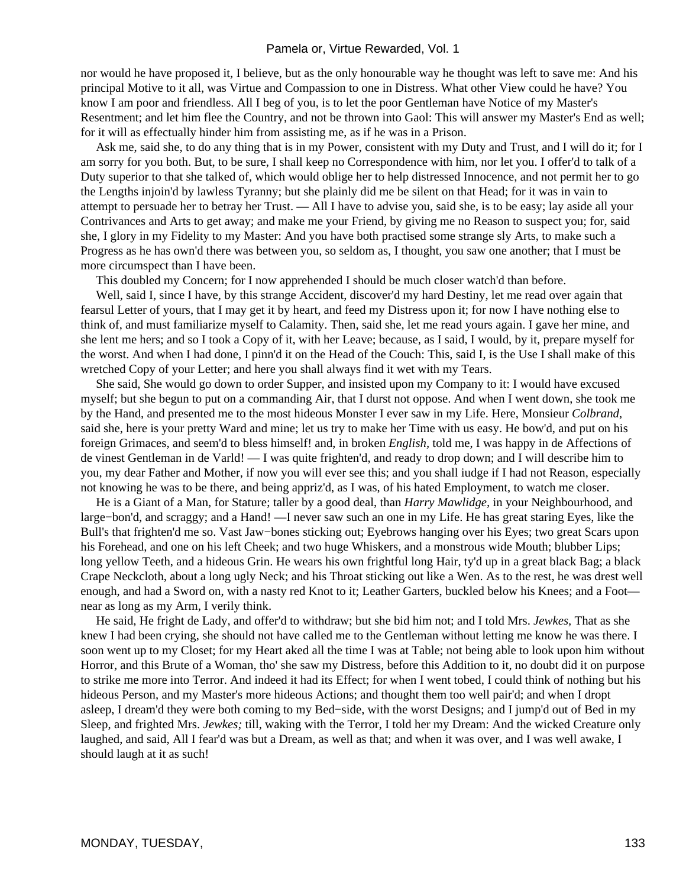nor would he have proposed it, I believe, but as the only honourable way he thought was left to save me: And his principal Motive to it all, was Virtue and Compassion to one in Distress. What other View could he have? You know I am poor and friendless. All I beg of you, is to let the poor Gentleman have Notice of my Master's Resentment; and let him flee the Country, and not be thrown into Gaol: This will answer my Master's End as well; for it will as effectually hinder him from assisting me, as if he was in a Prison.

Ask me, said she, to do any thing that is in my Power, consistent with my Duty and Trust, and I will do it; for I am sorry for you both. But, to be sure, I shall keep no Correspondence with him, nor let you. I offer'd to talk of a Duty superior to that she talked of, which would oblige her to help distressed Innocence, and not permit her to go the Lengths injoin'd by lawless Tyranny; but she plainly did me be silent on that Head; for it was in vain to attempt to persuade her to betray her Trust. — All I have to advise you, said she, is to be easy; lay aside all your Contrivances and Arts to get away; and make me your Friend, by giving me no Reason to suspect you; for, said she, I glory in my Fidelity to my Master: And you have both practised some strange sly Arts, to make such a Progress as he has own'd there was between you, so seldom as, I thought, you saw one another; that I must be more circumspect than I have been.

This doubled my Concern; for I now apprehended I should be much closer watch'd than before.

Well, said I, since I have, by this strange Accident, discover'd my hard Destiny, let me read over again that fearsul Letter of yours, that I may get it by heart, and feed my Distress upon it; for now I have nothing else to think of, and must familiarize myself to Calamity. Then, said she, let me read yours again. I gave her mine, and she lent me hers; and so I took a Copy of it, with her Leave; because, as I said, I would, by it, prepare myself for the worst. And when I had done, I pinn'd it on the Head of the Couch: This, said I, is the Use I shall make of this wretched Copy of your Letter; and here you shall always find it wet with my Tears.

She said, She would go down to order Supper, and insisted upon my Company to it: I would have excused myself; but she begun to put on a commanding Air, that I durst not oppose. And when I went down, she took me by the Hand, and presented me to the most hideous Monster I ever saw in my Life. Here, Monsieur *Colbrand,* said she, here is your pretty Ward and mine; let us try to make her Time with us easy. He bow'd, and put on his foreign Grimaces, and seem'd to bless himself! and, in broken *English,* told me, I was happy in de Affections of de vinest Gentleman in de Varld! — I was quite frighten'd, and ready to drop down; and I will describe him to you, my dear Father and Mother, if now you will ever see this; and you shall iudge if I had not Reason, especially not knowing he was to be there, and being appriz'd, as I was, of his hated Employment, to watch me closer.

He is a Giant of a Man, for Stature; taller by a good deal, than *Harry Mawlidge,* in your Neighbourhood, and large−bon'd, and scraggy; and a Hand! —I never saw such an one in my Life. He has great staring Eyes, like the Bull's that frighten'd me so. Vast Jaw−bones sticking out; Eyebrows hanging over his Eyes; two great Scars upon his Forehead, and one on his left Cheek; and two huge Whiskers, and a monstrous wide Mouth; blubber Lips; long yellow Teeth, and a hideous Grin. He wears his own frightful long Hair, ty'd up in a great black Bag; a black Crape Neckcloth, about a long ugly Neck; and his Throat sticking out like a Wen. As to the rest, he was drest well enough, and had a Sword on, with a nasty red Knot to it; Leather Garters, buckled below his Knees; and a Foot— near as long as my Arm, I verily think.

He said, He fright de Lady, and offer'd to withdraw; but she bid him not; and I told Mrs. *Jewkes,* That as she knew I had been crying, she should not have called me to the Gentleman without letting me know he was there. I soon went up to my Closet; for my Heart aked all the time I was at Table; not being able to look upon him without Horror, and this Brute of a Woman, tho' she saw my Distress, before this Addition to it, no doubt did it on purpose to strike me more into Terror. And indeed it had its Effect; for when I went tobed, I could think of nothing but his hideous Person, and my Master's more hideous Actions; and thought them too well pair'd; and when I dropt asleep, I dream'd they were both coming to my Bed−side, with the worst Designs; and I jump'd out of Bed in my Sleep, and frighted Mrs. *Jewkes;* till, waking with the Terror, I told her my Dream: And the wicked Creature only laughed, and said, All I fear'd was but a Dream, as well as that; and when it was over, and I was well awake, I should laugh at it as such!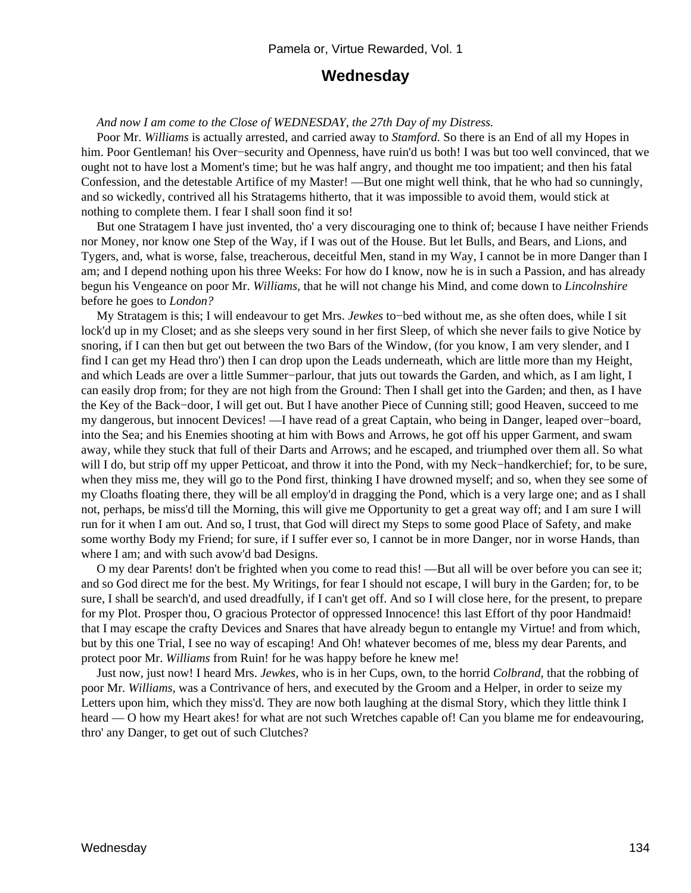## Wednesday

*And now I am come to the Close of WEDNESDAY, the 27th Day of my Distress.*

Poor Mr. *Williams* is actually arrested, and carried away to *Stamford.* So there is an End of all my Hopes in him. Poor Gentleman! his Over−security and Openness, have ruin'd us both! I was but too well convinced, that we ought not to have lost a Moment's time; but he was half angry, and thought me too impatient; and then his fatal Confession, and the detestable Artifice of my Master! —But one might well think, that he who had so cunningly, and so wickedly, contrived all his Stratagems hitherto, that it was impossible to avoid them, would stick at nothing to complete them. I fear I shall soon find it so!

But one Stratagem I have just invented, tho' a very discouraging one to think of; because I have neither Friends nor Money, nor know one Step of the Way, if I was out of the House. But let Bulls, and Bears, and Lions, and Tygers, and, what is worse, false, treacherous, deceitful Men, stand in my Way, I cannot be in more Danger than I am; and I depend nothing upon his three Weeks: For how do I know, now he is in such a Passion, and has already begun his Vengeance on poor Mr. *Williams,* that he will not change his Mind, and come down to *Lincolnshire* before he goes to *London?*

My Stratagem is this; I will endeavour to get Mrs. *Jewkes* to−bed without me, as she often does, while I sit lock'd up in my Closet; and as she sleeps very sound in her first Sleep, of which she never fails to give Notice by snoring, if I can then but get out between the two Bars of the Window, (for you know, I am very slender, and I find I can get my Head thro') then I can drop upon the Leads underneath, which are little more than my Height, and which Leads are over a little Summer−parlour, that juts out towards the Garden, and which, as I am light, I can easily drop from; for they are not high from the Ground: Then I shall get into the Garden; and then, as I have the Key of the Back−door, I will get out. But I have another Piece of Cunning still; good Heaven, succeed to me my dangerous, but innocent Devices! —I have read of a great Captain, who being in Danger, leaped over−board, into the Sea; and his Enemies shooting at him with Bows and Arrows, he got off his upper Garment, and swam away, while they stuck that full of their Darts and Arrows; and he escaped, and triumphed over them all. So what will I do, but strip off my upper Petticoat, and throw it into the Pond, with my Neck−handkerchief; for, to be sure, when they miss me, they will go to the Pond first, thinking I have drowned myself; and so, when they see some of my Cloaths floating there, they will be all employ'd in dragging the Pond, which is a very large one; and as I shall not, perhaps, be miss'd till the Morning, this will give me Opportunity to get a great way off; and I am sure I will run for it when I am out. And so, I trust, that God will direct my Steps to some good Place of Safety, and make some worthy Body my Friend; for sure, if I suffer ever so, I cannot be in more Danger, nor in worse Hands, than where I am; and with such avow'd bad Designs.

O my dear Parents! don't be frighted when you come to read this! —But all will be over before you can see it; and so God direct me for the best. My Writings, for fear I should not escape, I will bury in the Garden; for, to be sure, I shall be search'd, and used dreadfully, if I can't get off. And so I will close here, for the present, to prepare for my Plot. Prosper thou, O gracious Protector of oppressed Innocence! this last Effort of thy poor Handmaid! that I may escape the crafty Devices and Snares that have already begun to entangle my Virtue! and from which, but by this one Trial, I see no way of escaping! And Oh! whatever becomes of me, bless my dear Parents, and protect poor Mr. *Williams* from Ruin! for he was happy before he knew me!

Just now, just now! I heard Mrs. *Jewkes,* who is in her Cups, own, to the horrid *Colbrand,* that the robbing of poor Mr. *Williams,* was a Contrivance of hers, and executed by the Groom and a Helper, in order to seize my Letters upon him, which they miss'd. They are now both laughing at the dismal Story, which they little think I heard — O how my Heart akes! for what are not such Wretches capable of! Can you blame me for endeavouring, thro' any Danger, to get out of such Clutches?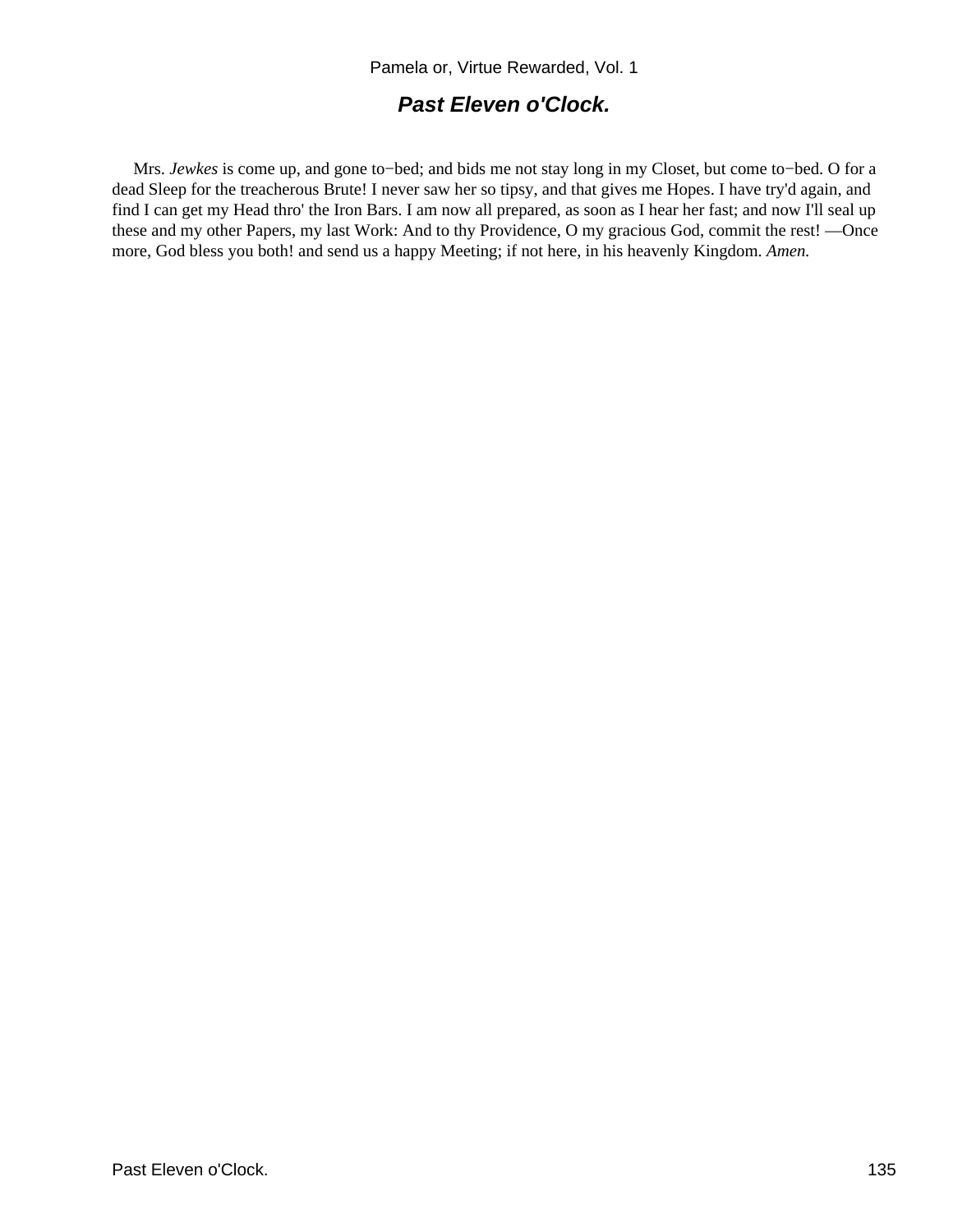## *Past Eleven o'Clock.*

Mrs. *Jewkes* is come up, and gone to−bed; and bids me not stay long in my Closet, but come to−bed. O for a dead Sleep for the treacherous Brute! I never saw her so tipsy, and that gives me Hopes. I have try'd again, and find I can get my Head thro' the Iron Bars. I am now all prepared, as soon as I hear her fast; and now I'll seal up these and my other Papers, my last Work: And to thy Providence, O my gracious God, commit the rest! —Once more, God bless you both! and send us a happy Meeting; if not here, in his heavenly Kingdom. *Amen.*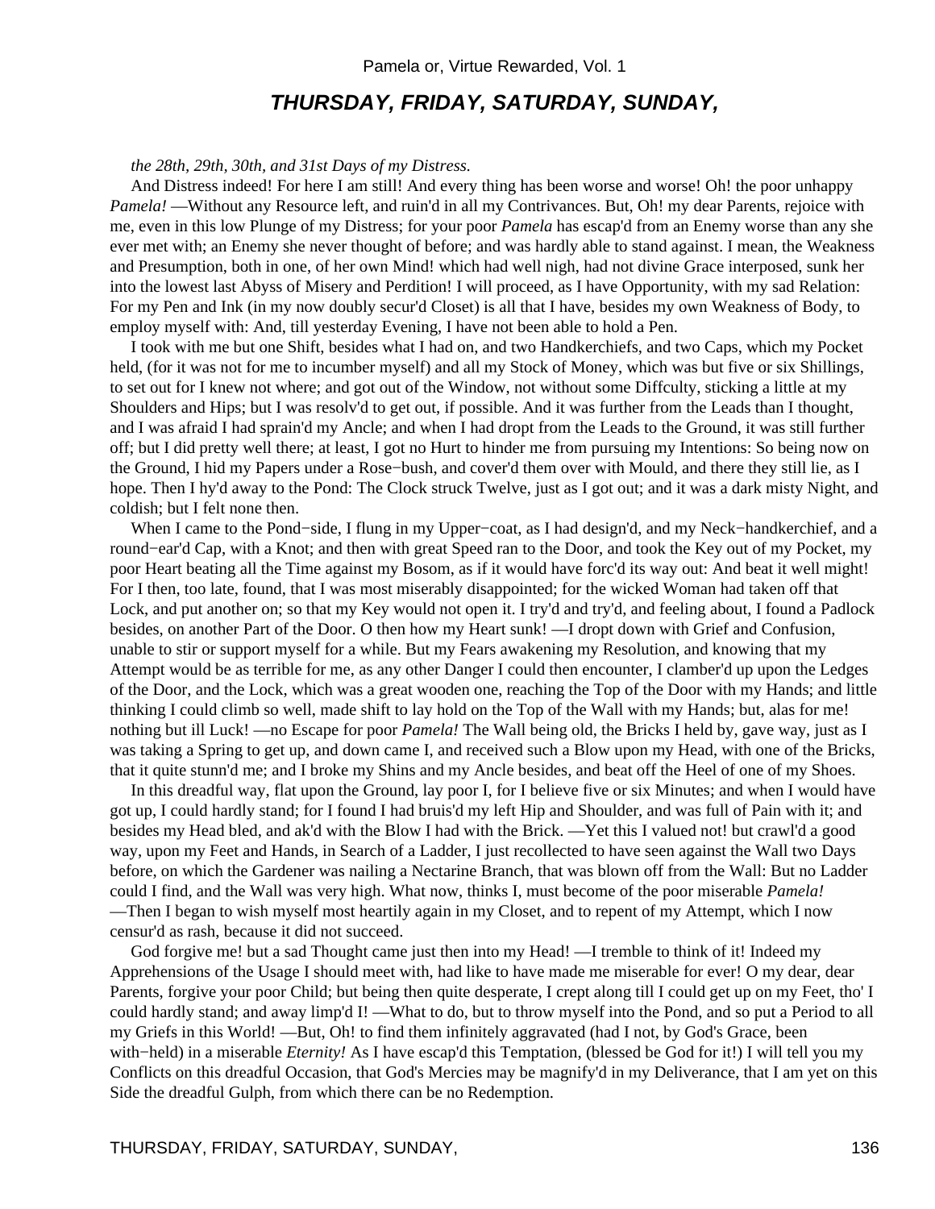## *THURSDAY, FRIDAY, SATURDAY, SUNDAY,*

*the 28th, 29th, 30th, and 31st Days of my Distress.*

And Distress indeed! For here I am still! And every thing has been worse and worse! Oh! the poor unhappy *Pamela!* —Without any Resource left, and ruin'd in all my Contrivances. But, Oh! my dear Parents, rejoice with me, even in this low Plunge of my Distress; for your poor *Pamela* has escap'd from an Enemy worse than any she ever met with; an Enemy she never thought of before; and was hardly able to stand against. I mean, the Weakness and Presumption, both in one, of her own Mind! which had well nigh, had not divine Grace interposed, sunk her into the lowest last Abyss of Misery and Perdition! I will proceed, as I have Opportunity, with my sad Relation: For my Pen and Ink (in my now doubly secur'd Closet) is all that I have, besides my own Weakness of Body, to employ myself with: And, till yesterday Evening, I have not been able to hold a Pen.

I took with me but one Shift, besides what I had on, and two Handkerchiefs, and two Caps, which my Pocket held, (for it was not for me to incumber myself) and all my Stock of Money, which was but five or six Shillings, to set out for I knew not where; and got out of the Window, not without some Diffculty, sticking a little at my Shoulders and Hips; but I was resolv'd to get out, if possible. And it was further from the Leads than I thought, and I was afraid I had sprain'd my Ancle; and when I had dropt from the Leads to the Ground, it was still further off; but I did pretty well there; at least, I got no Hurt to hinder me from pursuing my Intentions: So being now on the Ground, I hid my Papers under a Rose−bush, and cover'd them over with Mould, and there they still lie, as I hope. Then I hy'd away to the Pond: The Clock struck Twelve, just as I got out; and it was a dark misty Night, and coldish; but I felt none then.

When I came to the Pond−side, I flung in my Upper−coat, as I had design'd, and my Neck−handkerchief, and a round−ear'd Cap, with a Knot; and then with great Speed ran to the Door, and took the Key out of my Pocket, my poor Heart beating all the Time against my Bosom, as if it would have forc'd its way out: And beat it well might! For I then, too late, found, that I was most miserably disappointed; for the wicked Woman had taken off that Lock, and put another on; so that my Key would not open it. I try'd and try'd, and feeling about, I found a Padlock besides, on another Part of the Door. O then how my Heart sunk! —I dropt down with Grief and Confusion, unable to stir or support myself for a while. But my Fears awakening my Resolution, and knowing that my Attempt would be as terrible for me, as any other Danger I could then encounter, I clamber'd up upon the Ledges of the Door, and the Lock, which was a great wooden one, reaching the Top of the Door with my Hands; and little thinking I could climb so well, made shift to lay hold on the Top of the Wall with my Hands; but, alas for me! nothing but ill Luck! —no Escape for poor *Pamela!* The Wall being old, the Bricks I held by, gave way, just as I was taking a Spring to get up, and down came I, and received such a Blow upon my Head, with one of the Bricks, that it quite stunn'd me; and I broke my Shins and my Ancle besides, and beat off the Heel of one of my Shoes.

In this dreadful way, flat upon the Ground, lay poor I, for I believe five or six Minutes; and when I would have got up, I could hardly stand; for I found I had bruis'd my left Hip and Shoulder, and was full of Pain with it; and besides my Head bled, and ak'd with the Blow I had with the Brick. —Yet this I valued not! but crawl'd a good way, upon my Feet and Hands, in Search of a Ladder, I just recollected to have seen against the Wall two Days before, on which the Gardener was nailing a Nectarine Branch, that was blown off from the Wall: But no Ladder could I find, and the Wall was very high. What now, thinks I, must become of the poor miserable *Pamela!* —Then I began to wish myself most heartily again in my Closet, and to repent of my Attempt, which I now censur'd as rash, because it did not succeed.

God forgive me! but a sad Thought came just then into my Head! —I tremble to think of it! Indeed my Apprehensions of the Usage I should meet with, had like to have made me miserable for ever! O my dear, dear Parents, forgive your poor Child; but being then quite desperate, I crept along till I could get up on my Feet, tho' I could hardly stand; and away limp'd I! —What to do, but to throw myself into the Pond, and so put a Period to all my Griefs in this World! —But, Oh! to find them infinitely aggravated (had I not, by God's Grace, been with−held) in a miserable *Eternity!* As I have escap'd this Temptation, (blessed be God for it!) I will tell you my Conflicts on this dreadful Occasion, that God's Mercies may be magnify'd in my Deliverance, that I am yet on this Side the dreadful Gulph, from which there can be no Redemption.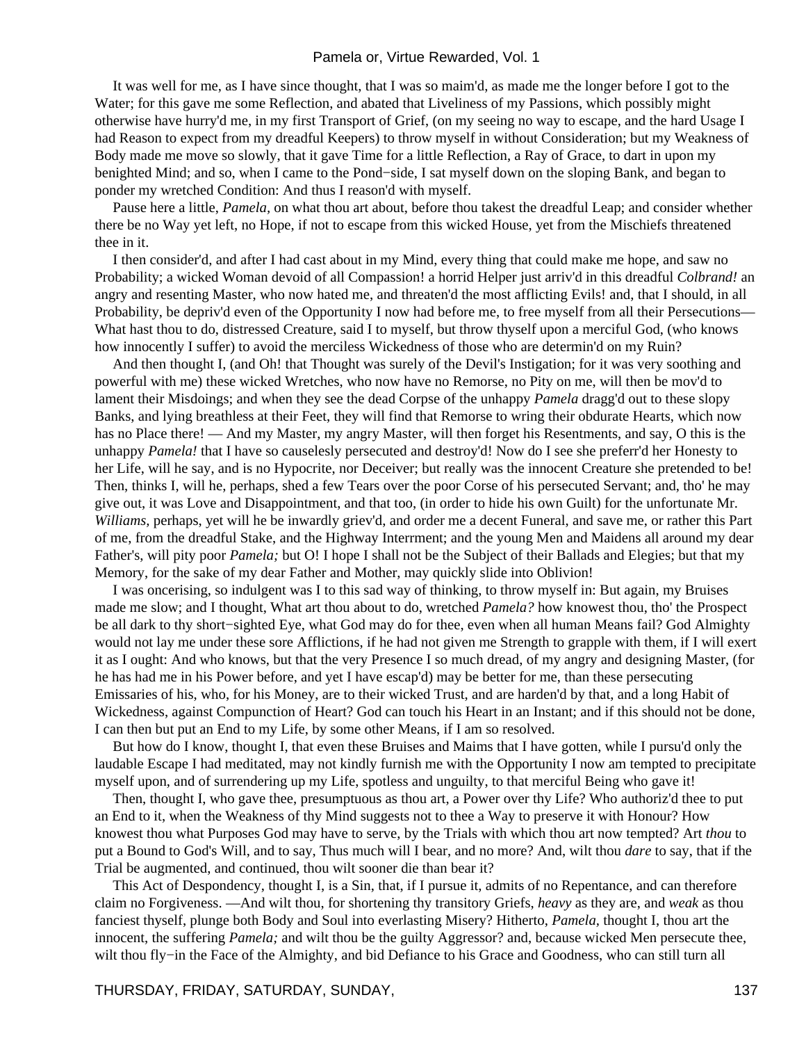It was well for me, as I have since thought, that I was so maim'd, as made me the longer before I got to the Water; for this gave me some Reflection, and abated that Liveliness of my Passions, which possibly might otherwise have hurry'd me, in my first Transport of Grief, (on my seeing no way to escape, and the hard Usage I had Reason to expect from my dreadful Keepers) to throw myself in without Consideration; but my Weakness of Body made me move so slowly, that it gave Time for a little Reflection, a Ray of Grace, to dart in upon my benighted Mind; and so, when I came to the Pond−side, I sat myself down on the sloping Bank, and began to ponder my wretched Condition: And thus I reason'd with myself.

Pause here a little, *Pamela,* on what thou art about, before thou takest the dreadful Leap; and consider whether there be no Way yet left, no Hope, if not to escape from this wicked House, yet from the Mischiefs threatened thee in it.

I then consider'd, and after I had cast about in my Mind, every thing that could make me hope, and saw no Probability; a wicked Woman devoid of all Compassion! a horrid Helper just arriv'd in this dreadful *Colbrand!* an angry and resenting Master, who now hated me, and threaten'd the most afflicting Evils! and, that I should, in all Probability, be depriv'd even of the Opportunity I now had before me, to free myself from all their Persecutions— What hast thou to do, distressed Creature, said I to myself, but throw thyself upon a merciful God, (who knows how innocently I suffer) to avoid the merciless Wickedness of those who are determin'd on my Ruin?

And then thought I, (and Oh! that Thought was surely of the Devil's Instigation; for it was very soothing and powerful with me) these wicked Wretches, who now have no Remorse, no Pity on me, will then be mov'd to lament their Misdoings; and when they see the dead Corpse of the unhappy *Pamela* dragg'd out to these slopy Banks, and lying breathless at their Feet, they will find that Remorse to wring their obdurate Hearts, which now has no Place there! — And my Master, my angry Master, will then forget his Resentments, and say, O this is the unhappy *Pamela!* that I have so causelesly persecuted and destroy'd! Now do I see she preferr'd her Honesty to her Life, will he say, and is no Hypocrite, nor Deceiver; but really was the innocent Creature she pretended to be! Then, thinks I, will he, perhaps, shed a few Tears over the poor Corse of his persecuted Servant; and, tho' he may give out, it was Love and Disappointment, and that too, (in order to hide his own Guilt) for the unfortunate Mr. *Williams,* perhaps, yet will he be inwardly griev'd, and order me a decent Funeral, and save me, or rather this Part of me, from the dreadful Stake, and the Highway Interrment; and the young Men and Maidens all around my dear Father's, will pity poor *Pamela;* but O! I hope I shall not be the Subject of their Ballads and Elegies; but that my Memory, for the sake of my dear Father and Mother, may quickly slide into Oblivion!

I was oncerising, so indulgent was I to this sad way of thinking, to throw myself in: But again, my Bruises made me slow; and I thought, What art thou about to do, wretched *Pamela?* how knowest thou, tho' the Prospect be all dark to thy short−sighted Eye, what God may do for thee, even when all human Means fail? God Almighty would not lay me under these sore Afflictions, if he had not given me Strength to grapple with them, if I will exert it as I ought: And who knows, but that the very Presence I so much dread, of my angry and designing Master, (for he has had me in his Power before, and yet I have escap'd) may be better for me, than these persecuting Emissaries of his, who, for his Money, are to their wicked Trust, and are harden'd by that, and a long Habit of Wickedness, against Compunction of Heart? God can touch his Heart in an Instant; and if this should not be done, I can then but put an End to my Life, by some other Means, if I am so resolved.

But how do I know, thought I, that even these Bruises and Maims that I have gotten, while I pursu'd only the laudable Escape I had meditated, may not kindly furnish me with the Opportunity I now am tempted to precipitate myself upon, and of surrendering up my Life, spotless and unguilty, to that merciful Being who gave it!

Then, thought I, who gave thee, presumptuous as thou art, a Power over thy Life? Who authoriz'd thee to put an End to it, when the Weakness of thy Mind suggests not to thee a Way to preserve it with Honour? How knowest thou what Purposes God may have to serve, by the Trials with which thou art now tempted? Art *thou* to put a Bound to God's Will, and to say, Thus much will I bear, and no more? And, wilt thou *dare* to say, that if the Trial be augmented, and continued, thou wilt sooner die than bear it?

This Act of Despondency, thought I, is a Sin, that, if I pursue it, admits of no Repentance, and can therefore claim no Forgiveness. —And wilt thou, for shortening thy transitory Griefs, *heavy* as they are, and *weak* as thou fanciest thyself, plunge both Body and Soul into everlasting Misery? Hitherto, *Pamela,* thought I, thou art the innocent, the suffering *Pamela;* and wilt thou be the guilty Aggressor? and, because wicked Men persecute thee, wilt thou fly−in the Face of the Almighty, and bid Defiance to his Grace and Goodness, who can still turn all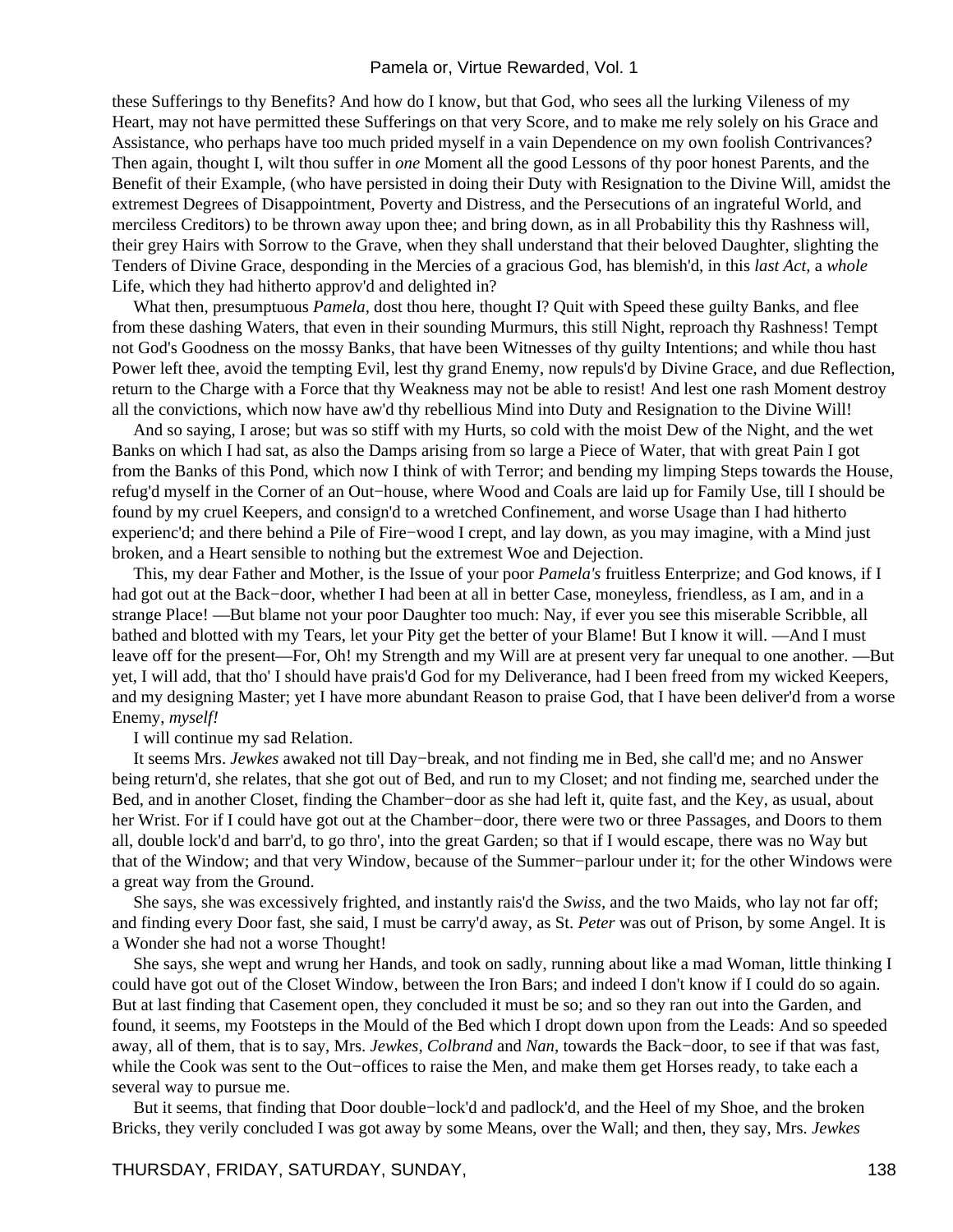these Sufferings to thy Benefits? And how do I know, but that God, who sees all the lurking Vileness of my Heart, may not have permitted these Sufferings on that very Score, and to make me rely solely on his Grace and Assistance, who perhaps have too much prided myself in a vain Dependence on my own foolish Contrivances? Then again, thought I, wilt thou suffer in *one* Moment all the good Lessons of thy poor honest Parents, and the Benefit of their Example, (who have persisted in doing their Duty with Resignation to the Divine Will, amidst the extremest Degrees of Disappointment, Poverty and Distress, and the Persecutions of an ingrateful World, and merciless Creditors) to be thrown away upon thee; and bring down, as in all Probability this thy Rashness will, their grey Hairs with Sorrow to the Grave, when they shall understand that their beloved Daughter, slighting the Tenders of Divine Grace, desponding in the Mercies of a gracious God, has blemish'd, in this *last Act,* a *whole* Life, which they had hitherto approv'd and delighted in?

What then, presumptuous *Pamela,* dost thou here, thought I? Quit with Speed these guilty Banks, and flee from these dashing Waters, that even in their sounding Murmurs, this still Night, reproach thy Rashness! Tempt not God's Goodness on the mossy Banks, that have been Witnesses of thy guilty Intentions; and while thou hast Power left thee, avoid the tempting Evil, lest thy grand Enemy, now repuls'd by Divine Grace, and due Reflection, return to the Charge with a Force that thy Weakness may not be able to resist! And lest one rash Moment destroy all the convictions, which now have aw'd thy rebellious Mind into Duty and Resignation to the Divine Will!

And so saying, I arose; but was so stiff with my Hurts, so cold with the moist Dew of the Night, and the wet Banks on which I had sat, as also the Damps arising from so large a Piece of Water, that with great Pain I got from the Banks of this Pond, which now I think of with Terror; and bending my limping Steps towards the House, refug'd myself in the Corner of an Out−house, where Wood and Coals are laid up for Family Use, till I should be found by my cruel Keepers, and consign'd to a wretched Confinement, and worse Usage than I had hitherto experienc'd; and there behind a Pile of Fire−wood I crept, and lay down, as you may imagine, with a Mind just broken, and a Heart sensible to nothing but the extremest Woe and Dejection.

This, my dear Father and Mother, is the Issue of your poor *Pamela's* fruitless Enterprize; and God knows, if I had got out at the Back−door, whether I had been at all in better Case, moneyless, friendless, as I am, and in a strange Place! —But blame not your poor Daughter too much: Nay, if ever you see this miserable Scribble, all bathed and blotted with my Tears, let your Pity get the better of your Blame! But I know it will. —And I must leave off for the present—For, Oh! my Strength and my Will are at present very far unequal to one another. —But yet, I will add, that tho' I should have prais'd God for my Deliverance, had I been freed from my wicked Keepers, and my designing Master; yet I have more abundant Reason to praise God, that I have been deliver'd from a worse Enemy, *myself!*

I will continue my sad Relation.

It seems Mrs. *Jewkes* awaked not till Day−break, and not finding me in Bed, she call'd me; and no Answer being return'd, she relates, that she got out of Bed, and run to my Closet; and not finding me, searched under the Bed, and in another Closet, finding the Chamber−door as she had left it, quite fast, and the Key, as usual, about her Wrist. For if I could have got out at the Chamber−door, there were two or three Passages, and Doors to them all, double lock'd and barr'd, to go thro', into the great Garden; so that if I would escape, there was no Way but that of the Window; and that very Window, because of the Summer−parlour under it; for the other Windows were a great way from the Ground.

She says, she was excessively frighted, and instantly rais'd the *Swiss,* and the two Maids, who lay not far off; and finding every Door fast, she said, I must be carry'd away, as St. *Peter* was out of Prison, by some Angel. It is a Wonder she had not a worse Thought!

She says, she wept and wrung her Hands, and took on sadly, running about like a mad Woman, little thinking I could have got out of the Closet Window, between the Iron Bars; and indeed I don't know if I could do so again. But at last finding that Casement open, they concluded it must be so; and so they ran out into the Garden, and found, it seems, my Footsteps in the Mould of the Bed which I dropt down upon from the Leads: And so speeded away, all of them, that is to say, Mrs. *Jewkes, Colbrand* and *Nan,* towards the Back−door, to see if that was fast, while the Cook was sent to the Out−offices to raise the Men, and make them get Horses ready, to take each a several way to pursue me.

But it seems, that finding that Door double−lock'd and padlock'd, and the Heel of my Shoe, and the broken Bricks, they verily concluded I was got away by some Means, over the Wall; and then, they say, Mrs. *Jewkes*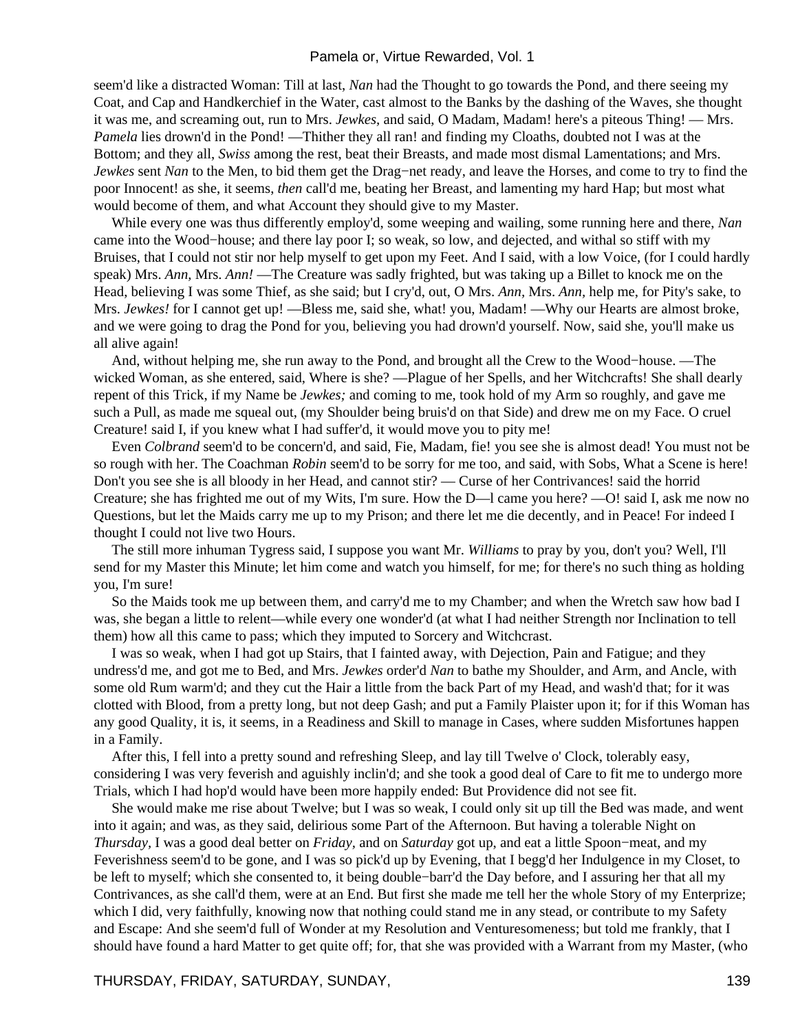seem'd like a distracted Woman: Till at last, *Nan* had the Thought to go towards the Pond, and there seeing my Coat, and Cap and Handkerchief in the Water, cast almost to the Banks by the dashing of the Waves, she thought it was me, and screaming out, run to Mrs. *Jewkes*, and said, O Madam, Madam! here's a piteous Thing! — Mrs. *Pamela* lies drown'd in the Pond! —Thither they all ran! and finding my Cloaths, doubted not I was at the Bottom; and they all, *Swiss* among the rest, beat their Breasts, and made most dismal Lamentations; and Mrs. *Jewkes* sent *Nan* to the Men, to bid them get the Drag−net ready, and leave the Horses, and come to try to find the poor Innocent! as she, it seems, *then* call'd me, beating her Breast, and lamenting my hard Hap; but most what would become of them, and what Account they should give to my Master.

While every one was thus differently employ'd, some weeping and wailing, some running here and there, *Nan* came into the Wood−house; and there lay poor I; so weak, so low, and dejected, and withal so stiff with my Bruises, that I could not stir nor help myself to get upon my Feet. And I said, with a low Voice, (for I could hardly speak) Mrs. *Ann*, Mrs. *Ann!* —The Creature was sadly frighted, but was taking up a Billet to knock me on the Head, believing I was some Thief, as she said; but I cry'd, out, O Mrs. *Ann*, Mrs. *Ann*, help me, for Pity's sake, to Mrs. *Jewkes!* for I cannot get up! —Bless me, said she, what! you, Madam! —Why our Hearts are almost broke, and we were going to drag the Pond for you, believing you had drown'd yourself. Now, said she, you'll make us all alive again!

And, without helping me, she run away to the Pond, and brought all the Crew to the Wood−house. —The wicked Woman, as she entered, said, Where is she? —Plague of her Spells, and her Witchcrafts! She shall dearly repent of this Trick, if my Name be *Jewkes;* and coming to me, took hold of my Arm so roughly, and gave me such a Pull, as made me squeal out, (my Shoulder being bruis'd on that Side) and drew me on my Face. O cruel Creature! said I, if you knew what I had suffer'd, it would move you to pity me!

Even *Colbrand* seem'd to be concern'd, and said, Fie, Madam, fie! you see she is almost dead! You must not be so rough with her. The Coachman *Robin* seem'd to be sorry for me too, and said, with Sobs, What a Scene is here! Don't you see she is all bloody in her Head, and cannot stir? — Curse of her Contrivances! said the horrid Creature; she has frighted me out of my Wits, I'm sure. How the D—l came you here? —O! said I, ask me now no Questions, but let the Maids carry me up to my Prison; and there let me die decently, and in Peace! For indeed I thought I could not live two Hours.

The still more inhuman Tygress said, I suppose you want Mr. *Williams* to pray by you, don't you? Well, I'll send for my Master this Minute; let him come and watch you himself, for me; for there's no such thing as holding you, I'm sure!

So the Maids took me up between them, and carry'd me to my Chamber; and when the Wretch saw how bad I was, she began a little to relent—while every one wonder'd (at what I had neither Strength nor Inclination to tell them) how all this came to pass; which they imputed to Sorcery and Witchcrast.

I was so weak, when I had got up Stairs, that I fainted away, with Dejection, Pain and Fatigue; and they undress'd me, and got me to Bed, and Mrs. *Jewkes* order'd *Nan* to bathe my Shoulder, and Arm, and Ancle, with some old Rum warm'd; and they cut the Hair a little from the back Part of my Head, and wash'd that; for it was clotted with Blood, from a pretty long, but not deep Gash; and put a Family Plaister upon it; for if this Woman has any good Quality, it is, it seems, in a Readiness and Skill to manage in Cases, where sudden Misfortunes happen in a Family.

After this, I fell into a pretty sound and refreshing Sleep, and lay till Twelve o' Clock, tolerably easy, considering I was very feverish and aguishly inclin'd; and she took a good deal of Care to fit me to undergo more Trials, which I had hop'd would have been more happily ended: But Providence did not see fit.

She would make me rise about Twelve; but I was so weak, I could only sit up till the Bed was made, and went into it again; and was, as they said, delirious some Part of the Afternoon. But having a tolerable Night on *Thursday*, I was a good deal better on *Friday*, and on *Saturday* got up, and eat a little Spoon−meat, and my Feverishness seem'd to be gone, and I was so pick'd up by Evening, that I begg'd her Indulgence in my Closet, to be left to myself; which she consented to, it being double−barr'd the Day before, and I assuring her that all my Contrivances, as she call'd them, were at an End. But first she made me tell her the whole Story of my Enterprize; which I did, very faithfully, knowing now that nothing could stand me in any stead, or contribute to my Safety and Escape: And she seem'd full of Wonder at my Resolution and Venturesomeness; but told me frankly, that I should have found a hard Matter to get quite off; for, that she was provided with a Warrant from my Master, (who

THURSDAY, FRIDAY, SATURDAY, SUNDAY,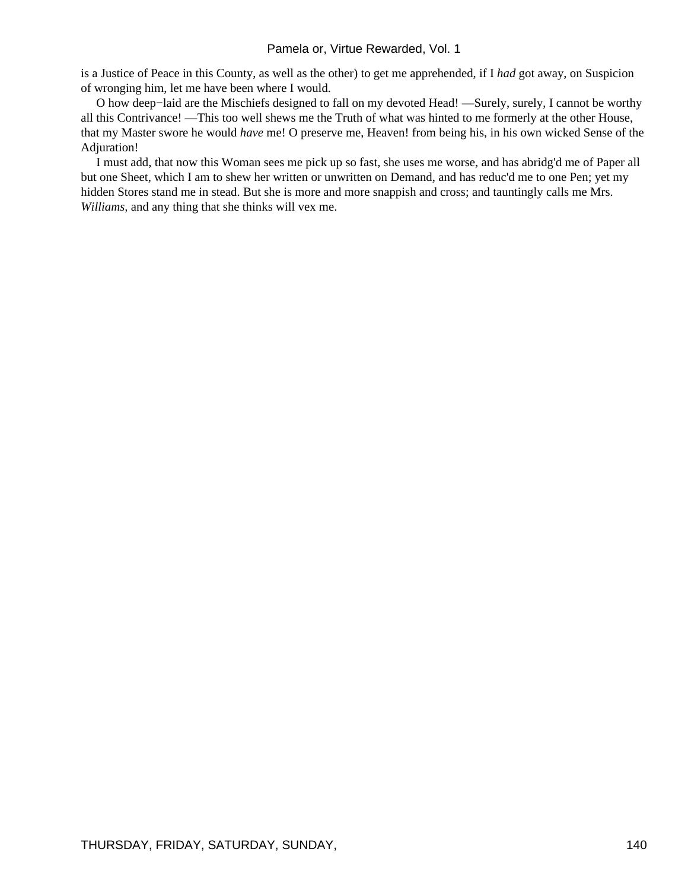is a Justice of Peace in this County, as well as the other) to get me apprehended, if I *had* got away, on Suspicion of wronging him, let me have been where I would.

O how deep−laid are the Mischiefs designed to fall on my devoted Head! —Surely, surely, I cannot be worthy all this Contrivance! —This too well shews me the Truth of what was hinted to me formerly at the other House, that my Master swore he would *have* me! O preserve me, Heaven! from being his, in his own wicked Sense of the Adjuration!

I must add, that now this Woman sees me pick up so fast, she uses me worse, and has abridg'd me of Paper all but one Sheet, which I am to shew her written or unwritten on Demand, and has reduc'd me to one Pen; yet my hidden Stores stand me in stead. But she is more and more snappish and cross; and tauntingly calls me Mrs. *Williams,* and any thing that she thinks will vex me.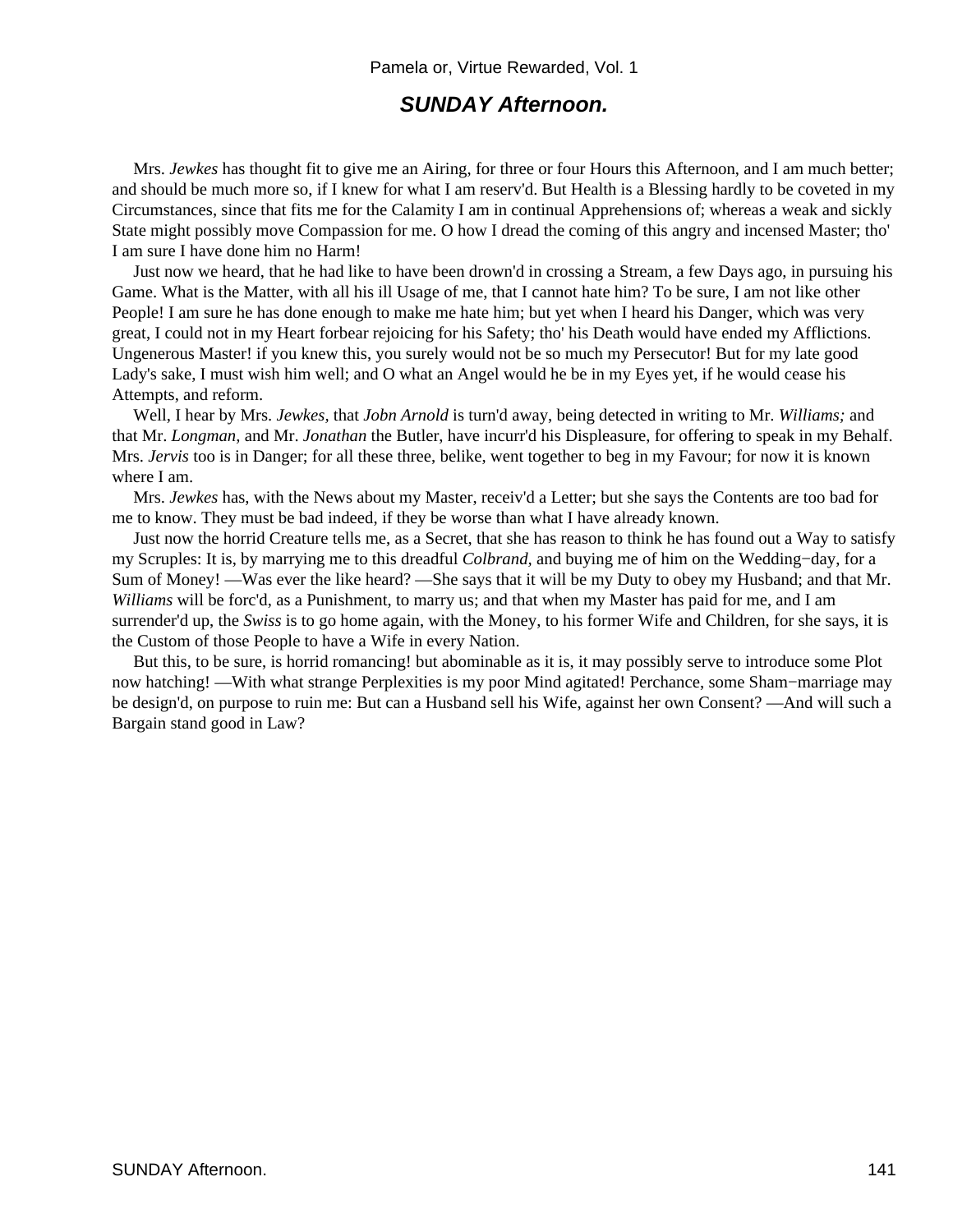## *SUNDAY* Afternoon.

Mrs. *Jewkes* has thought fit to give me an Airing, for three or four Hours this Afternoon, and I am much better; and should be much more so, if I knew for what I am reserv'd. But Health is a Blessing hardly to be coveted in my Circumstances, since that fits me for the Calamity I am in continual Apprehensions of; whereas a weak and sickly State might possibly move Compassion for me. O how I dread the coming of this angry and incensed Master; tho' I am sure I have done him no Harm!

Just now we heard, that he had like to have been drown'd in crossing a Stream, a few Days ago, in pursuing his Game. What is the Matter, with all his ill Usage of me, that I cannot hate him? To be sure, I am not like other People! I am sure he has done enough to make me hate him; but yet when I heard his Danger, which was very great, I could not in my Heart forbear rejoicing for his Safety; tho' his Death would have ended my Afflictions. Ungenerous Master! if you knew this, you surely would not be so much my Persecutor! But for my late good Lady's sake, I must wish him well; and O what an Angel would he be in my Eyes yet, if he would cease his Attempts, and reform.

Well, I hear by Mrs. *Jewkes,* that *Jobn Arnold* is turn'd away, being detected in writing to Mr. *Williams;* and that Mr. *Longman,* and Mr. *Jonathan* the Butler, have incurr'd his Displeasure, for offering to speak in my Behalf. Mrs. *Jervis* too is in Danger; for all these three, belike, went together to beg in my Favour; for now it is known where I am.

Mrs. *Jewkes* has, with the News about my Master, receiv'd a Letter; but she says the Contents are too bad for me to know. They must be bad indeed, if they be worse than what I have already known.

Just now the horrid Creature tells me, as a Secret, that she has reason to think he has found out a Way to satisfy my Scruples: It is, by marrying me to this dreadful *Colbrand,* and buying me of him on the Wedding−day, for a Sum of Money! —Was ever the like heard? —She says that it will be my Duty to obey my Husband; and that Mr. *Williams* will be forc'd, as a Punishment, to marry us; and that when my Master has paid for me, and I am surrender'd up, the *Swiss* is to go home again, with the Money, to his former Wife and Children, for she says, it is the Custom of those People to have a Wife in every Nation.

But this, to be sure, is horrid romancing! but abominable as it is, it may possibly serve to introduce some Plot now hatching! —With what strange Perplexities is my poor Mind agitated! Perchance, some Sham−marriage may be design'd, on purpose to ruin me: But can a Husband sell his Wife, against her own Consent? —And will such a Bargain stand good in Law?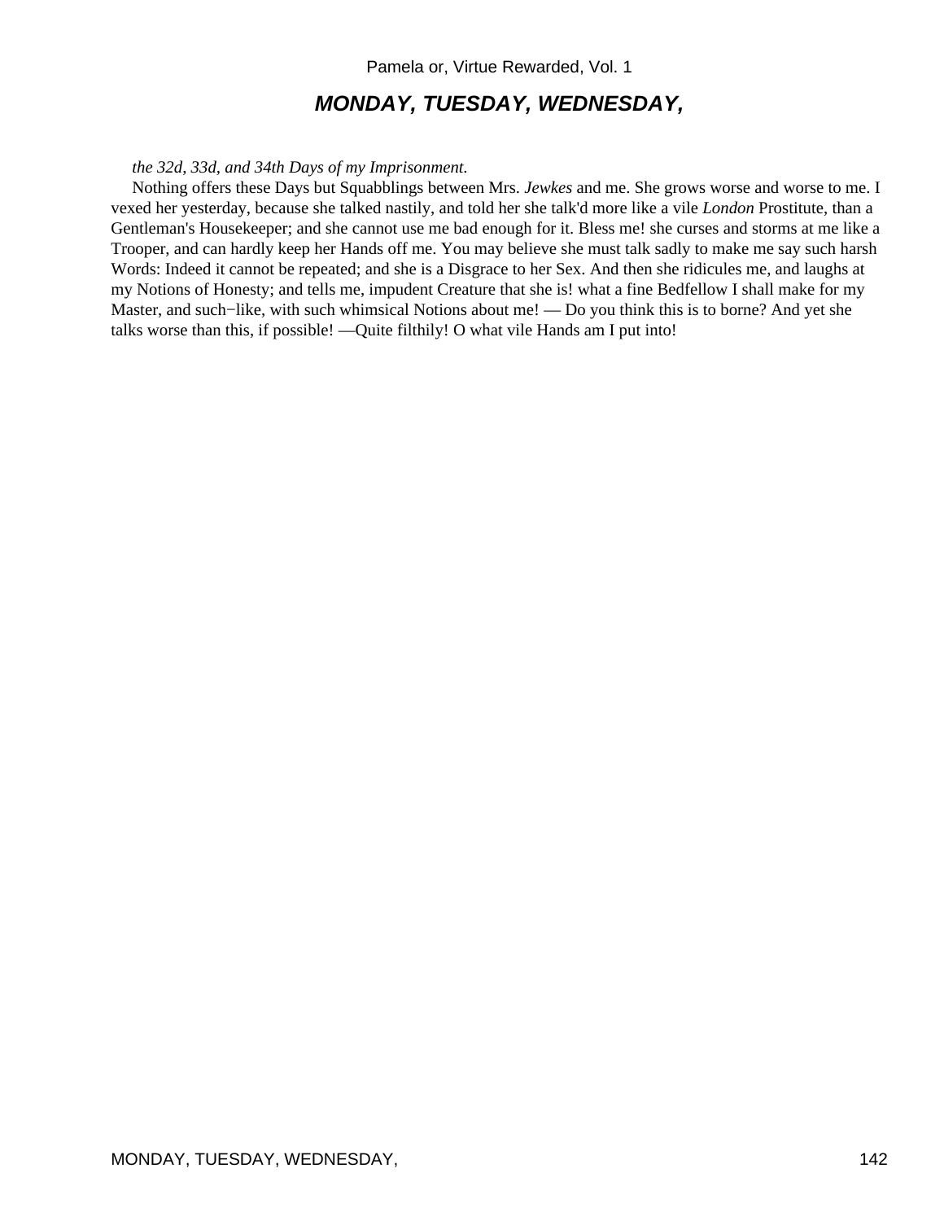## *MONDAY, TUESDAY, WEDNESDAY,*

*the 32d, 33d, and 34th Days of my Imprisonment.*

Nothing offers these Days but Squabblings between Mrs. *Jewkes* and me. She grows worse and worse to me. I vexed her yesterday, because she talked nastily, and told her she talk'd more like a vile *London* Prostitute, than a Gentleman's Housekeeper; and she cannot use me bad enough for it. Bless me! she curses and storms at me like a Trooper, and can hardly keep her Hands off me. You may believe she must talk sadly to make me say such harsh Words: Indeed it cannot be repeated; and she is a Disgrace to her Sex. And then she ridicules me, and laughs at my Notions of Honesty; and tells me, impudent Creature that she is! what a fine Bedfellow I shall make for my Master, and such−like, with such whimsical Notions about me! — Do you think this is to borne? And yet she talks worse than this, if possible! —Quite filthily! O what vile Hands am I put into!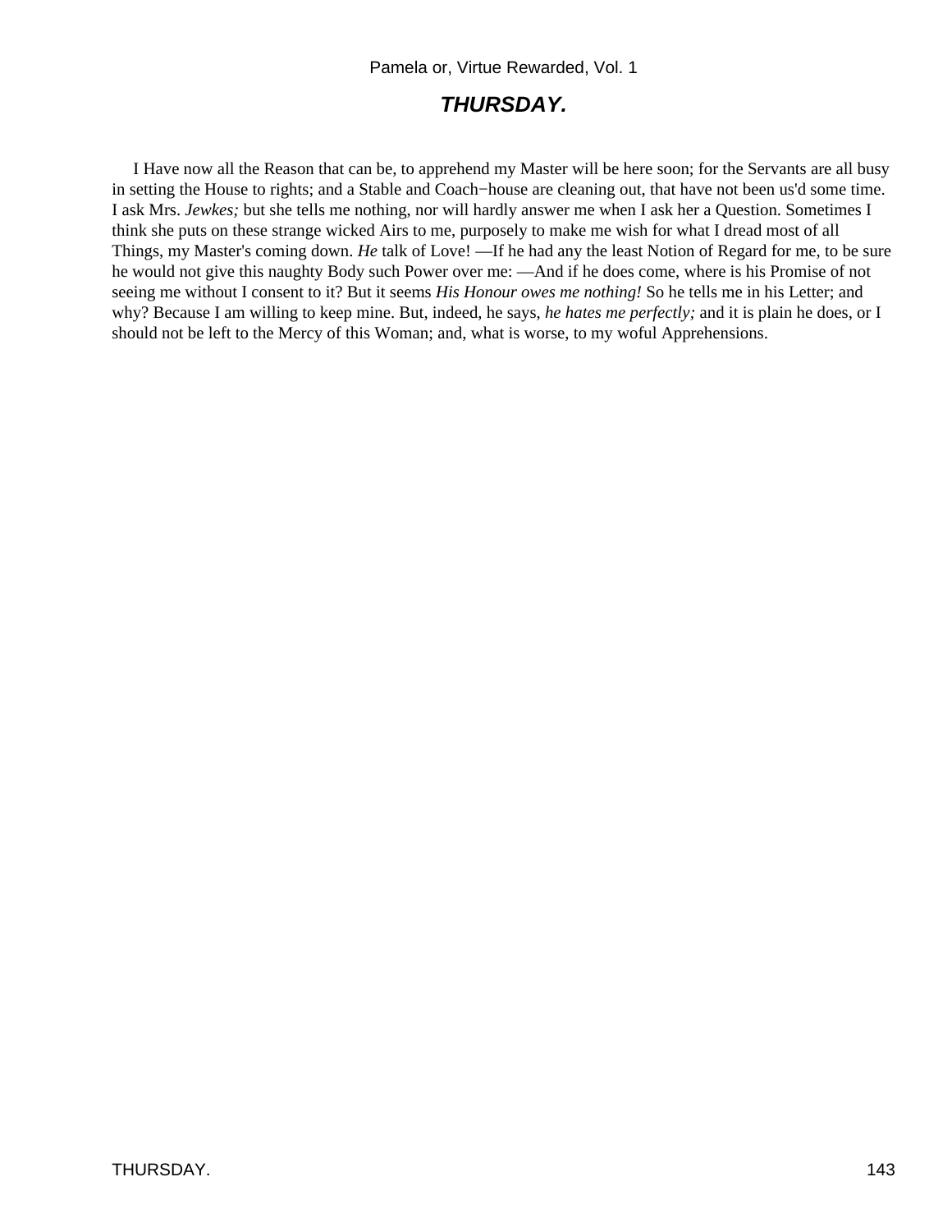## ***THURSDAY.***

I Have now all the Reason that can be, to apprehend my Master will be here soon; for the Servants are all busy in setting the House to rights; and a Stable and Coach−house are cleaning out, that have not been us'd some time. I ask Mrs. *Jewkes;* but she tells me nothing, nor will hardly answer me when I ask her a Question. Sometimes I think she puts on these strange wicked Airs to me, purposely to make me wish for what I dread most of all Things, my Master's coming down. *He* talk of Love! —If he had any the least Notion of Regard for me, to be sure he would not give this naughty Body such Power over me: —And if he does come, where is his Promise of not seeing me without I consent to it? But it seems *His Honour owes me nothing!* So he tells me in his Letter; and why? Because I am willing to keep mine. But, indeed, he says, *he hates me perfectly;* and it is plain he does, or I should not be left to the Mercy of this Woman; and, what is worse, to my woful Apprehensions.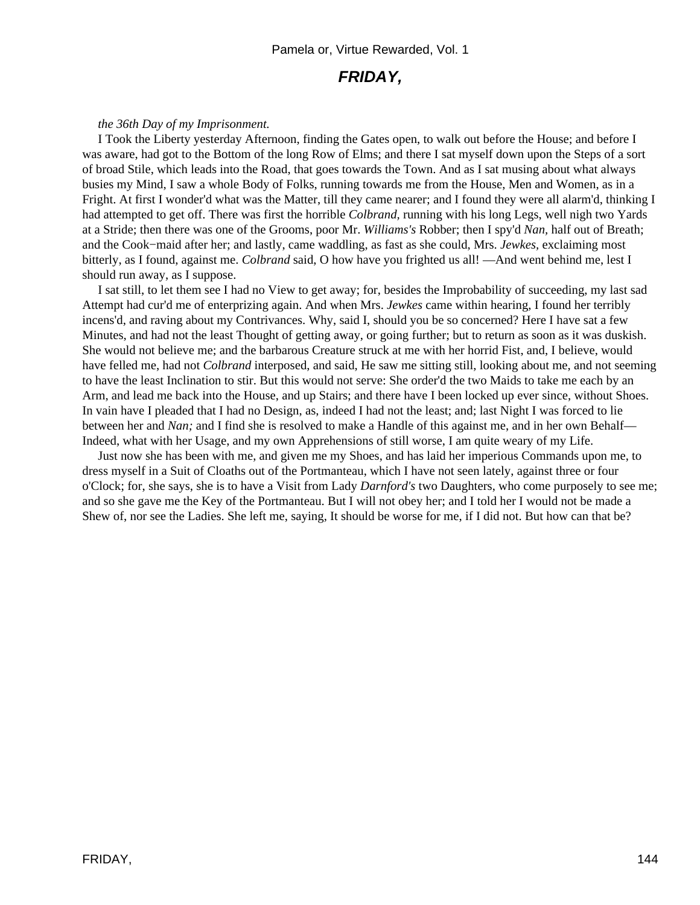## *FRIDAY,*

*the 36th Day of my Imprisonment.*

I Took the Liberty yesterday Afternoon, finding the Gates open, to walk out before the House; and before I was aware, had got to the Bottom of the long Row of Elms; and there I sat myself down upon the Steps of a sort of broad Stile, which leads into the Road, that goes towards the Town. And as I sat musing about what always busies my Mind, I saw a whole Body of Folks, running towards me from the House, Men and Women, as in a Fright. At first I wonder'd what was the Matter, till they came nearer; and I found they were all alarm'd, thinking I had attempted to get off. There was first the horrible *Colbrand*, running with his long Legs, well nigh two Yards at a Stride; then there was one of the Grooms, poor Mr. *Williams's* Robber; then I spy'd *Nan*, half out of Breath; and the Cook−maid after her; and lastly, came waddling, as fast as she could, Mrs. *Jewkes*, exclaiming most bitterly, as I found, against me. *Colbrand* said, O how have you frighted us all! —And went behind me, lest I should run away, as I suppose.

I sat still, to let them see I had no View to get away; for, besides the Improbability of succeeding, my last sad Attempt had cur'd me of enterprizing again. And when Mrs. *Jewkes* came within hearing, I found her terribly incens'd, and raving about my Contrivances. Why, said I, should you be so concerned? Here I have sat a few Minutes, and had not the least Thought of getting away, or going further; but to return as soon as it was duskish. She would not believe me; and the barbarous Creature struck at me with her horrid Fist, and, I believe, would have felled me, had not *Colbrand* interposed, and said, He saw me sitting still, looking about me, and not seeming to have the least Inclination to stir. But this would not serve: She order'd the two Maids to take me each by an Arm, and lead me back into the House, and up Stairs; and there have I been locked up ever since, without Shoes. In vain have I pleaded that I had no Design, as, indeed I had not the least; and; last Night I was forced to lie between her and *Nan;* and I find she is resolved to make a Handle of this against me, and in her own Behalf— Indeed, what with her Usage, and my own Apprehensions of still worse, I am quite weary of my Life.

Just now she has been with me, and given me my Shoes, and has laid her imperious Commands upon me, to dress myself in a Suit of Cloaths out of the Portmanteau, which I have not seen lately, against three or four o'Clock; for, she says, she is to have a Visit from Lady *Darnford's* two Daughters, who come purposely to see me; and so she gave me the Key of the Portmanteau. But I will not obey her; and I told her I would not be made a Shew of, nor see the Ladies. She left me, saying, It should be worse for me, if I did not. But how can that be?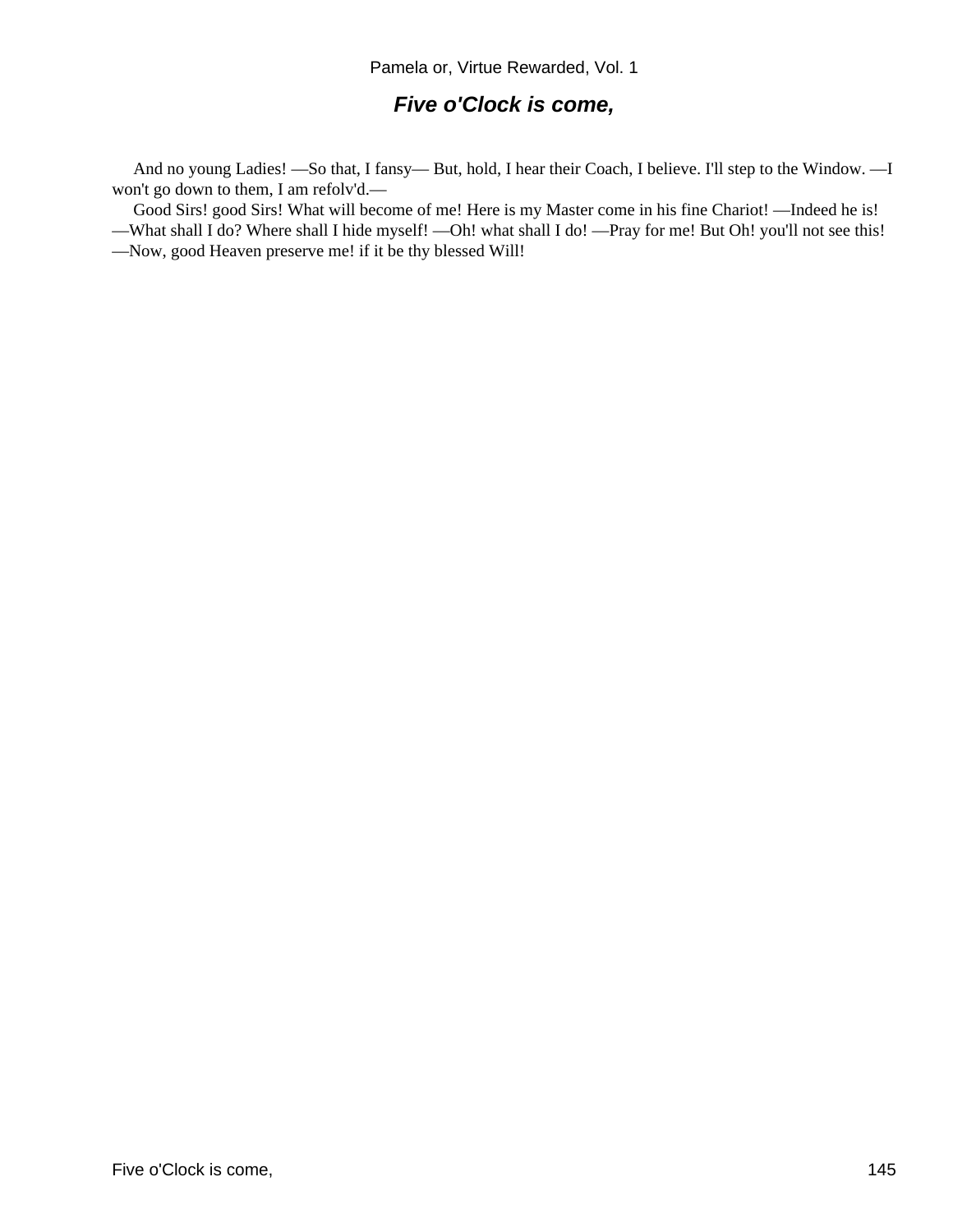## *Five o'Clock is come,*

And no young Ladies! —So that, I fansy— But, hold, I hear their Coach, I believe. I'll step to the Window. —I won't go down to them, I am refolv'd.—

Good Sirs! good Sirs! What will become of me! Here is my Master come in his fine Chariot! —Indeed he is! —What shall I do? Where shall I hide myself! —Oh! what shall I do! —Pray for me! But Oh! you'll not see this! —Now, good Heaven preserve me! if it be thy blessed Will!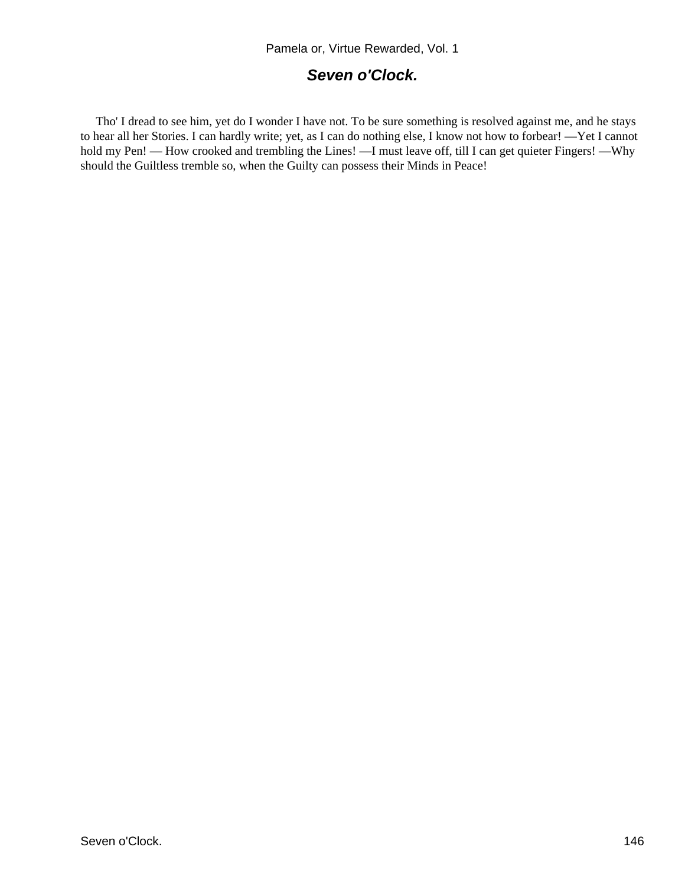## *Seven o'Clock.*

Tho' I dread to see him, yet do I wonder I have not. To be sure something is resolved against me, and he stays to hear all her Stories. I can hardly write; yet, as I can do nothing else, I know not how to forbear! —Yet I cannot hold my Pen! — How crooked and trembling the Lines! —I must leave off, till I can get quieter Fingers! —Why should the Guiltless tremble so, when the Guilty can possess their Minds in Peace!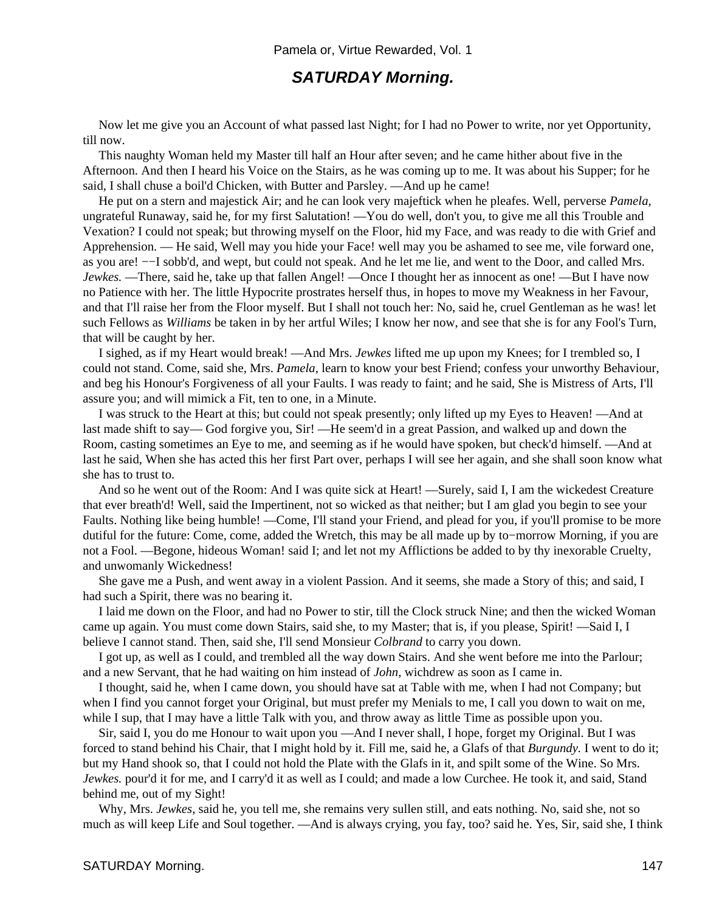## *SATURDAY Morning.*

Now let me give you an Account of what passed last Night; for I had no Power to write, nor yet Opportunity, till now.

This naughty Woman held my Master till half an Hour after seven; and he came hither about five in the Afternoon. And then I heard his Voice on the Stairs, as he was coming up to me. It was about his Supper; for he said, I shall chuse a boil'd Chicken, with Butter and Parsley. —And up he came!

He put on a stern and majestick Air; and he can look very majeftick when he pleafes. Well, perverse *Pamela*, ungrateful Runaway, said he, for my first Salutation! —You do well, don't you, to give me all this Trouble and Vexation? I could not speak; but throwing myself on the Floor, hid my Face, and was ready to die with Grief and Apprehension. — He said, Well may you hide your Face! well may you be ashamed to see me, vile forward one, as you are! −−I sobb'd, and wept, but could not speak. And he let me lie, and went to the Door, and called Mrs. *Jewkes.* —There, said he, take up that fallen Angel! —Once I thought her as innocent as one! —But I have now no Patience with her. The little Hypocrite prostrates herself thus, in hopes to move my Weakness in her Favour, and that I'll raise her from the Floor myself. But I shall not touch her: No, said he, cruel Gentleman as he was! let such Fellows as *Williams* be taken in by her artful Wiles; I know her now, and see that she is for any Fool's Turn, that will be caught by her.

I sighed, as if my Heart would break! —And Mrs. *Jewkes* lifted me up upon my Knees; for I trembled so, I could not stand. Come, said she, Mrs. *Pamela*, learn to know your best Friend; confess your unworthy Behaviour, and beg his Honour's Forgiveness of all your Faults. I was ready to faint; and he said, She is Mistress of Arts, I'll assure you; and will mimick a Fit, ten to one, in a Minute.

I was struck to the Heart at this; but could not speak presently; only lifted up my Eyes to Heaven! —And at last made shift to say— God forgive you, Sir! —He seem'd in a great Passion, and walked up and down the Room, casting sometimes an Eye to me, and seeming as if he would have spoken, but check'd himself. —And at last he said, When she has acted this her first Part over, perhaps I will see her again, and she shall soon know what she has to trust to.

And so he went out of the Room: And I was quite sick at Heart! —Surely, said I, I am the wickedest Creature that ever breath'd! Well, said the Impertinent, not so wicked as that neither; but I am glad you begin to see your Faults. Nothing like being humble! —Come, I'll stand your Friend, and plead for you, if you'll promise to be more dutiful for the future: Come, come, added the Wretch, this may be all made up by to−morrow Morning, if you are not a Fool. —Begone, hideous Woman! said I; and let not my Afflictions be added to by thy inexorable Cruelty, and unwomanly Wickedness!

She gave me a Push, and went away in a violent Passion. And it seems, she made a Story of this; and said, I had such a Spirit, there was no bearing it.

I laid me down on the Floor, and had no Power to stir, till the Clock struck Nine; and then the wicked Woman came up again. You must come down Stairs, said she, to my Master; that is, if you please, Spirit! —Said I, I believe I cannot stand. Then, said she, I'll send Monsieur *Colbrand* to carry you down.

I got up, as well as I could, and trembled all the way down Stairs. And she went before me into the Parlour; and a new Servant, that he had waiting on him instead of *John*, wichdrew as soon as I came in.

I thought, said he, when I came down, you should have sat at Table with me, when I had not Company; but when I find you cannot forget your Original, but must prefer my Menials to me, I call you down to wait on me, while I sup, that I may have a little Talk with you, and throw away as little Time as possible upon you.

Sir, said I, you do me Honour to wait upon you —And I never shall, I hope, forget my Original. But I was forced to stand behind his Chair, that I might hold by it. Fill me, said he, a Glafs of that *Burgundy.* I went to do it; but my Hand shook so, that I could not hold the Plate with the Glafs in it, and spilt some of the Wine. So Mrs. *Jewkes.* pour'd it for me, and I carry'd it as well as I could; and made a low Curchee. He took it, and said, Stand behind me, out of my Sight!

Why, Mrs. *Jewkes*, said he, you tell me, she remains very sullen still, and eats nothing. No, said she, not so much as will keep Life and Soul together. —And is always crying, you fay, too? said he. Yes, Sir, said she, I think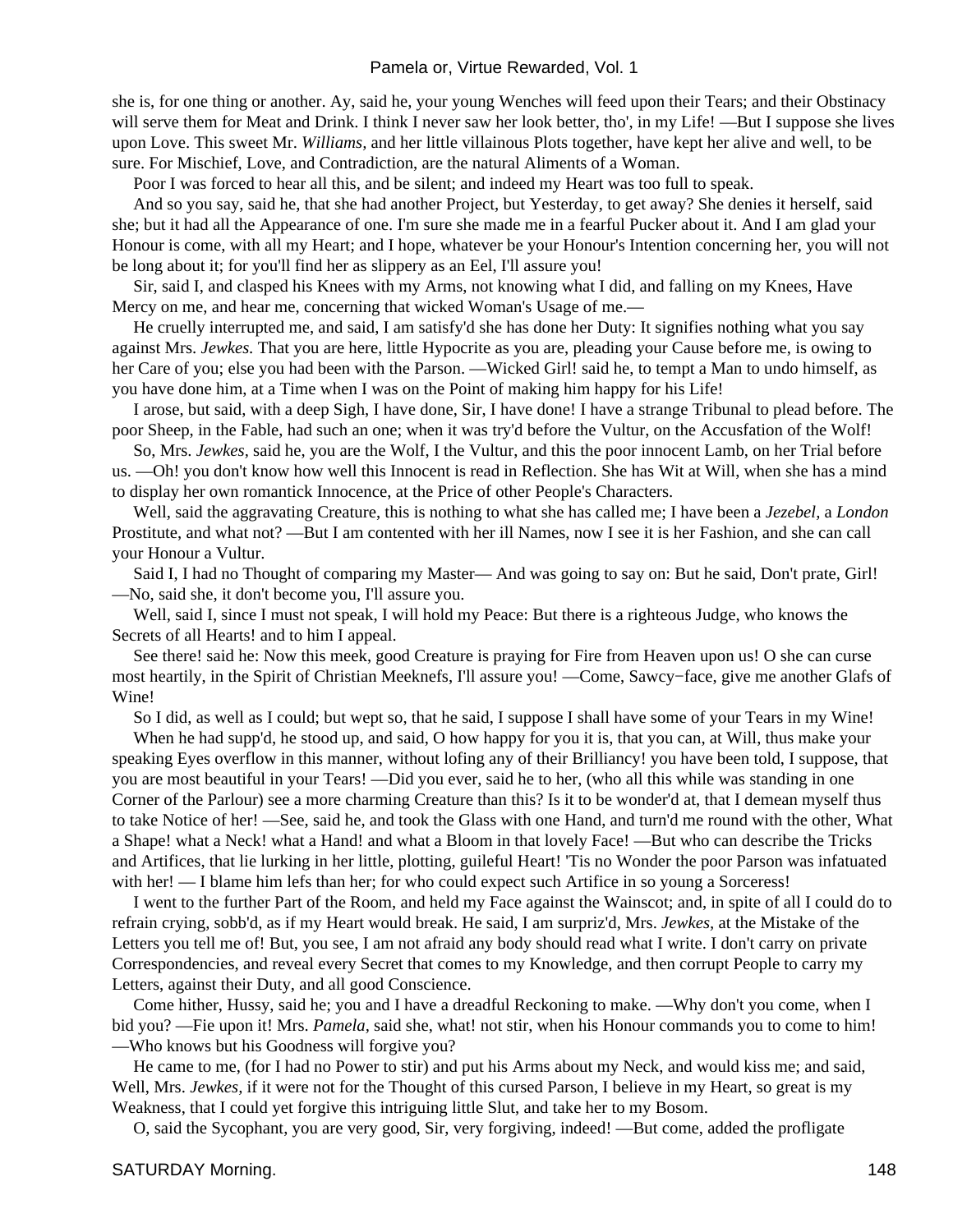she is, for one thing or another. Ay, said he, your young Wenches will feed upon their Tears; and their Obstinacy will serve them for Meat and Drink. I think I never saw her look better, tho', in my Life! —But I suppose she lives upon Love. This sweet Mr. *Williams,* and her little villainous Plots together, have kept her alive and well, to be sure. For Mischief, Love, and Contradiction, are the natural Aliments of a Woman.

Poor I was forced to hear all this, and be silent; and indeed my Heart was too full to speak.

And so you say, said he, that she had another Project, but Yesterday, to get away? She denies it herself, said she; but it had all the Appearance of one. I'm sure she made me in a fearful Pucker about it. And I am glad your Honour is come, with all my Heart; and I hope, whatever be your Honour's Intention concerning her, you will not be long about it; for you'll find her as slippery as an Eel, I'll assure you!

Sir, said I, and clasped his Knees with my Arms, not knowing what I did, and falling on my Knees, Have Mercy on me, and hear me, concerning that wicked Woman's Usage of me.—

He cruelly interrupted me, and said, I am satisfy'd she has done her Duty: It signifies nothing what you say against Mrs. *Jewkes.* That you are here, little Hypocrite as you are, pleading your Cause before me, is owing to her Care of you; else you had been with the Parson. —Wicked Girl! said he, to tempt a Man to undo himself, as you have done him, at a Time when I was on the Point of making him happy for his Life!

I arose, but said, with a deep Sigh, I have done, Sir, I have done! I have a strange Tribunal to plead before. The poor Sheep, in the Fable, had such an one; when it was try'd before the Vultur, on the Accusfation of the Wolf!

So, Mrs. *Jewkes,* said he, you are the Wolf, I the Vultur, and this the poor innocent Lamb, on her Trial before us. —Oh! you don't know how well this Innocent is read in Reflection. She has Wit at Will, when she has a mind to display her own romantick Innocence, at the Price of other People's Characters.

Well, said the aggravating Creature, this is nothing to what she has called me; I have been a *Jezebel,* a *London* Prostitute, and what not? —But I am contented with her ill Names, now I see it is her Fashion, and she can call your Honour a Vultur.

Said I, I had no Thought of comparing my Master— And was going to say on: But he said, Don't prate, Girl! —No, said she, it don't become you, I'll assure you.

Well, said I, since I must not speak, I will hold my Peace: But there is a righteous Judge, who knows the Secrets of all Hearts! and to him I appeal.

See there! said he: Now this meek, good Creature is praying for Fire from Heaven upon us! O she can curse most heartily, in the Spirit of Christian Meeknefs, I'll assure you! —Come, Sawcy−face, give me another Glafs of Wine!

So I did, as well as I could; but wept so, that he said, I suppose I shall have some of your Tears in my Wine!

When he had supp'd, he stood up, and said, O how happy for you it is, that you can, at Will, thus make your speaking Eyes overflow in this manner, without lofing any of their Brilliancy! you have been told, I suppose, that you are most beautiful in your Tears! —Did you ever, said he to her, (who all this while was standing in one Corner of the Parlour) see a more charming Creature than this? Is it to be wonder'd at, that I demean myself thus to take Notice of her! —See, said he, and took the Glass with one Hand, and turn'd me round with the other, What a Shape! what a Neck! what a Hand! and what a Bloom in that lovely Face! —But who can describe the Tricks and Artifices, that lie lurking in her little, plotting, guileful Heart! 'Tis no Wonder the poor Parson was infatuated with her! — I blame him lefs than her; for who could expect such Artifice in so young a Sorceress!

I went to the further Part of the Room, and held my Face against the Wainscot; and, in spite of all I could do to refrain crying, sobb'd, as if my Heart would break. He said, I am surpriz'd, Mrs. *Jewkes,* at the Mistake of the Letters you tell me of! But, you see, I am not afraid any body should read what I write. I don't carry on private Correspondencies, and reveal every Secret that comes to my Knowledge, and then corrupt People to carry my Letters, against their Duty, and all good Conscience.

Come hither, Hussy, said he; you and I have a dreadful Reckoning to make. —Why don't you come, when I bid you? —Fie upon it! Mrs. *Pamela,* said she, what! not stir, when his Honour commands you to come to him! —Who knows but his Goodness will forgive you?

He came to me, (for I had no Power to stir) and put his Arms about my Neck, and would kiss me; and said, Well, Mrs. *Jewkes,* if it were not for the Thought of this cursed Parson, I believe in my Heart, so great is my Weakness, that I could yet forgive this intriguing little Slut, and take her to my Bosom.

O, said the Sycophant, you are very good, Sir, very forgiving, indeed! —But come, added the profligate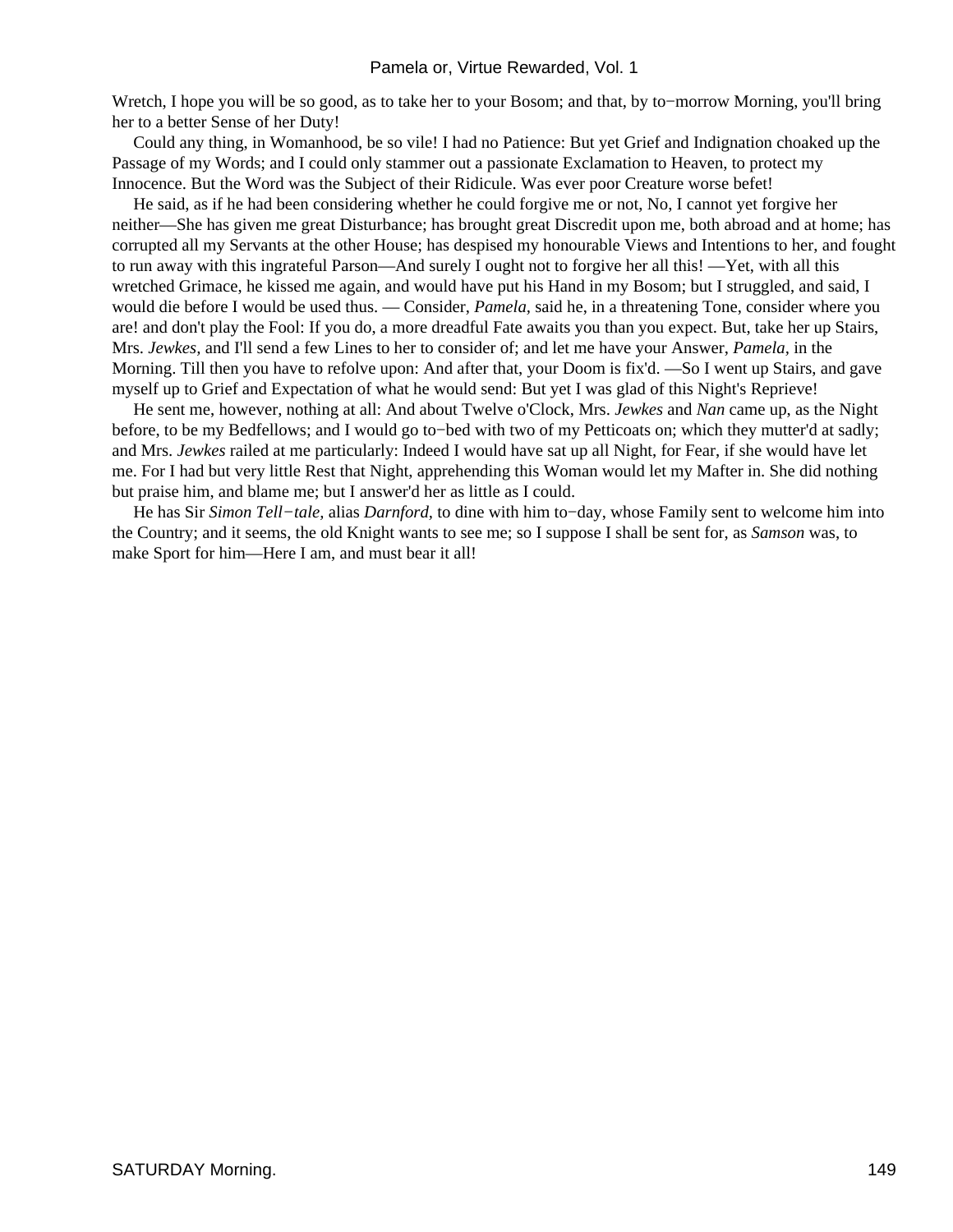Wretch, I hope you will be so good, as to take her to your Bosom; and that, by to−morrow Morning, you'll bring her to a better Sense of her Duty!

Could any thing, in Womanhood, be so vile! I had no Patience: But yet Grief and Indignation choaked up the Passage of my Words; and I could only stammer out a passionate Exclamation to Heaven, to protect my Innocence. But the Word was the Subject of their Ridicule. Was ever poor Creature worse befet!

He said, as if he had been considering whether he could forgive me or not, No, I cannot yet forgive her neither—She has given me great Disturbance; has brought great Discredit upon me, both abroad and at home; has corrupted all my Servants at the other House; has despised my honourable Views and Intentions to her, and fought to run away with this ingrateful Parson—And surely I ought not to forgive her all this! —Yet, with all this wretched Grimace, he kissed me again, and would have put his Hand in my Bosom; but I struggled, and said, I would die before I would be used thus. — Consider, *Pamela*, said he, in a threatening Tone, consider where you are! and don't play the Fool: If you do, a more dreadful Fate awaits you than you expect. But, take her up Stairs, Mrs. *Jewkes*, and I'll send a few Lines to her to consider of; and let me have your Answer, *Pamela*, in the Morning. Till then you have to refolve upon: And after that, your Doom is fix'd. —So I went up Stairs, and gave myself up to Grief and Expectation of what he would send: But yet I was glad of this Night's Reprieve!

He sent me, however, nothing at all: And about Twelve o'Clock, Mrs. *Jewkes* and *Nan* came up, as the Night before, to be my Bedfellows; and I would go to−bed with two of my Petticoats on; which they mutter'd at sadly; and Mrs. *Jewkes* railed at me particularly: Indeed I would have sat up all Night, for Fear, if she would have let me. For I had but very little Rest that Night, apprehending this Woman would let my Mafter in. She did nothing but praise him, and blame me; but I answer'd her as little as I could.

He has Sir *Simon Tell−tale*, alias *Darnford*, to dine with him to−day, whose Family sent to welcome him into the Country; and it seems, the old Knight wants to see me; so I suppose I shall be sent for, as *Samson* was, to make Sport for him—Here I am, and must bear it all!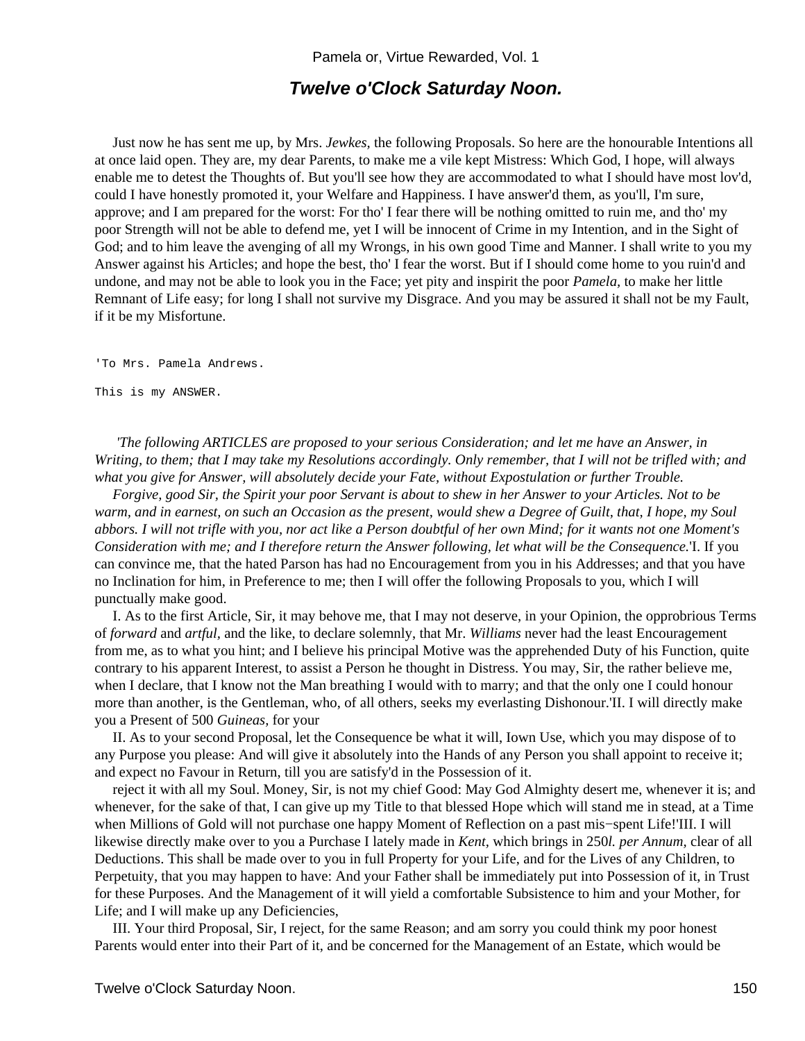## *Twelve o'Clock Saturday Noon.*

Just now he has sent me up, by Mrs. *Jewkes*, the following Proposals. So here are the honourable Intentions all at once laid open. They are, my dear Parents, to make me a vile kept Mistress: Which God, I hope, will always enable me to detest the Thoughts of. But you'll see how they are accommodated to what I should have most lov'd, could I have honestly promoted it, your Welfare and Happiness. I have answer'd them, as you'll, I'm sure, approve; and I am prepared for the worst: For tho' I fear there will be nothing omitted to ruin me, and tho' my poor Strength will not be able to defend me, yet I will be innocent of Crime in my Intention, and in the Sight of God; and to him leave the avenging of all my Wrongs, in his own good Time and Manner. I shall write to you my Answer against his Articles; and hope the best, tho' I fear the worst. But if I should come home to you ruin'd and undone, and may not be able to look you in the Face; yet pity and inspirit the poor *Pamela,* to make her little Remnant of Life easy; for long I shall not survive my Disgrace. And you may be assured it shall not be my Fault, if it be my Misfortune.

```
'To Mrs. Pamela Andrews.

This is my ANSWER.
```

*'The following ARTICLES are proposed to your serious Consideration; and let me have an Answer, in Writing, to them; that I may take my Resolutions accordingly. Only remember, that I will not be trifled with; and what you give for Answer, will absolutely decide your Fate, without Expostulation or further Trouble.*

*Forgive, good Sir, the Spirit your poor Servant is about to shew in her Answer to your Articles. Not to be warm, and in earnest, on such an Occasion as the present, would shew a Degree of Guilt, that, I hope, my Soul abbors. I will not trifle with you, nor act like a Person doubtful of her own Mind; for it wants not one Moment's Consideration with me; and I therefore return the Answer following, let what will be the Consequence.*'I. If you can convince me, that the hated Parson has had no Encouragement from you in his Addresses; and that you have no Inclination for him, in Preference to me; then I will offer the following Proposals to you, which I will punctually make good.

I. As to the first Article, Sir, it may behove me, that I may not deserve, in your Opinion, the opprobrious Terms of *forward* and *artful,* and the like, to declare solemnly, that Mr. *Williams* never had the least Encouragement from me, as to what you hint; and I believe his principal Motive was the apprehended Duty of his Function, quite contrary to his apparent Interest, to assist a Person he thought in Distress. You may, Sir, the rather believe me, when I declare, that I know not the Man breathing I would wish to marry; and that the only one I could honour more than another, is the Gentleman, who, of all others, seeks my everlasting Dishonour.'II. I will directly make you a Present of 500 *Guineas,* for your

II. As to your second Proposal, let the Consequence be what it will, Iown Use, which you may dispose of to any Purpose you please: And will give it absolutely into the Hands of any Person you shall appoint to receive it; and expect no Favour in Return, till you are satisfy'd in the Possession of it.

reject it with all my Soul. Money, Sir, is not my chief Good: May God Almighty desert me, whenever it is; and whenever, for the sake of that, I can give up my Title to that blessed Hope which will stand me in stead, at a Time when Millions of Gold will not purchase one happy Moment of Reflection on a past mis−spent Life!'III. I will likewise directly make over to you a Purchase I lately made in *Kent,* which brings in 250*l. per Annum,* clear of all Deductions. This shall be made over to you in full Property for your Life, and for the Lives of any Children, to Perpetuity, that you may happen to have: And your Father shall be immediately put into Possession of it, in Trust for these Purposes. And the Management of it will yield a comfortable Subsistence to him and your Mother, for Life; and I will make up any Deficiencies,

III. Your third Proposal, Sir, I reject, for the same Reason; and am sorry you could think my poor honest Parents would enter into their Part of it, and be concerned for the Management of an Estate, which would be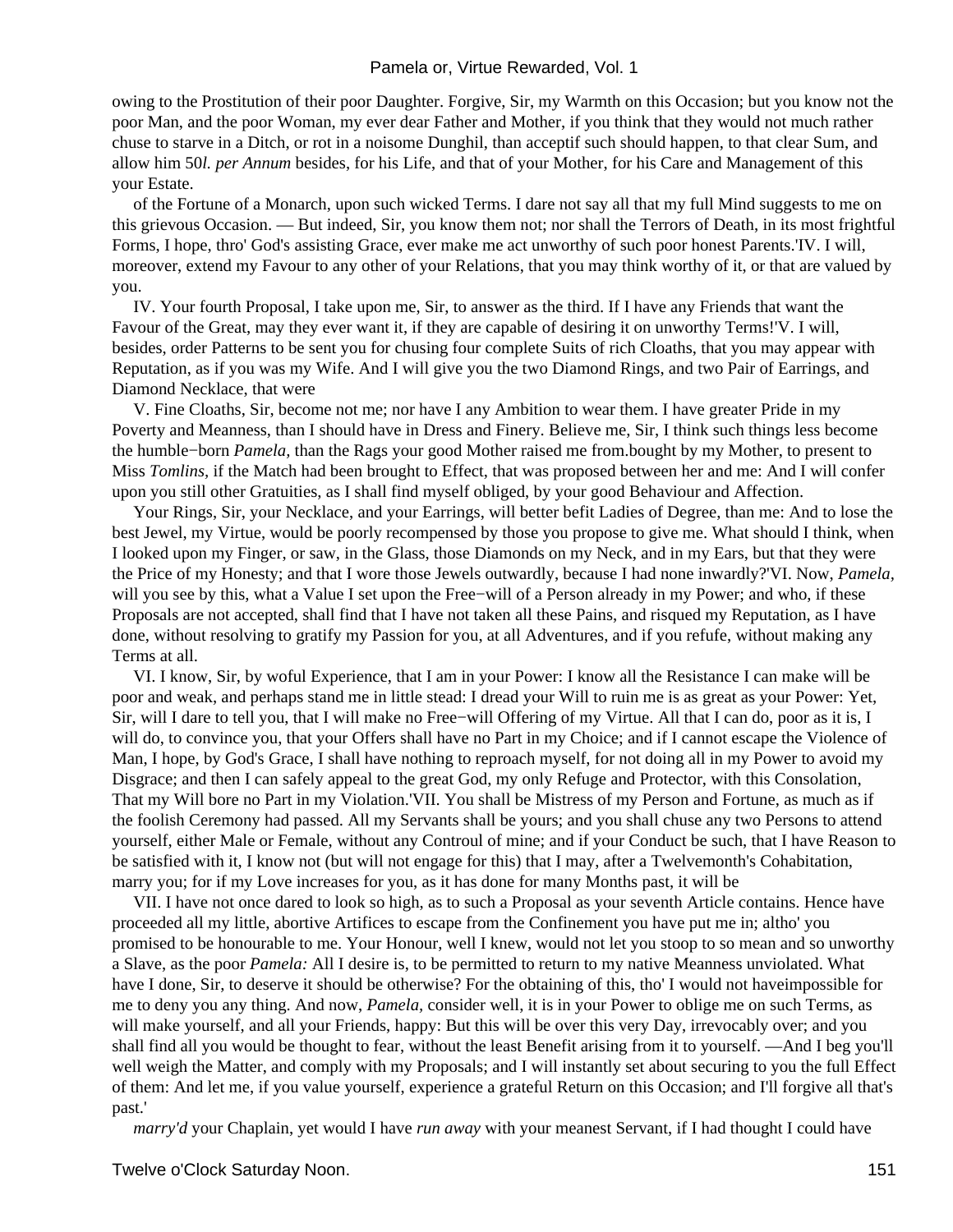owing to the Prostitution of their poor Daughter. Forgive, Sir, my Warmth on this Occasion; but you know not the poor Man, and the poor Woman, my ever dear Father and Mother, if you think that they would not much rather chuse to starve in a Ditch, or rot in a noisome Dunghil, than acceptif such should happen, to that clear Sum, and allow him 50*l. per Annum* besides, for his Life, and that of your Mother, for his Care and Management of this your Estate.

of the Fortune of a Monarch, upon such wicked Terms. I dare not say all that my full Mind suggests to me on this grievous Occasion. — But indeed, Sir, you know them not; nor shall the Terrors of Death, in its most frightful Forms, I hope, thro' God's assisting Grace, ever make me act unworthy of such poor honest Parents.'IV. I will, moreover, extend my Favour to any other of your Relations, that you may think worthy of it, or that are valued by you.

IV. Your fourth Proposal, I take upon me, Sir, to answer as the third. If I have any Friends that want the Favour of the Great, may they ever want it, if they are capable of desiring it on unworthy Terms!'V. I will, besides, order Patterns to be sent you for chusing four complete Suits of rich Cloaths, that you may appear with Reputation, as if you was my Wife. And I will give you the two Diamond Rings, and two Pair of Earrings, and Diamond Necklace, that were

V. Fine Cloaths, Sir, become not me; nor have I any Ambition to wear them. I have greater Pride in my Poverty and Meanness, than I should have in Dress and Finery. Believe me, Sir, I think such things less become the humble−born *Pamela,* than the Rags your good Mother raised me from.bought by my Mother, to present to Miss *Tomlins,* if the Match had been brought to Effect, that was proposed between her and me: And I will confer upon you still other Gratuities, as I shall find myself obliged, by your good Behaviour and Affection.

Your Rings, Sir, your Necklace, and your Earrings, will better befit Ladies of Degree, than me: And to lose the best Jewel, my Virtue, would be poorly recompensed by those you propose to give me. What should I think, when I looked upon my Finger, or saw, in the Glass, those Diamonds on my Neck, and in my Ears, but that they were the Price of my Honesty; and that I wore those Jewels outwardly, because I had none inwardly?'VI. Now, *Pamela,* will you see by this, what a Value I set upon the Free−will of a Person already in my Power; and who, if these Proposals are not accepted, shall find that I have not taken all these Pains, and risqued my Reputation, as I have done, without resolving to gratify my Passion for you, at all Adventures, and if you refufe, without making any Terms at all.

VI. I know, Sir, by woful Experience, that I am in your Power: I know all the Resistance I can make will be poor and weak, and perhaps stand me in little stead: I dread your Will to ruin me is as great as your Power: Yet, Sir, will I dare to tell you, that I will make no Free−will Offering of my Virtue. All that I can do, poor as it is, I will do, to convince you, that your Offers shall have no Part in my Choice; and if I cannot escape the Violence of Man, I hope, by God's Grace, I shall have nothing to reproach myself, for not doing all in my Power to avoid my Disgrace; and then I can safely appeal to the great God, my only Refuge and Protector, with this Consolation, That my Will bore no Part in my Violation.'VII. You shall be Mistress of my Person and Fortune, as much as if the foolish Ceremony had passed. All my Servants shall be yours; and you shall chuse any two Persons to attend yourself, either Male or Female, without any Controul of mine; and if your Conduct be such, that I have Reason to be satisfied with it, I know not (but will not engage for this) that I may, after a Twelvemonth's Cohabitation, marry you; for if my Love increases for you, as it has done for many Months past, it will be

VII. I have not once dared to look so high, as to such a Proposal as your seventh Article contains. Hence have proceeded all my little, abortive Artifices to escape from the Confinement you have put me in; altho' you promised to be honourable to me. Your Honour, well I knew, would not let you stoop to so mean and so unworthy a Slave, as the poor *Pamela:* All I desire is, to be permitted to return to my native Meanness unviolated. What have I done, Sir, to deserve it should be otherwise? For the obtaining of this, tho' I would not haveimpossible for me to deny you any thing. And now, *Pamela,* consider well, it is in your Power to oblige me on such Terms, as will make yourself, and all your Friends, happy: But this will be over this very Day, irrevocably over; and you shall find all you would be thought to fear, without the least Benefit arising from it to yourself. —And I beg you'll well weigh the Matter, and comply with my Proposals; and I will instantly set about securing to you the full Effect of them: And let me, if you value yourself, experience a grateful Return on this Occasion; and I'll forgive all that's past.'

*marry'd* your Chaplain, yet would I have *run away* with your meanest Servant, if I had thought I could have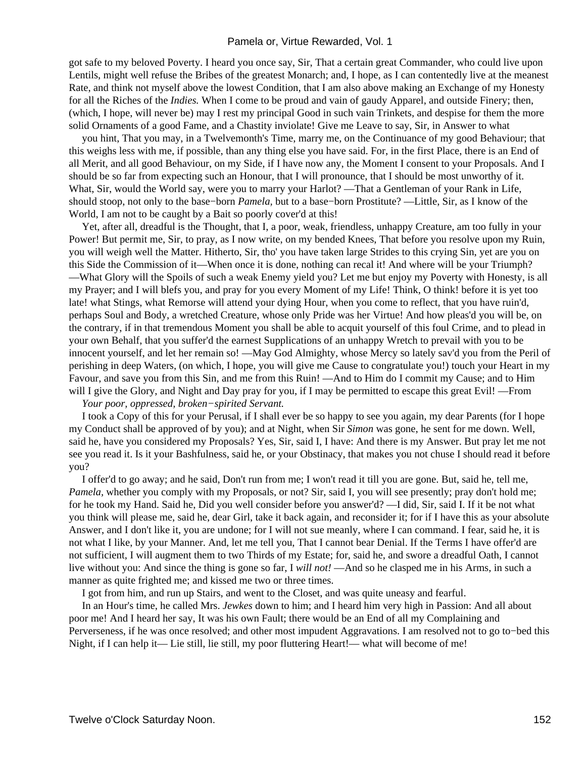got safe to my beloved Poverty. I heard you once say, Sir, That a certain great Commander, who could live upon Lentils, might well refuse the Bribes of the greatest Monarch; and, I hope, as I can contentedly live at the meanest Rate, and think not myself above the lowest Condition, that I am also above making an Exchange of my Honesty for all the Riches of the *Indies.* When I come to be proud and vain of gaudy Apparel, and outside Finery; then, (which, I hope, will never be) may I rest my principal Good in such vain Trinkets, and despise for them the more solid Ornaments of a good Fame, and a Chastity inviolate! Give me Leave to say, Sir, in Answer to what

you hint, That you may, in a Twelvemonth's Time, marry me, on the Continuance of my good Behaviour; that this weighs less with me, if possible, than any thing else you have said. For, in the first Place, there is an End of all Merit, and all good Behaviour, on my Side, if I have now any, the Moment I consent to your Proposals. And I should be so far from expecting such an Honour, that I will pronounce, that I should be most unworthy of it. What, Sir, would the World say, were you to marry your Harlot? —That a Gentleman of your Rank in Life, should stoop, not only to the base−born *Pamela,* but to a base−born Prostitute? —Little, Sir, as I know of the World, I am not to be caught by a Bait so poorly cover'd at this!

Yet, after all, dreadful is the Thought, that I, a poor, weak, friendless, unhappy Creature, am too fully in your Power! But permit me, Sir, to pray, as I now write, on my bended Knees, That before you resolve upon my Ruin, you will weigh well the Matter. Hitherto, Sir, tho' you have taken large Strides to this crying Sin, yet are you on this Side the Commission of it—When once it is done, nothing can recal it! And where will be your Triumph? —What Glory will the Spoils of such a weak Enemy yield you? Let me but enjoy my Poverty with Honesty, is all my Prayer; and I will blefs you, and pray for you every Moment of my Life! Think, O think! before it is yet too late! what Stings, what Remorse will attend your dying Hour, when you come to reflect, that you have ruin'd, perhaps Soul and Body, a wretched Creature, whose only Pride was her Virtue! And how pleas'd you will be, on the contrary, if in that tremendous Moment you shall be able to acquit yourself of this foul Crime, and to plead in your own Behalf, that you suffer'd the earnest Supplications of an unhappy Wretch to prevail with you to be innocent yourself, and let her remain so! —May God Almighty, whose Mercy so lately sav'd you from the Peril of perishing in deep Waters, (on which, I hope, you will give me Cause to congratulate you!) touch your Heart in my Favour, and save you from this Sin, and me from this Ruin! —And to Him do I commit my Cause; and to Him will I give the Glory, and Night and Day pray for you, if I may be permitted to escape this great Evil! —From

*Your poor, oppressed, broken−spirited Servant.*

I took a Copy of this for your Perusal, if I shall ever be so happy to see you again, my dear Parents (for I hope my Conduct shall be approved of by you); and at Night, when Sir *Simon* was gone, he sent for me down. Well, said he, have you considered my Proposals? Yes, Sir, said I, I have: And there is my Answer. But pray let me not see you read it. Is it your Bashfulness, said he, or your Obstinacy, that makes you not chuse I should read it before you?

I offer'd to go away; and he said, Don't run from me; I won't read it till you are gone. But, said he, tell me, *Pamela,* whether you comply with my Proposals, or not? Sir, said I, you will see presently; pray don't hold me; for he took my Hand. Said he, Did you well consider before you answer'd? —I did, Sir, said I. If it be not what you think will please me, said he, dear Girl, take it back again, and reconsider it; for if I have this as your absolute Answer, and I don't like it, you are undone; for I will not sue meanly, where I can command. I fear, said he, it is not what I like, by your Manner. And, let me tell you, That I cannot bear Denial. If the Terms I have offer'd are not sufficient, I will augment them to two Thirds of my Estate; for, said he, and swore a dreadful Oath, I cannot live without you: And since the thing is gone so far, I *will not!* —And so he clasped me in his Arms, in such a manner as quite frighted me; and kissed me two or three times.

I got from him, and run up Stairs, and went to the Closet, and was quite uneasy and fearful.

In an Hour's time, he called Mrs. *Jewkes* down to him; and I heard him very high in Passion: And all about poor me! And I heard her say, It was his own Fault; there would be an End of all my Complaining and Perverseness, if he was once resolved; and other most impudent Aggravations. I am resolved not to go to−bed this Night, if I can help it— Lie still, lie still, my poor fluttering Heart!— what will become of me!

Twelve o'Clock Saturday Noon.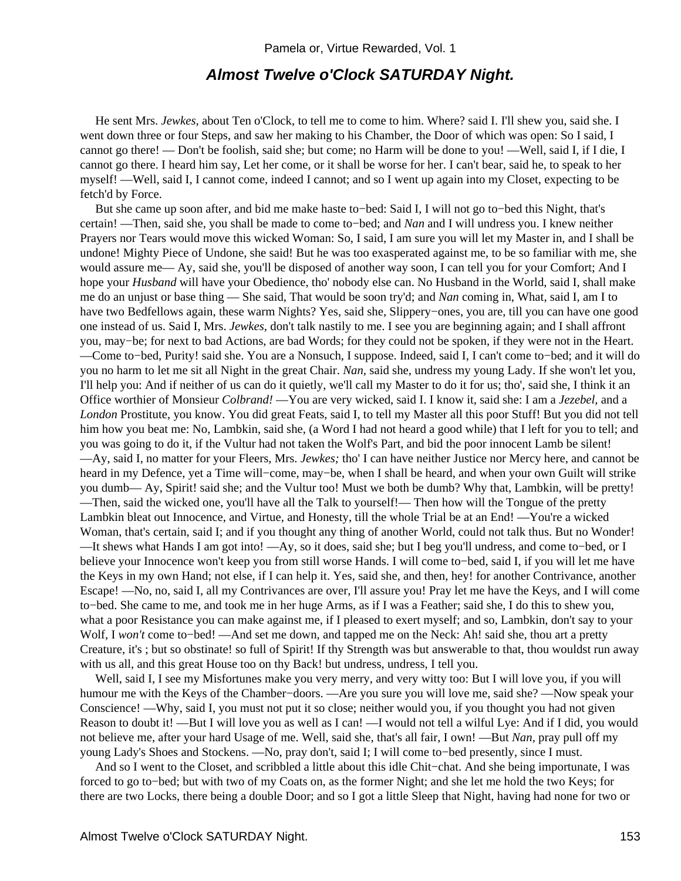## *Almost Twelve o'Clock SATURDAY Night.*

He sent Mrs. *Jewkes,* about Ten o'Clock, to tell me to come to him. Where? said I. I'll shew you, said she. I went down three or four Steps, and saw her making to his Chamber, the Door of which was open: So I said, I cannot go there! — Don't be foolish, said she; but come; no Harm will be done to you! —Well, said I, if I die, I cannot go there. I heard him say, Let her come, or it shall be worse for her. I can't bear, said he, to speak to her myself! —Well, said I, I cannot come, indeed I cannot; and so I went up again into my Closet, expecting to be fetch'd by Force.

But she came up soon after, and bid me make haste to−bed: Said I, I will not go to−bed this Night, that's certain! —Then, said she, you shall be made to come to−bed; and *Nan* and I will undress you. I knew neither Prayers nor Tears would move this wicked Woman: So, I said, I am sure you will let my Master in, and I shall be undone! Mighty Piece of Undone, she said! But he was too exasperated against me, to be so familiar with me, she would assure me— Ay, said she, you'll be disposed of another way soon, I can tell you for your Comfort; And I hope your *Husband* will have your Obedience, tho' nobody else can. No Husband in the World, said I, shall make me do an unjust or base thing — She said, That would be soon try'd; and *Nan* coming in, What, said I, am I to have two Bedfellows again, these warm Nights? Yes, said she, Slippery−ones, you are, till you can have one good one instead of us. Said I, Mrs. *Jewkes,* don't talk nastily to me. I see you are beginning again; and I shall affront you, may−be; for next to bad Actions, are bad Words; for they could not be spoken, if they were not in the Heart. —Come to−bed, Purity! said she. You are a Nonsuch, I suppose. Indeed, said I, I can't come to−bed; and it will do you no harm to let me sit all Night in the great Chair. *Nan,* said she, undress my young Lady. If she won't let you, I'll help you: And if neither of us can do it quietly, we'll call my Master to do it for us; tho', said she, I think it an Office worthier of Monsieur *Colbrand!* —You are very wicked, said I. I know it, said she: I am a *Jezebel,* and a *London* Prostitute, you know. You did great Feats, said I, to tell my Master all this poor Stuff! But you did not tell him how you beat me: No, Lambkin, said she, (a Word I had not heard a good while) that I left for you to tell; and you was going to do it, if the Vultur had not taken the Wolf's Part, and bid the poor innocent Lamb be silent! —Ay, said I, no matter for your Fleers, Mrs. *Jewkes;* tho' I can have neither Justice nor Mercy here, and cannot be heard in my Defence, yet a Time will−come, may−be, when I shall be heard, and when your own Guilt will strike you dumb— Ay, Spirit! said she; and the Vultur too! Must we both be dumb? Why that, Lambkin, will be pretty! —Then, said the wicked one, you'll have all the Talk to yourself!— Then how will the Tongue of the pretty Lambkin bleat out Innocence, and Virtue, and Honesty, till the whole Trial be at an End! —You're a wicked Woman, that's certain, said I; and if you thought any thing of another World, could not talk thus. But no Wonder! —It shews what Hands I am got into! —Ay, so it does, said she; but I beg you'll undress, and come to−bed, or I believe your Innocence won't keep you from still worse Hands. I will come to−bed, said I, if you will let me have the Keys in my own Hand; not else, if I can help it. Yes, said she, and then, hey! for another Contrivance, another Escape! —No, no, said I, all my Contrivances are over, I'll assure you! Pray let me have the Keys, and I will come to−bed. She came to me, and took me in her huge Arms, as if I was a Feather; said she, I do this to shew you, what a poor Resistance you can make against me, if I pleased to exert myself; and so, Lambkin, don't say to your Wolf, I *won't* come to−bed! —And set me down, and tapped me on the Neck: Ah! said she, thou art a pretty Creature, it's ; but so obstinate! so full of Spirit! If thy Strength was but answerable to that, thou wouldst run away with us all, and this great House too on thy Back! but undress, undress, I tell you.

Well, said I, I see my Misfortunes make you very merry, and very witty too: But I will love you, if you will humour me with the Keys of the Chamber−doors. —Are you sure you will love me, said she? —Now speak your Conscience! —Why, said I, you must not put it so close; neither would you, if you thought you had not given Reason to doubt it! —But I will love you as well as I can! —I would not tell a wilful Lye: And if I did, you would not believe me, after your hard Usage of me. Well, said she, that's all fair, I own! —But *Nan,* pray pull off my young Lady's Shoes and Stockens. —No, pray don't, said I; I will come to−bed presently, since I must.

And so I went to the Closet, and scribbled a little about this idle Chit−chat. And she being importunate, I was forced to go to−bed; but with two of my Coats on, as the former Night; and she let me hold the two Keys; for there are two Locks, there being a double Door; and so I got a little Sleep that Night, having had none for two or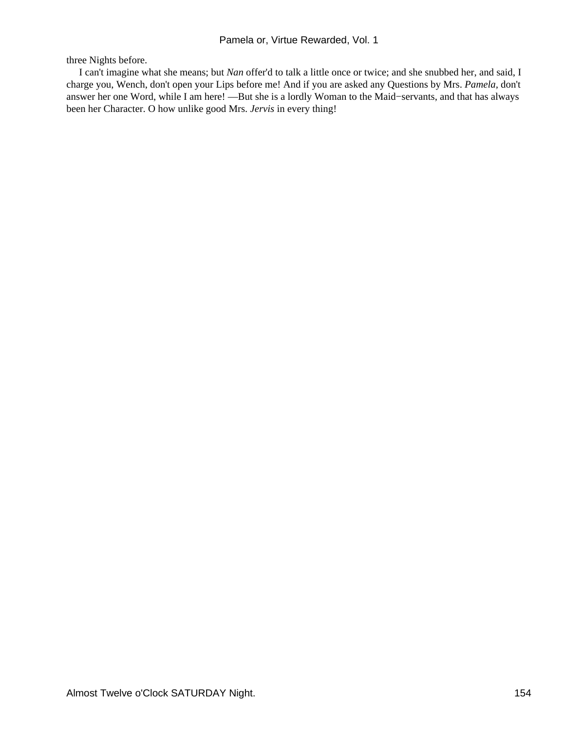three Nights before.

I can't imagine what she means; but *Nan* offer'd to talk a little once or twice; and she snubbed her, and said, I charge you, Wench, don't open your Lips before me! And if you are asked any Questions by Mrs. *Pamela*, don't answer her one Word, while I am here! —But she is a lordly Woman to the Maid−servants, and that has always been her Character. O how unlike good Mrs. *Jervis* in every thing!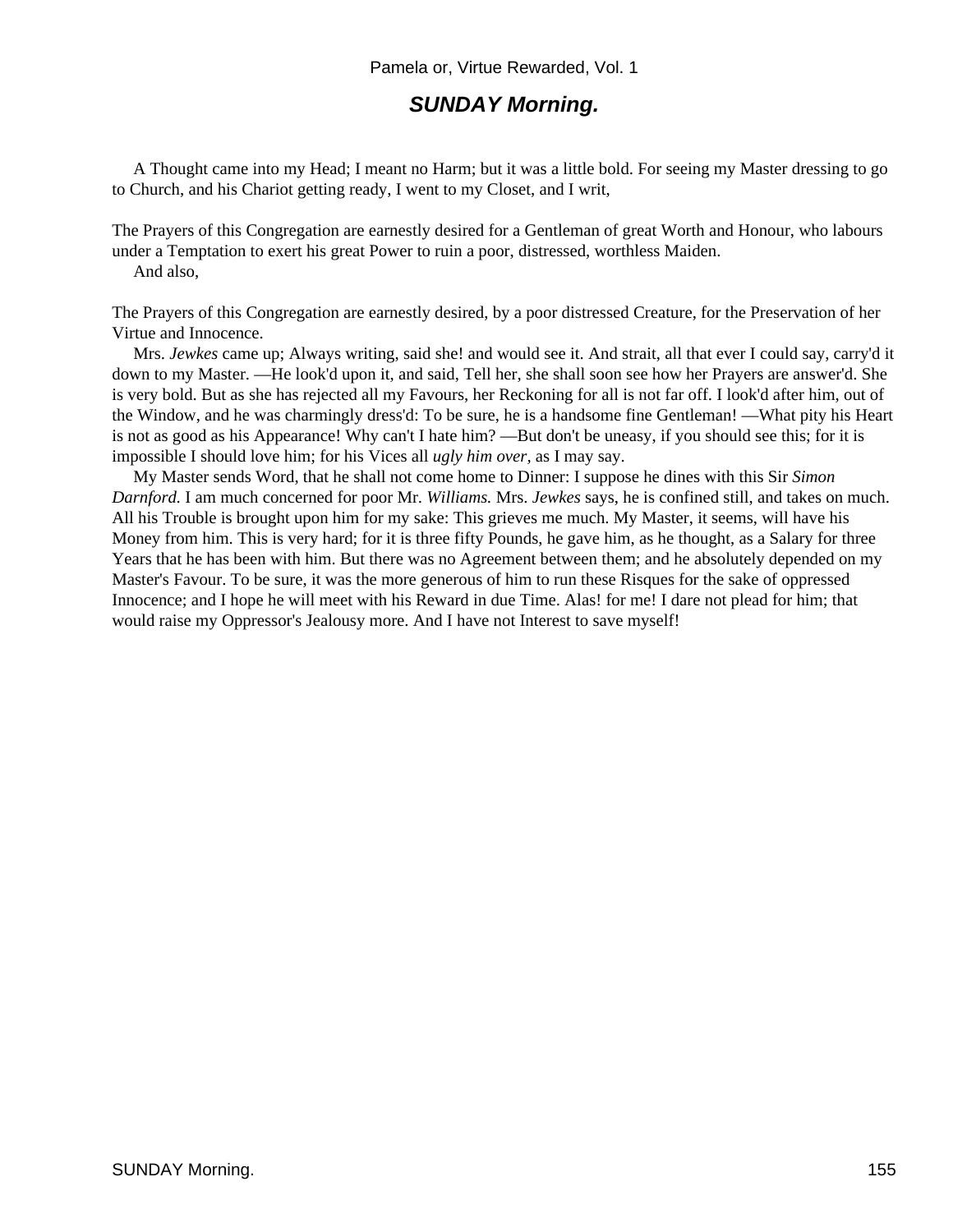## *SUNDAY Morning.*

A Thought came into my Head; I meant no Harm; but it was a little bold. For seeing my Master dressing to go to Church, and his Chariot getting ready, I went to my Closet, and I writ,

The Prayers of this Congregation are earnestly desired for a Gentleman of great Worth and Honour, who labours under a Temptation to exert his great Power to ruin a poor, distressed, worthless Maiden.

And also,

The Prayers of this Congregation are earnestly desired, by a poor distressed Creature, for the Preservation of her Virtue and Innocence.

Mrs. *Jewkes* came up; Always writing, said she! and would see it. And strait, all that ever I could say, carry'd it down to my Master. —He look'd upon it, and said, Tell her, she shall soon see how her Prayers are answer'd. She is very bold. But as she has rejected all my Favours, her Reckoning for all is not far off. I look'd after him, out of the Window, and he was charmingly dress'd: To be sure, he is a handsome fine Gentleman! —What pity his Heart is not as good as his Appearance! Why can't I hate him? —But don't be uneasy, if you should see this; for it is impossible I should love him; for his Vices all *ugly him over*, as I may say.

My Master sends Word, that he shall not come home to Dinner: I suppose he dines with this Sir *Simon Darnford.* I am much concerned for poor Mr. *Williams.* Mrs. *Jewkes* says, he is confined still, and takes on much. All his Trouble is brought upon him for my sake: This grieves me much. My Master, it seems, will have his Money from him. This is very hard; for it is three fifty Pounds, he gave him, as he thought, as a Salary for three Years that he has been with him. But there was no Agreement between them; and he absolutely depended on my Master's Favour. To be sure, it was the more generous of him to run these Risques for the sake of oppressed Innocence; and I hope he will meet with his Reward in due Time. Alas! for me! I dare not plead for him; that would raise my Oppressor's Jealousy more. And I have not Interest to save myself!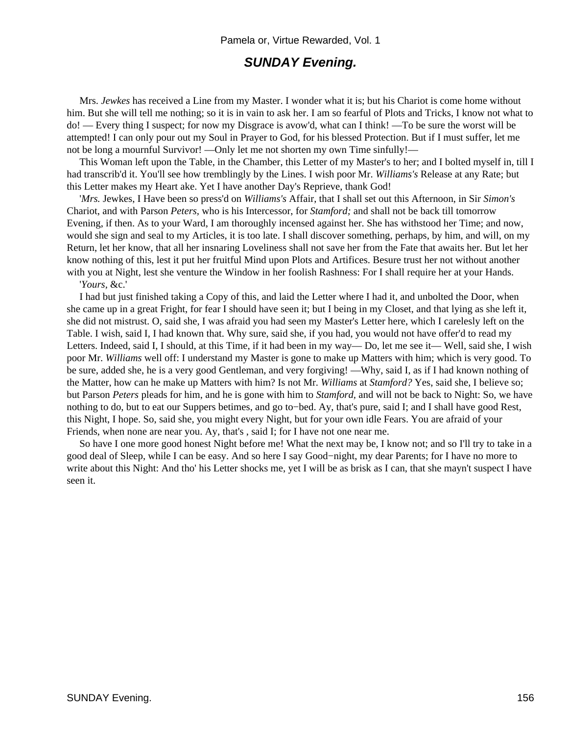## *SUNDAY Evening.*

Mrs. *Jewkes* has received a Line from my Master. I wonder what it is; but his Chariot is come home without him. But she will tell me nothing; so it is in vain to ask her. I am so fearful of Plots and Tricks, I know not what to do! — Every thing I suspect; for now my Disgrace is avow'd, what can I think! —To be sure the worst will be attempted! I can only pour out my Soul in Prayer to God, for his blessed Protection. But if I must suffer, let me not be long a mournful Survivor! —Only let me not shorten my own Time sinfully!—

This Woman left upon the Table, in the Chamber, this Letter of my Master's to her; and I bolted myself in, till I had transcrib'd it. You'll see how tremblingly by the Lines. I wish poor Mr. *Williams's* Release at any Rate; but this Letter makes my Heart ake. Yet I have another Day's Reprieve, thank God!

'*Mrs.* Jewkes, I Have been so press'd on *Williams's* Affair, that I shall set out this Afternoon, in Sir *Simon's* Chariot, and with Parson *Peters,* who is his Intercessor, for *Stamford;* and shall not be back till tomorrow Evening, if then. As to your Ward, I am thoroughly incensed against her. She has withstood her Time; and now, would she sign and seal to my Articles, it is too late. I shall discover something, perhaps, by him, and will, on my Return, let her know, that all her insnaring Loveliness shall not save her from the Fate that awaits her. But let her know nothing of this, lest it put her fruitful Mind upon Plots and Artifices. Besure trust her not without another with you at Night, lest she venture the Window in her foolish Rashness: For I shall require her at your Hands.

'*Yours,* &c.'

I had but just finished taking a Copy of this, and laid the Letter where I had it, and unbolted the Door, when she came up in a great Fright, for fear I should have seen it; but I being in my Closet, and that lying as she left it, she did not mistrust. O, said she, I was afraid you had seen my Master's Letter here, which I carelesly left on the Table. I wish, said I, I had known that. Why sure, said she, if you had, you would not have offer'd to read my Letters. Indeed, said I, I should, at this Time, if it had been in my way— Do, let me see it— Well, said she, I wish poor Mr. *Williams* well off: I understand my Master is gone to make up Matters with him; which is very good. To be sure, added she, he is a very good Gentleman, and very forgiving! —Why, said I, as if I had known nothing of the Matter, how can he make up Matters with him? Is not Mr. *Williams* at *Stamford?* Yes, said she, I believe so; but Parson *Peters* pleads for him, and he is gone with him to *Stamford,* and will not be back to Night: So, we have nothing to do, but to eat our Suppers betimes, and go to−bed. Ay, that's pure, said I; and I shall have good Rest, this Night, I hope. So, said she, you might every Night, but for your own idle Fears. You are afraid of your Friends, when none are near you. Ay, that's , said I; for I have not one near me.

So have I one more good honest Night before me! What the next may be, I know not; and so I'll try to take in a good deal of Sleep, while I can be easy. And so here I say Good−night, my dear Parents; for I have no more to write about this Night: And tho' his Letter shocks me, yet I will be as brisk as I can, that she mayn't suspect I have seen it.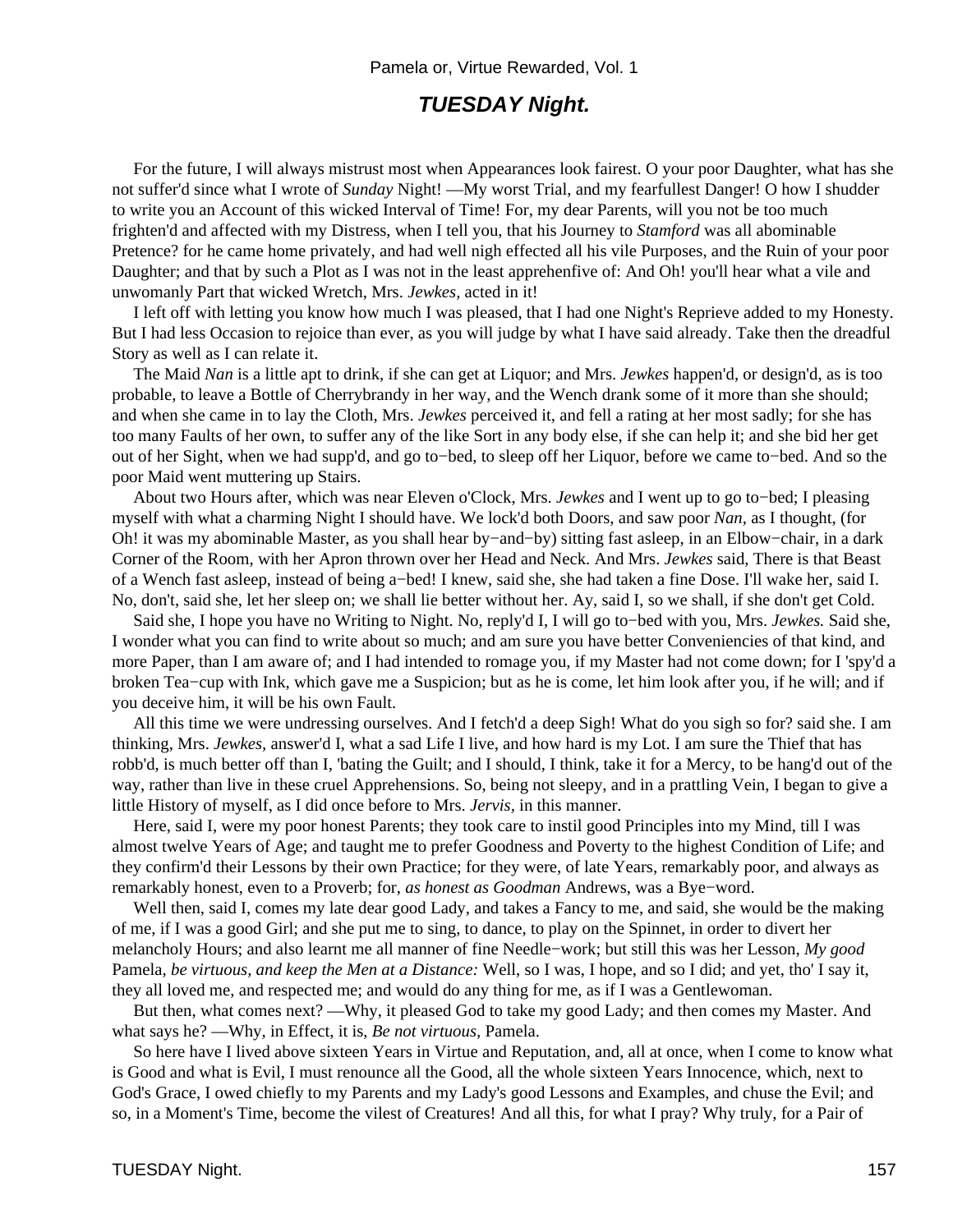## *TUESDAY Night.*

For the future, I will always mistrust most when Appearances look fairest. O your poor Daughter, what has she not suffer'd since what I wrote of *Sunday* Night! —My worst Trial, and my fearfullest Danger! O how I shudder to write you an Account of this wicked Interval of Time! For, my dear Parents, will you not be too much frighten'd and affected with my Distress, when I tell you, that his Journey to *Stamford* was all abominable Pretence? for he came home privately, and had well nigh effected all his vile Purposes, and the Ruin of your poor Daughter; and that by such a Plot as I was not in the least apprehenfive of: And Oh! you'll hear what a vile and unwomanly Part that wicked Wretch, Mrs. *Jewkes*, acted in it!

I left off with letting you know how much I was pleased, that I had one Night's Reprieve added to my Honesty. But I had less Occasion to rejoice than ever, as you will judge by what I have said already. Take then the dreadful Story as well as I can relate it.

The Maid *Nan* is a little apt to drink, if she can get at Liquor; and Mrs. *Jewkes* happen'd, or design'd, as is too probable, to leave a Bottle of Cherrybrandy in her way, and the Wench drank some of it more than she should; and when she came in to lay the Cloth, Mrs. *Jewkes* perceived it, and fell a rating at her most sadly; for she has too many Faults of her own, to suffer any of the like Sort in any body else, if she can help it; and she bid her get out of her Sight, when we had supp'd, and go to−bed, to sleep off her Liquor, before we came to−bed. And so the poor Maid went muttering up Stairs.

About two Hours after, which was near Eleven o'Clock, Mrs. *Jewkes* and I went up to go to−bed; I pleasing myself with what a charming Night I should have. We lock'd both Doors, and saw poor *Nan*, as I thought, (for Oh! it was my abominable Master, as you shall hear by−and−by) sitting fast asleep, in an Elbow−chair, in a dark Corner of the Room, with her Apron thrown over her Head and Neck. And Mrs. *Jewkes* said, There is that Beast of a Wench fast asleep, instead of being a−bed! I knew, said she, she had taken a fine Dose. I'll wake her, said I. No, don't, said she, let her sleep on; we shall lie better without her. Ay, said I, so we shall, if she don't get Cold.

Said she, I hope you have no Writing to Night. No, reply'd I, I will go to−bed with you, Mrs. *Jewkes.* Said she, I wonder what you can find to write about so much; and am sure you have better Conveniencies of that kind, and more Paper, than I am aware of; and I had intended to romage you, if my Master had not come down; for I 'spy'd a broken Tea−cup with Ink, which gave me a Suspicion; but as he is come, let him look after you, if he will; and if you deceive him, it will be his own Fault.

All this time we were undressing ourselves. And I fetch'd a deep Sigh! What do you sigh so for? said she. I am thinking, Mrs. *Jewkes*, answer'd I, what a sad Life I live, and how hard is my Lot. I am sure the Thief that has robb'd, is much better off than I, 'bating the Guilt; and I should, I think, take it for a Mercy, to be hang'd out of the way, rather than live in these cruel Apprehensions. So, being not sleepy, and in a prattling Vein, I began to give a little History of myself, as I did once before to Mrs. *Jervis*, in this manner.

Here, said I, were my poor honest Parents; they took care to instil good Principles into my Mind, till I was almost twelve Years of Age; and taught me to prefer Goodness and Poverty to the highest Condition of Life; and they confirm'd their Lessons by their own Practice; for they were, of late Years, remarkably poor, and always as remarkably honest, even to a Proverb; for, *as honest as Goodman* Andrews, was a Bye−word.

Well then, said I, comes my late dear good Lady, and takes a Fancy to me, and said, she would be the making of me, if I was a good Girl; and she put me to sing, to dance, to play on the Spinnet, in order to divert her melancholy Hours; and also learnt me all manner of fine Needle−work; but still this was her Lesson, *My good* Pamela, *be virtuous, and keep the Men at a Distance:* Well, so I was, I hope, and so I did; and yet, tho' I say it, they all loved me, and respected me; and would do any thing for me, as if I was a Gentlewoman.

But then, what comes next? —Why, it pleased God to take my good Lady; and then comes my Master. And what says he? —Why, in Effect, it is, *Be not virtuous,* Pamela.

So here have I lived above sixteen Years in Virtue and Reputation, and, all at once, when I come to know what is Good and what is Evil, I must renounce all the Good, all the whole sixteen Years Innocence, which, next to God's Grace, I owed chiefly to my Parents and my Lady's good Lessons and Examples, and chuse the Evil; and so, in a Moment's Time, become the vilest of Creatures! And all this, for what I pray? Why truly, for a Pair of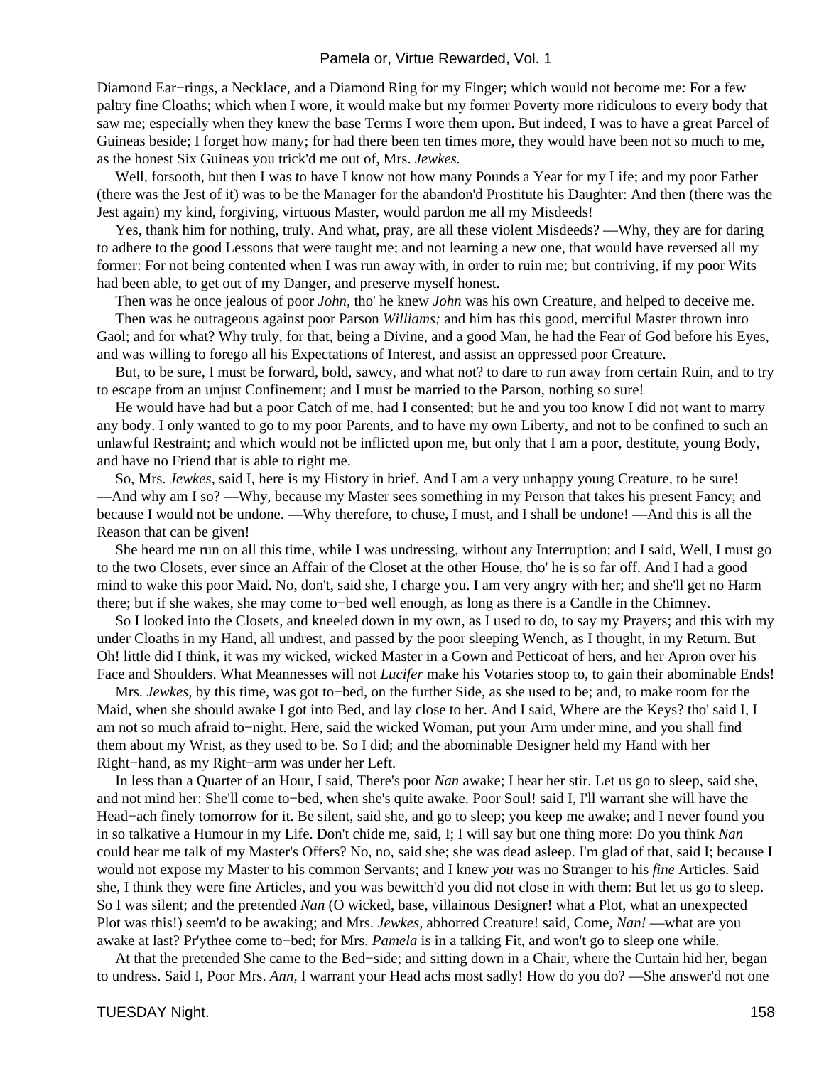Diamond Ear−rings, a Necklace, and a Diamond Ring for my Finger; which would not become me: For a few paltry fine Cloaths; which when I wore, it would make but my former Poverty more ridiculous to every body that saw me; especially when they knew the base Terms I wore them upon. But indeed, I was to have a great Parcel of Guineas beside; I forget how many; for had there been ten times more, they would have been not so much to me, as the honest Six Guineas you trick'd me out of, Mrs. *Jewkes.*

Well, forsooth, but then I was to have I know not how many Pounds a Year for my Life; and my poor Father (there was the Jest of it) was to be the Manager for the abandon'd Prostitute his Daughter: And then (there was the Jest again) my kind, forgiving, virtuous Master, would pardon me all my Misdeeds!

Yes, thank him for nothing, truly. And what, pray, are all these violent Misdeeds? —Why, they are for daring to adhere to the good Lessons that were taught me; and not learning a new one, that would have reversed all my former: For not being contented when I was run away with, in order to ruin me; but contriving, if my poor Wits had been able, to get out of my Danger, and preserve myself honest.

Then was he once jealous of poor *John,* tho' he knew *John* was his own Creature, and helped to deceive me.

Then was he outrageous against poor Parson *Williams;* and him has this good, merciful Master thrown into Gaol; and for what? Why truly, for that, being a Divine, and a good Man, he had the Fear of God before his Eyes, and was willing to forego all his Expectations of Interest, and assist an oppressed poor Creature.

But, to be sure, I must be forward, bold, sawcy, and what not? to dare to run away from certain Ruin, and to try to escape from an unjust Confinement; and I must be married to the Parson, nothing so sure!

He would have had but a poor Catch of me, had I consented; but he and you too know I did not want to marry any body. I only wanted to go to my poor Parents, and to have my own Liberty, and not to be confined to such an unlawful Restraint; and which would not be inflicted upon me, but only that I am a poor, destitute, young Body, and have no Friend that is able to right me.

So, Mrs. *Jewkes,* said I, here is my History in brief. And I am a very unhappy young Creature, to be sure! —And why am I so? —Why, because my Master sees something in my Person that takes his present Fancy; and because I would not be undone. —Why therefore, to chuse, I must, and I shall be undone! —And this is all the Reason that can be given!

She heard me run on all this time, while I was undressing, without any Interruption; and I said, Well, I must go to the two Closets, ever since an Affair of the Closet at the other House, tho' he is so far off. And I had a good mind to wake this poor Maid. No, don't, said she, I charge you. I am very angry with her; and she'll get no Harm there; but if she wakes, she may come to−bed well enough, as long as there is a Candle in the Chimney.

So I looked into the Closets, and kneeled down in my own, as I used to do, to say my Prayers; and this with my under Cloaths in my Hand, all undrest, and passed by the poor sleeping Wench, as I thought, in my Return. But Oh! little did I think, it was my wicked, wicked Master in a Gown and Petticoat of hers, and her Apron over his Face and Shoulders. What Meannesses will not *Lucifer* make his Votaries stoop to, to gain their abominable Ends!

Mrs. *Jewkes,* by this time, was got to−bed, on the further Side, as she used to be; and, to make room for the Maid, when she should awake I got into Bed, and lay close to her. And I said, Where are the Keys? tho' said I, I am not so much afraid to−night. Here, said the wicked Woman, put your Arm under mine, and you shall find them about my Wrist, as they used to be. So I did; and the abominable Designer held my Hand with her Right−hand, as my Right−arm was under her Left.

In less than a Quarter of an Hour, I said, There's poor *Nan* awake; I hear her stir. Let us go to sleep, said she, and not mind her: She'll come to−bed, when she's quite awake. Poor Soul! said I, I'll warrant she will have the Head−ach finely tomorrow for it. Be silent, said she, and go to sleep; you keep me awake; and I never found you in so talkative a Humour in my Life. Don't chide me, said, I; I will say but one thing more: Do you think *Nan* could hear me talk of my Master's Offers? No, no, said she; she was dead asleep. I'm glad of that, said I; because I would not expose my Master to his common Servants; and I knew *you* was no Stranger to his *fine* Articles. Said she, I think they were fine Articles, and you was bewitch'd you did not close in with them: But let us go to sleep. So I was silent; and the pretended *Nan* (O wicked, base, villainous Designer! what a Plot, what an unexpected Plot was this!) seem'd to be awaking; and Mrs. *Jewkes,* abhorred Creature! said, Come, *Nan!* —what are you awake at last? Pr'ythee come to−bed; for Mrs. *Pamela* is in a talking Fit, and won't go to sleep one while.

At that the pretended She came to the Bed−side; and sitting down in a Chair, where the Curtain hid her, began to undress. Said I, Poor Mrs. *Ann,* I warrant your Head achs most sadly! How do you do? —She answer'd not one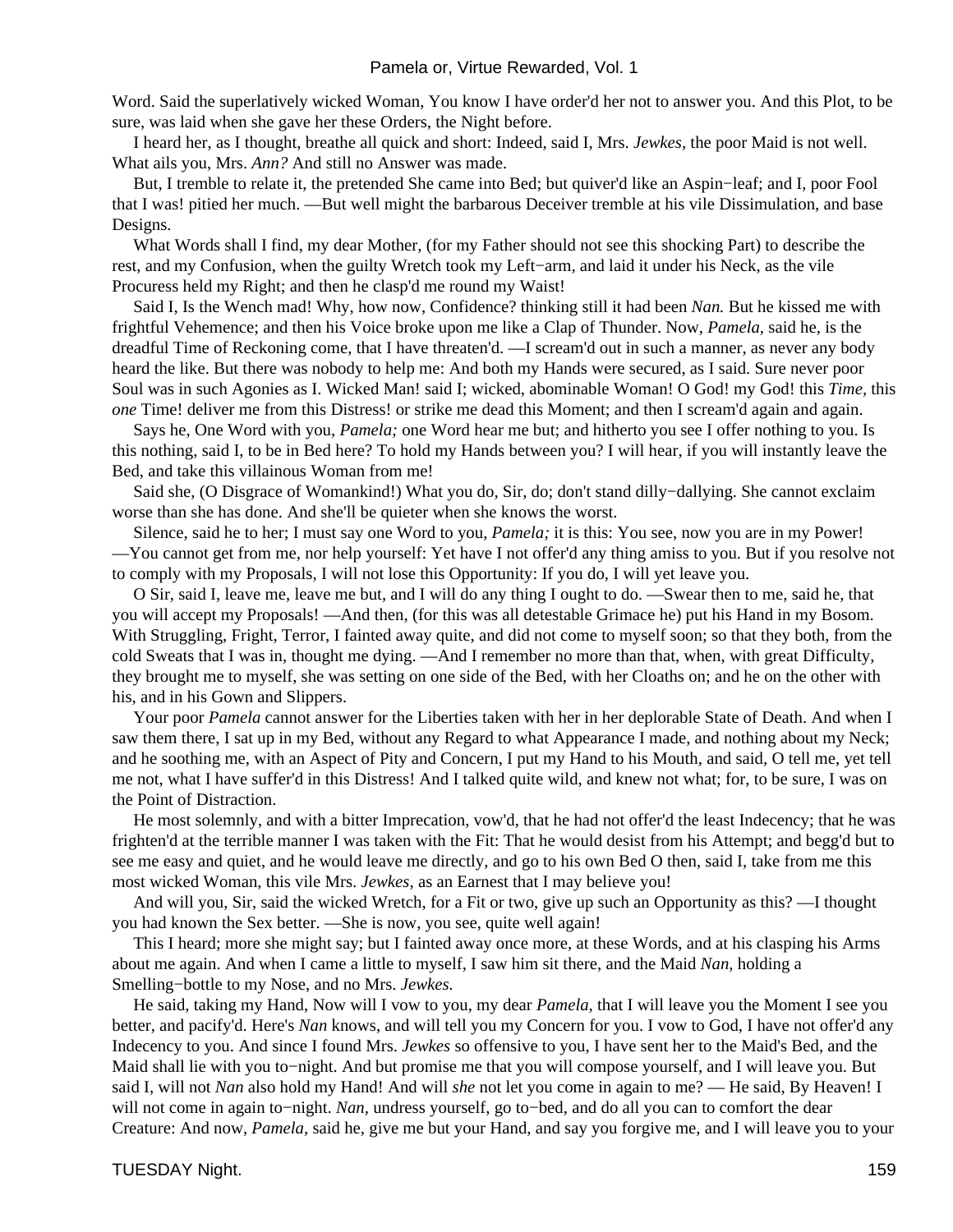Word. Said the superlatively wicked Woman, You know I have order'd her not to answer you. And this Plot, to be sure, was laid when she gave her these Orders, the Night before.

I heard her, as I thought, breathe all quick and short: Indeed, said I, Mrs. *Jewkes,* the poor Maid is not well. What ails you, Mrs. *Ann?* And still no Answer was made.

But, I tremble to relate it, the pretended She came into Bed; but quiver'd like an Aspin−leaf; and I, poor Fool that I was! pitied her much. —But well might the barbarous Deceiver tremble at his vile Dissimulation, and base Designs.

What Words shall I find, my dear Mother, (for my Father should not see this shocking Part) to describe the rest, and my Confusion, when the guilty Wretch took my Left−arm, and laid it under his Neck, as the vile Procuress held my Right; and then he clasp'd me round my Waist!

Said I, Is the Wench mad! Why, how now, Confidence? thinking still it had been *Nan.* But he kissed me with frightful Vehemence; and then his Voice broke upon me like a Clap of Thunder. Now, *Pamela,* said he, is the dreadful Time of Reckoning come, that I have threaten'd. —I scream'd out in such a manner, as never any body heard the like. But there was nobody to help me: And both my Hands were secured, as I said. Sure never poor Soul was in such Agonies as I. Wicked Man! said I; wicked, abominable Woman! O God! my God! this *Time,* this *one* Time! deliver me from this Distress! or strike me dead this Moment; and then I scream'd again and again.

Says he, One Word with you, *Pamela;* one Word hear me but; and hitherto you see I offer nothing to you. Is this nothing, said I, to be in Bed here? To hold my Hands between you? I will hear, if you will instantly leave the Bed, and take this villainous Woman from me!

Said she, (O Disgrace of Womankind!) What you do, Sir, do; don't stand dilly−dallying. She cannot exclaim worse than she has done. And she'll be quieter when she knows the worst.

Silence, said he to her; I must say one Word to you, *Pamela;* it is this: You see, now you are in my Power! —You cannot get from me, nor help yourself: Yet have I not offer'd any thing amiss to you. But if you resolve not to comply with my Proposals, I will not lose this Opportunity: If you do, I will yet leave you.

O Sir, said I, leave me, leave me but, and I will do any thing I ought to do. —Swear then to me, said he, that you will accept my Proposals! —And then, (for this was all detestable Grimace he) put his Hand in my Bosom. With Struggling, Fright, Terror, I fainted away quite, and did not come to myself soon; so that they both, from the cold Sweats that I was in, thought me dying. —And I remember no more than that, when, with great Difficulty, they brought me to myself, she was setting on one side of the Bed, with her Cloaths on; and he on the other with his, and in his Gown and Slippers.

Your poor *Pamela* cannot answer for the Liberties taken with her in her deplorable State of Death. And when I saw them there, I sat up in my Bed, without any Regard to what Appearance I made, and nothing about my Neck; and he soothing me, with an Aspect of Pity and Concern, I put my Hand to his Mouth, and said, O tell me, yet tell me not, what I have suffer'd in this Distress! And I talked quite wild, and knew not what; for, to be sure, I was on the Point of Distraction.

He most solemnly, and with a bitter Imprecation, vow'd, that he had not offer'd the least Indecency; that he was frighten'd at the terrible manner I was taken with the Fit: That he would desist from his Attempt; and begg'd but to see me easy and quiet, and he would leave me directly, and go to his own Bed O then, said I, take from me this most wicked Woman, this vile Mrs. *Jewkes,* as an Earnest that I may believe you!

And will you, Sir, said the wicked Wretch, for a Fit or two, give up such an Opportunity as this? —I thought you had known the Sex better. —She is now, you see, quite well again!

This I heard; more she might say; but I fainted away once more, at these Words, and at his clasping his Arms about me again. And when I came a little to myself, I saw him sit there, and the Maid *Nan,* holding a Smelling−bottle to my Nose, and no Mrs. *Jewkes.*

He said, taking my Hand, Now will I vow to you, my dear *Pamela,* that I will leave you the Moment I see you better, and pacify'd. Here's *Nan* knows, and will tell you my Concern for you. I vow to God, I have not offer'd any Indecency to you. And since I found Mrs. *Jewkes* so offensive to you, I have sent her to the Maid's Bed, and the Maid shall lie with you to−night. And but promise me that you will compose yourself, and I will leave you. But said I, will not *Nan* also hold my Hand! And will *she* not let you come in again to me? — He said, By Heaven! I will not come in again to−night. *Nan,* undress yourself, go to−bed, and do all you can to comfort the dear Creature: And now, *Pamela,* said he, give me but your Hand, and say you forgive me, and I will leave you to your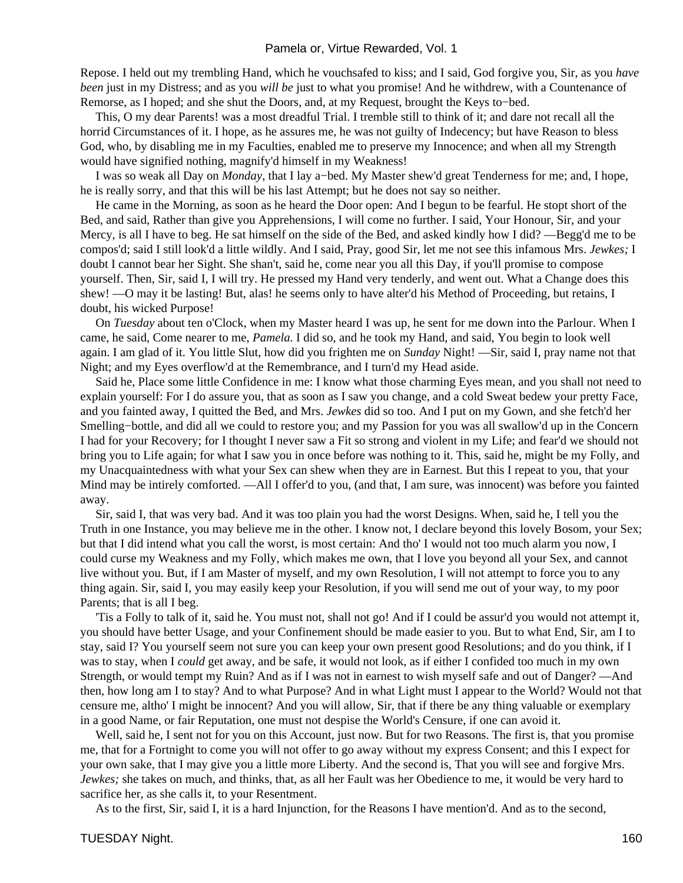Repose. I held out my trembling Hand, which he vouchsafed to kiss; and I said, God forgive you, Sir, as you *have been* just in my Distress; and as you *will be* just to what you promise! And he withdrew, with a Countenance of Remorse, as I hoped; and she shut the Doors, and, at my Request, brought the Keys to−bed.

This, O my dear Parents! was a most dreadful Trial. I tremble still to think of it; and dare not recall all the horrid Circumstances of it. I hope, as he assures me, he was not guilty of Indecency; but have Reason to bless God, who, by disabling me in my Faculties, enabled me to preserve my Innocence; and when all my Strength would have signified nothing, magnify'd himself in my Weakness!

I was so weak all Day on *Monday*, that I lay a−bed. My Master shew'd great Tenderness for me; and, I hope, he is really sorry, and that this will be his last Attempt; but he does not say so neither.

He came in the Morning, as soon as he heard the Door open: And I begun to be fearful. He stopt short of the Bed, and said, Rather than give you Apprehensions, I will come no further. I said, Your Honour, Sir, and your Mercy, is all I have to beg. He sat himself on the side of the Bed, and asked kindly how I did? —Begg'd me to be compos'd; said I still look'd a little wildly. And I said, Pray, good Sir, let me not see this infamous Mrs. *Jewkes;* I doubt I cannot bear her Sight. She shan't, said he, come near you all this Day, if you'll promise to compose yourself. Then, Sir, said I, I will try. He pressed my Hand very tenderly, and went out. What a Change does this shew! —O may it be lasting! But, alas! he seems only to have alter'd his Method of Proceeding, but retains, I doubt, his wicked Purpose!

On *Tuesday* about ten o'Clock, when my Master heard I was up, he sent for me down into the Parlour. When I came, he said, Come nearer to me, *Pamela.* I did so, and he took my Hand, and said, You begin to look well again. I am glad of it. You little Slut, how did you frighten me on *Sunday* Night! —Sir, said I, pray name not that Night; and my Eyes overflow'd at the Remembrance, and I turn'd my Head aside.

Said he, Place some little Confidence in me: I know what those charming Eyes mean, and you shall not need to explain yourself: For I do assure you, that as soon as I saw you change, and a cold Sweat bedew your pretty Face, and you fainted away, I quitted the Bed, and Mrs. *Jewkes* did so too. And I put on my Gown, and she fetch'd her Smelling−bottle, and did all we could to restore you; and my Passion for you was all swallow'd up in the Concern I had for your Recovery; for I thought I never saw a Fit so strong and violent in my Life; and fear'd we should not bring you to Life again; for what I saw you in once before was nothing to it. This, said he, might be my Folly, and my Unacquaintedness with what your Sex can shew when they are in Earnest. But this I repeat to you, that your Mind may be intirely comforted. —All I offer'd to you, (and that, I am sure, was innocent) was before you fainted away.

Sir, said I, that was very bad. And it was too plain you had the worst Designs. When, said he, I tell you the Truth in one Instance, you may believe me in the other. I know not, I declare beyond this lovely Bosom, your Sex; but that I did intend what you call the worst, is most certain: And tho' I would not too much alarm you now, I could curse my Weakness and my Folly, which makes me own, that I love you beyond all your Sex, and cannot live without you. But, if I am Master of myself, and my own Resolution, I will not attempt to force you to any thing again. Sir, said I, you may easily keep your Resolution, if you will send me out of your way, to my poor Parents; that is all I beg.

'Tis a Folly to talk of it, said he. You must not, shall not go! And if I could be assur'd you would not attempt it, you should have better Usage, and your Confinement should be made easier to you. But to what End, Sir, am I to stay, said I? You yourself seem not sure you can keep your own present good Resolutions; and do you think, if I was to stay, when I *could* get away, and be safe, it would not look, as if either I confided too much in my own Strength, or would tempt my Ruin? And as if I was not in earnest to wish myself safe and out of Danger? —And then, how long am I to stay? And to what Purpose? And in what Light must I appear to the World? Would not that censure me, altho' I might be innocent? And you will allow, Sir, that if there be any thing valuable or exemplary in a good Name, or fair Reputation, one must not despise the World's Censure, if one can avoid it.

Well, said he, I sent not for you on this Account, just now. But for two Reasons. The first is, that you promise me, that for a Fortnight to come you will not offer to go away without my express Consent; and this I expect for your own sake, that I may give you a little more Liberty. And the second is, That you will see and forgive Mrs. *Jewkes;* she takes on much, and thinks, that, as all her Fault was her Obedience to me, it would be very hard to sacrifice her, as she calls it, to your Resentment.

As to the first, Sir, said I, it is a hard Injunction, for the Reasons I have mention'd. And as to the second,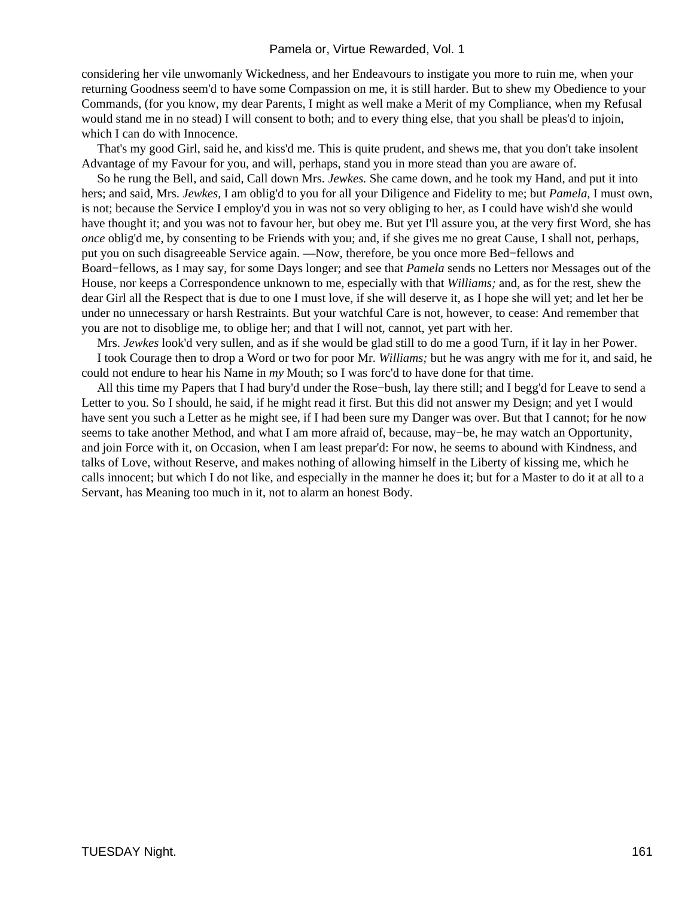considering her vile unwomanly Wickedness, and her Endeavours to instigate you more to ruin me, when your returning Goodness seem'd to have some Compassion on me, it is still harder. But to shew my Obedience to your Commands, (for you know, my dear Parents, I might as well make a Merit of my Compliance, when my Refusal would stand me in no stead) I will consent to both; and to every thing else, that you shall be pleas'd to injoin, which I can do with Innocence.

That's my good Girl, said he, and kiss'd me. This is quite prudent, and shews me, that you don't take insolent Advantage of my Favour for you, and will, perhaps, stand you in more stead than you are aware of.

So he rung the Bell, and said, Call down Mrs. *Jewkes.* She came down, and he took my Hand, and put it into hers; and said, Mrs. *Jewkes,* I am oblig'd to you for all your Diligence and Fidelity to me; but *Pamela,* I must own, is not; because the Service I employ'd you in was not so very obliging to her, as I could have wish'd she would have thought it; and you was not to favour her, but obey me. But yet I'll assure you, at the very first Word, she has *once* oblig'd me, by consenting to be Friends with you; and, if she gives me no great Cause, I shall not, perhaps, put you on such disagreeable Service again. —Now, therefore, be you once more Bed−fellows and Board−fellows, as I may say, for some Days longer; and see that *Pamela* sends no Letters nor Messages out of the House, nor keeps a Correspondence unknown to me, especially with that *Williams;* and, as for the rest, shew the dear Girl all the Respect that is due to one I must love, if she will deserve it, as I hope she will yet; and let her be under no unnecessary or harsh Restraints. But your watchful Care is not, however, to cease: And remember that you are not to disoblige me, to oblige her; and that I will not, cannot, yet part with her.

Mrs. *Jewkes* look'd very sullen, and as if she would be glad still to do me a good Turn, if it lay in her Power.

I took Courage then to drop a Word or two for poor Mr. *Williams;* but he was angry with me for it, and said, he could not endure to hear his Name in *my* Mouth; so I was forc'd to have done for that time.

All this time my Papers that I had bury'd under the Rose−bush, lay there still; and I begg'd for Leave to send a Letter to you. So I should, he said, if he might read it first. But this did not answer my Design; and yet I would have sent you such a Letter as he might see, if I had been sure my Danger was over. But that I cannot; for he now seems to take another Method, and what I am more afraid of, because, may−be, he may watch an Opportunity, and join Force with it, on Occasion, when I am least prepar'd: For now, he seems to abound with Kindness, and talks of Love, without Reserve, and makes nothing of allowing himself in the Liberty of kissing me, which he calls innocent; but which I do not like, and especially in the manner he does it; but for a Master to do it at all to a Servant, has Meaning too much in it, not to alarm an honest Body.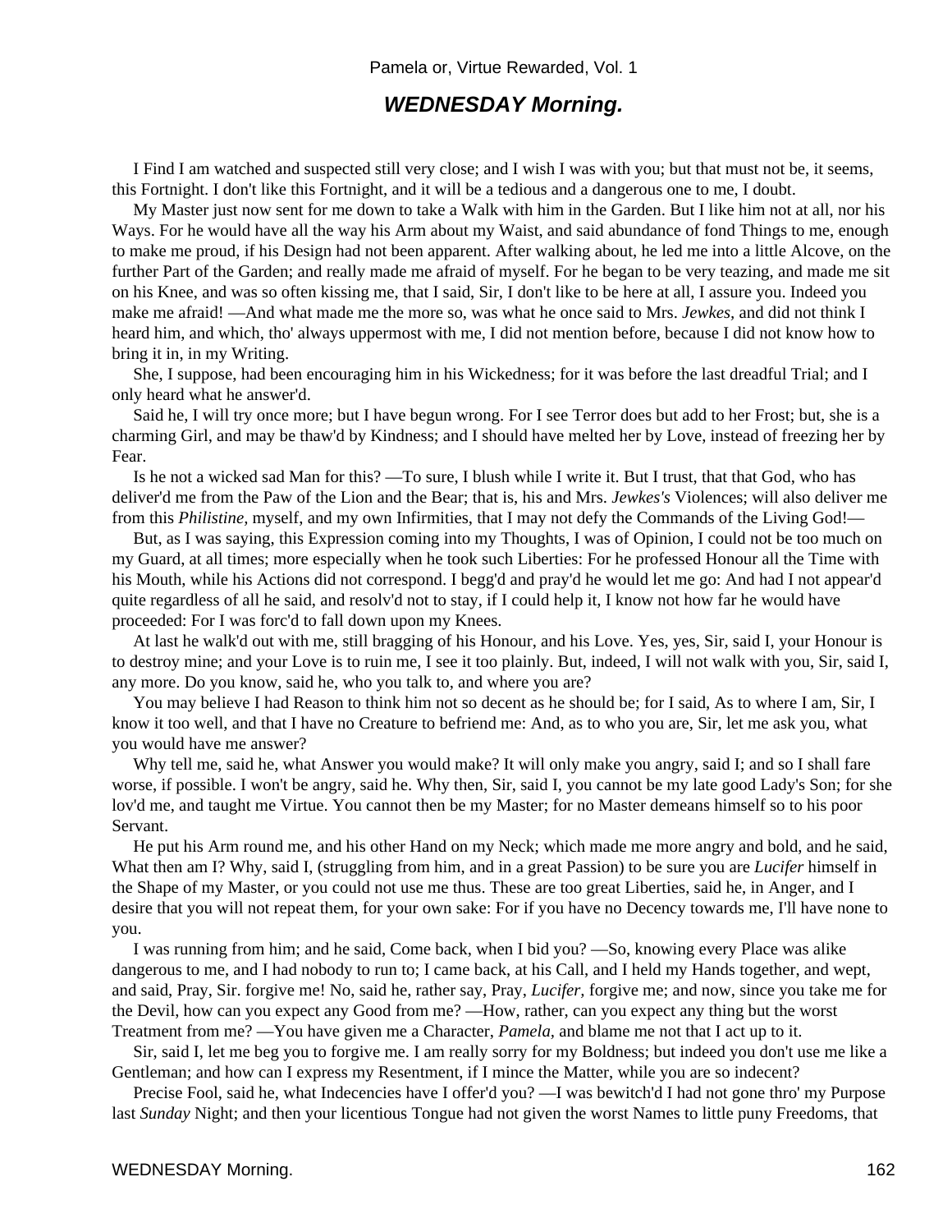## *WEDNESDAY Morning.*

I Find I am watched and suspected still very close; and I wish I was with you; but that must not be, it seems, this Fortnight. I don't like this Fortnight, and it will be a tedious and a dangerous one to me, I doubt.

My Master just now sent for me down to take a Walk with him in the Garden. But I like him not at all, nor his Ways. For he would have all the way his Arm about my Waist, and said abundance of fond Things to me, enough to make me proud, if his Design had not been apparent. After walking about, he led me into a little Alcove, on the further Part of the Garden; and really made me afraid of myself. For he began to be very teazing, and made me sit on his Knee, and was so often kissing me, that I said, Sir, I don't like to be here at all, I assure you. Indeed you make me afraid! —And what made me the more so, was what he once said to Mrs. *Jewkes,* and did not think I heard him, and which, tho' always uppermost with me, I did not mention before, because I did not know how to bring it in, in my Writing.

She, I suppose, had been encouraging him in his Wickedness; for it was before the last dreadful Trial; and I only heard what he answer'd.

Said he, I will try once more; but I have begun wrong. For I see Terror does but add to her Frost; but, she is a charming Girl, and may be thaw'd by Kindness; and I should have melted her by Love, instead of freezing her by Fear.

Is he not a wicked sad Man for this? —To sure, I blush while I write it. But I trust, that that God, who has deliver'd me from the Paw of the Lion and the Bear; that is, his and Mrs. *Jewkes's* Violences; will also deliver me from this *Philistine,* myself, and my own Infirmities, that I may not defy the Commands of the Living God!—

But, as I was saying, this Expression coming into my Thoughts, I was of Opinion, I could not be too much on my Guard, at all times; more especially when he took such Liberties: For he professed Honour all the Time with his Mouth, while his Actions did not correspond. I begg'd and pray'd he would let me go: And had I not appear'd quite regardless of all he said, and resolv'd not to stay, if I could help it, I know not how far he would have proceeded: For I was forc'd to fall down upon my Knees.

At last he walk'd out with me, still bragging of his Honour, and his Love. Yes, yes, Sir, said I, your Honour is to destroy mine; and your Love is to ruin me, I see it too plainly. But, indeed, I will not walk with you, Sir, said I, any more. Do you know, said he, who you talk to, and where you are?

You may believe I had Reason to think him not so decent as he should be; for I said, As to where I am, Sir, I know it too well, and that I have no Creature to befriend me: And, as to who you are, Sir, let me ask you, what you would have me answer?

Why tell me, said he, what Answer you would make? It will only make you angry, said I; and so I shall fare worse, if possible. I won't be angry, said he. Why then, Sir, said I, you cannot be my late good Lady's Son; for she lov'd me, and taught me Virtue. You cannot then be my Master; for no Master demeans himself so to his poor Servant.

He put his Arm round me, and his other Hand on my Neck; which made me more angry and bold, and he said, What then am I? Why, said I, (struggling from him, and in a great Passion) to be sure you are *Lucifer* himself in the Shape of my Master, or you could not use me thus. These are too great Liberties, said he, in Anger, and I desire that you will not repeat them, for your own sake: For if you have no Decency towards me, I'll have none to you.

I was running from him; and he said, Come back, when I bid you? —So, knowing every Place was alike dangerous to me, and I had nobody to run to; I came back, at his Call, and I held my Hands together, and wept, and said, Pray, Sir. forgive me! No, said he, rather say, Pray, *Lucifer,* forgive me; and now, since you take me for the Devil, how can you expect any Good from me? —How, rather, can you expect any thing but the worst Treatment from me? —You have given me a Character, *Pamela,* and blame me not that I act up to it.

Sir, said I, let me beg you to forgive me. I am really sorry for my Boldness; but indeed you don't use me like a Gentleman; and how can I express my Resentment, if I mince the Matter, while you are so indecent?

Precise Fool, said he, what Indecencies have I offer'd you? —I was bewitch'd I had not gone thro' my Purpose last *Sunday* Night; and then your licentious Tongue had not given the worst Names to little puny Freedoms, that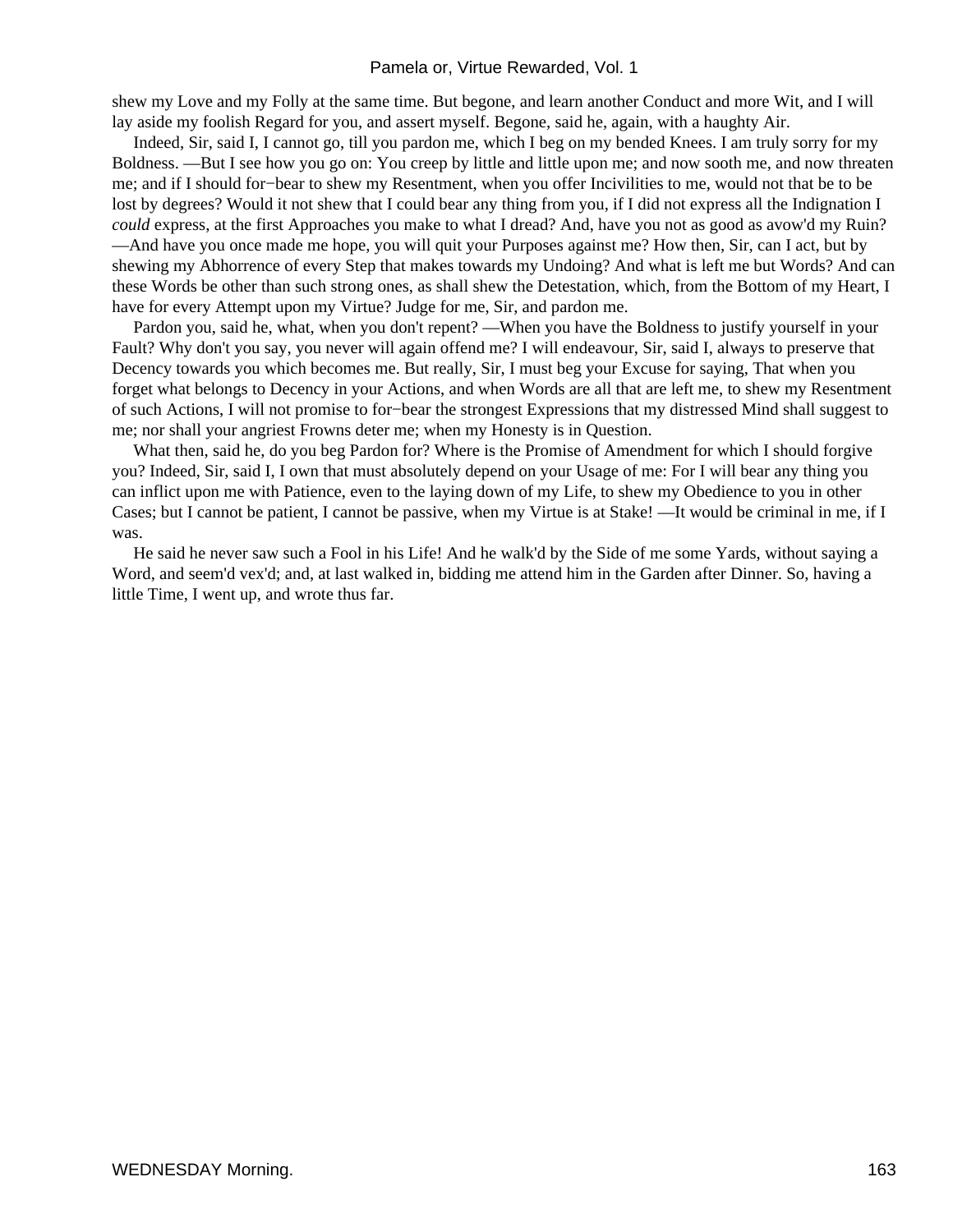shew my Love and my Folly at the same time. But begone, and learn another Conduct and more Wit, and I will lay aside my foolish Regard for you, and assert myself. Begone, said he, again, with a haughty Air.

Indeed, Sir, said I, I cannot go, till you pardon me, which I beg on my bended Knees. I am truly sorry for my Boldness. —But I see how you go on: You creep by little and little upon me; and now sooth me, and now threaten me; and if I should for−bear to shew my Resentment, when you offer Incivilities to me, would not that be to be lost by degrees? Would it not shew that I could bear any thing from you, if I did not express all the Indignation I *could* express, at the first Approaches you make to what I dread? And, have you not as good as avow'd my Ruin? —And have you once made me hope, you will quit your Purposes against me? How then, Sir, can I act, but by shewing my Abhorrence of every Step that makes towards my Undoing? And what is left me but Words? And can these Words be other than such strong ones, as shall shew the Detestation, which, from the Bottom of my Heart, I have for every Attempt upon my Virtue? Judge for me, Sir, and pardon me.

Pardon you, said he, what, when you don't repent? —When you have the Boldness to justify yourself in your Fault? Why don't you say, you never will again offend me? I will endeavour, Sir, said I, always to preserve that Decency towards you which becomes me. But really, Sir, I must beg your Excuse for saying, That when you forget what belongs to Decency in your Actions, and when Words are all that are left me, to shew my Resentment of such Actions, I will not promise to for−bear the strongest Expressions that my distressed Mind shall suggest to me; nor shall your angriest Frowns deter me; when my Honesty is in Question.

What then, said he, do you beg Pardon for? Where is the Promise of Amendment for which I should forgive you? Indeed, Sir, said I, I own that must absolutely depend on your Usage of me: For I will bear any thing you can inflict upon me with Patience, even to the laying down of my Life, to shew my Obedience to you in other Cases; but I cannot be patient, I cannot be passive, when my Virtue is at Stake! —It would be criminal in me, if I was.

He said he never saw such a Fool in his Life! And he walk'd by the Side of me some Yards, without saying a Word, and seem'd vex'd; and, at last walked in, bidding me attend him in the Garden after Dinner. So, having a little Time, I went up, and wrote thus far.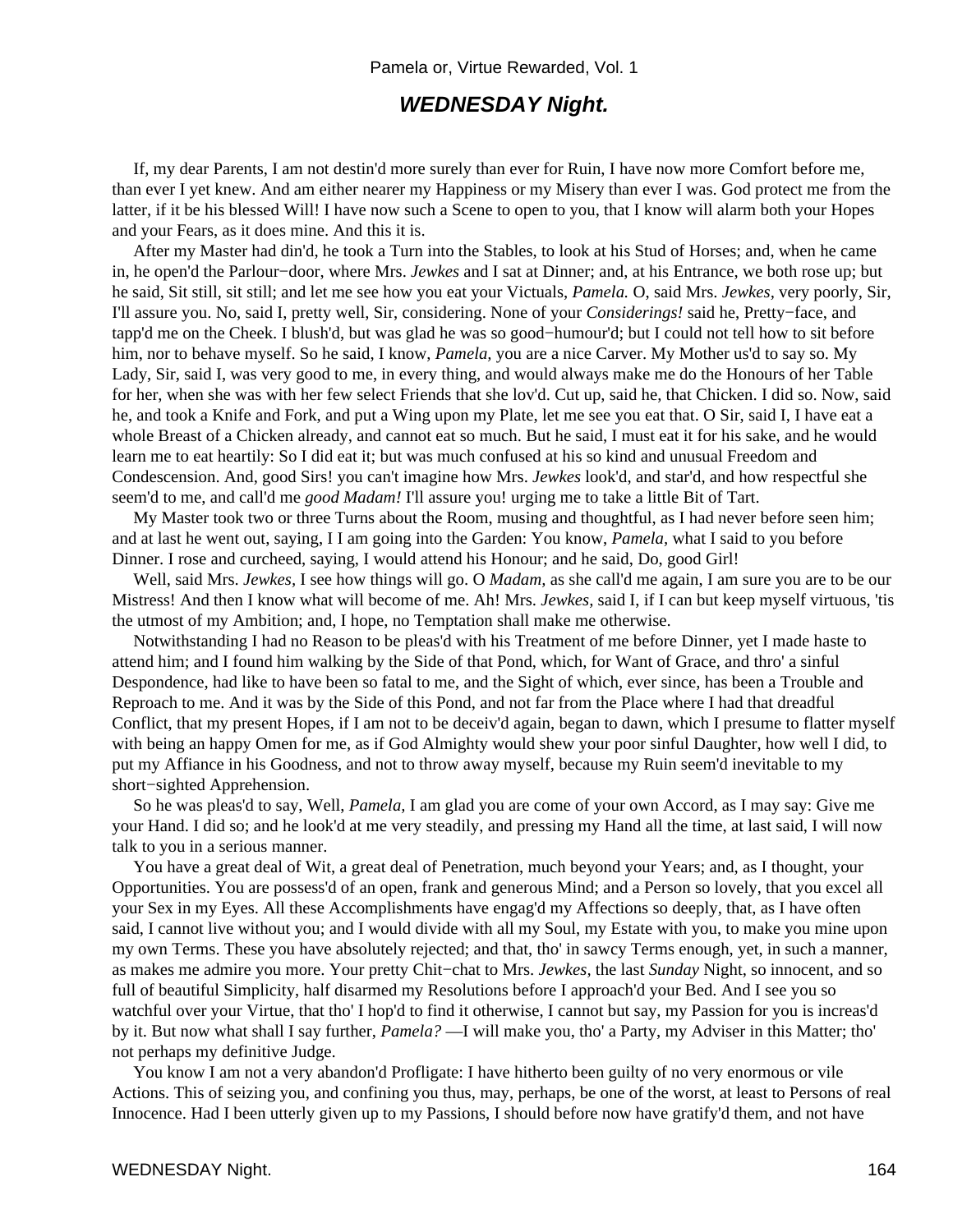## *WEDNESDAY Night.*

If, my dear Parents, I am not destin'd more surely than ever for Ruin, I have now more Comfort before me, than ever I yet knew. And am either nearer my Happiness or my Misery than ever I was. God protect me from the latter, if it be his blessed Will! I have now such a Scene to open to you, that I know will alarm both your Hopes and your Fears, as it does mine. And this it is.

After my Master had din'd, he took a Turn into the Stables, to look at his Stud of Horses; and, when he came in, he open'd the Parlour−door, where Mrs. *Jewkes* and I sat at Dinner; and, at his Entrance, we both rose up; but he said, Sit still, sit still; and let me see how you eat your Victuals, *Pamela.* O, said Mrs. *Jewkes*, very poorly, Sir, I'll assure you. No, said I, pretty well, Sir, considering. None of your *Considerings!* said he, Pretty−face, and tapp'd me on the Cheek. I blush'd, but was glad he was so good−humour'd; but I could not tell how to sit before him, nor to behave myself. So he said, I know, *Pamela,* you are a nice Carver. My Mother us'd to say so. My Lady, Sir, said I, was very good to me, in every thing, and would always make me do the Honours of her Table for her, when she was with her few select Friends that she lov'd. Cut up, said he, that Chicken. I did so. Now, said he, and took a Knife and Fork, and put a Wing upon my Plate, let me see you eat that. O Sir, said I, I have eat a whole Breast of a Chicken already, and cannot eat so much. But he said, I must eat it for his sake, and he would learn me to eat heartily: So I did eat it; but was much confused at his so kind and unusual Freedom and Condescension. And, good Sirs! you can't imagine how Mrs. *Jewkes* look'd, and star'd, and how respectful she seem'd to me, and call'd me *good Madam!* I'll assure you! urging me to take a little Bit of Tart.

My Master took two or three Turns about the Room, musing and thoughtful, as I had never before seen him; and at last he went out, saying, I I am going into the Garden: You know, *Pamela,* what I said to you before Dinner. I rose and curcheed, saying, I would attend his Honour; and he said, Do, good Girl!

Well, said Mrs. *Jewkes,* I see how things will go. O *Madam,* as she call'd me again, I am sure you are to be our Mistress! And then I know what will become of me. Ah! Mrs. *Jewkes,* said I, if I can but keep myself virtuous, 'tis the utmost of my Ambition; and, I hope, no Temptation shall make me otherwise.

Notwithstanding I had no Reason to be pleas'd with his Treatment of me before Dinner, yet I made haste to attend him; and I found him walking by the Side of that Pond, which, for Want of Grace, and thro' a sinful Despondence, had like to have been so fatal to me, and the Sight of which, ever since, has been a Trouble and Reproach to me. And it was by the Side of this Pond, and not far from the Place where I had that dreadful Conflict, that my present Hopes, if I am not to be deceiv'd again, began to dawn, which I presume to flatter myself with being an happy Omen for me, as if God Almighty would shew your poor sinful Daughter, how well I did, to put my Affiance in his Goodness, and not to throw away myself, because my Ruin seem'd inevitable to my short−sighted Apprehension.

So he was pleas'd to say, Well, *Pamela,* I am glad you are come of your own Accord, as I may say: Give me your Hand. I did so; and he look'd at me very steadily, and pressing my Hand all the time, at last said, I will now talk to you in a serious manner.

You have a great deal of Wit, a great deal of Penetration, much beyond your Years; and, as I thought, your Opportunities. You are possess'd of an open, frank and generous Mind; and a Person so lovely, that you excel all your Sex in my Eyes. All these Accomplishments have engag'd my Affections so deeply, that, as I have often said, I cannot live without you; and I would divide with all my Soul, my Estate with you, to make you mine upon my own Terms. These you have absolutely rejected; and that, tho' in sawcy Terms enough, yet, in such a manner, as makes me admire you more. Your pretty Chit−chat to Mrs. *Jewkes,* the last *Sunday* Night, so innocent, and so full of beautiful Simplicity, half disarmed my Resolutions before I approach'd your Bed. And I see you so watchful over your Virtue, that tho' I hop'd to find it otherwise, I cannot but say, my Passion for you is increas'd by it. But now what shall I say further, *Pamela?* —I will make you, tho' a Party, my Adviser in this Matter; tho' not perhaps my definitive Judge.

You know I am not a very abandon'd Profligate: I have hitherto been guilty of no very enormous or vile Actions. This of seizing you, and confining you thus, may, perhaps, be one of the worst, at least to Persons of real Innocence. Had I been utterly given up to my Passions, I should before now have gratify'd them, and not have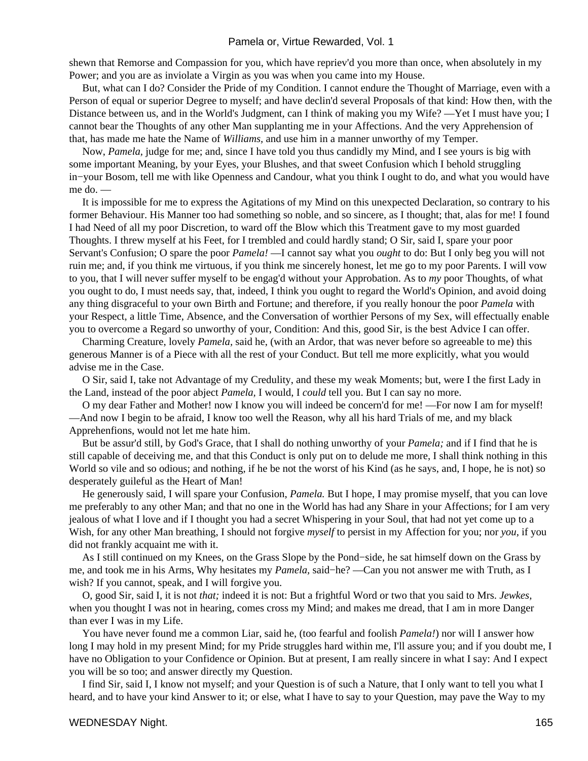shewn that Remorse and Compassion for you, which have repriev'd you more than once, when absolutely in my Power; and you are as inviolate a Virgin as you was when you came into my House.

But, what can I do? Consider the Pride of my Condition. I cannot endure the Thought of Marriage, even with a Person of equal or superior Degree to myself; and have declin'd several Proposals of that kind: How then, with the Distance between us, and in the World's Judgment, can I think of making you my Wife? —Yet I must have you; I cannot bear the Thoughts of any other Man supplanting me in your Affections. And the very Apprehension of that, has made me hate the Name of *Williams*, and use him in a manner unworthy of my Temper.

Now, *Pamela*, judge for me; and, since I have told you thus candidly my Mind, and I see yours is big with some important Meaning, by your Eyes, your Blushes, and that sweet Confusion which I behold struggling in−your Bosom, tell me with like Openness and Candour, what you think I ought to do, and what you would have me do. —

It is impossible for me to express the Agitations of my Mind on this unexpected Declaration, so contrary to his former Behaviour. His Manner too had something so noble, and so sincere, as I thought; that, alas for me! I found I had Need of all my poor Discretion, to ward off the Blow which this Treatment gave to my most guarded Thoughts. I threw myself at his Feet, for I trembled and could hardly stand; O Sir, said I, spare your poor Servant's Confusion; O spare the poor *Pamela!* —I cannot say what you *ought* to do: But I only beg you will not ruin me; and, if you think me virtuous, if you think me sincerely honest, let me go to my poor Parents. I will vow to you, that I will never suffer myself to be engag'd without your Approbation. As to *my* poor Thoughts, of what you ought to do, I must needs say, that, indeed, I think you ought to regard the World's Opinion, and avoid doing any thing disgraceful to your own Birth and Fortune; and therefore, if you really honour the poor *Pamela* with your Respect, a little Time, Absence, and the Conversation of worthier Persons of my Sex, will effectually enable you to overcome a Regard so unworthy of your, Condition: And this, good Sir, is the best Advice I can offer.

Charming Creature, lovely *Pamela,* said he, (with an Ardor, that was never before so agreeable to me) this generous Manner is of a Piece with all the rest of your Conduct. But tell me more explicitly, what you would advise me in the Case.

O Sir, said I, take not Advantage of my Credulity, and these my weak Moments; but, were I the first Lady in the Land, instead of the poor abject *Pamela,* I would, I *could* tell you. But I can say no more.

O my dear Father and Mother! now I know you will indeed be concern'd for me! —For now I am for myself! —And now I begin to be afraid, I know too well the Reason, why all his hard Trials of me, and my black Apprehenfions, would not let me hate him.

But be assur'd still, by God's Grace, that I shall do nothing unworthy of your *Pamela;* and if I find that he is still capable of deceiving me, and that this Conduct is only put on to delude me more, I shall think nothing in this World so vile and so odious; and nothing, if he be not the worst of his Kind (as he says, and, I hope, he is not) so desperately guileful as the Heart of Man!

He generously said, I will spare your Confusion, *Pamela.* But I hope, I may promise myself, that you can love me preferably to any other Man; and that no one in the World has had any Share in your Affections; for I am very jealous of what I love and if I thought you had a secret Whispering in your Soul, that had not yet come up to a Wish, for any other Man breathing, I should not forgive *myself* to persist in my Affection for you; nor *you,* if you did not frankly acquaint me with it.

As I still continued on my Knees, on the Grass Slope by the Pond−side, he sat himself down on the Grass by me, and took me in his Arms, Why hesitates my *Pamela*, said−he? —Can you not answer me with Truth, as I wish? If you cannot, speak, and I will forgive you.

O, good Sir, said I, it is not *that;* indeed it is not: But a frightful Word or two that you said to Mrs. *Jewkes,* when you thought I was not in hearing, comes cross my Mind; and makes me dread, that I am in more Danger than ever I was in my Life.

You have never found me a common Liar, said he, (too fearful and foolish *Pamela!*) nor will I answer how long I may hold in my present Mind; for my Pride struggles hard within me, I'll assure you; and if you doubt me, I have no Obligation to your Confidence or Opinion. But at present, I am really sincere in what I say: And I expect you will be so too; and answer directly my Question.

I find Sir, said I, I know not myself; and your Question is of such a Nature, that I only want to tell you what I heard, and to have your kind Answer to it; or else, what I have to say to your Question, may pave the Way to my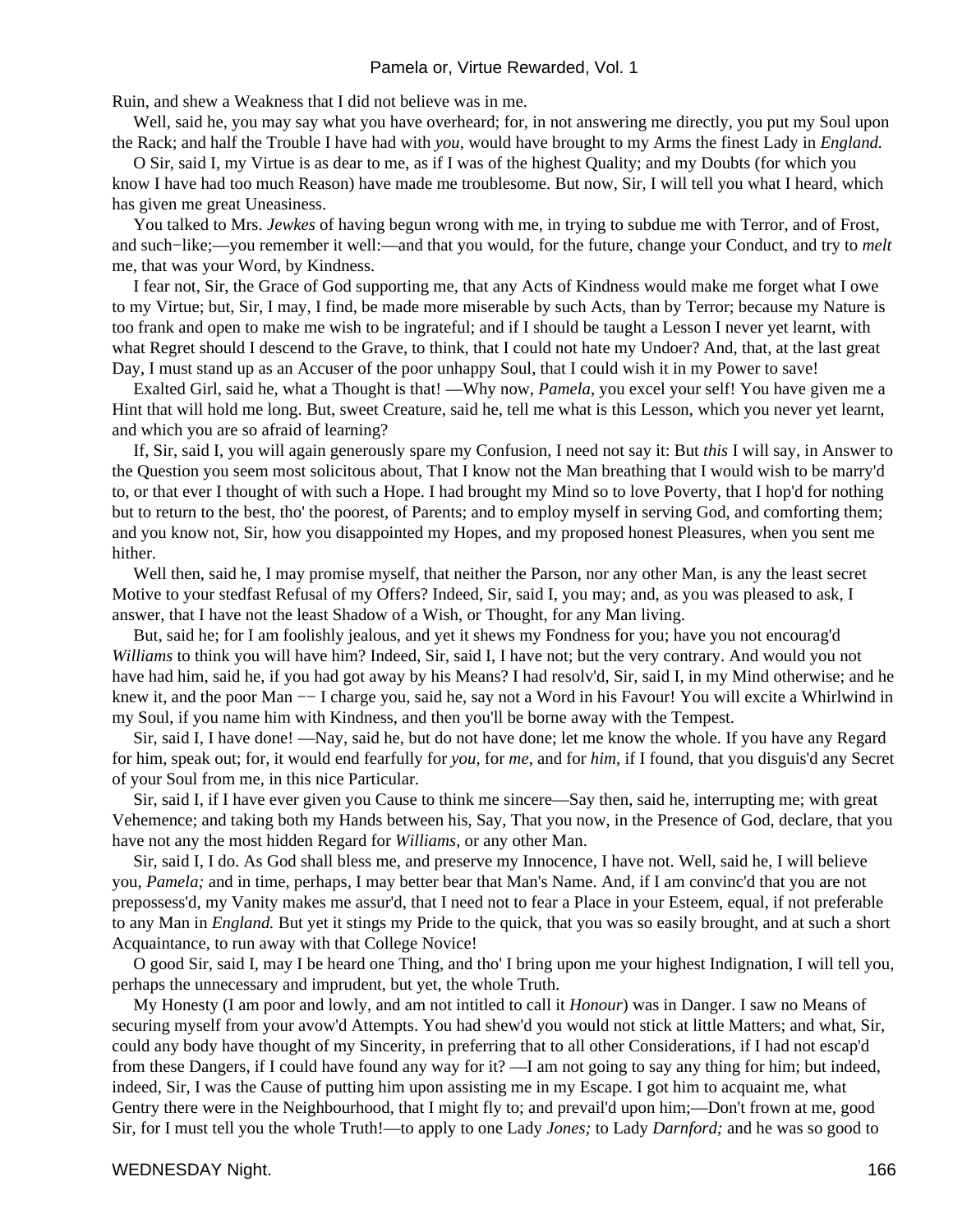Ruin, and shew a Weakness that I did not believe was in me.

Well, said he, you may say what you have overheard; for, in not answering me directly, you put my Soul upon the Rack; and half the Trouble I have had with *you,* would have brought to my Arms the finest Lady in *England.*

O Sir, said I, my Virtue is as dear to me, as if I was of the highest Quality; and my Doubts (for which you know I have had too much Reason) have made me troublesome. But now, Sir, I will tell you what I heard, which has given me great Uneasiness.

You talked to Mrs. *Jewkes* of having begun wrong with me, in trying to subdue me with Terror, and of Frost, and such−like;—you remember it well:—and that you would, for the future, change your Conduct, and try to *melt* me, that was your Word, by Kindness.

I fear not, Sir, the Grace of God supporting me, that any Acts of Kindness would make me forget what I owe to my Virtue; but, Sir, I may, I find, be made more miserable by such Acts, than by Terror; because my Nature is too frank and open to make me wish to be ingrateful; and if I should be taught a Lesson I never yet learnt, with what Regret should I descend to the Grave, to think, that I could not hate my Undoer? And, that, at the last great Day, I must stand up as an Accuser of the poor unhappy Soul, that I could wish it in my Power to save!

Exalted Girl, said he, what a Thought is that! —Why now, *Pamela,* you excel your self! You have given me a Hint that will hold me long. But, sweet Creature, said he, tell me what is this Lesson, which you never yet learnt, and which you are so afraid of learning?

If, Sir, said I, you will again generously spare my Confusion, I need not say it: But *this* I will say, in Answer to the Question you seem most solicitous about, That I know not the Man breathing that I would wish to be marry'd to, or that ever I thought of with such a Hope. I had brought my Mind so to love Poverty, that I hop'd for nothing but to return to the best, tho' the poorest, of Parents; and to employ myself in serving God, and comforting them; and you know not, Sir, how you disappointed my Hopes, and my proposed honest Pleasures, when you sent me hither.

Well then, said he, I may promise myself, that neither the Parson, nor any other Man, is any the least secret Motive to your stedfast Refusal of my Offers? Indeed, Sir, said I, you may; and, as you was pleased to ask, I answer, that I have not the least Shadow of a Wish, or Thought, for any Man living.

But, said he; for I am foolishly jealous, and yet it shews my Fondness for you; have you not encourag'd *Williams* to think you will have him? Indeed, Sir, said I, I have not; but the very contrary. And would you not have had him, said he, if you had got away by his Means? I had resolv'd, Sir, said I, in my Mind otherwise; and he knew it, and the poor Man −− I charge you, said he, say not a Word in his Favour! You will excite a Whirlwind in my Soul, if you name him with Kindness, and then you'll be borne away with the Tempest.

Sir, said I, I have done! —Nay, said he, but do not have done; let me know the whole. If you have any Regard for him, speak out; for, it would end fearfully for *you,* for *me,* and for *him,* if I found, that you disguis'd any Secret of your Soul from me, in this nice Particular.

Sir, said I, if I have ever given you Cause to think me sincere—Say then, said he, interrupting me; with great Vehemence; and taking both my Hands between his, Say, That you now, in the Presence of God, declare, that you have not any the most hidden Regard for *Williams,* or any other Man.

Sir, said I, I do. As God shall bless me, and preserve my Innocence, I have not. Well, said he, I will believe you, *Pamela;* and in time, perhaps, I may better bear that Man's Name. And, if I am convinc'd that you are not prepossess'd, my Vanity makes me assur'd, that I need not to fear a Place in your Esteem, equal, if not preferable to any Man in *England.* But yet it stings my Pride to the quick, that you was so easily brought, and at such a short Acquaintance, to run away with that College Novice!

O good Sir, said I, may I be heard one Thing, and tho' I bring upon me your highest Indignation, I will tell you, perhaps the unnecessary and imprudent, but yet, the whole Truth.

My Honesty (I am poor and lowly, and am not intitled to call it *Honour*) was in Danger. I saw no Means of securing myself from your avow'd Attempts. You had shew'd you would not stick at little Matters; and what, Sir, could any body have thought of my Sincerity, in preferring that to all other Considerations, if I had not escap'd from these Dangers, if I could have found any way for it? —I am not going to say any thing for him; but indeed, indeed, Sir, I was the Cause of putting him upon assisting me in my Escape. I got him to acquaint me, what Gentry there were in the Neighbourhood, that I might fly to; and prevail'd upon him;—Don't frown at me, good Sir, for I must tell you the whole Truth!—to apply to one Lady *Jones;* to Lady *Darnford;* and he was so good to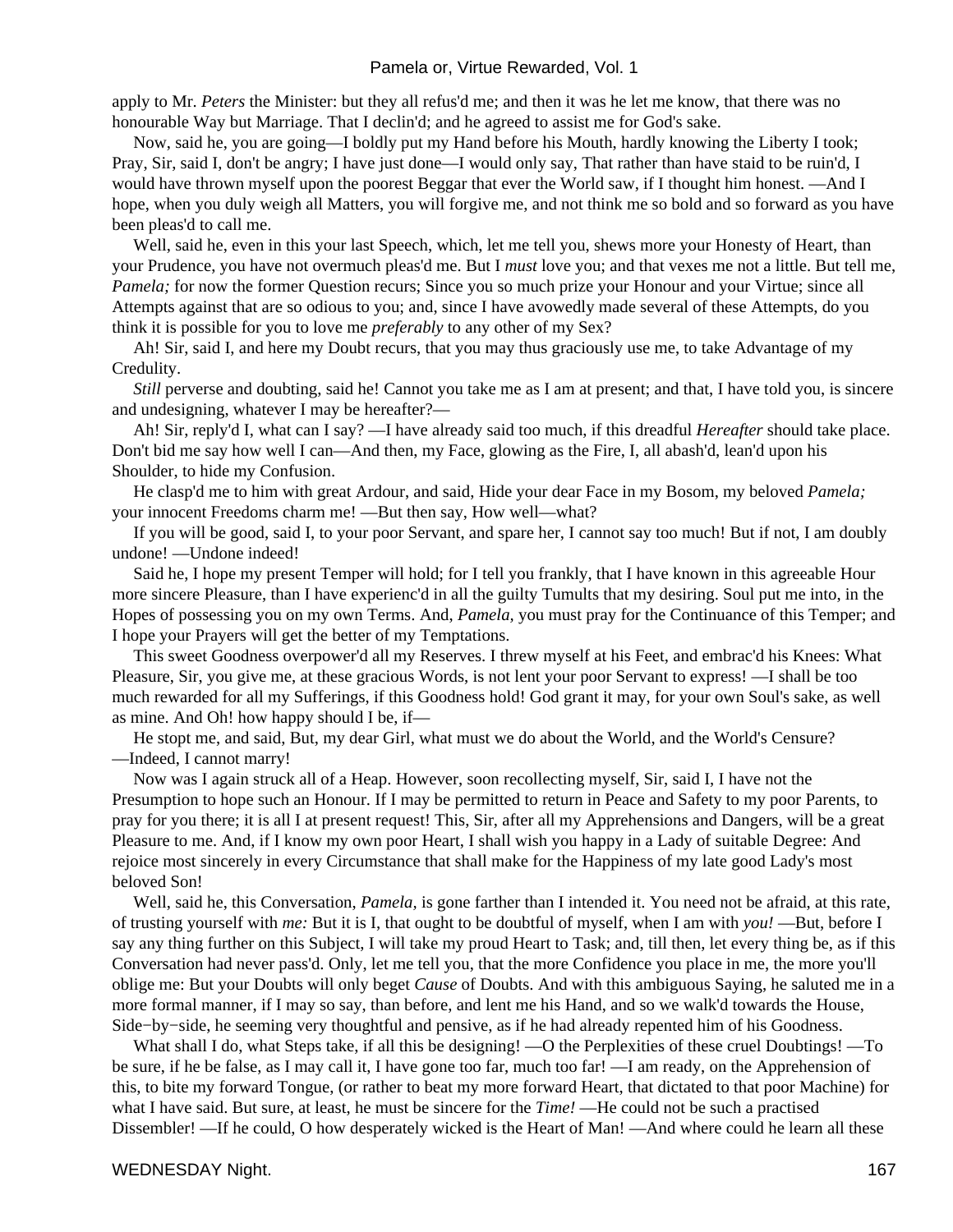apply to Mr. *Peters* the Minister: but they all refus'd me; and then it was he let me know, that there was no honourable Way but Marriage. That I declin'd; and he agreed to assist me for God's sake.

Now, said he, you are going—I boldly put my Hand before his Mouth, hardly knowing the Liberty I took; Pray, Sir, said I, don't be angry; I have just done—I would only say, That rather than have staid to be ruin'd, I would have thrown myself upon the poorest Beggar that ever the World saw, if I thought him honest. —And I hope, when you duly weigh all Matters, you will forgive me, and not think me so bold and so forward as you have been pleas'd to call me.

Well, said he, even in this your last Speech, which, let me tell you, shews more your Honesty of Heart, than your Prudence, you have not overmuch pleas'd me. But I *must* love you; and that vexes me not a little. But tell me, *Pamela;* for now the former Question recurs; Since you so much prize your Honour and your Virtue; since all Attempts against that are so odious to you; and, since I have avowedly made several of these Attempts, do you think it is possible for you to love me *preferably* to any other of my Sex?

Ah! Sir, said I, and here my Doubt recurs, that you may thus graciously use me, to take Advantage of my Credulity.

*Still* perverse and doubting, said he! Cannot you take me as I am at present; and that, I have told you, is sincere and undesigning, whatever I may be hereafter?—

Ah! Sir, reply'd I, what can I say? —I have already said too much, if this dreadful *Hereafter* should take place. Don't bid me say how well I can—And then, my Face, glowing as the Fire, I, all abash'd, lean'd upon his Shoulder, to hide my Confusion.

He clasp'd me to him with great Ardour, and said, Hide your dear Face in my Bosom, my beloved *Pamela;* your innocent Freedoms charm me! —But then say, How well—what?

If you will be good, said I, to your poor Servant, and spare her, I cannot say too much! But if not, I am doubly undone! —Undone indeed!

Said he, I hope my present Temper will hold; for I tell you frankly, that I have known in this agreeable Hour more sincere Pleasure, than I have experienc'd in all the guilty Tumults that my desiring. Soul put me into, in the Hopes of possessing you on my own Terms. And, *Pamela,* you must pray for the Continuance of this Temper; and I hope your Prayers will get the better of my Temptations.

This sweet Goodness overpower'd all my Reserves. I threw myself at his Feet, and embrac'd his Knees: What Pleasure, Sir, you give me, at these gracious Words, is not lent your poor Servant to express! —I shall be too much rewarded for all my Sufferings, if this Goodness hold! God grant it may, for your own Soul's sake, as well as mine. And Oh! how happy should I be, if—

He stopt me, and said, But, my dear Girl, what must we do about the World, and the World's Censure? —Indeed, I cannot marry!

Now was I again struck all of a Heap. However, soon recollecting myself, Sir, said I, I have not the Presumption to hope such an Honour. If I may be permitted to return in Peace and Safety to my poor Parents, to pray for you there; it is all I at present request! This, Sir, after all my Apprehensions and Dangers, will be a great Pleasure to me. And, if I know my own poor Heart, I shall wish you happy in a Lady of suitable Degree: And rejoice most sincerely in every Circumstance that shall make for the Happiness of my late good Lady's most beloved Son!

Well, said he, this Conversation, *Pamela,* is gone farther than I intended it. You need not be afraid, at this rate, of trusting yourself with *me:* But it is I, that ought to be doubtful of myself, when I am with *you!* —But, before I say any thing further on this Subject, I will take my proud Heart to Task; and, till then, let every thing be, as if this Conversation had never pass'd. Only, let me tell you, that the more Confidence you place in me, the more you'll oblige me: But your Doubts will only beget *Cause* of Doubts. And with this ambiguous Saying, he saluted me in a more formal manner, if I may so say, than before, and lent me his Hand, and so we walk'd towards the House, Side−by−side, he seeming very thoughtful and pensive, as if he had already repented him of his Goodness.

What shall I do, what Steps take, if all this be designing! —O the Perplexities of these cruel Doubtings! —To be sure, if he be false, as I may call it, I have gone too far, much too far! —I am ready, on the Apprehension of this, to bite my forward Tongue, (or rather to beat my more forward Heart, that dictated to that poor Machine) for what I have said. But sure, at least, he must be sincere for the *Time!* —He could not be such a practised Dissembler! —If he could, O how desperately wicked is the Heart of Man! —And where could he learn all these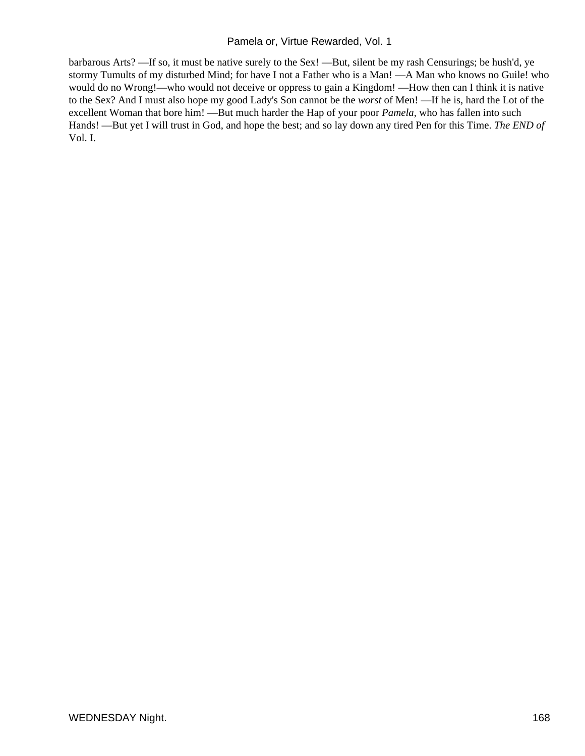barbarous Arts? —If so, it must be native surely to the Sex! —But, silent be my rash Censurings; be hush'd, ye stormy Tumults of my disturbed Mind; for have I not a Father who is a Man! —A Man who knows no Guile! who would do no Wrong!—who would not deceive or oppress to gain a Kingdom! —How then can I think it is native to the Sex? And I must also hope my good Lady's Son cannot be the *worst* of Men! —If he is, hard the Lot of the excellent Woman that bore him! —But much harder the Hap of your poor *Pamela,* who has fallen into such Hands! —But yet I will trust in God, and hope the best; and so lay down any tired Pen for this Time. *The END of* Vol. I.